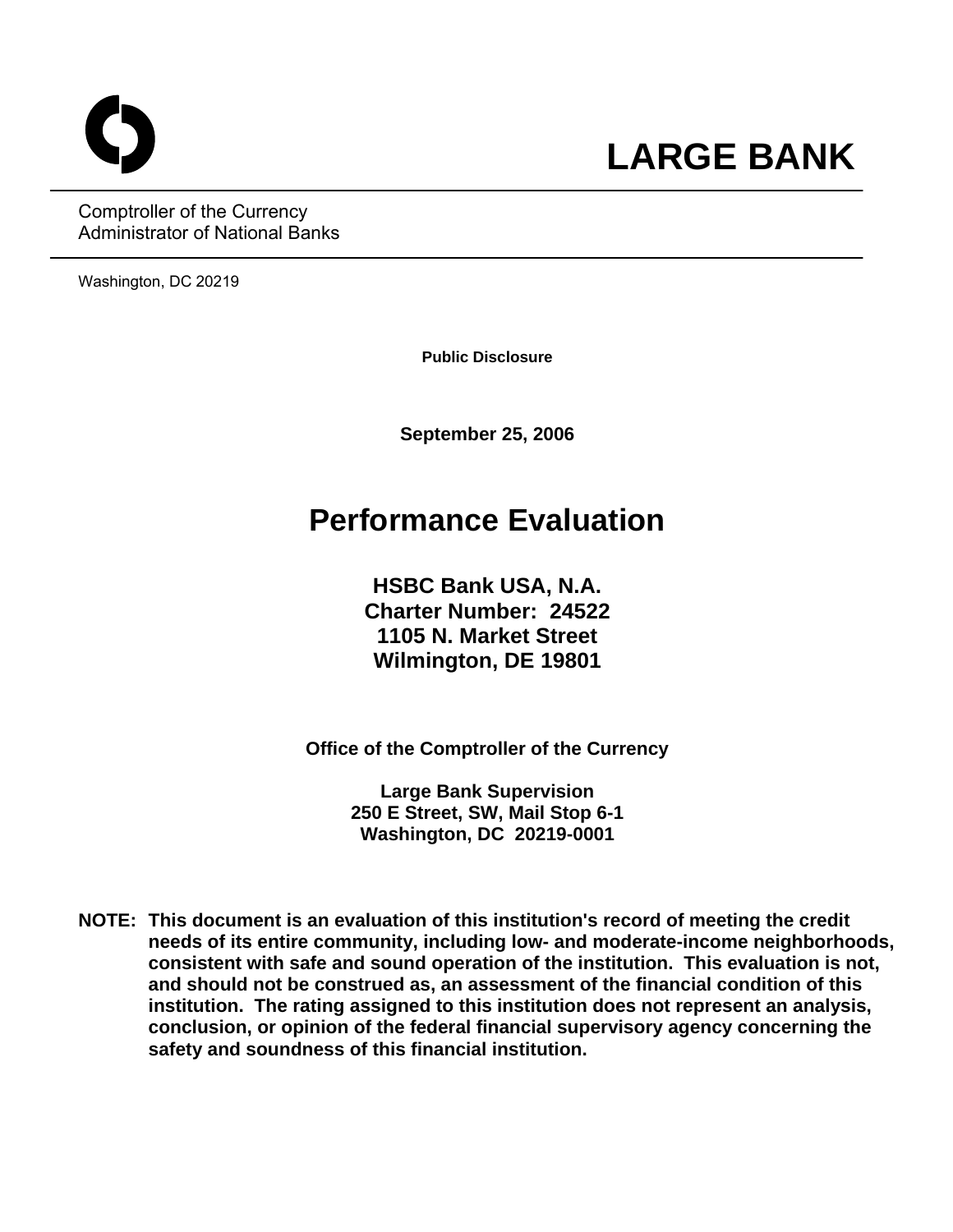# LARGE BANK

Comptroller of the Currency
Administrator of National Banks

Washington, DC 20219

**Public Disclosure**

**September 25, 2006**

# Performance Evaluation

**HSBC Bank USA, N.A.**
**Charter Number: 24522**
**1105 N. Market Street**
**Wilmington, DE 19801**

**Office of the Comptroller of the Currency**

**Large Bank Supervision**
**250 E Street, SW, Mail Stop 6-1**
**Washington, DC 20219-0001**

**NOTE: This document is an evaluation of this institution's record of meeting the credit needs of its entire community, including low- and moderate-income neighborhoods, consistent with safe and sound operation of the institution. This evaluation is not, and should not be construed as, an assessment of the financial condition of this institution. The rating assigned to this institution does not represent an analysis, conclusion, or opinion of the federal financial supervisory agency concerning the safety and soundness of this financial institution.**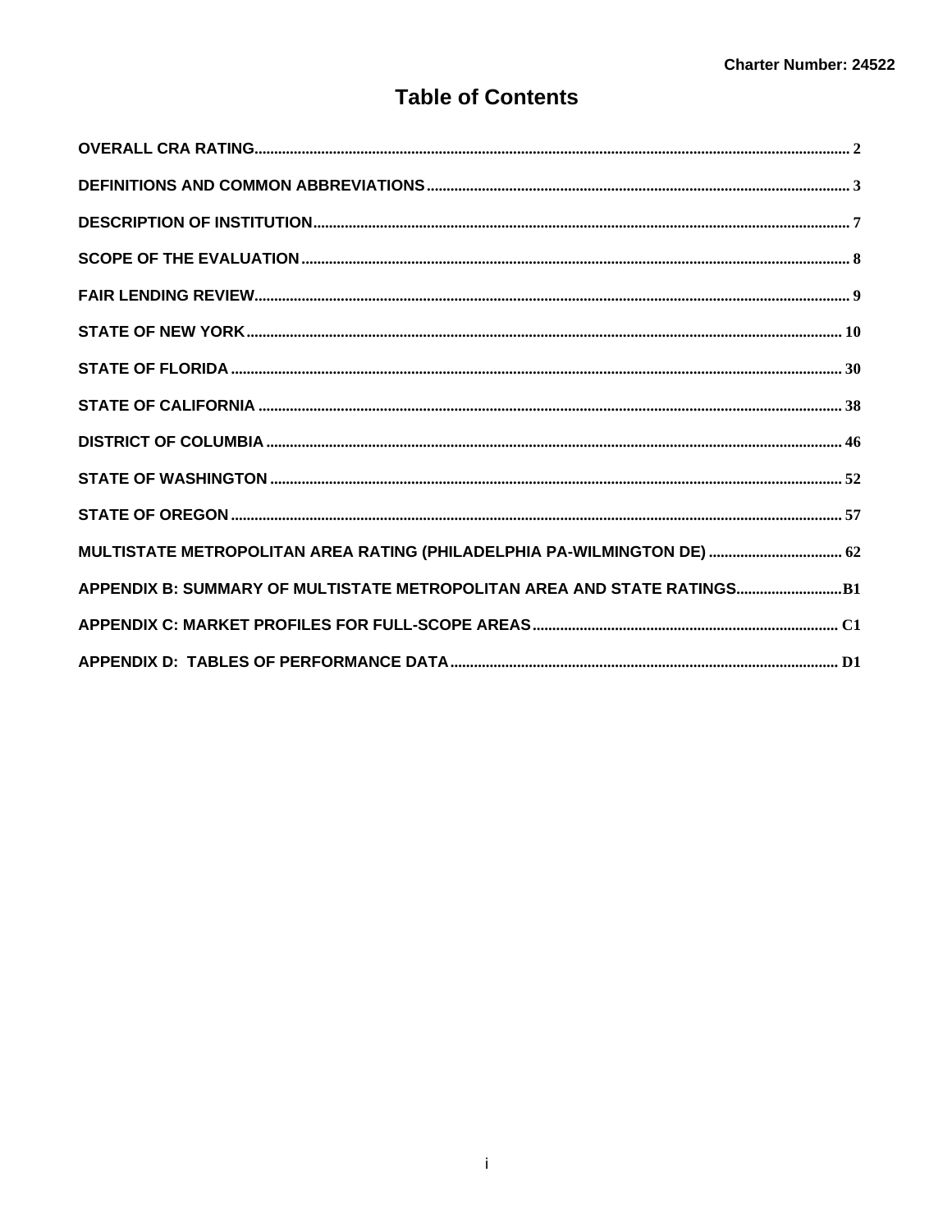# Table of Contents

| | |
|---|---|
| OVERALL CRA RATING | 2 |
| DEFINITIONS AND COMMON ABBREVIATIONS | 3 |
| DESCRIPTION OF INSTITUTION | 7 |
| SCOPE OF THE EVALUATION | 8 |
| FAIR LENDING REVIEW | 9 |
| STATE OF NEW YORK | 10 |
| STATE OF FLORIDA | 30 |
| STATE OF CALIFORNIA | 38 |
| DISTRICT OF COLUMBIA | 46 |
| STATE OF WASHINGTON | 52 |
| STATE OF OREGON | 57 |
| MULTISTATE METROPOLITAN AREA RATING (PHILADELPHIA PA-WILMINGTON DE) | 62 |
| APPENDIX B: SUMMARY OF MULTISTATE METROPOLITAN AREA AND STATE RATINGS | B1 |
| APPENDIX C: MARKET PROFILES FOR FULL-SCOPE AREAS | C1 |
| APPENDIX D: TABLES OF PERFORMANCE DATA | D1 |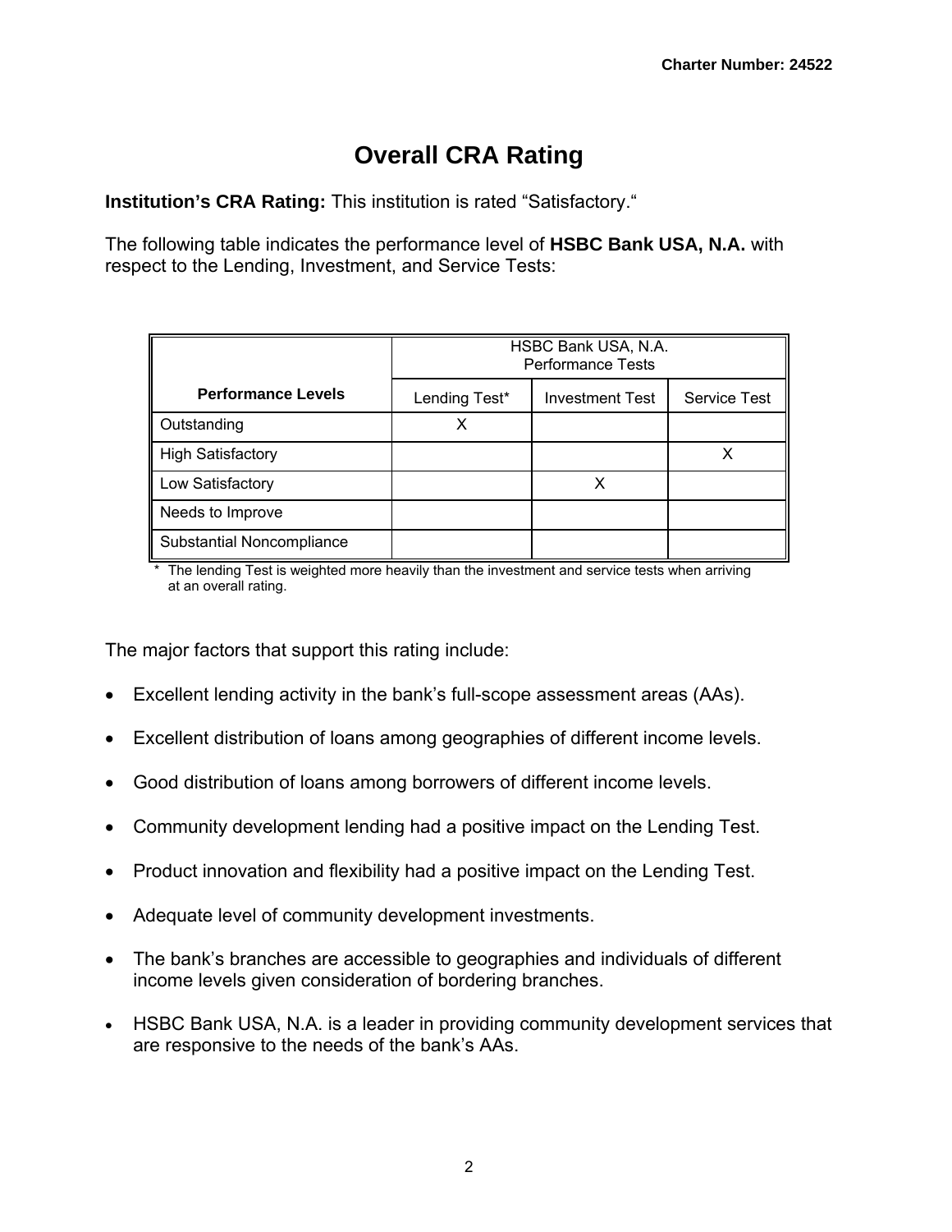# Overall CRA Rating

**Institution's CRA Rating:** This institution is rated "Satisfactory."

The following table indicates the performance level of **HSBC Bank USA, N.A.** with respect to the Lending, Investment, and Service Tests:

| Performance Levels | HSBC Bank USA, N.A. Performance Tests | | |
|---|---|---|---|
| | Lending Test* | Investment Test | Service Test |
| Outstanding | X | | |
| High Satisfactory | | | X |
| Low Satisfactory | | X | |
| Needs to Improve | | | |
| Substantial Noncompliance | | | |

\* The lending Test is weighted more heavily than the investment and service tests when arriving at an overall rating.

The major factors that support this rating include:

- Excellent lending activity in the bank's full-scope assessment areas (AAs).
- Excellent distribution of loans among geographies of different income levels.
- Good distribution of loans among borrowers of different income levels.
- Community development lending had a positive impact on the Lending Test.
- Product innovation and flexibility had a positive impact on the Lending Test.
- Adequate level of community development investments.
- The bank's branches are accessible to geographies and individuals of different income levels given consideration of bordering branches.
- HSBC Bank USA, N.A. is a leader in providing community development services that are responsive to the needs of the bank's AAs.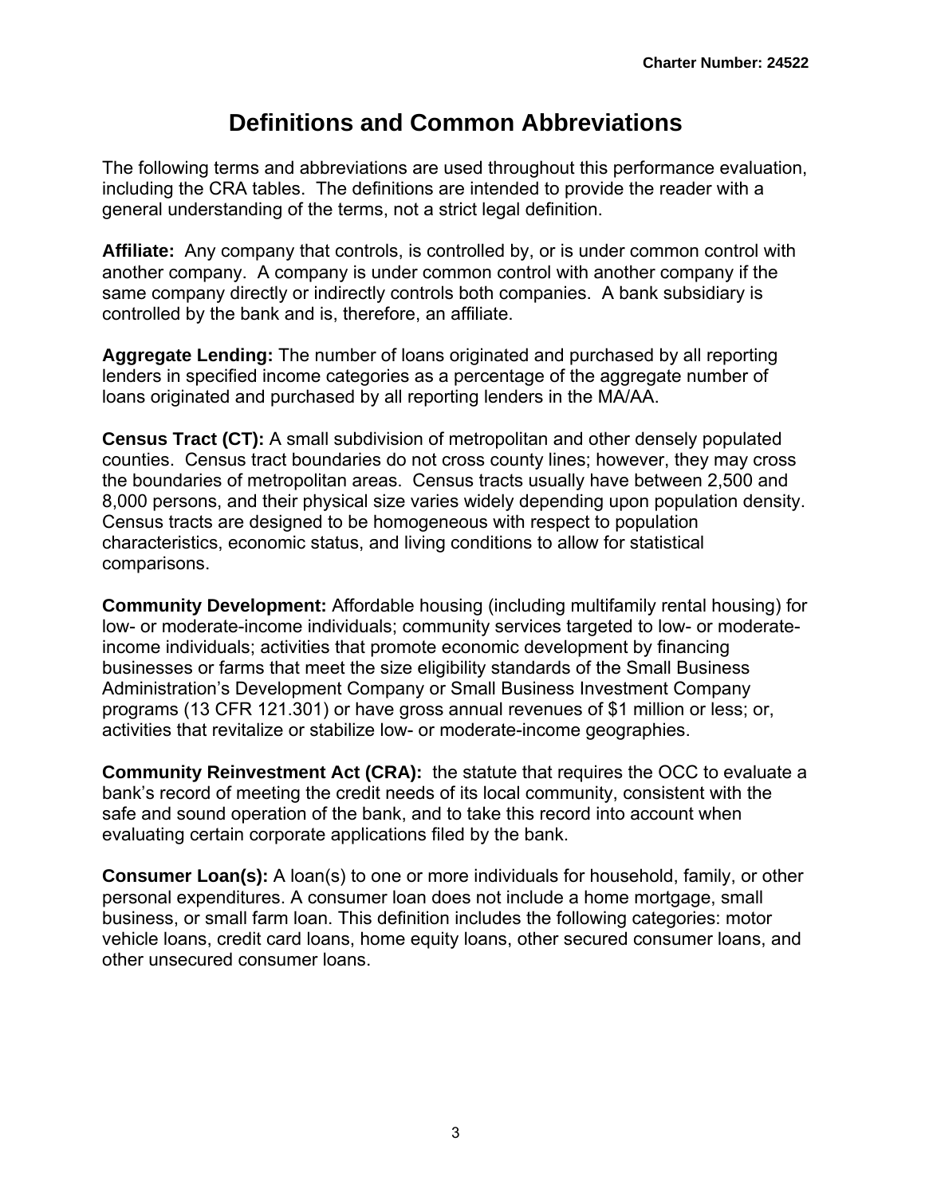# Definitions and Common Abbreviations

The following terms and abbreviations are used throughout this performance evaluation, including the CRA tables. The definitions are intended to provide the reader with a general understanding of the terms, not a strict legal definition.

**Affiliate:** Any company that controls, is controlled by, or is under common control with another company. A company is under common control with another company if the same company directly or indirectly controls both companies. A bank subsidiary is controlled by the bank and is, therefore, an affiliate.

**Aggregate Lending:** The number of loans originated and purchased by all reporting lenders in specified income categories as a percentage of the aggregate number of loans originated and purchased by all reporting lenders in the MA/AA.

**Census Tract (CT):** A small subdivision of metropolitan and other densely populated counties. Census tract boundaries do not cross county lines; however, they may cross the boundaries of metropolitan areas. Census tracts usually have between 2,500 and 8,000 persons, and their physical size varies widely depending upon population density. Census tracts are designed to be homogeneous with respect to population characteristics, economic status, and living conditions to allow for statistical comparisons.

**Community Development:** Affordable housing (including multifamily rental housing) for low- or moderate-income individuals; community services targeted to low- or moderate-income individuals; activities that promote economic development by financing businesses or farms that meet the size eligibility standards of the Small Business Administration's Development Company or Small Business Investment Company programs (13 CFR 121.301) or have gross annual revenues of $1 million or less; or, activities that revitalize or stabilize low- or moderate-income geographies.

**Community Reinvestment Act (CRA):** the statute that requires the OCC to evaluate a bank's record of meeting the credit needs of its local community, consistent with the safe and sound operation of the bank, and to take this record into account when evaluating certain corporate applications filed by the bank.

**Consumer Loan(s):** A loan(s) to one or more individuals for household, family, or other personal expenditures. A consumer loan does not include a home mortgage, small business, or small farm loan. This definition includes the following categories: motor vehicle loans, credit card loans, home equity loans, other secured consumer loans, and other unsecured consumer loans.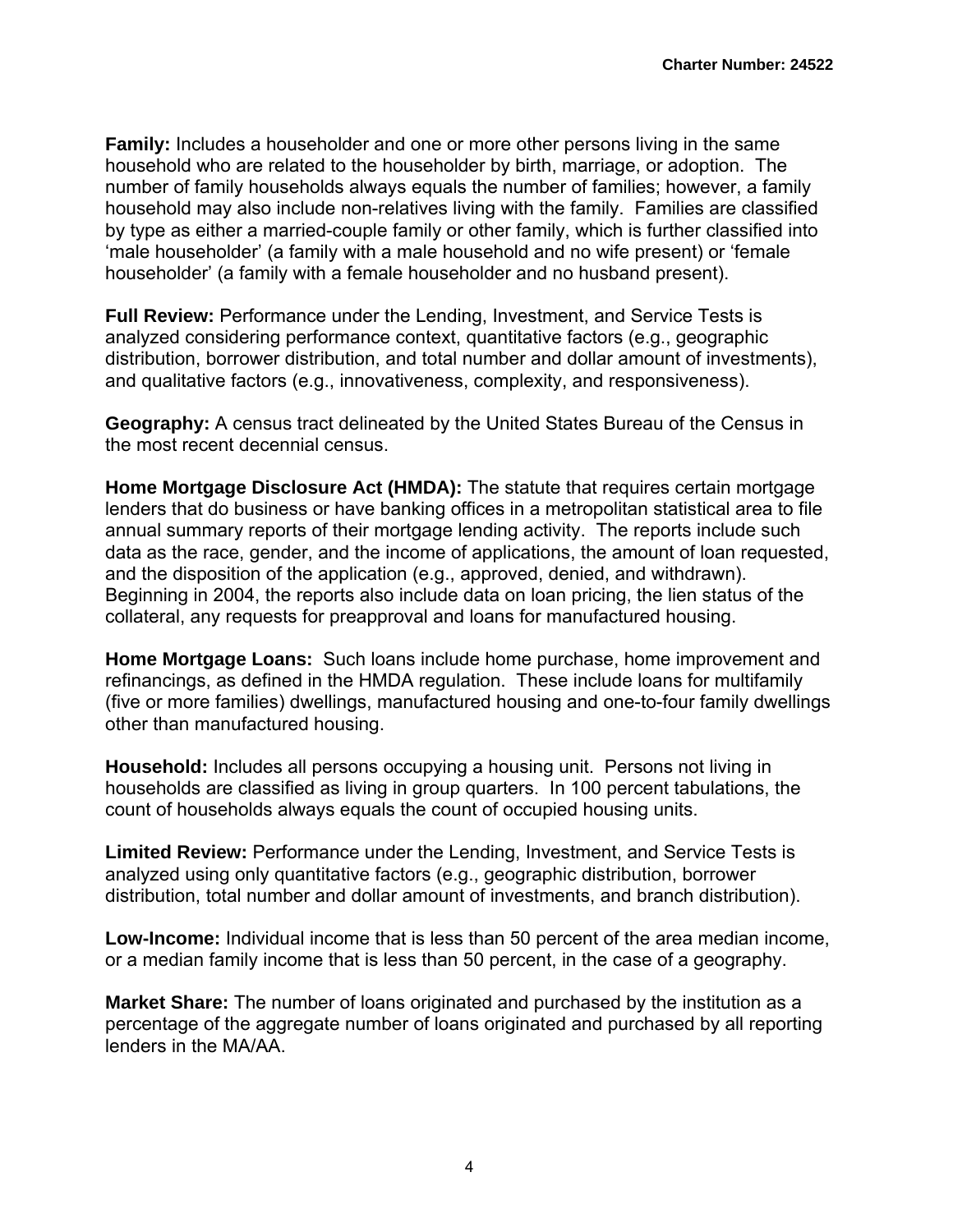**Family:** Includes a householder and one or more other persons living in the same household who are related to the householder by birth, marriage, or adoption. The number of family households always equals the number of families; however, a family household may also include non-relatives living with the family. Families are classified by type as either a married-couple family or other family, which is further classified into 'male householder' (a family with a male household and no wife present) or 'female householder' (a family with a female householder and no husband present).

**Full Review:** Performance under the Lending, Investment, and Service Tests is analyzed considering performance context, quantitative factors (e.g., geographic distribution, borrower distribution, and total number and dollar amount of investments), and qualitative factors (e.g., innovativeness, complexity, and responsiveness).

**Geography:** A census tract delineated by the United States Bureau of the Census in the most recent decennial census.

**Home Mortgage Disclosure Act (HMDA):** The statute that requires certain mortgage lenders that do business or have banking offices in a metropolitan statistical area to file annual summary reports of their mortgage lending activity. The reports include such data as the race, gender, and the income of applications, the amount of loan requested, and the disposition of the application (e.g., approved, denied, and withdrawn). Beginning in 2004, the reports also include data on loan pricing, the lien status of the collateral, any requests for preapproval and loans for manufactured housing.

**Home Mortgage Loans:** Such loans include home purchase, home improvement and refinancings, as defined in the HMDA regulation. These include loans for multifamily (five or more families) dwellings, manufactured housing and one-to-four family dwellings other than manufactured housing.

**Household:** Includes all persons occupying a housing unit. Persons not living in households are classified as living in group quarters. In 100 percent tabulations, the count of households always equals the count of occupied housing units.

**Limited Review:** Performance under the Lending, Investment, and Service Tests is analyzed using only quantitative factors (e.g., geographic distribution, borrower distribution, total number and dollar amount of investments, and branch distribution).

**Low-Income:** Individual income that is less than 50 percent of the area median income, or a median family income that is less than 50 percent, in the case of a geography.

**Market Share:** The number of loans originated and purchased by the institution as a percentage of the aggregate number of loans originated and purchased by all reporting lenders in the MA/AA.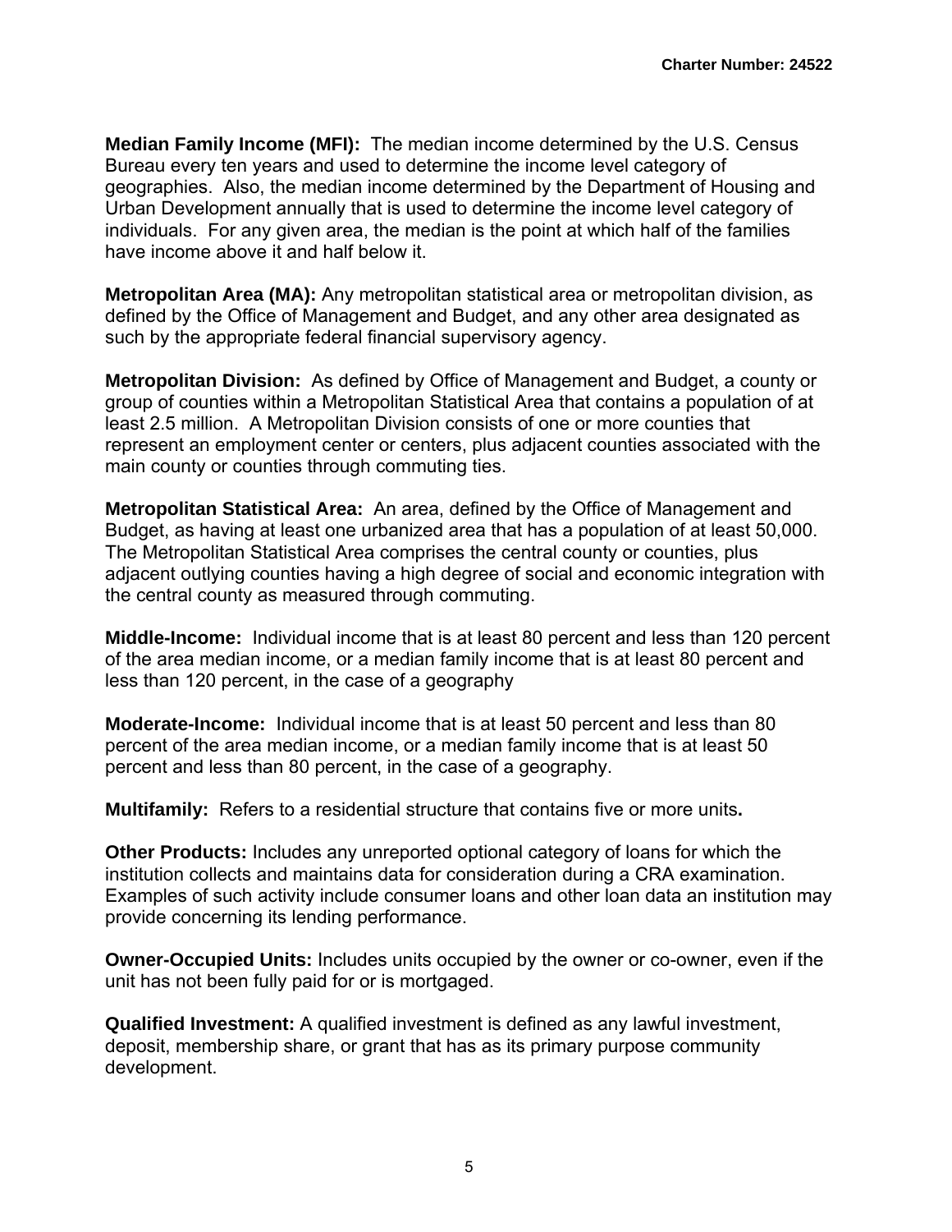**Median Family Income (MFI):** The median income determined by the U.S. Census Bureau every ten years and used to determine the income level category of geographies. Also, the median income determined by the Department of Housing and Urban Development annually that is used to determine the income level category of individuals. For any given area, the median is the point at which half of the families have income above it and half below it.

**Metropolitan Area (MA):** Any metropolitan statistical area or metropolitan division, as defined by the Office of Management and Budget, and any other area designated as such by the appropriate federal financial supervisory agency.

**Metropolitan Division:** As defined by Office of Management and Budget, a county or group of counties within a Metropolitan Statistical Area that contains a population of at least 2.5 million. A Metropolitan Division consists of one or more counties that represent an employment center or centers, plus adjacent counties associated with the main county or counties through commuting ties.

**Metropolitan Statistical Area:** An area, defined by the Office of Management and Budget, as having at least one urbanized area that has a population of at least 50,000. The Metropolitan Statistical Area comprises the central county or counties, plus adjacent outlying counties having a high degree of social and economic integration with the central county as measured through commuting.

**Middle-Income:** Individual income that is at least 80 percent and less than 120 percent of the area median income, or a median family income that is at least 80 percent and less than 120 percent, in the case of a geography

**Moderate-Income:** Individual income that is at least 50 percent and less than 80 percent of the area median income, or a median family income that is at least 50 percent and less than 80 percent, in the case of a geography.

**Multifamily:** Refers to a residential structure that contains five or more units**.**

**Other Products:** Includes any unreported optional category of loans for which the institution collects and maintains data for consideration during a CRA examination. Examples of such activity include consumer loans and other loan data an institution may provide concerning its lending performance.

**Owner-Occupied Units:** Includes units occupied by the owner or co-owner, even if the unit has not been fully paid for or is mortgaged.

**Qualified Investment:** A qualified investment is defined as any lawful investment, deposit, membership share, or grant that has as its primary purpose community development.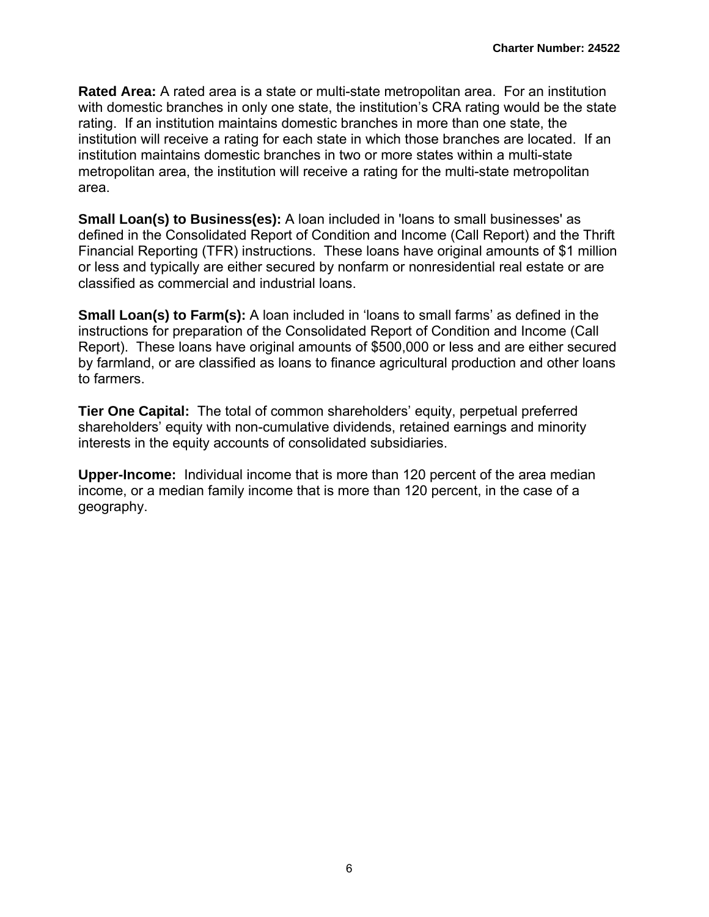**Rated Area:** A rated area is a state or multi-state metropolitan area. For an institution with domestic branches in only one state, the institution's CRA rating would be the state rating. If an institution maintains domestic branches in more than one state, the institution will receive a rating for each state in which those branches are located. If an institution maintains domestic branches in two or more states within a multi-state metropolitan area, the institution will receive a rating for the multi-state metropolitan area.

**Small Loan(s) to Business(es):** A loan included in 'loans to small businesses' as defined in the Consolidated Report of Condition and Income (Call Report) and the Thrift Financial Reporting (TFR) instructions. These loans have original amounts of $1 million or less and typically are either secured by nonfarm or nonresidential real estate or are classified as commercial and industrial loans.

**Small Loan(s) to Farm(s):** A loan included in 'loans to small farms' as defined in the instructions for preparation of the Consolidated Report of Condition and Income (Call Report). These loans have original amounts of $500,000 or less and are either secured by farmland, or are classified as loans to finance agricultural production and other loans to farmers.

**Tier One Capital:** The total of common shareholders' equity, perpetual preferred shareholders' equity with non-cumulative dividends, retained earnings and minority interests in the equity accounts of consolidated subsidiaries.

**Upper-Income:** Individual income that is more than 120 percent of the area median income, or a median family income that is more than 120 percent, in the case of a geography.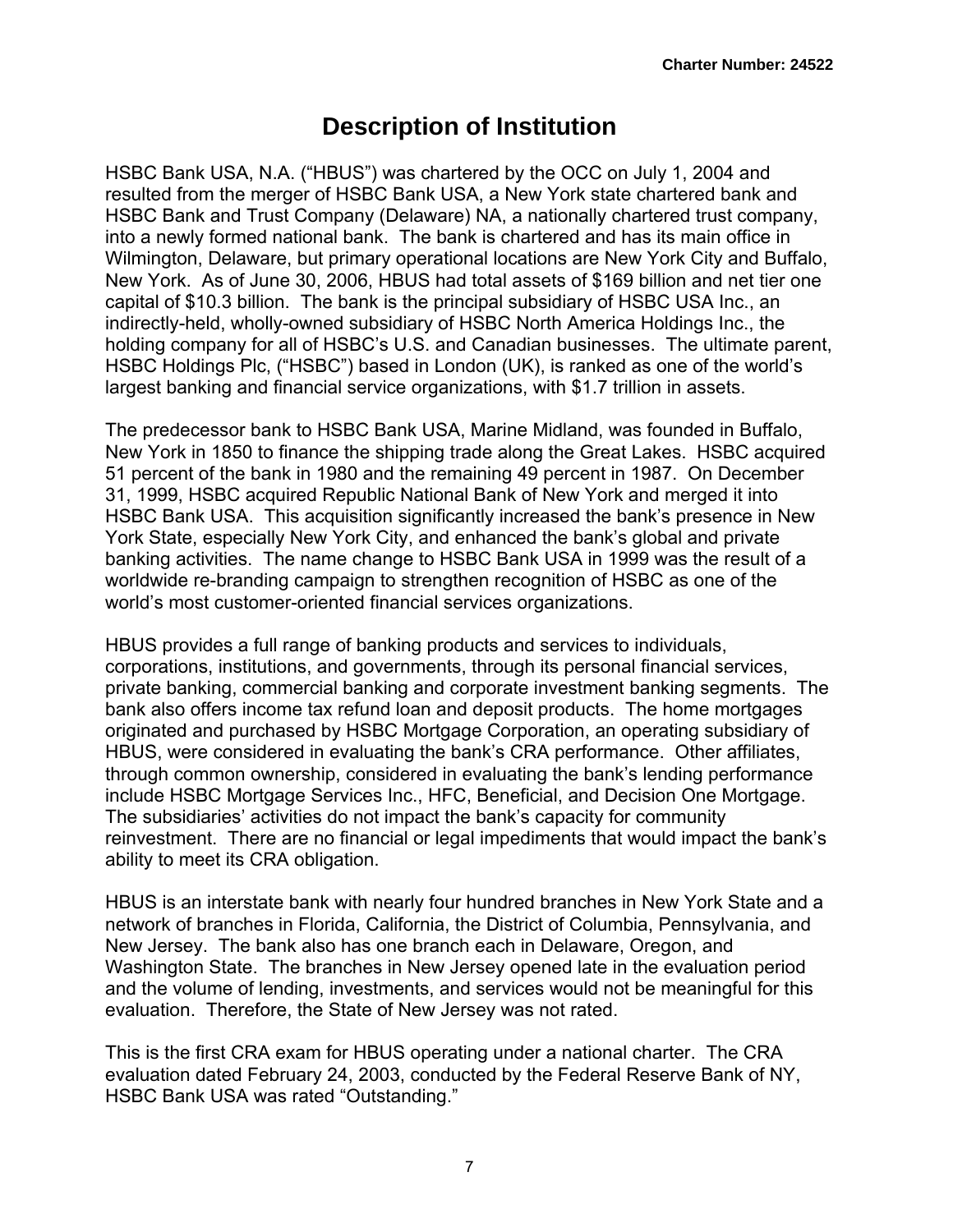# Description of Institution

HSBC Bank USA, N.A. ("HBUS") was chartered by the OCC on July 1, 2004 and resulted from the merger of HSBC Bank USA, a New York state chartered bank and HSBC Bank and Trust Company (Delaware) NA, a nationally chartered trust company, into a newly formed national bank. The bank is chartered and has its main office in Wilmington, Delaware, but primary operational locations are New York City and Buffalo, New York. As of June 30, 2006, HBUS had total assets of $169 billion and net tier one capital of $10.3 billion. The bank is the principal subsidiary of HSBC USA Inc., an indirectly-held, wholly-owned subsidiary of HSBC North America Holdings Inc., the holding company for all of HSBC's U.S. and Canadian businesses. The ultimate parent, HSBC Holdings Plc, ("HSBC") based in London (UK), is ranked as one of the world's largest banking and financial service organizations, with $1.7 trillion in assets.

The predecessor bank to HSBC Bank USA, Marine Midland, was founded in Buffalo, New York in 1850 to finance the shipping trade along the Great Lakes. HSBC acquired 51 percent of the bank in 1980 and the remaining 49 percent in 1987. On December 31, 1999, HSBC acquired Republic National Bank of New York and merged it into HSBC Bank USA. This acquisition significantly increased the bank's presence in New York State, especially New York City, and enhanced the bank's global and private banking activities. The name change to HSBC Bank USA in 1999 was the result of a worldwide re-branding campaign to strengthen recognition of HSBC as one of the world's most customer-oriented financial services organizations.

HBUS provides a full range of banking products and services to individuals, corporations, institutions, and governments, through its personal financial services, private banking, commercial banking and corporate investment banking segments. The bank also offers income tax refund loan and deposit products. The home mortgages originated and purchased by HSBC Mortgage Corporation, an operating subsidiary of HBUS, were considered in evaluating the bank's CRA performance. Other affiliates, through common ownership, considered in evaluating the bank's lending performance include HSBC Mortgage Services Inc., HFC, Beneficial, and Decision One Mortgage. The subsidiaries' activities do not impact the bank's capacity for community reinvestment. There are no financial or legal impediments that would impact the bank's ability to meet its CRA obligation.

HBUS is an interstate bank with nearly four hundred branches in New York State and a network of branches in Florida, California, the District of Columbia, Pennsylvania, and New Jersey. The bank also has one branch each in Delaware, Oregon, and Washington State. The branches in New Jersey opened late in the evaluation period and the volume of lending, investments, and services would not be meaningful for this evaluation. Therefore, the State of New Jersey was not rated.

This is the first CRA exam for HBUS operating under a national charter. The CRA evaluation dated February 24, 2003, conducted by the Federal Reserve Bank of NY, HSBC Bank USA was rated "Outstanding."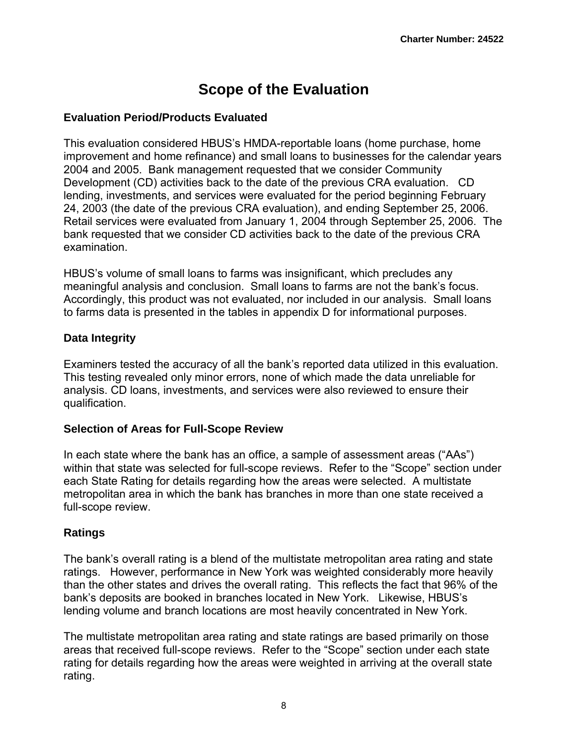# Scope of the Evaluation

### Evaluation Period/Products Evaluated

This evaluation considered HBUS's HMDA-reportable loans (home purchase, home improvement and home refinance) and small loans to businesses for the calendar years 2004 and 2005. Bank management requested that we consider Community Development (CD) activities back to the date of the previous CRA evaluation. CD lending, investments, and services were evaluated for the period beginning February 24, 2003 (the date of the previous CRA evaluation), and ending September 25, 2006. Retail services were evaluated from January 1, 2004 through September 25, 2006. The bank requested that we consider CD activities back to the date of the previous CRA examination.

HBUS's volume of small loans to farms was insignificant, which precludes any meaningful analysis and conclusion. Small loans to farms are not the bank's focus. Accordingly, this product was not evaluated, nor included in our analysis. Small loans to farms data is presented in the tables in appendix D for informational purposes.

### Data Integrity

Examiners tested the accuracy of all the bank's reported data utilized in this evaluation. This testing revealed only minor errors, none of which made the data unreliable for analysis. CD loans, investments, and services were also reviewed to ensure their qualification.

### Selection of Areas for Full-Scope Review

In each state where the bank has an office, a sample of assessment areas ("AAs") within that state was selected for full-scope reviews. Refer to the "Scope" section under each State Rating for details regarding how the areas were selected. A multistate metropolitan area in which the bank has branches in more than one state received a full-scope review.

### Ratings

The bank's overall rating is a blend of the multistate metropolitan area rating and state ratings. However, performance in New York was weighted considerably more heavily than the other states and drives the overall rating. This reflects the fact that 96% of the bank's deposits are booked in branches located in New York. Likewise, HBUS's lending volume and branch locations are most heavily concentrated in New York.

The multistate metropolitan area rating and state ratings are based primarily on those areas that received full-scope reviews. Refer to the "Scope" section under each state rating for details regarding how the areas were weighted in arriving at the overall state rating.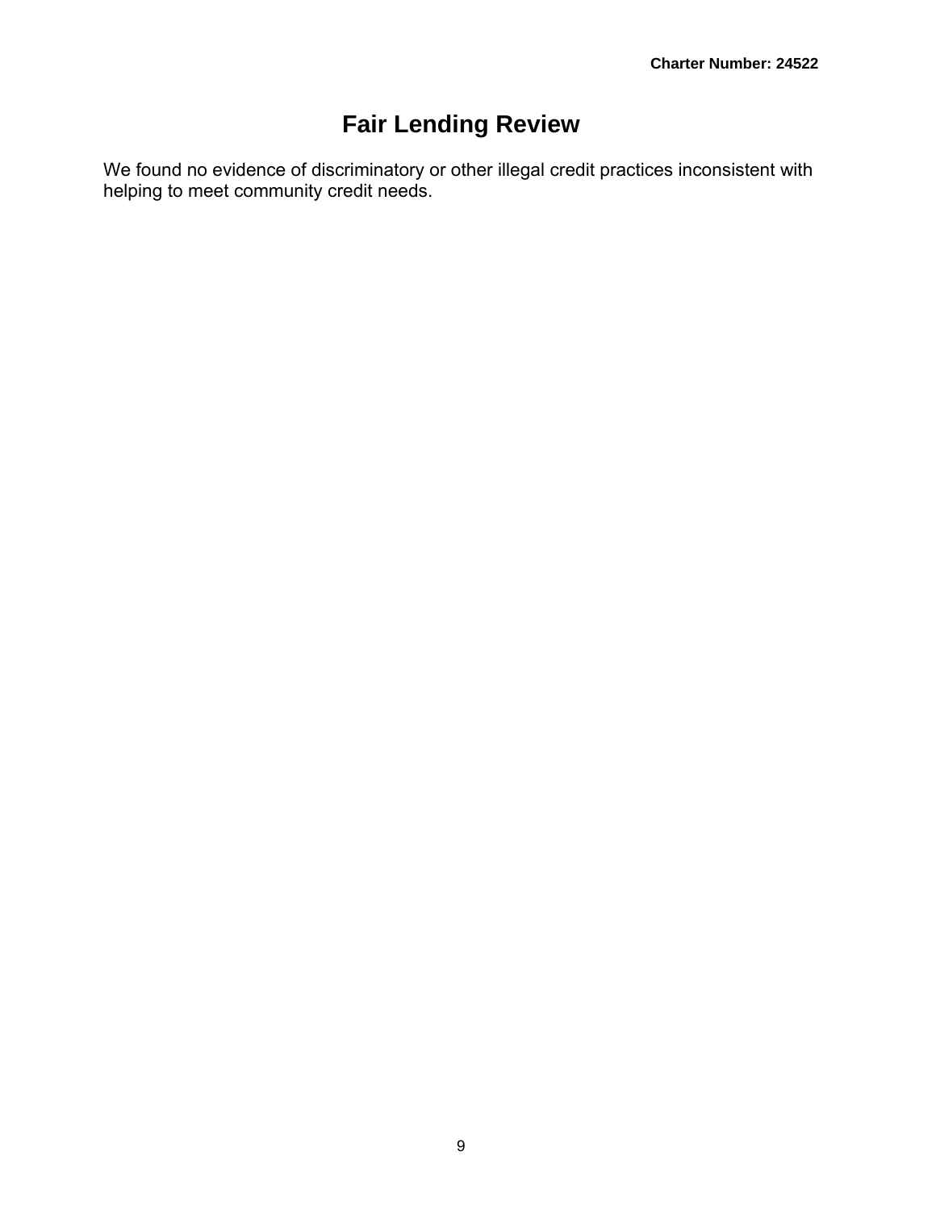# Fair Lending Review

We found no evidence of discriminatory or other illegal credit practices inconsistent with helping to meet community credit needs.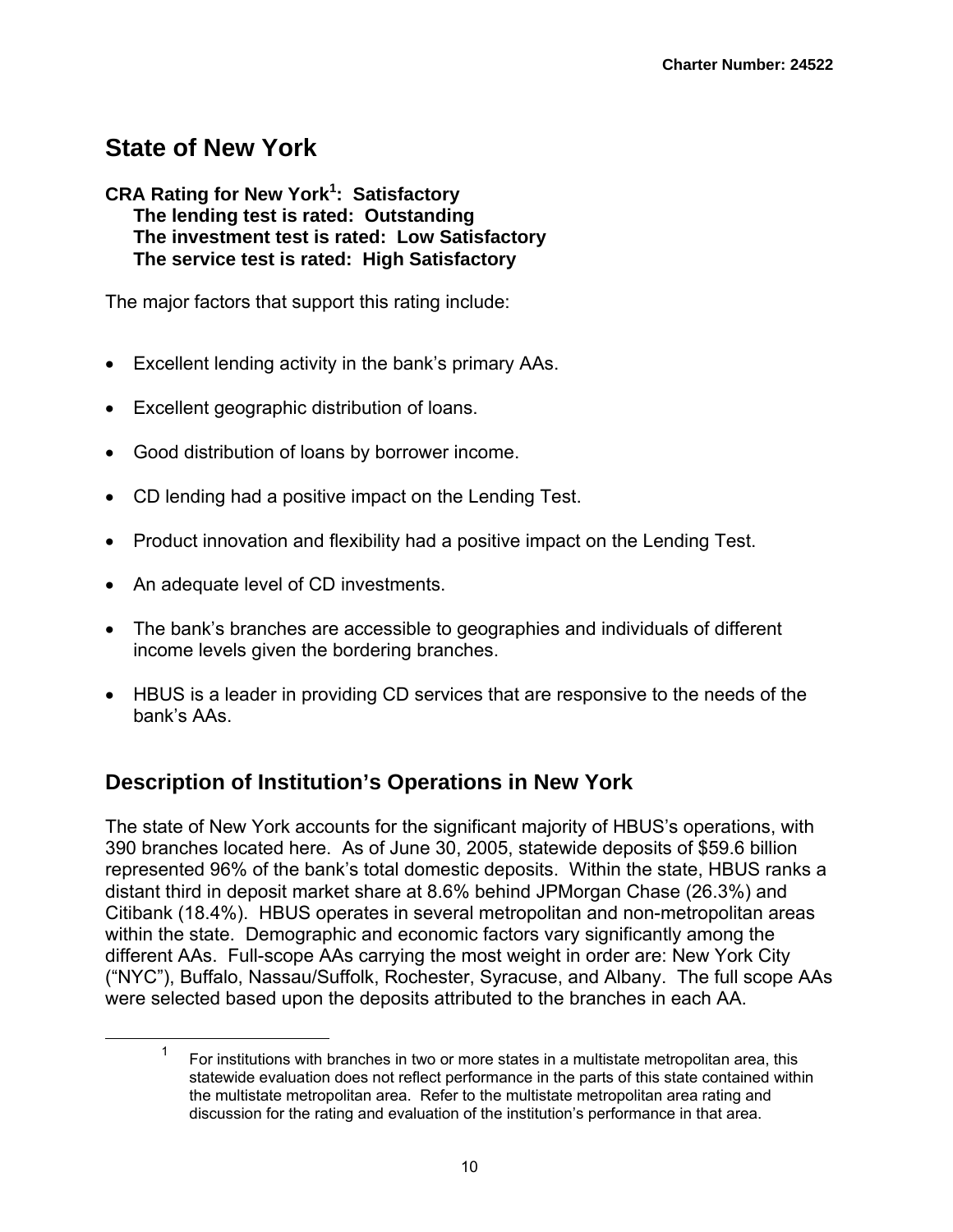# State of New York

**CRA Rating for New York[1]: Satisfactory**
**The lending test is rated: Outstanding**
**The investment test is rated: Low Satisfactory**
**The service test is rated: High Satisfactory**

The major factors that support this rating include:

- Excellent lending activity in the bank's primary AAs.
- Excellent geographic distribution of loans.
- Good distribution of loans by borrower income.
- CD lending had a positive impact on the Lending Test.
- Product innovation and flexibility had a positive impact on the Lending Test.
- An adequate level of CD investments.
- The bank's branches are accessible to geographies and individuals of different income levels given the bordering branches.
- HBUS is a leader in providing CD services that are responsive to the needs of the bank's AAs.

## Description of Institution's Operations in New York

The state of New York accounts for the significant majority of HBUS's operations, with 390 branches located here. As of June 30, 2005, statewide deposits of $59.6 billion represented 96% of the bank's total domestic deposits. Within the state, HBUS ranks a distant third in deposit market share at 8.6% behind JPMorgan Chase (26.3%) and Citibank (18.4%). HBUS operates in several metropolitan and non-metropolitan areas within the state. Demographic and economic factors vary significantly among the different AAs. Full-scope AAs carrying the most weight in order are: New York City ("NYC"), Buffalo, Nassau/Suffolk, Rochester, Syracuse, and Albany. The full scope AAs were selected based upon the deposits attributed to the branches in each AA.

[1] For institutions with branches in two or more states in a multistate metropolitan area, this statewide evaluation does not reflect performance in the parts of this state contained within the multistate metropolitan area. Refer to the multistate metropolitan area rating and discussion for the rating and evaluation of the institution's performance in that area.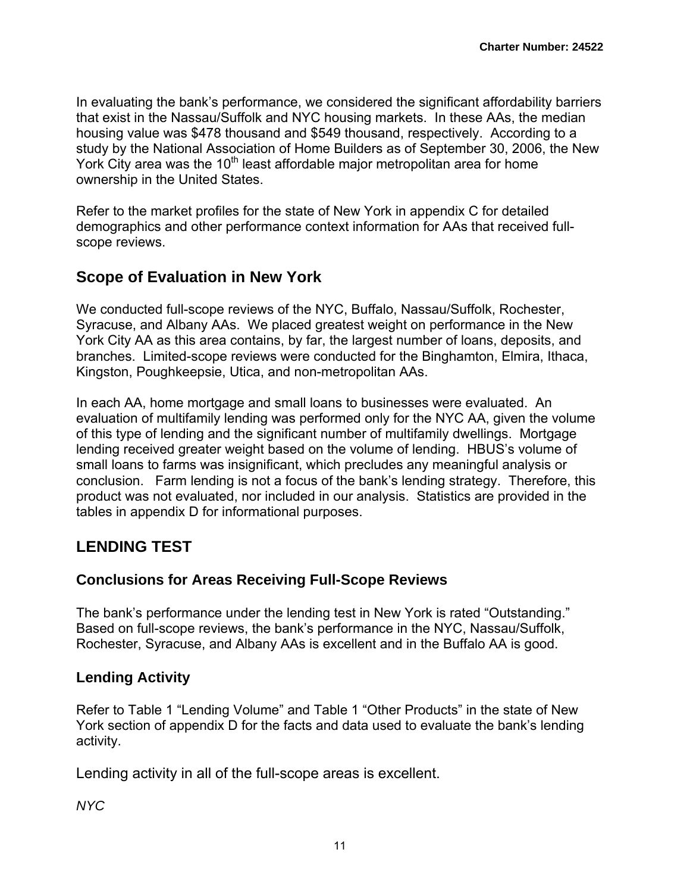In evaluating the bank's performance, we considered the significant affordability barriers that exist in the Nassau/Suffolk and NYC housing markets. In these AAs, the median housing value was $478 thousand and $549 thousand, respectively. According to a study by the National Association of Home Builders as of September 30, 2006, the New York City area was the 10th least affordable major metropolitan area for home ownership in the United States.

Refer to the market profiles for the state of New York in appendix C for detailed demographics and other performance context information for AAs that received full-scope reviews.

## Scope of Evaluation in New York

We conducted full-scope reviews of the NYC, Buffalo, Nassau/Suffolk, Rochester, Syracuse, and Albany AAs. We placed greatest weight on performance in the New York City AA as this area contains, by far, the largest number of loans, deposits, and branches. Limited-scope reviews were conducted for the Binghamton, Elmira, Ithaca, Kingston, Poughkeepsie, Utica, and non-metropolitan AAs.

In each AA, home mortgage and small loans to businesses were evaluated. An evaluation of multifamily lending was performed only for the NYC AA, given the volume of this type of lending and the significant number of multifamily dwellings. Mortgage lending received greater weight based on the volume of lending. HBUS's volume of small loans to farms was insignificant, which precludes any meaningful analysis or conclusion. Farm lending is not a focus of the bank's lending strategy. Therefore, this product was not evaluated, nor included in our analysis. Statistics are provided in the tables in appendix D for informational purposes.

## LENDING TEST

### Conclusions for Areas Receiving Full-Scope Reviews

The bank's performance under the lending test in New York is rated "Outstanding." Based on full-scope reviews, the bank's performance in the NYC, Nassau/Suffolk, Rochester, Syracuse, and Albany AAs is excellent and in the Buffalo AA is good.

### Lending Activity

Refer to Table 1 "Lending Volume" and Table 1 "Other Products" in the state of New York section of appendix D for the facts and data used to evaluate the bank's lending activity.

Lending activity in all of the full-scope areas is excellent.

*NYC*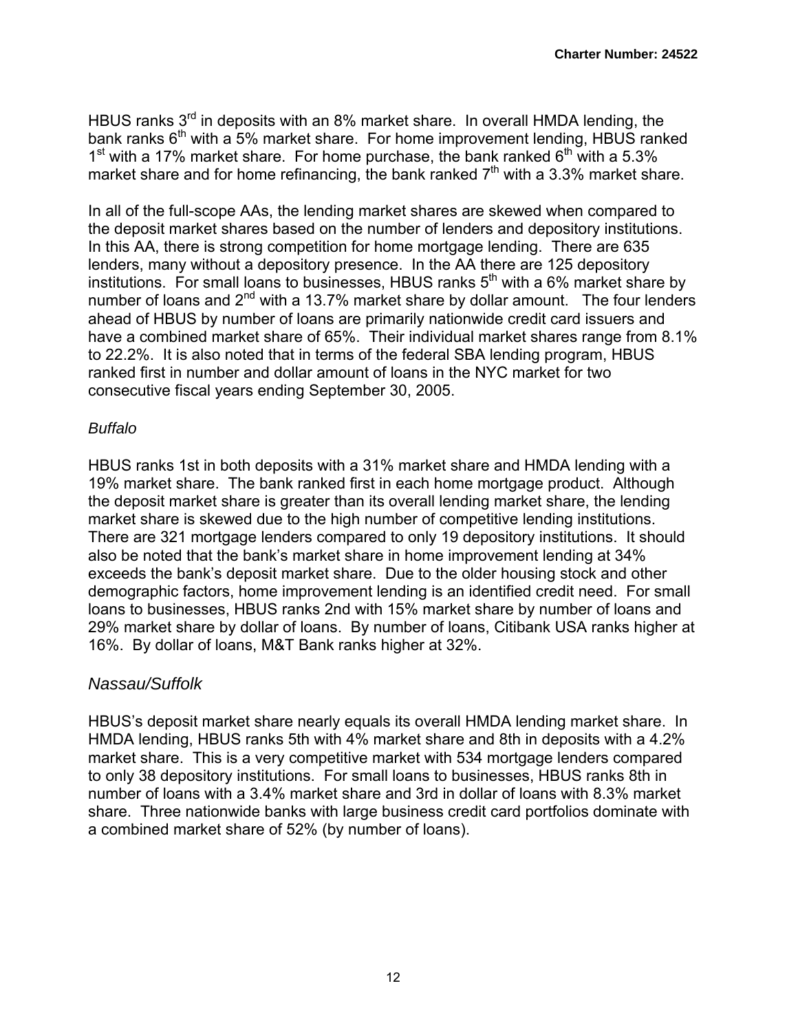HBUS ranks 3rd in deposits with an 8% market share. In overall HMDA lending, the bank ranks 6th with a 5% market share. For home improvement lending, HBUS ranked 1st with a 17% market share. For home purchase, the bank ranked 6th with a 5.3% market share and for home refinancing, the bank ranked 7th with a 3.3% market share.

In all of the full-scope AAs, the lending market shares are skewed when compared to the deposit market shares based on the number of lenders and depository institutions. In this AA, there is strong competition for home mortgage lending. There are 635 lenders, many without a depository presence. In the AA there are 125 depository institutions. For small loans to businesses, HBUS ranks 5th with a 6% market share by number of loans and 2nd with a 13.7% market share by dollar amount. The four lenders ahead of HBUS by number of loans are primarily nationwide credit card issuers and have a combined market share of 65%. Their individual market shares range from 8.1% to 22.2%. It is also noted that in terms of the federal SBA lending program, HBUS ranked first in number and dollar amount of loans in the NYC market for two consecutive fiscal years ending September 30, 2005.

*Buffalo*

HBUS ranks 1st in both deposits with a 31% market share and HMDA lending with a 19% market share. The bank ranked first in each home mortgage product. Although the deposit market share is greater than its overall lending market share, the lending market share is skewed due to the high number of competitive lending institutions. There are 321 mortgage lenders compared to only 19 depository institutions. It should also be noted that the bank's market share in home improvement lending at 34% exceeds the bank's deposit market share. Due to the older housing stock and other demographic factors, home improvement lending is an identified credit need. For small loans to businesses, HBUS ranks 2nd with 15% market share by number of loans and 29% market share by dollar of loans. By number of loans, Citibank USA ranks higher at 16%. By dollar of loans, M&T Bank ranks higher at 32%.

*Nassau/Suffolk*

HBUS's deposit market share nearly equals its overall HMDA lending market share. In HMDA lending, HBUS ranks 5th with 4% market share and 8th in deposits with a 4.2% market share. This is a very competitive market with 534 mortgage lenders compared to only 38 depository institutions. For small loans to businesses, HBUS ranks 8th in number of loans with a 3.4% market share and 3rd in dollar of loans with 8.3% market share. Three nationwide banks with large business credit card portfolios dominate with a combined market share of 52% (by number of loans).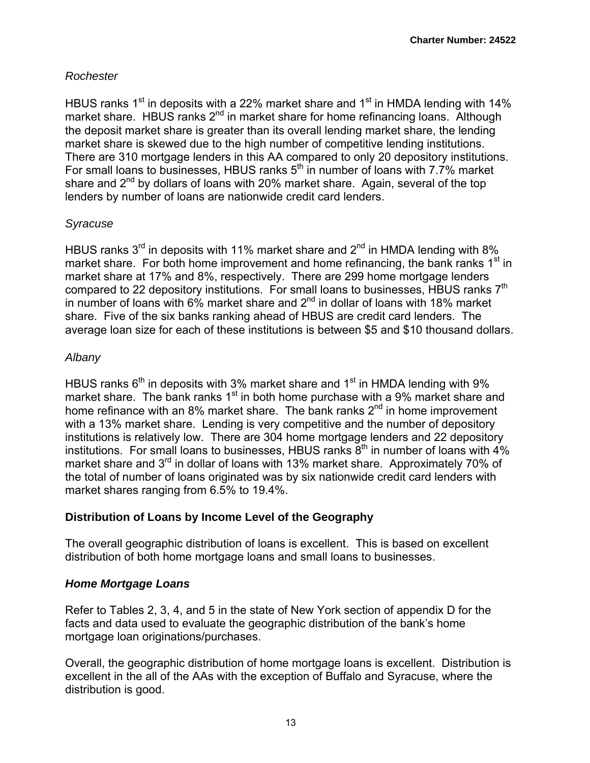*Rochester*

HBUS ranks 1st in deposits with a 22% market share and 1st in HMDA lending with 14% market share. HBUS ranks 2nd in market share for home refinancing loans. Although the deposit market share is greater than its overall lending market share, the lending market share is skewed due to the high number of competitive lending institutions. There are 310 mortgage lenders in this AA compared to only 20 depository institutions. For small loans to businesses, HBUS ranks 5th in number of loans with 7.7% market share and 2nd by dollars of loans with 20% market share. Again, several of the top lenders by number of loans are nationwide credit card lenders.

*Syracuse*

HBUS ranks 3rd in deposits with 11% market share and 2nd in HMDA lending with 8% market share. For both home improvement and home refinancing, the bank ranks 1st in market share at 17% and 8%, respectively. There are 299 home mortgage lenders compared to 22 depository institutions. For small loans to businesses, HBUS ranks 7th in number of loans with 6% market share and 2nd in dollar of loans with 18% market share. Five of the six banks ranking ahead of HBUS are credit card lenders. The average loan size for each of these institutions is between $5 and $10 thousand dollars.

*Albany*

HBUS ranks 6th in deposits with 3% market share and 1st in HMDA lending with 9% market share. The bank ranks 1st in both home purchase with a 9% market share and home refinance with an 8% market share. The bank ranks 2nd in home improvement with a 13% market share. Lending is very competitive and the number of depository institutions is relatively low. There are 304 home mortgage lenders and 22 depository institutions. For small loans to businesses, HBUS ranks 8th in number of loans with 4% market share and 3rd in dollar of loans with 13% market share. Approximately 70% of the total of number of loans originated was by six nationwide credit card lenders with market shares ranging from 6.5% to 19.4%.

## Distribution of Loans by Income Level of the Geography

The overall geographic distribution of loans is excellent. This is based on excellent distribution of both home mortgage loans and small loans to businesses.

### *Home Mortgage Loans*

Refer to Tables 2, 3, 4, and 5 in the state of New York section of appendix D for the facts and data used to evaluate the geographic distribution of the bank's home mortgage loan originations/purchases.

Overall, the geographic distribution of home mortgage loans is excellent. Distribution is excellent in the all of the AAs with the exception of Buffalo and Syracuse, where the distribution is good.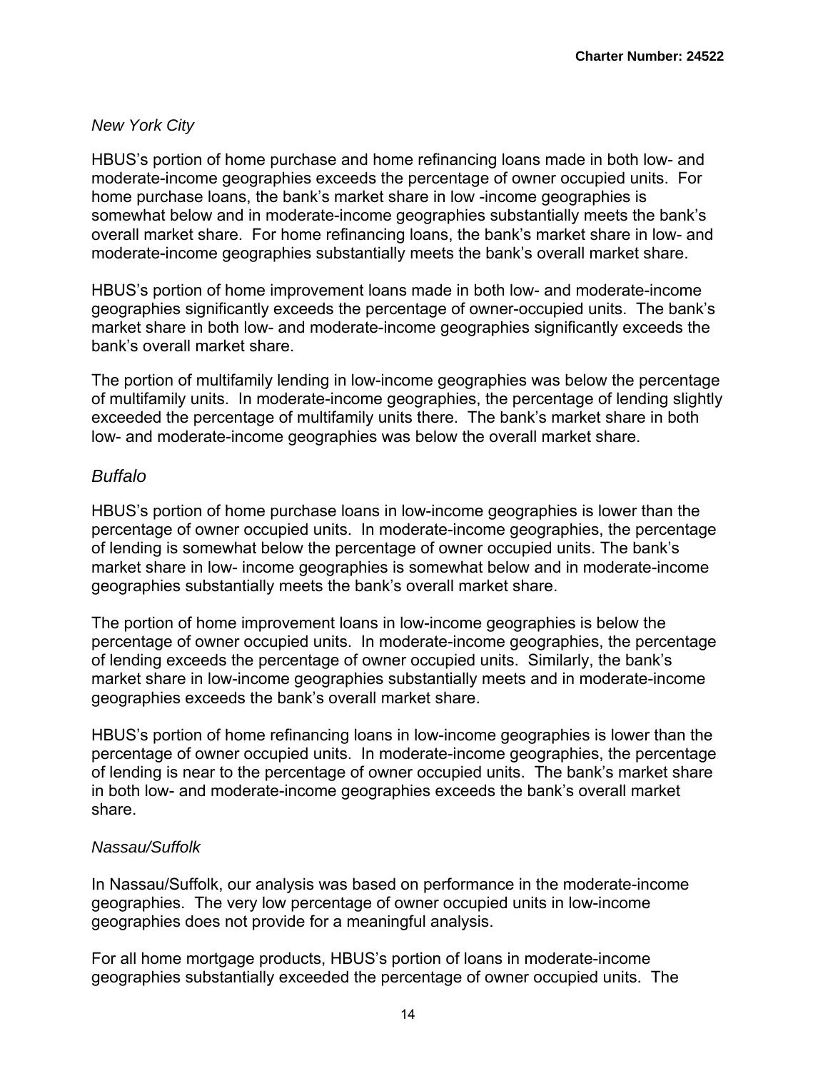*New York City*

HBUS's portion of home purchase and home refinancing loans made in both low- and moderate-income geographies exceeds the percentage of owner occupied units. For home purchase loans, the bank's market share in low -income geographies is somewhat below and in moderate-income geographies substantially meets the bank's overall market share. For home refinancing loans, the bank's market share in low- and moderate-income geographies substantially meets the bank's overall market share.

HBUS's portion of home improvement loans made in both low- and moderate-income geographies significantly exceeds the percentage of owner-occupied units. The bank's market share in both low- and moderate-income geographies significantly exceeds the bank's overall market share.

The portion of multifamily lending in low-income geographies was below the percentage of multifamily units. In moderate-income geographies, the percentage of lending slightly exceeded the percentage of multifamily units there. The bank's market share in both low- and moderate-income geographies was below the overall market share.

*Buffalo*

HBUS's portion of home purchase loans in low-income geographies is lower than the percentage of owner occupied units. In moderate-income geographies, the percentage of lending is somewhat below the percentage of owner occupied units. The bank's market share in low- income geographies is somewhat below and in moderate-income geographies substantially meets the bank's overall market share.

The portion of home improvement loans in low-income geographies is below the percentage of owner occupied units. In moderate-income geographies, the percentage of lending exceeds the percentage of owner occupied units. Similarly, the bank's market share in low-income geographies substantially meets and in moderate-income geographies exceeds the bank's overall market share.

HBUS's portion of home refinancing loans in low-income geographies is lower than the percentage of owner occupied units. In moderate-income geographies, the percentage of lending is near to the percentage of owner occupied units. The bank's market share in both low- and moderate-income geographies exceeds the bank's overall market share.

*Nassau/Suffolk*

In Nassau/Suffolk, our analysis was based on performance in the moderate-income geographies. The very low percentage of owner occupied units in low-income geographies does not provide for a meaningful analysis.

For all home mortgage products, HBUS's portion of loans in moderate-income geographies substantially exceeded the percentage of owner occupied units. The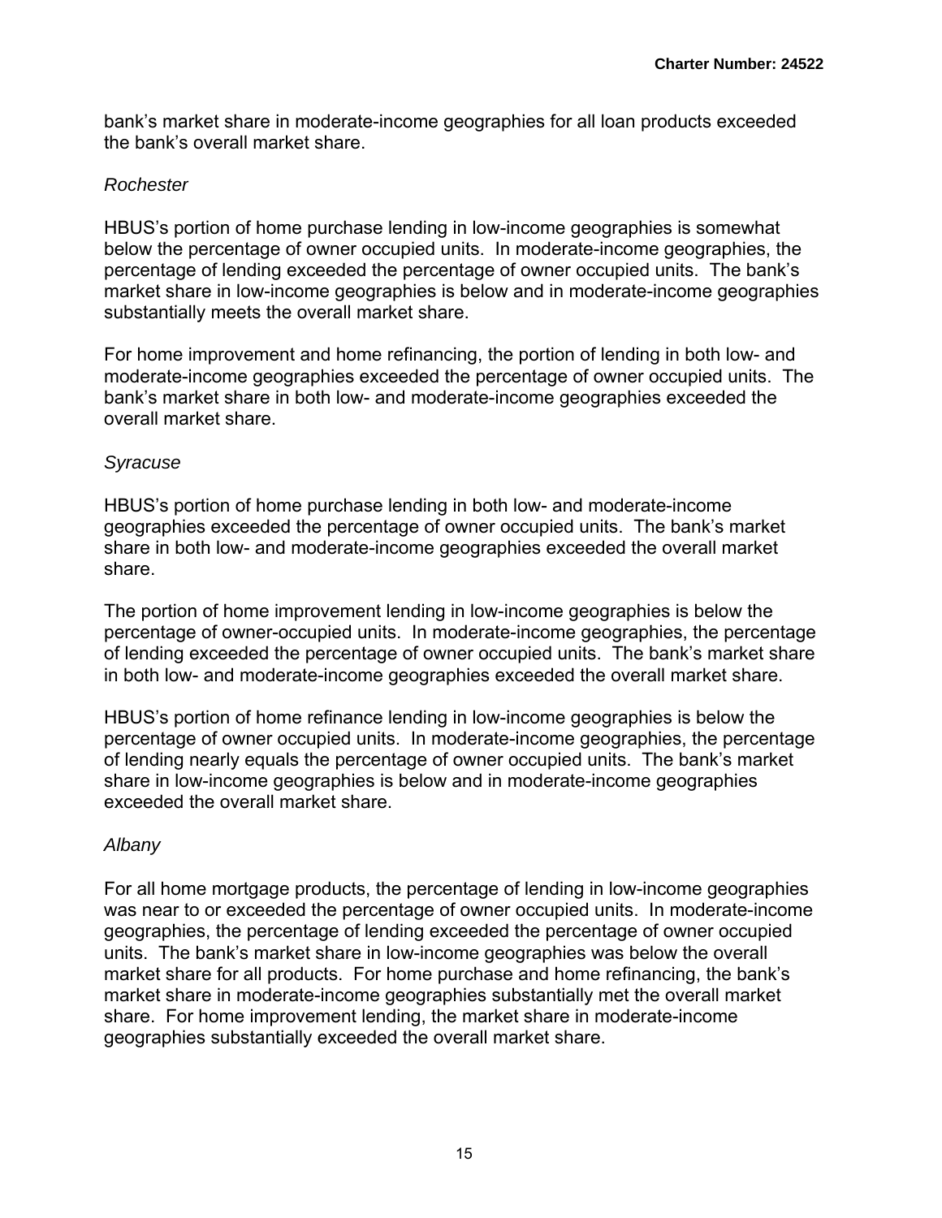bank's market share in moderate-income geographies for all loan products exceeded the bank's overall market share.

*Rochester*

HBUS's portion of home purchase lending in low-income geographies is somewhat below the percentage of owner occupied units. In moderate-income geographies, the percentage of lending exceeded the percentage of owner occupied units. The bank's market share in low-income geographies is below and in moderate-income geographies substantially meets the overall market share.

For home improvement and home refinancing, the portion of lending in both low- and moderate-income geographies exceeded the percentage of owner occupied units. The bank's market share in both low- and moderate-income geographies exceeded the overall market share.

*Syracuse*

HBUS's portion of home purchase lending in both low- and moderate-income geographies exceeded the percentage of owner occupied units. The bank's market share in both low- and moderate-income geographies exceeded the overall market share.

The portion of home improvement lending in low-income geographies is below the percentage of owner-occupied units. In moderate-income geographies, the percentage of lending exceeded the percentage of owner occupied units. The bank's market share in both low- and moderate-income geographies exceeded the overall market share.

HBUS's portion of home refinance lending in low-income geographies is below the percentage of owner occupied units. In moderate-income geographies, the percentage of lending nearly equals the percentage of owner occupied units. The bank's market share in low-income geographies is below and in moderate-income geographies exceeded the overall market share.

*Albany*

For all home mortgage products, the percentage of lending in low-income geographies was near to or exceeded the percentage of owner occupied units. In moderate-income geographies, the percentage of lending exceeded the percentage of owner occupied units. The bank's market share in low-income geographies was below the overall market share for all products. For home purchase and home refinancing, the bank's market share in moderate-income geographies substantially met the overall market share. For home improvement lending, the market share in moderate-income geographies substantially exceeded the overall market share.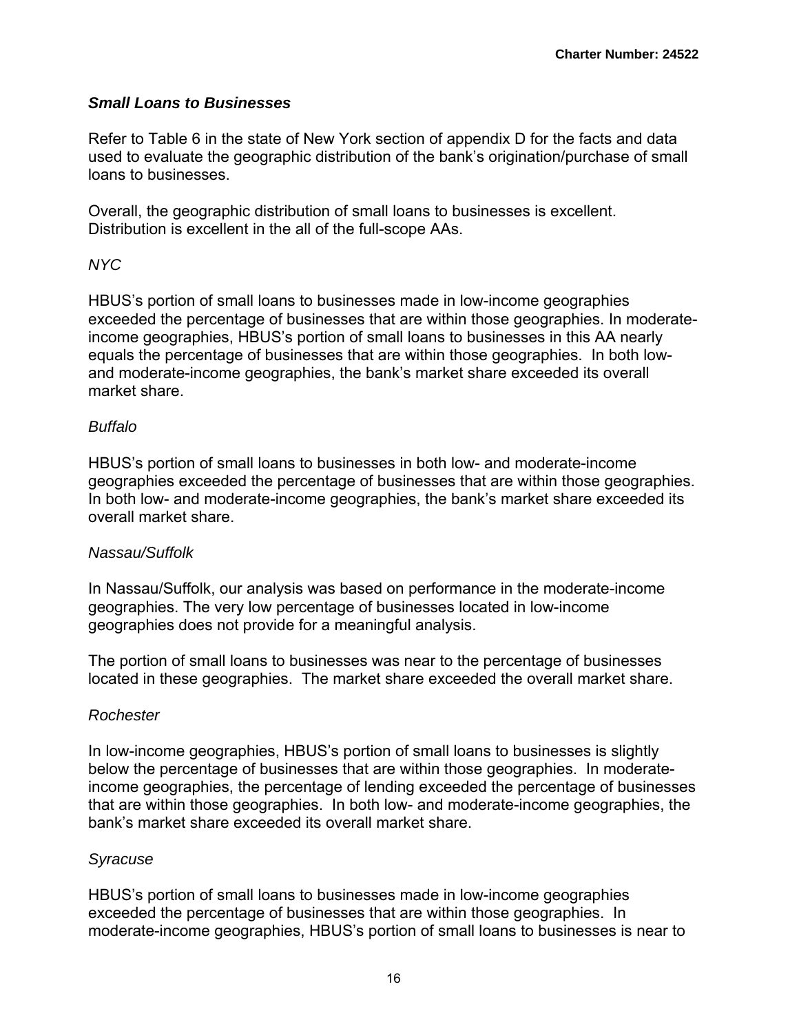### *Small Loans to Businesses*

Refer to Table 6 in the state of New York section of appendix D for the facts and data used to evaluate the geographic distribution of the bank's origination/purchase of small loans to businesses.

Overall, the geographic distribution of small loans to businesses is excellent. Distribution is excellent in the all of the full-scope AAs.

*NYC*

HBUS's portion of small loans to businesses made in low-income geographies exceeded the percentage of businesses that are within those geographies. In moderate-income geographies, HBUS's portion of small loans to businesses in this AA nearly equals the percentage of businesses that are within those geographies. In both low- and moderate-income geographies, the bank's market share exceeded its overall market share.

*Buffalo*

HBUS's portion of small loans to businesses in both low- and moderate-income geographies exceeded the percentage of businesses that are within those geographies. In both low- and moderate-income geographies, the bank's market share exceeded its overall market share.

*Nassau/Suffolk*

In Nassau/Suffolk, our analysis was based on performance in the moderate-income geographies. The very low percentage of businesses located in low-income geographies does not provide for a meaningful analysis.

The portion of small loans to businesses was near to the percentage of businesses located in these geographies. The market share exceeded the overall market share.

*Rochester*

In low-income geographies, HBUS's portion of small loans to businesses is slightly below the percentage of businesses that are within those geographies. In moderate-income geographies, the percentage of lending exceeded the percentage of businesses that are within those geographies. In both low- and moderate-income geographies, the bank's market share exceeded its overall market share.

*Syracuse*

HBUS's portion of small loans to businesses made in low-income geographies exceeded the percentage of businesses that are within those geographies. In moderate-income geographies, HBUS's portion of small loans to businesses is near to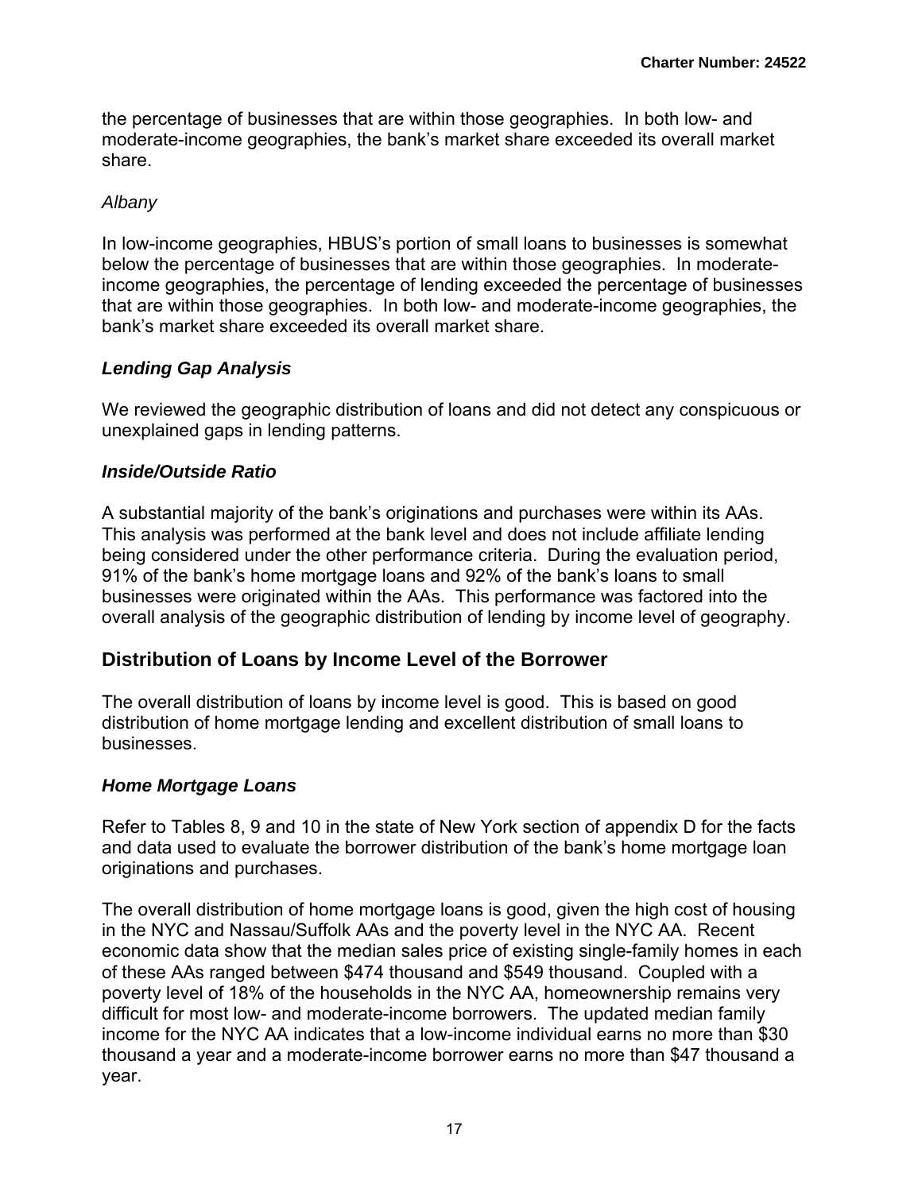the percentage of businesses that are within those geographies. In both low- and moderate-income geographies, the bank's market share exceeded its overall market share.

*Albany*

In low-income geographies, HBUS's portion of small loans to businesses is somewhat below the percentage of businesses that are within those geographies. In moderate-income geographies, the percentage of lending exceeded the percentage of businesses that are within those geographies. In both low- and moderate-income geographies, the bank's market share exceeded its overall market share.

### *Lending Gap Analysis*

We reviewed the geographic distribution of loans and did not detect any conspicuous or unexplained gaps in lending patterns.

### *Inside/Outside Ratio*

A substantial majority of the bank's originations and purchases were within its AAs. This analysis was performed at the bank level and does not include affiliate lending being considered under the other performance criteria. During the evaluation period, 91% of the bank's home mortgage loans and 92% of the bank's loans to small businesses were originated within the AAs. This performance was factored into the overall analysis of the geographic distribution of lending by income level of geography.

## Distribution of Loans by Income Level of the Borrower

The overall distribution of loans by income level is good. This is based on good distribution of home mortgage lending and excellent distribution of small loans to businesses.

### *Home Mortgage Loans*

Refer to Tables 8, 9 and 10 in the state of New York section of appendix D for the facts and data used to evaluate the borrower distribution of the bank's home mortgage loan originations and purchases.

The overall distribution of home mortgage loans is good, given the high cost of housing in the NYC and Nassau/Suffolk AAs and the poverty level in the NYC AA. Recent economic data show that the median sales price of existing single-family homes in each of these AAs ranged between $474 thousand and $549 thousand. Coupled with a poverty level of 18% of the households in the NYC AA, homeownership remains very difficult for most low- and moderate-income borrowers. The updated median family income for the NYC AA indicates that a low-income individual earns no more than $30 thousand a year and a moderate-income borrower earns no more than $47 thousand a year.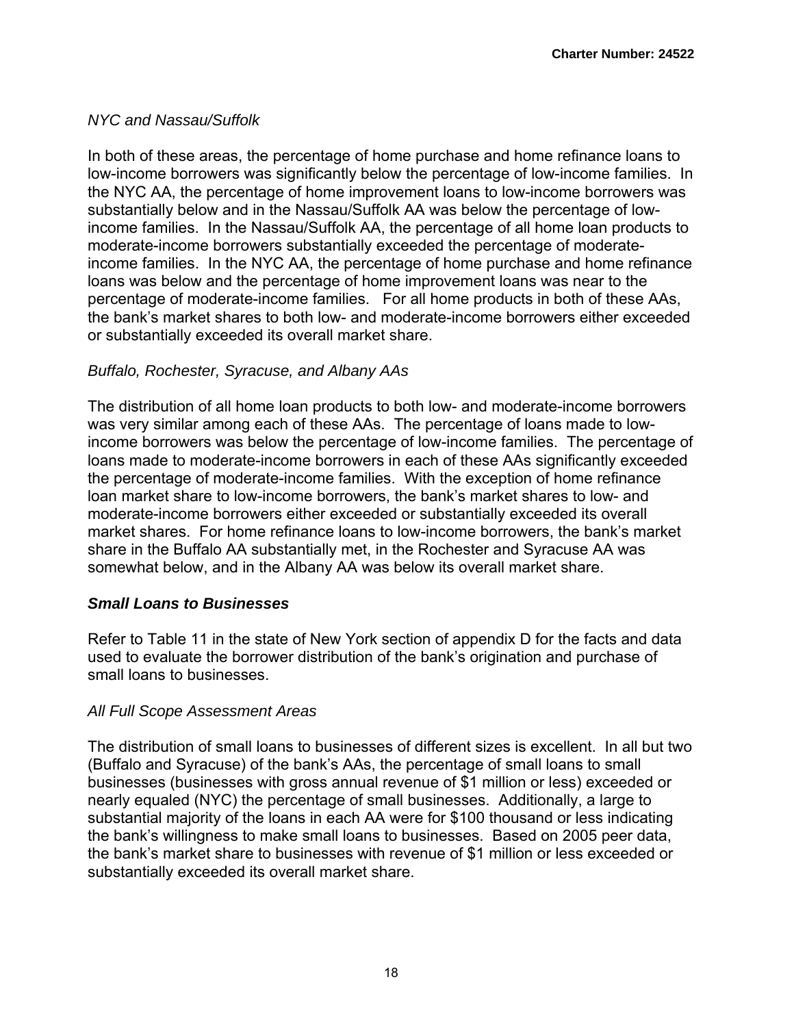*NYC and Nassau/Suffolk*

In both of these areas, the percentage of home purchase and home refinance loans to low-income borrowers was significantly below the percentage of low-income families. In the NYC AA, the percentage of home improvement loans to low-income borrowers was substantially below and in the Nassau/Suffolk AA was below the percentage of low-income families. In the Nassau/Suffolk AA, the percentage of all home loan products to moderate-income borrowers substantially exceeded the percentage of moderate-income families. In the NYC AA, the percentage of home purchase and home refinance loans was below and the percentage of home improvement loans was near to the percentage of moderate-income families. For all home products in both of these AAs, the bank's market shares to both low- and moderate-income borrowers either exceeded or substantially exceeded its overall market share.

*Buffalo, Rochester, Syracuse, and Albany AAs*

The distribution of all home loan products to both low- and moderate-income borrowers was very similar among each of these AAs. The percentage of loans made to low-income borrowers was below the percentage of low-income families. The percentage of loans made to moderate-income borrowers in each of these AAs significantly exceeded the percentage of moderate-income families. With the exception of home refinance loan market share to low-income borrowers, the bank's market shares to low- and moderate-income borrowers either exceeded or substantially exceeded its overall market shares. For home refinance loans to low-income borrowers, the bank's market share in the Buffalo AA substantially met, in the Rochester and Syracuse AA was somewhat below, and in the Albany AA was below its overall market share.

***Small Loans to Businesses***

Refer to Table 11 in the state of New York section of appendix D for the facts and data used to evaluate the borrower distribution of the bank's origination and purchase of small loans to businesses.

*All Full Scope Assessment Areas*

The distribution of small loans to businesses of different sizes is excellent. In all but two (Buffalo and Syracuse) of the bank's AAs, the percentage of small loans to small businesses (businesses with gross annual revenue of $1 million or less) exceeded or nearly equaled (NYC) the percentage of small businesses. Additionally, a large to substantial majority of the loans in each AA were for $100 thousand or less indicating the bank's willingness to make small loans to businesses. Based on 2005 peer data, the bank's market share to businesses with revenue of $1 million or less exceeded or substantially exceeded its overall market share.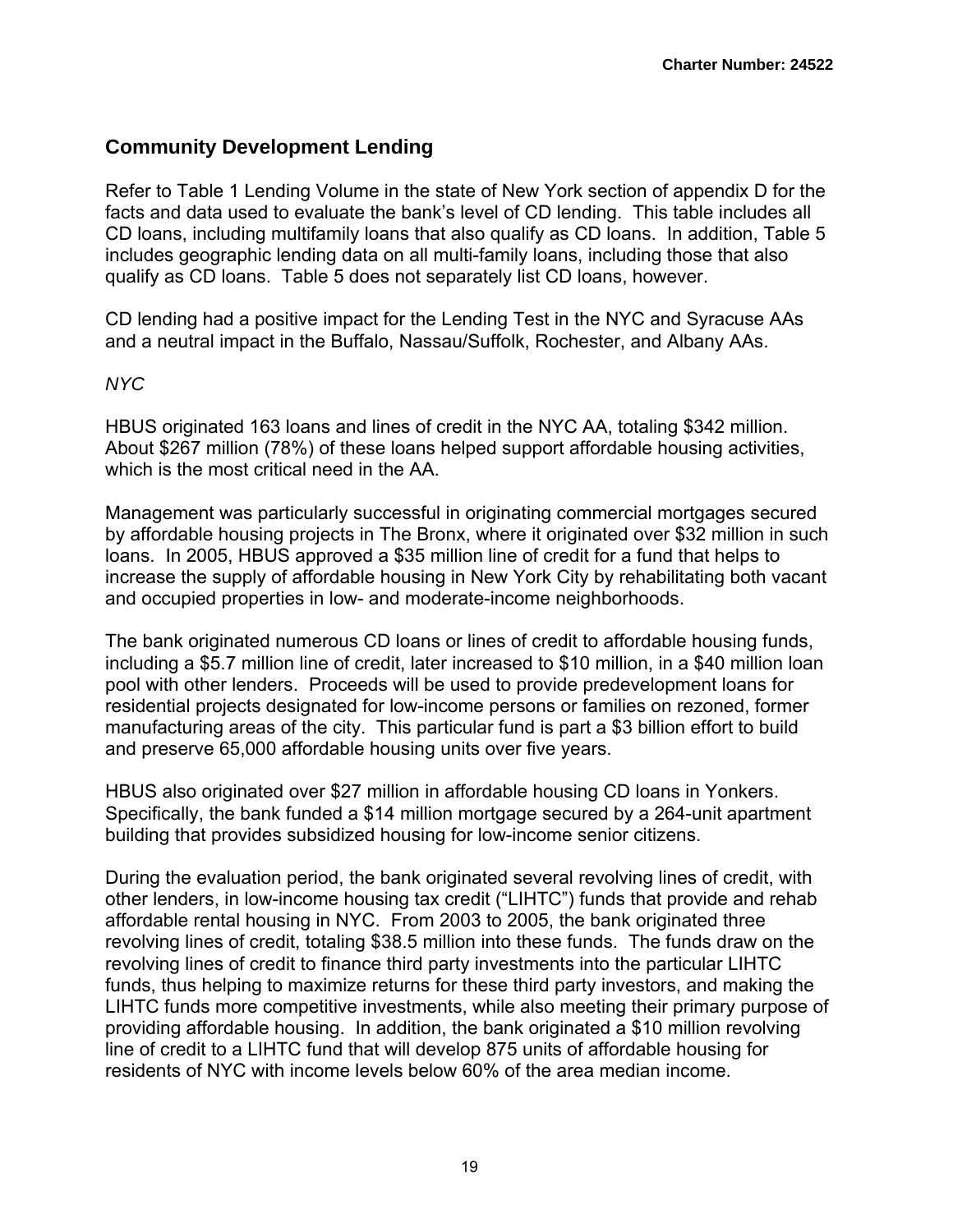## Community Development Lending

Refer to Table 1 Lending Volume in the state of New York section of appendix D for the facts and data used to evaluate the bank's level of CD lending. This table includes all CD loans, including multifamily loans that also qualify as CD loans. In addition, Table 5 includes geographic lending data on all multi-family loans, including those that also qualify as CD loans. Table 5 does not separately list CD loans, however.

CD lending had a positive impact for the Lending Test in the NYC and Syracuse AAs and a neutral impact in the Buffalo, Nassau/Suffolk, Rochester, and Albany AAs.

*NYC*

HBUS originated 163 loans and lines of credit in the NYC AA, totaling $342 million. About $267 million (78%) of these loans helped support affordable housing activities, which is the most critical need in the AA.

Management was particularly successful in originating commercial mortgages secured by affordable housing projects in The Bronx, where it originated over $32 million in such loans. In 2005, HBUS approved a $35 million line of credit for a fund that helps to increase the supply of affordable housing in New York City by rehabilitating both vacant and occupied properties in low- and moderate-income neighborhoods.

The bank originated numerous CD loans or lines of credit to affordable housing funds, including a $5.7 million line of credit, later increased to $10 million, in a $40 million loan pool with other lenders. Proceeds will be used to provide predevelopment loans for residential projects designated for low-income persons or families on rezoned, former manufacturing areas of the city. This particular fund is part a $3 billion effort to build and preserve 65,000 affordable housing units over five years.

HBUS also originated over $27 million in affordable housing CD loans in Yonkers. Specifically, the bank funded a $14 million mortgage secured by a 264-unit apartment building that provides subsidized housing for low-income senior citizens.

During the evaluation period, the bank originated several revolving lines of credit, with other lenders, in low-income housing tax credit ("LIHTC") funds that provide and rehab affordable rental housing in NYC. From 2003 to 2005, the bank originated three revolving lines of credit, totaling $38.5 million into these funds. The funds draw on the revolving lines of credit to finance third party investments into the particular LIHTC funds, thus helping to maximize returns for these third party investors, and making the LIHTC funds more competitive investments, while also meeting their primary purpose of providing affordable housing. In addition, the bank originated a $10 million revolving line of credit to a LIHTC fund that will develop 875 units of affordable housing for residents of NYC with income levels below 60% of the area median income.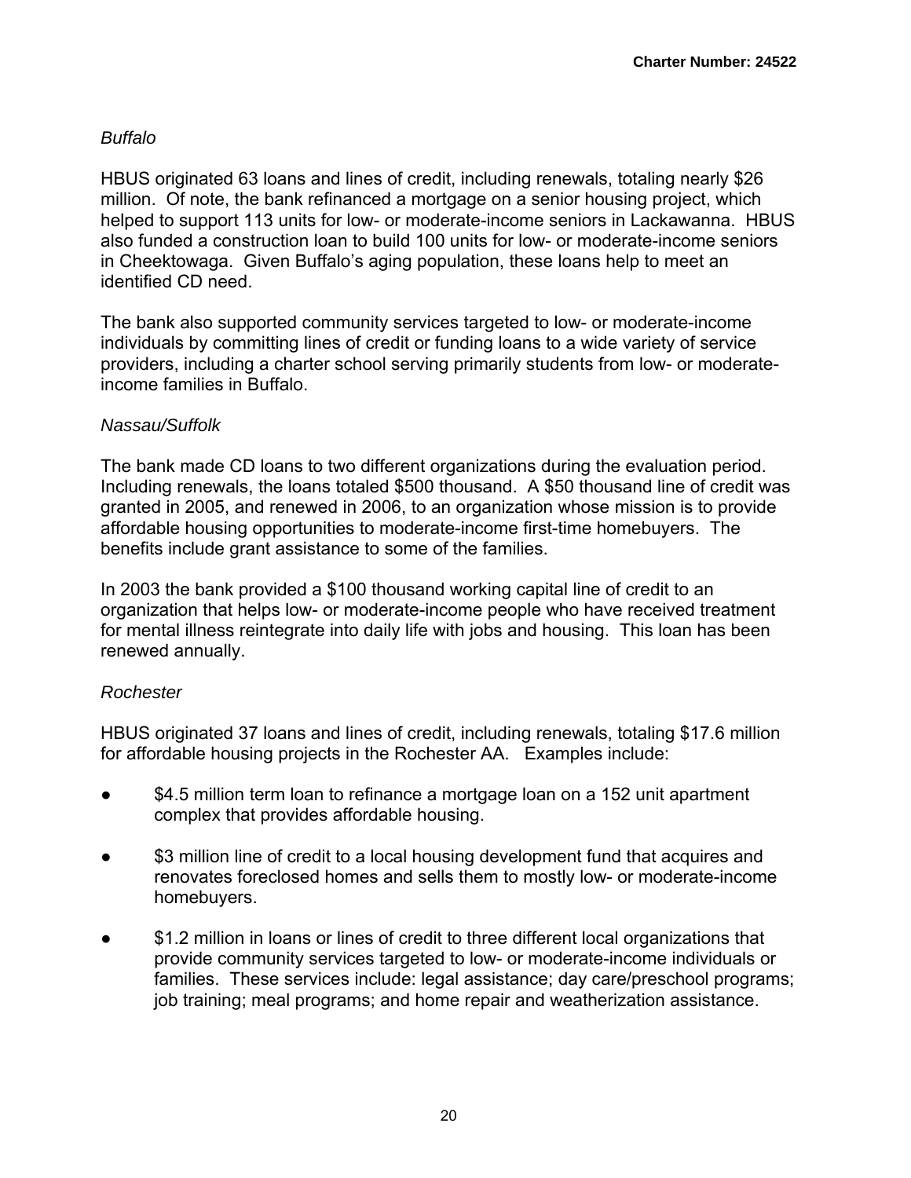*Buffalo*

HBUS originated 63 loans and lines of credit, including renewals, totaling nearly $26 million. Of note, the bank refinanced a mortgage on a senior housing project, which helped to support 113 units for low- or moderate-income seniors in Lackawanna. HBUS also funded a construction loan to build 100 units for low- or moderate-income seniors in Cheektowaga. Given Buffalo's aging population, these loans help to meet an identified CD need.

The bank also supported community services targeted to low- or moderate-income individuals by committing lines of credit or funding loans to a wide variety of service providers, including a charter school serving primarily students from low- or moderate-income families in Buffalo.

*Nassau/Suffolk*

The bank made CD loans to two different organizations during the evaluation period. Including renewals, the loans totaled $500 thousand. A $50 thousand line of credit was granted in 2005, and renewed in 2006, to an organization whose mission is to provide affordable housing opportunities to moderate-income first-time homebuyers. The benefits include grant assistance to some of the families.

In 2003 the bank provided a $100 thousand working capital line of credit to an organization that helps low- or moderate-income people who have received treatment for mental illness reintegrate into daily life with jobs and housing. This loan has been renewed annually.

*Rochester*

HBUS originated 37 loans and lines of credit, including renewals, totaling $17.6 million for affordable housing projects in the Rochester AA. Examples include:

- $4.5 million term loan to refinance a mortgage loan on a 152 unit apartment complex that provides affordable housing.
- $3 million line of credit to a local housing development fund that acquires and renovates foreclosed homes and sells them to mostly low- or moderate-income homebuyers.
- $1.2 million in loans or lines of credit to three different local organizations that provide community services targeted to low- or moderate-income individuals or families. These services include: legal assistance; day care/preschool programs; job training; meal programs; and home repair and weatherization assistance.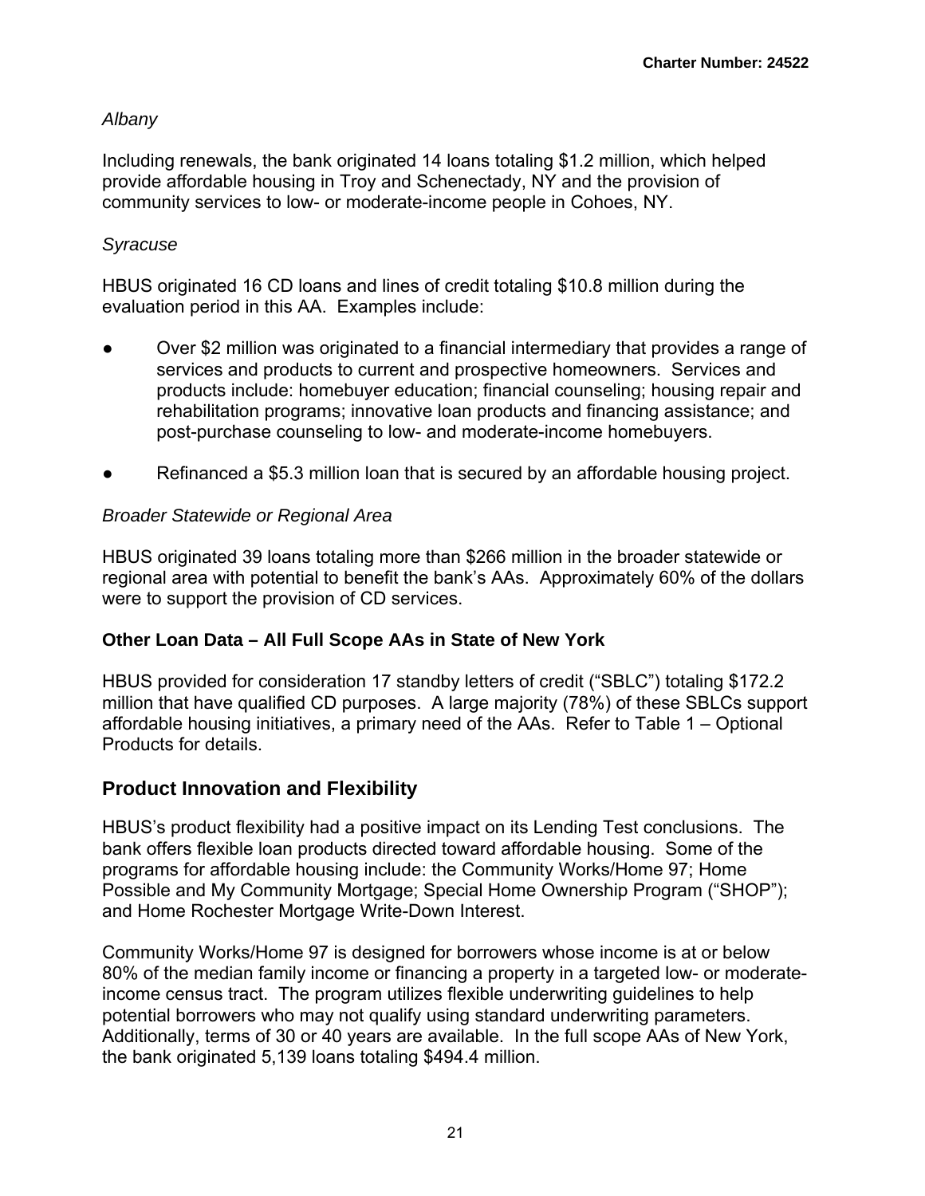*Albany*

Including renewals, the bank originated 14 loans totaling $1.2 million, which helped provide affordable housing in Troy and Schenectady, NY and the provision of community services to low- or moderate-income people in Cohoes, NY.

*Syracuse*

HBUS originated 16 CD loans and lines of credit totaling $10.8 million during the evaluation period in this AA. Examples include:

- Over $2 million was originated to a financial intermediary that provides a range of services and products to current and prospective homeowners. Services and products include: homebuyer education; financial counseling; housing repair and rehabilitation programs; innovative loan products and financing assistance; and post-purchase counseling to low- and moderate-income homebuyers.
- Refinanced a $5.3 million loan that is secured by an affordable housing project.

*Broader Statewide or Regional Area*

HBUS originated 39 loans totaling more than $266 million in the broader statewide or regional area with potential to benefit the bank's AAs. Approximately 60% of the dollars were to support the provision of CD services.

**Other Loan Data – All Full Scope AAs in State of New York**

HBUS provided for consideration 17 standby letters of credit ("SBLC") totaling $172.2 million that have qualified CD purposes. A large majority (78%) of these SBLCs support affordable housing initiatives, a primary need of the AAs. Refer to Table 1 – Optional Products for details.

## Product Innovation and Flexibility

HBUS's product flexibility had a positive impact on its Lending Test conclusions. The bank offers flexible loan products directed toward affordable housing. Some of the programs for affordable housing include: the Community Works/Home 97; Home Possible and My Community Mortgage; Special Home Ownership Program ("SHOP"); and Home Rochester Mortgage Write-Down Interest.

Community Works/Home 97 is designed for borrowers whose income is at or below 80% of the median family income or financing a property in a targeted low- or moderate-income census tract. The program utilizes flexible underwriting guidelines to help potential borrowers who may not qualify using standard underwriting parameters. Additionally, terms of 30 or 40 years are available. In the full scope AAs of New York, the bank originated 5,139 loans totaling $494.4 million.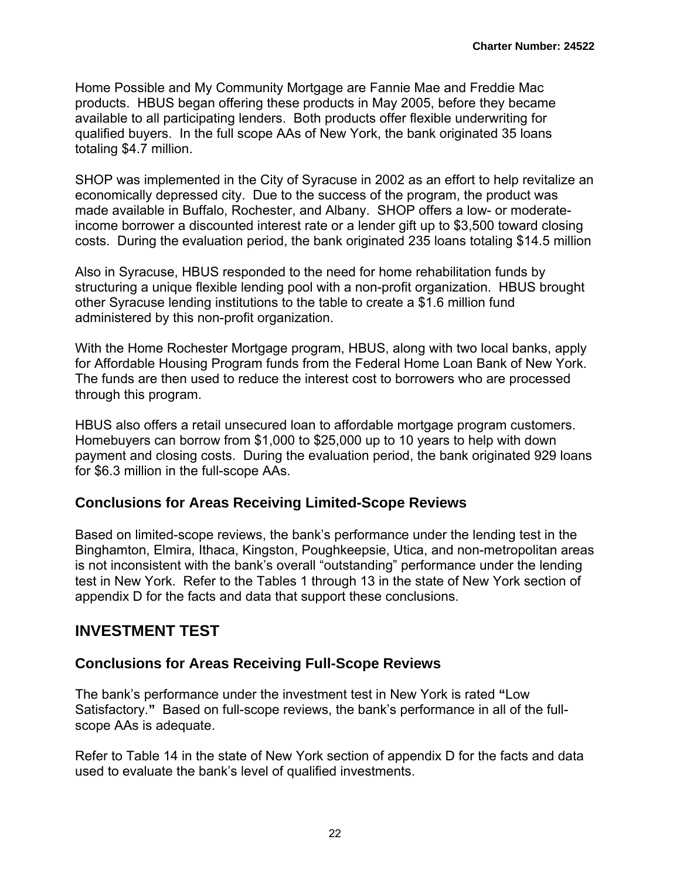Home Possible and My Community Mortgage are Fannie Mae and Freddie Mac products. HBUS began offering these products in May 2005, before they became available to all participating lenders. Both products offer flexible underwriting for qualified buyers. In the full scope AAs of New York, the bank originated 35 loans totaling $4.7 million.

SHOP was implemented in the City of Syracuse in 2002 as an effort to help revitalize an economically depressed city. Due to the success of the program, the product was made available in Buffalo, Rochester, and Albany. SHOP offers a low- or moderate-income borrower a discounted interest rate or a lender gift up to $3,500 toward closing costs. During the evaluation period, the bank originated 235 loans totaling $14.5 million

Also in Syracuse, HBUS responded to the need for home rehabilitation funds by structuring a unique flexible lending pool with a non-profit organization. HBUS brought other Syracuse lending institutions to the table to create a $1.6 million fund administered by this non-profit organization.

With the Home Rochester Mortgage program, HBUS, along with two local banks, apply for Affordable Housing Program funds from the Federal Home Loan Bank of New York. The funds are then used to reduce the interest cost to borrowers who are processed through this program.

HBUS also offers a retail unsecured loan to affordable mortgage program customers. Homebuyers can borrow from $1,000 to $25,000 up to 10 years to help with down payment and closing costs. During the evaluation period, the bank originated 929 loans for $6.3 million in the full-scope AAs.

### Conclusions for Areas Receiving Limited-Scope Reviews

Based on limited-scope reviews, the bank's performance under the lending test in the Binghamton, Elmira, Ithaca, Kingston, Poughkeepsie, Utica, and non-metropolitan areas is not inconsistent with the bank's overall "outstanding" performance under the lending test in New York. Refer to the Tables 1 through 13 in the state of New York section of appendix D for the facts and data that support these conclusions.

## INVESTMENT TEST

### Conclusions for Areas Receiving Full-Scope Reviews

The bank's performance under the investment test in New York is rated **"**Low Satisfactory.**"** Based on full-scope reviews, the bank's performance in all of the full-scope AAs is adequate.

Refer to Table 14 in the state of New York section of appendix D for the facts and data used to evaluate the bank's level of qualified investments.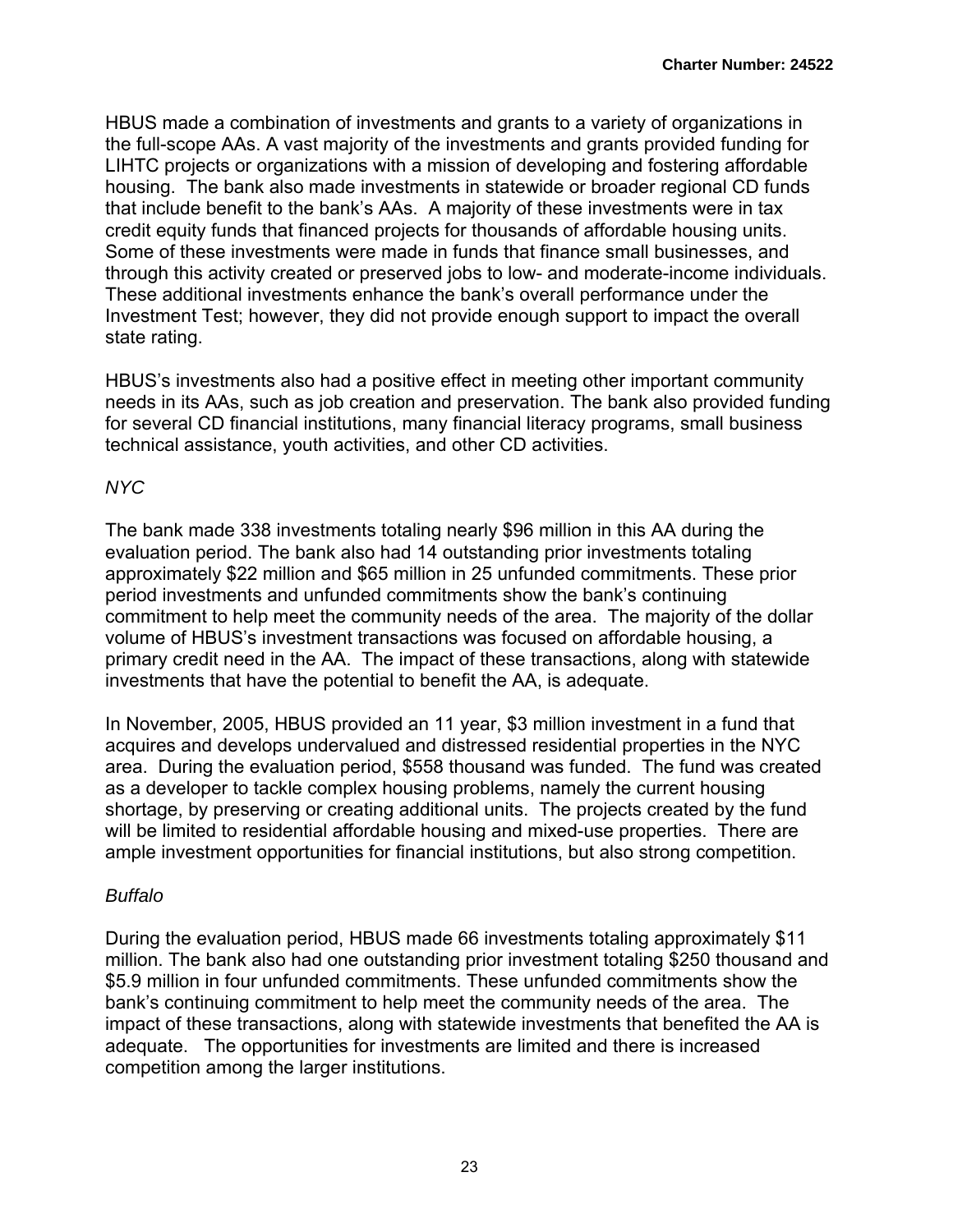HBUS made a combination of investments and grants to a variety of organizations in the full-scope AAs. A vast majority of the investments and grants provided funding for LIHTC projects or organizations with a mission of developing and fostering affordable housing. The bank also made investments in statewide or broader regional CD funds that include benefit to the bank's AAs. A majority of these investments were in tax credit equity funds that financed projects for thousands of affordable housing units. Some of these investments were made in funds that finance small businesses, and through this activity created or preserved jobs to low- and moderate-income individuals. These additional investments enhance the bank's overall performance under the Investment Test; however, they did not provide enough support to impact the overall state rating.

HBUS's investments also had a positive effect in meeting other important community needs in its AAs, such as job creation and preservation. The bank also provided funding for several CD financial institutions, many financial literacy programs, small business technical assistance, youth activities, and other CD activities.

*NYC*

The bank made 338 investments totaling nearly $96 million in this AA during the evaluation period. The bank also had 14 outstanding prior investments totaling approximately $22 million and $65 million in 25 unfunded commitments. These prior period investments and unfunded commitments show the bank's continuing commitment to help meet the community needs of the area. The majority of the dollar volume of HBUS's investment transactions was focused on affordable housing, a primary credit need in the AA. The impact of these transactions, along with statewide investments that have the potential to benefit the AA, is adequate.

In November, 2005, HBUS provided an 11 year, $3 million investment in a fund that acquires and develops undervalued and distressed residential properties in the NYC area. During the evaluation period, $558 thousand was funded. The fund was created as a developer to tackle complex housing problems, namely the current housing shortage, by preserving or creating additional units. The projects created by the fund will be limited to residential affordable housing and mixed-use properties. There are ample investment opportunities for financial institutions, but also strong competition.

*Buffalo*

During the evaluation period, HBUS made 66 investments totaling approximately $11 million. The bank also had one outstanding prior investment totaling $250 thousand and $5.9 million in four unfunded commitments. These unfunded commitments show the bank's continuing commitment to help meet the community needs of the area. The impact of these transactions, along with statewide investments that benefited the AA is adequate. The opportunities for investments are limited and there is increased competition among the larger institutions.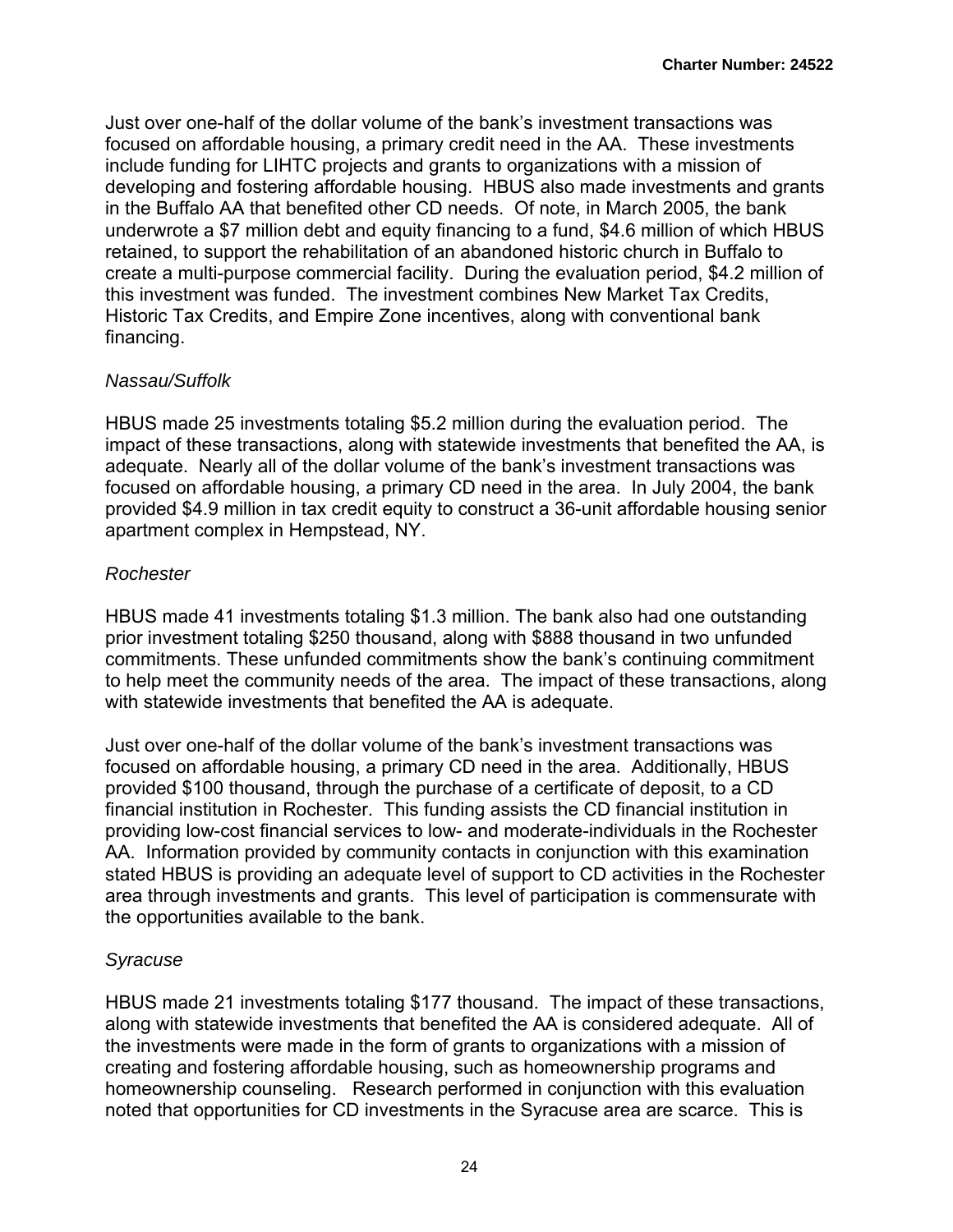Just over one-half of the dollar volume of the bank's investment transactions was focused on affordable housing, a primary credit need in the AA. These investments include funding for LIHTC projects and grants to organizations with a mission of developing and fostering affordable housing. HBUS also made investments and grants in the Buffalo AA that benefited other CD needs. Of note, in March 2005, the bank underwrote a $7 million debt and equity financing to a fund, $4.6 million of which HBUS retained, to support the rehabilitation of an abandoned historic church in Buffalo to create a multi-purpose commercial facility. During the evaluation period, $4.2 million of this investment was funded. The investment combines New Market Tax Credits, Historic Tax Credits, and Empire Zone incentives, along with conventional bank financing.

*Nassau/Suffolk*

HBUS made 25 investments totaling $5.2 million during the evaluation period. The impact of these transactions, along with statewide investments that benefited the AA, is adequate. Nearly all of the dollar volume of the bank's investment transactions was focused on affordable housing, a primary CD need in the area. In July 2004, the bank provided $4.9 million in tax credit equity to construct a 36-unit affordable housing senior apartment complex in Hempstead, NY.

*Rochester*

HBUS made 41 investments totaling $1.3 million. The bank also had one outstanding prior investment totaling $250 thousand, along with $888 thousand in two unfunded commitments. These unfunded commitments show the bank's continuing commitment to help meet the community needs of the area. The impact of these transactions, along with statewide investments that benefited the AA is adequate.

Just over one-half of the dollar volume of the bank's investment transactions was focused on affordable housing, a primary CD need in the area. Additionally, HBUS provided $100 thousand, through the purchase of a certificate of deposit, to a CD financial institution in Rochester. This funding assists the CD financial institution in providing low-cost financial services to low- and moderate-individuals in the Rochester AA. Information provided by community contacts in conjunction with this examination stated HBUS is providing an adequate level of support to CD activities in the Rochester area through investments and grants. This level of participation is commensurate with the opportunities available to the bank.

*Syracuse*

HBUS made 21 investments totaling $177 thousand. The impact of these transactions, along with statewide investments that benefited the AA is considered adequate. All of the investments were made in the form of grants to organizations with a mission of creating and fostering affordable housing, such as homeownership programs and homeownership counseling. Research performed in conjunction with this evaluation noted that opportunities for CD investments in the Syracuse area are scarce. This is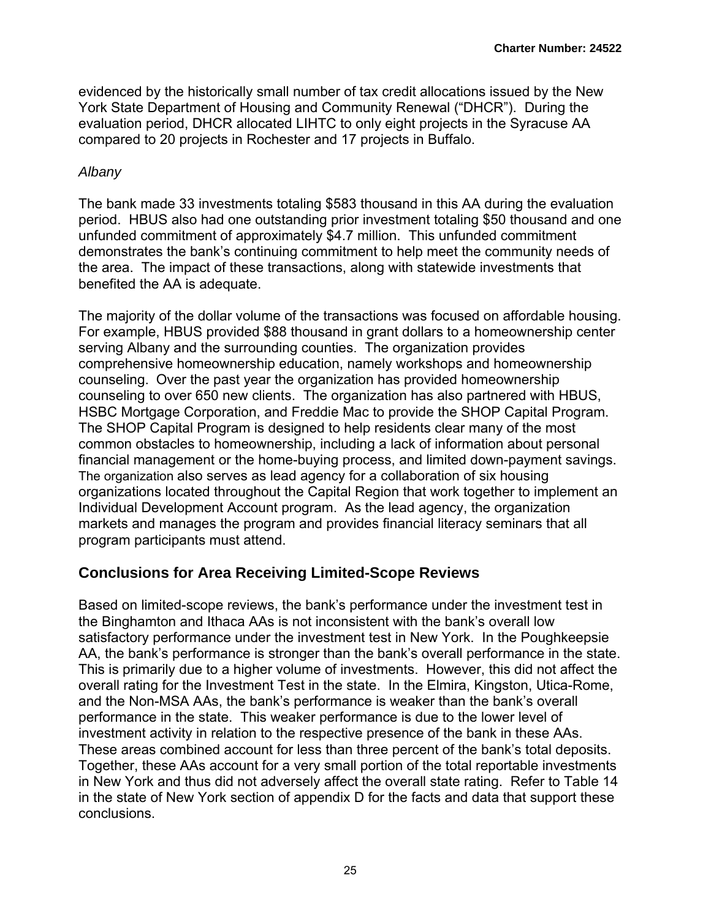evidenced by the historically small number of tax credit allocations issued by the New York State Department of Housing and Community Renewal ("DHCR"). During the evaluation period, DHCR allocated LIHTC to only eight projects in the Syracuse AA compared to 20 projects in Rochester and 17 projects in Buffalo.

*Albany*

The bank made 33 investments totaling $583 thousand in this AA during the evaluation period. HBUS also had one outstanding prior investment totaling $50 thousand and one unfunded commitment of approximately $4.7 million. This unfunded commitment demonstrates the bank's continuing commitment to help meet the community needs of the area. The impact of these transactions, along with statewide investments that benefited the AA is adequate.

The majority of the dollar volume of the transactions was focused on affordable housing. For example, HBUS provided $88 thousand in grant dollars to a homeownership center serving Albany and the surrounding counties. The organization provides comprehensive homeownership education, namely workshops and homeownership counseling. Over the past year the organization has provided homeownership counseling to over 650 new clients. The organization has also partnered with HBUS, HSBC Mortgage Corporation, and Freddie Mac to provide the SHOP Capital Program. The SHOP Capital Program is designed to help residents clear many of the most common obstacles to homeownership, including a lack of information about personal financial management or the home-buying process, and limited down-payment savings. The organization also serves as lead agency for a collaboration of six housing organizations located throughout the Capital Region that work together to implement an Individual Development Account program. As the lead agency, the organization markets and manages the program and provides financial literacy seminars that all program participants must attend.

## Conclusions for Area Receiving Limited-Scope Reviews

Based on limited-scope reviews, the bank's performance under the investment test in the Binghamton and Ithaca AAs is not inconsistent with the bank's overall low satisfactory performance under the investment test in New York. In the Poughkeepsie AA, the bank's performance is stronger than the bank's overall performance in the state. This is primarily due to a higher volume of investments. However, this did not affect the overall rating for the Investment Test in the state. In the Elmira, Kingston, Utica-Rome, and the Non-MSA AAs, the bank's performance is weaker than the bank's overall performance in the state. This weaker performance is due to the lower level of investment activity in relation to the respective presence of the bank in these AAs. These areas combined account for less than three percent of the bank's total deposits. Together, these AAs account for a very small portion of the total reportable investments in New York and thus did not adversely affect the overall state rating. Refer to Table 14 in the state of New York section of appendix D for the facts and data that support these conclusions.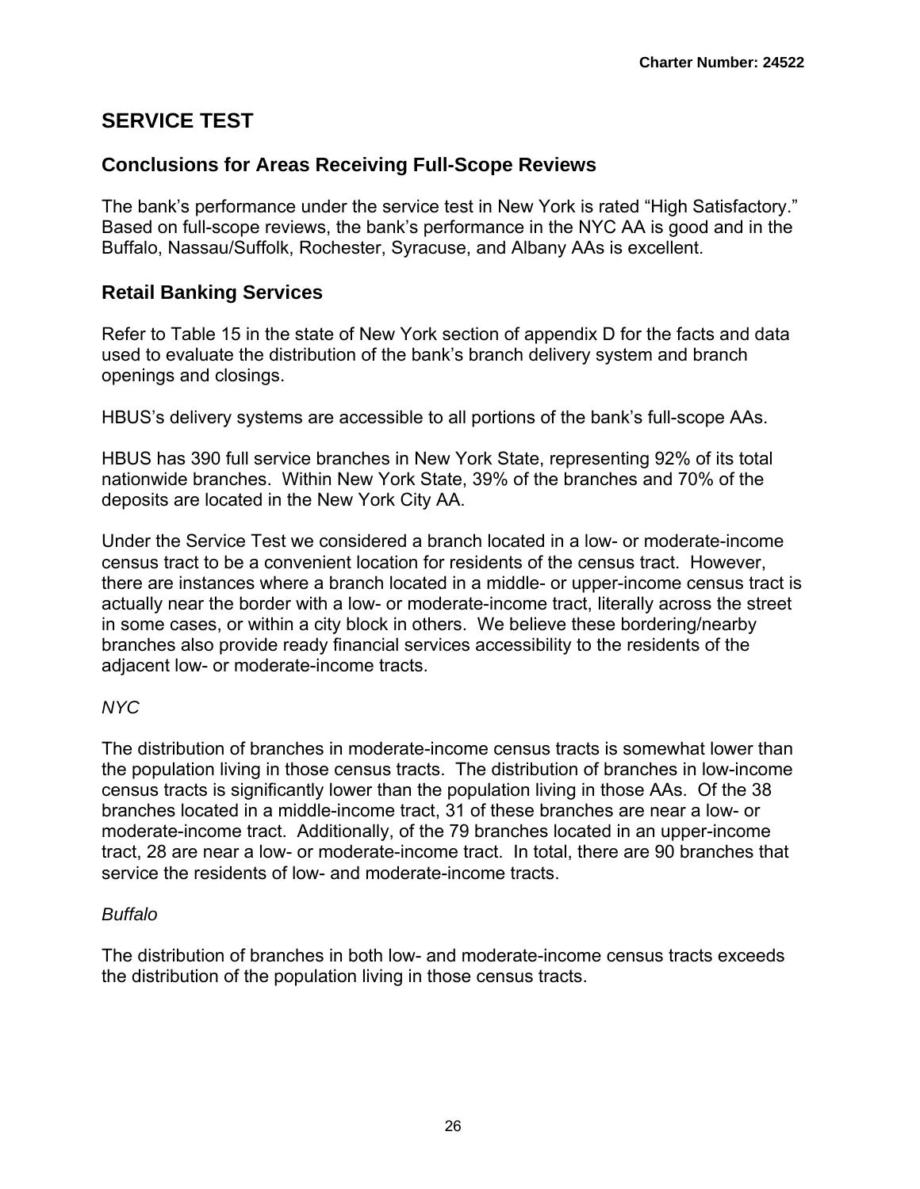## SERVICE TEST

### Conclusions for Areas Receiving Full-Scope Reviews

The bank's performance under the service test in New York is rated "High Satisfactory." Based on full-scope reviews, the bank's performance in the NYC AA is good and in the Buffalo, Nassau/Suffolk, Rochester, Syracuse, and Albany AAs is excellent.

### Retail Banking Services

Refer to Table 15 in the state of New York section of appendix D for the facts and data used to evaluate the distribution of the bank's branch delivery system and branch openings and closings.

HBUS's delivery systems are accessible to all portions of the bank's full-scope AAs.

HBUS has 390 full service branches in New York State, representing 92% of its total nationwide branches. Within New York State, 39% of the branches and 70% of the deposits are located in the New York City AA.

Under the Service Test we considered a branch located in a low- or moderate-income census tract to be a convenient location for residents of the census tract. However, there are instances where a branch located in a middle- or upper-income census tract is actually near the border with a low- or moderate-income tract, literally across the street in some cases, or within a city block in others. We believe these bordering/nearby branches also provide ready financial services accessibility to the residents of the adjacent low- or moderate-income tracts.

*NYC*

The distribution of branches in moderate-income census tracts is somewhat lower than the population living in those census tracts. The distribution of branches in low-income census tracts is significantly lower than the population living in those AAs. Of the 38 branches located in a middle-income tract, 31 of these branches are near a low- or moderate-income tract. Additionally, of the 79 branches located in an upper-income tract, 28 are near a low- or moderate-income tract. In total, there are 90 branches that service the residents of low- and moderate-income tracts.

*Buffalo*

The distribution of branches in both low- and moderate-income census tracts exceeds the distribution of the population living in those census tracts.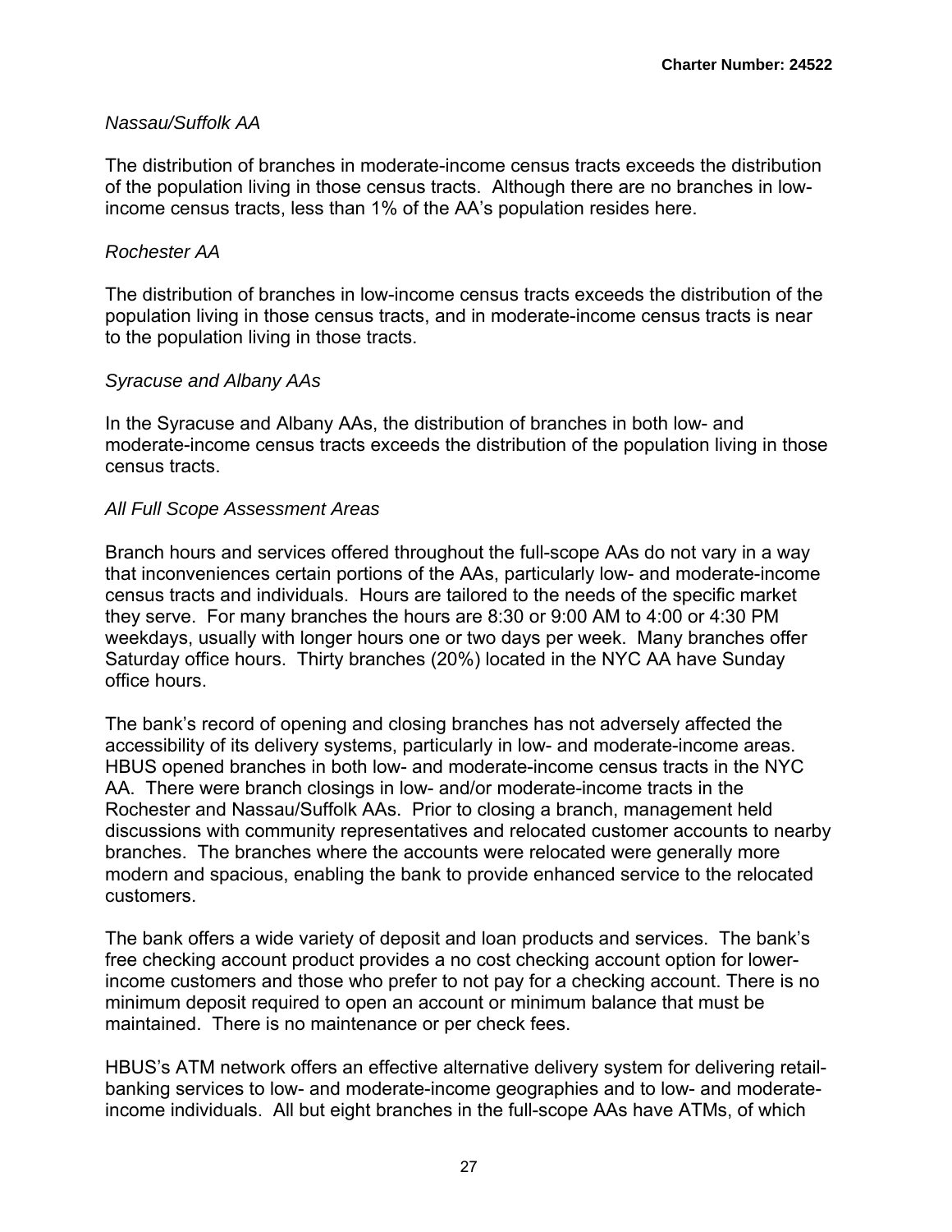*Nassau/Suffolk AA*

The distribution of branches in moderate-income census tracts exceeds the distribution of the population living in those census tracts. Although there are no branches in low-income census tracts, less than 1% of the AA's population resides here.

*Rochester AA*

The distribution of branches in low-income census tracts exceeds the distribution of the population living in those census tracts, and in moderate-income census tracts is near to the population living in those tracts.

*Syracuse and Albany AAs*

In the Syracuse and Albany AAs, the distribution of branches in both low- and moderate-income census tracts exceeds the distribution of the population living in those census tracts.

*All Full Scope Assessment Areas*

Branch hours and services offered throughout the full-scope AAs do not vary in a way that inconveniences certain portions of the AAs, particularly low- and moderate-income census tracts and individuals. Hours are tailored to the needs of the specific market they serve. For many branches the hours are 8:30 or 9:00 AM to 4:00 or 4:30 PM weekdays, usually with longer hours one or two days per week. Many branches offer Saturday office hours. Thirty branches (20%) located in the NYC AA have Sunday office hours.

The bank's record of opening and closing branches has not adversely affected the accessibility of its delivery systems, particularly in low- and moderate-income areas. HBUS opened branches in both low- and moderate-income census tracts in the NYC AA. There were branch closings in low- and/or moderate-income tracts in the Rochester and Nassau/Suffolk AAs. Prior to closing a branch, management held discussions with community representatives and relocated customer accounts to nearby branches. The branches where the accounts were relocated were generally more modern and spacious, enabling the bank to provide enhanced service to the relocated customers.

The bank offers a wide variety of deposit and loan products and services. The bank's free checking account product provides a no cost checking account option for lower-income customers and those who prefer to not pay for a checking account. There is no minimum deposit required to open an account or minimum balance that must be maintained. There is no maintenance or per check fees.

HBUS's ATM network offers an effective alternative delivery system for delivering retail-banking services to low- and moderate-income geographies and to low- and moderate-income individuals. All but eight branches in the full-scope AAs have ATMs, of which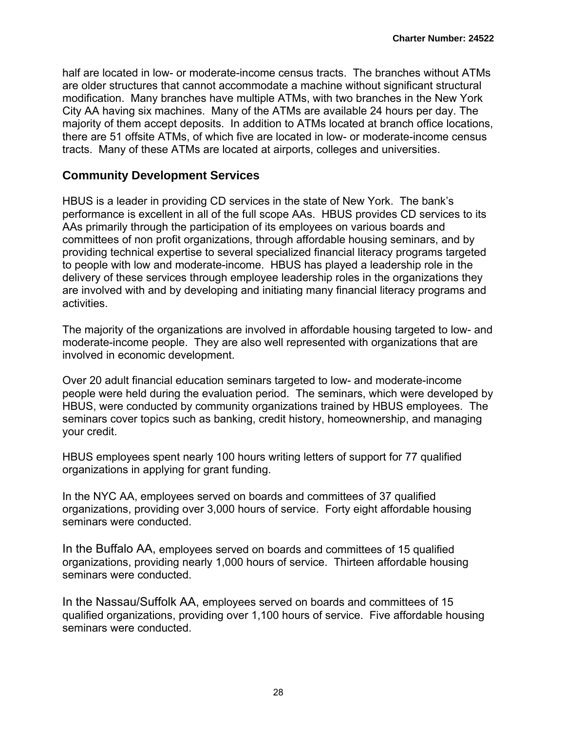half are located in low- or moderate-income census tracts. The branches without ATMs are older structures that cannot accommodate a machine without significant structural modification. Many branches have multiple ATMs, with two branches in the New York City AA having six machines. Many of the ATMs are available 24 hours per day. The majority of them accept deposits. In addition to ATMs located at branch office locations, there are 51 offsite ATMs, of which five are located in low- or moderate-income census tracts. Many of these ATMs are located at airports, colleges and universities.

## Community Development Services

HBUS is a leader in providing CD services in the state of New York. The bank's performance is excellent in all of the full scope AAs. HBUS provides CD services to its AAs primarily through the participation of its employees on various boards and committees of non profit organizations, through affordable housing seminars, and by providing technical expertise to several specialized financial literacy programs targeted to people with low and moderate-income. HBUS has played a leadership role in the delivery of these services through employee leadership roles in the organizations they are involved with and by developing and initiating many financial literacy programs and activities.

The majority of the organizations are involved in affordable housing targeted to low- and moderate-income people. They are also well represented with organizations that are involved in economic development.

Over 20 adult financial education seminars targeted to low- and moderate-income people were held during the evaluation period. The seminars, which were developed by HBUS, were conducted by community organizations trained by HBUS employees. The seminars cover topics such as banking, credit history, homeownership, and managing your credit.

HBUS employees spent nearly 100 hours writing letters of support for 77 qualified organizations in applying for grant funding.

In the NYC AA, employees served on boards and committees of 37 qualified organizations, providing over 3,000 hours of service. Forty eight affordable housing seminars were conducted.

In the Buffalo AA, employees served on boards and committees of 15 qualified organizations, providing nearly 1,000 hours of service. Thirteen affordable housing seminars were conducted.

In the Nassau/Suffolk AA, employees served on boards and committees of 15 qualified organizations, providing over 1,100 hours of service. Five affordable housing seminars were conducted.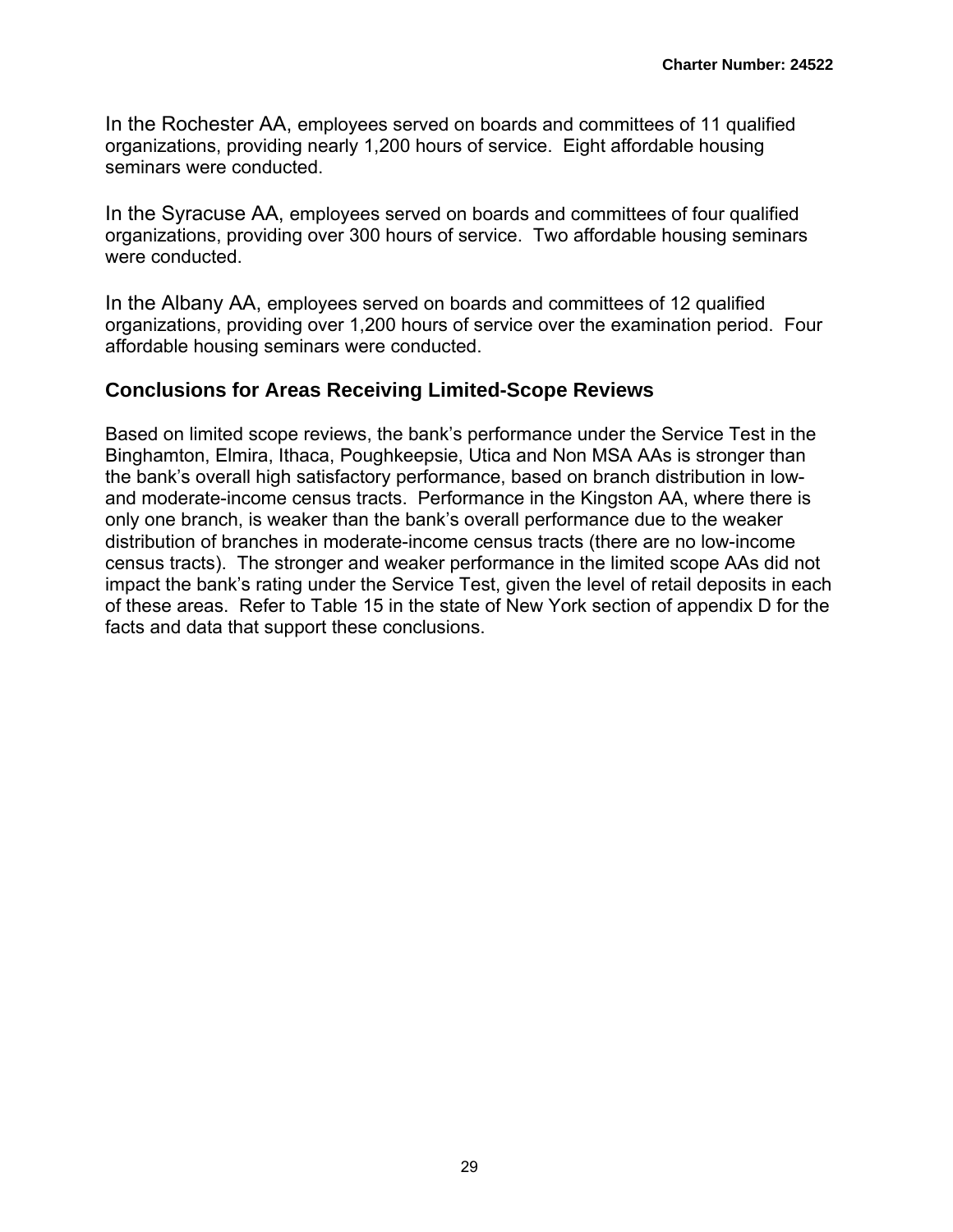In the Rochester AA, employees served on boards and committees of 11 qualified organizations, providing nearly 1,200 hours of service. Eight affordable housing seminars were conducted.

In the Syracuse AA, employees served on boards and committees of four qualified organizations, providing over 300 hours of service. Two affordable housing seminars were conducted.

In the Albany AA, employees served on boards and committees of 12 qualified organizations, providing over 1,200 hours of service over the examination period. Four affordable housing seminars were conducted.

### Conclusions for Areas Receiving Limited-Scope Reviews

Based on limited scope reviews, the bank's performance under the Service Test in the Binghamton, Elmira, Ithaca, Poughkeepsie, Utica and Non MSA AAs is stronger than the bank's overall high satisfactory performance, based on branch distribution in low- and moderate-income census tracts. Performance in the Kingston AA, where there is only one branch, is weaker than the bank's overall performance due to the weaker distribution of branches in moderate-income census tracts (there are no low-income census tracts). The stronger and weaker performance in the limited scope AAs did not impact the bank's rating under the Service Test, given the level of retail deposits in each of these areas. Refer to Table 15 in the state of New York section of appendix D for the facts and data that support these conclusions.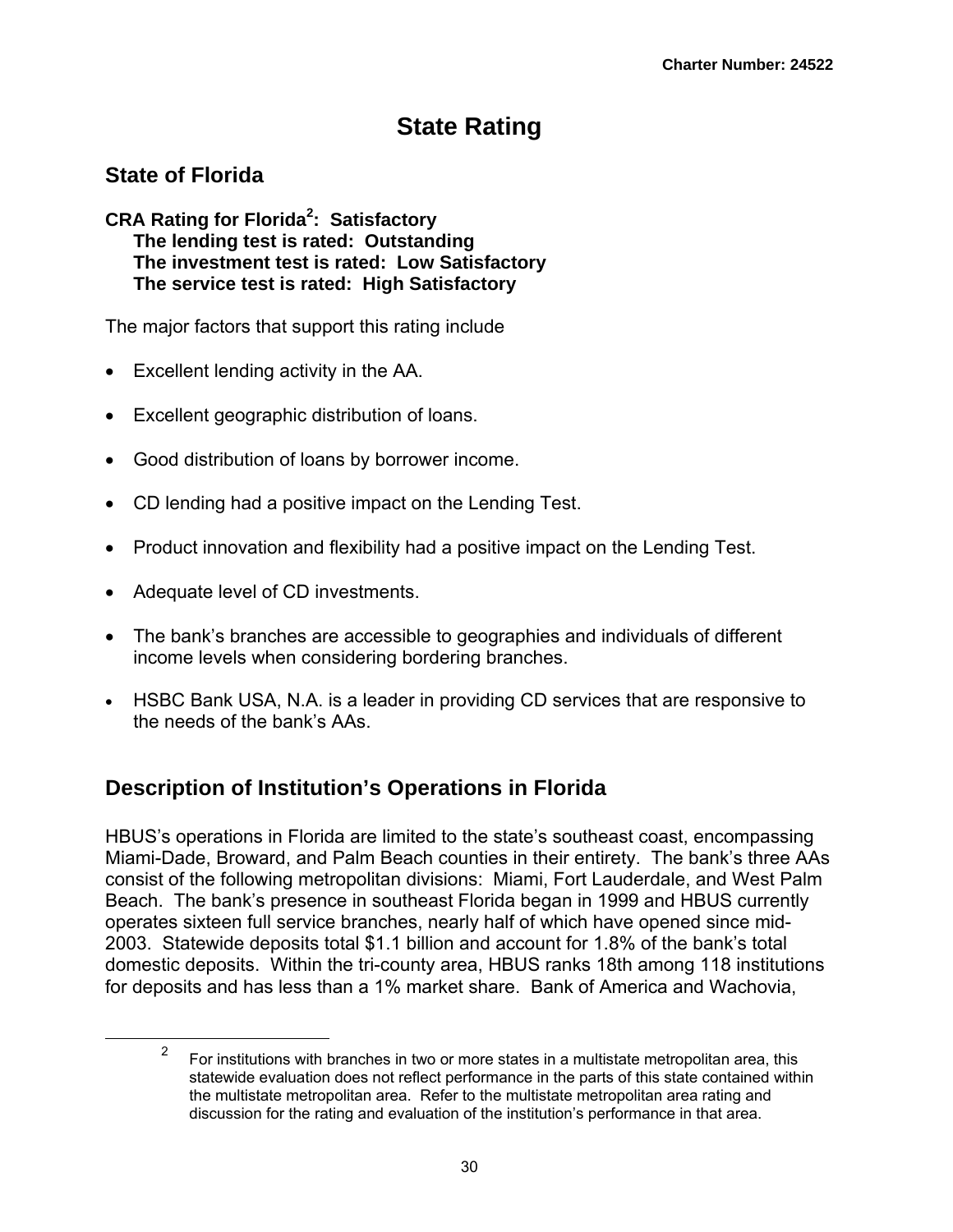# State Rating

## State of Florida

**CRA Rating for Florida[2]: Satisfactory**
**The lending test is rated: Outstanding**
**The investment test is rated: Low Satisfactory**
**The service test is rated: High Satisfactory**

The major factors that support this rating include

- Excellent lending activity in the AA.
- Excellent geographic distribution of loans.
- Good distribution of loans by borrower income.
- CD lending had a positive impact on the Lending Test.
- Product innovation and flexibility had a positive impact on the Lending Test.
- Adequate level of CD investments.
- The bank's branches are accessible to geographies and individuals of different income levels when considering bordering branches.
- HSBC Bank USA, N.A. is a leader in providing CD services that are responsive to the needs of the bank's AAs.

## Description of Institution's Operations in Florida

HBUS's operations in Florida are limited to the state's southeast coast, encompassing Miami-Dade, Broward, and Palm Beach counties in their entirety. The bank's three AAs consist of the following metropolitan divisions: Miami, Fort Lauderdale, and West Palm Beach. The bank's presence in southeast Florida began in 1999 and HBUS currently operates sixteen full service branches, nearly half of which have opened since mid-2003. Statewide deposits total $1.1 billion and account for 1.8% of the bank's total domestic deposits. Within the tri-county area, HBUS ranks 18th among 118 institutions for deposits and has less than a 1% market share. Bank of America and Wachovia,

---

[2] For institutions with branches in two or more states in a multistate metropolitan area, this statewide evaluation does not reflect performance in the parts of this state contained within the multistate metropolitan area. Refer to the multistate metropolitan area rating and discussion for the rating and evaluation of the institution's performance in that area.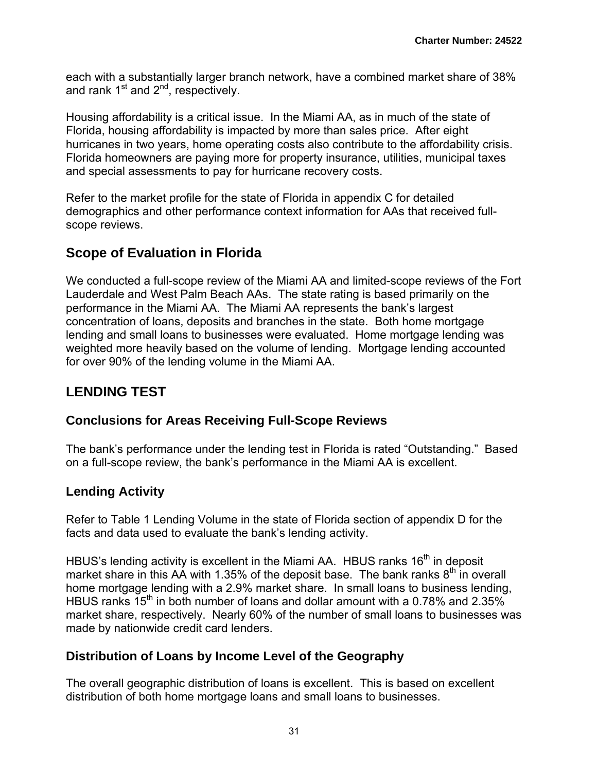each with a substantially larger branch network, have a combined market share of 38% and rank 1st and 2nd, respectively.

Housing affordability is a critical issue. In the Miami AA, as in much of the state of Florida, housing affordability is impacted by more than sales price. After eight hurricanes in two years, home operating costs also contribute to the affordability crisis. Florida homeowners are paying more for property insurance, utilities, municipal taxes and special assessments to pay for hurricane recovery costs.

Refer to the market profile for the state of Florida in appendix C for detailed demographics and other performance context information for AAs that received full-scope reviews.

## Scope of Evaluation in Florida

We conducted a full-scope review of the Miami AA and limited-scope reviews of the Fort Lauderdale and West Palm Beach AAs. The state rating is based primarily on the performance in the Miami AA. The Miami AA represents the bank's largest concentration of loans, deposits and branches in the state. Both home mortgage lending and small loans to businesses were evaluated. Home mortgage lending was weighted more heavily based on the volume of lending. Mortgage lending accounted for over 90% of the lending volume in the Miami AA.

## LENDING TEST

### Conclusions for Areas Receiving Full-Scope Reviews

The bank's performance under the lending test in Florida is rated "Outstanding." Based on a full-scope review, the bank's performance in the Miami AA is excellent.

### Lending Activity

Refer to Table 1 Lending Volume in the state of Florida section of appendix D for the facts and data used to evaluate the bank's lending activity.

HBUS's lending activity is excellent in the Miami AA. HBUS ranks 16th in deposit market share in this AA with 1.35% of the deposit base. The bank ranks 8th in overall home mortgage lending with a 2.9% market share. In small loans to business lending, HBUS ranks 15th in both number of loans and dollar amount with a 0.78% and 2.35% market share, respectively. Nearly 60% of the number of small loans to businesses was made by nationwide credit card lenders.

### Distribution of Loans by Income Level of the Geography

The overall geographic distribution of loans is excellent. This is based on excellent distribution of both home mortgage loans and small loans to businesses.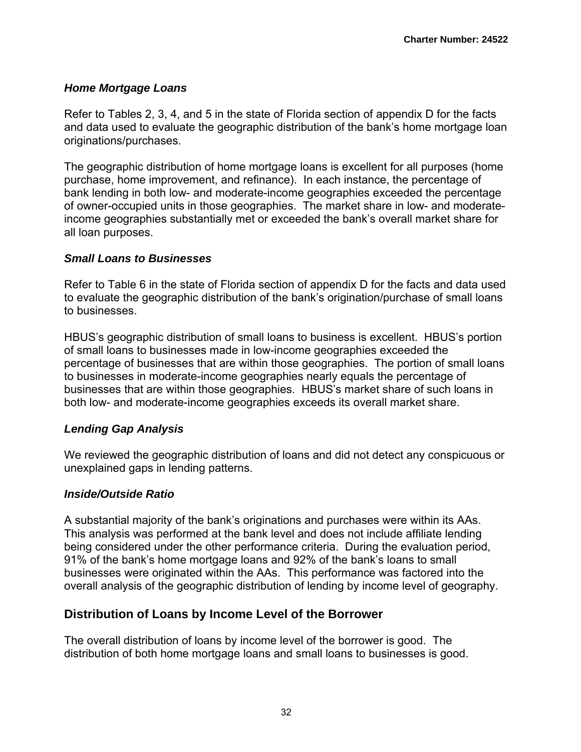### *Home Mortgage Loans*

Refer to Tables 2, 3, 4, and 5 in the state of Florida section of appendix D for the facts and data used to evaluate the geographic distribution of the bank's home mortgage loan originations/purchases.

The geographic distribution of home mortgage loans is excellent for all purposes (home purchase, home improvement, and refinance). In each instance, the percentage of bank lending in both low- and moderate-income geographies exceeded the percentage of owner-occupied units in those geographies. The market share in low- and moderate-income geographies substantially met or exceeded the bank's overall market share for all loan purposes.

### *Small Loans to Businesses*

Refer to Table 6 in the state of Florida section of appendix D for the facts and data used to evaluate the geographic distribution of the bank's origination/purchase of small loans to businesses.

HBUS's geographic distribution of small loans to business is excellent. HBUS's portion of small loans to businesses made in low-income geographies exceeded the percentage of businesses that are within those geographies. The portion of small loans to businesses in moderate-income geographies nearly equals the percentage of businesses that are within those geographies. HBUS's market share of such loans in both low- and moderate-income geographies exceeds its overall market share.

### *Lending Gap Analysis*

We reviewed the geographic distribution of loans and did not detect any conspicuous or unexplained gaps in lending patterns.

### *Inside/Outside Ratio*

A substantial majority of the bank's originations and purchases were within its AAs. This analysis was performed at the bank level and does not include affiliate lending being considered under the other performance criteria. During the evaluation period, 91% of the bank's home mortgage loans and 92% of the bank's loans to small businesses were originated within the AAs. This performance was factored into the overall analysis of the geographic distribution of lending by income level of geography.

## Distribution of Loans by Income Level of the Borrower

The overall distribution of loans by income level of the borrower is good. The distribution of both home mortgage loans and small loans to businesses is good.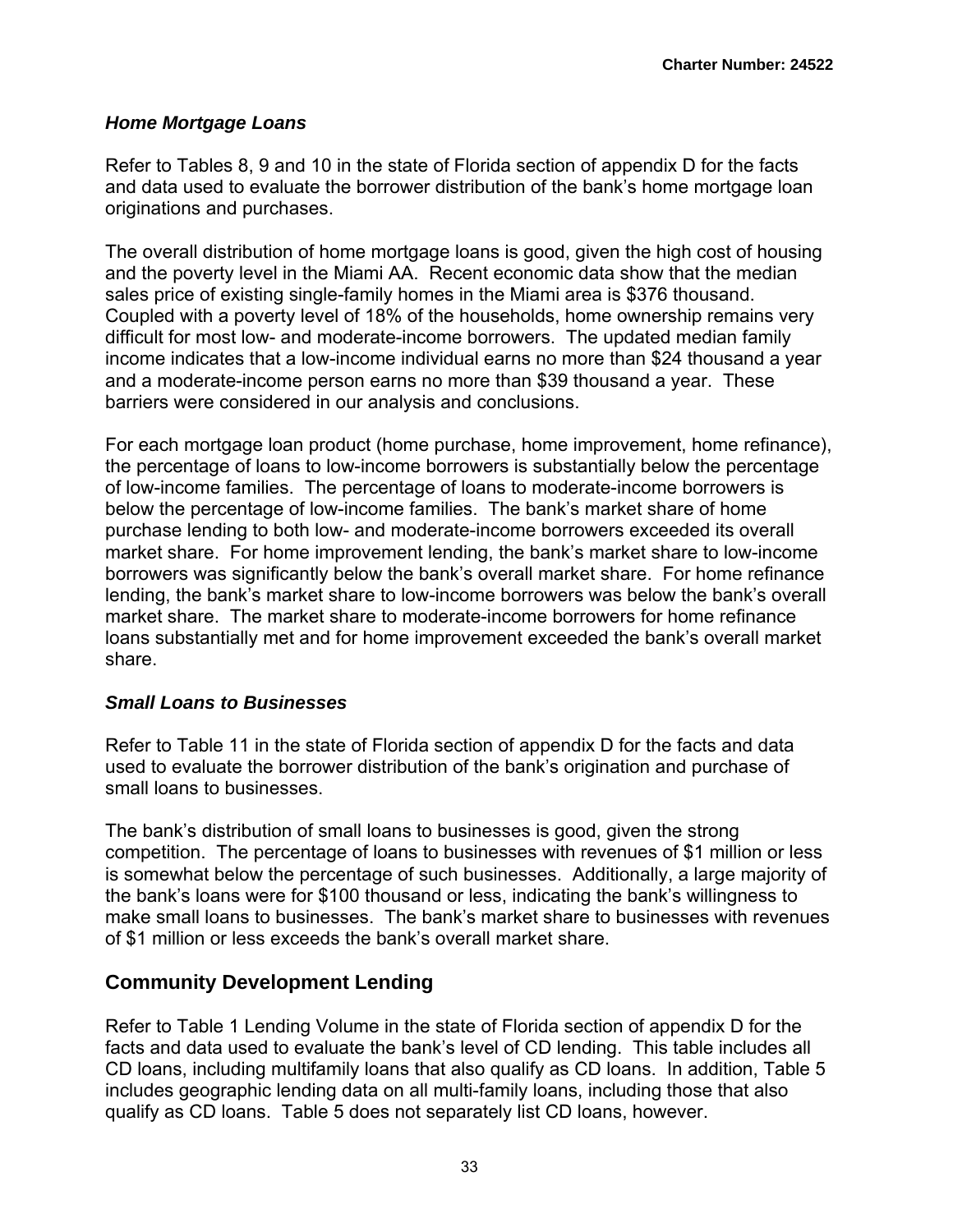### *Home Mortgage Loans*

Refer to Tables 8, 9 and 10 in the state of Florida section of appendix D for the facts and data used to evaluate the borrower distribution of the bank's home mortgage loan originations and purchases.

The overall distribution of home mortgage loans is good, given the high cost of housing and the poverty level in the Miami AA. Recent economic data show that the median sales price of existing single-family homes in the Miami area is $376 thousand. Coupled with a poverty level of 18% of the households, home ownership remains very difficult for most low- and moderate-income borrowers. The updated median family income indicates that a low-income individual earns no more than $24 thousand a year and a moderate-income person earns no more than $39 thousand a year. These barriers were considered in our analysis and conclusions.

For each mortgage loan product (home purchase, home improvement, home refinance), the percentage of loans to low-income borrowers is substantially below the percentage of low-income families. The percentage of loans to moderate-income borrowers is below the percentage of low-income families. The bank's market share of home purchase lending to both low- and moderate-income borrowers exceeded its overall market share. For home improvement lending, the bank's market share to low-income borrowers was significantly below the bank's overall market share. For home refinance lending, the bank's market share to low-income borrowers was below the bank's overall market share. The market share to moderate-income borrowers for home refinance loans substantially met and for home improvement exceeded the bank's overall market share.

### *Small Loans to Businesses*

Refer to Table 11 in the state of Florida section of appendix D for the facts and data used to evaluate the borrower distribution of the bank's origination and purchase of small loans to businesses.

The bank's distribution of small loans to businesses is good, given the strong competition. The percentage of loans to businesses with revenues of $1 million or less is somewhat below the percentage of such businesses. Additionally, a large majority of the bank's loans were for $100 thousand or less, indicating the bank's willingness to make small loans to businesses. The bank's market share to businesses with revenues of $1 million or less exceeds the bank's overall market share.

## Community Development Lending

Refer to Table 1 Lending Volume in the state of Florida section of appendix D for the facts and data used to evaluate the bank's level of CD lending. This table includes all CD loans, including multifamily loans that also qualify as CD loans. In addition, Table 5 includes geographic lending data on all multi-family loans, including those that also qualify as CD loans. Table 5 does not separately list CD loans, however.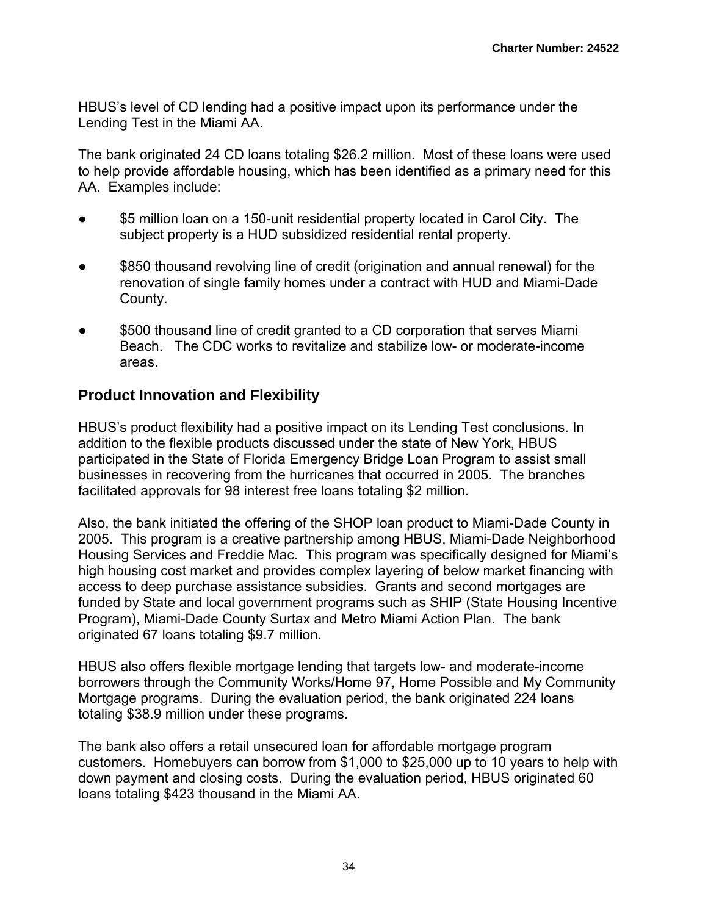HBUS's level of CD lending had a positive impact upon its performance under the Lending Test in the Miami AA.

The bank originated 24 CD loans totaling $26.2 million. Most of these loans were used to help provide affordable housing, which has been identified as a primary need for this AA. Examples include:

- $5 million loan on a 150-unit residential property located in Carol City. The subject property is a HUD subsidized residential rental property.
- $850 thousand revolving line of credit (origination and annual renewal) for the renovation of single family homes under a contract with HUD and Miami-Dade County.
- $500 thousand line of credit granted to a CD corporation that serves Miami Beach. The CDC works to revitalize and stabilize low- or moderate-income areas.

## Product Innovation and Flexibility

HBUS's product flexibility had a positive impact on its Lending Test conclusions. In addition to the flexible products discussed under the state of New York, HBUS participated in the State of Florida Emergency Bridge Loan Program to assist small businesses in recovering from the hurricanes that occurred in 2005. The branches facilitated approvals for 98 interest free loans totaling $2 million.

Also, the bank initiated the offering of the SHOP loan product to Miami-Dade County in 2005. This program is a creative partnership among HBUS, Miami-Dade Neighborhood Housing Services and Freddie Mac. This program was specifically designed for Miami's high housing cost market and provides complex layering of below market financing with access to deep purchase assistance subsidies. Grants and second mortgages are funded by State and local government programs such as SHIP (State Housing Incentive Program), Miami-Dade County Surtax and Metro Miami Action Plan. The bank originated 67 loans totaling $9.7 million.

HBUS also offers flexible mortgage lending that targets low- and moderate-income borrowers through the Community Works/Home 97, Home Possible and My Community Mortgage programs. During the evaluation period, the bank originated 224 loans totaling $38.9 million under these programs.

The bank also offers a retail unsecured loan for affordable mortgage program customers. Homebuyers can borrow from $1,000 to $25,000 up to 10 years to help with down payment and closing costs. During the evaluation period, HBUS originated 60 loans totaling $423 thousand in the Miami AA.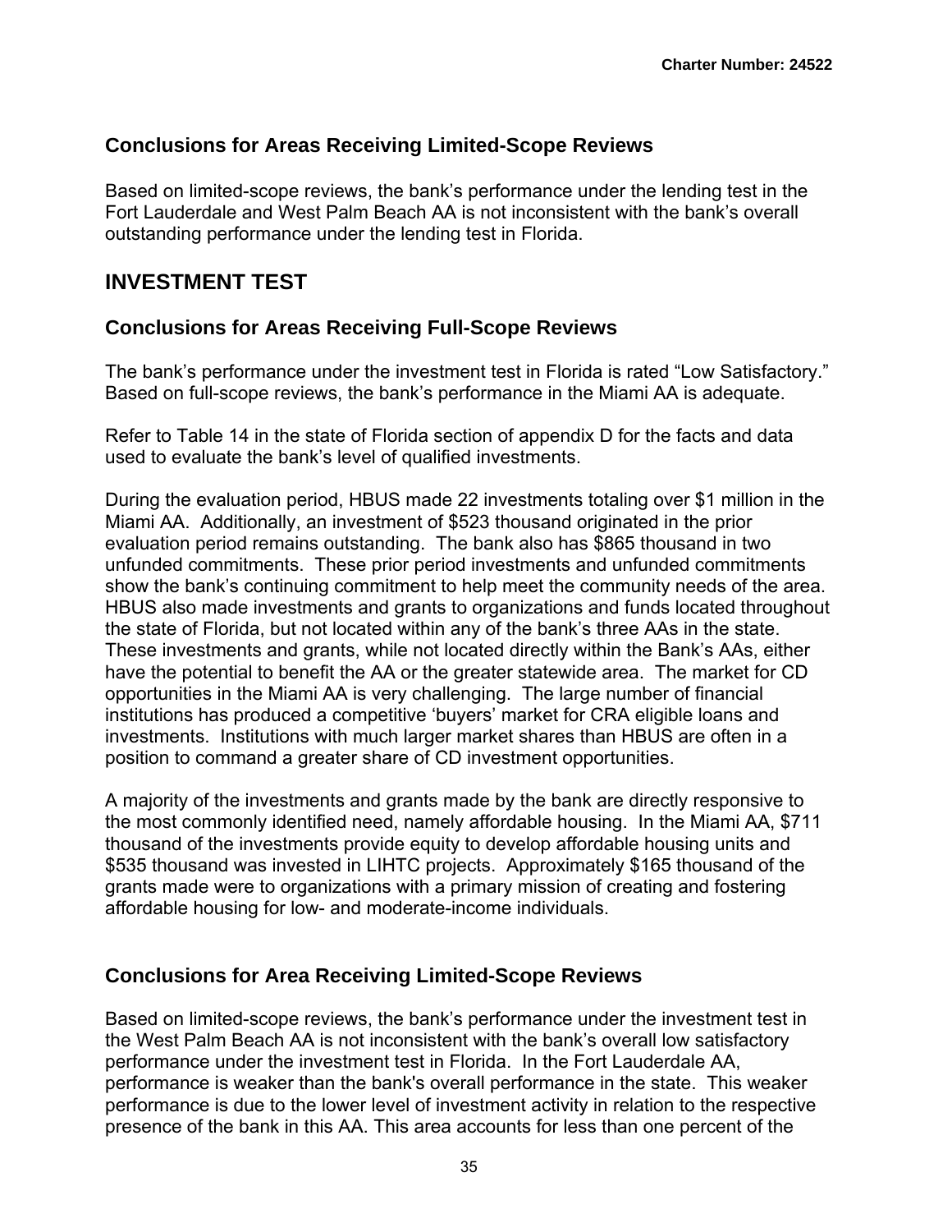### Conclusions for Areas Receiving Limited-Scope Reviews

Based on limited-scope reviews, the bank's performance under the lending test in the Fort Lauderdale and West Palm Beach AA is not inconsistent with the bank's overall outstanding performance under the lending test in Florida.

## INVESTMENT TEST

### Conclusions for Areas Receiving Full-Scope Reviews

The bank's performance under the investment test in Florida is rated "Low Satisfactory." Based on full-scope reviews, the bank's performance in the Miami AA is adequate.

Refer to Table 14 in the state of Florida section of appendix D for the facts and data used to evaluate the bank's level of qualified investments.

During the evaluation period, HBUS made 22 investments totaling over $1 million in the Miami AA. Additionally, an investment of $523 thousand originated in the prior evaluation period remains outstanding. The bank also has $865 thousand in two unfunded commitments. These prior period investments and unfunded commitments show the bank's continuing commitment to help meet the community needs of the area. HBUS also made investments and grants to organizations and funds located throughout the state of Florida, but not located within any of the bank's three AAs in the state. These investments and grants, while not located directly within the Bank's AAs, either have the potential to benefit the AA or the greater statewide area. The market for CD opportunities in the Miami AA is very challenging. The large number of financial institutions has produced a competitive 'buyers' market for CRA eligible loans and investments. Institutions with much larger market shares than HBUS are often in a position to command a greater share of CD investment opportunities.

A majority of the investments and grants made by the bank are directly responsive to the most commonly identified need, namely affordable housing. In the Miami AA, $711 thousand of the investments provide equity to develop affordable housing units and $535 thousand was invested in LIHTC projects. Approximately $165 thousand of the grants made were to organizations with a primary mission of creating and fostering affordable housing for low- and moderate-income individuals.

### Conclusions for Area Receiving Limited-Scope Reviews

Based on limited-scope reviews, the bank's performance under the investment test in the West Palm Beach AA is not inconsistent with the bank's overall low satisfactory performance under the investment test in Florida. In the Fort Lauderdale AA, performance is weaker than the bank's overall performance in the state. This weaker performance is due to the lower level of investment activity in relation to the respective presence of the bank in this AA. This area accounts for less than one percent of the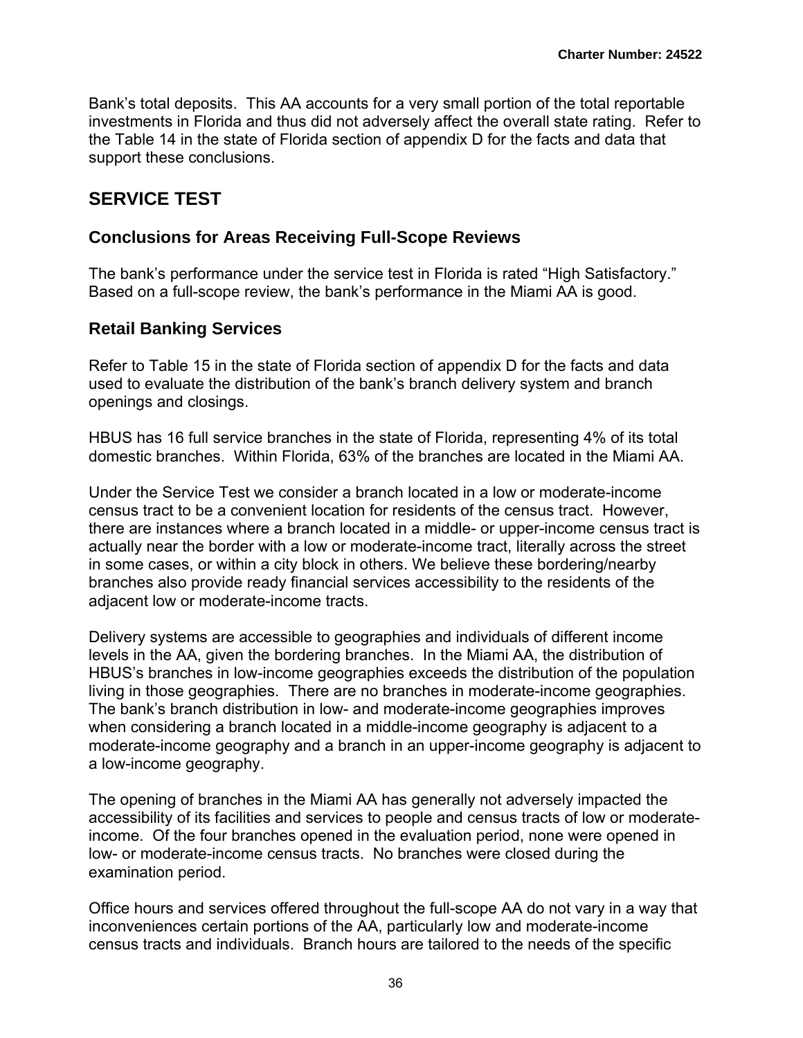Bank's total deposits. This AA accounts for a very small portion of the total reportable investments in Florida and thus did not adversely affect the overall state rating. Refer to the Table 14 in the state of Florida section of appendix D for the facts and data that support these conclusions.

## SERVICE TEST

### Conclusions for Areas Receiving Full-Scope Reviews

The bank's performance under the service test in Florida is rated "High Satisfactory." Based on a full-scope review, the bank's performance in the Miami AA is good.

### Retail Banking Services

Refer to Table 15 in the state of Florida section of appendix D for the facts and data used to evaluate the distribution of the bank's branch delivery system and branch openings and closings.

HBUS has 16 full service branches in the state of Florida, representing 4% of its total domestic branches. Within Florida, 63% of the branches are located in the Miami AA.

Under the Service Test we consider a branch located in a low or moderate-income census tract to be a convenient location for residents of the census tract. However, there are instances where a branch located in a middle- or upper-income census tract is actually near the border with a low or moderate-income tract, literally across the street in some cases, or within a city block in others. We believe these bordering/nearby branches also provide ready financial services accessibility to the residents of the adjacent low or moderate-income tracts.

Delivery systems are accessible to geographies and individuals of different income levels in the AA, given the bordering branches. In the Miami AA, the distribution of HBUS's branches in low-income geographies exceeds the distribution of the population living in those geographies. There are no branches in moderate-income geographies. The bank's branch distribution in low- and moderate-income geographies improves when considering a branch located in a middle-income geography is adjacent to a moderate-income geography and a branch in an upper-income geography is adjacent to a low-income geography.

The opening of branches in the Miami AA has generally not adversely impacted the accessibility of its facilities and services to people and census tracts of low or moderate-income. Of the four branches opened in the evaluation period, none were opened in low- or moderate-income census tracts. No branches were closed during the examination period.

Office hours and services offered throughout the full-scope AA do not vary in a way that inconveniences certain portions of the AA, particularly low and moderate-income census tracts and individuals. Branch hours are tailored to the needs of the specific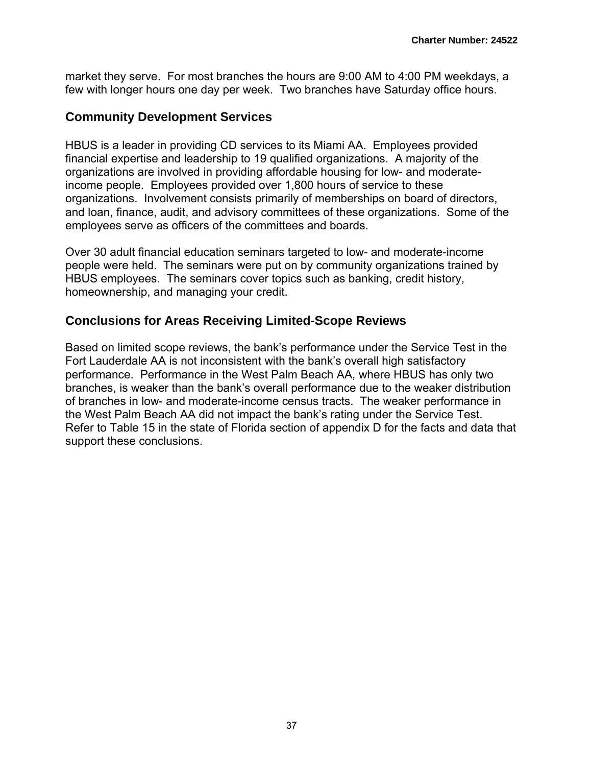market they serve. For most branches the hours are 9:00 AM to 4:00 PM weekdays, a few with longer hours one day per week. Two branches have Saturday office hours.

## Community Development Services

HBUS is a leader in providing CD services to its Miami AA. Employees provided financial expertise and leadership to 19 qualified organizations. A majority of the organizations are involved in providing affordable housing for low- and moderate-income people. Employees provided over 1,800 hours of service to these organizations. Involvement consists primarily of memberships on board of directors, and loan, finance, audit, and advisory committees of these organizations. Some of the employees serve as officers of the committees and boards.

Over 30 adult financial education seminars targeted to low- and moderate-income people were held. The seminars were put on by community organizations trained by HBUS employees. The seminars cover topics such as banking, credit history, homeownership, and managing your credit.

## Conclusions for Areas Receiving Limited-Scope Reviews

Based on limited scope reviews, the bank's performance under the Service Test in the Fort Lauderdale AA is not inconsistent with the bank's overall high satisfactory performance. Performance in the West Palm Beach AA, where HBUS has only two branches, is weaker than the bank's overall performance due to the weaker distribution of branches in low- and moderate-income census tracts. The weaker performance in the West Palm Beach AA did not impact the bank's rating under the Service Test. Refer to Table 15 in the state of Florida section of appendix D for the facts and data that support these conclusions.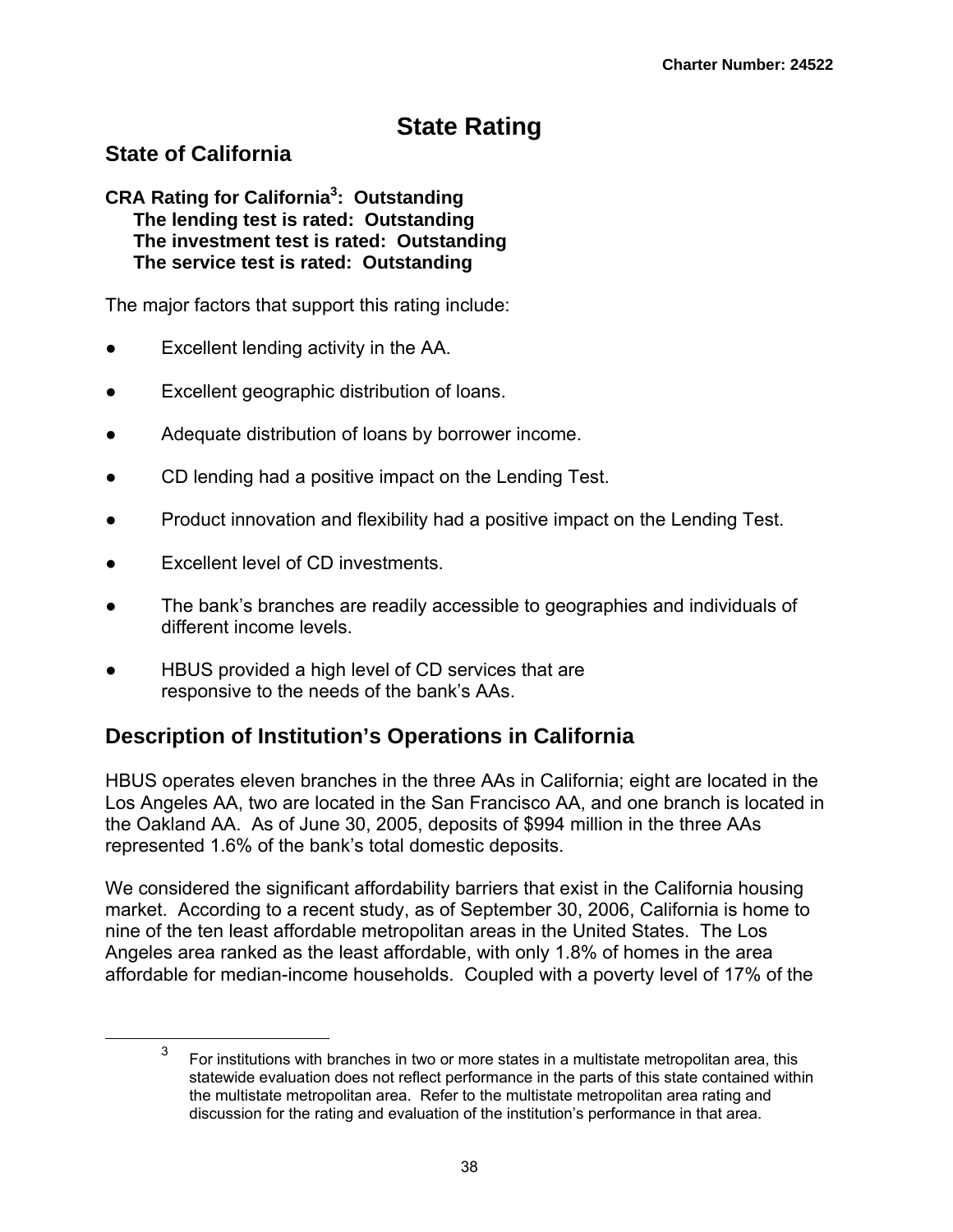# State Rating

## State of California

**CRA Rating for California[3]: Outstanding**
**The lending test is rated: Outstanding**
**The investment test is rated: Outstanding**
**The service test is rated: Outstanding**

The major factors that support this rating include:

- Excellent lending activity in the AA.
- Excellent geographic distribution of loans.
- Adequate distribution of loans by borrower income.
- CD lending had a positive impact on the Lending Test.
- Product innovation and flexibility had a positive impact on the Lending Test.
- Excellent level of CD investments.
- The bank's branches are readily accessible to geographies and individuals of different income levels.
- HBUS provided a high level of CD services that are responsive to the needs of the bank's AAs.

## Description of Institution's Operations in California

HBUS operates eleven branches in the three AAs in California; eight are located in the Los Angeles AA, two are located in the San Francisco AA, and one branch is located in the Oakland AA. As of June 30, 2005, deposits of $994 million in the three AAs represented 1.6% of the bank's total domestic deposits.

We considered the significant affordability barriers that exist in the California housing market. According to a recent study, as of September 30, 2006, California is home to nine of the ten least affordable metropolitan areas in the United States. The Los Angeles area ranked as the least affordable, with only 1.8% of homes in the area affordable for median-income households. Coupled with a poverty level of 17% of the

[3] For institutions with branches in two or more states in a multistate metropolitan area, this statewide evaluation does not reflect performance in the parts of this state contained within the multistate metropolitan area. Refer to the multistate metropolitan area rating and discussion for the rating and evaluation of the institution's performance in that area.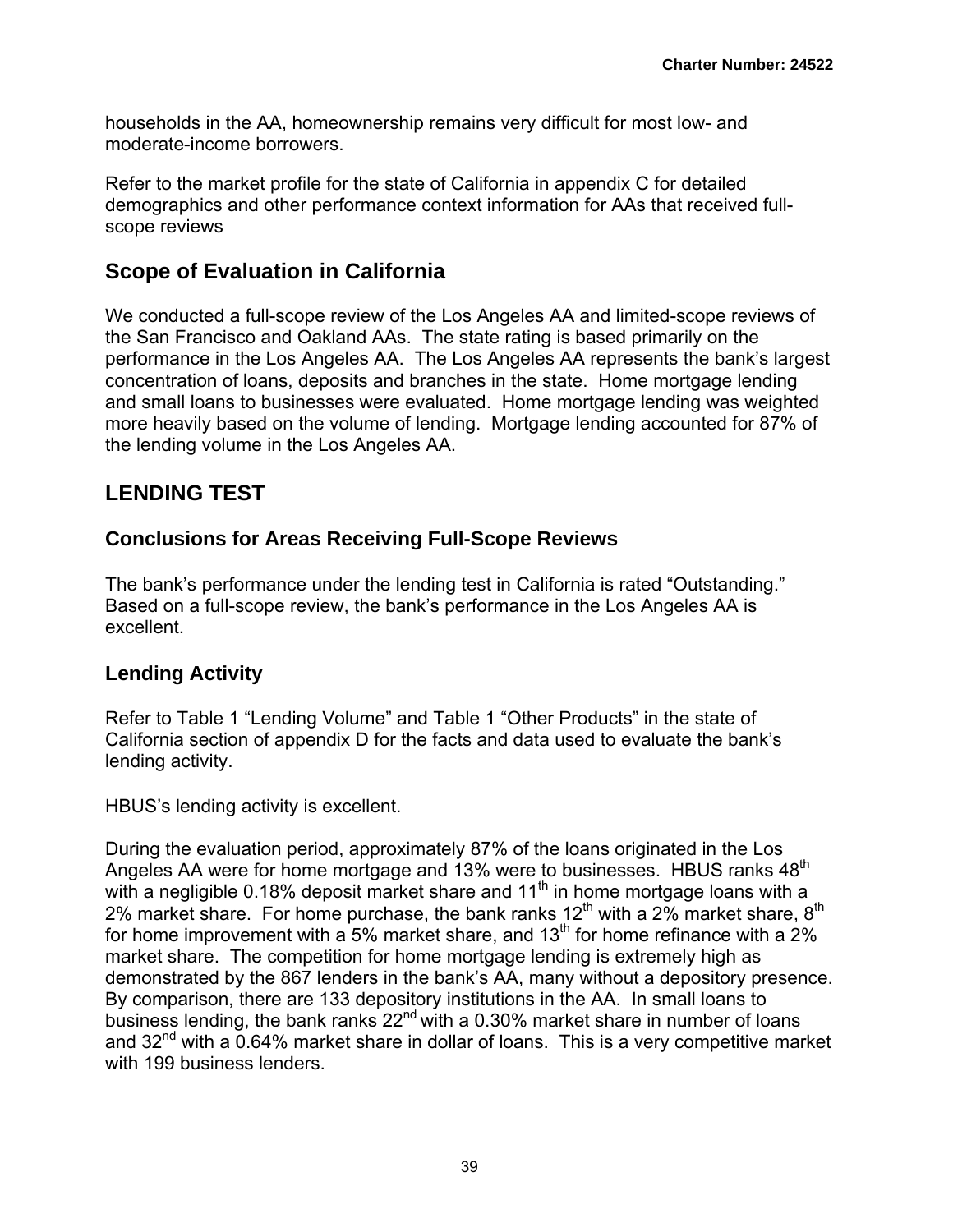households in the AA, homeownership remains very difficult for most low- and moderate-income borrowers.

Refer to the market profile for the state of California in appendix C for detailed demographics and other performance context information for AAs that received full-scope reviews

## Scope of Evaluation in California

We conducted a full-scope review of the Los Angeles AA and limited-scope reviews of the San Francisco and Oakland AAs. The state rating is based primarily on the performance in the Los Angeles AA. The Los Angeles AA represents the bank's largest concentration of loans, deposits and branches in the state. Home mortgage lending and small loans to businesses were evaluated. Home mortgage lending was weighted more heavily based on the volume of lending. Mortgage lending accounted for 87% of the lending volume in the Los Angeles AA.

## LENDING TEST

### Conclusions for Areas Receiving Full-Scope Reviews

The bank's performance under the lending test in California is rated "Outstanding." Based on a full-scope review, the bank's performance in the Los Angeles AA is excellent.

### Lending Activity

Refer to Table 1 "Lending Volume" and Table 1 "Other Products" in the state of California section of appendix D for the facts and data used to evaluate the bank's lending activity.

HBUS's lending activity is excellent.

During the evaluation period, approximately 87% of the loans originated in the Los Angeles AA were for home mortgage and 13% were to businesses. HBUS ranks 48th with a negligible 0.18% deposit market share and 11th in home mortgage loans with a 2% market share. For home purchase, the bank ranks 12th with a 2% market share, 8th for home improvement with a 5% market share, and 13th for home refinance with a 2% market share. The competition for home mortgage lending is extremely high as demonstrated by the 867 lenders in the bank's AA, many without a depository presence. By comparison, there are 133 depository institutions in the AA. In small loans to business lending, the bank ranks 22nd with a 0.30% market share in number of loans and 32nd with a 0.64% market share in dollar of loans. This is a very competitive market with 199 business lenders.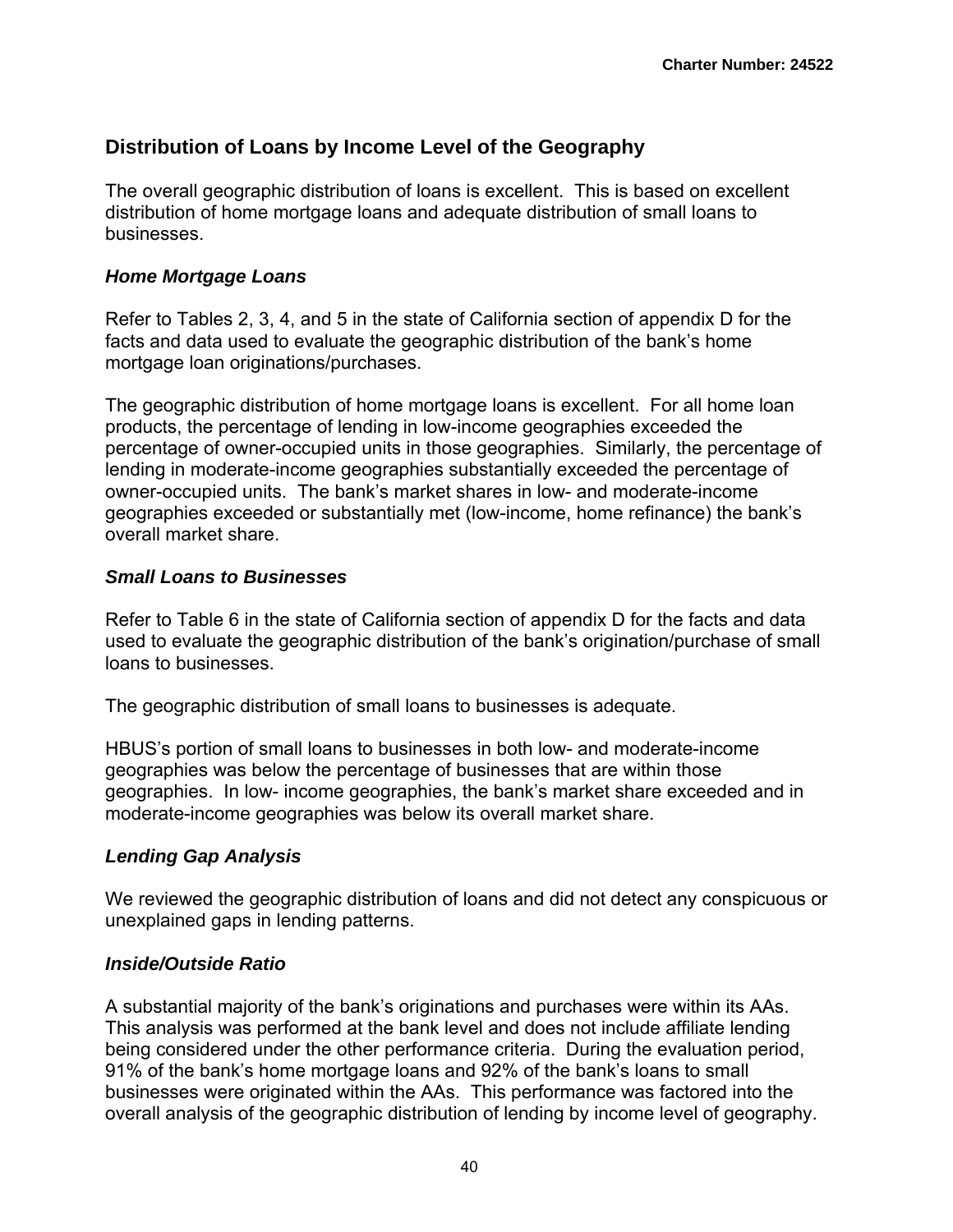## Distribution of Loans by Income Level of the Geography

The overall geographic distribution of loans is excellent. This is based on excellent distribution of home mortgage loans and adequate distribution of small loans to businesses.

### *Home Mortgage Loans*

Refer to Tables 2, 3, 4, and 5 in the state of California section of appendix D for the facts and data used to evaluate the geographic distribution of the bank's home mortgage loan originations/purchases.

The geographic distribution of home mortgage loans is excellent. For all home loan products, the percentage of lending in low-income geographies exceeded the percentage of owner-occupied units in those geographies. Similarly, the percentage of lending in moderate-income geographies substantially exceeded the percentage of owner-occupied units. The bank's market shares in low- and moderate-income geographies exceeded or substantially met (low-income, home refinance) the bank's overall market share.

### *Small Loans to Businesses*

Refer to Table 6 in the state of California section of appendix D for the facts and data used to evaluate the geographic distribution of the bank's origination/purchase of small loans to businesses.

The geographic distribution of small loans to businesses is adequate.

HBUS's portion of small loans to businesses in both low- and moderate-income geographies was below the percentage of businesses that are within those geographies. In low- income geographies, the bank's market share exceeded and in moderate-income geographies was below its overall market share.

### *Lending Gap Analysis*

We reviewed the geographic distribution of loans and did not detect any conspicuous or unexplained gaps in lending patterns.

### *Inside/Outside Ratio*

A substantial majority of the bank's originations and purchases were within its AAs. This analysis was performed at the bank level and does not include affiliate lending being considered under the other performance criteria. During the evaluation period, 91% of the bank's home mortgage loans and 92% of the bank's loans to small businesses were originated within the AAs. This performance was factored into the overall analysis of the geographic distribution of lending by income level of geography.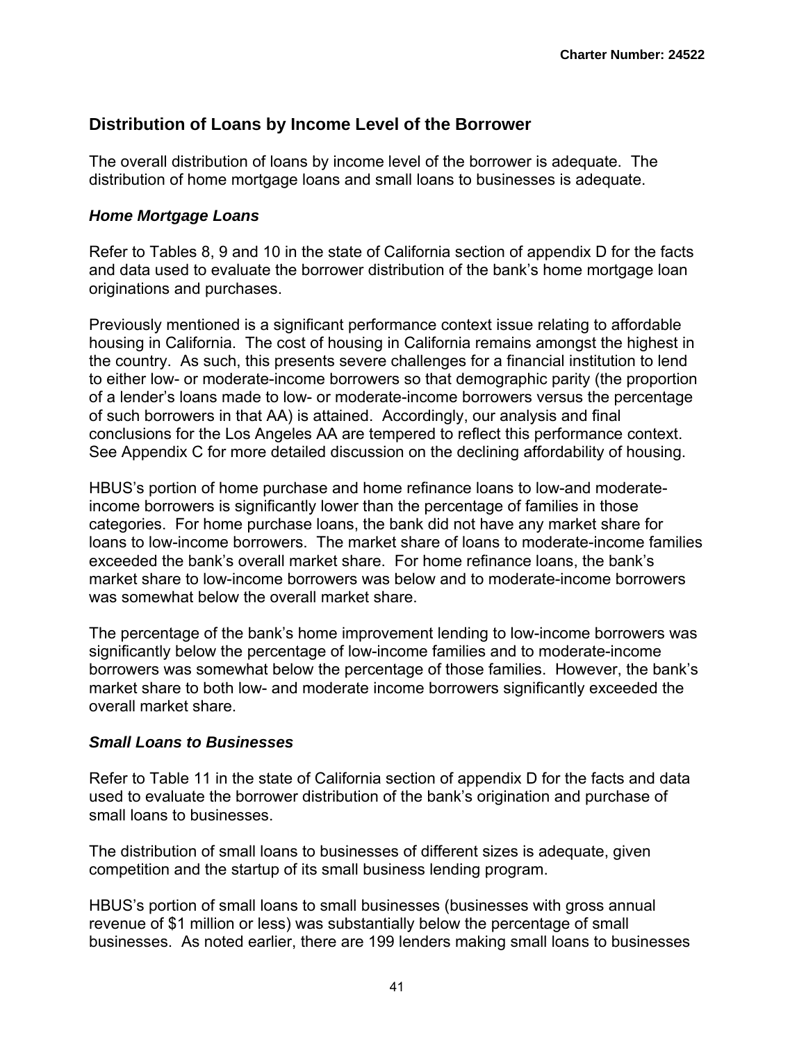## Distribution of Loans by Income Level of the Borrower

The overall distribution of loans by income level of the borrower is adequate. The distribution of home mortgage loans and small loans to businesses is adequate.

### *Home Mortgage Loans*

Refer to Tables 8, 9 and 10 in the state of California section of appendix D for the facts and data used to evaluate the borrower distribution of the bank's home mortgage loan originations and purchases.

Previously mentioned is a significant performance context issue relating to affordable housing in California. The cost of housing in California remains amongst the highest in the country. As such, this presents severe challenges for a financial institution to lend to either low- or moderate-income borrowers so that demographic parity (the proportion of a lender's loans made to low- or moderate-income borrowers versus the percentage of such borrowers in that AA) is attained. Accordingly, our analysis and final conclusions for the Los Angeles AA are tempered to reflect this performance context. See Appendix C for more detailed discussion on the declining affordability of housing.

HBUS's portion of home purchase and home refinance loans to low-and moderate-income borrowers is significantly lower than the percentage of families in those categories. For home purchase loans, the bank did not have any market share for loans to low-income borrowers. The market share of loans to moderate-income families exceeded the bank's overall market share. For home refinance loans, the bank's market share to low-income borrowers was below and to moderate-income borrowers was somewhat below the overall market share.

The percentage of the bank's home improvement lending to low-income borrowers was significantly below the percentage of low-income families and to moderate-income borrowers was somewhat below the percentage of those families. However, the bank's market share to both low- and moderate income borrowers significantly exceeded the overall market share.

### *Small Loans to Businesses*

Refer to Table 11 in the state of California section of appendix D for the facts and data used to evaluate the borrower distribution of the bank's origination and purchase of small loans to businesses.

The distribution of small loans to businesses of different sizes is adequate, given competition and the startup of its small business lending program.

HBUS's portion of small loans to small businesses (businesses with gross annual revenue of $1 million or less) was substantially below the percentage of small businesses. As noted earlier, there are 199 lenders making small loans to businesses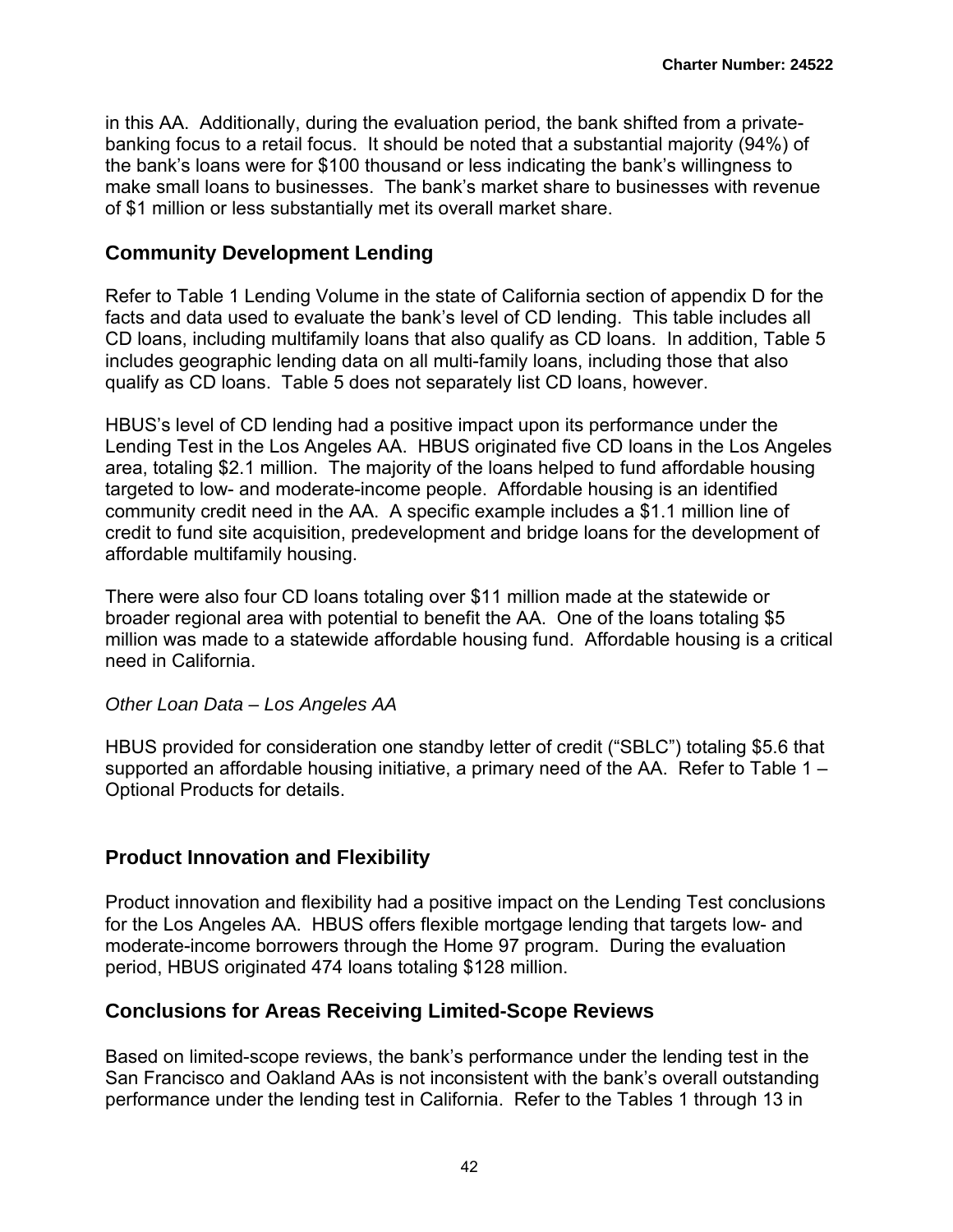in this AA. Additionally, during the evaluation period, the bank shifted from a private-banking focus to a retail focus. It should be noted that a substantial majority (94%) of the bank's loans were for $100 thousand or less indicating the bank's willingness to make small loans to businesses. The bank's market share to businesses with revenue of $1 million or less substantially met its overall market share.

## Community Development Lending

Refer to Table 1 Lending Volume in the state of California section of appendix D for the facts and data used to evaluate the bank's level of CD lending. This table includes all CD loans, including multifamily loans that also qualify as CD loans. In addition, Table 5 includes geographic lending data on all multi-family loans, including those that also qualify as CD loans. Table 5 does not separately list CD loans, however.

HBUS's level of CD lending had a positive impact upon its performance under the Lending Test in the Los Angeles AA. HBUS originated five CD loans in the Los Angeles area, totaling $2.1 million. The majority of the loans helped to fund affordable housing targeted to low- and moderate-income people. Affordable housing is an identified community credit need in the AA. A specific example includes a $1.1 million line of credit to fund site acquisition, predevelopment and bridge loans for the development of affordable multifamily housing.

There were also four CD loans totaling over $11 million made at the statewide or broader regional area with potential to benefit the AA. One of the loans totaling $5 million was made to a statewide affordable housing fund. Affordable housing is a critical need in California.

*Other Loan Data – Los Angeles AA*

HBUS provided for consideration one standby letter of credit ("SBLC") totaling $5.6 that supported an affordable housing initiative, a primary need of the AA. Refer to Table 1 – Optional Products for details.

## Product Innovation and Flexibility

Product innovation and flexibility had a positive impact on the Lending Test conclusions for the Los Angeles AA. HBUS offers flexible mortgage lending that targets low- and moderate-income borrowers through the Home 97 program. During the evaluation period, HBUS originated 474 loans totaling $128 million.

## Conclusions for Areas Receiving Limited-Scope Reviews

Based on limited-scope reviews, the bank's performance under the lending test in the San Francisco and Oakland AAs is not inconsistent with the bank's overall outstanding performance under the lending test in California. Refer to the Tables 1 through 13 in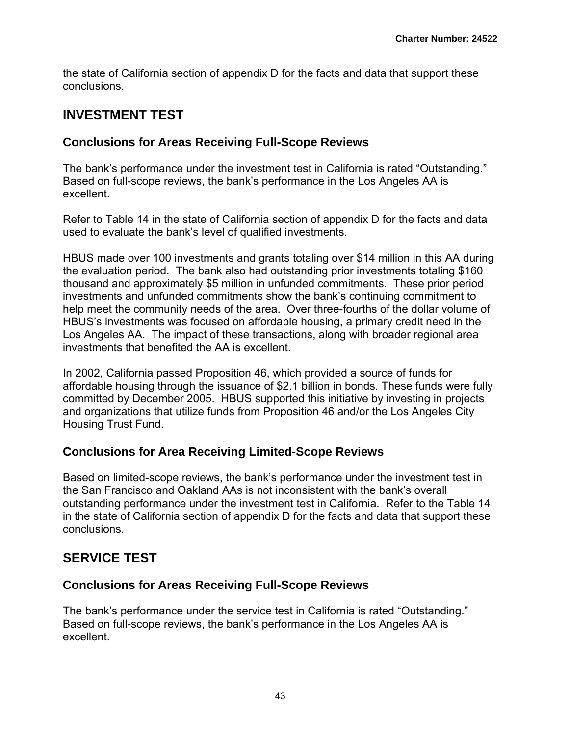the state of California section of appendix D for the facts and data that support these conclusions.

## INVESTMENT TEST

### Conclusions for Areas Receiving Full-Scope Reviews

The bank's performance under the investment test in California is rated "Outstanding." Based on full-scope reviews, the bank's performance in the Los Angeles AA is excellent.

Refer to Table 14 in the state of California section of appendix D for the facts and data used to evaluate the bank's level of qualified investments.

HBUS made over 100 investments and grants totaling over $14 million in this AA during the evaluation period. The bank also had outstanding prior investments totaling $160 thousand and approximately $5 million in unfunded commitments. These prior period investments and unfunded commitments show the bank's continuing commitment to help meet the community needs of the area. Over three-fourths of the dollar volume of HBUS's investments was focused on affordable housing, a primary credit need in the Los Angeles AA. The impact of these transactions, along with broader regional area investments that benefited the AA is excellent.

In 2002, California passed Proposition 46, which provided a source of funds for affordable housing through the issuance of $2.1 billion in bonds. These funds were fully committed by December 2005. HBUS supported this initiative by investing in projects and organizations that utilize funds from Proposition 46 and/or the Los Angeles City Housing Trust Fund.

### Conclusions for Area Receiving Limited-Scope Reviews

Based on limited-scope reviews, the bank's performance under the investment test in the San Francisco and Oakland AAs is not inconsistent with the bank's overall outstanding performance under the investment test in California. Refer to the Table 14 in the state of California section of appendix D for the facts and data that support these conclusions.

## SERVICE TEST

### Conclusions for Areas Receiving Full-Scope Reviews

The bank's performance under the service test in California is rated "Outstanding." Based on full-scope reviews, the bank's performance in the Los Angeles AA is excellent.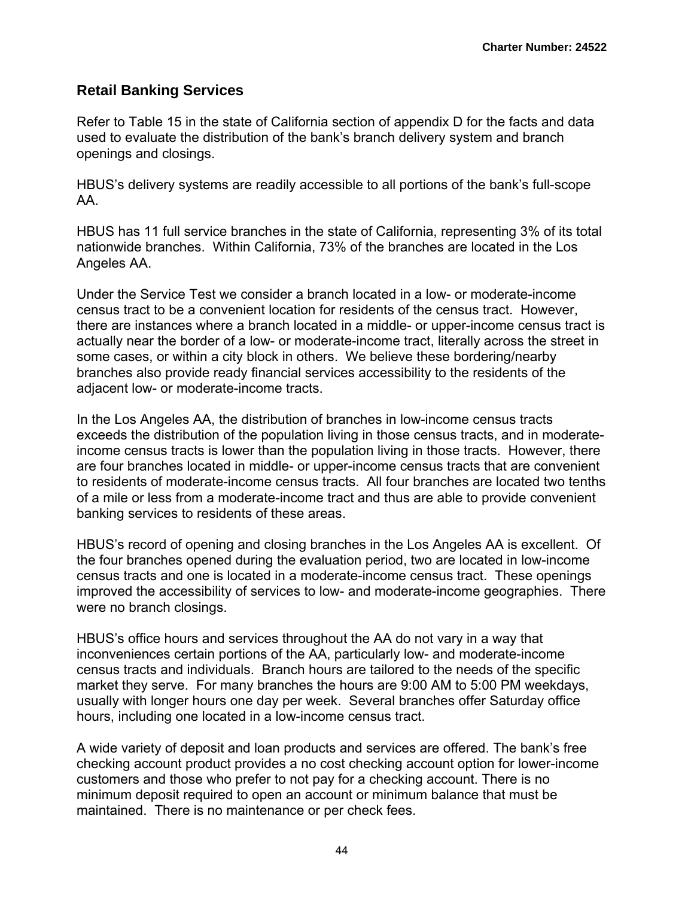## Retail Banking Services

Refer to Table 15 in the state of California section of appendix D for the facts and data used to evaluate the distribution of the bank's branch delivery system and branch openings and closings.

HBUS's delivery systems are readily accessible to all portions of the bank's full-scope AA.

HBUS has 11 full service branches in the state of California, representing 3% of its total nationwide branches. Within California, 73% of the branches are located in the Los Angeles AA.

Under the Service Test we consider a branch located in a low- or moderate-income census tract to be a convenient location for residents of the census tract. However, there are instances where a branch located in a middle- or upper-income census tract is actually near the border of a low- or moderate-income tract, literally across the street in some cases, or within a city block in others. We believe these bordering/nearby branches also provide ready financial services accessibility to the residents of the adjacent low- or moderate-income tracts.

In the Los Angeles AA, the distribution of branches in low-income census tracts exceeds the distribution of the population living in those census tracts, and in moderate-income census tracts is lower than the population living in those tracts. However, there are four branches located in middle- or upper-income census tracts that are convenient to residents of moderate-income census tracts. All four branches are located two tenths of a mile or less from a moderate-income tract and thus are able to provide convenient banking services to residents of these areas.

HBUS's record of opening and closing branches in the Los Angeles AA is excellent. Of the four branches opened during the evaluation period, two are located in low-income census tracts and one is located in a moderate-income census tract. These openings improved the accessibility of services to low- and moderate-income geographies. There were no branch closings.

HBUS's office hours and services throughout the AA do not vary in a way that inconveniences certain portions of the AA, particularly low- and moderate-income census tracts and individuals. Branch hours are tailored to the needs of the specific market they serve. For many branches the hours are 9:00 AM to 5:00 PM weekdays, usually with longer hours one day per week. Several branches offer Saturday office hours, including one located in a low-income census tract.

A wide variety of deposit and loan products and services are offered. The bank's free checking account product provides a no cost checking account option for lower-income customers and those who prefer to not pay for a checking account. There is no minimum deposit required to open an account or minimum balance that must be maintained. There is no maintenance or per check fees.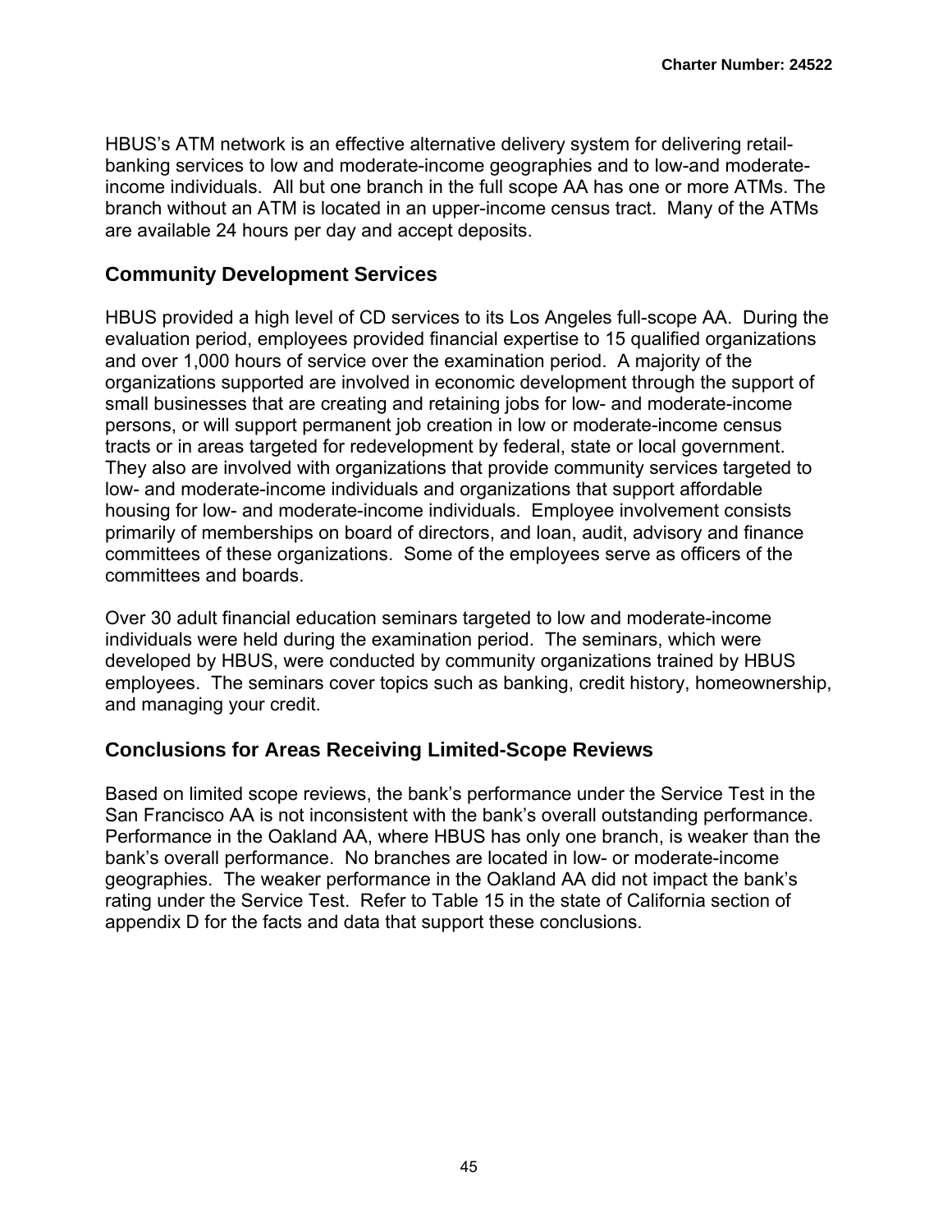HBUS's ATM network is an effective alternative delivery system for delivering retail-banking services to low and moderate-income geographies and to low-and moderate-income individuals. All but one branch in the full scope AA has one or more ATMs. The branch without an ATM is located in an upper-income census tract. Many of the ATMs are available 24 hours per day and accept deposits.

## Community Development Services

HBUS provided a high level of CD services to its Los Angeles full-scope AA. During the evaluation period, employees provided financial expertise to 15 qualified organizations and over 1,000 hours of service over the examination period. A majority of the organizations supported are involved in economic development through the support of small businesses that are creating and retaining jobs for low- and moderate-income persons, or will support permanent job creation in low or moderate-income census tracts or in areas targeted for redevelopment by federal, state or local government. They also are involved with organizations that provide community services targeted to low- and moderate-income individuals and organizations that support affordable housing for low- and moderate-income individuals. Employee involvement consists primarily of memberships on board of directors, and loan, audit, advisory and finance committees of these organizations. Some of the employees serve as officers of the committees and boards.

Over 30 adult financial education seminars targeted to low and moderate-income individuals were held during the examination period. The seminars, which were developed by HBUS, were conducted by community organizations trained by HBUS employees. The seminars cover topics such as banking, credit history, homeownership, and managing your credit.

## Conclusions for Areas Receiving Limited-Scope Reviews

Based on limited scope reviews, the bank's performance under the Service Test in the San Francisco AA is not inconsistent with the bank's overall outstanding performance. Performance in the Oakland AA, where HBUS has only one branch, is weaker than the bank's overall performance. No branches are located in low- or moderate-income geographies. The weaker performance in the Oakland AA did not impact the bank's rating under the Service Test. Refer to Table 15 in the state of California section of appendix D for the facts and data that support these conclusions.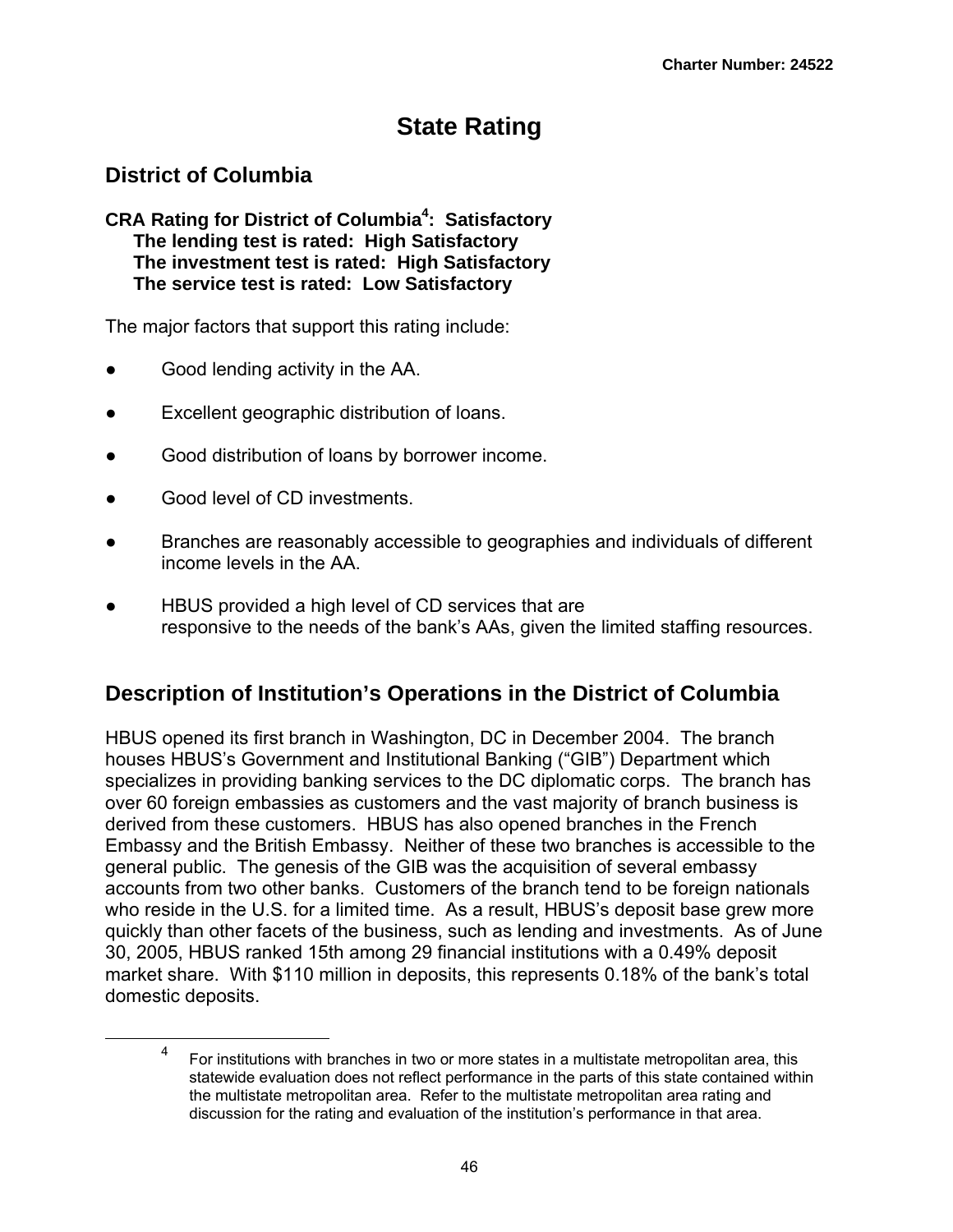# State Rating

## District of Columbia

**CRA Rating for District of Columbia[4]: Satisfactory**
**The lending test is rated: High Satisfactory**
**The investment test is rated: High Satisfactory**
**The service test is rated: Low Satisfactory**

The major factors that support this rating include:

- Good lending activity in the AA.
- Excellent geographic distribution of loans.
- Good distribution of loans by borrower income.
- Good level of CD investments.
- Branches are reasonably accessible to geographies and individuals of different income levels in the AA.
- HBUS provided a high level of CD services that are responsive to the needs of the bank's AAs, given the limited staffing resources.

## Description of Institution's Operations in the District of Columbia

HBUS opened its first branch in Washington, DC in December 2004. The branch houses HBUS's Government and Institutional Banking ("GIB") Department which specializes in providing banking services to the DC diplomatic corps. The branch has over 60 foreign embassies as customers and the vast majority of branch business is derived from these customers. HBUS has also opened branches in the French Embassy and the British Embassy. Neither of these two branches is accessible to the general public. The genesis of the GIB was the acquisition of several embassy accounts from two other banks. Customers of the branch tend to be foreign nationals who reside in the U.S. for a limited time. As a result, HBUS's deposit base grew more quickly than other facets of the business, such as lending and investments. As of June 30, 2005, HBUS ranked 15th among 29 financial institutions with a 0.49% deposit market share. With $110 million in deposits, this represents 0.18% of the bank's total domestic deposits.

[4] For institutions with branches in two or more states in a multistate metropolitan area, this statewide evaluation does not reflect performance in the parts of this state contained within the multistate metropolitan area. Refer to the multistate metropolitan area rating and discussion for the rating and evaluation of the institution's performance in that area.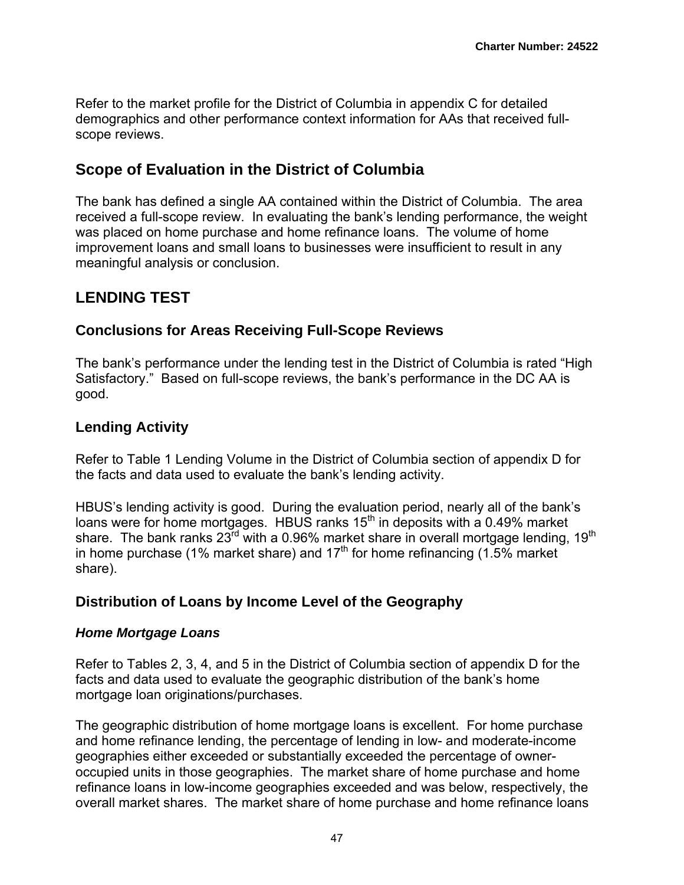Refer to the market profile for the District of Columbia in appendix C for detailed demographics and other performance context information for AAs that received full-scope reviews.

## Scope of Evaluation in the District of Columbia

The bank has defined a single AA contained within the District of Columbia. The area received a full-scope review. In evaluating the bank's lending performance, the weight was placed on home purchase and home refinance loans. The volume of home improvement loans and small loans to businesses were insufficient to result in any meaningful analysis or conclusion.

## LENDING TEST

### Conclusions for Areas Receiving Full-Scope Reviews

The bank's performance under the lending test in the District of Columbia is rated "High Satisfactory." Based on full-scope reviews, the bank's performance in the DC AA is good.

### Lending Activity

Refer to Table 1 Lending Volume in the District of Columbia section of appendix D for the facts and data used to evaluate the bank's lending activity.

HBUS's lending activity is good. During the evaluation period, nearly all of the bank's loans were for home mortgages. HBUS ranks 15th in deposits with a 0.49% market share. The bank ranks 23rd with a 0.96% market share in overall mortgage lending, 19th in home purchase (1% market share) and 17th for home refinancing (1.5% market share).

### Distribution of Loans by Income Level of the Geography

#### *Home Mortgage Loans*

Refer to Tables 2, 3, 4, and 5 in the District of Columbia section of appendix D for the facts and data used to evaluate the geographic distribution of the bank's home mortgage loan originations/purchases.

The geographic distribution of home mortgage loans is excellent. For home purchase and home refinance lending, the percentage of lending in low- and moderate-income geographies either exceeded or substantially exceeded the percentage of owner-occupied units in those geographies. The market share of home purchase and home refinance loans in low-income geographies exceeded and was below, respectively, the overall market shares. The market share of home purchase and home refinance loans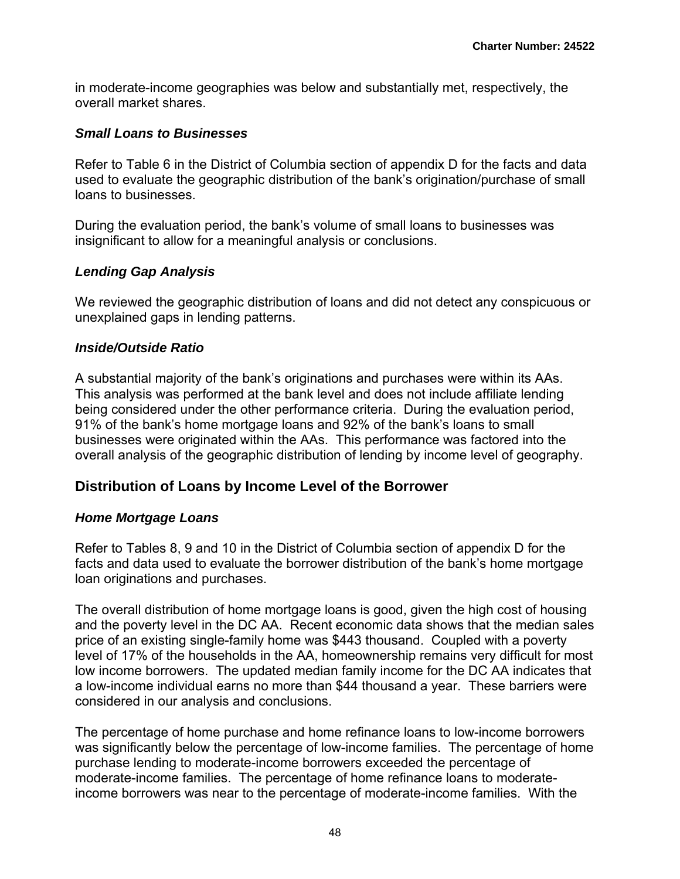in moderate-income geographies was below and substantially met, respectively, the overall market shares.

### *Small Loans to Businesses*

Refer to Table 6 in the District of Columbia section of appendix D for the facts and data used to evaluate the geographic distribution of the bank's origination/purchase of small loans to businesses.

During the evaluation period, the bank's volume of small loans to businesses was insignificant to allow for a meaningful analysis or conclusions.

### *Lending Gap Analysis*

We reviewed the geographic distribution of loans and did not detect any conspicuous or unexplained gaps in lending patterns.

### *Inside/Outside Ratio*

A substantial majority of the bank's originations and purchases were within its AAs. This analysis was performed at the bank level and does not include affiliate lending being considered under the other performance criteria. During the evaluation period, 91% of the bank's home mortgage loans and 92% of the bank's loans to small businesses were originated within the AAs. This performance was factored into the overall analysis of the geographic distribution of lending by income level of geography.

## Distribution of Loans by Income Level of the Borrower

### *Home Mortgage Loans*

Refer to Tables 8, 9 and 10 in the District of Columbia section of appendix D for the facts and data used to evaluate the borrower distribution of the bank's home mortgage loan originations and purchases.

The overall distribution of home mortgage loans is good, given the high cost of housing and the poverty level in the DC AA. Recent economic data shows that the median sales price of an existing single-family home was $443 thousand. Coupled with a poverty level of 17% of the households in the AA, homeownership remains very difficult for most low income borrowers. The updated median family income for the DC AA indicates that a low-income individual earns no more than $44 thousand a year. These barriers were considered in our analysis and conclusions.

The percentage of home purchase and home refinance loans to low-income borrowers was significantly below the percentage of low-income families. The percentage of home purchase lending to moderate-income borrowers exceeded the percentage of moderate-income families. The percentage of home refinance loans to moderate-income borrowers was near to the percentage of moderate-income families. With the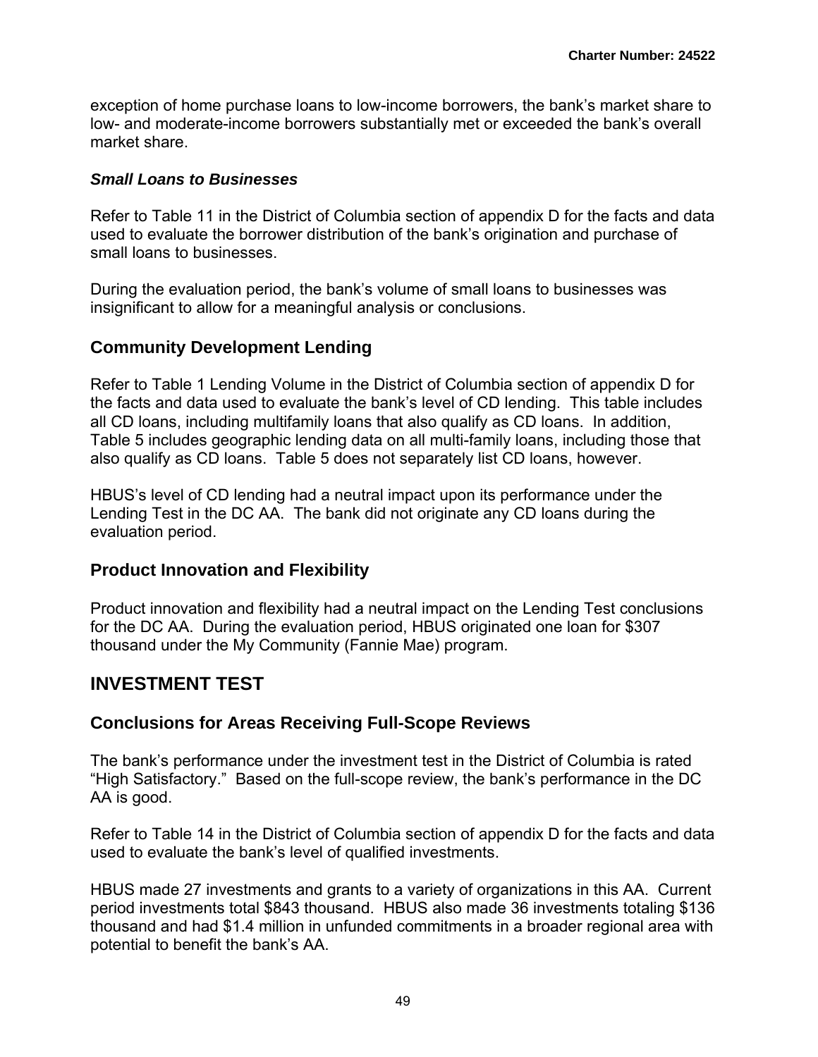exception of home purchase loans to low-income borrowers, the bank's market share to low- and moderate-income borrowers substantially met or exceeded the bank's overall market share.

***Small Loans to Businesses***

Refer to Table 11 in the District of Columbia section of appendix D for the facts and data used to evaluate the borrower distribution of the bank's origination and purchase of small loans to businesses.

During the evaluation period, the bank's volume of small loans to businesses was insignificant to allow for a meaningful analysis or conclusions.

### Community Development Lending

Refer to Table 1 Lending Volume in the District of Columbia section of appendix D for the facts and data used to evaluate the bank's level of CD lending. This table includes all CD loans, including multifamily loans that also qualify as CD loans. In addition, Table 5 includes geographic lending data on all multi-family loans, including those that also qualify as CD loans. Table 5 does not separately list CD loans, however.

HBUS's level of CD lending had a neutral impact upon its performance under the Lending Test in the DC AA. The bank did not originate any CD loans during the evaluation period.

### Product Innovation and Flexibility

Product innovation and flexibility had a neutral impact on the Lending Test conclusions for the DC AA. During the evaluation period, HBUS originated one loan for $307 thousand under the My Community (Fannie Mae) program.

## INVESTMENT TEST

### Conclusions for Areas Receiving Full-Scope Reviews

The bank's performance under the investment test in the District of Columbia is rated "High Satisfactory." Based on the full-scope review, the bank's performance in the DC AA is good.

Refer to Table 14 in the District of Columbia section of appendix D for the facts and data used to evaluate the bank's level of qualified investments.

HBUS made 27 investments and grants to a variety of organizations in this AA. Current period investments total $843 thousand. HBUS also made 36 investments totaling $136 thousand and had $1.4 million in unfunded commitments in a broader regional area with potential to benefit the bank's AA.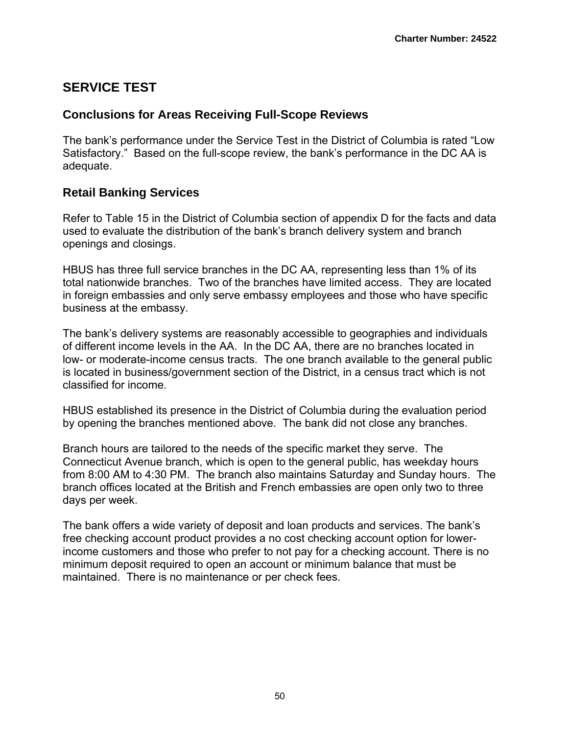## SERVICE TEST

### Conclusions for Areas Receiving Full-Scope Reviews

The bank's performance under the Service Test in the District of Columbia is rated "Low Satisfactory." Based on the full-scope review, the bank's performance in the DC AA is adequate.

### Retail Banking Services

Refer to Table 15 in the District of Columbia section of appendix D for the facts and data used to evaluate the distribution of the bank's branch delivery system and branch openings and closings.

HBUS has three full service branches in the DC AA, representing less than 1% of its total nationwide branches. Two of the branches have limited access. They are located in foreign embassies and only serve embassy employees and those who have specific business at the embassy.

The bank's delivery systems are reasonably accessible to geographies and individuals of different income levels in the AA. In the DC AA, there are no branches located in low- or moderate-income census tracts. The one branch available to the general public is located in business/government section of the District, in a census tract which is not classified for income.

HBUS established its presence in the District of Columbia during the evaluation period by opening the branches mentioned above. The bank did not close any branches.

Branch hours are tailored to the needs of the specific market they serve. The Connecticut Avenue branch, which is open to the general public, has weekday hours from 8:00 AM to 4:30 PM. The branch also maintains Saturday and Sunday hours. The branch offices located at the British and French embassies are open only two to three days per week.

The bank offers a wide variety of deposit and loan products and services. The bank's free checking account product provides a no cost checking account option for lower-income customers and those who prefer to not pay for a checking account. There is no minimum deposit required to open an account or minimum balance that must be maintained. There is no maintenance or per check fees.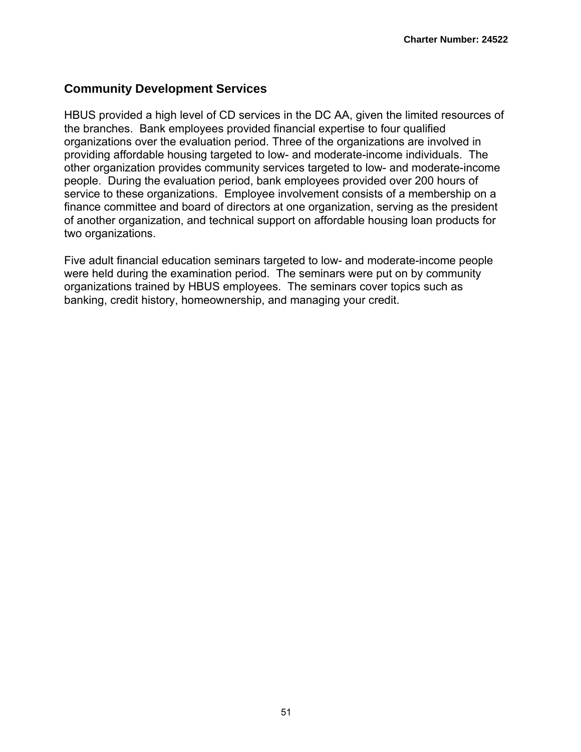## Community Development Services

HBUS provided a high level of CD services in the DC AA, given the limited resources of the branches. Bank employees provided financial expertise to four qualified organizations over the evaluation period. Three of the organizations are involved in providing affordable housing targeted to low- and moderate-income individuals. The other organization provides community services targeted to low- and moderate-income people. During the evaluation period, bank employees provided over 200 hours of service to these organizations. Employee involvement consists of a membership on a finance committee and board of directors at one organization, serving as the president of another organization, and technical support on affordable housing loan products for two organizations.

Five adult financial education seminars targeted to low- and moderate-income people were held during the examination period. The seminars were put on by community organizations trained by HBUS employees. The seminars cover topics such as banking, credit history, homeownership, and managing your credit.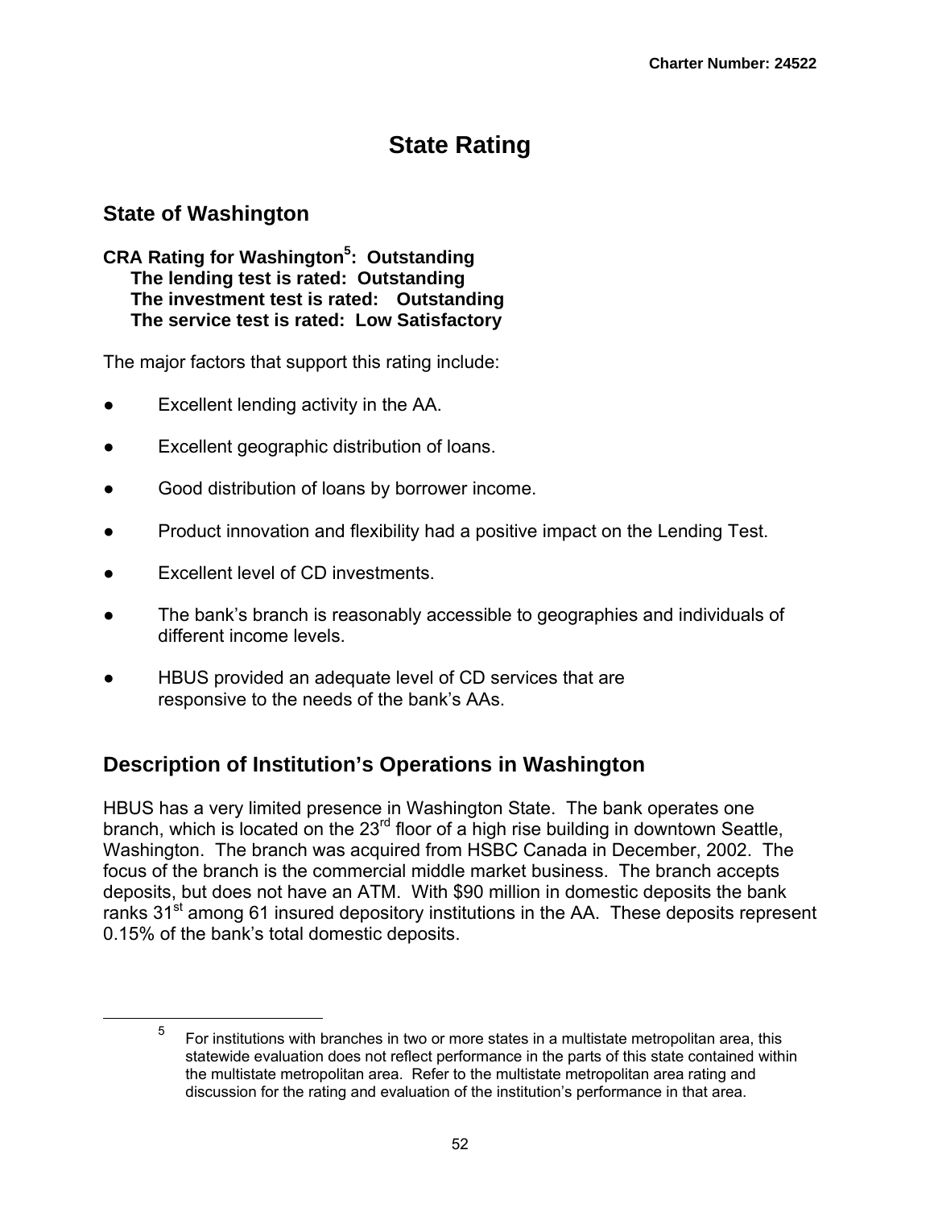# State Rating

## State of Washington

**CRA Rating for Washington[5]: Outstanding**
**The lending test is rated: Outstanding**
**The investment test is rated: Outstanding**
**The service test is rated: Low Satisfactory**

The major factors that support this rating include:

- Excellent lending activity in the AA.
- Excellent geographic distribution of loans.
- Good distribution of loans by borrower income.
- Product innovation and flexibility had a positive impact on the Lending Test.
- Excellent level of CD investments.
- The bank's branch is reasonably accessible to geographies and individuals of different income levels.
- HBUS provided an adequate level of CD services that are responsive to the needs of the bank's AAs.

## Description of Institution's Operations in Washington

HBUS has a very limited presence in Washington State. The bank operates one branch, which is located on the 23rd floor of a high rise building in downtown Seattle, Washington. The branch was acquired from HSBC Canada in December, 2002. The focus of the branch is the commercial middle market business. The branch accepts deposits, but does not have an ATM. With $90 million in domestic deposits the bank ranks 31st among 61 insured depository institutions in the AA. These deposits represent 0.15% of the bank's total domestic deposits.

---

[5] For institutions with branches in two or more states in a multistate metropolitan area, this statewide evaluation does not reflect performance in the parts of this state contained within the multistate metropolitan area. Refer to the multistate metropolitan area rating and discussion for the rating and evaluation of the institution's performance in that area.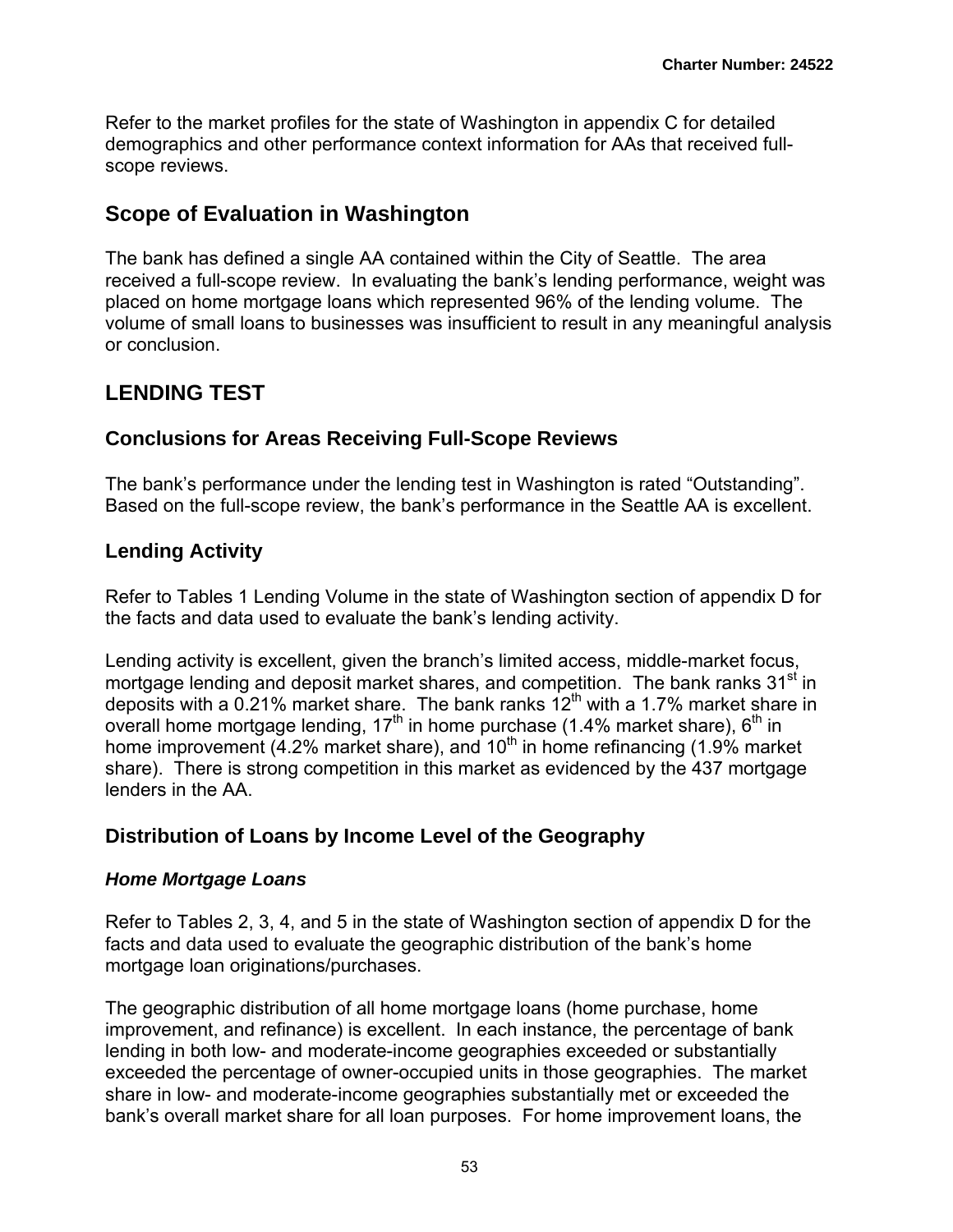Refer to the market profiles for the state of Washington in appendix C for detailed demographics and other performance context information for AAs that received full-scope reviews.

## Scope of Evaluation in Washington

The bank has defined a single AA contained within the City of Seattle. The area received a full-scope review. In evaluating the bank's lending performance, weight was placed on home mortgage loans which represented 96% of the lending volume. The volume of small loans to businesses was insufficient to result in any meaningful analysis or conclusion.

## LENDING TEST

### Conclusions for Areas Receiving Full-Scope Reviews

The bank's performance under the lending test in Washington is rated "Outstanding". Based on the full-scope review, the bank's performance in the Seattle AA is excellent.

### Lending Activity

Refer to Tables 1 Lending Volume in the state of Washington section of appendix D for the facts and data used to evaluate the bank's lending activity.

Lending activity is excellent, given the branch's limited access, middle-market focus, mortgage lending and deposit market shares, and competition. The bank ranks 31st in deposits with a 0.21% market share. The bank ranks 12th with a 1.7% market share in overall home mortgage lending, 17th in home purchase (1.4% market share), 6th in home improvement (4.2% market share), and 10th in home refinancing (1.9% market share). There is strong competition in this market as evidenced by the 437 mortgage lenders in the AA.

### Distribution of Loans by Income Level of the Geography

#### *Home Mortgage Loans*

Refer to Tables 2, 3, 4, and 5 in the state of Washington section of appendix D for the facts and data used to evaluate the geographic distribution of the bank's home mortgage loan originations/purchases.

The geographic distribution of all home mortgage loans (home purchase, home improvement, and refinance) is excellent. In each instance, the percentage of bank lending in both low- and moderate-income geographies exceeded or substantially exceeded the percentage of owner-occupied units in those geographies. The market share in low- and moderate-income geographies substantially met or exceeded the bank's overall market share for all loan purposes. For home improvement loans, the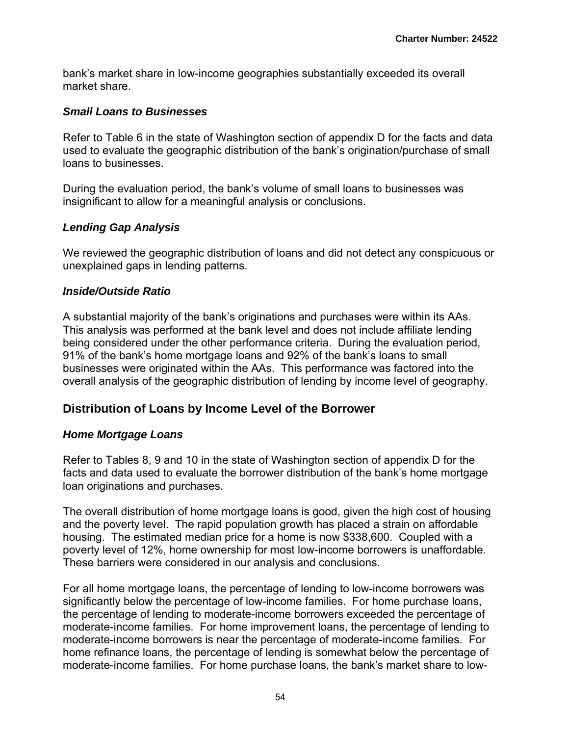bank's market share in low-income geographies substantially exceeded its overall market share.

### *Small Loans to Businesses*

Refer to Table 6 in the state of Washington section of appendix D for the facts and data used to evaluate the geographic distribution of the bank's origination/purchase of small loans to businesses.

During the evaluation period, the bank's volume of small loans to businesses was insignificant to allow for a meaningful analysis or conclusions.

### *Lending Gap Analysis*

We reviewed the geographic distribution of loans and did not detect any conspicuous or unexplained gaps in lending patterns.

### *Inside/Outside Ratio*

A substantial majority of the bank's originations and purchases were within its AAs. This analysis was performed at the bank level and does not include affiliate lending being considered under the other performance criteria. During the evaluation period, 91% of the bank's home mortgage loans and 92% of the bank's loans to small businesses were originated within the AAs. This performance was factored into the overall analysis of the geographic distribution of lending by income level of geography.

## Distribution of Loans by Income Level of the Borrower

### *Home Mortgage Loans*

Refer to Tables 8, 9 and 10 in the state of Washington section of appendix D for the facts and data used to evaluate the borrower distribution of the bank's home mortgage loan originations and purchases.

The overall distribution of home mortgage loans is good, given the high cost of housing and the poverty level. The rapid population growth has placed a strain on affordable housing. The estimated median price for a home is now $338,600. Coupled with a poverty level of 12%, home ownership for most low-income borrowers is unaffordable. These barriers were considered in our analysis and conclusions.

For all home mortgage loans, the percentage of lending to low-income borrowers was significantly below the percentage of low-income families. For home purchase loans, the percentage of lending to moderate-income borrowers exceeded the percentage of moderate-income families. For home improvement loans, the percentage of lending to moderate-income borrowers is near the percentage of moderate-income families. For home refinance loans, the percentage of lending is somewhat below the percentage of moderate-income families. For home purchase loans, the bank's market share to low-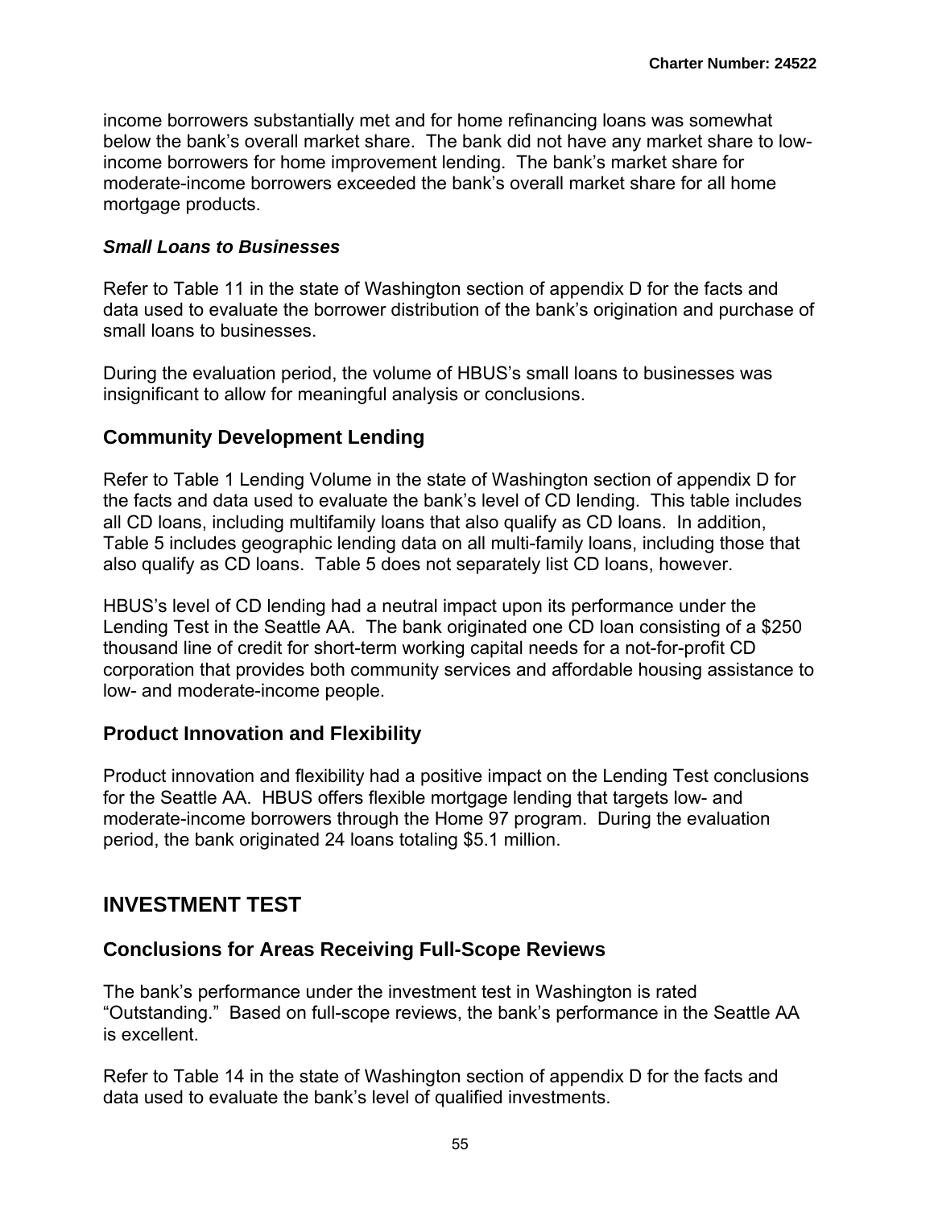income borrowers substantially met and for home refinancing loans was somewhat below the bank's overall market share. The bank did not have any market share to low-income borrowers for home improvement lending. The bank's market share for moderate-income borrowers exceeded the bank's overall market share for all home mortgage products.

***Small Loans to Businesses***

Refer to Table 11 in the state of Washington section of appendix D for the facts and data used to evaluate the borrower distribution of the bank's origination and purchase of small loans to businesses.

During the evaluation period, the volume of HBUS's small loans to businesses was insignificant to allow for meaningful analysis or conclusions.

### Community Development Lending

Refer to Table 1 Lending Volume in the state of Washington section of appendix D for the facts and data used to evaluate the bank's level of CD lending. This table includes all CD loans, including multifamily loans that also qualify as CD loans. In addition, Table 5 includes geographic lending data on all multi-family loans, including those that also qualify as CD loans. Table 5 does not separately list CD loans, however.

HBUS's level of CD lending had a neutral impact upon its performance under the Lending Test in the Seattle AA. The bank originated one CD loan consisting of a $250 thousand line of credit for short-term working capital needs for a not-for-profit CD corporation that provides both community services and affordable housing assistance to low- and moderate-income people.

### Product Innovation and Flexibility

Product innovation and flexibility had a positive impact on the Lending Test conclusions for the Seattle AA. HBUS offers flexible mortgage lending that targets low- and moderate-income borrowers through the Home 97 program. During the evaluation period, the bank originated 24 loans totaling $5.1 million.

## INVESTMENT TEST

### Conclusions for Areas Receiving Full-Scope Reviews

The bank's performance under the investment test in Washington is rated "Outstanding." Based on full-scope reviews, the bank's performance in the Seattle AA is excellent.

Refer to Table 14 in the state of Washington section of appendix D for the facts and data used to evaluate the bank's level of qualified investments.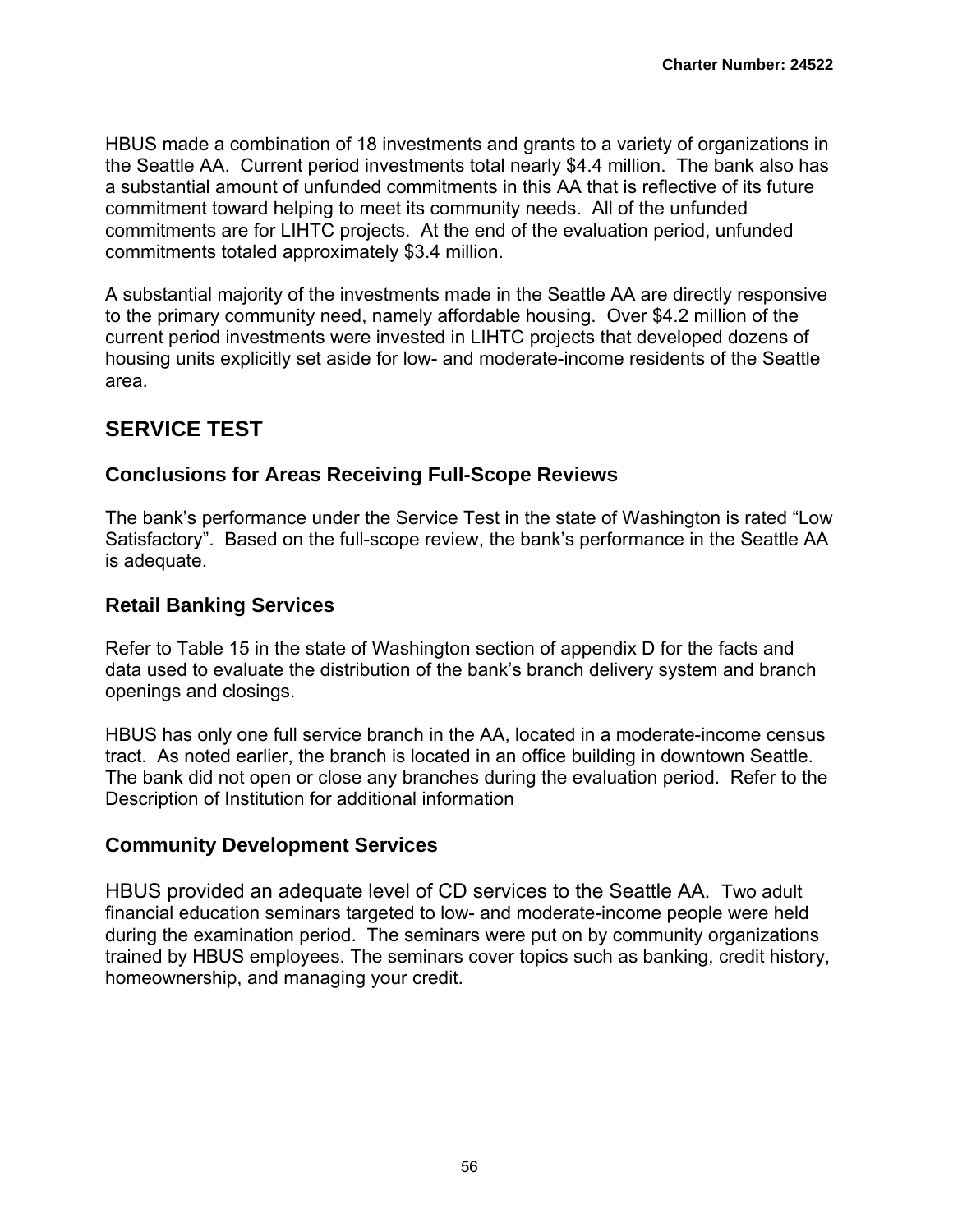HBUS made a combination of 18 investments and grants to a variety of organizations in the Seattle AA. Current period investments total nearly $4.4 million. The bank also has a substantial amount of unfunded commitments in this AA that is reflective of its future commitment toward helping to meet its community needs. All of the unfunded commitments are for LIHTC projects. At the end of the evaluation period, unfunded commitments totaled approximately $3.4 million.

A substantial majority of the investments made in the Seattle AA are directly responsive to the primary community need, namely affordable housing. Over $4.2 million of the current period investments were invested in LIHTC projects that developed dozens of housing units explicitly set aside for low- and moderate-income residents of the Seattle area.

## SERVICE TEST

### Conclusions for Areas Receiving Full-Scope Reviews

The bank's performance under the Service Test in the state of Washington is rated "Low Satisfactory". Based on the full-scope review, the bank's performance in the Seattle AA is adequate.

### Retail Banking Services

Refer to Table 15 in the state of Washington section of appendix D for the facts and data used to evaluate the distribution of the bank's branch delivery system and branch openings and closings.

HBUS has only one full service branch in the AA, located in a moderate-income census tract. As noted earlier, the branch is located in an office building in downtown Seattle. The bank did not open or close any branches during the evaluation period. Refer to the Description of Institution for additional information

### Community Development Services

HBUS provided an adequate level of CD services to the Seattle AA. Two adult financial education seminars targeted to low- and moderate-income people were held during the examination period. The seminars were put on by community organizations trained by HBUS employees. The seminars cover topics such as banking, credit history, homeownership, and managing your credit.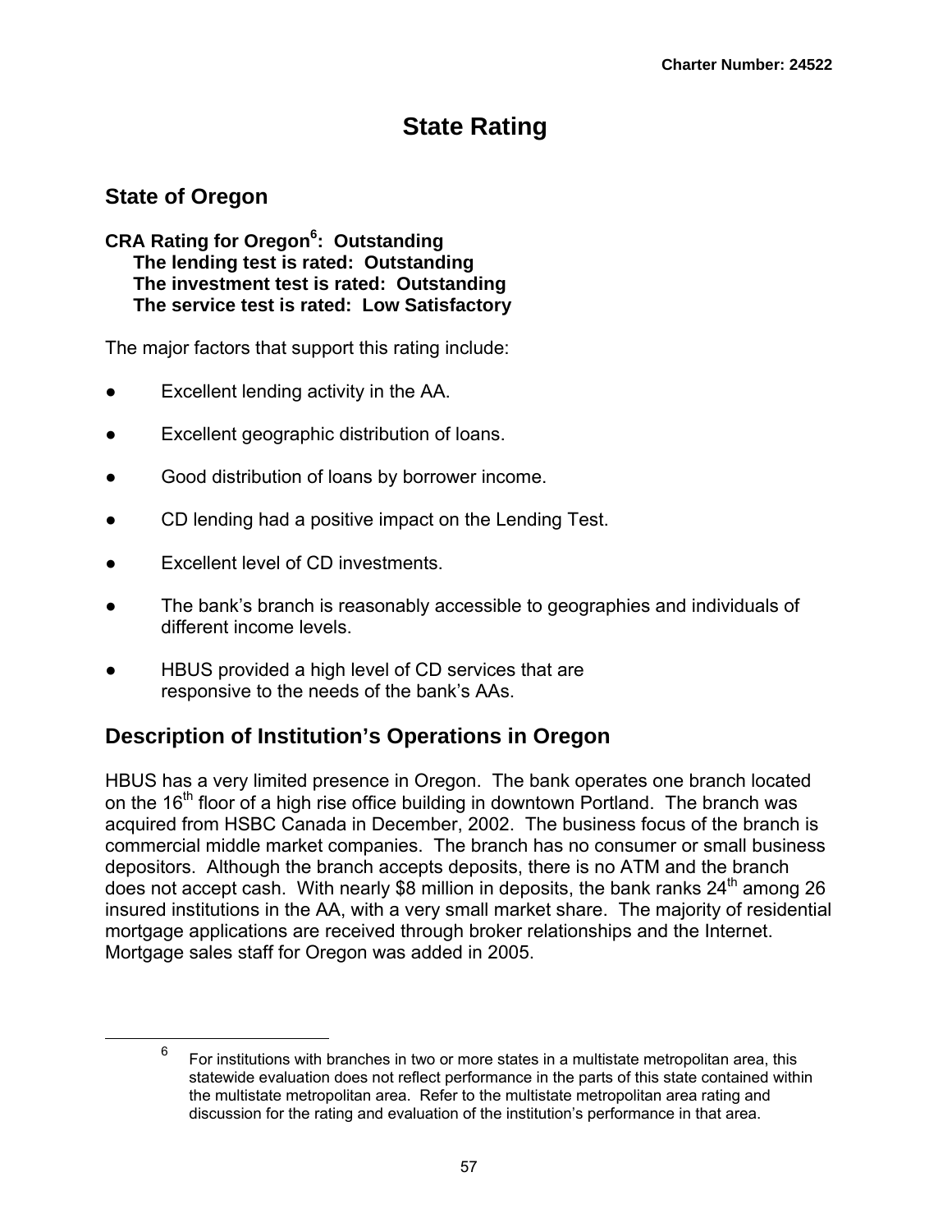# State Rating

## State of Oregon

**CRA Rating for Oregon[6]: Outstanding**
**The lending test is rated: Outstanding**
**The investment test is rated: Outstanding**
**The service test is rated: Low Satisfactory**

The major factors that support this rating include:

- Excellent lending activity in the AA.
- Excellent geographic distribution of loans.
- Good distribution of loans by borrower income.
- CD lending had a positive impact on the Lending Test.
- Excellent level of CD investments.
- The bank's branch is reasonably accessible to geographies and individuals of different income levels.
- HBUS provided a high level of CD services that are responsive to the needs of the bank's AAs.

## Description of Institution's Operations in Oregon

HBUS has a very limited presence in Oregon. The bank operates one branch located on the 16th floor of a high rise office building in downtown Portland. The branch was acquired from HSBC Canada in December, 2002. The business focus of the branch is commercial middle market companies. The branch has no consumer or small business depositors. Although the branch accepts deposits, there is no ATM and the branch does not accept cash. With nearly $8 million in deposits, the bank ranks 24th among 26 insured institutions in the AA, with a very small market share. The majority of residential mortgage applications are received through broker relationships and the Internet. Mortgage sales staff for Oregon was added in 2005.

[6] For institutions with branches in two or more states in a multistate metropolitan area, this statewide evaluation does not reflect performance in the parts of this state contained within the multistate metropolitan area. Refer to the multistate metropolitan area rating and discussion for the rating and evaluation of the institution's performance in that area.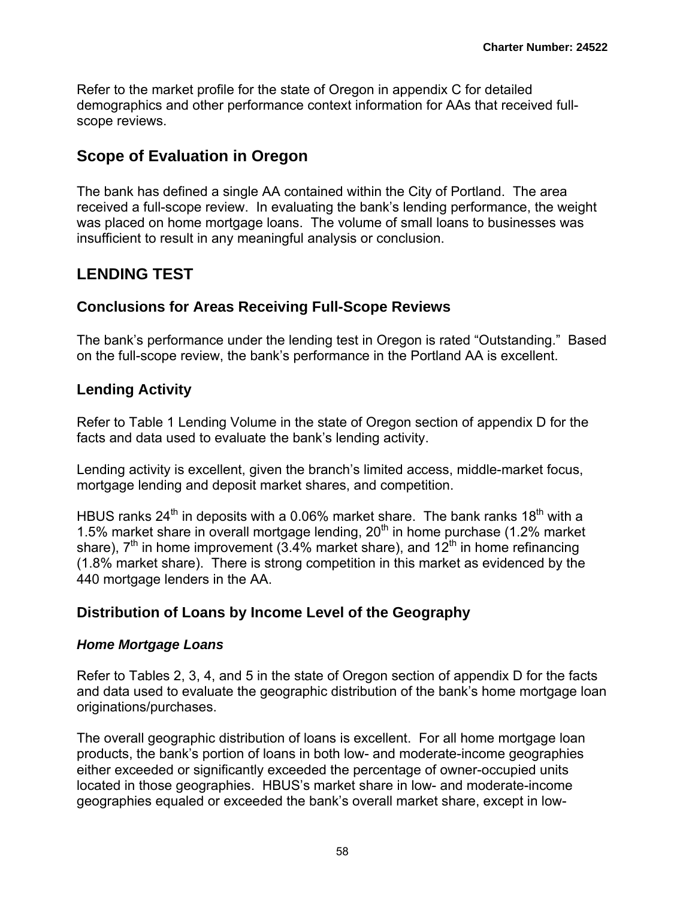Refer to the market profile for the state of Oregon in appendix C for detailed demographics and other performance context information for AAs that received full-scope reviews.

## Scope of Evaluation in Oregon

The bank has defined a single AA contained within the City of Portland. The area received a full-scope review. In evaluating the bank's lending performance, the weight was placed on home mortgage loans. The volume of small loans to businesses was insufficient to result in any meaningful analysis or conclusion.

## LENDING TEST

### Conclusions for Areas Receiving Full-Scope Reviews

The bank's performance under the lending test in Oregon is rated "Outstanding." Based on the full-scope review, the bank's performance in the Portland AA is excellent.

### Lending Activity

Refer to Table 1 Lending Volume in the state of Oregon section of appendix D for the facts and data used to evaluate the bank's lending activity.

Lending activity is excellent, given the branch's limited access, middle-market focus, mortgage lending and deposit market shares, and competition.

HBUS ranks 24th in deposits with a 0.06% market share. The bank ranks 18th with a 1.5% market share in overall mortgage lending, 20th in home purchase (1.2% market share), 7th in home improvement (3.4% market share), and 12th in home refinancing (1.8% market share). There is strong competition in this market as evidenced by the 440 mortgage lenders in the AA.

### Distribution of Loans by Income Level of the Geography

#### *Home Mortgage Loans*

Refer to Tables 2, 3, 4, and 5 in the state of Oregon section of appendix D for the facts and data used to evaluate the geographic distribution of the bank's home mortgage loan originations/purchases.

The overall geographic distribution of loans is excellent. For all home mortgage loan products, the bank's portion of loans in both low- and moderate-income geographies either exceeded or significantly exceeded the percentage of owner-occupied units located in those geographies. HBUS's market share in low- and moderate-income geographies equaled or exceeded the bank's overall market share, except in low-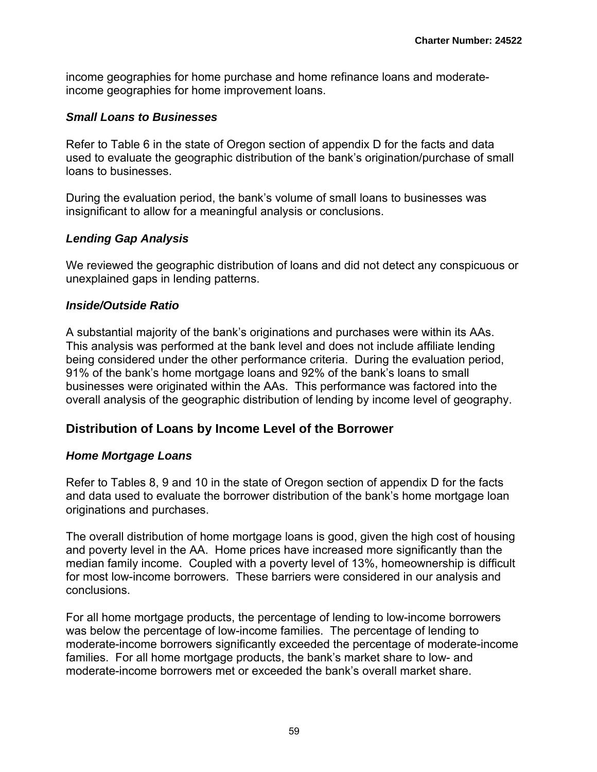income geographies for home purchase and home refinance loans and moderate-income geographies for home improvement loans.

### *Small Loans to Businesses*

Refer to Table 6 in the state of Oregon section of appendix D for the facts and data used to evaluate the geographic distribution of the bank's origination/purchase of small loans to businesses.

During the evaluation period, the bank's volume of small loans to businesses was insignificant to allow for a meaningful analysis or conclusions.

### *Lending Gap Analysis*

We reviewed the geographic distribution of loans and did not detect any conspicuous or unexplained gaps in lending patterns.

### *Inside/Outside Ratio*

A substantial majority of the bank's originations and purchases were within its AAs. This analysis was performed at the bank level and does not include affiliate lending being considered under the other performance criteria. During the evaluation period, 91% of the bank's home mortgage loans and 92% of the bank's loans to small businesses were originated within the AAs. This performance was factored into the overall analysis of the geographic distribution of lending by income level of geography.

## Distribution of Loans by Income Level of the Borrower

### *Home Mortgage Loans*

Refer to Tables 8, 9 and 10 in the state of Oregon section of appendix D for the facts and data used to evaluate the borrower distribution of the bank's home mortgage loan originations and purchases.

The overall distribution of home mortgage loans is good, given the high cost of housing and poverty level in the AA. Home prices have increased more significantly than the median family income. Coupled with a poverty level of 13%, homeownership is difficult for most low-income borrowers. These barriers were considered in our analysis and conclusions.

For all home mortgage products, the percentage of lending to low-income borrowers was below the percentage of low-income families. The percentage of lending to moderate-income borrowers significantly exceeded the percentage of moderate-income families. For all home mortgage products, the bank's market share to low- and moderate-income borrowers met or exceeded the bank's overall market share.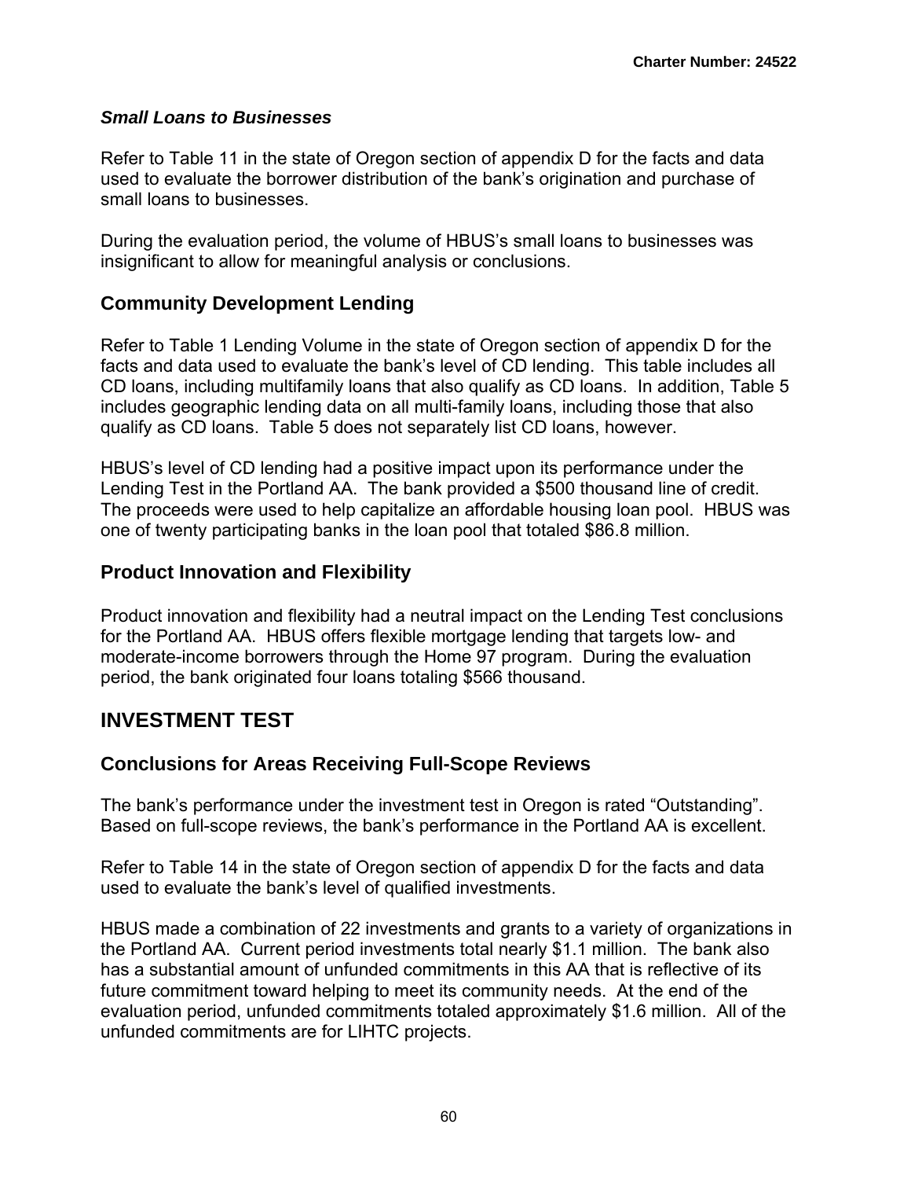### *Small Loans to Businesses*

Refer to Table 11 in the state of Oregon section of appendix D for the facts and data used to evaluate the borrower distribution of the bank's origination and purchase of small loans to businesses.

During the evaluation period, the volume of HBUS's small loans to businesses was insignificant to allow for meaningful analysis or conclusions.

### Community Development Lending

Refer to Table 1 Lending Volume in the state of Oregon section of appendix D for the facts and data used to evaluate the bank's level of CD lending. This table includes all CD loans, including multifamily loans that also qualify as CD loans. In addition, Table 5 includes geographic lending data on all multi-family loans, including those that also qualify as CD loans. Table 5 does not separately list CD loans, however.

HBUS's level of CD lending had a positive impact upon its performance under the Lending Test in the Portland AA. The bank provided a $500 thousand line of credit. The proceeds were used to help capitalize an affordable housing loan pool. HBUS was one of twenty participating banks in the loan pool that totaled $86.8 million.

### Product Innovation and Flexibility

Product innovation and flexibility had a neutral impact on the Lending Test conclusions for the Portland AA. HBUS offers flexible mortgage lending that targets low- and moderate-income borrowers through the Home 97 program. During the evaluation period, the bank originated four loans totaling $566 thousand.

## INVESTMENT TEST

### Conclusions for Areas Receiving Full-Scope Reviews

The bank's performance under the investment test in Oregon is rated "Outstanding". Based on full-scope reviews, the bank's performance in the Portland AA is excellent.

Refer to Table 14 in the state of Oregon section of appendix D for the facts and data used to evaluate the bank's level of qualified investments.

HBUS made a combination of 22 investments and grants to a variety of organizations in the Portland AA. Current period investments total nearly $1.1 million. The bank also has a substantial amount of unfunded commitments in this AA that is reflective of its future commitment toward helping to meet its community needs. At the end of the evaluation period, unfunded commitments totaled approximately $1.6 million. All of the unfunded commitments are for LIHTC projects.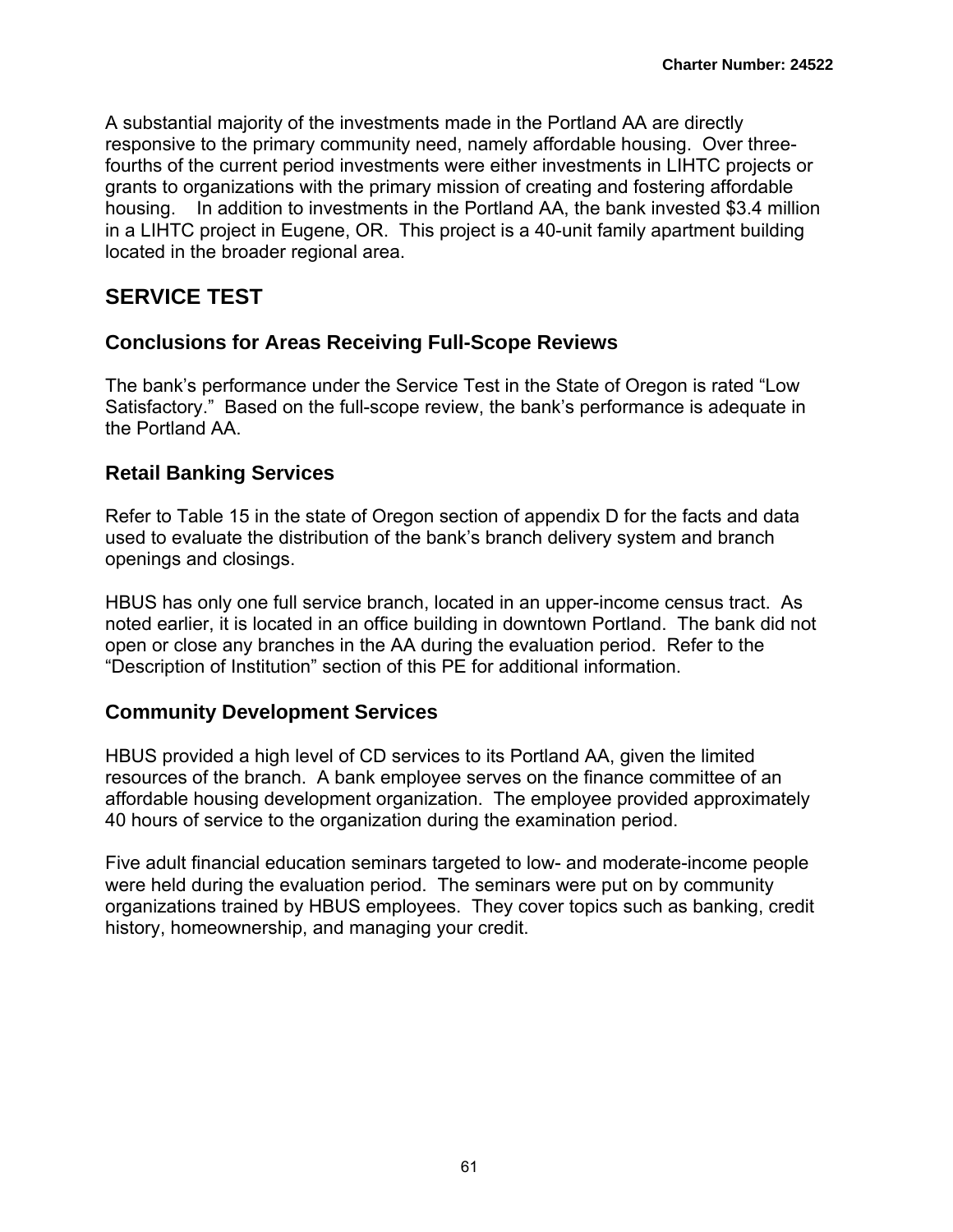A substantial majority of the investments made in the Portland AA are directly responsive to the primary community need, namely affordable housing. Over three-fourths of the current period investments were either investments in LIHTC projects or grants to organizations with the primary mission of creating and fostering affordable housing. In addition to investments in the Portland AA, the bank invested $3.4 million in a LIHTC project in Eugene, OR. This project is a 40-unit family apartment building located in the broader regional area.

## SERVICE TEST

### Conclusions for Areas Receiving Full-Scope Reviews

The bank's performance under the Service Test in the State of Oregon is rated "Low Satisfactory." Based on the full-scope review, the bank's performance is adequate in the Portland AA.

### Retail Banking Services

Refer to Table 15 in the state of Oregon section of appendix D for the facts and data used to evaluate the distribution of the bank's branch delivery system and branch openings and closings.

HBUS has only one full service branch, located in an upper-income census tract. As noted earlier, it is located in an office building in downtown Portland. The bank did not open or close any branches in the AA during the evaluation period. Refer to the "Description of Institution" section of this PE for additional information.

### Community Development Services

HBUS provided a high level of CD services to its Portland AA, given the limited resources of the branch. A bank employee serves on the finance committee of an affordable housing development organization. The employee provided approximately 40 hours of service to the organization during the examination period.

Five adult financial education seminars targeted to low- and moderate-income people were held during the evaluation period. The seminars were put on by community organizations trained by HBUS employees. They cover topics such as banking, credit history, homeownership, and managing your credit.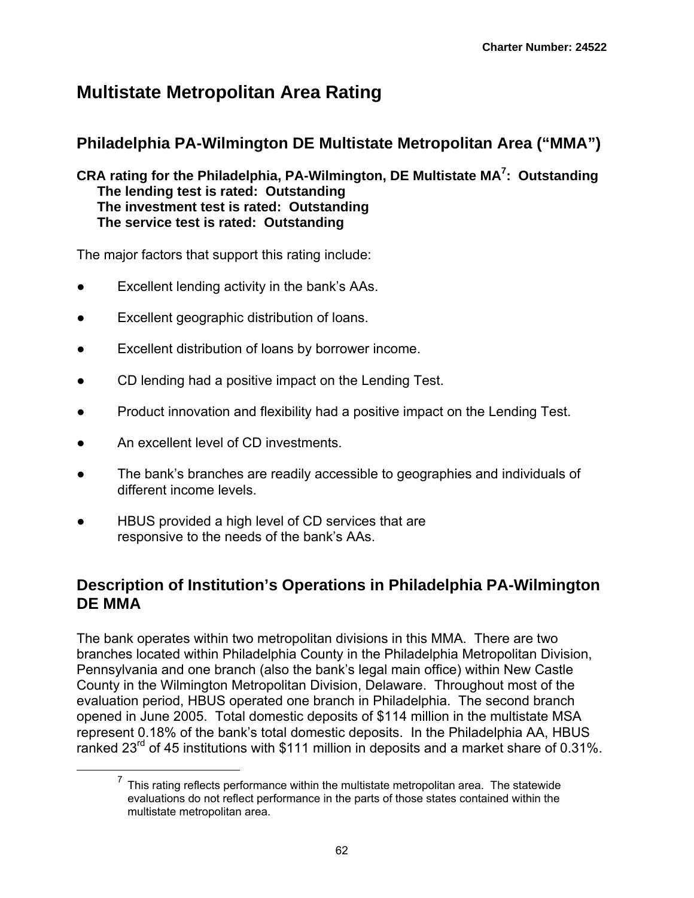# Multistate Metropolitan Area Rating

## Philadelphia PA-Wilmington DE Multistate Metropolitan Area ("MMA")

**CRA rating for the Philadelphia, PA-Wilmington, DE Multistate MA[7]: Outstanding**
**The lending test is rated: Outstanding**
**The investment test is rated: Outstanding**
**The service test is rated: Outstanding**

The major factors that support this rating include:

- Excellent lending activity in the bank's AAs.
- Excellent geographic distribution of loans.
- Excellent distribution of loans by borrower income.
- CD lending had a positive impact on the Lending Test.
- Product innovation and flexibility had a positive impact on the Lending Test.
- An excellent level of CD investments.
- The bank's branches are readily accessible to geographies and individuals of different income levels.
- HBUS provided a high level of CD services that are responsive to the needs of the bank's AAs.

## Description of Institution's Operations in Philadelphia PA-Wilmington DE MMA

The bank operates within two metropolitan divisions in this MMA. There are two branches located within Philadelphia County in the Philadelphia Metropolitan Division, Pennsylvania and one branch (also the bank's legal main office) within New Castle County in the Wilmington Metropolitan Division, Delaware. Throughout most of the evaluation period, HBUS operated one branch in Philadelphia. The second branch opened in June 2005. Total domestic deposits of $114 million in the multistate MSA represent 0.18% of the bank's total domestic deposits. In the Philadelphia AA, HBUS ranked 23rd of 45 institutions with $111 million in deposits and a market share of 0.31%.

[7] This rating reflects performance within the multistate metropolitan area. The statewide evaluations do not reflect performance in the parts of those states contained within the multistate metropolitan area.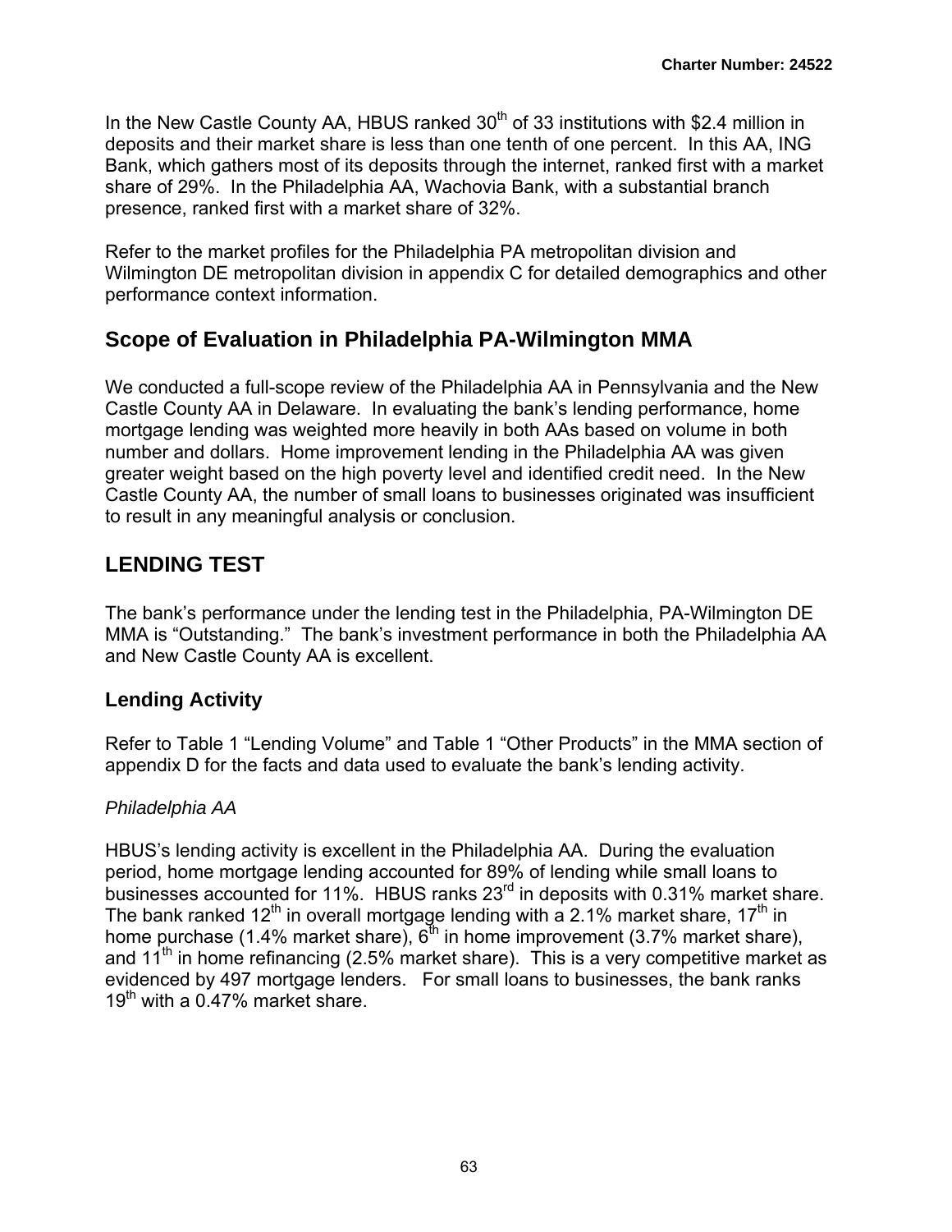In the New Castle County AA, HBUS ranked 30th of 33 institutions with $2.4 million in deposits and their market share is less than one tenth of one percent. In this AA, ING Bank, which gathers most of its deposits through the internet, ranked first with a market share of 29%. In the Philadelphia AA, Wachovia Bank, with a substantial branch presence, ranked first with a market share of 32%.

Refer to the market profiles for the Philadelphia PA metropolitan division and Wilmington DE metropolitan division in appendix C for detailed demographics and other performance context information.

## Scope of Evaluation in Philadelphia PA-Wilmington MMA

We conducted a full-scope review of the Philadelphia AA in Pennsylvania and the New Castle County AA in Delaware. In evaluating the bank's lending performance, home mortgage lending was weighted more heavily in both AAs based on volume in both number and dollars. Home improvement lending in the Philadelphia AA was given greater weight based on the high poverty level and identified credit need. In the New Castle County AA, the number of small loans to businesses originated was insufficient to result in any meaningful analysis or conclusion.

## LENDING TEST

The bank's performance under the lending test in the Philadelphia, PA-Wilmington DE MMA is "Outstanding." The bank's investment performance in both the Philadelphia AA and New Castle County AA is excellent.

### Lending Activity

Refer to Table 1 "Lending Volume" and Table 1 "Other Products" in the MMA section of appendix D for the facts and data used to evaluate the bank's lending activity.

*Philadelphia AA*

HBUS's lending activity is excellent in the Philadelphia AA. During the evaluation period, home mortgage lending accounted for 89% of lending while small loans to businesses accounted for 11%. HBUS ranks 23rd in deposits with 0.31% market share. The bank ranked 12th in overall mortgage lending with a 2.1% market share, 17th in home purchase (1.4% market share), 6th in home improvement (3.7% market share), and 11th in home refinancing (2.5% market share). This is a very competitive market as evidenced by 497 mortgage lenders. For small loans to businesses, the bank ranks 19th with a 0.47% market share.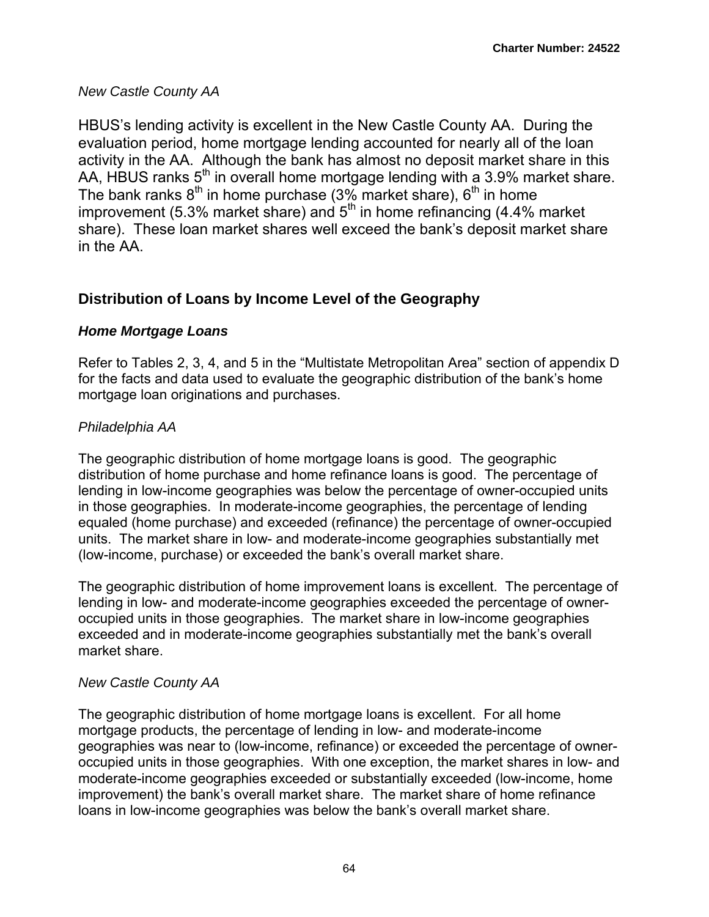*New Castle County AA*

HBUS's lending activity is excellent in the New Castle County AA. During the evaluation period, home mortgage lending accounted for nearly all of the loan activity in the AA. Although the bank has almost no deposit market share in this AA, HBUS ranks 5th in overall home mortgage lending with a 3.9% market share. The bank ranks 8th in home purchase (3% market share), 6th in home improvement (5.3% market share) and 5th in home refinancing (4.4% market share). These loan market shares well exceed the bank's deposit market share in the AA.

## Distribution of Loans by Income Level of the Geography

### *Home Mortgage Loans*

Refer to Tables 2, 3, 4, and 5 in the "Multistate Metropolitan Area" section of appendix D for the facts and data used to evaluate the geographic distribution of the bank's home mortgage loan originations and purchases.

*Philadelphia AA*

The geographic distribution of home mortgage loans is good. The geographic distribution of home purchase and home refinance loans is good. The percentage of lending in low-income geographies was below the percentage of owner-occupied units in those geographies. In moderate-income geographies, the percentage of lending equaled (home purchase) and exceeded (refinance) the percentage of owner-occupied units. The market share in low- and moderate-income geographies substantially met (low-income, purchase) or exceeded the bank's overall market share.

The geographic distribution of home improvement loans is excellent. The percentage of lending in low- and moderate-income geographies exceeded the percentage of owner-occupied units in those geographies. The market share in low-income geographies exceeded and in moderate-income geographies substantially met the bank's overall market share.

*New Castle County AA*

The geographic distribution of home mortgage loans is excellent. For all home mortgage products, the percentage of lending in low- and moderate-income geographies was near to (low-income, refinance) or exceeded the percentage of owner-occupied units in those geographies. With one exception, the market shares in low- and moderate-income geographies exceeded or substantially exceeded (low-income, home improvement) the bank's overall market share. The market share of home refinance loans in low-income geographies was below the bank's overall market share.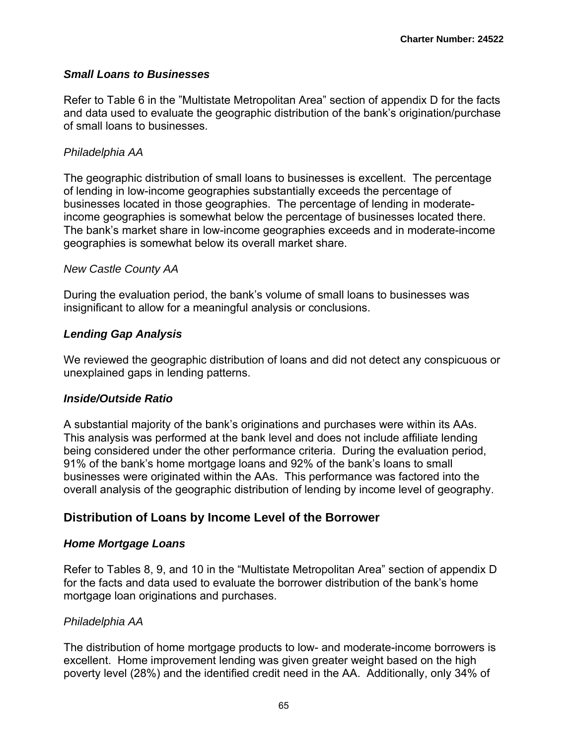### *Small Loans to Businesses*

Refer to Table 6 in the "Multistate Metropolitan Area" section of appendix D for the facts and data used to evaluate the geographic distribution of the bank's origination/purchase of small loans to businesses.

*Philadelphia AA*

The geographic distribution of small loans to businesses is excellent. The percentage of lending in low-income geographies substantially exceeds the percentage of businesses located in those geographies. The percentage of lending in moderate-income geographies is somewhat below the percentage of businesses located there. The bank's market share in low-income geographies exceeds and in moderate-income geographies is somewhat below its overall market share.

*New Castle County AA*

During the evaluation period, the bank's volume of small loans to businesses was insignificant to allow for a meaningful analysis or conclusions.

### *Lending Gap Analysis*

We reviewed the geographic distribution of loans and did not detect any conspicuous or unexplained gaps in lending patterns.

### *Inside/Outside Ratio*

A substantial majority of the bank's originations and purchases were within its AAs. This analysis was performed at the bank level and does not include affiliate lending being considered under the other performance criteria. During the evaluation period, 91% of the bank's home mortgage loans and 92% of the bank's loans to small businesses were originated within the AAs. This performance was factored into the overall analysis of the geographic distribution of lending by income level of geography.

## Distribution of Loans by Income Level of the Borrower

### *Home Mortgage Loans*

Refer to Tables 8, 9, and 10 in the "Multistate Metropolitan Area" section of appendix D for the facts and data used to evaluate the borrower distribution of the bank's home mortgage loan originations and purchases.

*Philadelphia AA*

The distribution of home mortgage products to low- and moderate-income borrowers is excellent. Home improvement lending was given greater weight based on the high poverty level (28%) and the identified credit need in the AA. Additionally, only 34% of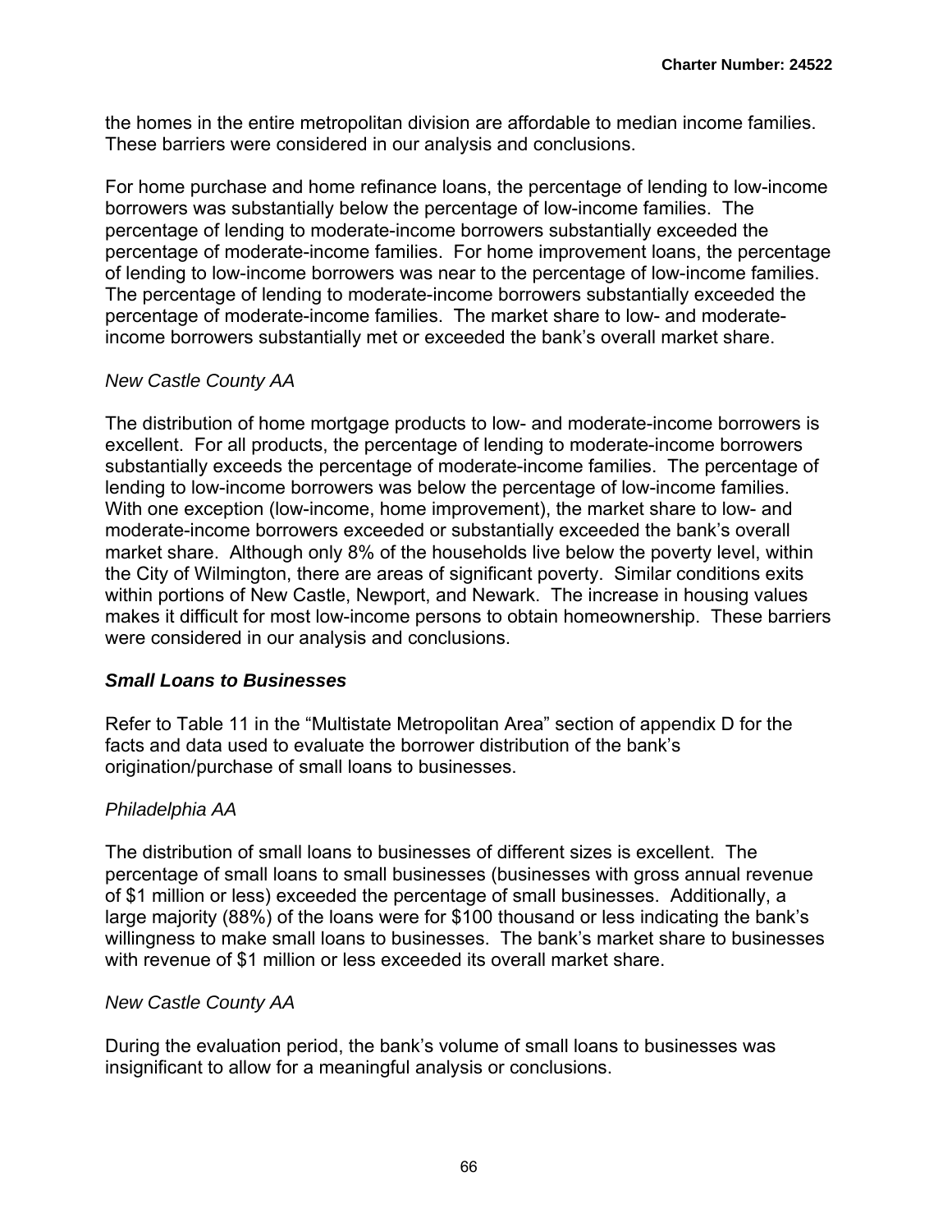the homes in the entire metropolitan division are affordable to median income families. These barriers were considered in our analysis and conclusions.

For home purchase and home refinance loans, the percentage of lending to low-income borrowers was substantially below the percentage of low-income families. The percentage of lending to moderate-income borrowers substantially exceeded the percentage of moderate-income families. For home improvement loans, the percentage of lending to low-income borrowers was near to the percentage of low-income families. The percentage of lending to moderate-income borrowers substantially exceeded the percentage of moderate-income families. The market share to low- and moderate-income borrowers substantially met or exceeded the bank's overall market share.

*New Castle County AA*

The distribution of home mortgage products to low- and moderate-income borrowers is excellent. For all products, the percentage of lending to moderate-income borrowers substantially exceeds the percentage of moderate-income families. The percentage of lending to low-income borrowers was below the percentage of low-income families. With one exception (low-income, home improvement), the market share to low- and moderate-income borrowers exceeded or substantially exceeded the bank's overall market share. Although only 8% of the households live below the poverty level, within the City of Wilmington, there are areas of significant poverty. Similar conditions exits within portions of New Castle, Newport, and Newark. The increase in housing values makes it difficult for most low-income persons to obtain homeownership. These barriers were considered in our analysis and conclusions.

***Small Loans to Businesses***

Refer to Table 11 in the "Multistate Metropolitan Area" section of appendix D for the facts and data used to evaluate the borrower distribution of the bank's origination/purchase of small loans to businesses.

*Philadelphia AA*

The distribution of small loans to businesses of different sizes is excellent. The percentage of small loans to small businesses (businesses with gross annual revenue of $1 million or less) exceeded the percentage of small businesses. Additionally, a large majority (88%) of the loans were for $100 thousand or less indicating the bank's willingness to make small loans to businesses. The bank's market share to businesses with revenue of $1 million or less exceeded its overall market share.

*New Castle County AA*

During the evaluation period, the bank's volume of small loans to businesses was insignificant to allow for a meaningful analysis or conclusions.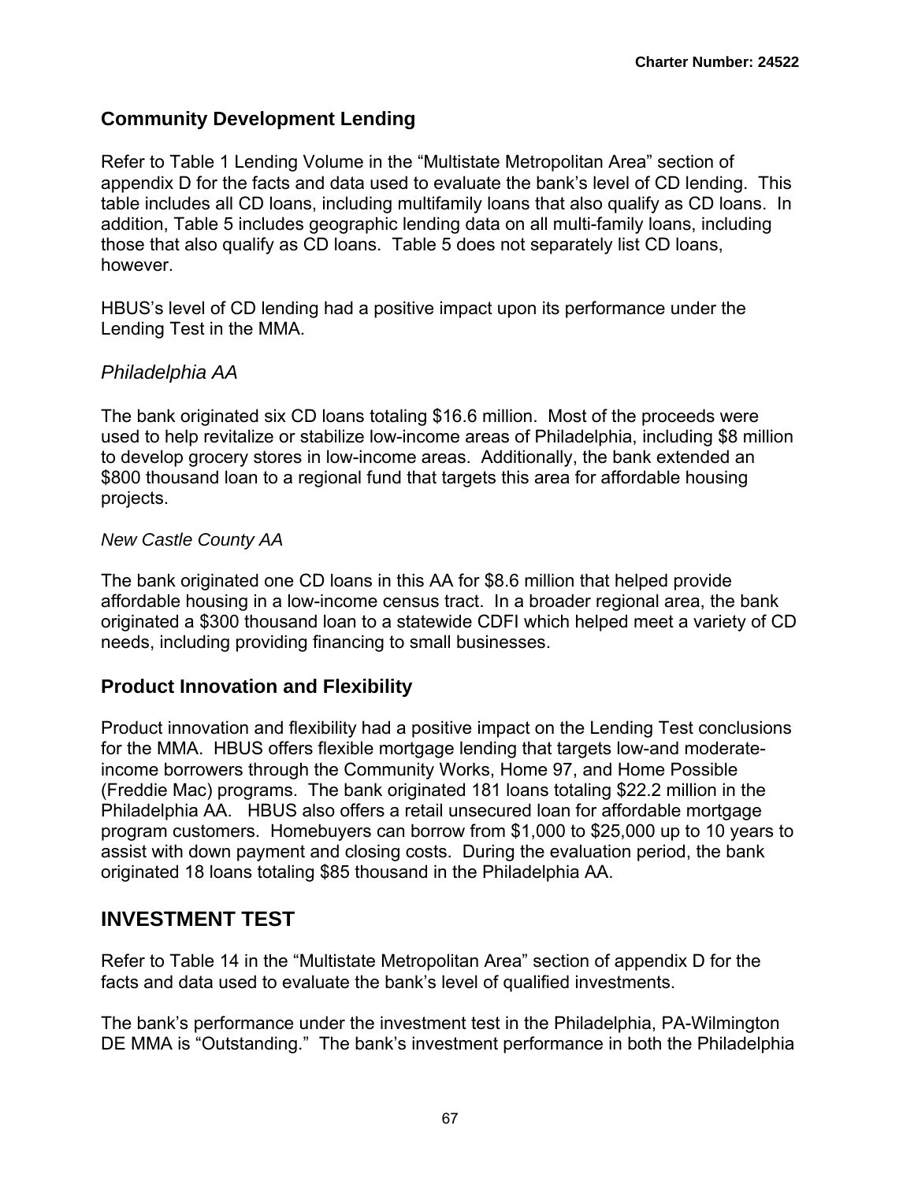## Community Development Lending

Refer to Table 1 Lending Volume in the "Multistate Metropolitan Area" section of appendix D for the facts and data used to evaluate the bank's level of CD lending. This table includes all CD loans, including multifamily loans that also qualify as CD loans. In addition, Table 5 includes geographic lending data on all multi-family loans, including those that also qualify as CD loans. Table 5 does not separately list CD loans, however.

HBUS's level of CD lending had a positive impact upon its performance under the Lending Test in the MMA.

### *Philadelphia AA*

The bank originated six CD loans totaling $16.6 million. Most of the proceeds were used to help revitalize or stabilize low-income areas of Philadelphia, including $8 million to develop grocery stores in low-income areas. Additionally, the bank extended an $800 thousand loan to a regional fund that targets this area for affordable housing projects.

*New Castle County AA*

The bank originated one CD loans in this AA for $8.6 million that helped provide affordable housing in a low-income census tract. In a broader regional area, the bank originated a $300 thousand loan to a statewide CDFI which helped meet a variety of CD needs, including providing financing to small businesses.

## Product Innovation and Flexibility

Product innovation and flexibility had a positive impact on the Lending Test conclusions for the MMA. HBUS offers flexible mortgage lending that targets low-and moderate-income borrowers through the Community Works, Home 97, and Home Possible (Freddie Mac) programs. The bank originated 181 loans totaling $22.2 million in the Philadelphia AA. HBUS also offers a retail unsecured loan for affordable mortgage program customers. Homebuyers can borrow from $1,000 to $25,000 up to 10 years to assist with down payment and closing costs. During the evaluation period, the bank originated 18 loans totaling $85 thousand in the Philadelphia AA.

# INVESTMENT TEST

Refer to Table 14 in the "Multistate Metropolitan Area" section of appendix D for the facts and data used to evaluate the bank's level of qualified investments.

The bank's performance under the investment test in the Philadelphia, PA-Wilmington DE MMA is "Outstanding." The bank's investment performance in both the Philadelphia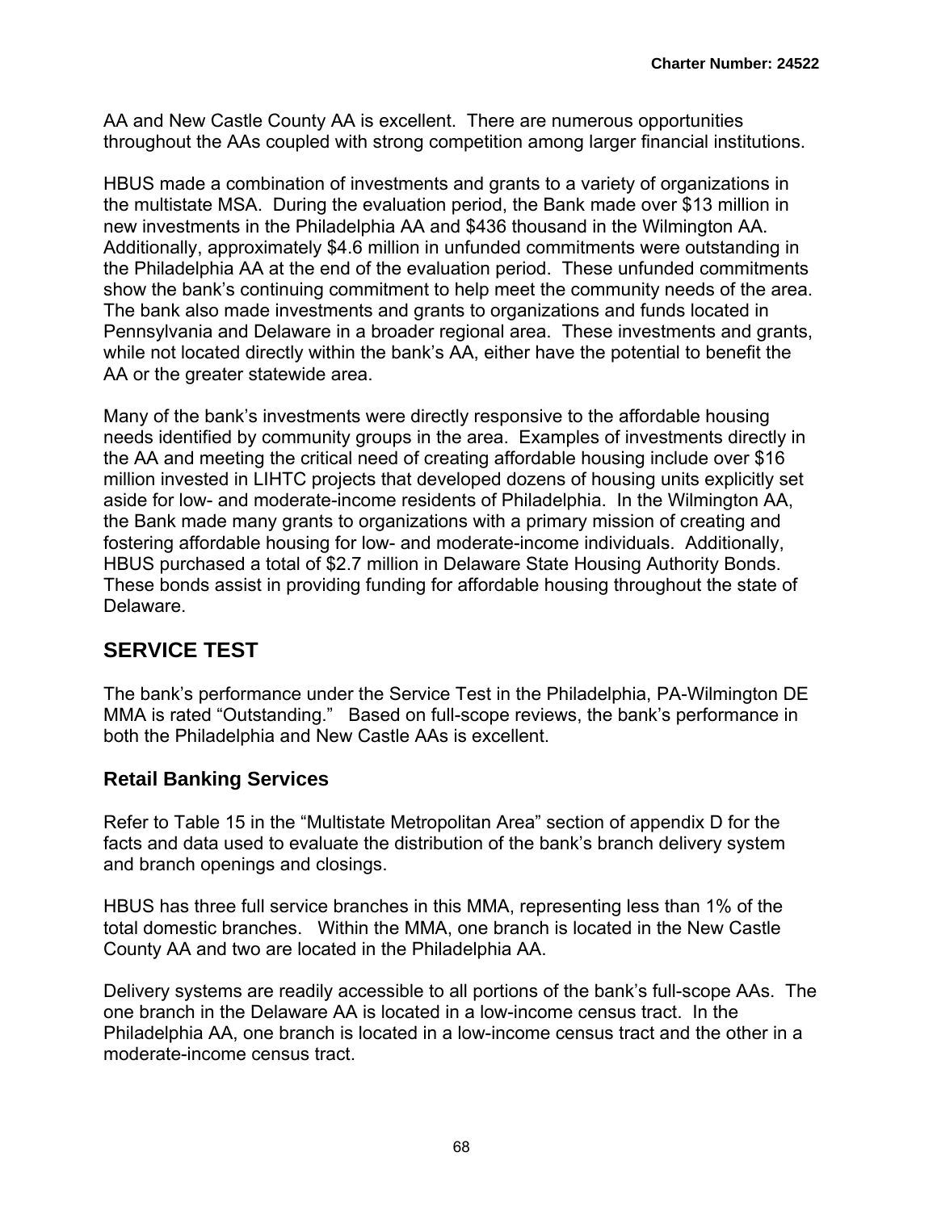AA and New Castle County AA is excellent. There are numerous opportunities throughout the AAs coupled with strong competition among larger financial institutions.

HBUS made a combination of investments and grants to a variety of organizations in the multistate MSA. During the evaluation period, the Bank made over $13 million in new investments in the Philadelphia AA and $436 thousand in the Wilmington AA. Additionally, approximately $4.6 million in unfunded commitments were outstanding in the Philadelphia AA at the end of the evaluation period. These unfunded commitments show the bank's continuing commitment to help meet the community needs of the area. The bank also made investments and grants to organizations and funds located in Pennsylvania and Delaware in a broader regional area. These investments and grants, while not located directly within the bank's AA, either have the potential to benefit the AA or the greater statewide area.

Many of the bank's investments were directly responsive to the affordable housing needs identified by community groups in the area. Examples of investments directly in the AA and meeting the critical need of creating affordable housing include over $16 million invested in LIHTC projects that developed dozens of housing units explicitly set aside for low- and moderate-income residents of Philadelphia. In the Wilmington AA, the Bank made many grants to organizations with a primary mission of creating and fostering affordable housing for low- and moderate-income individuals. Additionally, HBUS purchased a total of $2.7 million in Delaware State Housing Authority Bonds. These bonds assist in providing funding for affordable housing throughout the state of Delaware.

## SERVICE TEST

The bank's performance under the Service Test in the Philadelphia, PA-Wilmington DE MMA is rated "Outstanding." Based on full-scope reviews, the bank's performance in both the Philadelphia and New Castle AAs is excellent.

### Retail Banking Services

Refer to Table 15 in the "Multistate Metropolitan Area" section of appendix D for the facts and data used to evaluate the distribution of the bank's branch delivery system and branch openings and closings.

HBUS has three full service branches in this MMA, representing less than 1% of the total domestic branches. Within the MMA, one branch is located in the New Castle County AA and two are located in the Philadelphia AA.

Delivery systems are readily accessible to all portions of the bank's full-scope AAs. The one branch in the Delaware AA is located in a low-income census tract. In the Philadelphia AA, one branch is located in a low-income census tract and the other in a moderate-income census tract.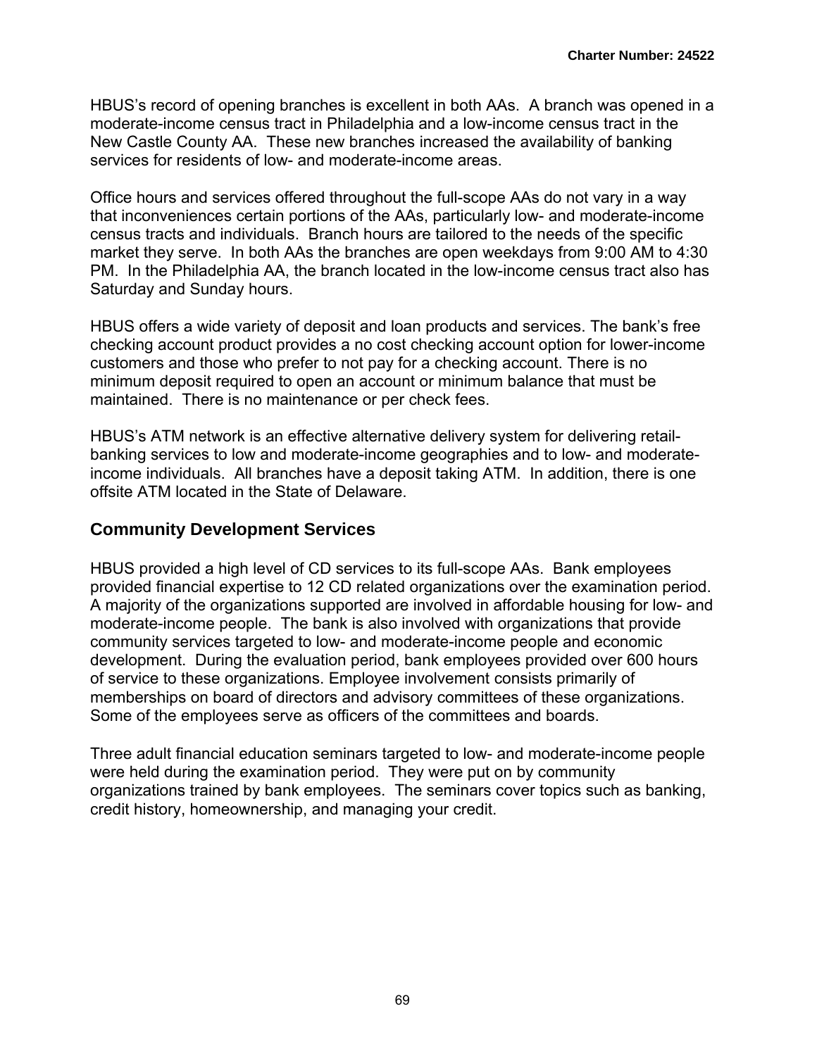HBUS's record of opening branches is excellent in both AAs. A branch was opened in a moderate-income census tract in Philadelphia and a low-income census tract in the New Castle County AA. These new branches increased the availability of banking services for residents of low- and moderate-income areas.

Office hours and services offered throughout the full-scope AAs do not vary in a way that inconveniences certain portions of the AAs, particularly low- and moderate-income census tracts and individuals. Branch hours are tailored to the needs of the specific market they serve. In both AAs the branches are open weekdays from 9:00 AM to 4:30 PM. In the Philadelphia AA, the branch located in the low-income census tract also has Saturday and Sunday hours.

HBUS offers a wide variety of deposit and loan products and services. The bank's free checking account product provides a no cost checking account option for lower-income customers and those who prefer to not pay for a checking account. There is no minimum deposit required to open an account or minimum balance that must be maintained. There is no maintenance or per check fees.

HBUS's ATM network is an effective alternative delivery system for delivering retail-banking services to low and moderate-income geographies and to low- and moderate-income individuals. All branches have a deposit taking ATM. In addition, there is one offsite ATM located in the State of Delaware.

## Community Development Services

HBUS provided a high level of CD services to its full-scope AAs. Bank employees provided financial expertise to 12 CD related organizations over the examination period. A majority of the organizations supported are involved in affordable housing for low- and moderate-income people. The bank is also involved with organizations that provide community services targeted to low- and moderate-income people and economic development. During the evaluation period, bank employees provided over 600 hours of service to these organizations. Employee involvement consists primarily of memberships on board of directors and advisory committees of these organizations. Some of the employees serve as officers of the committees and boards.

Three adult financial education seminars targeted to low- and moderate-income people were held during the examination period. They were put on by community organizations trained by bank employees. The seminars cover topics such as banking, credit history, homeownership, and managing your credit.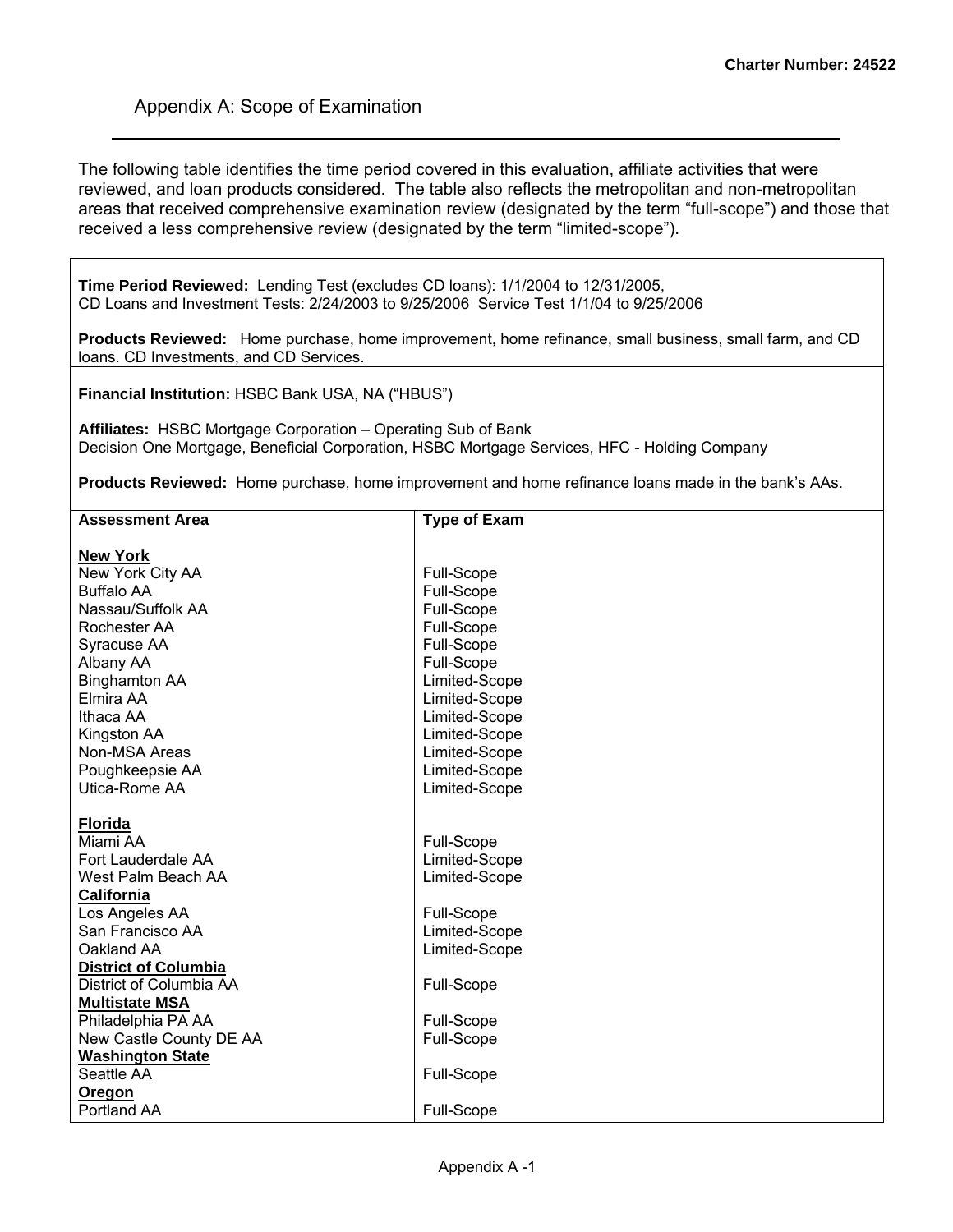## Appendix A: Scope of Examination

The following table identifies the time period covered in this evaluation, affiliate activities that were reviewed, and loan products considered. The table also reflects the metropolitan and non-metropolitan areas that received comprehensive examination review (designated by the term "full-scope") and those that received a less comprehensive review (designated by the term "limited-scope").

**Time Period Reviewed:** Lending Test (excludes CD loans): 1/1/2004 to 12/31/2005, CD Loans and Investment Tests: 2/24/2003 to 9/25/2006 Service Test 1/1/04 to 9/25/2006

**Products Reviewed:** Home purchase, home improvement, home refinance, small business, small farm, and CD loans. CD Investments, and CD Services.

**Financial Institution:** HSBC Bank USA, NA ("HBUS")

**Affiliates:** HSBC Mortgage Corporation – Operating Sub of Bank
Decision One Mortgage, Beneficial Corporation, HSBC Mortgage Services, HFC - Holding Company

**Products Reviewed:** Home purchase, home improvement and home refinance loans made in the bank's AAs.

| Assessment Area | Type of Exam |
|---|---|
| **New York** | |
| New York City AA | Full-Scope |
| Buffalo AA | Full-Scope |
| Nassau/Suffolk AA | Full-Scope |
| Rochester AA | Full-Scope |
| Syracuse AA | Full-Scope |
| Albany AA | Full-Scope |
| Binghamton AA | Limited-Scope |
| Elmira AA | Limited-Scope |
| Ithaca AA | Limited-Scope |
| Kingston AA | Limited-Scope |
| Non-MSA Areas | Limited-Scope |
| Poughkeepsie AA | Limited-Scope |
| Utica-Rome AA | Limited-Scope |
| **Florida** | |
| Miami AA | Full-Scope |
| Fort Lauderdale AA | Limited-Scope |
| West Palm Beach AA | Limited-Scope |
| **California** | |
| Los Angeles AA | Full-Scope |
| San Francisco AA | Limited-Scope |
| Oakland AA | Limited-Scope |
| **District of Columbia** | |
| District of Columbia AA | Full-Scope |
| **Multistate MSA** | |
| Philadelphia PA AA | Full-Scope |
| New Castle County DE AA | Full-Scope |
| **Washington State** | |
| Seattle AA | Full-Scope |
| **Oregon** | |
| Portland AA | Full-Scope |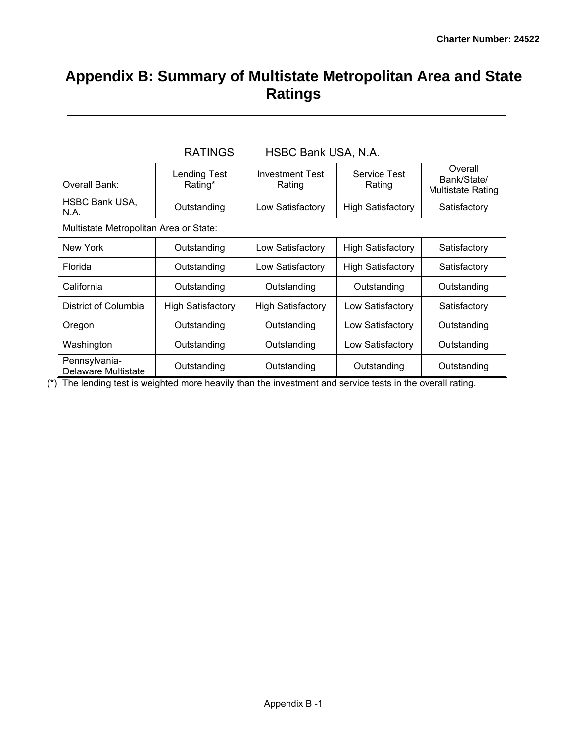# Appendix B: Summary of Multistate Metropolitan Area and State Ratings

| RATINGS HSBC Bank USA, N.A. | | | | |
|---|---|---|---|---|
| Overall Bank: | Lending Test Rating* | Investment Test Rating | Service Test Rating | Overall Bank/State/ Multistate Rating |
| HSBC Bank USA, N.A. | Outstanding | Low Satisfactory | High Satisfactory | Satisfactory |
| Multistate Metropolitan Area or State: | | | | |
| New York | Outstanding | Low Satisfactory | High Satisfactory | Satisfactory |
| Florida | Outstanding | Low Satisfactory | High Satisfactory | Satisfactory |
| California | Outstanding | Outstanding | Outstanding | Outstanding |
| District of Columbia | High Satisfactory | High Satisfactory | Low Satisfactory | Satisfactory |
| Oregon | Outstanding | Outstanding | Low Satisfactory | Outstanding |
| Washington | Outstanding | Outstanding | Low Satisfactory | Outstanding |
| Pennsylvania-Delaware Multistate | Outstanding | Outstanding | Outstanding | Outstanding |

(*) The lending test is weighted more heavily than the investment and service tests in the overall rating.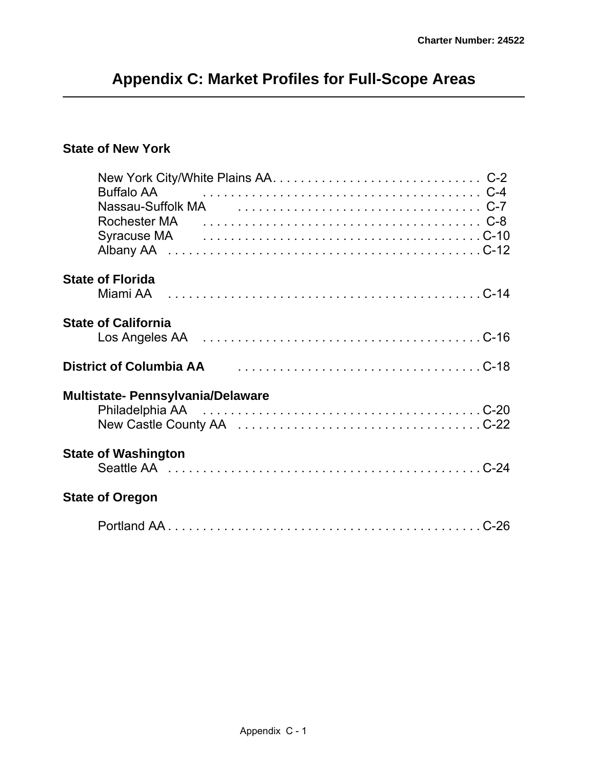# Appendix C: Market Profiles for Full-Scope Areas

**State of New York**

New York City/White Plains AA . . . . . . . . . . . . . . . . . . . . . . . . . . . . . C-2
Buffalo AA . . . . . . . . . . . . . . . . . . . . . . . . . . . . . . . . . . . . . . . . C-4
Nassau-Suffolk MA . . . . . . . . . . . . . . . . . . . . . . . . . . . . . . . . . . C-7
Rochester MA . . . . . . . . . . . . . . . . . . . . . . . . . . . . . . . . . . . . . . C-8
Syracuse MA . . . . . . . . . . . . . . . . . . . . . . . . . . . . . . . . . . . . . . . C-10
Albany AA . . . . . . . . . . . . . . . . . . . . . . . . . . . . . . . . . . . . . . . . . . C-12

**State of Florida**

Miami AA . . . . . . . . . . . . . . . . . . . . . . . . . . . . . . . . . . . . . . . . . . . C-14

**State of California**

Los Angeles AA . . . . . . . . . . . . . . . . . . . . . . . . . . . . . . . . . . . . . . C-16

**District of Columbia AA** . . . . . . . . . . . . . . . . . . . . . . . . . . . . . . . . . . C-18

**Multistate- Pennsylvania/Delaware**

Philadelphia AA . . . . . . . . . . . . . . . . . . . . . . . . . . . . . . . . . . . . . . C-20
New Castle County AA . . . . . . . . . . . . . . . . . . . . . . . . . . . . . . . . . C-22

**State of Washington**

Seattle AA . . . . . . . . . . . . . . . . . . . . . . . . . . . . . . . . . . . . . . . . . . . C-24

**State of Oregon**

Portland AA . . . . . . . . . . . . . . . . . . . . . . . . . . . . . . . . . . . . . . . . . . C-26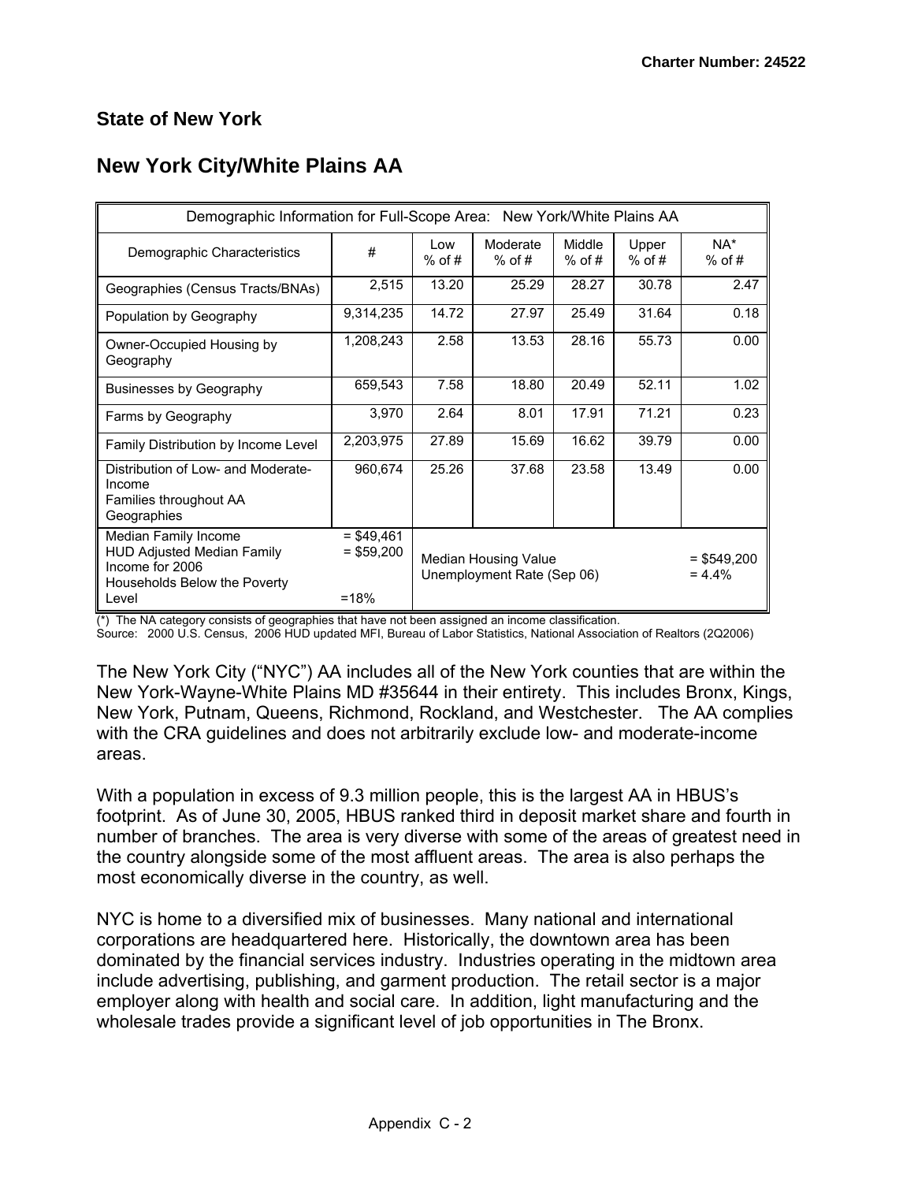## State of New York

## New York City/White Plains AA

| Demographic Information for Full-Scope Area: New York/White Plains AA | | | | | | |
|---|---|---|---|---|---|---|
| Demographic Characteristics | # | Low % of # | Moderate % of # | Middle % of # | Upper % of # | NA* % of # |
| Geographies (Census Tracts/BNAs) | 2,515 | 13.20 | 25.29 | 28.27 | 30.78 | 2.47 |
| Population by Geography | 9,314,235 | 14.72 | 27.97 | 25.49 | 31.64 | 0.18 |
| Owner-Occupied Housing by Geography | 1,208,243 | 2.58 | 13.53 | 28.16 | 55.73 | 0.00 |
| Businesses by Geography | 659,543 | 7.58 | 18.80 | 20.49 | 52.11 | 1.02 |
| Farms by Geography | 3,970 | 2.64 | 8.01 | 17.91 | 71.21 | 0.23 |
| Family Distribution by Income Level | 2,203,975 | 27.89 | 15.69 | 16.62 | 39.79 | 0.00 |
| Distribution of Low- and Moderate-Income Families throughout AA Geographies | 960,674 | 25.26 | 37.68 | 23.58 | 13.49 | 0.00 |
| Median Family Income<br>HUD Adjusted Median Family Income for 2006<br>Households Below the Poverty Level | = $49,461<br>= $59,200<br><br>=18% | Median Housing Value<br>Unemployment Rate (Sep 06) | | | | = $549,200<br>= 4.4% |

(*) The NA category consists of geographies that have not been assigned an income classification.
Source: 2000 U.S. Census, 2006 HUD updated MFI, Bureau of Labor Statistics, National Association of Realtors (2Q2006)

The New York City ("NYC") AA includes all of the New York counties that are within the New York-Wayne-White Plains MD #35644 in their entirety. This includes Bronx, Kings, New York, Putnam, Queens, Richmond, Rockland, and Westchester. The AA complies with the CRA guidelines and does not arbitrarily exclude low- and moderate-income areas.

With a population in excess of 9.3 million people, this is the largest AA in HBUS's footprint. As of June 30, 2005, HBUS ranked third in deposit market share and fourth in number of branches. The area is very diverse with some of the areas of greatest need in the country alongside some of the most affluent areas. The area is also perhaps the most economically diverse in the country, as well.

NYC is home to a diversified mix of businesses. Many national and international corporations are headquartered here. Historically, the downtown area has been dominated by the financial services industry. Industries operating in the midtown area include advertising, publishing, and garment production. The retail sector is a major employer along with health and social care. In addition, light manufacturing and the wholesale trades provide a significant level of job opportunities in The Bronx.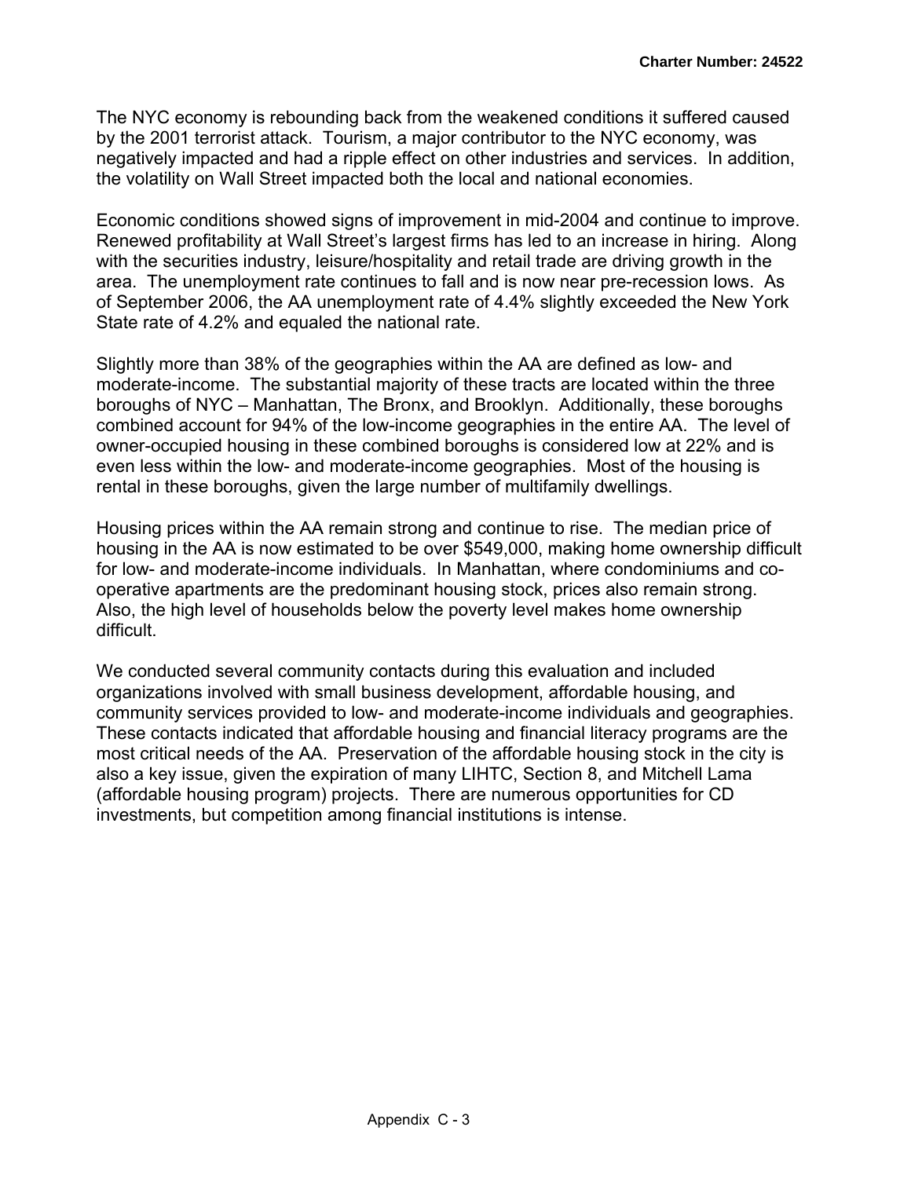The NYC economy is rebounding back from the weakened conditions it suffered caused by the 2001 terrorist attack. Tourism, a major contributor to the NYC economy, was negatively impacted and had a ripple effect on other industries and services. In addition, the volatility on Wall Street impacted both the local and national economies.

Economic conditions showed signs of improvement in mid-2004 and continue to improve. Renewed profitability at Wall Street's largest firms has led to an increase in hiring. Along with the securities industry, leisure/hospitality and retail trade are driving growth in the area. The unemployment rate continues to fall and is now near pre-recession lows. As of September 2006, the AA unemployment rate of 4.4% slightly exceeded the New York State rate of 4.2% and equaled the national rate.

Slightly more than 38% of the geographies within the AA are defined as low- and moderate-income. The substantial majority of these tracts are located within the three boroughs of NYC – Manhattan, The Bronx, and Brooklyn. Additionally, these boroughs combined account for 94% of the low-income geographies in the entire AA. The level of owner-occupied housing in these combined boroughs is considered low at 22% and is even less within the low- and moderate-income geographies. Most of the housing is rental in these boroughs, given the large number of multifamily dwellings.

Housing prices within the AA remain strong and continue to rise. The median price of housing in the AA is now estimated to be over $549,000, making home ownership difficult for low- and moderate-income individuals. In Manhattan, where condominiums and co-operative apartments are the predominant housing stock, prices also remain strong. Also, the high level of households below the poverty level makes home ownership difficult.

We conducted several community contacts during this evaluation and included organizations involved with small business development, affordable housing, and community services provided to low- and moderate-income individuals and geographies. These contacts indicated that affordable housing and financial literacy programs are the most critical needs of the AA. Preservation of the affordable housing stock in the city is also a key issue, given the expiration of many LIHTC, Section 8, and Mitchell Lama (affordable housing program) projects. There are numerous opportunities for CD investments, but competition among financial institutions is intense.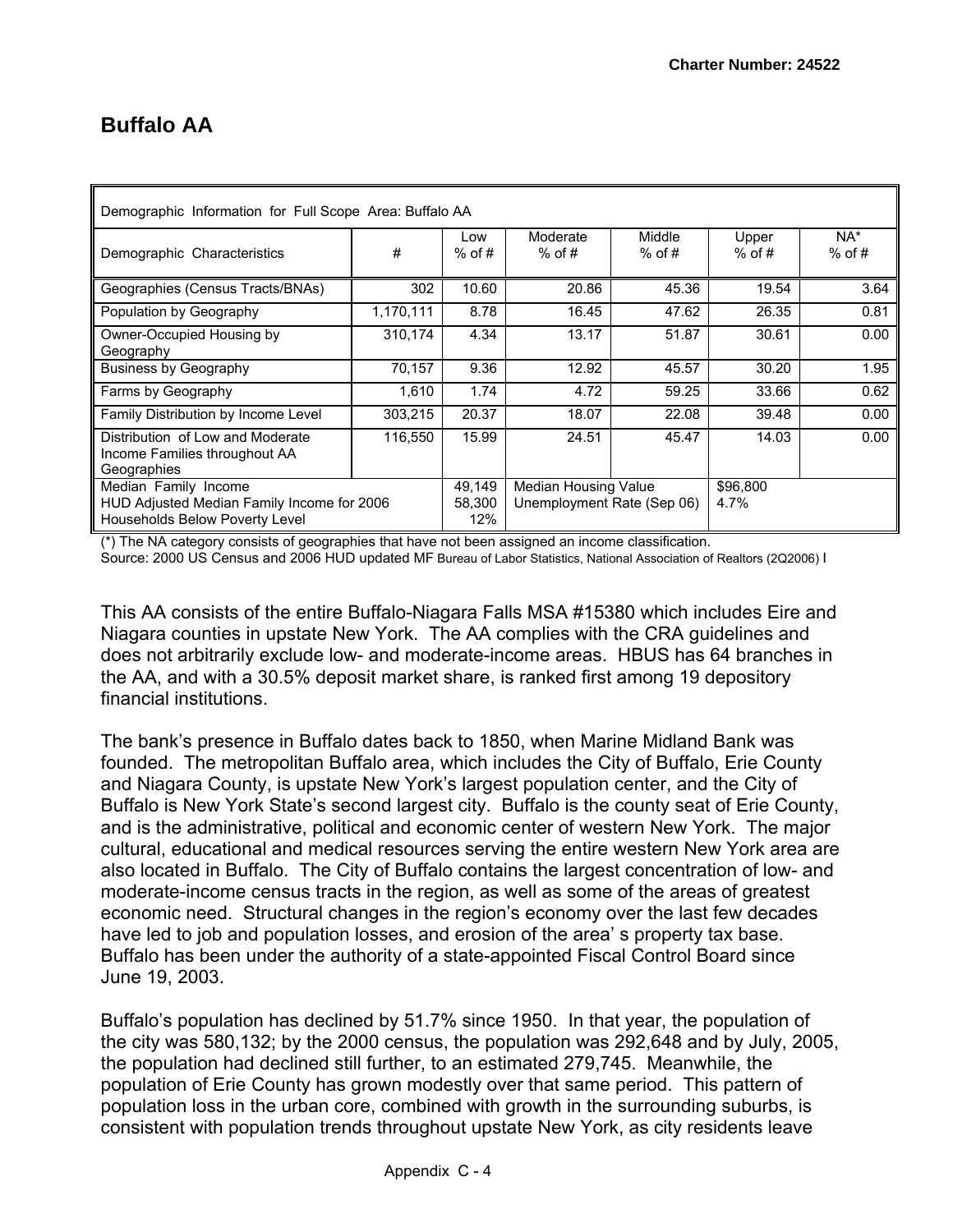# Buffalo AA

| Demographic Information for Full Scope Area: Buffalo AA | | | | | | |
|---|---|---|---|---|---|---|
| Demographic Characteristics | # | Low % of # | Moderate % of # | Middle % of # | Upper % of # | NA* % of # |
| Geographies (Census Tracts/BNAs) | 302 | 10.60 | 20.86 | 45.36 | 19.54 | 3.64 |
| Population by Geography | 1,170,111 | 8.78 | 16.45 | 47.62 | 26.35 | 0.81 |
| Owner-Occupied Housing by Geography | 310,174 | 4.34 | 13.17 | 51.87 | 30.61 | 0.00 |
| Business by Geography | 70,157 | 9.36 | 12.92 | 45.57 | 30.20 | 1.95 |
| Farms by Geography | 1,610 | 1.74 | 4.72 | 59.25 | 33.66 | 0.62 |
| Family Distribution by Income Level | 303,215 | 20.37 | 18.07 | 22.08 | 39.48 | 0.00 |
| Distribution of Low and Moderate Income Families throughout AA Geographies | 116,550 | 15.99 | 24.51 | 45.47 | 14.03 | 0.00 |
| Median Family Income<br>HUD Adjusted Median Family Income for 2006<br>Households Below Poverty Level | | 49,149<br>58,300<br>12% | Median Housing Value<br>Unemployment Rate (Sep 06) | | $96,800<br>4.7% | |

(*) The NA category consists of geographies that have not been assigned an income classification.
Source: 2000 US Census and 2006 HUD updated MF Bureau of Labor Statistics, National Association of Realtors (2Q2006) I

This AA consists of the entire Buffalo-Niagara Falls MSA #15380 which includes Eire and Niagara counties in upstate New York. The AA complies with the CRA guidelines and does not arbitrarily exclude low- and moderate-income areas. HBUS has 64 branches in the AA, and with a 30.5% deposit market share, is ranked first among 19 depository financial institutions.

The bank's presence in Buffalo dates back to 1850, when Marine Midland Bank was founded. The metropolitan Buffalo area, which includes the City of Buffalo, Erie County and Niagara County, is upstate New York's largest population center, and the City of Buffalo is New York State's second largest city. Buffalo is the county seat of Erie County, and is the administrative, political and economic center of western New York. The major cultural, educational and medical resources serving the entire western New York area are also located in Buffalo. The City of Buffalo contains the largest concentration of low- and moderate-income census tracts in the region, as well as some of the areas of greatest economic need. Structural changes in the region's economy over the last few decades have led to job and population losses, and erosion of the area' s property tax base. Buffalo has been under the authority of a state-appointed Fiscal Control Board since June 19, 2003.

Buffalo's population has declined by 51.7% since 1950. In that year, the population of the city was 580,132; by the 2000 census, the population was 292,648 and by July, 2005, the population had declined still further, to an estimated 279,745. Meanwhile, the population of Erie County has grown modestly over that same period. This pattern of population loss in the urban core, combined with growth in the surrounding suburbs, is consistent with population trends throughout upstate New York, as city residents leave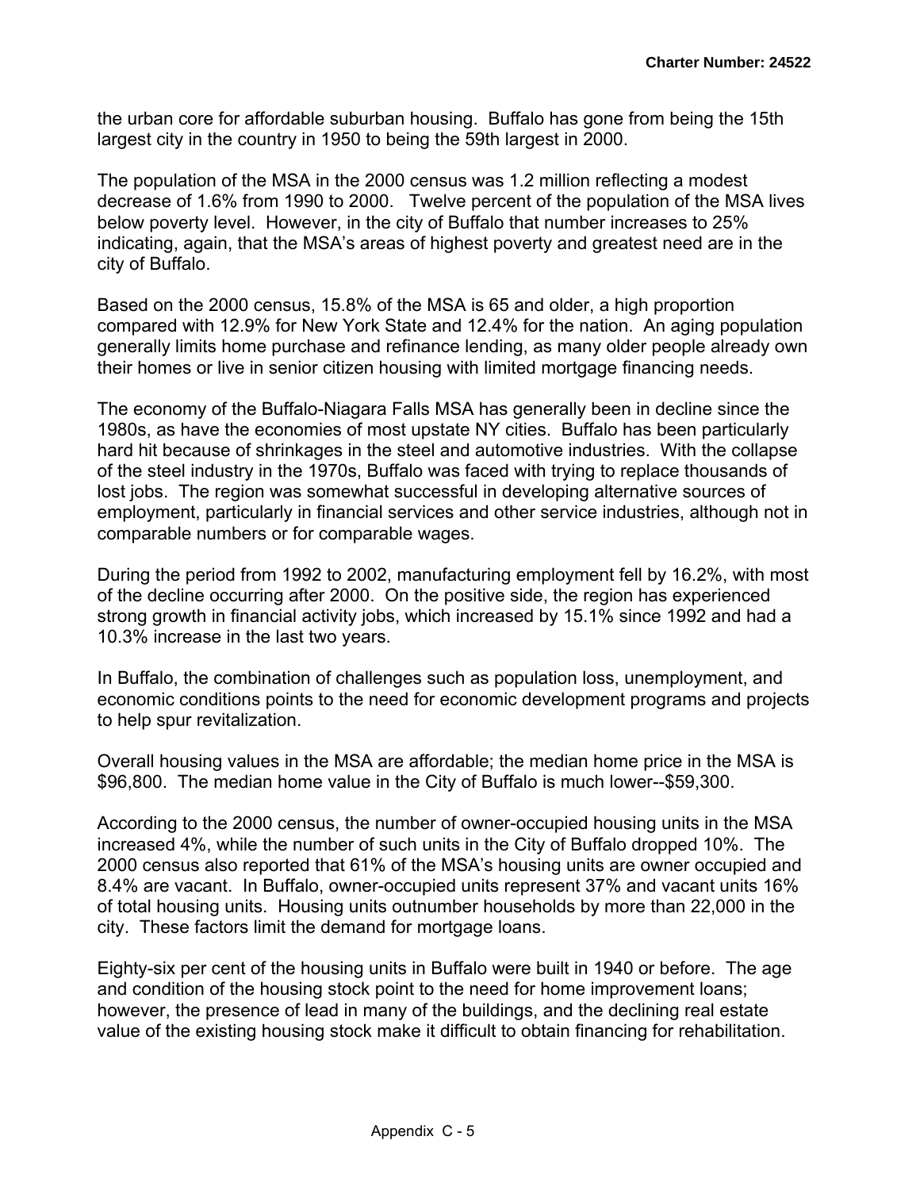the urban core for affordable suburban housing. Buffalo has gone from being the 15th largest city in the country in 1950 to being the 59th largest in 2000.

The population of the MSA in the 2000 census was 1.2 million reflecting a modest decrease of 1.6% from 1990 to 2000. Twelve percent of the population of the MSA lives below poverty level. However, in the city of Buffalo that number increases to 25% indicating, again, that the MSA's areas of highest poverty and greatest need are in the city of Buffalo.

Based on the 2000 census, 15.8% of the MSA is 65 and older, a high proportion compared with 12.9% for New York State and 12.4% for the nation. An aging population generally limits home purchase and refinance lending, as many older people already own their homes or live in senior citizen housing with limited mortgage financing needs.

The economy of the Buffalo-Niagara Falls MSA has generally been in decline since the 1980s, as have the economies of most upstate NY cities. Buffalo has been particularly hard hit because of shrinkages in the steel and automotive industries. With the collapse of the steel industry in the 1970s, Buffalo was faced with trying to replace thousands of lost jobs. The region was somewhat successful in developing alternative sources of employment, particularly in financial services and other service industries, although not in comparable numbers or for comparable wages.

During the period from 1992 to 2002, manufacturing employment fell by 16.2%, with most of the decline occurring after 2000. On the positive side, the region has experienced strong growth in financial activity jobs, which increased by 15.1% since 1992 and had a 10.3% increase in the last two years.

In Buffalo, the combination of challenges such as population loss, unemployment, and economic conditions points to the need for economic development programs and projects to help spur revitalization.

Overall housing values in the MSA are affordable; the median home price in the MSA is $96,800. The median home value in the City of Buffalo is much lower--$59,300.

According to the 2000 census, the number of owner-occupied housing units in the MSA increased 4%, while the number of such units in the City of Buffalo dropped 10%. The 2000 census also reported that 61% of the MSA's housing units are owner occupied and 8.4% are vacant. In Buffalo, owner-occupied units represent 37% and vacant units 16% of total housing units. Housing units outnumber households by more than 22,000 in the city. These factors limit the demand for mortgage loans.

Eighty-six per cent of the housing units in Buffalo were built in 1940 or before. The age and condition of the housing stock point to the need for home improvement loans; however, the presence of lead in many of the buildings, and the declining real estate value of the existing housing stock make it difficult to obtain financing for rehabilitation.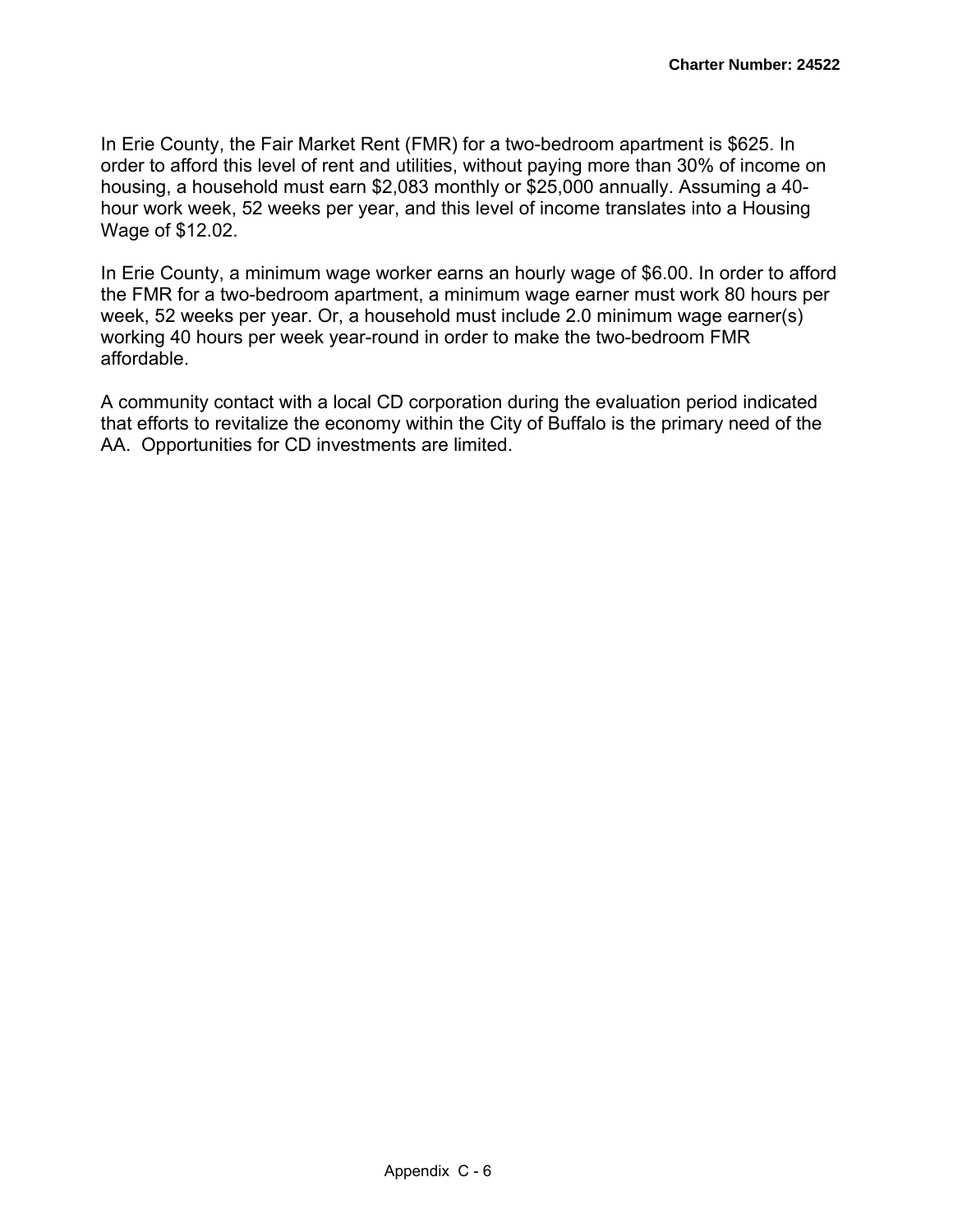In Erie County, the Fair Market Rent (FMR) for a two-bedroom apartment is $625. In order to afford this level of rent and utilities, without paying more than 30% of income on housing, a household must earn $2,083 monthly or $25,000 annually. Assuming a 40-hour work week, 52 weeks per year, and this level of income translates into a Housing Wage of $12.02.

In Erie County, a minimum wage worker earns an hourly wage of $6.00. In order to afford the FMR for a two-bedroom apartment, a minimum wage earner must work 80 hours per week, 52 weeks per year. Or, a household must include 2.0 minimum wage earner(s) working 40 hours per week year-round in order to make the two-bedroom FMR affordable.

A community contact with a local CD corporation during the evaluation period indicated that efforts to revitalize the economy within the City of Buffalo is the primary need of the AA. Opportunities for CD investments are limited.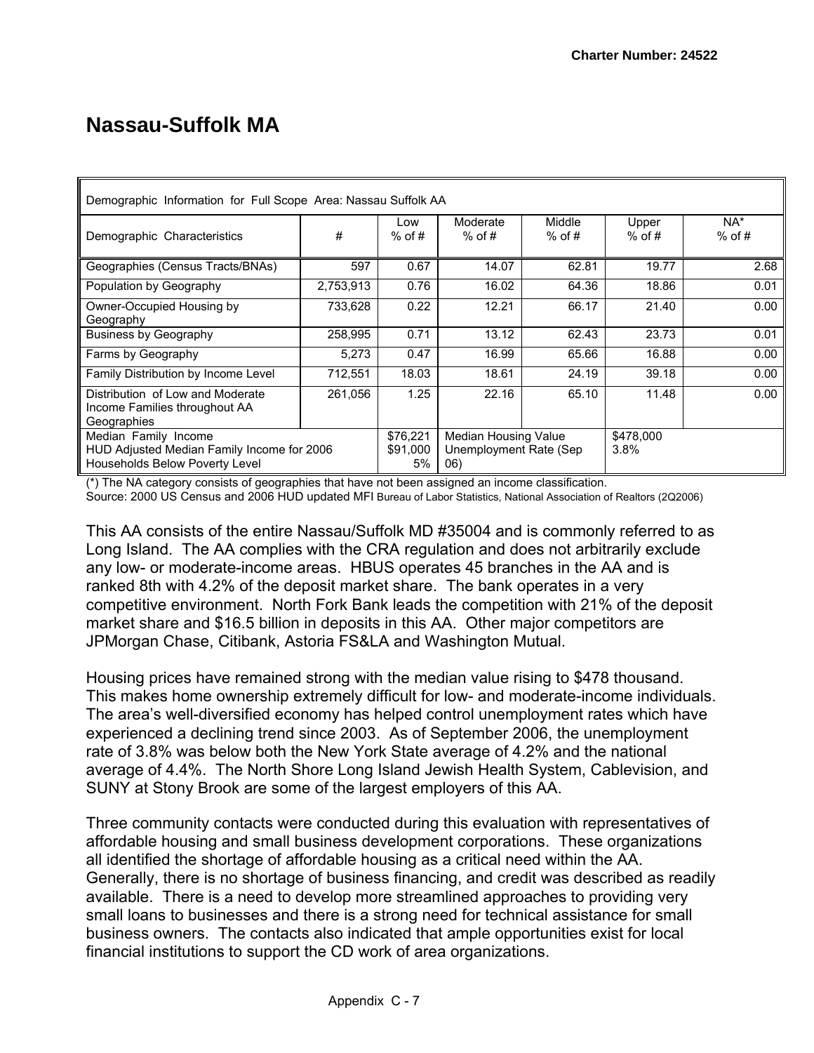# Nassau-Suffolk MA

| Demographic Information for Full Scope Area: Nassau Suffolk AA | | | | | | |
|---|---|---|---|---|---|---|
| Demographic Characteristics | # | Low % of # | Moderate % of # | Middle % of # | Upper % of # | NA* % of # |
| Geographies (Census Tracts/BNAs) | 597 | 0.67 | 14.07 | 62.81 | 19.77 | 2.68 |
| Population by Geography | 2,753,913 | 0.76 | 16.02 | 64.36 | 18.86 | 0.01 |
| Owner-Occupied Housing by Geography | 733,628 | 0.22 | 12.21 | 66.17 | 21.40 | 0.00 |
| Business by Geography | 258,995 | 0.71 | 13.12 | 62.43 | 23.73 | 0.01 |
| Farms by Geography | 5,273 | 0.47 | 16.99 | 65.66 | 16.88 | 0.00 |
| Family Distribution by Income Level | 712,551 | 18.03 | 18.61 | 24.19 | 39.18 | 0.00 |
| Distribution of Low and Moderate Income Families throughout AA Geographies | 261,056 | 1.25 | 22.16 | 65.10 | 11.48 | 0.00 |
| Median Family Income<br>HUD Adjusted Median Family Income for 2006<br>Households Below Poverty Level | | $76,221<br>$91,000<br>5% | Median Housing Value<br>Unemployment Rate (Sep 06) | | $478,000<br>3.8% | |

(*) The NA category consists of geographies that have not been assigned an income classification.
Source: 2000 US Census and 2006 HUD updated MFI Bureau of Labor Statistics, National Association of Realtors (2Q2006)

This AA consists of the entire Nassau/Suffolk MD #35004 and is commonly referred to as Long Island. The AA complies with the CRA regulation and does not arbitrarily exclude any low- or moderate-income areas. HBUS operates 45 branches in the AA and is ranked 8th with 4.2% of the deposit market share. The bank operates in a very competitive environment. North Fork Bank leads the competition with 21% of the deposit market share and $16.5 billion in deposits in this AA. Other major competitors are JPMorgan Chase, Citibank, Astoria FS&LA and Washington Mutual.

Housing prices have remained strong with the median value rising to $478 thousand. This makes home ownership extremely difficult for low- and moderate-income individuals. The area's well-diversified economy has helped control unemployment rates which have experienced a declining trend since 2003. As of September 2006, the unemployment rate of 3.8% was below both the New York State average of 4.2% and the national average of 4.4%. The North Shore Long Island Jewish Health System, Cablevision, and SUNY at Stony Brook are some of the largest employers of this AA.

Three community contacts were conducted during this evaluation with representatives of affordable housing and small business development corporations. These organizations all identified the shortage of affordable housing as a critical need within the AA. Generally, there is no shortage of business financing, and credit was described as readily available. There is a need to develop more streamlined approaches to providing very small loans to businesses and there is a strong need for technical assistance for small business owners. The contacts also indicated that ample opportunities exist for local financial institutions to support the CD work of area organizations.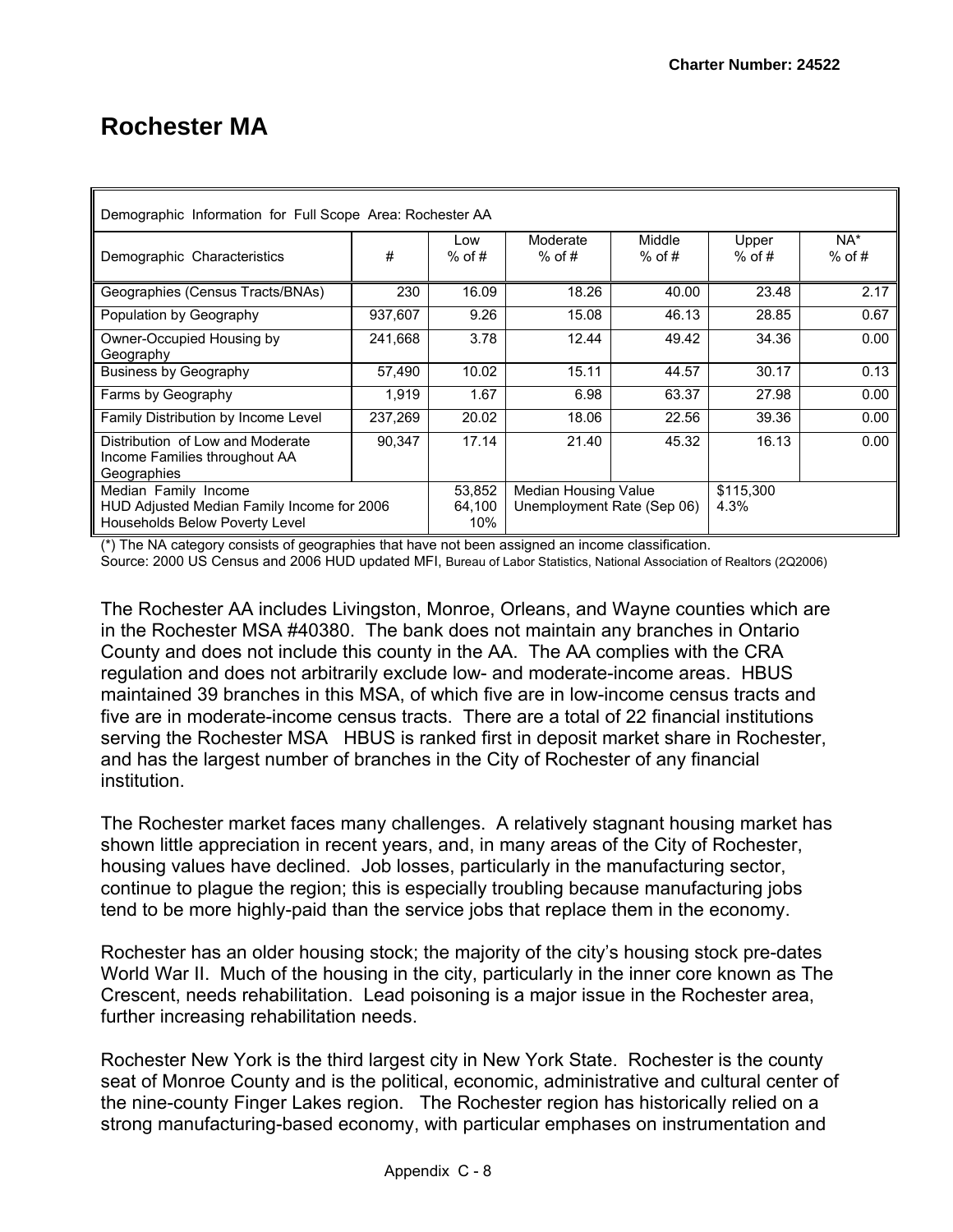# Rochester MA

| Demographic Information for Full Scope Area: Rochester AA | | | | | | |
|---|---|---|---|---|---|---|
| Demographic Characteristics | # | Low % of # | Moderate % of # | Middle % of # | Upper % of # | NA* % of # |
| Geographies (Census Tracts/BNAs) | 230 | 16.09 | 18.26 | 40.00 | 23.48 | 2.17 |
| Population by Geography | 937,607 | 9.26 | 15.08 | 46.13 | 28.85 | 0.67 |
| Owner-Occupied Housing by Geography | 241,668 | 3.78 | 12.44 | 49.42 | 34.36 | 0.00 |
| Business by Geography | 57,490 | 10.02 | 15.11 | 44.57 | 30.17 | 0.13 |
| Farms by Geography | 1,919 | 1.67 | 6.98 | 63.37 | 27.98 | 0.00 |
| Family Distribution by Income Level | 237,269 | 20.02 | 18.06 | 22.56 | 39.36 | 0.00 |
| Distribution of Low and Moderate Income Families throughout AA Geographies | 90,347 | 17.14 | 21.40 | 45.32 | 16.13 | 0.00 |
| Median Family Income<br>HUD Adjusted Median Family Income for 2006<br>Households Below Poverty Level | | 53,852<br>64,100<br>10% | Median Housing Value<br>Unemployment Rate (Sep 06) | | $115,300<br>4.3% | |

(*) The NA category consists of geographies that have not been assigned an income classification.
Source: 2000 US Census and 2006 HUD updated MFI, Bureau of Labor Statistics, National Association of Realtors (2Q2006)

The Rochester AA includes Livingston, Monroe, Orleans, and Wayne counties which are in the Rochester MSA #40380. The bank does not maintain any branches in Ontario County and does not include this county in the AA. The AA complies with the CRA regulation and does not arbitrarily exclude low- and moderate-income areas. HBUS maintained 39 branches in this MSA, of which five are in low-income census tracts and five are in moderate-income census tracts. There are a total of 22 financial institutions serving the Rochester MSA HBUS is ranked first in deposit market share in Rochester, and has the largest number of branches in the City of Rochester of any financial institution.

The Rochester market faces many challenges. A relatively stagnant housing market has shown little appreciation in recent years, and, in many areas of the City of Rochester, housing values have declined. Job losses, particularly in the manufacturing sector, continue to plague the region; this is especially troubling because manufacturing jobs tend to be more highly-paid than the service jobs that replace them in the economy.

Rochester has an older housing stock; the majority of the city's housing stock pre-dates World War II. Much of the housing in the city, particularly in the inner core known as The Crescent, needs rehabilitation. Lead poisoning is a major issue in the Rochester area, further increasing rehabilitation needs.

Rochester New York is the third largest city in New York State. Rochester is the county seat of Monroe County and is the political, economic, administrative and cultural center of the nine-county Finger Lakes region. The Rochester region has historically relied on a strong manufacturing-based economy, with particular emphases on instrumentation and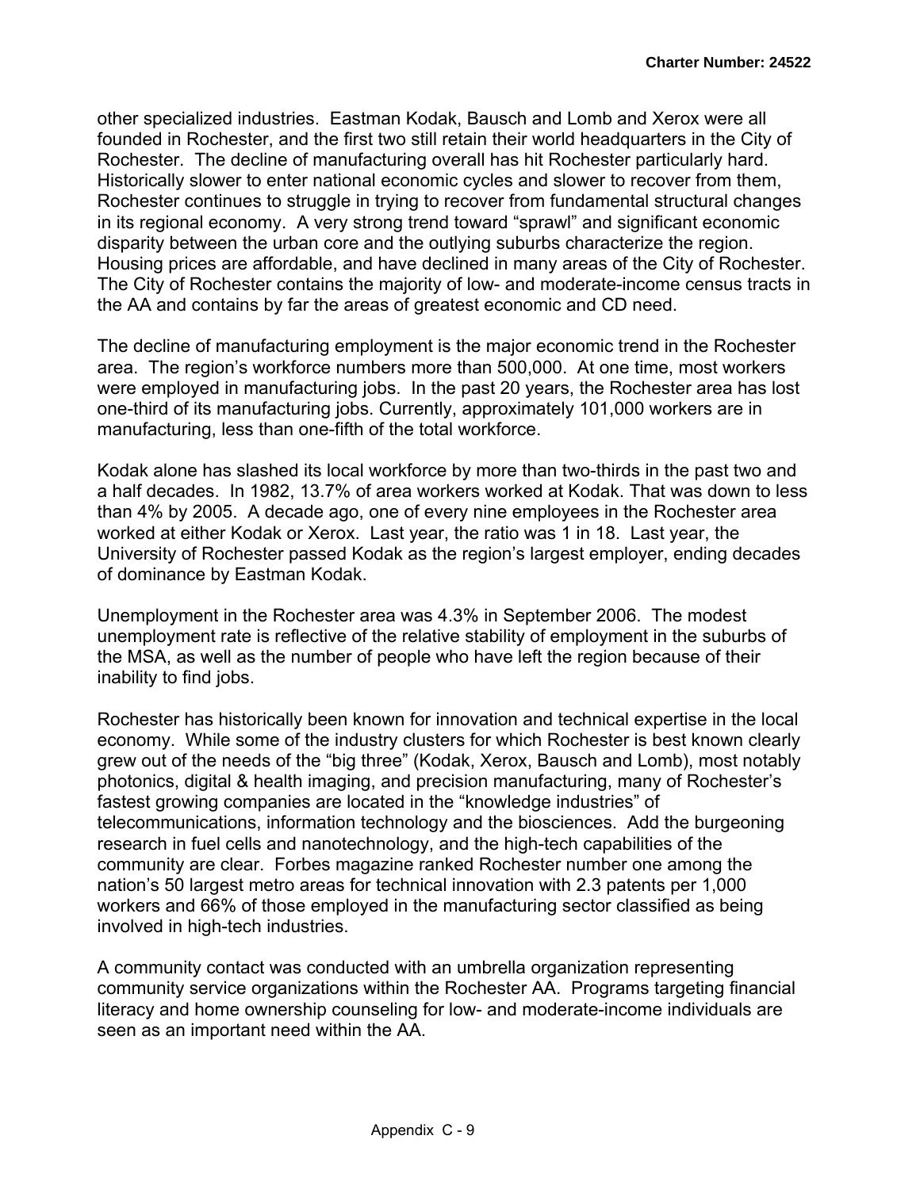other specialized industries. Eastman Kodak, Bausch and Lomb and Xerox were all founded in Rochester, and the first two still retain their world headquarters in the City of Rochester. The decline of manufacturing overall has hit Rochester particularly hard. Historically slower to enter national economic cycles and slower to recover from them, Rochester continues to struggle in trying to recover from fundamental structural changes in its regional economy. A very strong trend toward "sprawl" and significant economic disparity between the urban core and the outlying suburbs characterize the region. Housing prices are affordable, and have declined in many areas of the City of Rochester. The City of Rochester contains the majority of low- and moderate-income census tracts in the AA and contains by far the areas of greatest economic and CD need.

The decline of manufacturing employment is the major economic trend in the Rochester area. The region's workforce numbers more than 500,000. At one time, most workers were employed in manufacturing jobs. In the past 20 years, the Rochester area has lost one-third of its manufacturing jobs. Currently, approximately 101,000 workers are in manufacturing, less than one-fifth of the total workforce.

Kodak alone has slashed its local workforce by more than two-thirds in the past two and a half decades. In 1982, 13.7% of area workers worked at Kodak. That was down to less than 4% by 2005. A decade ago, one of every nine employees in the Rochester area worked at either Kodak or Xerox. Last year, the ratio was 1 in 18. Last year, the University of Rochester passed Kodak as the region's largest employer, ending decades of dominance by Eastman Kodak.

Unemployment in the Rochester area was 4.3% in September 2006. The modest unemployment rate is reflective of the relative stability of employment in the suburbs of the MSA, as well as the number of people who have left the region because of their inability to find jobs.

Rochester has historically been known for innovation and technical expertise in the local economy. While some of the industry clusters for which Rochester is best known clearly grew out of the needs of the "big three" (Kodak, Xerox, Bausch and Lomb), most notably photonics, digital & health imaging, and precision manufacturing, many of Rochester's fastest growing companies are located in the "knowledge industries" of telecommunications, information technology and the biosciences. Add the burgeoning research in fuel cells and nanotechnology, and the high-tech capabilities of the community are clear. Forbes magazine ranked Rochester number one among the nation's 50 largest metro areas for technical innovation with 2.3 patents per 1,000 workers and 66% of those employed in the manufacturing sector classified as being involved in high-tech industries.

A community contact was conducted with an umbrella organization representing community service organizations within the Rochester AA. Programs targeting financial literacy and home ownership counseling for low- and moderate-income individuals are seen as an important need within the AA.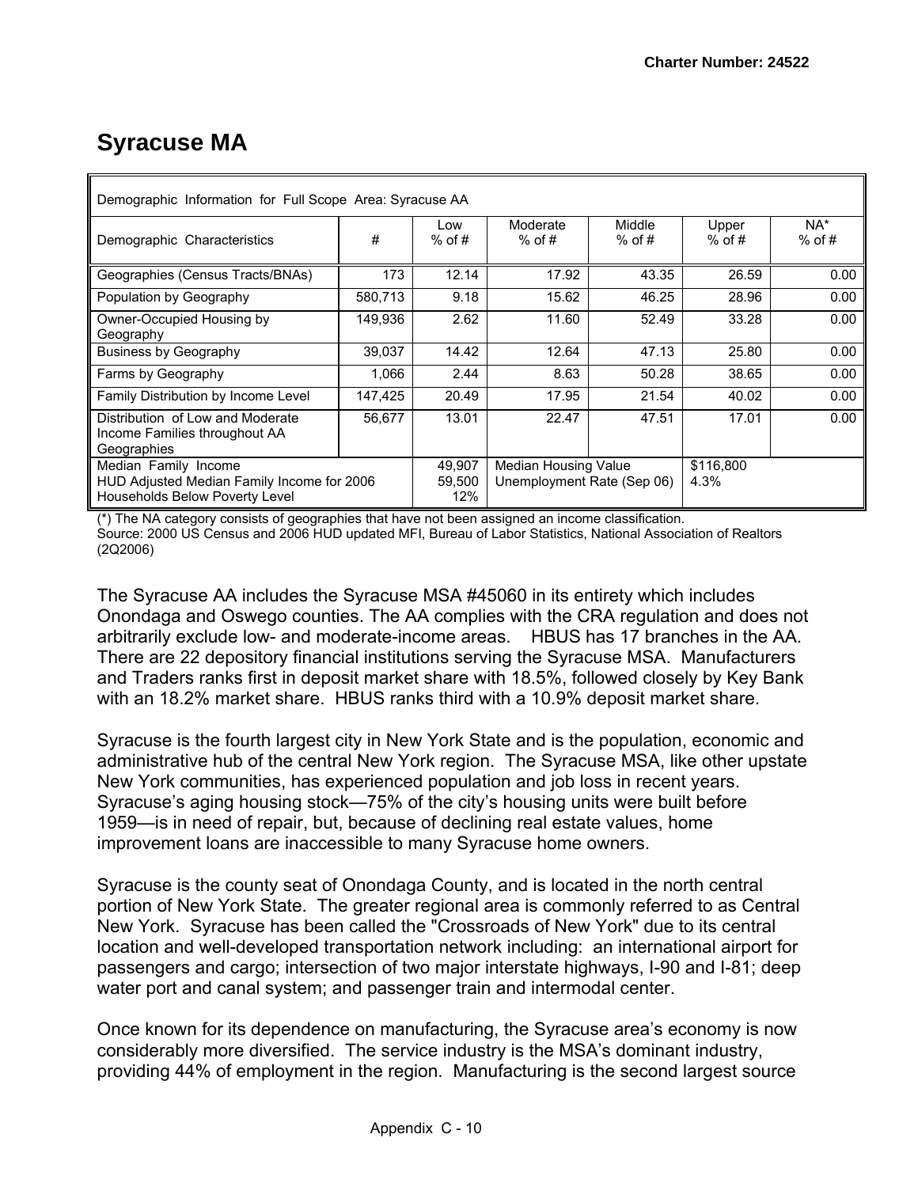# Syracuse MA

| Demographic Information for Full Scope Area: Syracuse AA | | | | | | |
|---|---|---|---|---|---|---|
| Demographic Characteristics | # | Low % of # | Moderate % of # | Middle % of # | Upper % of # | NA* % of # |
| Geographies (Census Tracts/BNAs) | 173 | 12.14 | 17.92 | 43.35 | 26.59 | 0.00 |
| Population by Geography | 580,713 | 9.18 | 15.62 | 46.25 | 28.96 | 0.00 |
| Owner-Occupied Housing by Geography | 149,936 | 2.62 | 11.60 | 52.49 | 33.28 | 0.00 |
| Business by Geography | 39,037 | 14.42 | 12.64 | 47.13 | 25.80 | 0.00 |
| Farms by Geography | 1,066 | 2.44 | 8.63 | 50.28 | 38.65 | 0.00 |
| Family Distribution by Income Level | 147,425 | 20.49 | 17.95 | 21.54 | 40.02 | 0.00 |
| Distribution of Low and Moderate Income Families throughout AA Geographies | 56,677 | 13.01 | 22.47 | 47.51 | 17.01 | 0.00 |
| Median Family Income<br>HUD Adjusted Median Family Income for 2006<br>Households Below Poverty Level | | 49,907<br>59,500<br>12% | Median Housing Value<br>Unemployment Rate (Sep 06) | | $116,800<br>4.3% | |

(*) The NA category consists of geographies that have not been assigned an income classification.
Source: 2000 US Census and 2006 HUD updated MFI, Bureau of Labor Statistics, National Association of Realtors (2Q2006)

The Syracuse AA includes the Syracuse MSA #45060 in its entirety which includes Onondaga and Oswego counties. The AA complies with the CRA regulation and does not arbitrarily exclude low- and moderate-income areas. HBUS has 17 branches in the AA. There are 22 depository financial institutions serving the Syracuse MSA. Manufacturers and Traders ranks first in deposit market share with 18.5%, followed closely by Key Bank with an 18.2% market share. HBUS ranks third with a 10.9% deposit market share.

Syracuse is the fourth largest city in New York State and is the population, economic and administrative hub of the central New York region. The Syracuse MSA, like other upstate New York communities, has experienced population and job loss in recent years. Syracuse's aging housing stock—75% of the city's housing units were built before 1959—is in need of repair, but, because of declining real estate values, home improvement loans are inaccessible to many Syracuse home owners.

Syracuse is the county seat of Onondaga County, and is located in the north central portion of New York State. The greater regional area is commonly referred to as Central New York. Syracuse has been called the "Crossroads of New York" due to its central location and well-developed transportation network including: an international airport for passengers and cargo; intersection of two major interstate highways, I-90 and I-81; deep water port and canal system; and passenger train and intermodal center.

Once known for its dependence on manufacturing, the Syracuse area's economy is now considerably more diversified. The service industry is the MSA's dominant industry, providing 44% of employment in the region. Manufacturing is the second largest source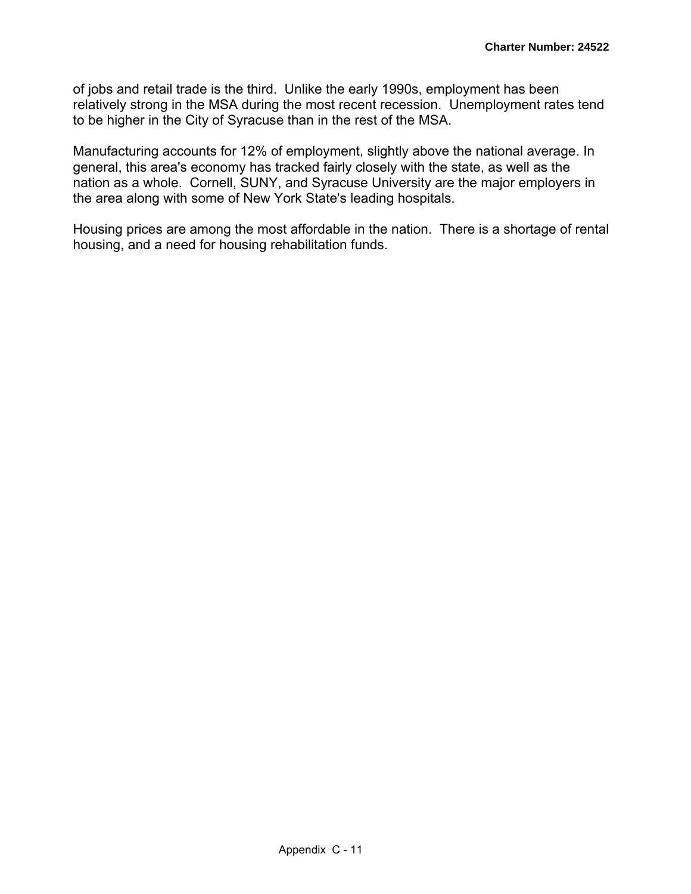of jobs and retail trade is the third. Unlike the early 1990s, employment has been relatively strong in the MSA during the most recent recession. Unemployment rates tend to be higher in the City of Syracuse than in the rest of the MSA.

Manufacturing accounts for 12% of employment, slightly above the national average. In general, this area's economy has tracked fairly closely with the state, as well as the nation as a whole. Cornell, SUNY, and Syracuse University are the major employers in the area along with some of New York State's leading hospitals.

Housing prices are among the most affordable in the nation. There is a shortage of rental housing, and a need for housing rehabilitation funds.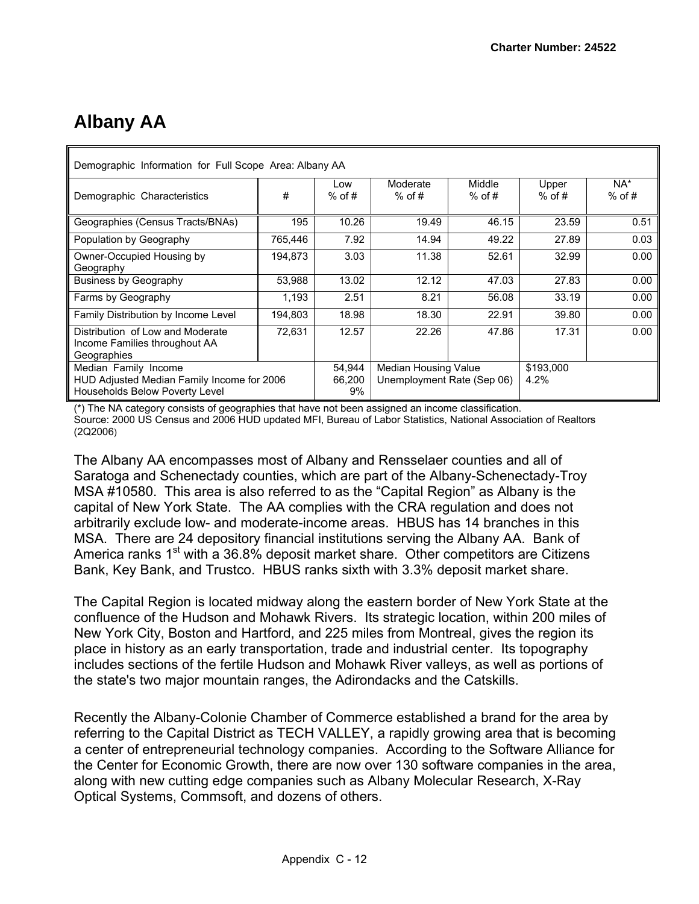## Albany AA

| Demographic Information for Full Scope Area: Albany AA | | | | | | |
|---|---|---|---|---|---|---|
| Demographic Characteristics | # | Low % of # | Moderate % of # | Middle % of # | Upper % of # | NA* % of # |
| Geographies (Census Tracts/BNAs) | 195 | 10.26 | 19.49 | 46.15 | 23.59 | 0.51 |
| Population by Geography | 765,446 | 7.92 | 14.94 | 49.22 | 27.89 | 0.03 |
| Owner-Occupied Housing by Geography | 194,873 | 3.03 | 11.38 | 52.61 | 32.99 | 0.00 |
| Business by Geography | 53,988 | 13.02 | 12.12 | 47.03 | 27.83 | 0.00 |
| Farms by Geography | 1,193 | 2.51 | 8.21 | 56.08 | 33.19 | 0.00 |
| Family Distribution by Income Level | 194,803 | 18.98 | 18.30 | 22.91 | 39.80 | 0.00 |
| Distribution of Low and Moderate Income Families throughout AA Geographies | 72,631 | 12.57 | 22.26 | 47.86 | 17.31 | 0.00 |
| Median Family Income<br>HUD Adjusted Median Family Income for 2006<br>Households Below Poverty Level | | 54,944<br>66,200<br>9% | Median Housing Value<br>Unemployment Rate (Sep 06) | | $193,000<br>4.2% | |

(*) The NA category consists of geographies that have not been assigned an income classification.
Source: 2000 US Census and 2006 HUD updated MFI, Bureau of Labor Statistics, National Association of Realtors (2Q2006)

The Albany AA encompasses most of Albany and Rensselaer counties and all of Saratoga and Schenectady counties, which are part of the Albany-Schenectady-Troy MSA #10580. This area is also referred to as the "Capital Region" as Albany is the capital of New York State. The AA complies with the CRA regulation and does not arbitrarily exclude low- and moderate-income areas. HBUS has 14 branches in this MSA. There are 24 depository financial institutions serving the Albany AA. Bank of America ranks 1st with a 36.8% deposit market share. Other competitors are Citizens Bank, Key Bank, and Trustco. HBUS ranks sixth with 3.3% deposit market share.

The Capital Region is located midway along the eastern border of New York State at the confluence of the Hudson and Mohawk Rivers. Its strategic location, within 200 miles of New York City, Boston and Hartford, and 225 miles from Montreal, gives the region its place in history as an early transportation, trade and industrial center. Its topography includes sections of the fertile Hudson and Mohawk River valleys, as well as portions of the state's two major mountain ranges, the Adirondacks and the Catskills.

Recently the Albany-Colonie Chamber of Commerce established a brand for the area by referring to the Capital District as TECH VALLEY, a rapidly growing area that is becoming a center of entrepreneurial technology companies. According to the Software Alliance for the Center for Economic Growth, there are now over 130 software companies in the area, along with new cutting edge companies such as Albany Molecular Research, X-Ray Optical Systems, Commsoft, and dozens of others.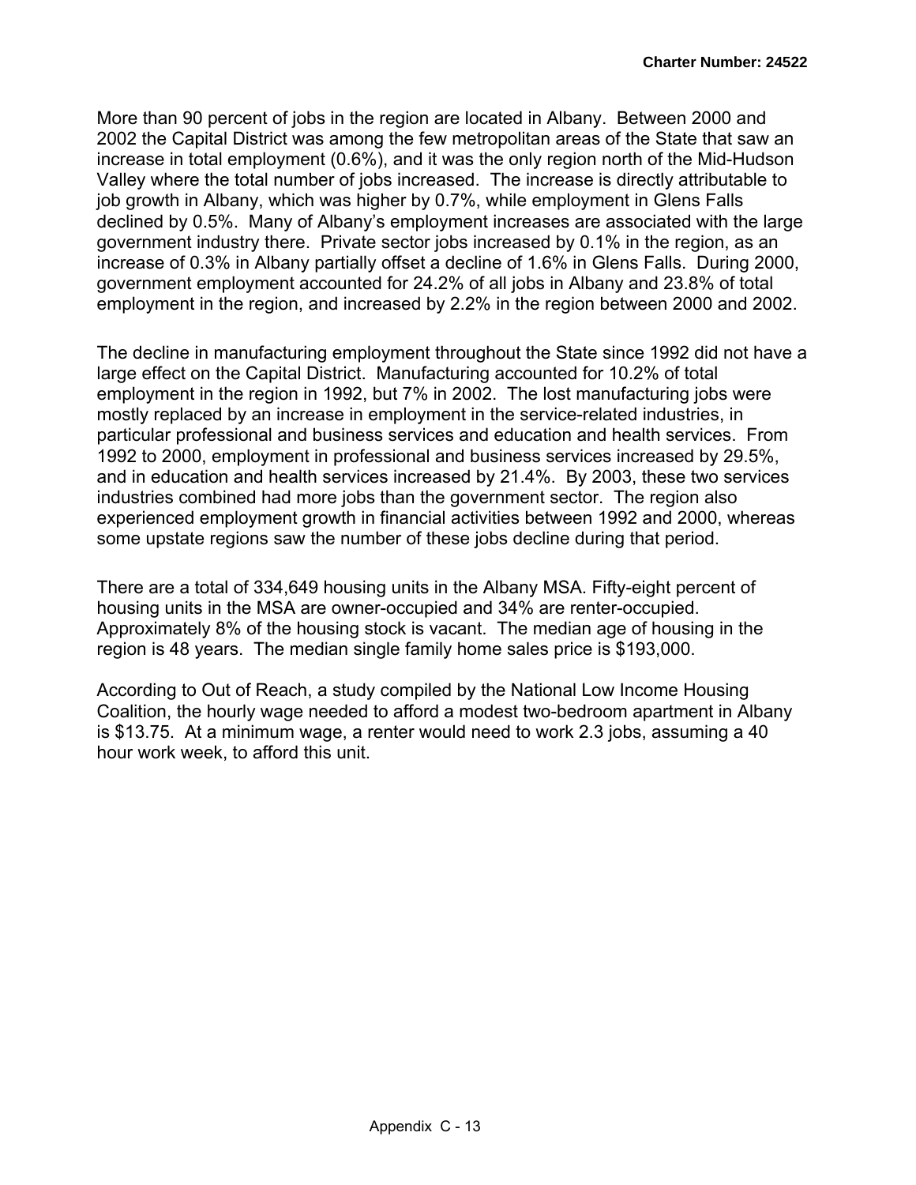More than 90 percent of jobs in the region are located in Albany. Between 2000 and 2002 the Capital District was among the few metropolitan areas of the State that saw an increase in total employment (0.6%), and it was the only region north of the Mid-Hudson Valley where the total number of jobs increased. The increase is directly attributable to job growth in Albany, which was higher by 0.7%, while employment in Glens Falls declined by 0.5%. Many of Albany's employment increases are associated with the large government industry there. Private sector jobs increased by 0.1% in the region, as an increase of 0.3% in Albany partially offset a decline of 1.6% in Glens Falls. During 2000, government employment accounted for 24.2% of all jobs in Albany and 23.8% of total employment in the region, and increased by 2.2% in the region between 2000 and 2002.

The decline in manufacturing employment throughout the State since 1992 did not have a large effect on the Capital District. Manufacturing accounted for 10.2% of total employment in the region in 1992, but 7% in 2002. The lost manufacturing jobs were mostly replaced by an increase in employment in the service-related industries, in particular professional and business services and education and health services. From 1992 to 2000, employment in professional and business services increased by 29.5%, and in education and health services increased by 21.4%. By 2003, these two services industries combined had more jobs than the government sector. The region also experienced employment growth in financial activities between 1992 and 2000, whereas some upstate regions saw the number of these jobs decline during that period.

There are a total of 334,649 housing units in the Albany MSA. Fifty-eight percent of housing units in the MSA are owner-occupied and 34% are renter-occupied. Approximately 8% of the housing stock is vacant. The median age of housing in the region is 48 years. The median single family home sales price is $193,000.

According to Out of Reach, a study compiled by the National Low Income Housing Coalition, the hourly wage needed to afford a modest two-bedroom apartment in Albany is $13.75. At a minimum wage, a renter would need to work 2.3 jobs, assuming a 40 hour work week, to afford this unit.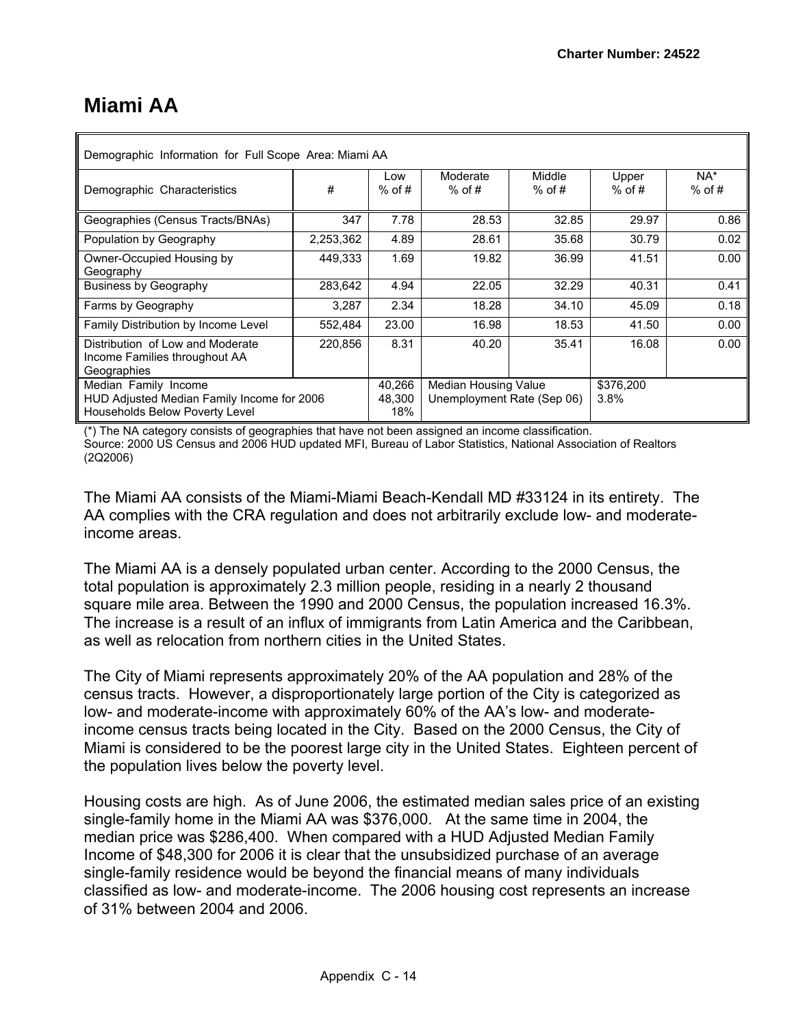# Miami AA

| Demographic Information for Full Scope Area: Miami AA | | | | | | |
|---|---|---|---|---|---|---|
| Demographic Characteristics | # | Low % of # | Moderate % of # | Middle % of # | Upper % of # | NA* % of # |
| Geographies (Census Tracts/BNAs) | 347 | 7.78 | 28.53 | 32.85 | 29.97 | 0.86 |
| Population by Geography | 2,253,362 | 4.89 | 28.61 | 35.68 | 30.79 | 0.02 |
| Owner-Occupied Housing by Geography | 449,333 | 1.69 | 19.82 | 36.99 | 41.51 | 0.00 |
| Business by Geography | 283,642 | 4.94 | 22.05 | 32.29 | 40.31 | 0.41 |
| Farms by Geography | 3,287 | 2.34 | 18.28 | 34.10 | 45.09 | 0.18 |
| Family Distribution by Income Level | 552,484 | 23.00 | 16.98 | 18.53 | 41.50 | 0.00 |
| Distribution of Low and Moderate Income Families throughout AA Geographies | 220,856 | 8.31 | 40.20 | 35.41 | 16.08 | 0.00 |
| Median Family Income<br>HUD Adjusted Median Family Income for 2006<br>Households Below Poverty Level | | 40,266<br>48,300<br>18% | Median Housing Value<br>Unemployment Rate (Sep 06) | | $376,200<br>3.8% | |

(*) The NA category consists of geographies that have not been assigned an income classification.
Source: 2000 US Census and 2006 HUD updated MFI, Bureau of Labor Statistics, National Association of Realtors (2Q2006)

The Miami AA consists of the Miami-Miami Beach-Kendall MD #33124 in its entirety. The AA complies with the CRA regulation and does not arbitrarily exclude low- and moderate-income areas.

The Miami AA is a densely populated urban center. According to the 2000 Census, the total population is approximately 2.3 million people, residing in a nearly 2 thousand square mile area. Between the 1990 and 2000 Census, the population increased 16.3%. The increase is a result of an influx of immigrants from Latin America and the Caribbean, as well as relocation from northern cities in the United States.

The City of Miami represents approximately 20% of the AA population and 28% of the census tracts. However, a disproportionately large portion of the City is categorized as low- and moderate-income with approximately 60% of the AA's low- and moderate-income census tracts being located in the City. Based on the 2000 Census, the City of Miami is considered to be the poorest large city in the United States. Eighteen percent of the population lives below the poverty level.

Housing costs are high. As of June 2006, the estimated median sales price of an existing single-family home in the Miami AA was $376,000. At the same time in 2004, the median price was $286,400. When compared with a HUD Adjusted Median Family Income of $48,300 for 2006 it is clear that the unsubsidized purchase of an average single-family residence would be beyond the financial means of many individuals classified as low- and moderate-income. The 2006 housing cost represents an increase of 31% between 2004 and 2006.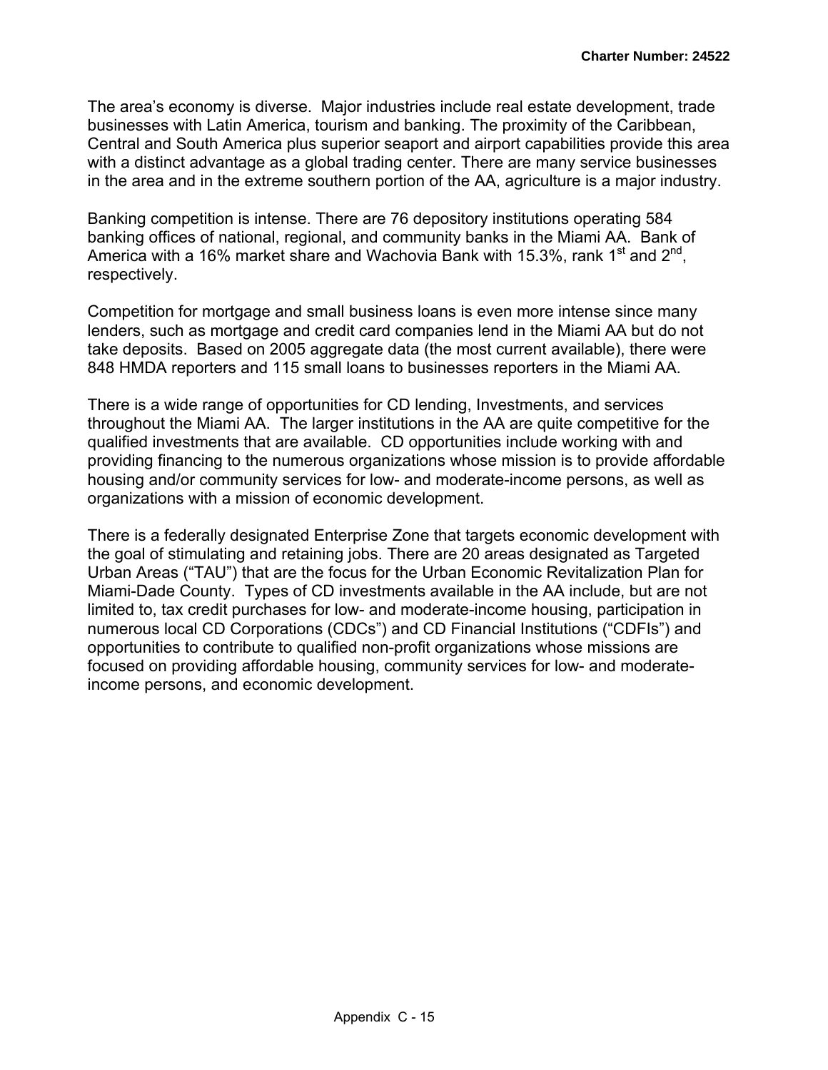The area's economy is diverse. Major industries include real estate development, trade businesses with Latin America, tourism and banking. The proximity of the Caribbean, Central and South America plus superior seaport and airport capabilities provide this area with a distinct advantage as a global trading center. There are many service businesses in the area and in the extreme southern portion of the AA, agriculture is a major industry.

Banking competition is intense. There are 76 depository institutions operating 584 banking offices of national, regional, and community banks in the Miami AA. Bank of America with a 16% market share and Wachovia Bank with 15.3%, rank 1st and 2nd, respectively.

Competition for mortgage and small business loans is even more intense since many lenders, such as mortgage and credit card companies lend in the Miami AA but do not take deposits. Based on 2005 aggregate data (the most current available), there were 848 HMDA reporters and 115 small loans to businesses reporters in the Miami AA.

There is a wide range of opportunities for CD lending, Investments, and services throughout the Miami AA. The larger institutions in the AA are quite competitive for the qualified investments that are available. CD opportunities include working with and providing financing to the numerous organizations whose mission is to provide affordable housing and/or community services for low- and moderate-income persons, as well as organizations with a mission of economic development.

There is a federally designated Enterprise Zone that targets economic development with the goal of stimulating and retaining jobs. There are 20 areas designated as Targeted Urban Areas ("TAU") that are the focus for the Urban Economic Revitalization Plan for Miami-Dade County. Types of CD investments available in the AA include, but are not limited to, tax credit purchases for low- and moderate-income housing, participation in numerous local CD Corporations (CDCs") and CD Financial Institutions ("CDFIs") and opportunities to contribute to qualified non-profit organizations whose missions are focused on providing affordable housing, community services for low- and moderate-income persons, and economic development.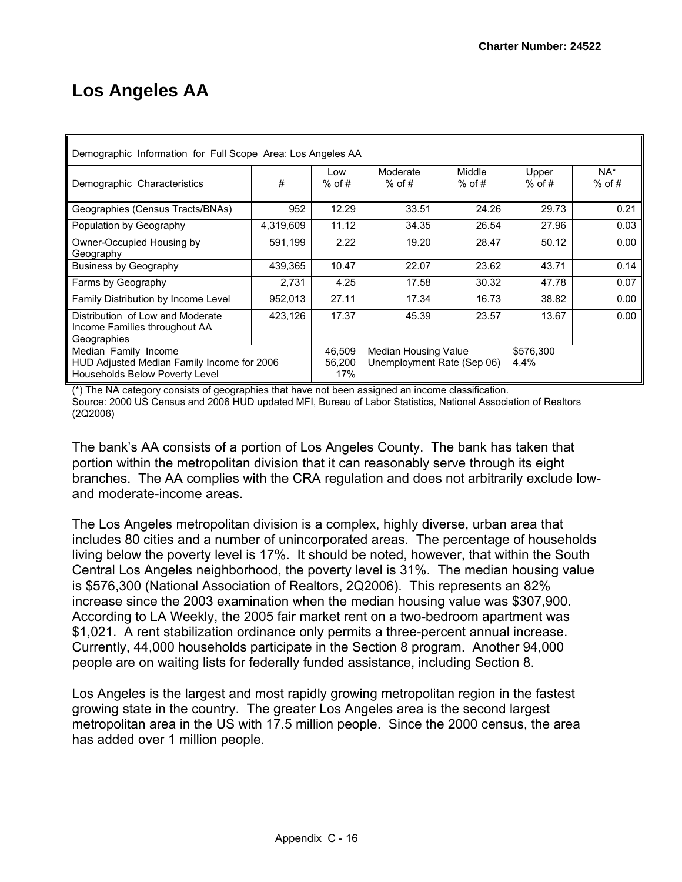# Los Angeles AA

| Demographic Information for Full Scope Area: Los Angeles AA | | | | | | |
|---|---|---|---|---|---|---|
| Demographic Characteristics | # | Low % of # | Moderate % of # | Middle % of # | Upper % of # | NA* % of # |
| Geographies (Census Tracts/BNAs) | 952 | 12.29 | 33.51 | 24.26 | 29.73 | 0.21 |
| Population by Geography | 4,319,609 | 11.12 | 34.35 | 26.54 | 27.96 | 0.03 |
| Owner-Occupied Housing by Geography | 591,199 | 2.22 | 19.20 | 28.47 | 50.12 | 0.00 |
| Business by Geography | 439,365 | 10.47 | 22.07 | 23.62 | 43.71 | 0.14 |
| Farms by Geography | 2,731 | 4.25 | 17.58 | 30.32 | 47.78 | 0.07 |
| Family Distribution by Income Level | 952,013 | 27.11 | 17.34 | 16.73 | 38.82 | 0.00 |
| Distribution of Low and Moderate Income Families throughout AA Geographies | 423,126 | 17.37 | 45.39 | 23.57 | 13.67 | 0.00 |
| Median Family Income<br>HUD Adjusted Median Family Income for 2006<br>Households Below Poverty Level | | 46,509<br>56,200<br>17% | Median Housing Value<br>Unemployment Rate (Sep 06) | | $576,300<br>4.4% | |

(*) The NA category consists of geographies that have not been assigned an income classification.
Source: 2000 US Census and 2006 HUD updated MFI, Bureau of Labor Statistics, National Association of Realtors (2Q2006)

The bank's AA consists of a portion of Los Angeles County. The bank has taken that portion within the metropolitan division that it can reasonably serve through its eight branches. The AA complies with the CRA regulation and does not arbitrarily exclude low- and moderate-income areas.

The Los Angeles metropolitan division is a complex, highly diverse, urban area that includes 80 cities and a number of unincorporated areas. The percentage of households living below the poverty level is 17%. It should be noted, however, that within the South Central Los Angeles neighborhood, the poverty level is 31%. The median housing value is $576,300 (National Association of Realtors, 2Q2006). This represents an 82% increase since the 2003 examination when the median housing value was $307,900. According to LA Weekly, the 2005 fair market rent on a two-bedroom apartment was $1,021. A rent stabilization ordinance only permits a three-percent annual increase. Currently, 44,000 households participate in the Section 8 program. Another 94,000 people are on waiting lists for federally funded assistance, including Section 8.

Los Angeles is the largest and most rapidly growing metropolitan region in the fastest growing state in the country. The greater Los Angeles area is the second largest metropolitan area in the US with 17.5 million people. Since the 2000 census, the area has added over 1 million people.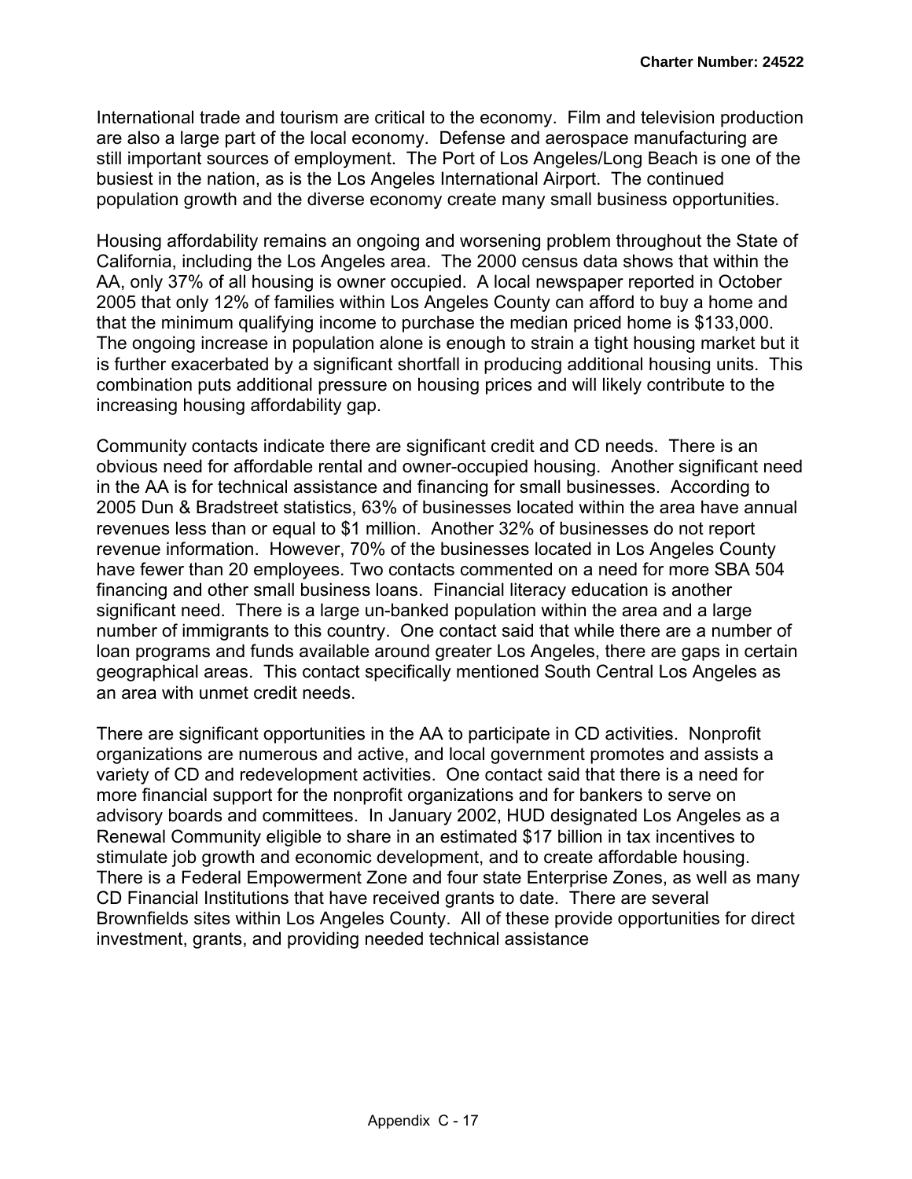International trade and tourism are critical to the economy. Film and television production are also a large part of the local economy. Defense and aerospace manufacturing are still important sources of employment. The Port of Los Angeles/Long Beach is one of the busiest in the nation, as is the Los Angeles International Airport. The continued population growth and the diverse economy create many small business opportunities.

Housing affordability remains an ongoing and worsening problem throughout the State of California, including the Los Angeles area. The 2000 census data shows that within the AA, only 37% of all housing is owner occupied. A local newspaper reported in October 2005 that only 12% of families within Los Angeles County can afford to buy a home and that the minimum qualifying income to purchase the median priced home is $133,000. The ongoing increase in population alone is enough to strain a tight housing market but it is further exacerbated by a significant shortfall in producing additional housing units. This combination puts additional pressure on housing prices and will likely contribute to the increasing housing affordability gap.

Community contacts indicate there are significant credit and CD needs. There is an obvious need for affordable rental and owner-occupied housing. Another significant need in the AA is for technical assistance and financing for small businesses. According to 2005 Dun & Bradstreet statistics, 63% of businesses located within the area have annual revenues less than or equal to $1 million. Another 32% of businesses do not report revenue information. However, 70% of the businesses located in Los Angeles County have fewer than 20 employees. Two contacts commented on a need for more SBA 504 financing and other small business loans. Financial literacy education is another significant need. There is a large un-banked population within the area and a large number of immigrants to this country. One contact said that while there are a number of loan programs and funds available around greater Los Angeles, there are gaps in certain geographical areas. This contact specifically mentioned South Central Los Angeles as an area with unmet credit needs.

There are significant opportunities in the AA to participate in CD activities. Nonprofit organizations are numerous and active, and local government promotes and assists a variety of CD and redevelopment activities. One contact said that there is a need for more financial support for the nonprofit organizations and for bankers to serve on advisory boards and committees. In January 2002, HUD designated Los Angeles as a Renewal Community eligible to share in an estimated $17 billion in tax incentives to stimulate job growth and economic development, and to create affordable housing. There is a Federal Empowerment Zone and four state Enterprise Zones, as well as many CD Financial Institutions that have received grants to date. There are several Brownfields sites within Los Angeles County. All of these provide opportunities for direct investment, grants, and providing needed technical assistance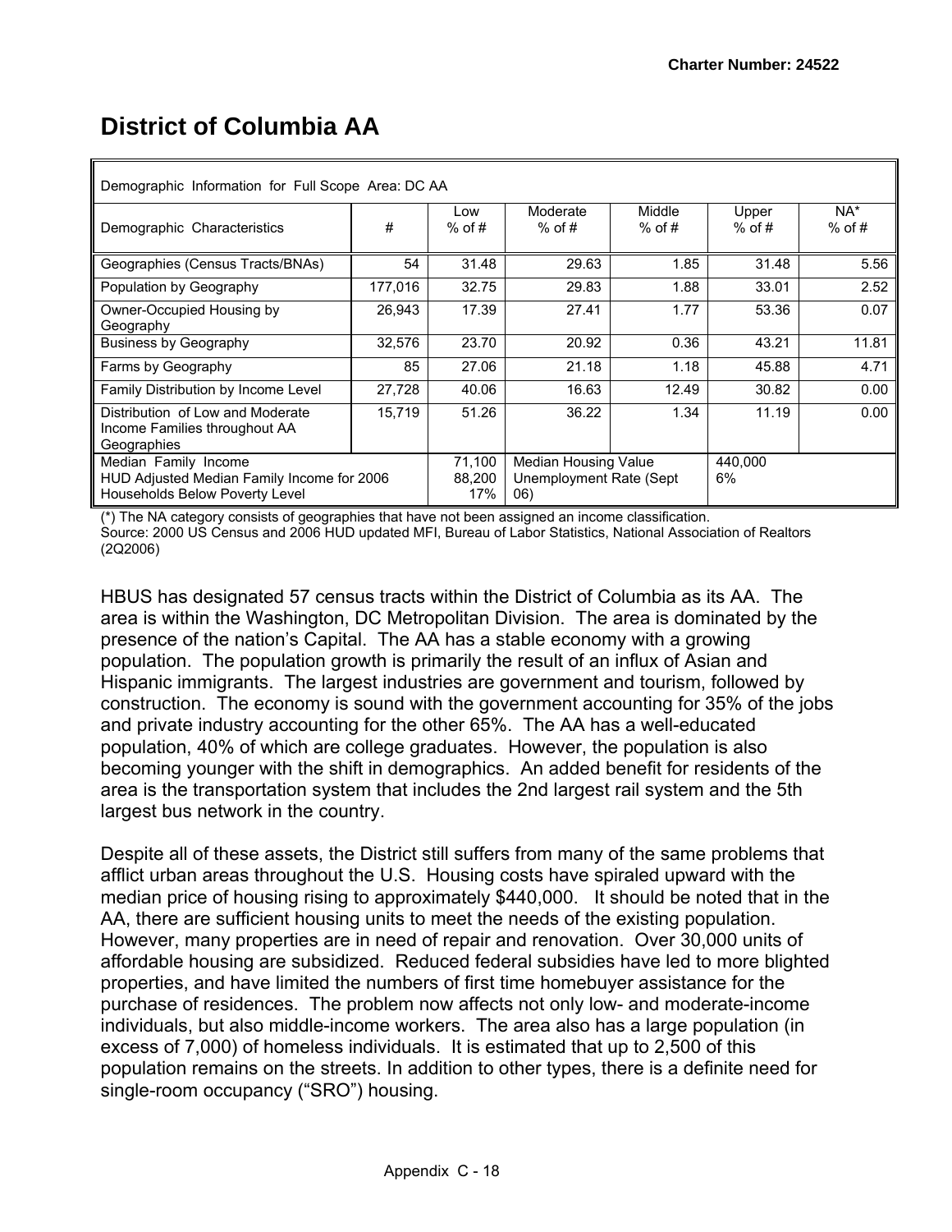# District of Columbia AA

| Demographic Information for Full Scope Area: DC AA | | | | | | |
|---|---|---|---|---|---|---|
| Demographic Characteristics | # | Low % of # | Moderate % of # | Middle % of # | Upper % of # | NA* % of # |
| Geographies (Census Tracts/BNAs) | 54 | 31.48 | 29.63 | 1.85 | 31.48 | 5.56 |
| Population by Geography | 177,016 | 32.75 | 29.83 | 1.88 | 33.01 | 2.52 |
| Owner-Occupied Housing by Geography | 26,943 | 17.39 | 27.41 | 1.77 | 53.36 | 0.07 |
| Business by Geography | 32,576 | 23.70 | 20.92 | 0.36 | 43.21 | 11.81 |
| Farms by Geography | 85 | 27.06 | 21.18 | 1.18 | 45.88 | 4.71 |
| Family Distribution by Income Level | 27,728 | 40.06 | 16.63 | 12.49 | 30.82 | 0.00 |
| Distribution of Low and Moderate Income Families throughout AA Geographies | 15,719 | 51.26 | 36.22 | 1.34 | 11.19 | 0.00 |
| Median Family Income<br>HUD Adjusted Median Family Income for 2006<br>Households Below Poverty Level | | 71,100<br>88,200<br>17% | Median Housing Value<br>Unemployment Rate (Sept 06) | | 440,000<br>6% | |

(*) The NA category consists of geographies that have not been assigned an income classification.
Source: 2000 US Census and 2006 HUD updated MFI, Bureau of Labor Statistics, National Association of Realtors (2Q2006)

HBUS has designated 57 census tracts within the District of Columbia as its AA. The area is within the Washington, DC Metropolitan Division. The area is dominated by the presence of the nation's Capital. The AA has a stable economy with a growing population. The population growth is primarily the result of an influx of Asian and Hispanic immigrants. The largest industries are government and tourism, followed by construction. The economy is sound with the government accounting for 35% of the jobs and private industry accounting for the other 65%. The AA has a well-educated population, 40% of which are college graduates. However, the population is also becoming younger with the shift in demographics. An added benefit for residents of the area is the transportation system that includes the 2nd largest rail system and the 5th largest bus network in the country.

Despite all of these assets, the District still suffers from many of the same problems that afflict urban areas throughout the U.S. Housing costs have spiraled upward with the median price of housing rising to approximately $440,000. It should be noted that in the AA, there are sufficient housing units to meet the needs of the existing population. However, many properties are in need of repair and renovation. Over 30,000 units of affordable housing are subsidized. Reduced federal subsidies have led to more blighted properties, and have limited the numbers of first time homebuyer assistance for the purchase of residences. The problem now affects not only low- and moderate-income individuals, but also middle-income workers. The area also has a large population (in excess of 7,000) of homeless individuals. It is estimated that up to 2,500 of this population remains on the streets. In addition to other types, there is a definite need for single-room occupancy ("SRO") housing.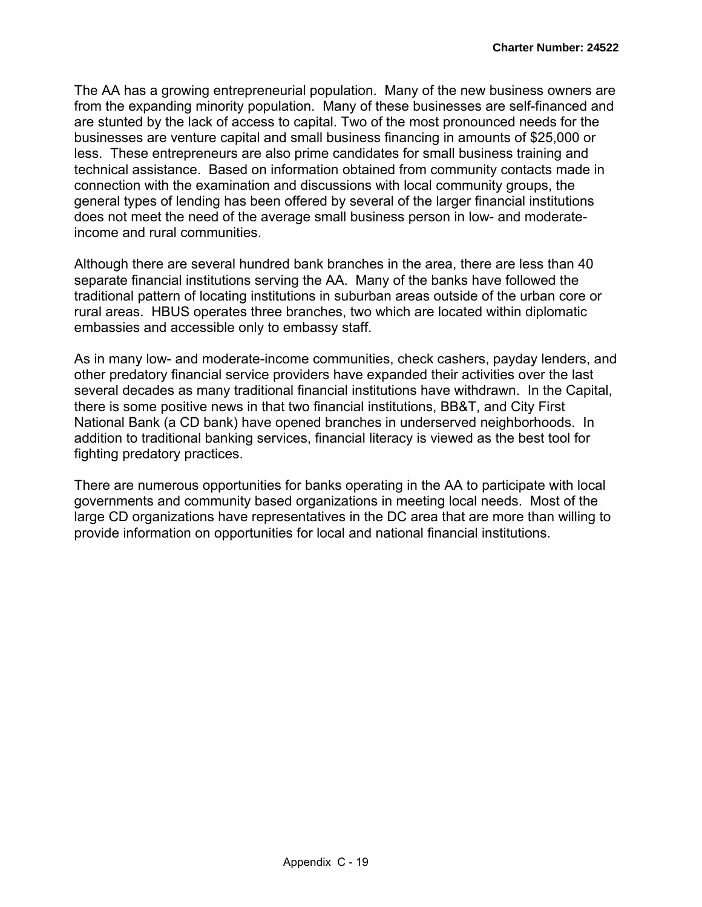The AA has a growing entrepreneurial population. Many of the new business owners are from the expanding minority population. Many of these businesses are self-financed and are stunted by the lack of access to capital. Two of the most pronounced needs for the businesses are venture capital and small business financing in amounts of $25,000 or less. These entrepreneurs are also prime candidates for small business training and technical assistance. Based on information obtained from community contacts made in connection with the examination and discussions with local community groups, the general types of lending has been offered by several of the larger financial institutions does not meet the need of the average small business person in low- and moderate-income and rural communities.

Although there are several hundred bank branches in the area, there are less than 40 separate financial institutions serving the AA. Many of the banks have followed the traditional pattern of locating institutions in suburban areas outside of the urban core or rural areas. HBUS operates three branches, two which are located within diplomatic embassies and accessible only to embassy staff.

As in many low- and moderate-income communities, check cashers, payday lenders, and other predatory financial service providers have expanded their activities over the last several decades as many traditional financial institutions have withdrawn. In the Capital, there is some positive news in that two financial institutions, BB&T, and City First National Bank (a CD bank) have opened branches in underserved neighborhoods. In addition to traditional banking services, financial literacy is viewed as the best tool for fighting predatory practices.

There are numerous opportunities for banks operating in the AA to participate with local governments and community based organizations in meeting local needs. Most of the large CD organizations have representatives in the DC area that are more than willing to provide information on opportunities for local and national financial institutions.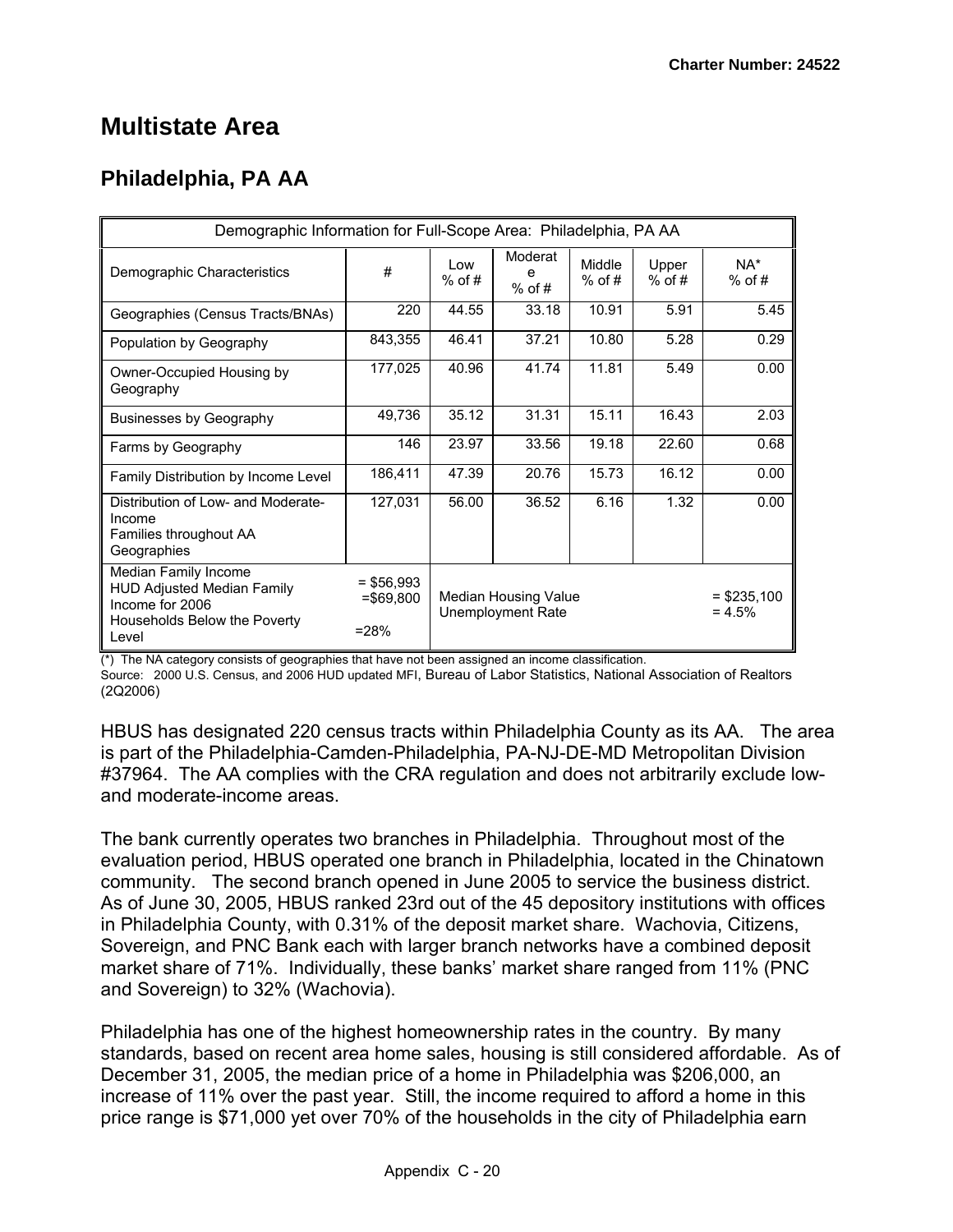# Multistate Area

## Philadelphia, PA AA

| Demographic Information for Full-Scope Area: Philadelphia, PA AA | | | | | | | |
|---|---|---|---|---|---|---|---|
| Demographic Characteristics | # | Low % of # | Moderate % of # | Middle % of # | Upper % of # | NA* % of # |
| Geographies (Census Tracts/BNAs) | 220 | 44.55 | 33.18 | 10.91 | 5.91 | 5.45 |
| Population by Geography | 843,355 | 46.41 | 37.21 | 10.80 | 5.28 | 0.29 |
| Owner-Occupied Housing by Geography | 177,025 | 40.96 | 41.74 | 11.81 | 5.49 | 0.00 |
| Businesses by Geography | 49,736 | 35.12 | 31.31 | 15.11 | 16.43 | 2.03 |
| Farms by Geography | 146 | 23.97 | 33.56 | 19.18 | 22.60 | 0.68 |
| Family Distribution by Income Level | 186,411 | 47.39 | 20.76 | 15.73 | 16.12 | 0.00 |
| Distribution of Low- and Moderate-Income Families throughout AA Geographies | 127,031 | 56.00 | 36.52 | 6.16 | 1.32 | 0.00 |
| Median Family Income<br>HUD Adjusted Median Family Income for 2006<br>Households Below the Poverty Level | = $56,993<br>=$69,800<br>=28% | Median Housing Value<br>Unemployment Rate | | | | = $235,100<br>= 4.5% |

(*) The NA category consists of geographies that have not been assigned an income classification.
Source: 2000 U.S. Census, and 2006 HUD updated MFI, Bureau of Labor Statistics, National Association of Realtors (2Q2006)

HBUS has designated 220 census tracts within Philadelphia County as its AA. The area is part of the Philadelphia-Camden-Philadelphia, PA-NJ-DE-MD Metropolitan Division #37964. The AA complies with the CRA regulation and does not arbitrarily exclude low- and moderate-income areas.

The bank currently operates two branches in Philadelphia. Throughout most of the evaluation period, HBUS operated one branch in Philadelphia, located in the Chinatown community. The second branch opened in June 2005 to service the business district. As of June 30, 2005, HBUS ranked 23rd out of the 45 depository institutions with offices in Philadelphia County, with 0.31% of the deposit market share. Wachovia, Citizens, Sovereign, and PNC Bank each with larger branch networks have a combined deposit market share of 71%. Individually, these banks' market share ranged from 11% (PNC and Sovereign) to 32% (Wachovia).

Philadelphia has one of the highest homeownership rates in the country. By many standards, based on recent area home sales, housing is still considered affordable. As of December 31, 2005, the median price of a home in Philadelphia was $206,000, an increase of 11% over the past year. Still, the income required to afford a home in this price range is $71,000 yet over 70% of the households in the city of Philadelphia earn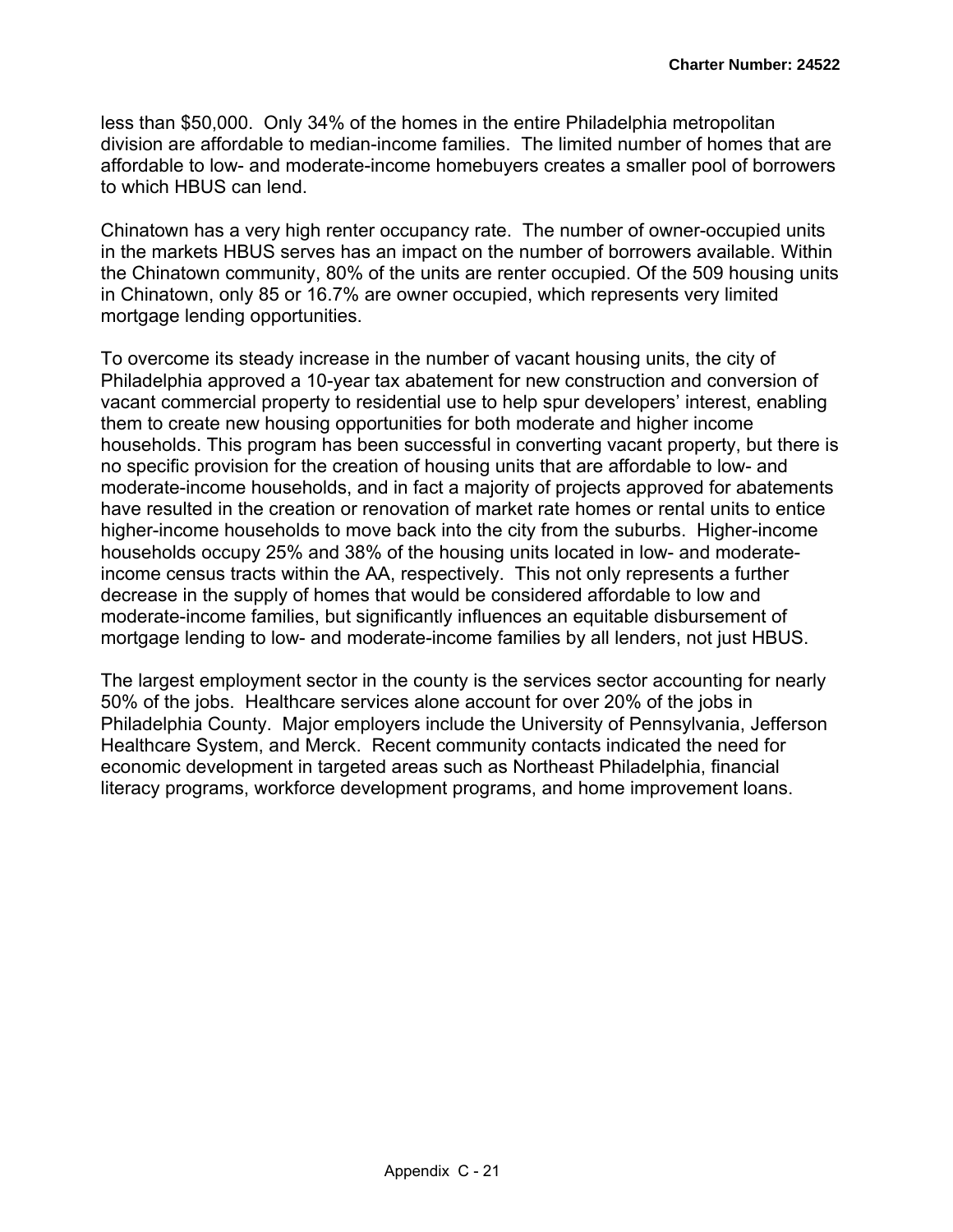less than $50,000. Only 34% of the homes in the entire Philadelphia metropolitan division are affordable to median-income families. The limited number of homes that are affordable to low- and moderate-income homebuyers creates a smaller pool of borrowers to which HBUS can lend.

Chinatown has a very high renter occupancy rate. The number of owner-occupied units in the markets HBUS serves has an impact on the number of borrowers available. Within the Chinatown community, 80% of the units are renter occupied. Of the 509 housing units in Chinatown, only 85 or 16.7% are owner occupied, which represents very limited mortgage lending opportunities.

To overcome its steady increase in the number of vacant housing units, the city of Philadelphia approved a 10-year tax abatement for new construction and conversion of vacant commercial property to residential use to help spur developers' interest, enabling them to create new housing opportunities for both moderate and higher income households. This program has been successful in converting vacant property, but there is no specific provision for the creation of housing units that are affordable to low- and moderate-income households, and in fact a majority of projects approved for abatements have resulted in the creation or renovation of market rate homes or rental units to entice higher-income households to move back into the city from the suburbs. Higher-income households occupy 25% and 38% of the housing units located in low- and moderate-income census tracts within the AA, respectively. This not only represents a further decrease in the supply of homes that would be considered affordable to low and moderate-income families, but significantly influences an equitable disbursement of mortgage lending to low- and moderate-income families by all lenders, not just HBUS.

The largest employment sector in the county is the services sector accounting for nearly 50% of the jobs. Healthcare services alone account for over 20% of the jobs in Philadelphia County. Major employers include the University of Pennsylvania, Jefferson Healthcare System, and Merck. Recent community contacts indicated the need for economic development in targeted areas such as Northeast Philadelphia, financial literacy programs, workforce development programs, and home improvement loans.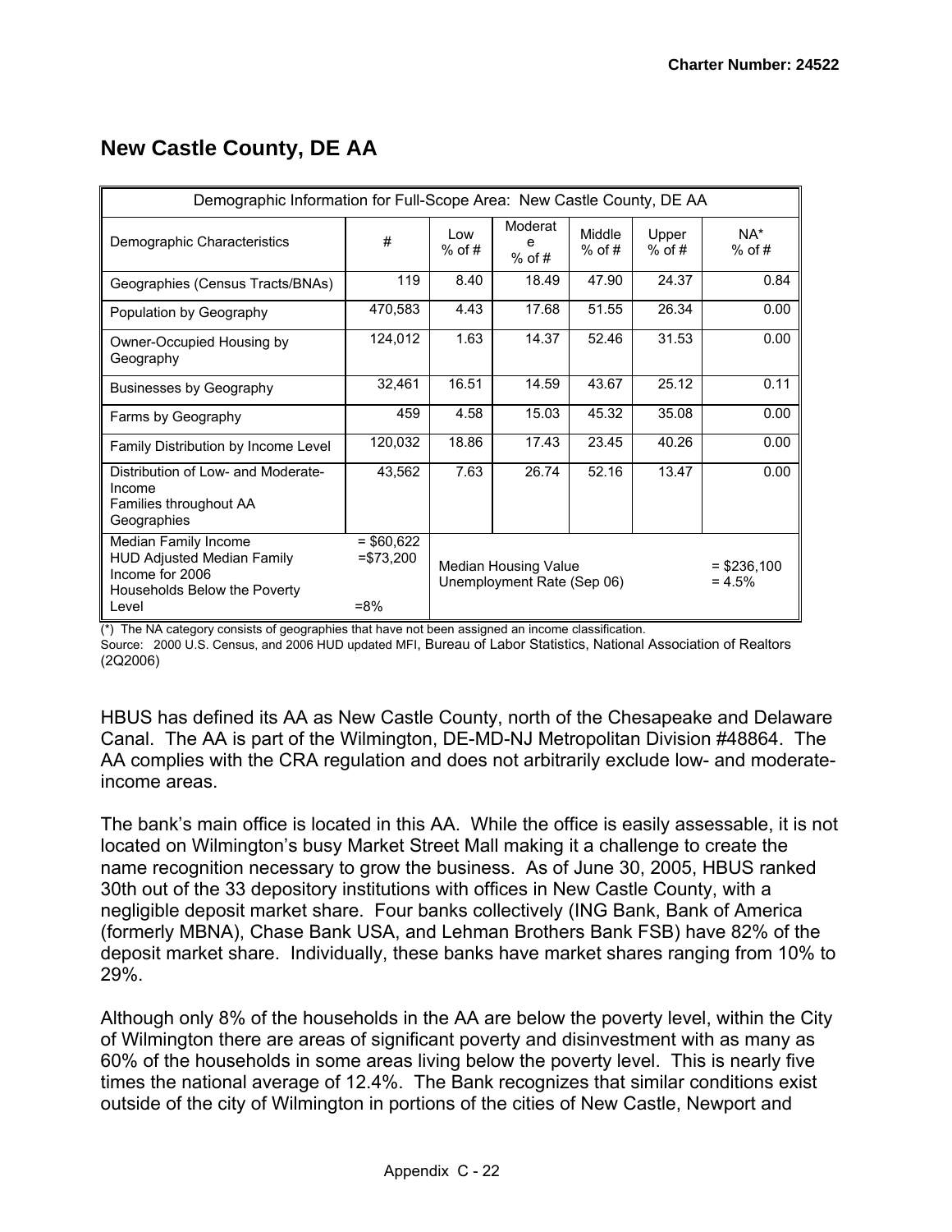## New Castle County, DE AA

| Demographic Information for Full-Scope Area: New Castle County, DE AA | | | | | | |
|---|---|---|---|---|---|---|
| Demographic Characteristics | # | Low % of # | Moderate % of # | Middle % of # | Upper % of # | NA* % of # |
| Geographies (Census Tracts/BNAs) | 119 | 8.40 | 18.49 | 47.90 | 24.37 | 0.84 |
| Population by Geography | 470,583 | 4.43 | 17.68 | 51.55 | 26.34 | 0.00 |
| Owner-Occupied Housing by Geography | 124,012 | 1.63 | 14.37 | 52.46 | 31.53 | 0.00 |
| Businesses by Geography | 32,461 | 16.51 | 14.59 | 43.67 | 25.12 | 0.11 |
| Farms by Geography | 459 | 4.58 | 15.03 | 45.32 | 35.08 | 0.00 |
| Family Distribution by Income Level | 120,032 | 18.86 | 17.43 | 23.45 | 40.26 | 0.00 |
| Distribution of Low- and Moderate-Income Families throughout AA Geographies | 43,562 | 7.63 | 26.74 | 52.16 | 13.47 | 0.00 |
| Median Family Income<br>HUD Adjusted Median Family Income for 2006<br>Households Below the Poverty Level | = $60,622<br>=$73,200<br><br>=8% | Median Housing Value<br>Unemployment Rate (Sep 06) | | | | = $236,100<br>= 4.5% |

(*) The NA category consists of geographies that have not been assigned an income classification.
Source: 2000 U.S. Census, and 2006 HUD updated MFI, Bureau of Labor Statistics, National Association of Realtors (2Q2006)

HBUS has defined its AA as New Castle County, north of the Chesapeake and Delaware Canal. The AA is part of the Wilmington, DE-MD-NJ Metropolitan Division #48864. The AA complies with the CRA regulation and does not arbitrarily exclude low- and moderate-income areas.

The bank's main office is located in this AA. While the office is easily assessable, it is not located on Wilmington's busy Market Street Mall making it a challenge to create the name recognition necessary to grow the business. As of June 30, 2005, HBUS ranked 30th out of the 33 depository institutions with offices in New Castle County, with a negligible deposit market share. Four banks collectively (ING Bank, Bank of America (formerly MBNA), Chase Bank USA, and Lehman Brothers Bank FSB) have 82% of the deposit market share. Individually, these banks have market shares ranging from 10% to 29%.

Although only 8% of the households in the AA are below the poverty level, within the City of Wilmington there are areas of significant poverty and disinvestment with as many as 60% of the households in some areas living below the poverty level. This is nearly five times the national average of 12.4%. The Bank recognizes that similar conditions exist outside of the city of Wilmington in portions of the cities of New Castle, Newport and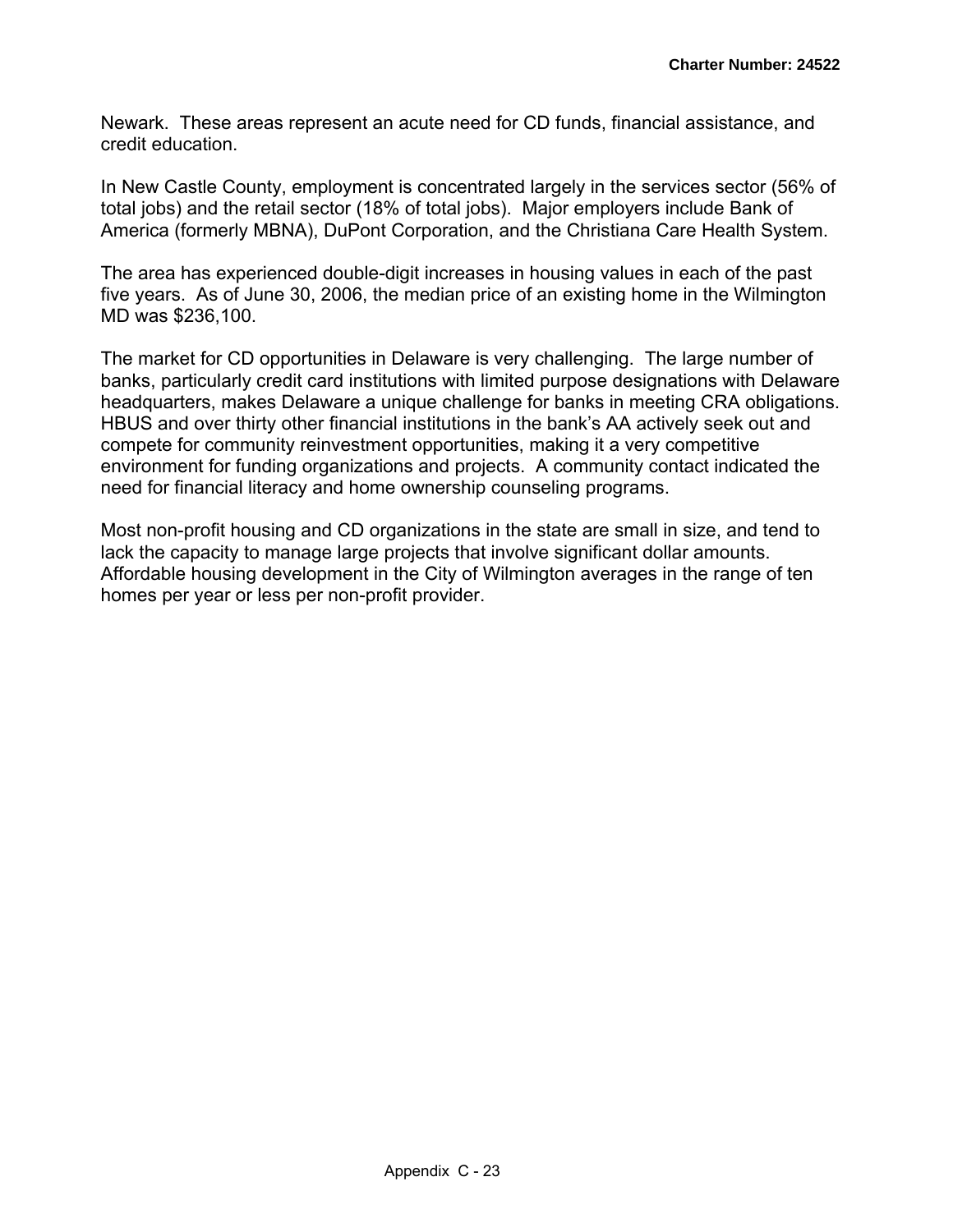Newark. These areas represent an acute need for CD funds, financial assistance, and credit education.

In New Castle County, employment is concentrated largely in the services sector (56% of total jobs) and the retail sector (18% of total jobs). Major employers include Bank of America (formerly MBNA), DuPont Corporation, and the Christiana Care Health System.

The area has experienced double-digit increases in housing values in each of the past five years. As of June 30, 2006, the median price of an existing home in the Wilmington MD was $236,100.

The market for CD opportunities in Delaware is very challenging. The large number of banks, particularly credit card institutions with limited purpose designations with Delaware headquarters, makes Delaware a unique challenge for banks in meeting CRA obligations. HBUS and over thirty other financial institutions in the bank's AA actively seek out and compete for community reinvestment opportunities, making it a very competitive environment for funding organizations and projects. A community contact indicated the need for financial literacy and home ownership counseling programs.

Most non-profit housing and CD organizations in the state are small in size, and tend to lack the capacity to manage large projects that involve significant dollar amounts. Affordable housing development in the City of Wilmington averages in the range of ten homes per year or less per non-profit provider.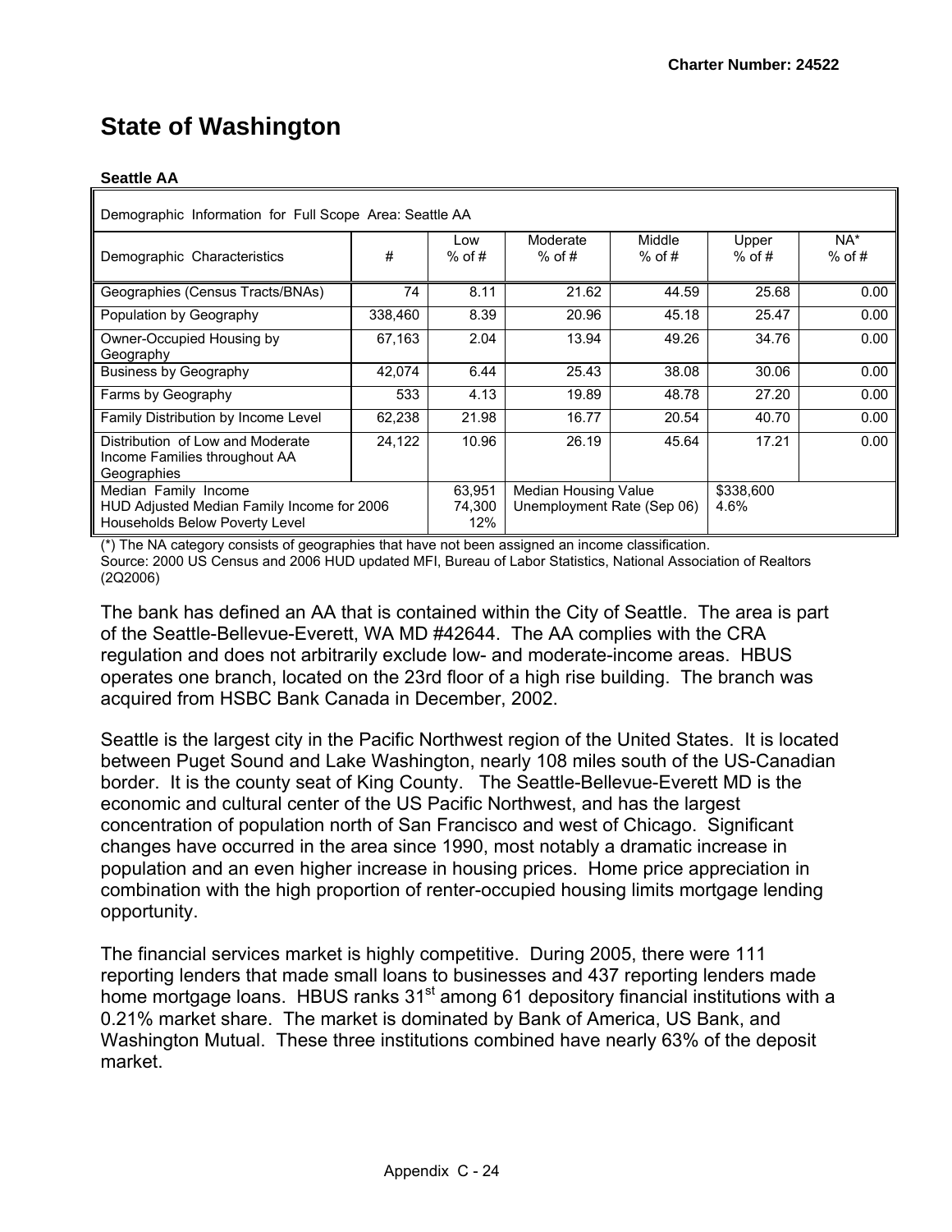# State of Washington

**Seattle AA**

| Demographic Information for Full Scope Area: Seattle AA | | | | | | |
|---|---|---|---|---|---|---|
| Demographic Characteristics | # | Low % of # | Moderate % of # | Middle % of # | Upper % of # | NA* % of # |
| Geographies (Census Tracts/BNAs) | 74 | 8.11 | 21.62 | 44.59 | 25.68 | 0.00 |
| Population by Geography | 338,460 | 8.39 | 20.96 | 45.18 | 25.47 | 0.00 |
| Owner-Occupied Housing by Geography | 67,163 | 2.04 | 13.94 | 49.26 | 34.76 | 0.00 |
| Business by Geography | 42,074 | 6.44 | 25.43 | 38.08 | 30.06 | 0.00 |
| Farms by Geography | 533 | 4.13 | 19.89 | 48.78 | 27.20 | 0.00 |
| Family Distribution by Income Level | 62,238 | 21.98 | 16.77 | 20.54 | 40.70 | 0.00 |
| Distribution of Low and Moderate Income Families throughout AA Geographies | 24,122 | 10.96 | 26.19 | 45.64 | 17.21 | 0.00 |
| Median Family Income<br>HUD Adjusted Median Family Income for 2006<br>Households Below Poverty Level | | 63,951<br>74,300<br>12% | Median Housing Value<br>Unemployment Rate (Sep 06) | | $338,600<br>4.6% | |

(*) The NA category consists of geographies that have not been assigned an income classification.
Source: 2000 US Census and 2006 HUD updated MFI, Bureau of Labor Statistics, National Association of Realtors (2Q2006)

The bank has defined an AA that is contained within the City of Seattle. The area is part of the Seattle-Bellevue-Everett, WA MD #42644. The AA complies with the CRA regulation and does not arbitrarily exclude low- and moderate-income areas. HBUS operates one branch, located on the 23rd floor of a high rise building. The branch was acquired from HSBC Bank Canada in December, 2002.

Seattle is the largest city in the Pacific Northwest region of the United States. It is located between Puget Sound and Lake Washington, nearly 108 miles south of the US-Canadian border. It is the county seat of King County. The Seattle-Bellevue-Everett MD is the economic and cultural center of the US Pacific Northwest, and has the largest concentration of population north of San Francisco and west of Chicago. Significant changes have occurred in the area since 1990, most notably a dramatic increase in population and an even higher increase in housing prices. Home price appreciation in combination with the high proportion of renter-occupied housing limits mortgage lending opportunity.

The financial services market is highly competitive. During 2005, there were 111 reporting lenders that made small loans to businesses and 437 reporting lenders made home mortgage loans. HBUS ranks 31st among 61 depository financial institutions with a 0.21% market share. The market is dominated by Bank of America, US Bank, and Washington Mutual. These three institutions combined have nearly 63% of the deposit market.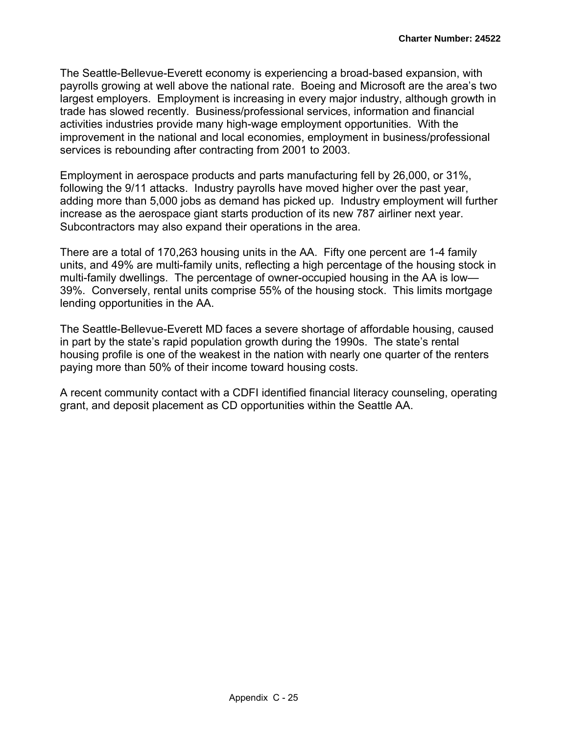The Seattle-Bellevue-Everett economy is experiencing a broad-based expansion, with payrolls growing at well above the national rate. Boeing and Microsoft are the area's two largest employers. Employment is increasing in every major industry, although growth in trade has slowed recently. Business/professional services, information and financial activities industries provide many high-wage employment opportunities. With the improvement in the national and local economies, employment in business/professional services is rebounding after contracting from 2001 to 2003.

Employment in aerospace products and parts manufacturing fell by 26,000, or 31%, following the 9/11 attacks. Industry payrolls have moved higher over the past year, adding more than 5,000 jobs as demand has picked up. Industry employment will further increase as the aerospace giant starts production of its new 787 airliner next year. Subcontractors may also expand their operations in the area.

There are a total of 170,263 housing units in the AA. Fifty one percent are 1-4 family units, and 49% are multi-family units, reflecting a high percentage of the housing stock in multi-family dwellings. The percentage of owner-occupied housing in the AA is low—39%. Conversely, rental units comprise 55% of the housing stock. This limits mortgage lending opportunities in the AA.

The Seattle-Bellevue-Everett MD faces a severe shortage of affordable housing, caused in part by the state's rapid population growth during the 1990s. The state's rental housing profile is one of the weakest in the nation with nearly one quarter of the renters paying more than 50% of their income toward housing costs.

A recent community contact with a CDFI identified financial literacy counseling, operating grant, and deposit placement as CD opportunities within the Seattle AA.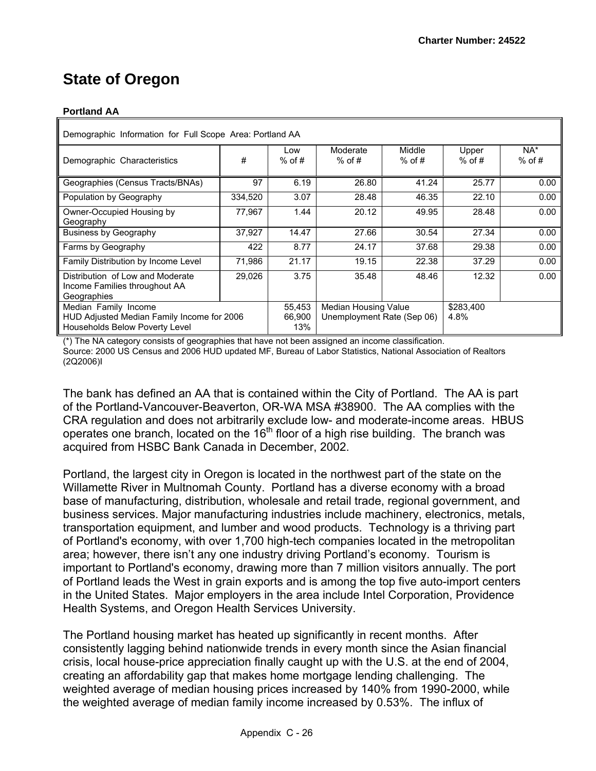# State of Oregon

**Portland AA**

| Demographic Information for Full Scope Area: Portland AA | | | | | | |
|---|---|---|---|---|---|---|
| Demographic Characteristics | # | Low % of # | Moderate % of # | Middle % of # | Upper % of # | NA* % of # |
| Geographies (Census Tracts/BNAs) | 97 | 6.19 | 26.80 | 41.24 | 25.77 | 0.00 |
| Population by Geography | 334,520 | 3.07 | 28.48 | 46.35 | 22.10 | 0.00 |
| Owner-Occupied Housing by Geography | 77,967 | 1.44 | 20.12 | 49.95 | 28.48 | 0.00 |
| Business by Geography | 37,927 | 14.47 | 27.66 | 30.54 | 27.34 | 0.00 |
| Farms by Geography | 422 | 8.77 | 24.17 | 37.68 | 29.38 | 0.00 |
| Family Distribution by Income Level | 71,986 | 21.17 | 19.15 | 22.38 | 37.29 | 0.00 |
| Distribution of Low and Moderate Income Families throughout AA Geographies | 29,026 | 3.75 | 35.48 | 48.46 | 12.32 | 0.00 |
| Median Family Income<br>HUD Adjusted Median Family Income for 2006<br>Households Below Poverty Level | | 55,453<br>66,900<br>13% | Median Housing Value<br>Unemployment Rate (Sep 06) | | $283,400<br>4.8% | |

(*) The NA category consists of geographies that have not been assigned an income classification.
Source: 2000 US Census and 2006 HUD updated MF, Bureau of Labor Statistics, National Association of Realtors (2Q2006)l

The bank has defined an AA that is contained within the City of Portland. The AA is part of the Portland-Vancouver-Beaverton, OR-WA MSA #38900. The AA complies with the CRA regulation and does not arbitrarily exclude low- and moderate-income areas. HBUS operates one branch, located on the 16th floor of a high rise building. The branch was acquired from HSBC Bank Canada in December, 2002.

Portland, the largest city in Oregon is located in the northwest part of the state on the Willamette River in Multnomah County. Portland has a diverse economy with a broad base of manufacturing, distribution, wholesale and retail trade, regional government, and business services. Major manufacturing industries include machinery, electronics, metals, transportation equipment, and lumber and wood products. Technology is a thriving part of Portland's economy, with over 1,700 high-tech companies located in the metropolitan area; however, there isn't any one industry driving Portland's economy. Tourism is important to Portland's economy, drawing more than 7 million visitors annually. The port of Portland leads the West in grain exports and is among the top five auto-import centers in the United States. Major employers in the area include Intel Corporation, Providence Health Systems, and Oregon Health Services University.

The Portland housing market has heated up significantly in recent months. After consistently lagging behind nationwide trends in every month since the Asian financial crisis, local house-price appreciation finally caught up with the U.S. at the end of 2004, creating an affordability gap that makes home mortgage lending challenging. The weighted average of median housing prices increased by 140% from 1990-2000, while the weighted average of median family income increased by 0.53%. The influx of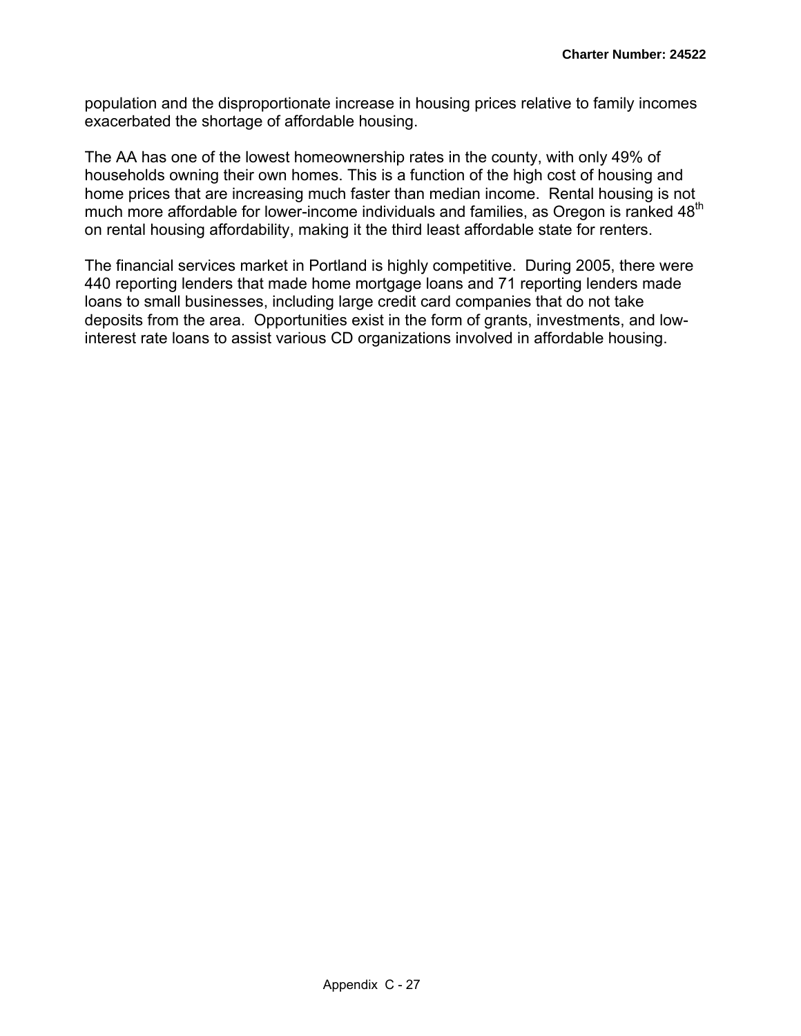population and the disproportionate increase in housing prices relative to family incomes exacerbated the shortage of affordable housing.

The AA has one of the lowest homeownership rates in the county, with only 49% of households owning their own homes. This is a function of the high cost of housing and home prices that are increasing much faster than median income. Rental housing is not much more affordable for lower-income individuals and families, as Oregon is ranked 48th on rental housing affordability, making it the third least affordable state for renters.

The financial services market in Portland is highly competitive. During 2005, there were 440 reporting lenders that made home mortgage loans and 71 reporting lenders made loans to small businesses, including large credit card companies that do not take deposits from the area. Opportunities exist in the form of grants, investments, and low-interest rate loans to assist various CD organizations involved in affordable housing.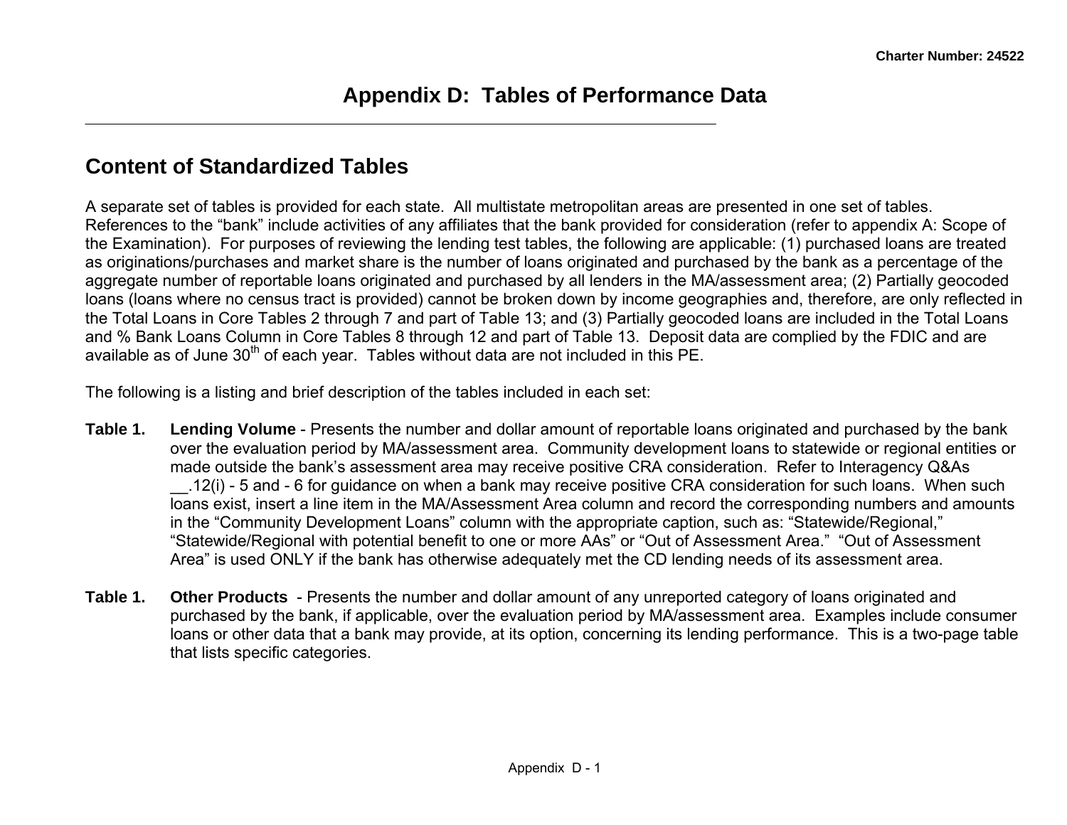# Appendix D: Tables of Performance Data

## Content of Standardized Tables

A separate set of tables is provided for each state. All multistate metropolitan areas are presented in one set of tables. References to the "bank" include activities of any affiliates that the bank provided for consideration (refer to appendix A: Scope of the Examination). For purposes of reviewing the lending test tables, the following are applicable: (1) purchased loans are treated as originations/purchases and market share is the number of loans originated and purchased by the bank as a percentage of the aggregate number of reportable loans originated and purchased by all lenders in the MA/assessment area; (2) Partially geocoded loans (loans where no census tract is provided) cannot be broken down by income geographies and, therefore, are only reflected in the Total Loans in Core Tables 2 through 7 and part of Table 13; and (3) Partially geocoded loans are included in the Total Loans and % Bank Loans Column in Core Tables 8 through 12 and part of Table 13. Deposit data are complied by the FDIC and are available as of June 30th of each year. Tables without data are not included in this PE.

The following is a listing and brief description of the tables included in each set:

**Table 1.** **Lending Volume** - Presents the number and dollar amount of reportable loans originated and purchased by the bank over the evaluation period by MA/assessment area. Community development loans to statewide or regional entities or made outside the bank's assessment area may receive positive CRA consideration. Refer to Interagency Q&As __.12(i) - 5 and - 6 for guidance on when a bank may receive positive CRA consideration for such loans. When such loans exist, insert a line item in the MA/Assessment Area column and record the corresponding numbers and amounts in the "Community Development Loans" column with the appropriate caption, such as: "Statewide/Regional," "Statewide/Regional with potential benefit to one or more AAs" or "Out of Assessment Area." "Out of Assessment Area" is used ONLY if the bank has otherwise adequately met the CD lending needs of its assessment area.

**Table 1.** **Other Products** - Presents the number and dollar amount of any unreported category of loans originated and purchased by the bank, if applicable, over the evaluation period by MA/assessment area. Examples include consumer loans or other data that a bank may provide, at its option, concerning its lending performance. This is a two-page table that lists specific categories.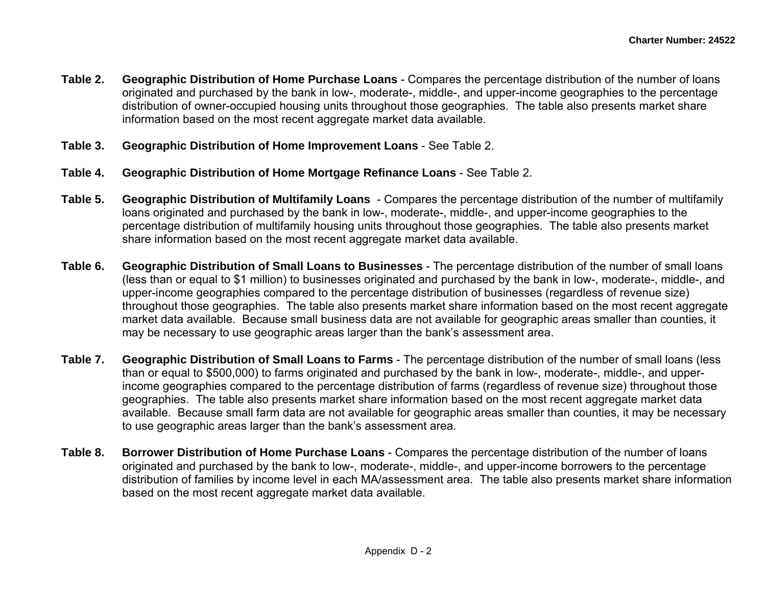**Table 2. Geographic Distribution of Home Purchase Loans** - Compares the percentage distribution of the number of loans originated and purchased by the bank in low-, moderate-, middle-, and upper-income geographies to the percentage distribution of owner-occupied housing units throughout those geographies. The table also presents market share information based on the most recent aggregate market data available.

**Table 3. Geographic Distribution of Home Improvement Loans** - See Table 2.

**Table 4. Geographic Distribution of Home Mortgage Refinance Loans** - See Table 2.

**Table 5. Geographic Distribution of Multifamily Loans** - Compares the percentage distribution of the number of multifamily loans originated and purchased by the bank in low-, moderate-, middle-, and upper-income geographies to the percentage distribution of multifamily housing units throughout those geographies. The table also presents market share information based on the most recent aggregate market data available.

**Table 6. Geographic Distribution of Small Loans to Businesses** - The percentage distribution of the number of small loans (less than or equal to $1 million) to businesses originated and purchased by the bank in low-, moderate-, middle-, and upper-income geographies compared to the percentage distribution of businesses (regardless of revenue size) throughout those geographies. The table also presents market share information based on the most recent aggregate market data available. Because small business data are not available for geographic areas smaller than counties, it may be necessary to use geographic areas larger than the bank's assessment area.

**Table 7. Geographic Distribution of Small Loans to Farms** - The percentage distribution of the number of small loans (less than or equal to $500,000) to farms originated and purchased by the bank in low-, moderate-, middle-, and upper-income geographies compared to the percentage distribution of farms (regardless of revenue size) throughout those geographies. The table also presents market share information based on the most recent aggregate market data available. Because small farm data are not available for geographic areas smaller than counties, it may be necessary to use geographic areas larger than the bank's assessment area.

**Table 8. Borrower Distribution of Home Purchase Loans** - Compares the percentage distribution of the number of loans originated and purchased by the bank to low-, moderate-, middle-, and upper-income borrowers to the percentage distribution of families by income level in each MA/assessment area. The table also presents market share information based on the most recent aggregate market data available.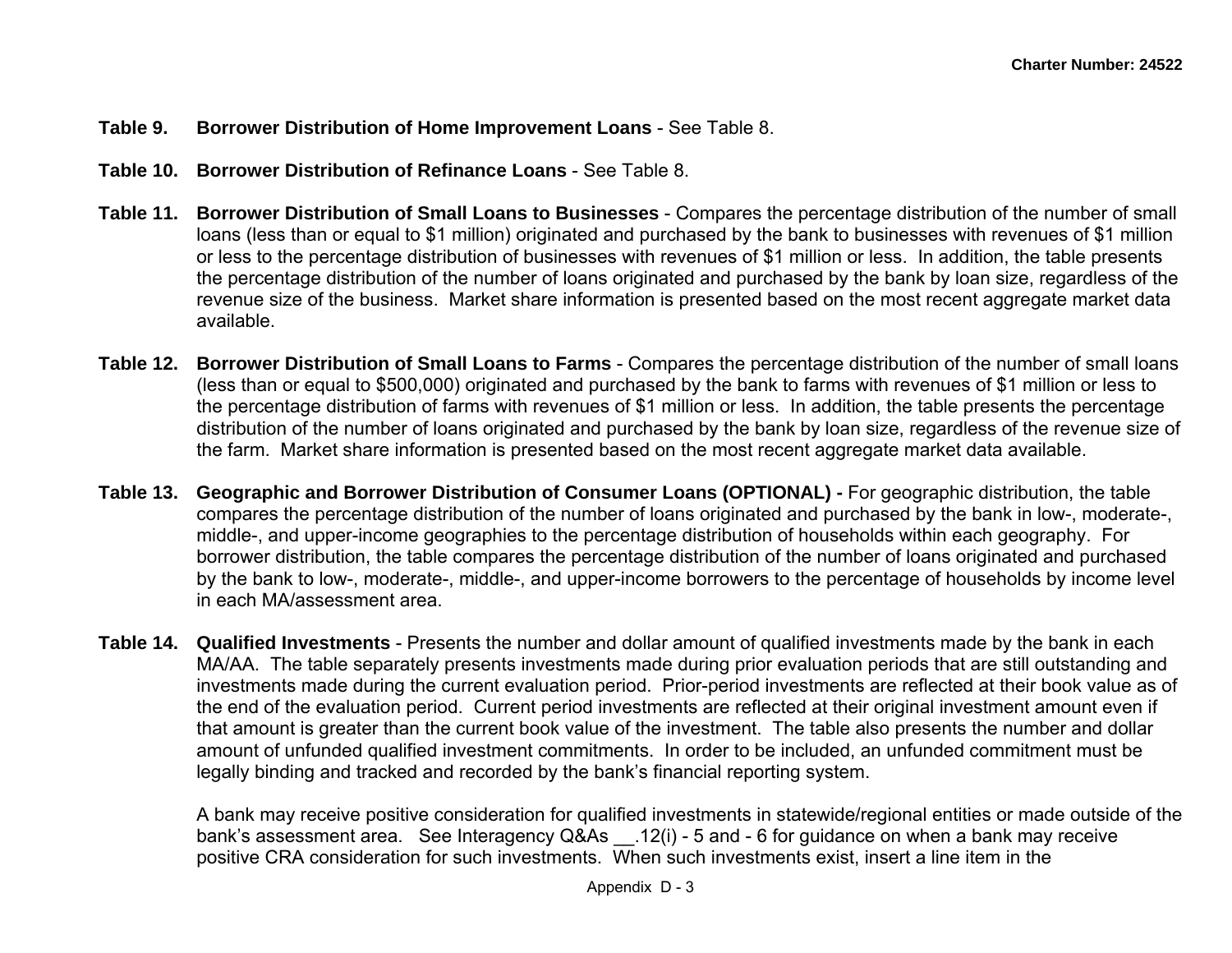**Table 9. Borrower Distribution of Home Improvement Loans** - See Table 8.

**Table 10. Borrower Distribution of Refinance Loans** - See Table 8.

**Table 11. Borrower Distribution of Small Loans to Businesses** - Compares the percentage distribution of the number of small loans (less than or equal to $1 million) originated and purchased by the bank to businesses with revenues of $1 million or less to the percentage distribution of businesses with revenues of $1 million or less. In addition, the table presents the percentage distribution of the number of loans originated and purchased by the bank by loan size, regardless of the revenue size of the business. Market share information is presented based on the most recent aggregate market data available.

**Table 12. Borrower Distribution of Small Loans to Farms** - Compares the percentage distribution of the number of small loans (less than or equal to $500,000) originated and purchased by the bank to farms with revenues of $1 million or less to the percentage distribution of farms with revenues of $1 million or less. In addition, the table presents the percentage distribution of the number of loans originated and purchased by the bank by loan size, regardless of the revenue size of the farm. Market share information is presented based on the most recent aggregate market data available.

**Table 13. Geographic and Borrower Distribution of Consumer Loans (OPTIONAL) -** For geographic distribution, the table compares the percentage distribution of the number of loans originated and purchased by the bank in low-, moderate-, middle-, and upper-income geographies to the percentage distribution of households within each geography. For borrower distribution, the table compares the percentage distribution of the number of loans originated and purchased by the bank to low-, moderate-, middle-, and upper-income borrowers to the percentage of households by income level in each MA/assessment area.

**Table 14. Qualified Investments** - Presents the number and dollar amount of qualified investments made by the bank in each MA/AA. The table separately presents investments made during prior evaluation periods that are still outstanding and investments made during the current evaluation period. Prior-period investments are reflected at their book value as of the end of the evaluation period. Current period investments are reflected at their original investment amount even if that amount is greater than the current book value of the investment. The table also presents the number and dollar amount of unfunded qualified investment commitments. In order to be included, an unfunded commitment must be legally binding and tracked and recorded by the bank's financial reporting system.

A bank may receive positive consideration for qualified investments in statewide/regional entities or made outside of the bank's assessment area. See Interagency Q&As __.12(i) - 5 and - 6 for guidance on when a bank may receive positive CRA consideration for such investments. When such investments exist, insert a line item in the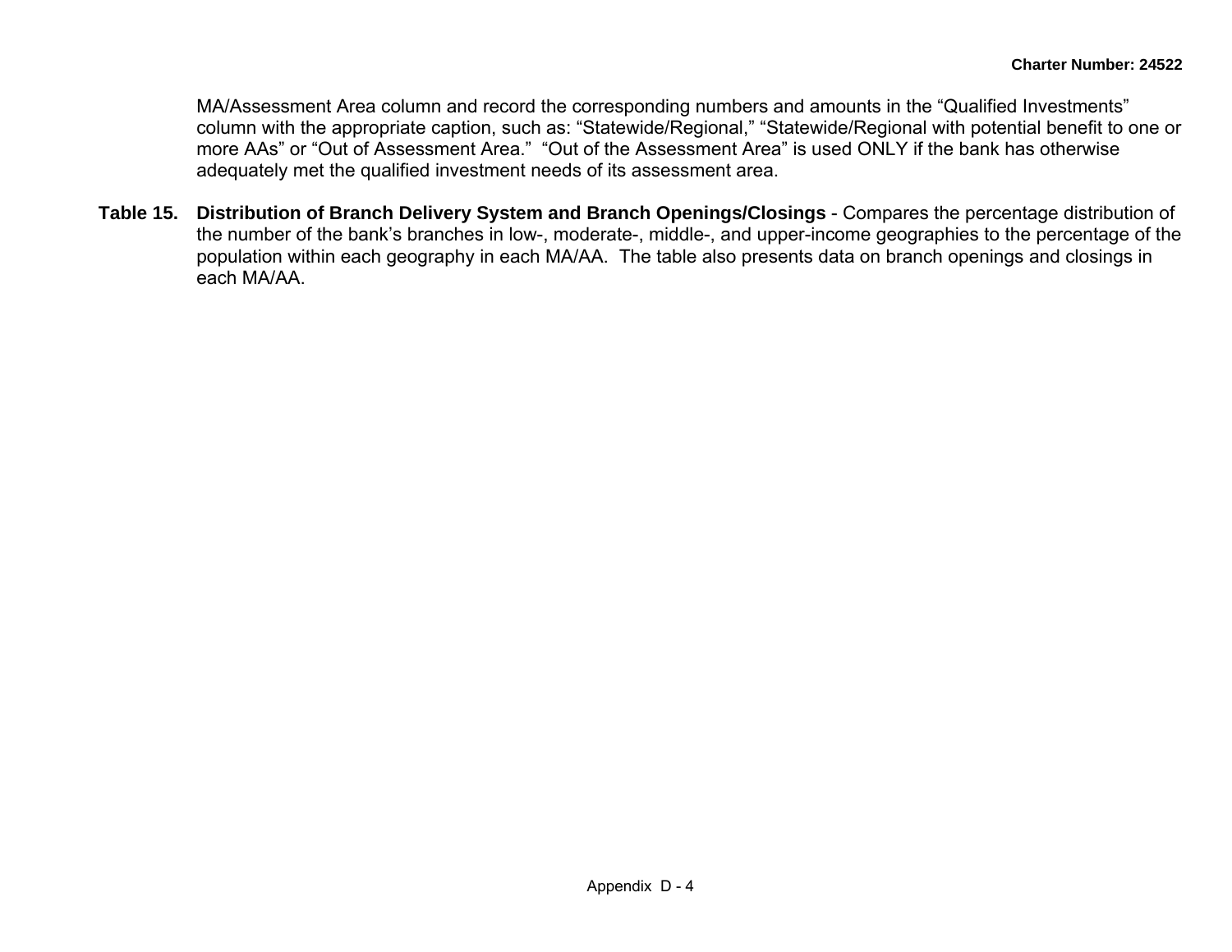MA/Assessment Area column and record the corresponding numbers and amounts in the “Qualified Investments” column with the appropriate caption, such as: “Statewide/Regional,” “Statewide/Regional with potential benefit to one or more AAs” or “Out of Assessment Area.” “Out of the Assessment Area” is used ONLY if the bank has otherwise adequately met the qualified investment needs of its assessment area.

**Table 15.** **Distribution of Branch Delivery System and Branch Openings/Closings** - Compares the percentage distribution of the number of the bank’s branches in low-, moderate-, middle-, and upper-income geographies to the percentage of the population within each geography in each MA/AA. The table also presents data on branch openings and closings in each MA/AA.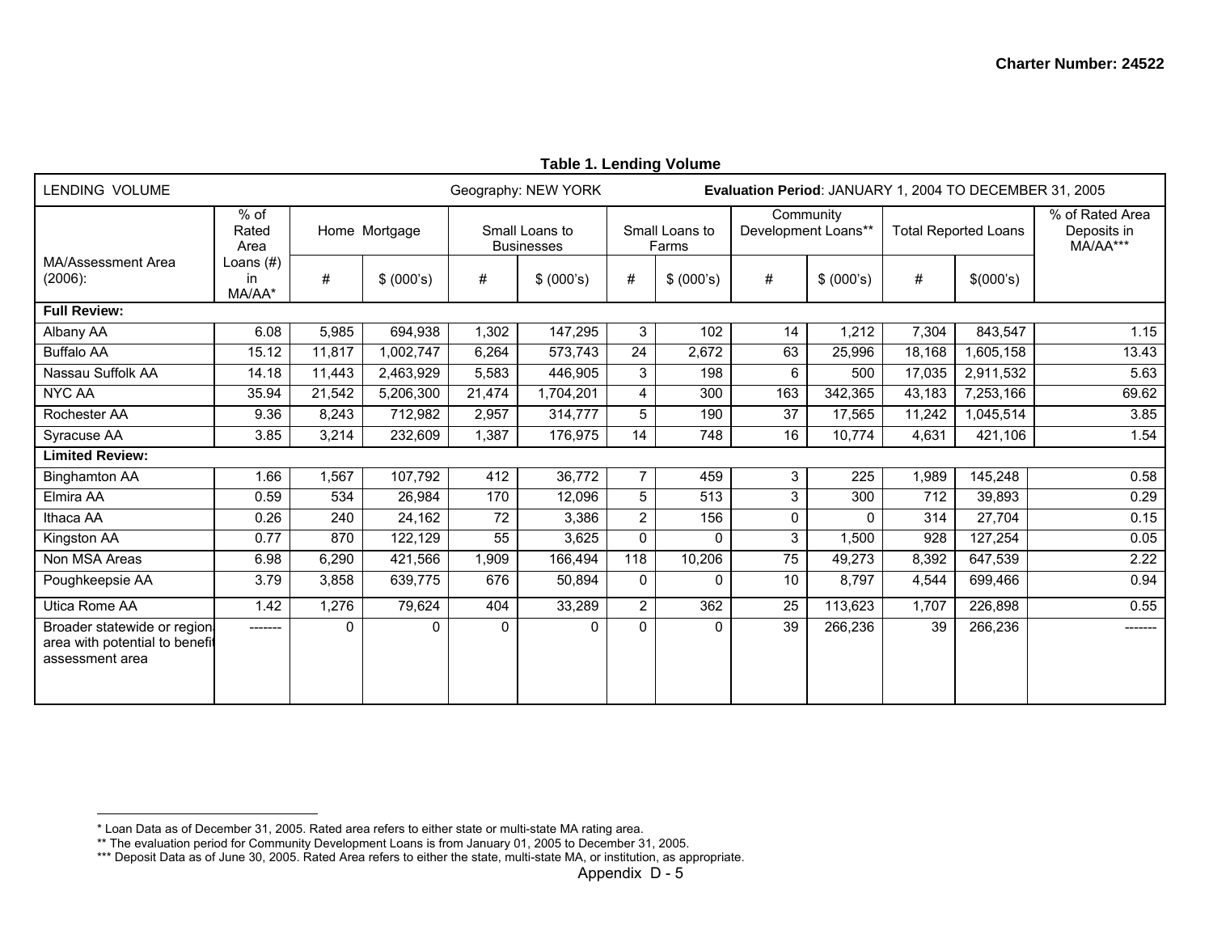**Table 1. Lending Volume**

| LENDING VOLUME | | | | | Geography: NEW YORK | | | Evaluation Period: JANUARY 1, 2004 TO DECEMBER 31, 2005 | | | | |
|---|---|---|---|---|---|---|---|---|---|---|---|---|
| MA/Assessment Area (2006): | % of Rated Area Loans (#) in MA/AA* | Home Mortgage | | Small Loans to Businesses | | Small Loans to Farms | | Community Development Loans** | | Total Reported Loans | | % of Rated Area Deposits in MA/AA*** |
| | | # | $ (000's) | # | $ (000's) | # | $ (000's) | # | $ (000's) | # | $(000's) | |
| **Full Review:** | | | | | | | | | | | | |
| Albany AA | 6.08 | 5,985 | 694,938 | 1,302 | 147,295 | 3 | 102 | 14 | 1,212 | 7,304 | 843,547 | 1.15 |
| Buffalo AA | 15.12 | 11,817 | 1,002,747 | 6,264 | 573,743 | 24 | 2,672 | 63 | 25,996 | 18,168 | 1,605,158 | 13.43 |
| Nassau Suffolk AA | 14.18 | 11,443 | 2,463,929 | 5,583 | 446,905 | 3 | 198 | 6 | 500 | 17,035 | 2,911,532 | 5.63 |
| NYC AA | 35.94 | 21,542 | 5,206,300 | 21,474 | 1,704,201 | 4 | 300 | 163 | 342,365 | 43,183 | 7,253,166 | 69.62 |
| Rochester AA | 9.36 | 8,243 | 712,982 | 2,957 | 314,777 | 5 | 190 | 37 | 17,565 | 11,242 | 1,045,514 | 3.85 |
| Syracuse AA | 3.85 | 3,214 | 232,609 | 1,387 | 176,975 | 14 | 748 | 16 | 10,774 | 4,631 | 421,106 | 1.54 |
| **Limited Review:** | | | | | | | | | | | | |
| Binghamton AA | 1.66 | 1,567 | 107,792 | 412 | 36,772 | 7 | 459 | 3 | 225 | 1,989 | 145,248 | 0.58 |
| Elmira AA | 0.59 | 534 | 26,984 | 170 | 12,096 | 5 | 513 | 3 | 300 | 712 | 39,893 | 0.29 |
| Ithaca AA | 0.26 | 240 | 24,162 | 72 | 3,386 | 2 | 156 | 0 | 0 | 314 | 27,704 | 0.15 |
| Kingston AA | 0.77 | 870 | 122,129 | 55 | 3,625 | 0 | 0 | 3 | 1,500 | 928 | 127,254 | 0.05 |
| Non MSA Areas | 6.98 | 6,290 | 421,566 | 1,909 | 166,494 | 118 | 10,206 | 75 | 49,273 | 8,392 | 647,539 | 2.22 |
| Poughkeepsie AA | 3.79 | 3,858 | 639,775 | 676 | 50,894 | 0 | 0 | 10 | 8,797 | 4,544 | 699,466 | 0.94 |
| Utica Rome AA | 1.42 | 1,276 | 79,624 | 404 | 33,289 | 2 | 362 | 25 | 113,623 | 1,707 | 226,898 | 0.55 |
| Broader statewide or regional area with potential to benefit assessment area | ------- | 0 | 0 | 0 | 0 | 0 | 0 | 39 | 266,236 | 39 | 266,236 | ------- |

* Loan Data as of December 31, 2005. Rated area refers to either state or multi-state MA rating area.

** The evaluation period for Community Development Loans is from January 01, 2005 to December 31, 2005.

*** Deposit Data as of June 30, 2005. Rated Area refers to either the state, multi-state MA, or institution, as appropriate.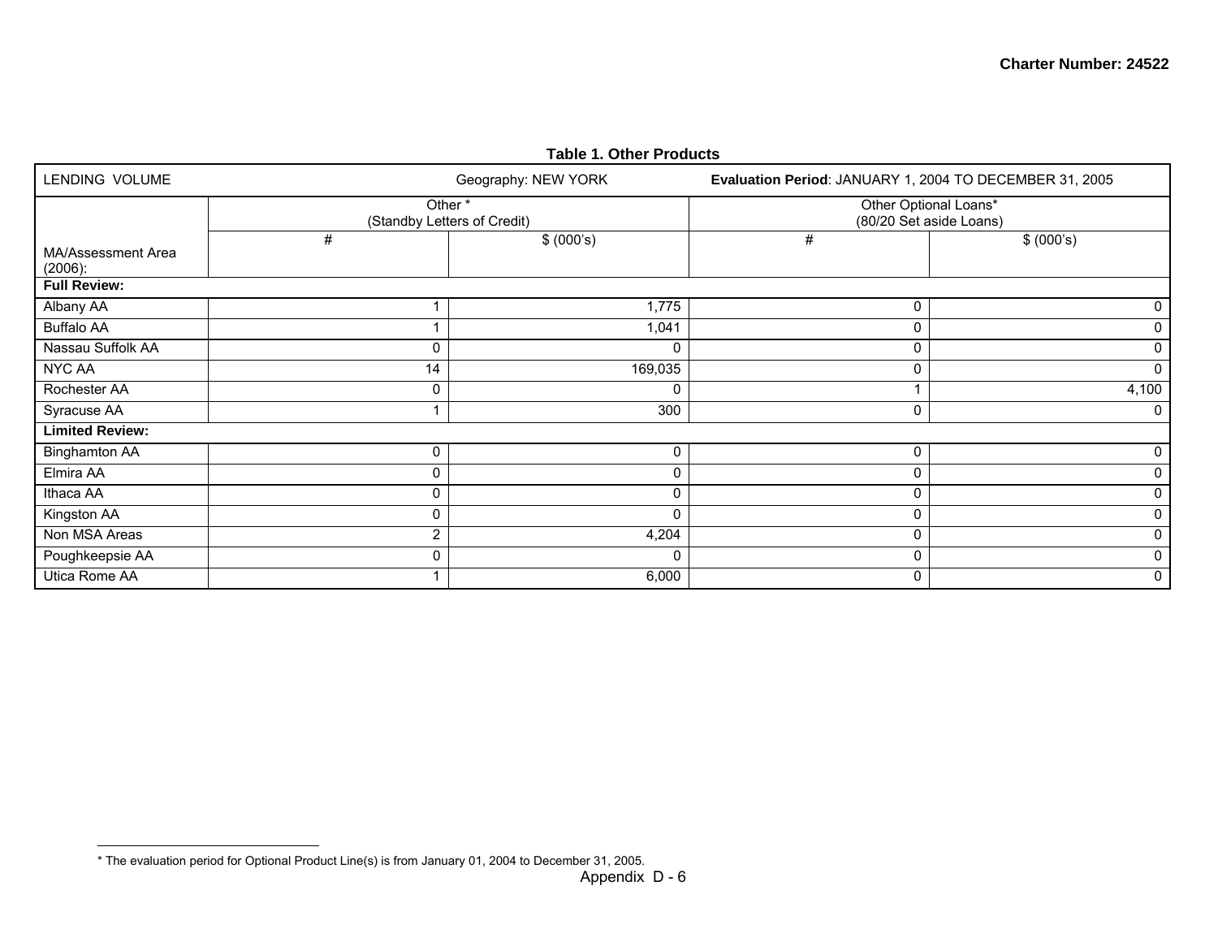**Table 1. Other Products**

| LENDING VOLUME | Geography: NEW YORK | | Evaluation Period: JANUARY 1, 2004 TO DECEMBER 31, 2005 | |
|---|---|---|---|---|
| | Other * (Standby Letters of Credit) | | Other Optional Loans* (80/20 Set aside Loans) | |
| MA/Assessment Area (2006): | # | $ (000's) | # | $ (000's) |
| **Full Review:** | | | | |
| Albany AA | 1 | 1,775 | 0 | 0 |
| Buffalo AA | 1 | 1,041 | 0 | 0 |
| Nassau Suffolk AA | 0 | 0 | 0 | 0 |
| NYC AA | 14 | 169,035 | 0 | 0 |
| Rochester AA | 0 | 0 | 1 | 4,100 |
| Syracuse AA | 1 | 300 | 0 | 0 |
| **Limited Review:** | | | | |
| Binghamton AA | 0 | 0 | 0 | 0 |
| Elmira AA | 0 | 0 | 0 | 0 |
| Ithaca AA | 0 | 0 | 0 | 0 |
| Kingston AA | 0 | 0 | 0 | 0 |
| Non MSA Areas | 2 | 4,204 | 0 | 0 |
| Poughkeepsie AA | 0 | 0 | 0 | 0 |
| Utica Rome AA | 1 | 6,000 | 0 | 0 |

* The evaluation period for Optional Product Line(s) is from January 01, 2004 to December 31, 2005.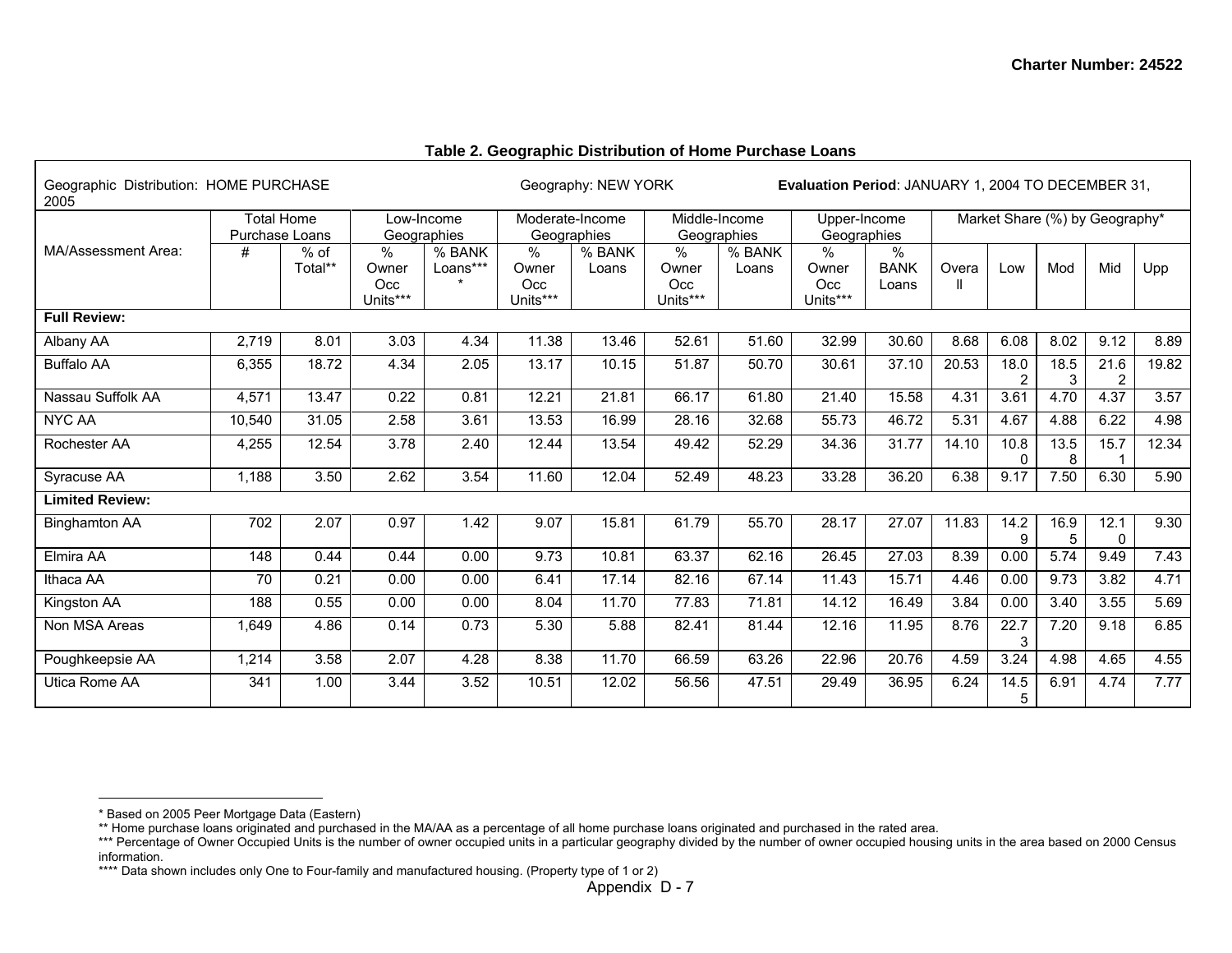## Table 2. Geographic Distribution of Home Purchase Loans

| Geographic Distribution: HOME PURCHASE | | | Geography: NEW YORK | | | | | | Evaluation Period: JANUARY 1, 2004 TO DECEMBER 31, 2005 | | | | | | |
|---|---|---|---|---|---|---|---|---|---|---|---|---|---|---|---|
| | Total Home Purchase Loans | | Low-Income Geographies | | Moderate-Income Geographies | | Middle-Income Geographies | | Upper-Income Geographies | | Market Share (%) by Geography* | | | | |
| MA/Assessment Area: | # | % of Total** | % Owner Occ Units*** | % BANK Loans**** | % Owner Occ Units*** | % BANK Loans | % Owner Occ Units*** | % BANK Loans | % Owner Occ Units*** | % BANK Loans | Overall | Low | Mod | Mid | Upp |
| **Full Review:** | | | | | | | | | | | | | | | |
| Albany AA | 2,719 | 8.01 | 3.03 | 4.34 | 11.38 | 13.46 | 52.61 | 51.60 | 32.99 | 30.60 | 8.68 | 6.08 | 8.02 | 9.12 | 8.89 |
| Buffalo AA | 6,355 | 18.72 | 4.34 | 2.05 | 13.17 | 10.15 | 51.87 | 50.70 | 30.61 | 37.10 | 20.53 | 18.02 | 18.53 | 21.62 | 19.82 |
| Nassau Suffolk AA | 4,571 | 13.47 | 0.22 | 0.81 | 12.21 | 21.81 | 66.17 | 61.80 | 21.40 | 15.58 | 4.31 | 3.61 | 4.70 | 4.37 | 3.57 |
| NYC AA | 10,540 | 31.05 | 2.58 | 3.61 | 13.53 | 16.99 | 28.16 | 32.68 | 55.73 | 46.72 | 5.31 | 4.67 | 4.88 | 6.22 | 4.98 |
| Rochester AA | 4,255 | 12.54 | 3.78 | 2.40 | 12.44 | 13.54 | 49.42 | 52.29 | 34.36 | 31.77 | 14.10 | 10.80 | 13.58 | 15.71 | 12.34 |
| Syracuse AA | 1,188 | 3.50 | 2.62 | 3.54 | 11.60 | 12.04 | 52.49 | 48.23 | 33.28 | 36.20 | 6.38 | 9.17 | 7.50 | 6.30 | 5.90 |
| **Limited Review:** | | | | | | | | | | | | | | | |
| Binghamton AA | 702 | 2.07 | 0.97 | 1.42 | 9.07 | 15.81 | 61.79 | 55.70 | 28.17 | 27.07 | 11.83 | 14.29 | 16.95 | 12.10 | 9.30 |
| Elmira AA | 148 | 0.44 | 0.44 | 0.00 | 9.73 | 10.81 | 63.37 | 62.16 | 26.45 | 27.03 | 8.39 | 0.00 | 5.74 | 9.49 | 7.43 |
| Ithaca AA | 70 | 0.21 | 0.00 | 0.00 | 6.41 | 17.14 | 82.16 | 67.14 | 11.43 | 15.71 | 4.46 | 0.00 | 9.73 | 3.82 | 4.71 |
| Kingston AA | 188 | 0.55 | 0.00 | 0.00 | 8.04 | 11.70 | 77.83 | 71.81 | 14.12 | 16.49 | 3.84 | 0.00 | 3.40 | 3.55 | 5.69 |
| Non MSA Areas | 1,649 | 4.86 | 0.14 | 0.73 | 5.30 | 5.88 | 82.41 | 81.44 | 12.16 | 11.95 | 8.76 | 22.73 | 7.20 | 9.18 | 6.85 |
| Poughkeepsie AA | 1,214 | 3.58 | 2.07 | 4.28 | 8.38 | 11.70 | 66.59 | 63.26 | 22.96 | 20.76 | 4.59 | 3.24 | 4.98 | 4.65 | 4.55 |
| Utica Rome AA | 341 | 1.00 | 3.44 | 3.52 | 10.51 | 12.02 | 56.56 | 47.51 | 29.49 | 36.95 | 6.24 | 14.55 | 6.91 | 4.74 | 7.77 |

* Based on 2005 Peer Mortgage Data (Eastern)

** Home purchase loans originated and purchased in the MA/AA as a percentage of all home purchase loans originated and purchased in the rated area.

*** Percentage of Owner Occupied Units is the number of owner occupied units in a particular geography divided by the number of owner occupied housing units in the area based on 2000 Census information.

**** Data shown includes only One to Four-family and manufactured housing. (Property type of 1 or 2)

Appendix D - 7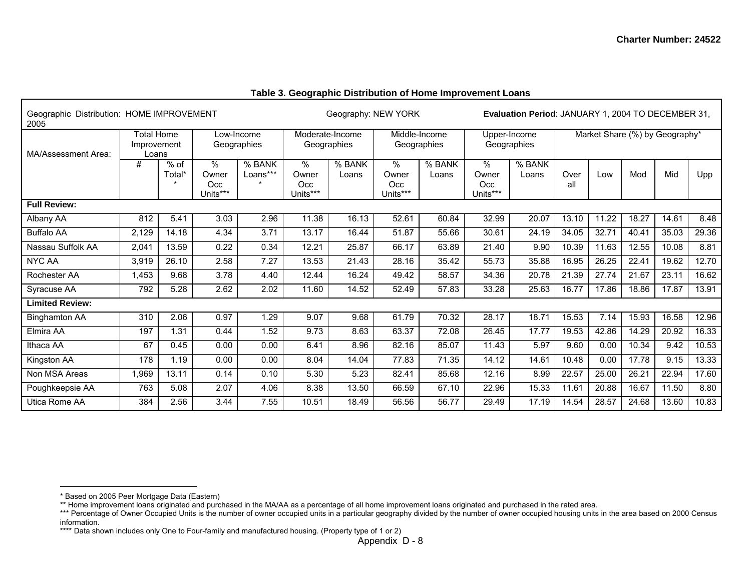**Table 3. Geographic Distribution of Home Improvement Loans**

| Geographic Distribution: HOME IMPROVEMENT | | | Geography: NEW YORK | | | | | | Evaluation Period: JANUARY 1, 2004 TO DECEMBER 31, 2005 | | | | | | |
|---|---|---|---|---|---|---|---|---|---|---|---|---|---|---|---|
| MA/Assessment Area: | Total Home Improvement Loans | | Low-Income Geographies | | Moderate-Income Geographies | | Middle-Income Geographies | | Upper-Income Geographies | | Market Share (%) by Geography* | | | | |
| | # | % of Total** | % Owner Occ Units*** | % BANK Loans**** | % Owner Occ Units*** | % BANK Loans | % Owner Occ Units*** | % BANK Loans | % Owner Occ Units*** | % BANK Loans | Over all | Low | Mod | Mid | Upp |
| **Full Review:** | | | | | | | | | | | | | | | |
| Albany AA | 812 | 5.41 | 3.03 | 2.96 | 11.38 | 16.13 | 52.61 | 60.84 | 32.99 | 20.07 | 13.10 | 11.22 | 18.27 | 14.61 | 8.48 |
| Buffalo AA | 2,129 | 14.18 | 4.34 | 3.71 | 13.17 | 16.44 | 51.87 | 55.66 | 30.61 | 24.19 | 34.05 | 32.71 | 40.41 | 35.03 | 29.36 |
| Nassau Suffolk AA | 2,041 | 13.59 | 0.22 | 0.34 | 12.21 | 25.87 | 66.17 | 63.89 | 21.40 | 9.90 | 10.39 | 11.63 | 12.55 | 10.08 | 8.81 |
| NYC AA | 3,919 | 26.10 | 2.58 | 7.27 | 13.53 | 21.43 | 28.16 | 35.42 | 55.73 | 35.88 | 16.95 | 26.25 | 22.41 | 19.62 | 12.70 |
| Rochester AA | 1,453 | 9.68 | 3.78 | 4.40 | 12.44 | 16.24 | 49.42 | 58.57 | 34.36 | 20.78 | 21.39 | 27.74 | 21.67 | 23.11 | 16.62 |
| Syracuse AA | 792 | 5.28 | 2.62 | 2.02 | 11.60 | 14.52 | 52.49 | 57.83 | 33.28 | 25.63 | 16.77 | 17.86 | 18.86 | 17.87 | 13.91 |
| **Limited Review:** | | | | | | | | | | | | | | | |
| Binghamton AA | 310 | 2.06 | 0.97 | 1.29 | 9.07 | 9.68 | 61.79 | 70.32 | 28.17 | 18.71 | 15.53 | 7.14 | 15.93 | 16.58 | 12.96 |
| Elmira AA | 197 | 1.31 | 0.44 | 1.52 | 9.73 | 8.63 | 63.37 | 72.08 | 26.45 | 17.77 | 19.53 | 42.86 | 14.29 | 20.92 | 16.33 |
| Ithaca AA | 67 | 0.45 | 0.00 | 0.00 | 6.41 | 8.96 | 82.16 | 85.07 | 11.43 | 5.97 | 9.60 | 0.00 | 10.34 | 9.42 | 10.53 |
| Kingston AA | 178 | 1.19 | 0.00 | 0.00 | 8.04 | 14.04 | 77.83 | 71.35 | 14.12 | 14.61 | 10.48 | 0.00 | 17.78 | 9.15 | 13.33 |
| Non MSA Areas | 1,969 | 13.11 | 0.14 | 0.10 | 5.30 | 5.23 | 82.41 | 85.68 | 12.16 | 8.99 | 22.57 | 25.00 | 26.21 | 22.94 | 17.60 |
| Poughkeepsie AA | 763 | 5.08 | 2.07 | 4.06 | 8.38 | 13.50 | 66.59 | 67.10 | 22.96 | 15.33 | 11.61 | 20.88 | 16.67 | 11.50 | 8.80 |
| Utica Rome AA | 384 | 2.56 | 3.44 | 7.55 | 10.51 | 18.49 | 56.56 | 56.77 | 29.49 | 17.19 | 14.54 | 28.57 | 24.68 | 13.60 | 10.83 |

* Based on 2005 Peer Mortgage Data (Eastern)

** Home improvement loans originated and purchased in the MA/AA as a percentage of all home improvement loans originated and purchased in the rated area.

*** Percentage of Owner Occupied Units is the number of owner occupied units in a particular geography divided by the number of owner occupied housing units in the area based on 2000 Census information.

**** Data shown includes only One to Four-family and manufactured housing. (Property type of 1 or 2)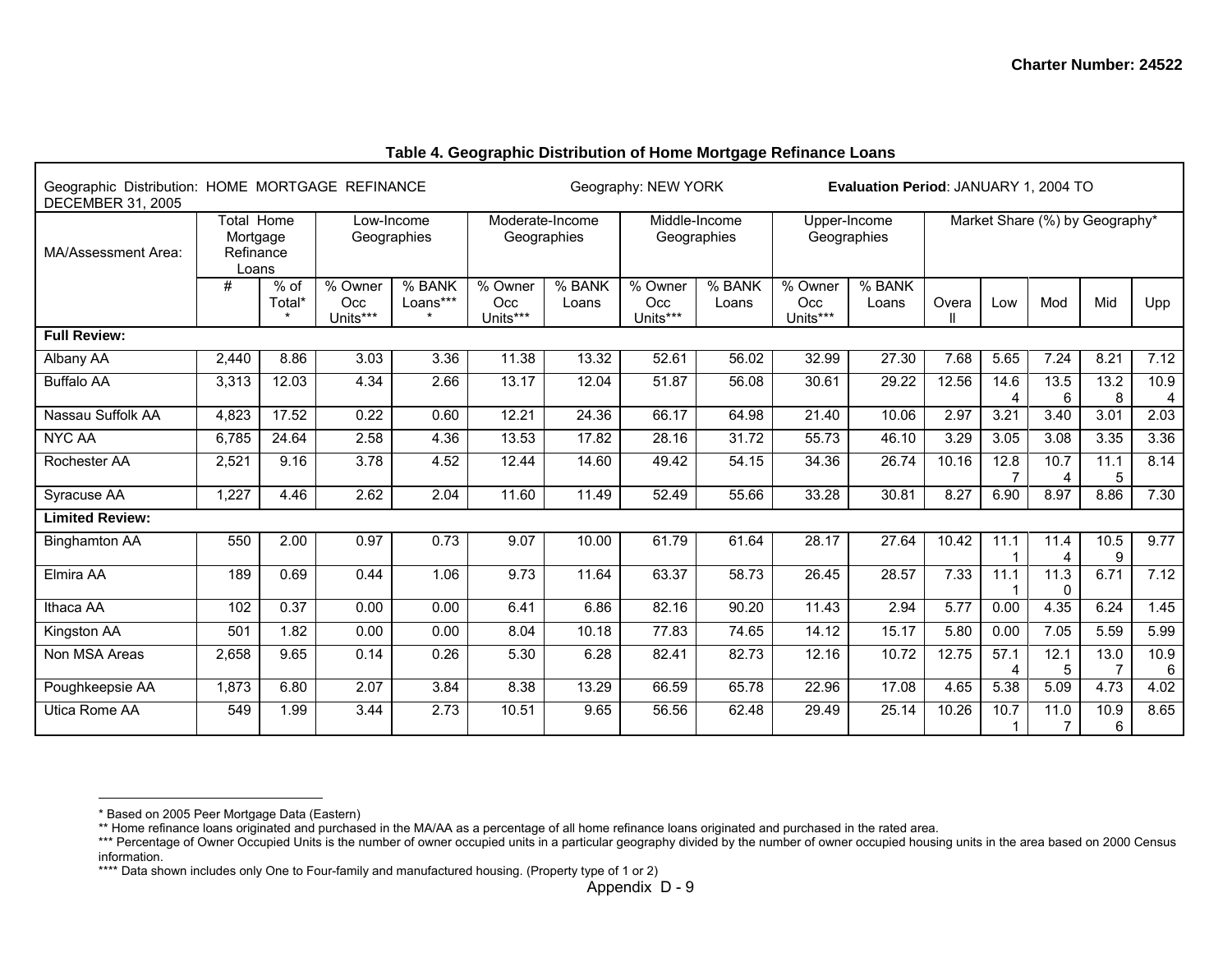## Table 4. Geographic Distribution of Home Mortgage Refinance Loans

| Geographic Distribution: HOME MORTGAGE REFINANCE | | | Geography: NEW YORK | | | | | | **Evaluation Period**: JANUARY 1, 2004 TO DECEMBER 31, 2005 | | | | | | |
|---|---|---|---|---|---|---|---|---|---|---|---|---|---|---|---|
| MA/Assessment Area: | Total Home Mortgage Refinance Loans | | Low-Income Geographies | | Moderate-Income Geographies | | Middle-Income Geographies | | Upper-Income Geographies | | Market Share (%) by Geography* | | | | |
| | # | % of Total** | % Owner Occ Units*** | % BANK Loans**** | % Owner Occ Units*** | % BANK Loans | % Owner Occ Units*** | % BANK Loans | % Owner Occ Units*** | % BANK Loans | Overall | Low | Mod | Mid | Upp |
| **Full Review:** | | | | | | | | | | | | | | | |
| Albany AA | 2,440 | 8.86 | 3.03 | 3.36 | 11.38 | 13.32 | 52.61 | 56.02 | 32.99 | 27.30 | 7.68 | 5.65 | 7.24 | 8.21 | 7.12 |
| Buffalo AA | 3,313 | 12.03 | 4.34 | 2.66 | 13.17 | 12.04 | 51.87 | 56.08 | 30.61 | 29.22 | 12.56 | 14.64 | 13.56 | 13.28 | 10.94 |
| Nassau Suffolk AA | 4,823 | 17.52 | 0.22 | 0.60 | 12.21 | 24.36 | 66.17 | 64.98 | 21.40 | 10.06 | 2.97 | 3.21 | 3.40 | 3.01 | 2.03 |
| NYC AA | 6,785 | 24.64 | 2.58 | 4.36 | 13.53 | 17.82 | 28.16 | 31.72 | 55.73 | 46.10 | 3.29 | 3.05 | 3.08 | 3.35 | 3.36 |
| Rochester AA | 2,521 | 9.16 | 3.78 | 4.52 | 12.44 | 14.60 | 49.42 | 54.15 | 34.36 | 26.74 | 10.16 | 12.87 | 10.74 | 11.15 | 8.14 |
| Syracuse AA | 1,227 | 4.46 | 2.62 | 2.04 | 11.60 | 11.49 | 52.49 | 55.66 | 33.28 | 30.81 | 8.27 | 6.90 | 8.97 | 8.86 | 7.30 |
| **Limited Review:** | | | | | | | | | | | | | | | |
| Binghamton AA | 550 | 2.00 | 0.97 | 0.73 | 9.07 | 10.00 | 61.79 | 61.64 | 28.17 | 27.64 | 10.42 | 11.11 | 11.44 | 10.59 | 9.77 |
| Elmira AA | 189 | 0.69 | 0.44 | 1.06 | 9.73 | 11.64 | 63.37 | 58.73 | 26.45 | 28.57 | 7.33 | 11.11 | 11.30 | 6.71 | 7.12 |
| Ithaca AA | 102 | 0.37 | 0.00 | 0.00 | 6.41 | 6.86 | 82.16 | 90.20 | 11.43 | 2.94 | 5.77 | 0.00 | 4.35 | 6.24 | 1.45 |
| Kingston AA | 501 | 1.82 | 0.00 | 0.00 | 8.04 | 10.18 | 77.83 | 74.65 | 14.12 | 15.17 | 5.80 | 0.00 | 7.05 | 5.59 | 5.99 |
| Non MSA Areas | 2,658 | 9.65 | 0.14 | 0.26 | 5.30 | 6.28 | 82.41 | 82.73 | 12.16 | 10.72 | 12.75 | 57.14 | 12.15 | 13.07 | 10.96 |
| Poughkeepsie AA | 1,873 | 6.80 | 2.07 | 3.84 | 8.38 | 13.29 | 66.59 | 65.78 | 22.96 | 17.08 | 4.65 | 5.38 | 5.09 | 4.73 | 4.02 |
| Utica Rome AA | 549 | 1.99 | 3.44 | 2.73 | 10.51 | 9.65 | 56.56 | 62.48 | 29.49 | 25.14 | 10.26 | 10.71 | 11.07 | 10.96 | 8.65 |

* Based on 2005 Peer Mortgage Data (Eastern)

** Home refinance loans originated and purchased in the MA/AA as a percentage of all home refinance loans originated and purchased in the rated area.

*** Percentage of Owner Occupied Units is the number of owner occupied units in a particular geography divided by the number of owner occupied housing units in the area based on 2000 Census information.

**** Data shown includes only One to Four-family and manufactured housing. (Property type of 1 or 2)

Appendix D - 9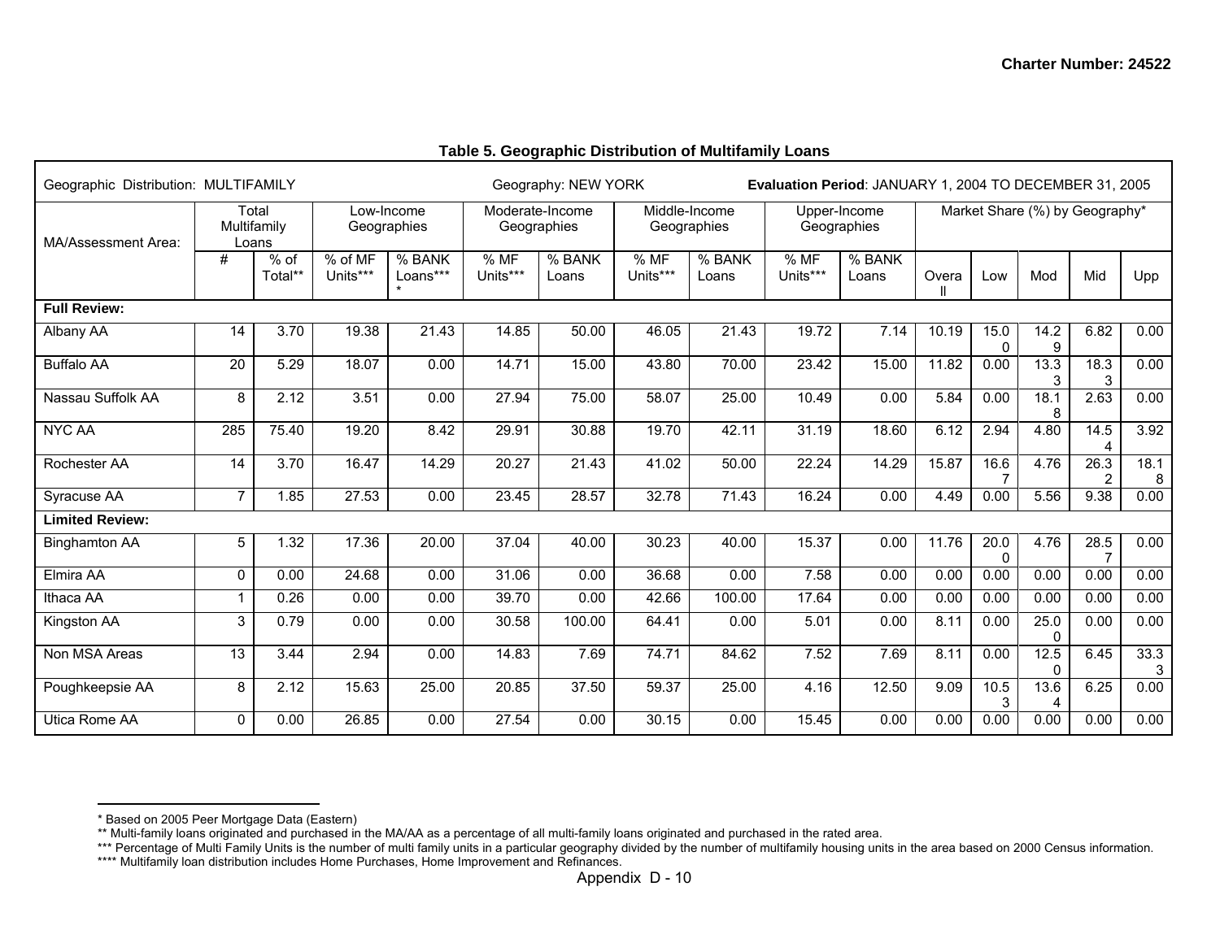## Table 5. Geographic Distribution of Multifamily Loans

| Geographic Distribution: MULTIFAMILY | | | Geography: NEW YORK | | | | | | Evaluation Period: JANUARY 1, 2004 TO DECEMBER 31, 2005 | | | | | | |
|---|---|---|---|---|---|---|---|---|---|---|---|---|---|---|---|
| MA/Assessment Area: | Total Multifamily Loans | | Low-Income Geographies | | Moderate-Income Geographies | | Middle-Income Geographies | | Upper-Income Geographies | | Market Share (%) by Geography* | | | | |
| | # | % of Total** | % of MF Units*** | % BANK Loans**** | % MF Units*** | % BANK Loans | % MF Units*** | % BANK Loans | % MF Units*** | % BANK Loans | Overall | Low | Mod | Mid | Upp |
| **Full Review:** | | | | | | | | | | | | | | | |
| Albany AA | 14 | 3.70 | 19.38 | 21.43 | 14.85 | 50.00 | 46.05 | 21.43 | 19.72 | 7.14 | 10.19 | 15.00 | 14.29 | 6.82 | 0.00 |
| Buffalo AA | 20 | 5.29 | 18.07 | 0.00 | 14.71 | 15.00 | 43.80 | 70.00 | 23.42 | 15.00 | 11.82 | 0.00 | 13.33 | 18.33 | 0.00 |
| Nassau Suffolk AA | 8 | 2.12 | 3.51 | 0.00 | 27.94 | 75.00 | 58.07 | 25.00 | 10.49 | 0.00 | 5.84 | 0.00 | 18.18 | 2.63 | 0.00 |
| NYC AA | 285 | 75.40 | 19.20 | 8.42 | 29.91 | 30.88 | 19.70 | 42.11 | 31.19 | 18.60 | 6.12 | 2.94 | 4.80 | 14.54 | 3.92 |
| Rochester AA | 14 | 3.70 | 16.47 | 14.29 | 20.27 | 21.43 | 41.02 | 50.00 | 22.24 | 14.29 | 15.87 | 16.67 | 4.76 | 26.32 | 18.18 |
| Syracuse AA | 7 | 1.85 | 27.53 | 0.00 | 23.45 | 28.57 | 32.78 | 71.43 | 16.24 | 0.00 | 4.49 | 0.00 | 5.56 | 9.38 | 0.00 |
| **Limited Review:** | | | | | | | | | | | | | | | |
| Binghamton AA | 5 | 1.32 | 17.36 | 20.00 | 37.04 | 40.00 | 30.23 | 40.00 | 15.37 | 0.00 | 11.76 | 20.00 | 4.76 | 28.57 | 0.00 |
| Elmira AA | 0 | 0.00 | 24.68 | 0.00 | 31.06 | 0.00 | 36.68 | 0.00 | 7.58 | 0.00 | 0.00 | 0.00 | 0.00 | 0.00 | 0.00 |
| Ithaca AA | 1 | 0.26 | 0.00 | 0.00 | 39.70 | 0.00 | 42.66 | 100.00 | 17.64 | 0.00 | 0.00 | 0.00 | 0.00 | 0.00 | 0.00 |
| Kingston AA | 3 | 0.79 | 0.00 | 0.00 | 30.58 | 100.00 | 64.41 | 0.00 | 5.01 | 0.00 | 8.11 | 0.00 | 25.00 | 0.00 | 0.00 |
| Non MSA Areas | 13 | 3.44 | 2.94 | 0.00 | 14.83 | 7.69 | 74.71 | 84.62 | 7.52 | 7.69 | 8.11 | 0.00 | 12.50 | 6.45 | 33.33 |
| Poughkeepsie AA | 8 | 2.12 | 15.63 | 25.00 | 20.85 | 37.50 | 59.37 | 25.00 | 4.16 | 12.50 | 9.09 | 10.53 | 13.64 | 6.25 | 0.00 |
| Utica Rome AA | 0 | 0.00 | 26.85 | 0.00 | 27.54 | 0.00 | 30.15 | 0.00 | 15.45 | 0.00 | 0.00 | 0.00 | 0.00 | 0.00 | 0.00 |

* Based on 2005 Peer Mortgage Data (Eastern)
** Multi-family loans originated and purchased in the MA/AA as a percentage of all multi-family loans originated and purchased in the rated area.
*** Percentage of Multi Family Units is the number of multi family units in a particular geography divided by the number of multifamily housing units in the area based on 2000 Census information.
**** Multifamily loan distribution includes Home Purchases, Home Improvement and Refinances.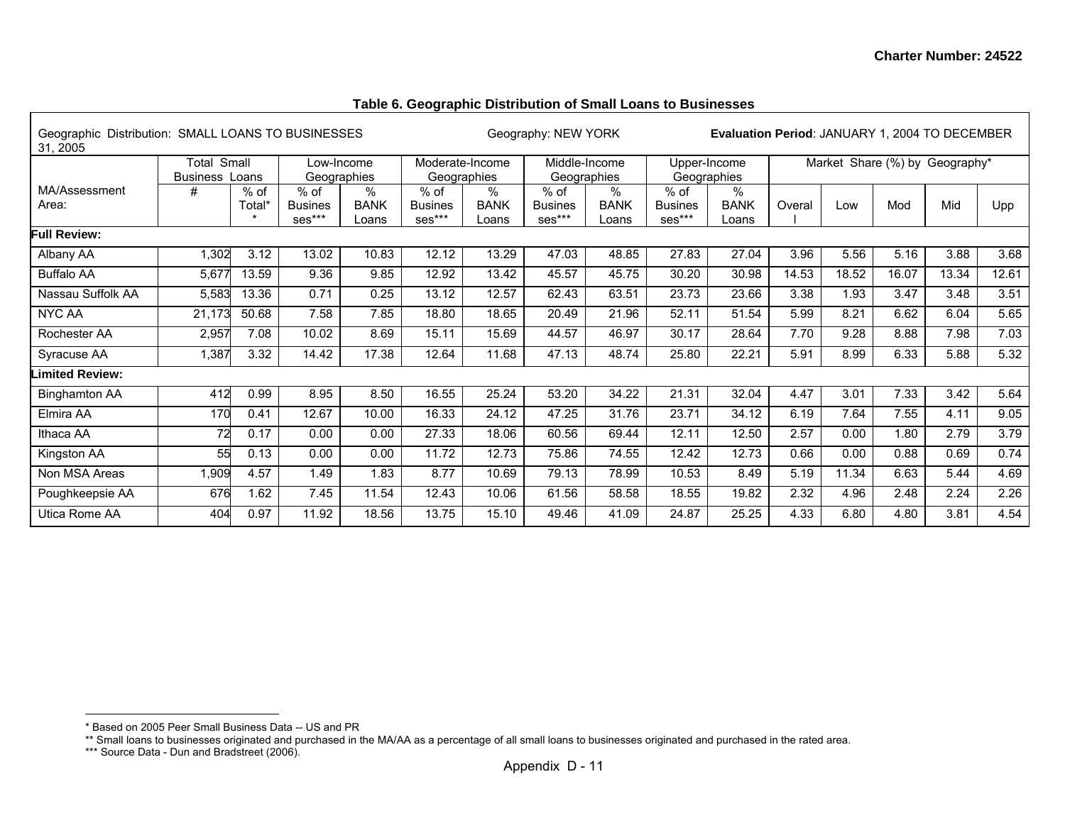**Charter Number: 24522**

### Table 6. Geographic Distribution of Small Loans to Businesses

| Geographic Distribution: SMALL LOANS TO BUSINESSES | | | Geography: NEW YORK | | | | | | Evaluation Period: JANUARY 1, 2004 TO DECEMBER 31, 2005 | | | | | | |
|---|---|---|---|---|---|---|---|---|---|---|---|---|---|---|---|
| | Total Small Business Loans | | Low-Income Geographies | | Moderate-Income Geographies | | Middle-Income Geographies | | Upper-Income Geographies | | Market Share (%) by Geography* | | | | |
| MA/Assessment Area: | # | % of Total** | % of Businesses*** | % BANK Loans | % of Businesses*** | % BANK Loans | % of Businesses*** | % BANK Loans | % of Businesses*** | % BANK Loans | Overall | Low | Mod | Mid | Upp |
| **Full Review:** | | | | | | | | | | | | | | | |
| Albany AA | 1,302 | 3.12 | 13.02 | 10.83 | 12.12 | 13.29 | 47.03 | 48.85 | 27.83 | 27.04 | 3.96 | 5.56 | 5.16 | 3.88 | 3.68 |
| Buffalo AA | 5,677 | 13.59 | 9.36 | 9.85 | 12.92 | 13.42 | 45.57 | 45.75 | 30.20 | 30.98 | 14.53 | 18.52 | 16.07 | 13.34 | 12.61 |
| Nassau Suffolk AA | 5,583 | 13.36 | 0.71 | 0.25 | 13.12 | 12.57 | 62.43 | 63.51 | 23.73 | 23.66 | 3.38 | 1.93 | 3.47 | 3.48 | 3.51 |
| NYC AA | 21,173 | 50.68 | 7.58 | 7.85 | 18.80 | 18.65 | 20.49 | 21.96 | 52.11 | 51.54 | 5.99 | 8.21 | 6.62 | 6.04 | 5.65 |
| Rochester AA | 2,957 | 7.08 | 10.02 | 8.69 | 15.11 | 15.69 | 44.57 | 46.97 | 30.17 | 28.64 | 7.70 | 9.28 | 8.88 | 7.98 | 7.03 |
| Syracuse AA | 1,387 | 3.32 | 14.42 | 17.38 | 12.64 | 11.68 | 47.13 | 48.74 | 25.80 | 22.21 | 5.91 | 8.99 | 6.33 | 5.88 | 5.32 |
| **Limited Review:** | | | | | | | | | | | | | | | |
| Binghamton AA | 412 | 0.99 | 8.95 | 8.50 | 16.55 | 25.24 | 53.20 | 34.22 | 21.31 | 32.04 | 4.47 | 3.01 | 7.33 | 3.42 | 5.64 |
| Elmira AA | 170 | 0.41 | 12.67 | 10.00 | 16.33 | 24.12 | 47.25 | 31.76 | 23.71 | 34.12 | 6.19 | 7.64 | 7.55 | 4.11 | 9.05 |
| Ithaca AA | 72 | 0.17 | 0.00 | 0.00 | 27.33 | 18.06 | 60.56 | 69.44 | 12.11 | 12.50 | 2.57 | 0.00 | 1.80 | 2.79 | 3.79 |
| Kingston AA | 55 | 0.13 | 0.00 | 0.00 | 11.72 | 12.73 | 75.86 | 74.55 | 12.42 | 12.73 | 0.66 | 0.00 | 0.88 | 0.69 | 0.74 |
| Non MSA Areas | 1,909 | 4.57 | 1.49 | 1.83 | 8.77 | 10.69 | 79.13 | 78.99 | 10.53 | 8.49 | 5.19 | 11.34 | 6.63 | 5.44 | 4.69 |
| Poughkeepsie AA | 676 | 1.62 | 7.45 | 11.54 | 12.43 | 10.06 | 61.56 | 58.58 | 18.55 | 19.82 | 2.32 | 4.96 | 2.48 | 2.24 | 2.26 |
| Utica Rome AA | 404 | 0.97 | 11.92 | 18.56 | 13.75 | 15.10 | 49.46 | 41.09 | 24.87 | 25.25 | 4.33 | 6.80 | 4.80 | 3.81 | 4.54 |

* Based on 2005 Peer Small Business Data -- US and PR
** Small loans to businesses originated and purchased in the MA/AA as a percentage of all small loans to businesses originated and purchased in the rated area.
*** Source Data - Dun and Bradstreet (2006).

Appendix D - 11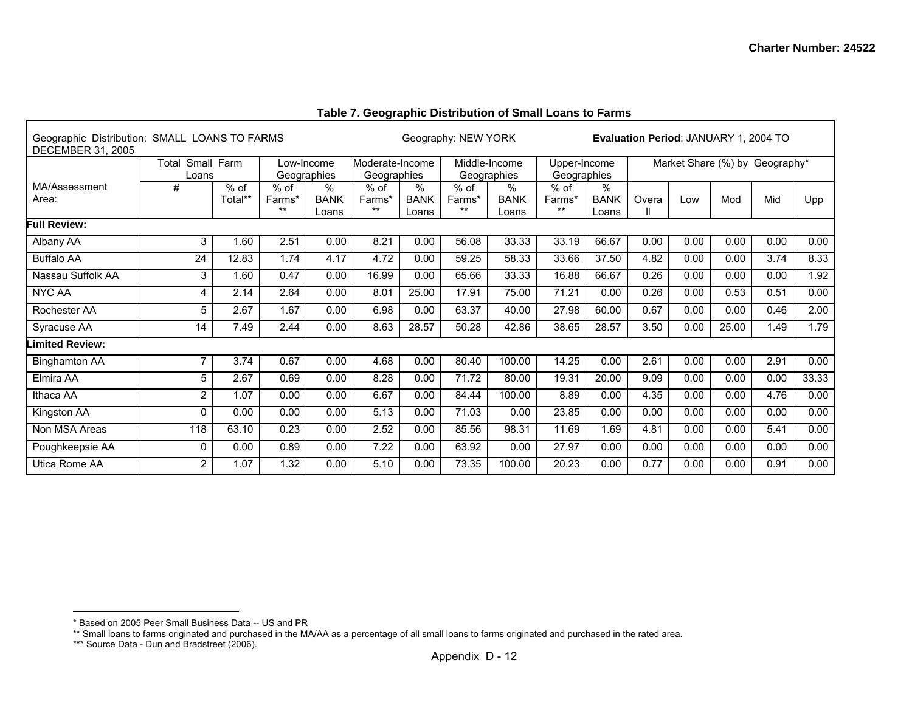## Table 7. Geographic Distribution of Small Loans to Farms

| Geographic Distribution: SMALL LOANS TO FARMS | | | Geography: NEW YORK | | | | | | | | Evaluation Period: JANUARY 1, 2004 TO DECEMBER 31, 2005 | | | | |
|---|---|---|---|---|---|---|---|---|---|---|---|---|---|---|---|
| | Total Small Farm Loans | | Low-Income Geographies | | Moderate-Income Geographies | | Middle-Income Geographies | | Upper-Income Geographies | | Market Share (%) by Geography* | | | | |
| MA/Assessment Area: | # | % of Total** | % of Farms*** | % BANK Loans | % of Farms*** | % BANK Loans | % of Farms*** | % BANK Loans | % of Farms*** | % BANK Loans | Overall | Low | Mod | Mid | Upp |
| **Full Review:** | | | | | | | | | | | | | | | |
| Albany AA | 3 | 1.60 | 2.51 | 0.00 | 8.21 | 0.00 | 56.08 | 33.33 | 33.19 | 66.67 | 0.00 | 0.00 | 0.00 | 0.00 | 0.00 |
| Buffalo AA | 24 | 12.83 | 1.74 | 4.17 | 4.72 | 0.00 | 59.25 | 58.33 | 33.66 | 37.50 | 4.82 | 0.00 | 0.00 | 3.74 | 8.33 |
| Nassau Suffolk AA | 3 | 1.60 | 0.47 | 0.00 | 16.99 | 0.00 | 65.66 | 33.33 | 16.88 | 66.67 | 0.26 | 0.00 | 0.00 | 0.00 | 1.92 |
| NYC AA | 4 | 2.14 | 2.64 | 0.00 | 8.01 | 25.00 | 17.91 | 75.00 | 71.21 | 0.00 | 0.26 | 0.00 | 0.53 | 0.51 | 0.00 |
| Rochester AA | 5 | 2.67 | 1.67 | 0.00 | 6.98 | 0.00 | 63.37 | 40.00 | 27.98 | 60.00 | 0.67 | 0.00 | 0.00 | 0.46 | 2.00 |
| Syracuse AA | 14 | 7.49 | 2.44 | 0.00 | 8.63 | 28.57 | 50.28 | 42.86 | 38.65 | 28.57 | 3.50 | 0.00 | 25.00 | 1.49 | 1.79 |
| **Limited Review:** | | | | | | | | | | | | | | | |
| Binghamton AA | 7 | 3.74 | 0.67 | 0.00 | 4.68 | 0.00 | 80.40 | 100.00 | 14.25 | 0.00 | 2.61 | 0.00 | 0.00 | 2.91 | 0.00 |
| Elmira AA | 5 | 2.67 | 0.69 | 0.00 | 8.28 | 0.00 | 71.72 | 80.00 | 19.31 | 20.00 | 9.09 | 0.00 | 0.00 | 0.00 | 33.33 |
| Ithaca AA | 2 | 1.07 | 0.00 | 0.00 | 6.67 | 0.00 | 84.44 | 100.00 | 8.89 | 0.00 | 4.35 | 0.00 | 0.00 | 4.76 | 0.00 |
| Kingston AA | 0 | 0.00 | 0.00 | 0.00 | 5.13 | 0.00 | 71.03 | 0.00 | 23.85 | 0.00 | 0.00 | 0.00 | 0.00 | 0.00 | 0.00 |
| Non MSA Areas | 118 | 63.10 | 0.23 | 0.00 | 2.52 | 0.00 | 85.56 | 98.31 | 11.69 | 1.69 | 4.81 | 0.00 | 0.00 | 5.41 | 0.00 |
| Poughkeepsie AA | 0 | 0.00 | 0.89 | 0.00 | 7.22 | 0.00 | 63.92 | 0.00 | 27.97 | 0.00 | 0.00 | 0.00 | 0.00 | 0.00 | 0.00 |
| Utica Rome AA | 2 | 1.07 | 1.32 | 0.00 | 5.10 | 0.00 | 73.35 | 100.00 | 20.23 | 0.00 | 0.77 | 0.00 | 0.00 | 0.91 | 0.00 |

* Based on 2005 Peer Small Business Data -- US and PR

** Small loans to farms originated and purchased in the MA/AA as a percentage of all small loans to farms originated and purchased in the rated area.

*** Source Data - Dun and Bradstreet (2006).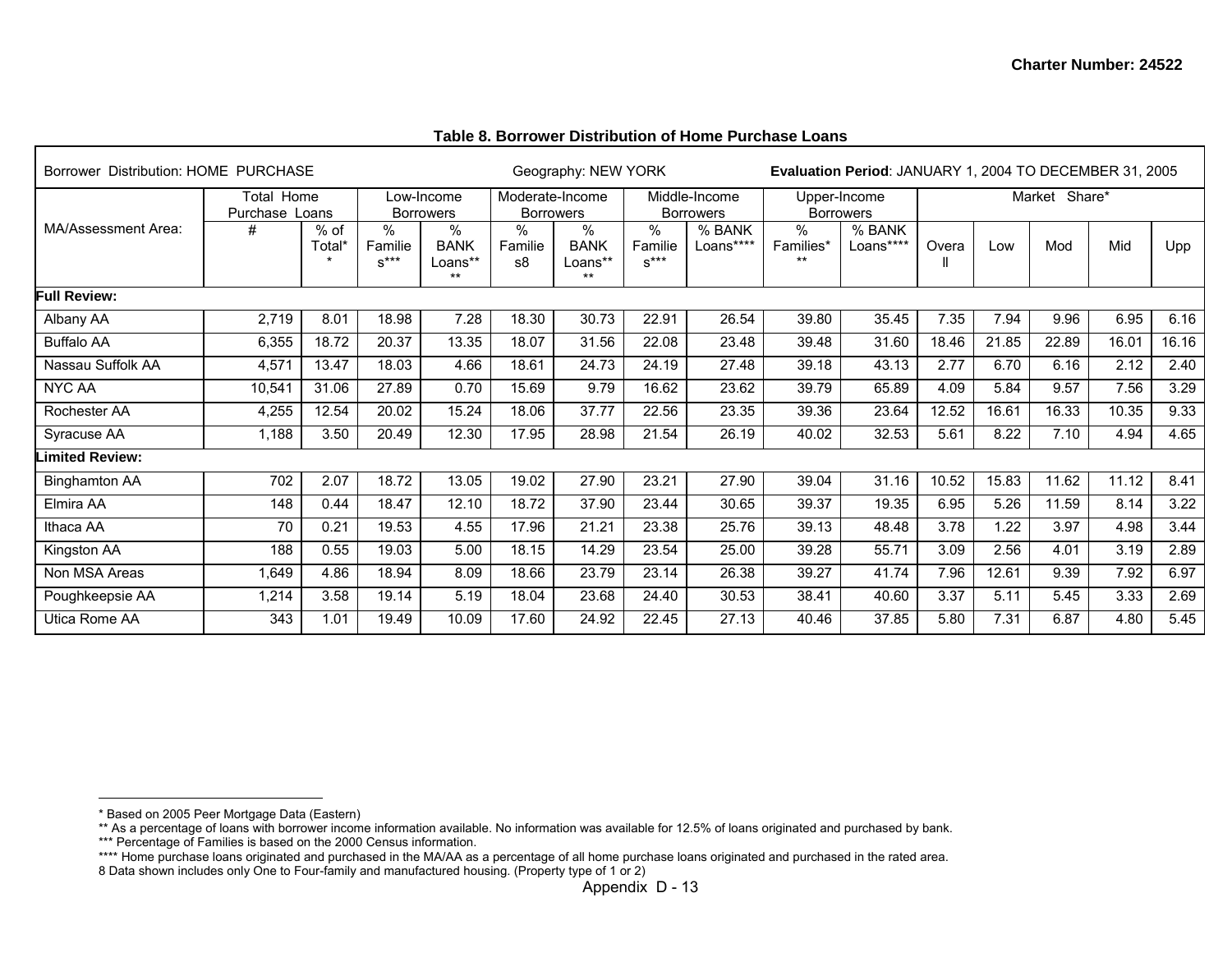### Table 8. Borrower Distribution of Home Purchase Loans

| Borrower Distribution: HOME PURCHASE | | | | | Geography: NEW YORK | | | | Evaluation Period: JANUARY 1, 2004 TO DECEMBER 31, 2005 | | | | | | |
|---|---|---|---|---|---|---|---|---|---|---|---|---|---|---|---|
| MA/Assessment Area: | Total Home Purchase Loans | | Low-Income Borrowers | | Moderate-Income Borrowers | | Middle-Income Borrowers | | Upper-Income Borrowers | | Market Share* | | | | |
| | # | % of Total** | % Families*** | % BANK Loans**** | % Families8 | % BANK Loans**** | % Families*** | % BANK Loans**** | % Families*** | % BANK Loans**** | Overall | Low | Mod | Mid | Upp |
| **Full Review:** | | | | | | | | | | | | | | | |
| Albany AA | 2,719 | 8.01 | 18.98 | 7.28 | 18.30 | 30.73 | 22.91 | 26.54 | 39.80 | 35.45 | 7.35 | 7.94 | 9.96 | 6.95 | 6.16 |
| Buffalo AA | 6,355 | 18.72 | 20.37 | 13.35 | 18.07 | 31.56 | 22.08 | 23.48 | 39.48 | 31.60 | 18.46 | 21.85 | 22.89 | 16.01 | 16.16 |
| Nassau Suffolk AA | 4,571 | 13.47 | 18.03 | 4.66 | 18.61 | 24.73 | 24.19 | 27.48 | 39.18 | 43.13 | 2.77 | 6.70 | 6.16 | 2.12 | 2.40 |
| NYC AA | 10,541 | 31.06 | 27.89 | 0.70 | 15.69 | 9.79 | 16.62 | 23.62 | 39.79 | 65.89 | 4.09 | 5.84 | 9.57 | 7.56 | 3.29 |
| Rochester AA | 4,255 | 12.54 | 20.02 | 15.24 | 18.06 | 37.77 | 22.56 | 23.35 | 39.36 | 23.64 | 12.52 | 16.61 | 16.33 | 10.35 | 9.33 |
| Syracuse AA | 1,188 | 3.50 | 20.49 | 12.30 | 17.95 | 28.98 | 21.54 | 26.19 | 40.02 | 32.53 | 5.61 | 8.22 | 7.10 | 4.94 | 4.65 |
| **Limited Review:** | | | | | | | | | | | | | | | |
| Binghamton AA | 702 | 2.07 | 18.72 | 13.05 | 19.02 | 27.90 | 23.21 | 27.90 | 39.04 | 31.16 | 10.52 | 15.83 | 11.62 | 11.12 | 8.41 |
| Elmira AA | 148 | 0.44 | 18.47 | 12.10 | 18.72 | 37.90 | 23.44 | 30.65 | 39.37 | 19.35 | 6.95 | 5.26 | 11.59 | 8.14 | 3.22 |
| Ithaca AA | 70 | 0.21 | 19.53 | 4.55 | 17.96 | 21.21 | 23.38 | 25.76 | 39.13 | 48.48 | 3.78 | 1.22 | 3.97 | 4.98 | 3.44 |
| Kingston AA | 188 | 0.55 | 19.03 | 5.00 | 18.15 | 14.29 | 23.54 | 25.00 | 39.28 | 55.71 | 3.09 | 2.56 | 4.01 | 3.19 | 2.89 |
| Non MSA Areas | 1,649 | 4.86 | 18.94 | 8.09 | 18.66 | 23.79 | 23.14 | 26.38 | 39.27 | 41.74 | 7.96 | 12.61 | 9.39 | 7.92 | 6.97 |
| Poughkeepsie AA | 1,214 | 3.58 | 19.14 | 5.19 | 18.04 | 23.68 | 24.40 | 30.53 | 38.41 | 40.60 | 3.37 | 5.11 | 5.45 | 3.33 | 2.69 |
| Utica Rome AA | 343 | 1.01 | 19.49 | 10.09 | 17.60 | 24.92 | 22.45 | 27.13 | 40.46 | 37.85 | 5.80 | 7.31 | 6.87 | 4.80 | 5.45 |

* Based on 2005 Peer Mortgage Data (Eastern)
** As a percentage of loans with borrower income information available. No information was available for 12.5% of loans originated and purchased by bank.
*** Percentage of Families is based on the 2000 Census information.
**** Home purchase loans originated and purchased in the MA/AA as a percentage of all home purchase loans originated and purchased in the rated area.
8 Data shown includes only One to Four-family and manufactured housing. (Property type of 1 or 2)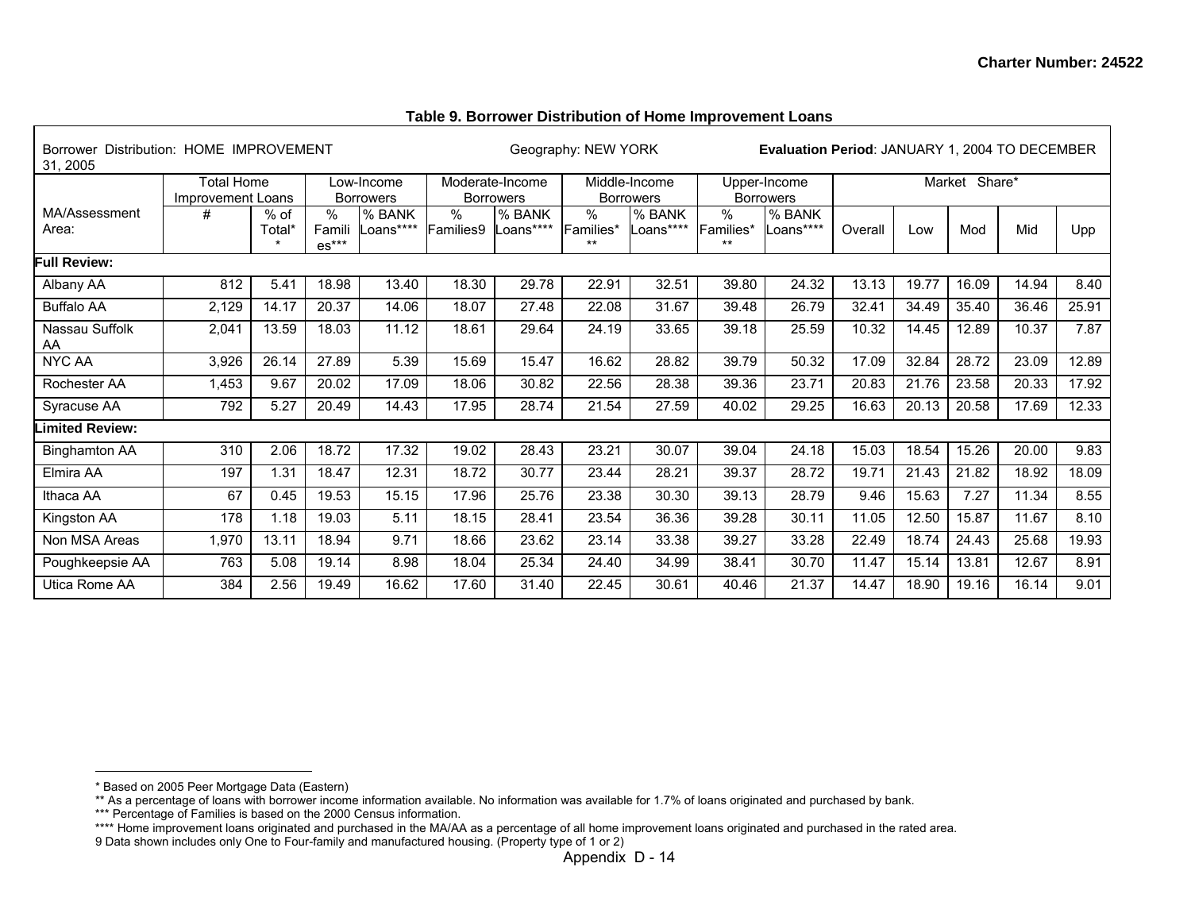**Table 9. Borrower Distribution of Home Improvement Loans**

| Borrower Distribution: HOME IMPROVEMENT | | | Geography: NEW YORK | | | | | | | | Evaluation Period: JANUARY 1, 2004 TO DECEMBER 31, 2005 | | | | |
|---|---|---|---|---|---|---|---|---|---|---|---|---|---|---|---|
| | Total Home Improvement Loans | | Low-Income Borrowers | | Moderate-Income Borrowers | | Middle-Income Borrowers | | Upper-Income Borrowers | | Market Share* | | | | |
| MA/Assessment Area: | # | % of Total** | % Families*** | % BANK Loans**** | % Families9 | % BANK Loans**** | % Families*** | % BANK Loans**** | % Families*** | % BANK Loans**** | Overall | Low | Mod | Mid | Upp |
| **Full Review:** | | | | | | | | | | | | | | | |
| Albany AA | 812 | 5.41 | 18.98 | 13.40 | 18.30 | 29.78 | 22.91 | 32.51 | 39.80 | 24.32 | 13.13 | 19.77 | 16.09 | 14.94 | 8.40 |
| Buffalo AA | 2,129 | 14.17 | 20.37 | 14.06 | 18.07 | 27.48 | 22.08 | 31.67 | 39.48 | 26.79 | 32.41 | 34.49 | 35.40 | 36.46 | 25.91 |
| Nassau Suffolk AA | 2,041 | 13.59 | 18.03 | 11.12 | 18.61 | 29.64 | 24.19 | 33.65 | 39.18 | 25.59 | 10.32 | 14.45 | 12.89 | 10.37 | 7.87 |
| NYC AA | 3,926 | 26.14 | 27.89 | 5.39 | 15.69 | 15.47 | 16.62 | 28.82 | 39.79 | 50.32 | 17.09 | 32.84 | 28.72 | 23.09 | 12.89 |
| Rochester AA | 1,453 | 9.67 | 20.02 | 17.09 | 18.06 | 30.82 | 22.56 | 28.38 | 39.36 | 23.71 | 20.83 | 21.76 | 23.58 | 20.33 | 17.92 |
| Syracuse AA | 792 | 5.27 | 20.49 | 14.43 | 17.95 | 28.74 | 21.54 | 27.59 | 40.02 | 29.25 | 16.63 | 20.13 | 20.58 | 17.69 | 12.33 |
| **Limited Review:** | | | | | | | | | | | | | | | |
| Binghamton AA | 310 | 2.06 | 18.72 | 17.32 | 19.02 | 28.43 | 23.21 | 30.07 | 39.04 | 24.18 | 15.03 | 18.54 | 15.26 | 20.00 | 9.83 |
| Elmira AA | 197 | 1.31 | 18.47 | 12.31 | 18.72 | 30.77 | 23.44 | 28.21 | 39.37 | 28.72 | 19.71 | 21.43 | 21.82 | 18.92 | 18.09 |
| Ithaca AA | 67 | 0.45 | 19.53 | 15.15 | 17.96 | 25.76 | 23.38 | 30.30 | 39.13 | 28.79 | 9.46 | 15.63 | 7.27 | 11.34 | 8.55 |
| Kingston AA | 178 | 1.18 | 19.03 | 5.11 | 18.15 | 28.41 | 23.54 | 36.36 | 39.28 | 30.11 | 11.05 | 12.50 | 15.87 | 11.67 | 8.10 |
| Non MSA Areas | 1,970 | 13.11 | 18.94 | 9.71 | 18.66 | 23.62 | 23.14 | 33.38 | 39.27 | 33.28 | 22.49 | 18.74 | 24.43 | 25.68 | 19.93 |
| Poughkeepsie AA | 763 | 5.08 | 19.14 | 8.98 | 18.04 | 25.34 | 24.40 | 34.99 | 38.41 | 30.70 | 11.47 | 15.14 | 13.81 | 12.67 | 8.91 |
| Utica Rome AA | 384 | 2.56 | 19.49 | 16.62 | 17.60 | 31.40 | 22.45 | 30.61 | 40.46 | 21.37 | 14.47 | 18.90 | 19.16 | 16.14 | 9.01 |

* Based on 2005 Peer Mortgage Data (Eastern)
** As a percentage of loans with borrower income information available. No information was available for 1.7% of loans originated and purchased by bank.
*** Percentage of Families is based on the 2000 Census information.
**** Home improvement loans originated and purchased in the MA/AA as a percentage of all home improvement loans originated and purchased in the rated area.
9 Data shown includes only One to Four-family and manufactured housing. (Property type of 1 or 2)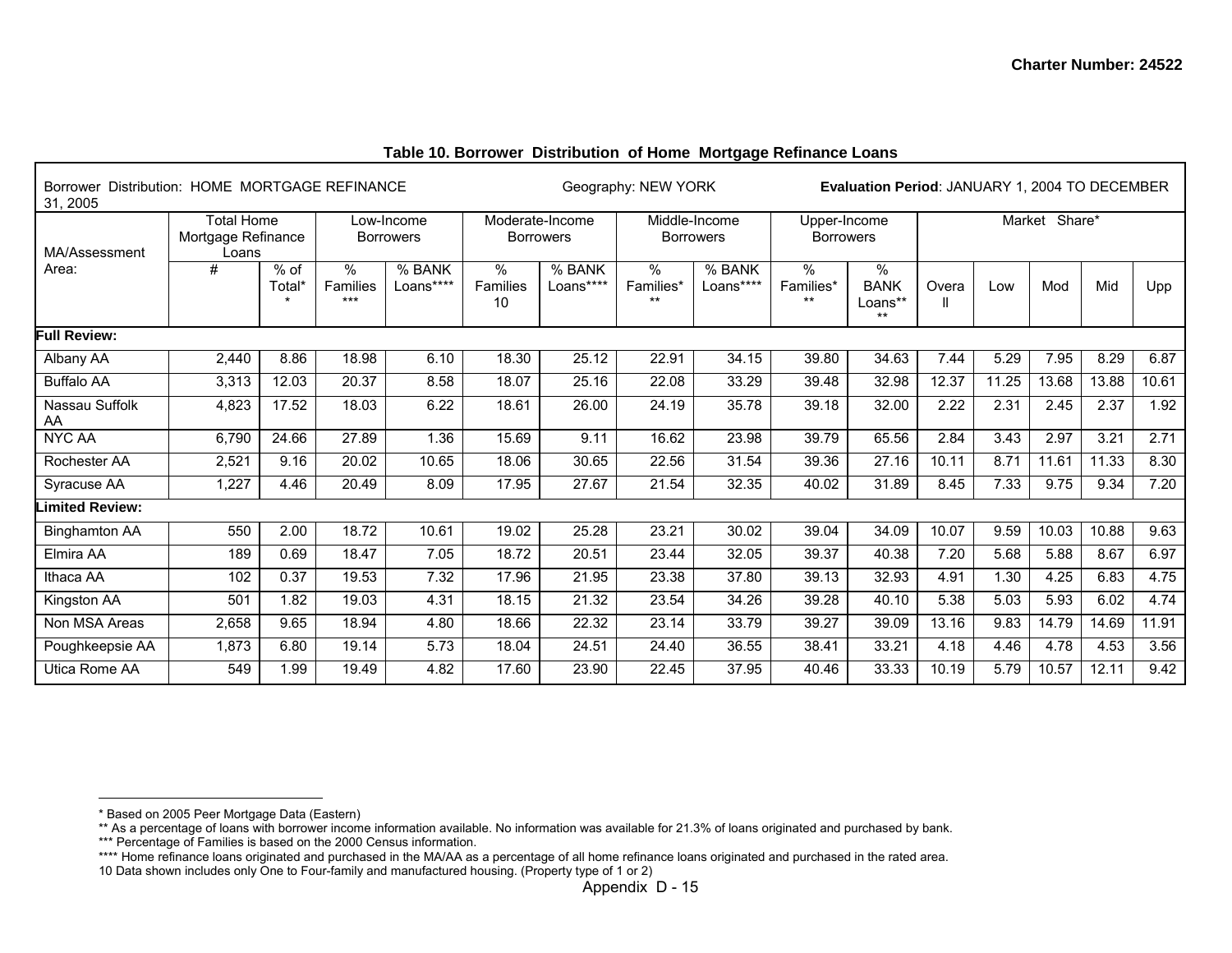### Table 10. Borrower Distribution of Home Mortgage Refinance Loans

| Borrower Distribution: HOME MORTGAGE REFINANCE | | | Geography: NEW YORK | | | | | | **Evaluation Period**: JANUARY 1, 2004 TO DECEMBER 31, 2005 | | | | | | |
|---|---|---|---|---|---|---|---|---|---|---|---|---|---|---|---|
| MA/Assessment Area: | Total Home Mortgage Refinance Loans | | Low-Income Borrowers | | Moderate-Income Borrowers | | Middle-Income Borrowers | | Upper-Income Borrowers | | Market Share* | | | | |
| | # | % of Total** | % Families*** | % BANK Loans**** | % Families 10 | % BANK Loans**** | % Families*** | % BANK Loans**** | % Families*** | % BANK Loans**** | Overall | Low | Mod | Mid | Upp |
| **Full Review:** | | | | | | | | | | | | | | | |
| Albany AA | 2,440 | 8.86 | 18.98 | 6.10 | 18.30 | 25.12 | 22.91 | 34.15 | 39.80 | 34.63 | 7.44 | 5.29 | 7.95 | 8.29 | 6.87 |
| Buffalo AA | 3,313 | 12.03 | 20.37 | 8.58 | 18.07 | 25.16 | 22.08 | 33.29 | 39.48 | 32.98 | 12.37 | 11.25 | 13.68 | 13.88 | 10.61 |
| Nassau Suffolk AA | 4,823 | 17.52 | 18.03 | 6.22 | 18.61 | 26.00 | 24.19 | 35.78 | 39.18 | 32.00 | 2.22 | 2.31 | 2.45 | 2.37 | 1.92 |
| NYC AA | 6,790 | 24.66 | 27.89 | 1.36 | 15.69 | 9.11 | 16.62 | 23.98 | 39.79 | 65.56 | 2.84 | 3.43 | 2.97 | 3.21 | 2.71 |
| Rochester AA | 2,521 | 9.16 | 20.02 | 10.65 | 18.06 | 30.65 | 22.56 | 31.54 | 39.36 | 27.16 | 10.11 | 8.71 | 11.61 | 11.33 | 8.30 |
| Syracuse AA | 1,227 | 4.46 | 20.49 | 8.09 | 17.95 | 27.67 | 21.54 | 32.35 | 40.02 | 31.89 | 8.45 | 7.33 | 9.75 | 9.34 | 7.20 |
| **Limited Review:** | | | | | | | | | | | | | | | |
| Binghamton AA | 550 | 2.00 | 18.72 | 10.61 | 19.02 | 25.28 | 23.21 | 30.02 | 39.04 | 34.09 | 10.07 | 9.59 | 10.03 | 10.88 | 9.63 |
| Elmira AA | 189 | 0.69 | 18.47 | 7.05 | 18.72 | 20.51 | 23.44 | 32.05 | 39.37 | 40.38 | 7.20 | 5.68 | 5.88 | 8.67 | 6.97 |
| Ithaca AA | 102 | 0.37 | 19.53 | 7.32 | 17.96 | 21.95 | 23.38 | 37.80 | 39.13 | 32.93 | 4.91 | 1.30 | 4.25 | 6.83 | 4.75 |
| Kingston AA | 501 | 1.82 | 19.03 | 4.31 | 18.15 | 21.32 | 23.54 | 34.26 | 39.28 | 40.10 | 5.38 | 5.03 | 5.93 | 6.02 | 4.74 |
| Non MSA Areas | 2,658 | 9.65 | 18.94 | 4.80 | 18.66 | 22.32 | 23.14 | 33.79 | 39.27 | 39.09 | 13.16 | 9.83 | 14.79 | 14.69 | 11.91 |
| Poughkeepsie AA | 1,873 | 6.80 | 19.14 | 5.73 | 18.04 | 24.51 | 24.40 | 36.55 | 38.41 | 33.21 | 4.18 | 4.46 | 4.78 | 4.53 | 3.56 |
| Utica Rome AA | 549 | 1.99 | 19.49 | 4.82 | 17.60 | 23.90 | 22.45 | 37.95 | 40.46 | 33.33 | 10.19 | 5.79 | 10.57 | 12.11 | 9.42 |

* Based on 2005 Peer Mortgage Data (Eastern)

** As a percentage of loans with borrower income information available. No information was available for 21.3% of loans originated and purchased by bank.

*** Percentage of Families is based on the 2000 Census information.

**** Home refinance loans originated and purchased in the MA/AA as a percentage of all home refinance loans originated and purchased in the rated area.

10 Data shown includes only One to Four-family and manufactured housing. (Property type of 1 or 2)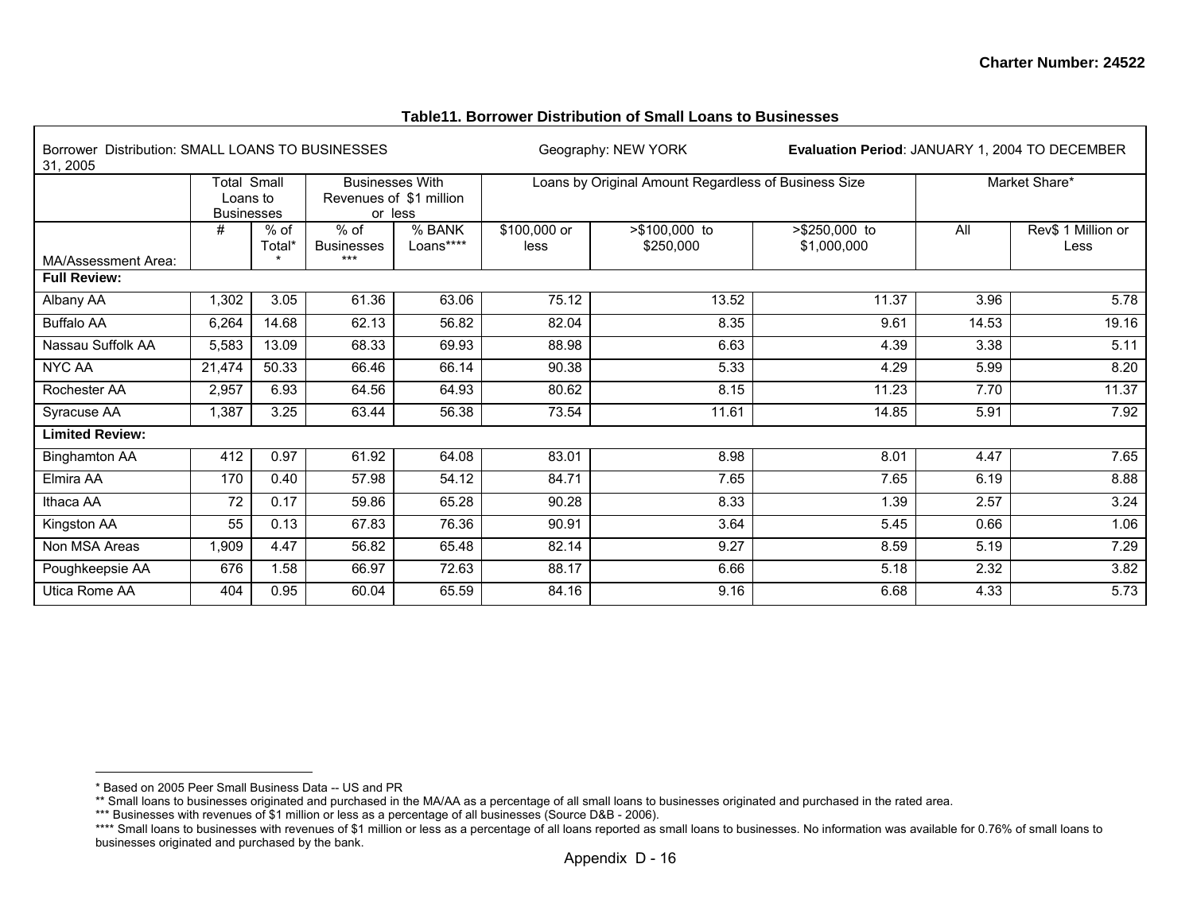**Table11. Borrower Distribution of Small Loans to Businesses**

| Borrower Distribution: SMALL LOANS TO BUSINESSES | | | Geography: NEW YORK | | | | | **Evaluation Period**: JANUARY 1, 2004 TO DECEMBER 31, 2005 | | |
|---|---|---|---|---|---|---|---|---|---|---|
| | Total Small Loans to Businesses | | Businesses With Revenues of $1 million or less | | Loans by Original Amount Regardless of Business Size | | | Market Share* | |
| MA/Assessment Area: | # | % of Total** | % of Businesses*** | % BANK Loans**** | $100,000 or less | >$100,000 to $250,000 | >$250,000 to $1,000,000 | All | Rev$ 1 Million or Less |
| **Full Review:** | | | | | | | | | |
| Albany AA | 1,302 | 3.05 | 61.36 | 63.06 | 75.12 | 13.52 | 11.37 | 3.96 | 5.78 |
| Buffalo AA | 6,264 | 14.68 | 62.13 | 56.82 | 82.04 | 8.35 | 9.61 | 14.53 | 19.16 |
| Nassau Suffolk AA | 5,583 | 13.09 | 68.33 | 69.93 | 88.98 | 6.63 | 4.39 | 3.38 | 5.11 |
| NYC AA | 21,474 | 50.33 | 66.46 | 66.14 | 90.38 | 5.33 | 4.29 | 5.99 | 8.20 |
| Rochester AA | 2,957 | 6.93 | 64.56 | 64.93 | 80.62 | 8.15 | 11.23 | 7.70 | 11.37 |
| Syracuse AA | 1,387 | 3.25 | 63.44 | 56.38 | 73.54 | 11.61 | 14.85 | 5.91 | 7.92 |
| **Limited Review:** | | | | | | | | | |
| Binghamton AA | 412 | 0.97 | 61.92 | 64.08 | 83.01 | 8.98 | 8.01 | 4.47 | 7.65 |
| Elmira AA | 170 | 0.40 | 57.98 | 54.12 | 84.71 | 7.65 | 7.65 | 6.19 | 8.88 |
| Ithaca AA | 72 | 0.17 | 59.86 | 65.28 | 90.28 | 8.33 | 1.39 | 2.57 | 3.24 |
| Kingston AA | 55 | 0.13 | 67.83 | 76.36 | 90.91 | 3.64 | 5.45 | 0.66 | 1.06 |
| Non MSA Areas | 1,909 | 4.47 | 56.82 | 65.48 | 82.14 | 9.27 | 8.59 | 5.19 | 7.29 |
| Poughkeepsie AA | 676 | 1.58 | 66.97 | 72.63 | 88.17 | 6.66 | 5.18 | 2.32 | 3.82 |
| Utica Rome AA | 404 | 0.95 | 60.04 | 65.59 | 84.16 | 9.16 | 6.68 | 4.33 | 5.73 |

* Based on 2005 Peer Small Business Data -- US and PR

** Small loans to businesses originated and purchased in the MA/AA as a percentage of all small loans to businesses originated and purchased in the rated area.

*** Businesses with revenues of $1 million or less as a percentage of all businesses (Source D&B - 2006).

**** Small loans to businesses with revenues of $1 million or less as a percentage of all loans reported as small loans to businesses. No information was available for 0.76% of small loans to businesses originated and purchased by the bank.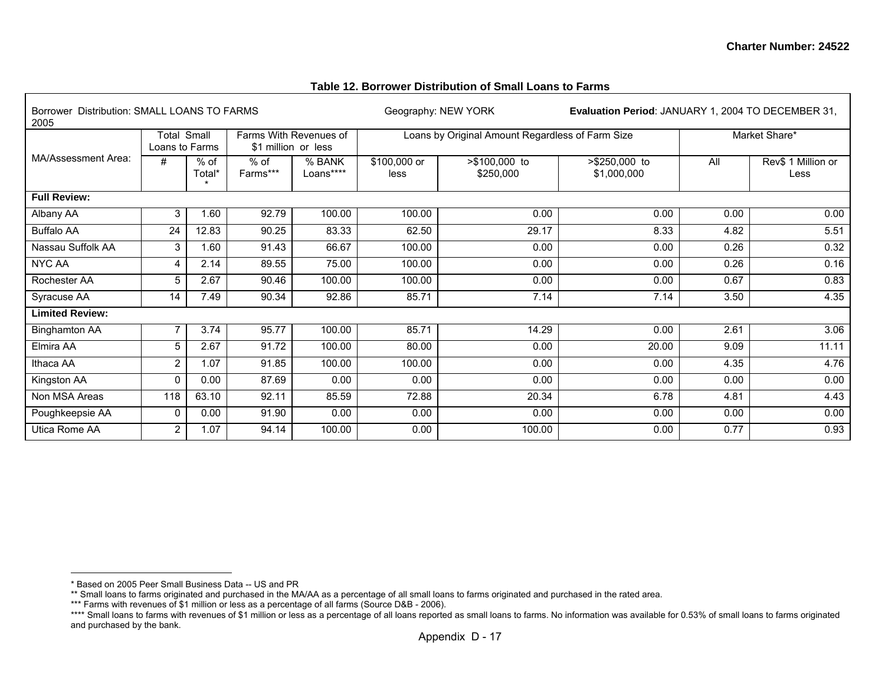### Table 12. Borrower Distribution of Small Loans to Farms

Borrower Distribution: SMALL LOANS TO FARMS — Geography: NEW YORK — **Evaluation Period**: JANUARY 1, 2004 TO DECEMBER 31, 2005

| MA/Assessment Area: | Total Small Loans to Farms | | Farms With Revenues of $1 million or less | | Loans by Original Amount Regardless of Farm Size | | | Market Share* | |
|---|---|---|---|---|---|---|---|---|---|
| | # | % of Total** | % of Farms*** | % BANK Loans**** | $100,000 or less | >$100,000 to $250,000 | >$250,000 to $1,000,000 | All | Rev$ 1 Million or Less |
| **Full Review:** | | | | | | | | | |
| Albany AA | 3 | 1.60 | 92.79 | 100.00 | 100.00 | 0.00 | 0.00 | 0.00 | 0.00 |
| Buffalo AA | 24 | 12.83 | 90.25 | 83.33 | 62.50 | 29.17 | 8.33 | 4.82 | 5.51 |
| Nassau Suffolk AA | 3 | 1.60 | 91.43 | 66.67 | 100.00 | 0.00 | 0.00 | 0.26 | 0.32 |
| NYC AA | 4 | 2.14 | 89.55 | 75.00 | 100.00 | 0.00 | 0.00 | 0.26 | 0.16 |
| Rochester AA | 5 | 2.67 | 90.46 | 100.00 | 100.00 | 0.00 | 0.00 | 0.67 | 0.83 |
| Syracuse AA | 14 | 7.49 | 90.34 | 92.86 | 85.71 | 7.14 | 7.14 | 3.50 | 4.35 |
| **Limited Review:** | | | | | | | | | |
| Binghamton AA | 7 | 3.74 | 95.77 | 100.00 | 85.71 | 14.29 | 0.00 | 2.61 | 3.06 |
| Elmira AA | 5 | 2.67 | 91.72 | 100.00 | 80.00 | 0.00 | 20.00 | 9.09 | 11.11 |
| Ithaca AA | 2 | 1.07 | 91.85 | 100.00 | 100.00 | 0.00 | 0.00 | 4.35 | 4.76 |
| Kingston AA | 0 | 0.00 | 87.69 | 0.00 | 0.00 | 0.00 | 0.00 | 0.00 | 0.00 |
| Non MSA Areas | 118 | 63.10 | 92.11 | 85.59 | 72.88 | 20.34 | 6.78 | 4.81 | 4.43 |
| Poughkeepsie AA | 0 | 0.00 | 91.90 | 0.00 | 0.00 | 0.00 | 0.00 | 0.00 | 0.00 |
| Utica Rome AA | 2 | 1.07 | 94.14 | 100.00 | 0.00 | 100.00 | 0.00 | 0.77 | 0.93 |

* Based on 2005 Peer Small Business Data -- US and PR
** Small loans to farms originated and purchased in the MA/AA as a percentage of all small loans to farms originated and purchased in the rated area.
*** Farms with revenues of $1 million or less as a percentage of all farms (Source D&B - 2006).
**** Small loans to farms with revenues of $1 million or less as a percentage of all loans reported as small loans to farms. No information was available for 0.53% of small loans to farms originated and purchased by the bank.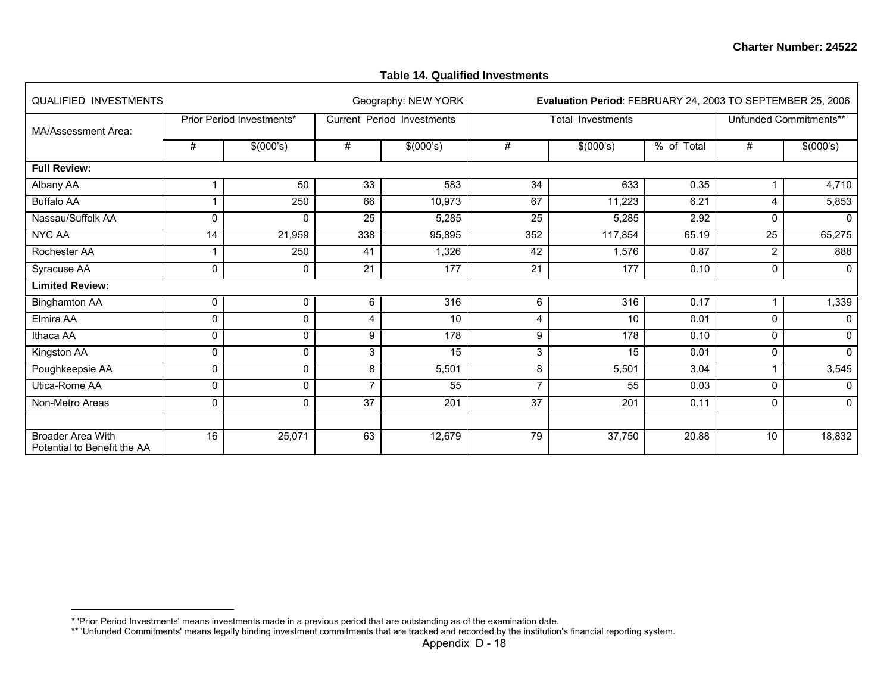**Table 14. Qualified Investments**

| QUALIFIED INVESTMENTS | | | Geography: NEW YORK | | **Evaluation Period**: FEBRUARY 24, 2003 TO SEPTEMBER 25, 2006 | | | | |
|---|---|---|---|---|---|---|---|---|---|
| MA/Assessment Area: | Prior Period Investments* | | Current Period Investments | | Total Investments | | | Unfunded Commitments** | |
| | # | $(000's) | # | $(000's) | # | $(000's) | % of Total | # | $(000's) |
| **Full Review:** | | | | | | | | | |
| Albany AA | 1 | 50 | 33 | 583 | 34 | 633 | 0.35 | 1 | 4,710 |
| Buffalo AA | 1 | 250 | 66 | 10,973 | 67 | 11,223 | 6.21 | 4 | 5,853 |
| Nassau/Suffolk AA | 0 | 0 | 25 | 5,285 | 25 | 5,285 | 2.92 | 0 | 0 |
| NYC AA | 14 | 21,959 | 338 | 95,895 | 352 | 117,854 | 65.19 | 25 | 65,275 |
| Rochester AA | 1 | 250 | 41 | 1,326 | 42 | 1,576 | 0.87 | 2 | 888 |
| Syracuse AA | 0 | 0 | 21 | 177 | 21 | 177 | 0.10 | 0 | 0 |
| **Limited Review:** | | | | | | | | | |
| Binghamton AA | 0 | 0 | 6 | 316 | 6 | 316 | 0.17 | 1 | 1,339 |
| Elmira AA | 0 | 0 | 4 | 10 | 4 | 10 | 0.01 | 0 | 0 |
| Ithaca AA | 0 | 0 | 9 | 178 | 9 | 178 | 0.10 | 0 | 0 |
| Kingston AA | 0 | 0 | 3 | 15 | 3 | 15 | 0.01 | 0 | 0 |
| Poughkeepsie AA | 0 | 0 | 8 | 5,501 | 8 | 5,501 | 3.04 | 1 | 3,545 |
| Utica-Rome AA | 0 | 0 | 7 | 55 | 7 | 55 | 0.03 | 0 | 0 |
| Non-Metro Areas | 0 | 0 | 37 | 201 | 37 | 201 | 0.11 | 0 | 0 |
| | | | | | | | | | |
| Broader Area With Potential to Benefit the AA | 16 | 25,071 | 63 | 12,679 | 79 | 37,750 | 20.88 | 10 | 18,832 |

* 'Prior Period Investments' means investments made in a previous period that are outstanding as of the examination date.

** 'Unfunded Commitments' means legally binding investment commitments that are tracked and recorded by the institution's financial reporting system.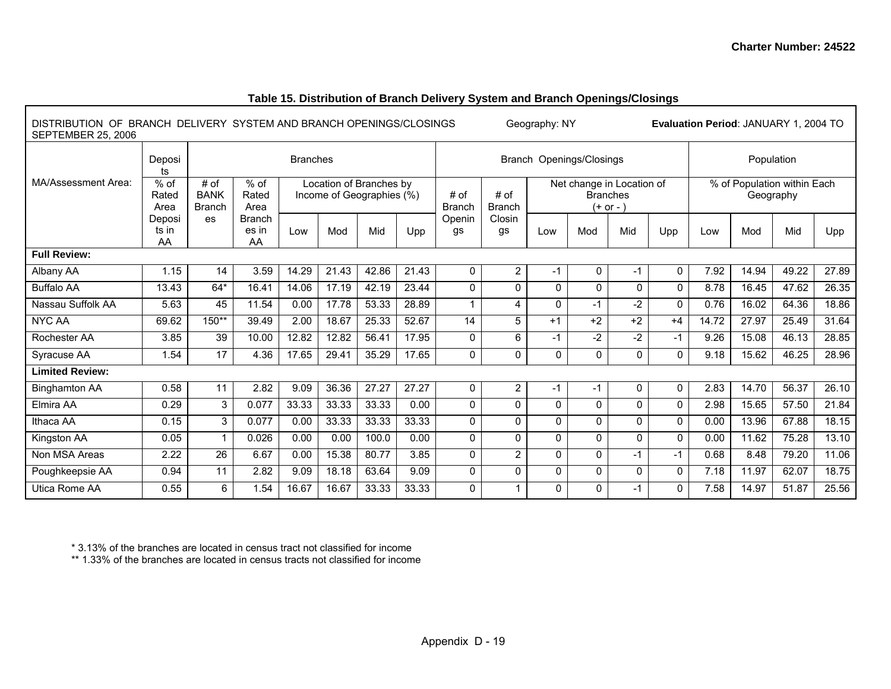**Table 15. Distribution of Branch Delivery System and Branch Openings/Closings**

DISTRIBUTION OF BRANCH DELIVERY SYSTEM AND BRANCH OPENINGS/CLOSINGS Geography: NY **Evaluation Period**: JANUARY 1, 2004 TO SEPTEMBER 25, 2006

| MA/Assessment Area: | Deposits | Branches | | | | | | | Branch Openings/Closings | | | | | | Population | | | |
|---|---|---|---|---|---|---|---|---|---|---|---|---|---|---|---|---|---|---|
| | % of Rated Area Deposits in AA | # of BANK Branches | % of Rated Area Branches in AA | Location of Branches by Income of Geographies (%) | | | | # of Branch Openings | # of Branch Closings | Net change in Location of Branches (+ or - ) | | | | % of Population within Each Geography | | | |
| | | | | Low | Mod | Mid | Upp | | | Low | Mod | Mid | Upp | Low | Mod | Mid | Upp |
| **Full Review:** | | | | | | | | | | | | | | | | | |
| Albany AA | 1.15 | 14 | 3.59 | 14.29 | 21.43 | 42.86 | 21.43 | 0 | 2 | -1 | 0 | -1 | 0 | 7.92 | 14.94 | 49.22 | 27.89 |
| Buffalo AA | 13.43 | 64* | 16.41 | 14.06 | 17.19 | 42.19 | 23.44 | 0 | 0 | 0 | 0 | 0 | 0 | 8.78 | 16.45 | 47.62 | 26.35 |
| Nassau Suffolk AA | 5.63 | 45 | 11.54 | 0.00 | 17.78 | 53.33 | 28.89 | 1 | 4 | 0 | -1 | -2 | 0 | 0.76 | 16.02 | 64.36 | 18.86 |
| NYC AA | 69.62 | 150** | 39.49 | 2.00 | 18.67 | 25.33 | 52.67 | 14 | 5 | +1 | +2 | +2 | +4 | 14.72 | 27.97 | 25.49 | 31.64 |
| Rochester AA | 3.85 | 39 | 10.00 | 12.82 | 12.82 | 56.41 | 17.95 | 0 | 6 | -1 | -2 | -2 | -1 | 9.26 | 15.08 | 46.13 | 28.85 |
| Syracuse AA | 1.54 | 17 | 4.36 | 17.65 | 29.41 | 35.29 | 17.65 | 0 | 0 | 0 | 0 | 0 | 0 | 9.18 | 15.62 | 46.25 | 28.96 |
| **Limited Review:** | | | | | | | | | | | | | | | | | |
| Binghamton AA | 0.58 | 11 | 2.82 | 9.09 | 36.36 | 27.27 | 27.27 | 0 | 2 | -1 | -1 | 0 | 0 | 2.83 | 14.70 | 56.37 | 26.10 |
| Elmira AA | 0.29 | 3 | 0.077 | 33.33 | 33.33 | 33.33 | 0.00 | 0 | 0 | 0 | 0 | 0 | 0 | 2.98 | 15.65 | 57.50 | 21.84 |
| Ithaca AA | 0.15 | 3 | 0.077 | 0.00 | 33.33 | 33.33 | 33.33 | 0 | 0 | 0 | 0 | 0 | 0 | 0.00 | 13.96 | 67.88 | 18.15 |
| Kingston AA | 0.05 | 1 | 0.026 | 0.00 | 0.00 | 100.0 | 0.00 | 0 | 0 | 0 | 0 | 0 | 0 | 0.00 | 11.62 | 75.28 | 13.10 |
| Non MSA Areas | 2.22 | 26 | 6.67 | 0.00 | 15.38 | 80.77 | 3.85 | 0 | 2 | 0 | 0 | -1 | -1 | 0.68 | 8.48 | 79.20 | 11.06 |
| Poughkeepsie AA | 0.94 | 11 | 2.82 | 9.09 | 18.18 | 63.64 | 9.09 | 0 | 0 | 0 | 0 | 0 | 0 | 7.18 | 11.97 | 62.07 | 18.75 |
| Utica Rome AA | 0.55 | 6 | 1.54 | 16.67 | 16.67 | 33.33 | 33.33 | 0 | 1 | 0 | 0 | -1 | 0 | 7.58 | 14.97 | 51.87 | 25.56 |

* 3.13% of the branches are located in census tract not classified for income
** 1.33% of the branches are located in census tracts not classified for income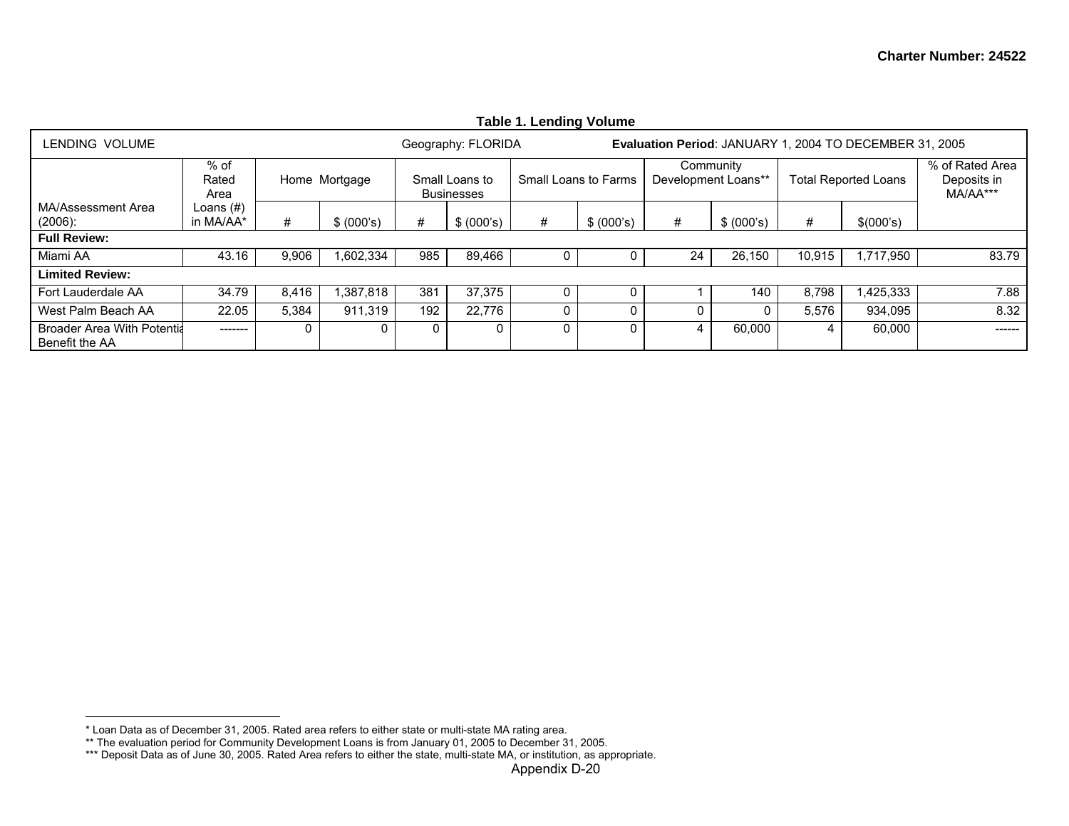**Table 1. Lending Volume**

| LENDING VOLUME | | | | | | Geography: FLORIDA | | | **Evaluation Period**: JANUARY 1, 2004 TO DECEMBER 31, 2005 | | | | |
|---|---|---|---|---|---|---|---|---|---|---|---|---|---|
| MA/Assessment Area (2006): | % of Rated Area Loans (#) in MA/AA* | Home Mortgage | | Small Loans to Businesses | | Small Loans to Farms | | Community Development Loans** | | Total Reported Loans | | % of Rated Area Deposits in MA/AA*** |
| | | # | $ (000's) | # | $ (000's) | # | $ (000's) | # | $ (000's) | # | $(000's) | |
| **Full Review:** | | | | | | | | | | | | |
| Miami AA | 43.16 | 9,906 | 1,602,334 | 985 | 89,466 | 0 | 0 | 24 | 26,150 | 10,915 | 1,717,950 | 83.79 |
| **Limited Review:** | | | | | | | | | | | | |
| Fort Lauderdale AA | 34.79 | 8,416 | 1,387,818 | 381 | 37,375 | 0 | 0 | 1 | 140 | 8,798 | 1,425,333 | 7.88 |
| West Palm Beach AA | 22.05 | 5,384 | 911,319 | 192 | 22,776 | 0 | 0 | 0 | 0 | 5,576 | 934,095 | 8.32 |
| Broader Area With Potentia Benefit the AA | ------- | 0 | 0 | 0 | 0 | 0 | 0 | 4 | 60,000 | 4 | 60,000 | ------ |

\* Loan Data as of December 31, 2005. Rated area refers to either state or multi-state MA rating area.

** The evaluation period for Community Development Loans is from January 01, 2005 to December 31, 2005.

*** Deposit Data as of June 30, 2005. Rated Area refers to either the state, multi-state MA, or institution, as appropriate.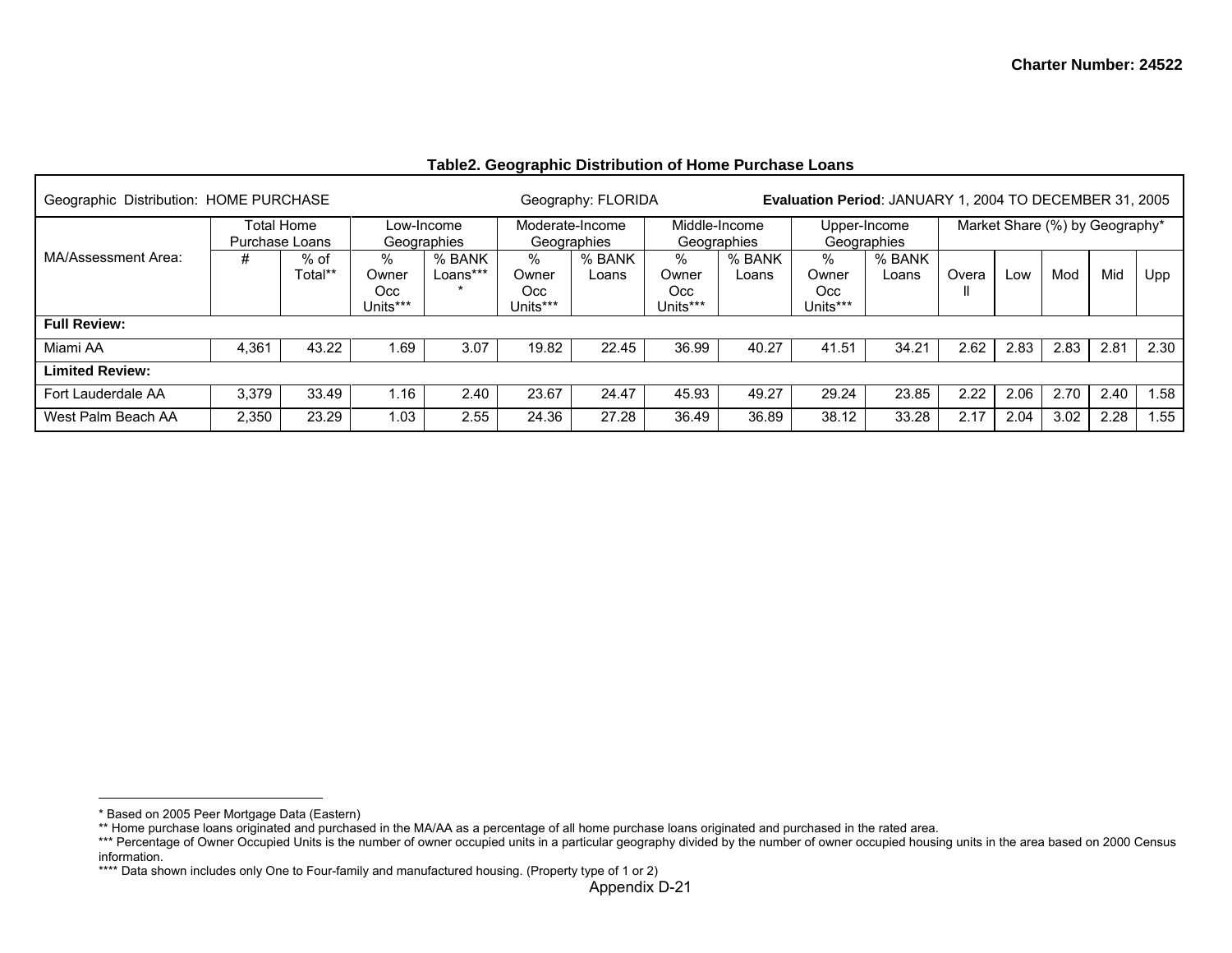Charter Number: 24522

**Table2. Geographic Distribution of Home Purchase Loans**

| Geographic Distribution: HOME PURCHASE | | | Geography: FLORIDA | | | | | | **Evaluation Period**: JANUARY 1, 2004 TO DECEMBER 31, 2005 | | | | | | |
|---|---|---|---|---|---|---|---|---|---|---|---|---|---|---|---|
| MA/Assessment Area: | Total Home Purchase Loans | | Low-Income Geographies | | Moderate-Income Geographies | | Middle-Income Geographies | | Upper-Income Geographies | | Market Share (%) by Geography* | | | | |
| | # | % of Total** | % Owner Occ Units*** | % BANK Loans**** | % Owner Occ Units*** | % BANK Loans | % Owner Occ Units*** | % BANK Loans | % Owner Occ Units*** | % BANK Loans | Overall | Low | Mod | Mid | Upp |
| **Full Review:** | | | | | | | | | | | | | | | |
| Miami AA | 4,361 | 43.22 | 1.69 | 3.07 | 19.82 | 22.45 | 36.99 | 40.27 | 41.51 | 34.21 | 2.62 | 2.83 | 2.83 | 2.81 | 2.30 |
| **Limited Review:** | | | | | | | | | | | | | | | |
| Fort Lauderdale AA | 3,379 | 33.49 | 1.16 | 2.40 | 23.67 | 24.47 | 45.93 | 49.27 | 29.24 | 23.85 | 2.22 | 2.06 | 2.70 | 2.40 | 1.58 |
| West Palm Beach AA | 2,350 | 23.29 | 1.03 | 2.55 | 24.36 | 27.28 | 36.49 | 36.89 | 38.12 | 33.28 | 2.17 | 2.04 | 3.02 | 2.28 | 1.55 |

* Based on 2005 Peer Mortgage Data (Eastern)
** Home purchase loans originated and purchased in the MA/AA as a percentage of all home purchase loans originated and purchased in the rated area.
*** Percentage of Owner Occupied Units is the number of owner occupied units in a particular geography divided by the number of owner occupied housing units in the area based on 2000 Census information.
**** Data shown includes only One to Four-family and manufactured housing. (Property type of 1 or 2)

Appendix D-21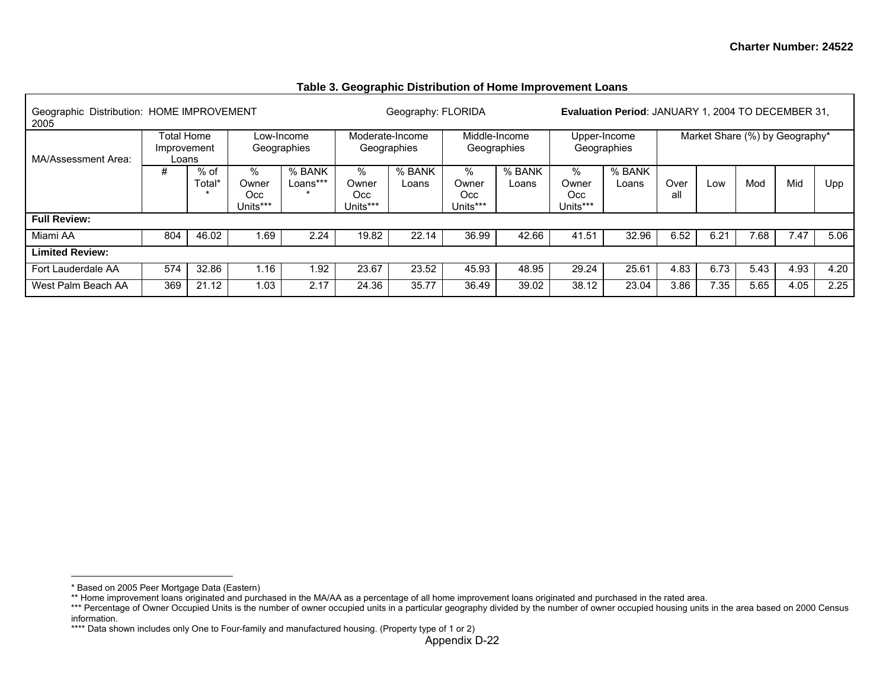Charter Number: 24522

## Table 3. Geographic Distribution of Home Improvement Loans

| Geographic Distribution: HOME IMPROVEMENT | | | Geography: FLORIDA | | | | | | Evaluation Period: JANUARY 1, 2004 TO DECEMBER 31, 2005 | | | | | | |
|---|---|---|---|---|---|---|---|---|---|---|---|---|---|---|---|
| MA/Assessment Area: | Total Home Improvement Loans | | Low-Income Geographies | | Moderate-Income Geographies | | Middle-Income Geographies | | Upper-Income Geographies | | Market Share (%) by Geography* | | | | |
| | # | % of Total** | % Owner Occ Units*** | % BANK Loans**** | % Owner Occ Units*** | % BANK Loans | % Owner Occ Units*** | % BANK Loans | % Owner Occ Units*** | % BANK Loans | Overall | Low | Mod | Mid | Upp |
| **Full Review:** | | | | | | | | | | | | | | | |
| Miami AA | 804 | 46.02 | 1.69 | 2.24 | 19.82 | 22.14 | 36.99 | 42.66 | 41.51 | 32.96 | 6.52 | 6.21 | 7.68 | 7.47 | 5.06 |
| **Limited Review:** | | | | | | | | | | | | | | | |
| Fort Lauderdale AA | 574 | 32.86 | 1.16 | 1.92 | 23.67 | 23.52 | 45.93 | 48.95 | 29.24 | 25.61 | 4.83 | 6.73 | 5.43 | 4.93 | 4.20 |
| West Palm Beach AA | 369 | 21.12 | 1.03 | 2.17 | 24.36 | 35.77 | 36.49 | 39.02 | 38.12 | 23.04 | 3.86 | 7.35 | 5.65 | 4.05 | 2.25 |

* Based on 2005 Peer Mortgage Data (Eastern)

** Home improvement loans originated and purchased in the MA/AA as a percentage of all home improvement loans originated and purchased in the rated area.

*** Percentage of Owner Occupied Units is the number of owner occupied units in a particular geography divided by the number of owner occupied housing units in the area based on 2000 Census information.

**** Data shown includes only One to Four-family and manufactured housing. (Property type of 1 or 2)

Appendix D-22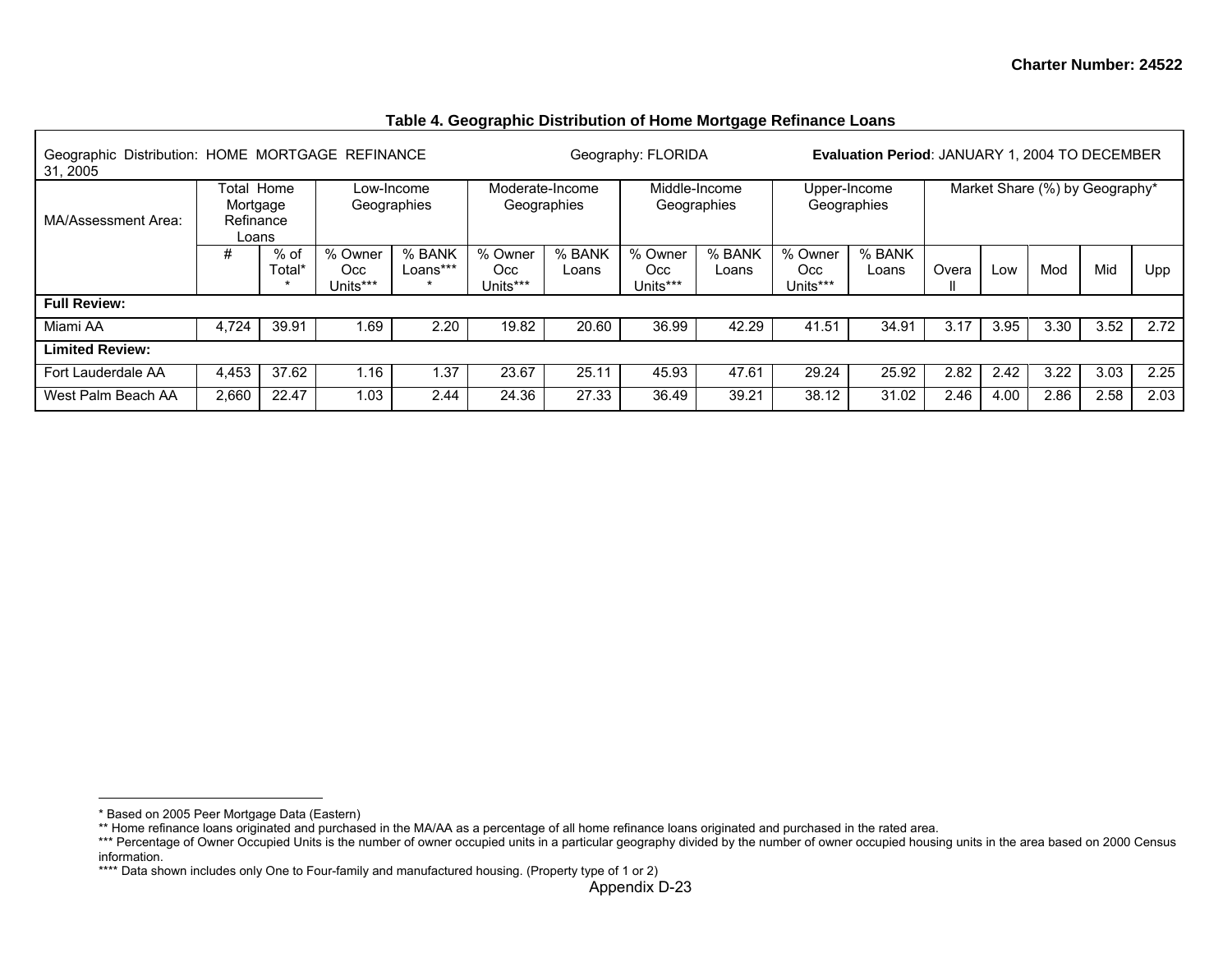**Table 4. Geographic Distribution of Home Mortgage Refinance Loans**

| Geographic Distribution: HOME MORTGAGE REFINANCE | | | Geography: FLORIDA | | | | | | **Evaluation Period**: JANUARY 1, 2004 TO DECEMBER 31, 2005 | | | | | | |
|---|---|---|---|---|---|---|---|---|---|---|---|---|---|---|---|
| MA/Assessment Area: | Total Home Mortgage Refinance Loans | | Low-Income Geographies | | Moderate-Income Geographies | | Middle-Income Geographies | | Upper-Income Geographies | | Market Share (%) by Geography* | | | | |
| | # | % of Total** | % Owner Occ Units*** | % BANK Loans**** | % Owner Occ Units*** | % BANK Loans | % Owner Occ Units*** | % BANK Loans | % Owner Occ Units*** | % BANK Loans | Overall | Low | Mod | Mid | Upp |
| **Full Review:** | | | | | | | | | | | | | | | |
| Miami AA | 4,724 | 39.91 | 1.69 | 2.20 | 19.82 | 20.60 | 36.99 | 42.29 | 41.51 | 34.91 | 3.17 | 3.95 | 3.30 | 3.52 | 2.72 |
| **Limited Review:** | | | | | | | | | | | | | | | |
| Fort Lauderdale AA | 4,453 | 37.62 | 1.16 | 1.37 | 23.67 | 25.11 | 45.93 | 47.61 | 29.24 | 25.92 | 2.82 | 2.42 | 3.22 | 3.03 | 2.25 |
| West Palm Beach AA | 2,660 | 22.47 | 1.03 | 2.44 | 24.36 | 27.33 | 36.49 | 39.21 | 38.12 | 31.02 | 2.46 | 4.00 | 2.86 | 2.58 | 2.03 |

* Based on 2005 Peer Mortgage Data (Eastern)

** Home refinance loans originated and purchased in the MA/AA as a percentage of all home refinance loans originated and purchased in the rated area.

*** Percentage of Owner Occupied Units is the number of owner occupied units in a particular geography divided by the number of owner occupied housing units in the area based on 2000 Census information.

**** Data shown includes only One to Four-family and manufactured housing. (Property type of 1 or 2)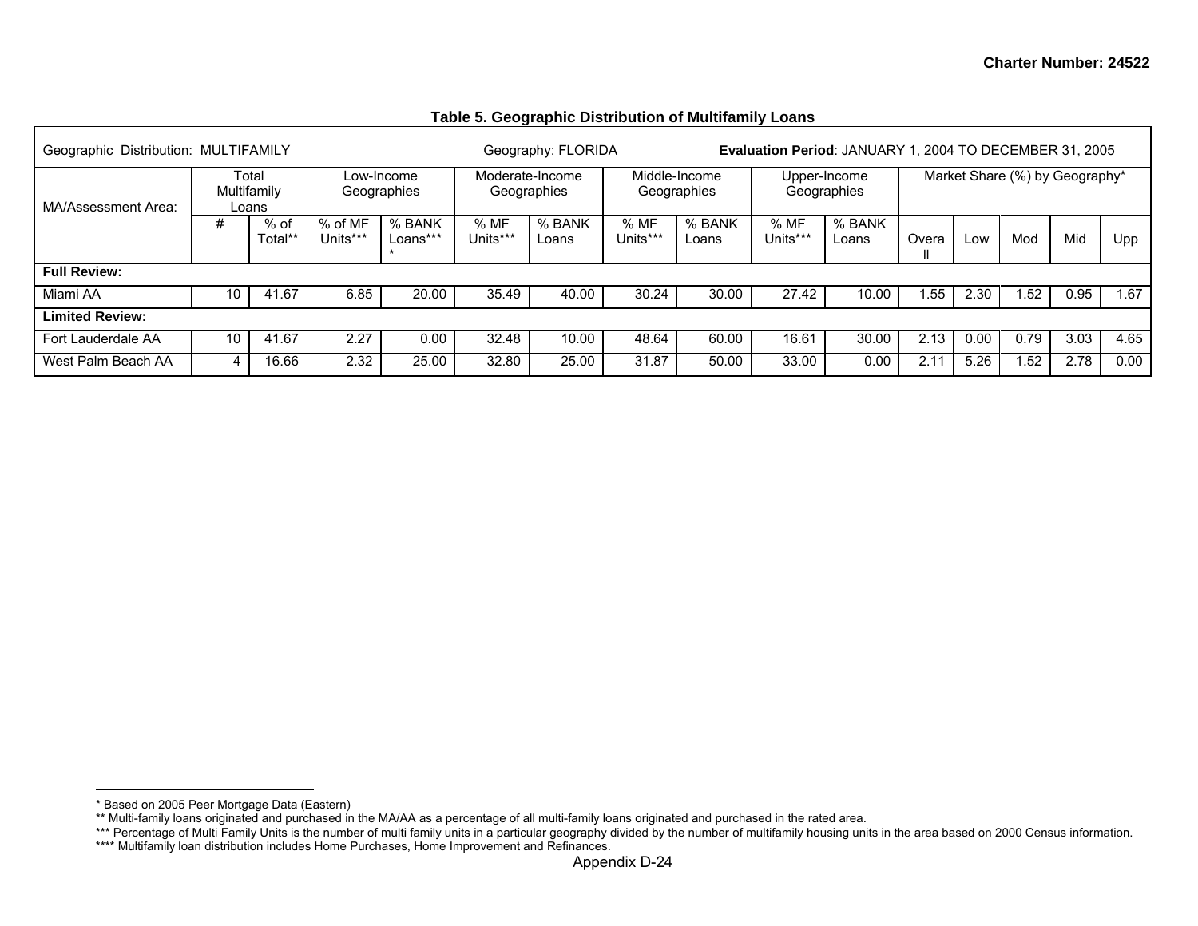Charter Number: 24522

**Table 5. Geographic Distribution of Multifamily Loans**

| Geographic Distribution: MULTIFAMILY | | | Geography: FLORIDA | | | | Evaluation Period: JANUARY 1, 2004 TO DECEMBER 31, 2005 | | | | | | | | |
|---|---|---|---|---|---|---|---|---|---|---|---|---|---|---|---|
| MA/Assessment Area: | Total Multifamily Loans | | Low-Income Geographies | | Moderate-Income Geographies | | Middle-Income Geographies | | Upper-Income Geographies | | Market Share (%) by Geography* | | | | |
| | # | % of Total** | % of MF Units*** | % BANK Loans**** | % MF Units*** | % BANK Loans | % MF Units*** | % BANK Loans | % MF Units*** | % BANK Loans | Overall | Low | Mod | Mid | Upp |
| **Full Review:** | | | | | | | | | | | | | | | |
| Miami AA | 10 | 41.67 | 6.85 | 20.00 | 35.49 | 40.00 | 30.24 | 30.00 | 27.42 | 10.00 | 1.55 | 2.30 | 1.52 | 0.95 | 1.67 |
| **Limited Review:** | | | | | | | | | | | | | | | |
| Fort Lauderdale AA | 10 | 41.67 | 2.27 | 0.00 | 32.48 | 10.00 | 48.64 | 60.00 | 16.61 | 30.00 | 2.13 | 0.00 | 0.79 | 3.03 | 4.65 |
| West Palm Beach AA | 4 | 16.66 | 2.32 | 25.00 | 32.80 | 25.00 | 31.87 | 50.00 | 33.00 | 0.00 | 2.11 | 5.26 | 1.52 | 2.78 | 0.00 |

* Based on 2005 Peer Mortgage Data (Eastern)
** Multi-family loans originated and purchased in the MA/AA as a percentage of all multi-family loans originated and purchased in the rated area.
*** Percentage of Multi Family Units is the number of multi family units in a particular geography divided by the number of multifamily housing units in the area based on 2000 Census information.
**** Multifamily loan distribution includes Home Purchases, Home Improvement and Refinances.

Appendix D-24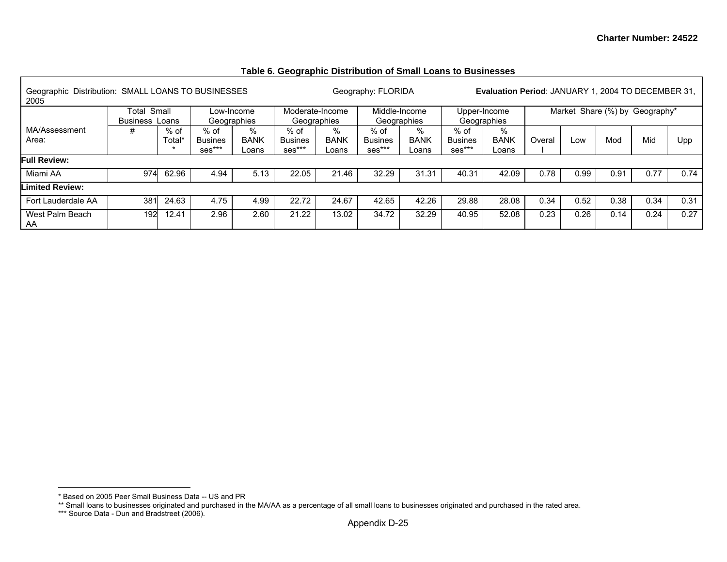Charter Number: 24522

### Table 6. Geographic Distribution of Small Loans to Businesses

| Geographic Distribution: SMALL LOANS TO BUSINESSES | | | Geography: FLORIDA | | | | | | | | Evaluation Period: JANUARY 1, 2004 TO DECEMBER 31, 2005 | | | | |
|---|---|---|---|---|---|---|---|---|---|---|---|---|---|---|---|
| | Total Small Business Loans | | Low-Income Geographies | | Moderate-Income Geographies | | Middle-Income Geographies | | Upper-Income Geographies | | Market Share (%) by Geography* | | | | |
| MA/Assessment Area: | # | % of Total** | % of Businesses*** | % BANK Loans | % of Businesses*** | % BANK Loans | % of Businesses*** | % BANK Loans | % of Businesses*** | % BANK Loans | Overall | Low | Mod | Mid | Upp |
| **Full Review:** | | | | | | | | | | | | | | | |
| Miami AA | 974 | 62.96 | 4.94 | 5.13 | 22.05 | 21.46 | 32.29 | 31.31 | 40.31 | 42.09 | 0.78 | 0.99 | 0.91 | 0.77 | 0.74 |
| **Limited Review:** | | | | | | | | | | | | | | | |
| Fort Lauderdale AA | 381 | 24.63 | 4.75 | 4.99 | 22.72 | 24.67 | 42.65 | 42.26 | 29.88 | 28.08 | 0.34 | 0.52 | 0.38 | 0.34 | 0.31 |
| West Palm Beach AA | 192 | 12.41 | 2.96 | 2.60 | 21.22 | 13.02 | 34.72 | 32.29 | 40.95 | 52.08 | 0.23 | 0.26 | 0.14 | 0.24 | 0.27 |

* Based on 2005 Peer Small Business Data -- US and PR

** Small loans to businesses originated and purchased in the MA/AA as a percentage of all small loans to businesses originated and purchased in the rated area.

*** Source Data - Dun and Bradstreet (2006).

Appendix D-25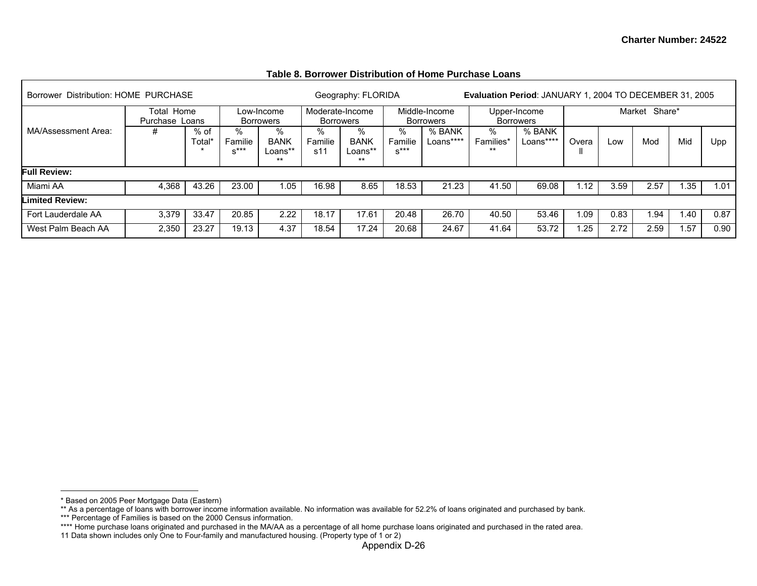### Table 8. Borrower Distribution of Home Purchase Loans

| Borrower Distribution: HOME PURCHASE | | | Geography: FLORIDA | | | | Evaluation Period: JANUARY 1, 2004 TO DECEMBER 31, 2005 | | | | | | | | |
|---|---|---|---|---|---|---|---|---|---|---|---|---|---|---|---|
| MA/Assessment Area: | Total Home Purchase Loans | | Low-Income Borrowers | | Moderate-Income Borrowers | | Middle-Income Borrowers | | Upper-Income Borrowers | | Market Share* | | | | |
| | # | % of Total** | % Families*** | % BANK Loans**** | % Families11 | % BANK Loans**** | % Families*** | % BANK Loans**** | % Families*** | % BANK Loans**** | Overall | Low | Mod | Mid | Upp |
| **Full Review:** | | | | | | | | | | | | | | | |
| Miami AA | 4,368 | 43.26 | 23.00 | 1.05 | 16.98 | 8.65 | 18.53 | 21.23 | 41.50 | 69.08 | 1.12 | 3.59 | 2.57 | 1.35 | 1.01 |
| **Limited Review:** | | | | | | | | | | | | | | | |
| Fort Lauderdale AA | 3,379 | 33.47 | 20.85 | 2.22 | 18.17 | 17.61 | 20.48 | 26.70 | 40.50 | 53.46 | 1.09 | 0.83 | 1.94 | 1.40 | 0.87 |
| West Palm Beach AA | 2,350 | 23.27 | 19.13 | 4.37 | 18.54 | 17.24 | 20.68 | 24.67 | 41.64 | 53.72 | 1.25 | 2.72 | 2.59 | 1.57 | 0.90 |

* Based on 2005 Peer Mortgage Data (Eastern)
** As a percentage of loans with borrower income information available. No information was available for 52.2% of loans originated and purchased by bank.
*** Percentage of Families is based on the 2000 Census information.
**** Home purchase loans originated and purchased in the MA/AA as a percentage of all home purchase loans originated and purchased in the rated area.
11 Data shown includes only One to Four-family and manufactured housing. (Property type of 1 or 2)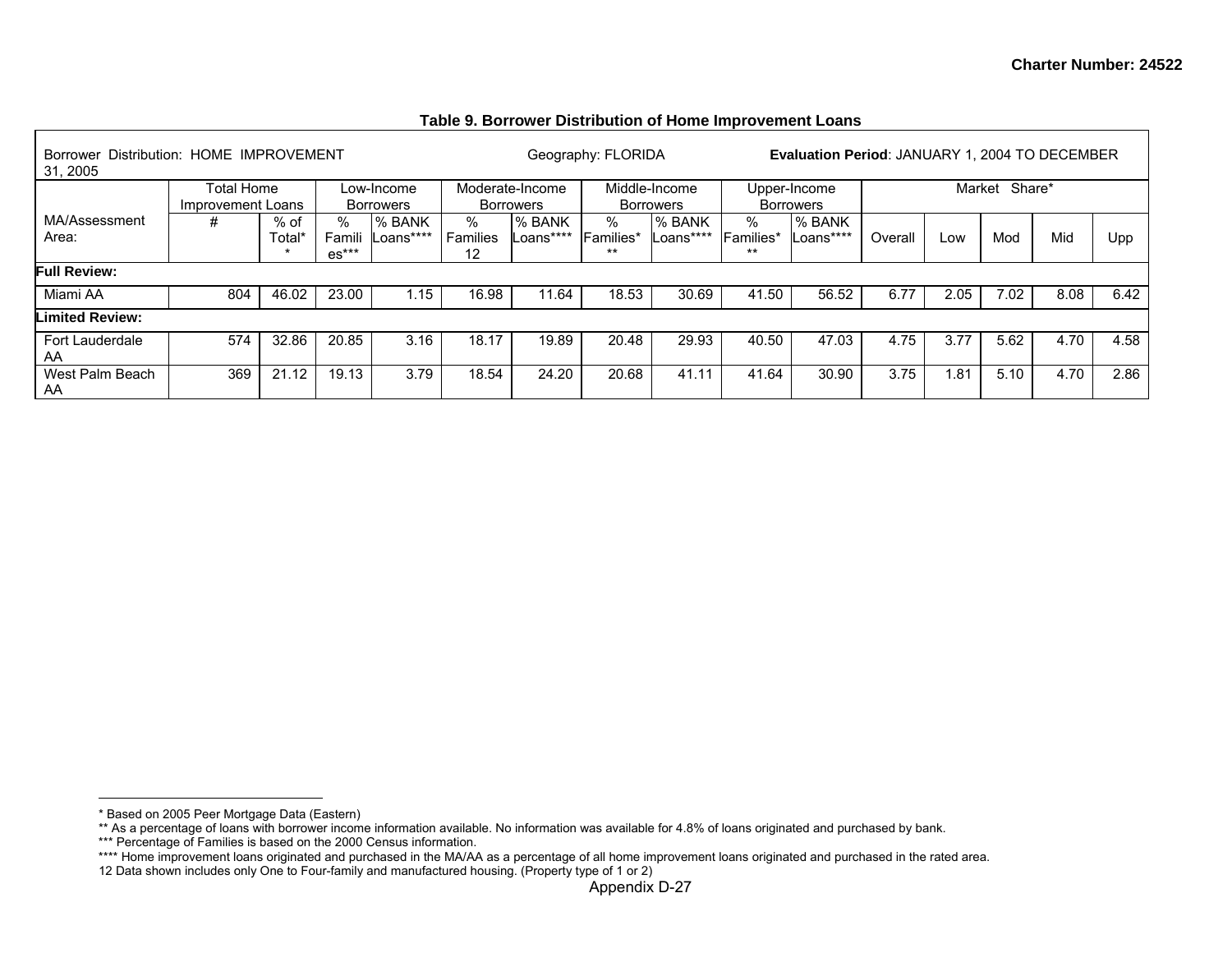**Table 9. Borrower Distribution of Home Improvement Loans**

| Borrower Distribution: HOME IMPROVEMENT | | | Geography: FLORIDA | | | | | | | | Evaluation Period: JANUARY 1, 2004 TO DECEMBER 31, 2005 | | | | |
|---|---|---|---|---|---|---|---|---|---|---|---|---|---|---|---|
| | Total Home Improvement Loans | | Low-Income Borrowers | | Moderate-Income Borrowers | | Middle-Income Borrowers | | Upper-Income Borrowers | | Market Share* | | | | |
| MA/Assessment Area: | # | % of Total** | % Families*** | % BANK Loans**** | % Families 12 | % BANK Loans**** | % Families*** | % BANK Loans**** | % Families*** | % BANK Loans**** | Overall | Low | Mod | Mid | Upp |
| **Full Review:** | | | | | | | | | | | | | | | |
| Miami AA | 804 | 46.02 | 23.00 | 1.15 | 16.98 | 11.64 | 18.53 | 30.69 | 41.50 | 56.52 | 6.77 | 2.05 | 7.02 | 8.08 | 6.42 |
| **Limited Review:** | | | | | | | | | | | | | | | |
| Fort Lauderdale AA | 574 | 32.86 | 20.85 | 3.16 | 18.17 | 19.89 | 20.48 | 29.93 | 40.50 | 47.03 | 4.75 | 3.77 | 5.62 | 4.70 | 4.58 |
| West Palm Beach AA | 369 | 21.12 | 19.13 | 3.79 | 18.54 | 24.20 | 20.68 | 41.11 | 41.64 | 30.90 | 3.75 | 1.81 | 5.10 | 4.70 | 2.86 |

* Based on 2005 Peer Mortgage Data (Eastern)

** As a percentage of loans with borrower income information available. No information was available for 4.8% of loans originated and purchased by bank.

*** Percentage of Families is based on the 2000 Census information.

**** Home improvement loans originated and purchased in the MA/AA as a percentage of all home improvement loans originated and purchased in the rated area.

12 Data shown includes only One to Four-family and manufactured housing. (Property type of 1 or 2)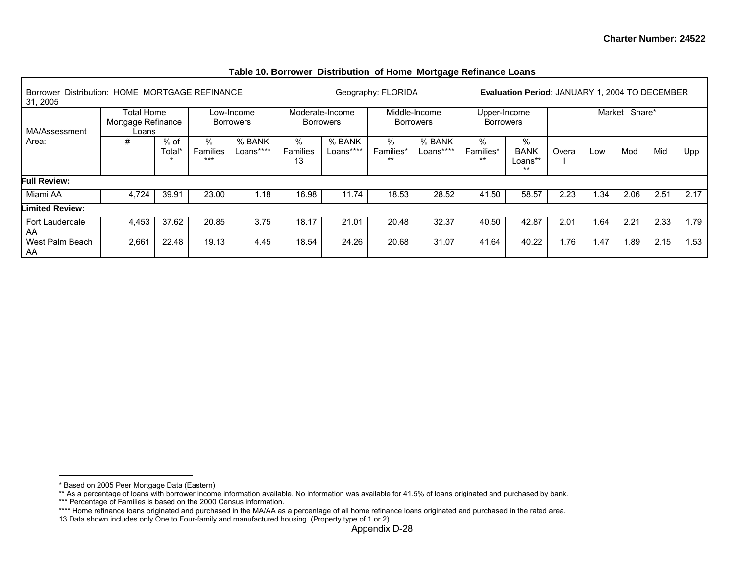Charter Number: 24522

**Table 10. Borrower Distribution of Home Mortgage Refinance Loans**

| Borrower Distribution: HOME MORTGAGE REFINANCE | | | Geography: FLORIDA | | | | | | | **Evaluation Period**: JANUARY 1, 2004 TO DECEMBER 31, 2005 | | | | | |
|---|---|---|---|---|---|---|---|---|---|---|---|---|---|---|---|
| MA/Assessment Area: | Total Home Mortgage Refinance Loans | | Low-Income Borrowers | | Moderate-Income Borrowers | | Middle-Income Borrowers | | Upper-Income Borrowers | | Market Share* | | | | |
| | # | % of Total** | % Families*** | % BANK Loans**** | % Families 13 | % BANK Loans**** | % Families*** | % BANK Loans**** | % Families*** | % BANK Loans**** | Overall | Low | Mod | Mid | Upp |
| **Full Review:** | | | | | | | | | | | | | | | |
| Miami AA | 4,724 | 39.91 | 23.00 | 1.18 | 16.98 | 11.74 | 18.53 | 28.52 | 41.50 | 58.57 | 2.23 | 1.34 | 2.06 | 2.51 | 2.17 |
| **Limited Review:** | | | | | | | | | | | | | | | |
| Fort Lauderdale AA | 4,453 | 37.62 | 20.85 | 3.75 | 18.17 | 21.01 | 20.48 | 32.37 | 40.50 | 42.87 | 2.01 | 1.64 | 2.21 | 2.33 | 1.79 |
| West Palm Beach AA | 2,661 | 22.48 | 19.13 | 4.45 | 18.54 | 24.26 | 20.68 | 31.07 | 41.64 | 40.22 | 1.76 | 1.47 | 1.89 | 2.15 | 1.53 |

* Based on 2005 Peer Mortgage Data (Eastern)
** As a percentage of loans with borrower income information available. No information was available for 41.5% of loans originated and purchased by bank.
*** Percentage of Families is based on the 2000 Census information.
**** Home refinance loans originated and purchased in the MA/AA as a percentage of all home refinance loans originated and purchased in the rated area.
13 Data shown includes only One to Four-family and manufactured housing. (Property type of 1 or 2)

Appendix D-28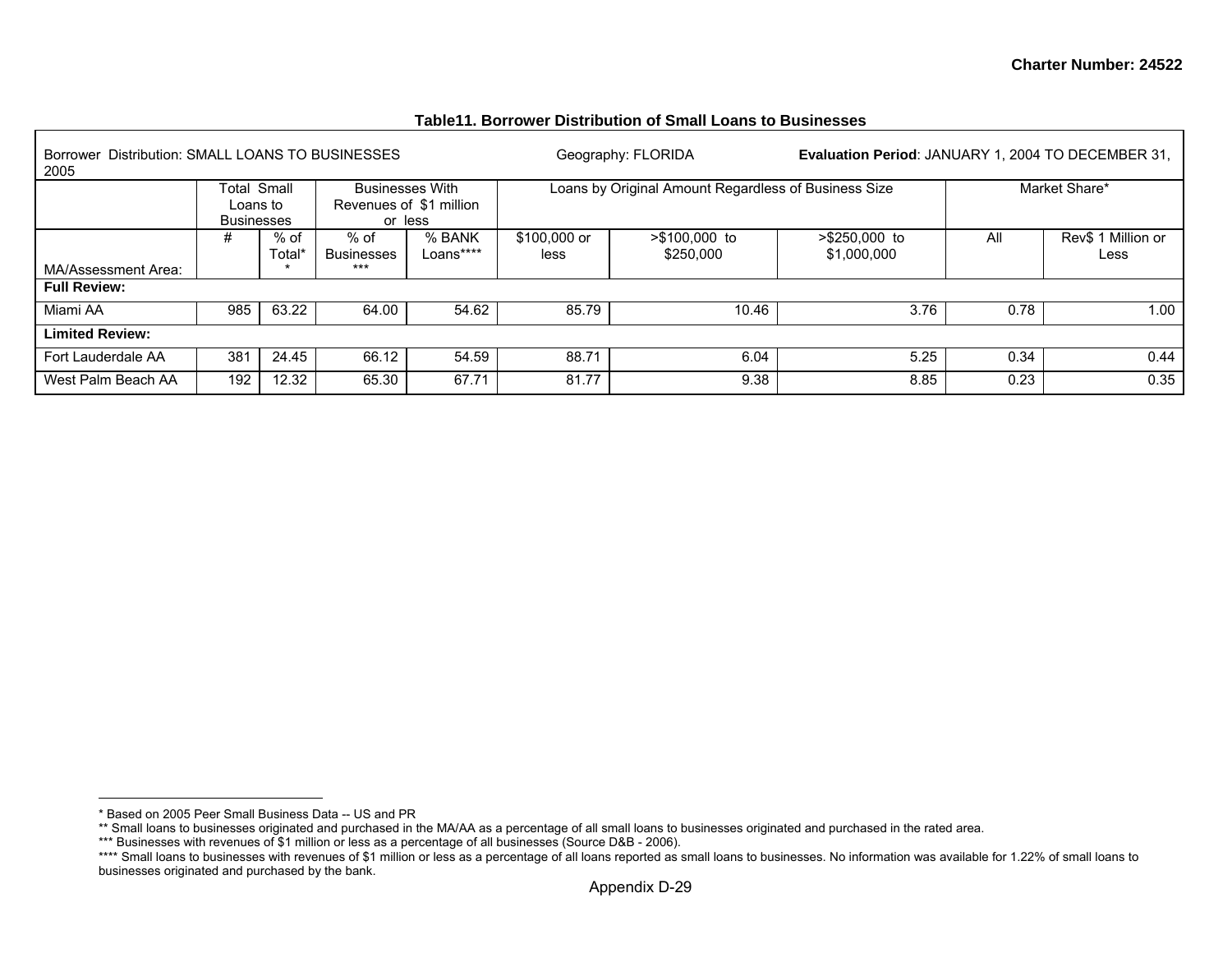**Table11. Borrower Distribution of Small Loans to Businesses**

| Borrower Distribution: SMALL LOANS TO BUSINESSES | | | Geography: FLORIDA | | | | Evaluation Period: JANUARY 1, 2004 TO DECEMBER 31, 2005 | | |
|---|---|---|---|---|---|---|---|---|---|
| | Total Small Loans to Businesses | | Businesses With Revenues of $1 million or less | | Loans by Original Amount Regardless of Business Size | | | Market Share* | |
| MA/Assessment Area: | # | % of Total** | % of Businesses*** | % BANK Loans**** | $100,000 or less | >$100,000 to $250,000 | >$250,000 to $1,000,000 | All | Rev$ 1 Million or Less |
| **Full Review:** | | | | | | | | | |
| Miami AA | 985 | 63.22 | 64.00 | 54.62 | 85.79 | 10.46 | 3.76 | 0.78 | 1.00 |
| **Limited Review:** | | | | | | | | | |
| Fort Lauderdale AA | 381 | 24.45 | 66.12 | 54.59 | 88.71 | 6.04 | 5.25 | 0.34 | 0.44 |
| West Palm Beach AA | 192 | 12.32 | 65.30 | 67.71 | 81.77 | 9.38 | 8.85 | 0.23 | 0.35 |

* Based on 2005 Peer Small Business Data -- US and PR

** Small loans to businesses originated and purchased in the MA/AA as a percentage of all small loans to businesses originated and purchased in the rated area.

*** Businesses with revenues of $1 million or less as a percentage of all businesses (Source D&B - 2006).

**** Small loans to businesses with revenues of $1 million or less as a percentage of all loans reported as small loans to businesses. No information was available for 1.22% of small loans to businesses originated and purchased by the bank.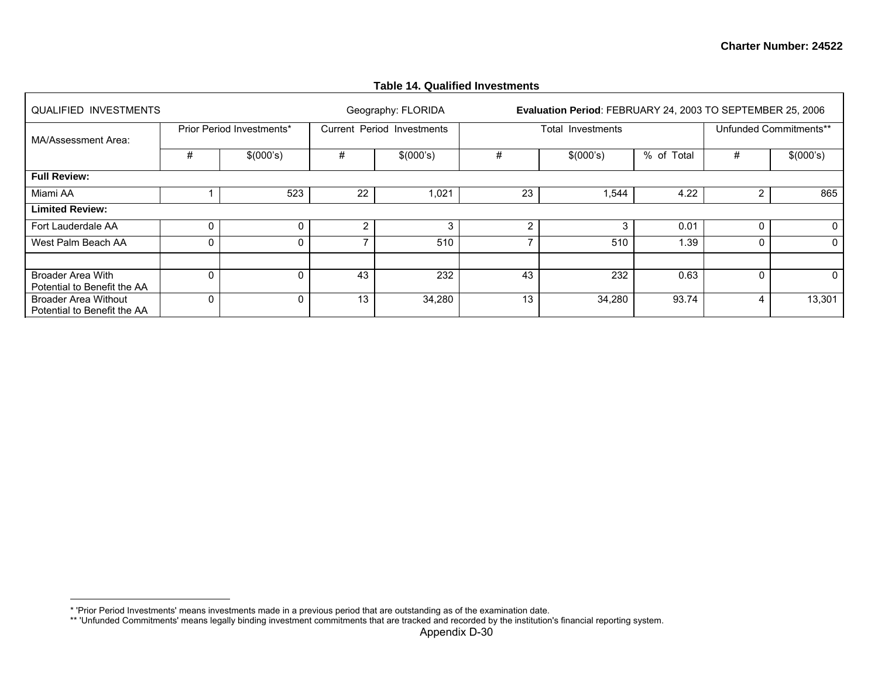**Charter Number: 24522**

**Table 14. Qualified Investments**

| QUALIFIED INVESTMENTS | | | Geography: FLORIDA | | **Evaluation Period**: FEBRUARY 24, 2003 TO SEPTEMBER 25, 2006 | | | | |
|---|---|---|---|---|---|---|---|---|---|
| MA/Assessment Area: | Prior Period Investments* | | Current Period Investments | | Total Investments | | | Unfunded Commitments** | |
| | # | $(000's) | # | $(000's) | # | $(000's) | % of Total | # | $(000's) |
| **Full Review:** | | | | | | | | | |
| Miami AA | 1 | 523 | 22 | 1,021 | 23 | 1,544 | 4.22 | 2 | 865 |
| **Limited Review:** | | | | | | | | | |
| Fort Lauderdale AA | 0 | 0 | 2 | 3 | 2 | 3 | 0.01 | 0 | 0 |
| West Palm Beach AA | 0 | 0 | 7 | 510 | 7 | 510 | 1.39 | 0 | 0 |
| | | | | | | | | | |
| Broader Area With Potential to Benefit the AA | 0 | 0 | 43 | 232 | 43 | 232 | 0.63 | 0 | 0 |
| Broader Area Without Potential to Benefit the AA | 0 | 0 | 13 | 34,280 | 13 | 34,280 | 93.74 | 4 | 13,301 |

* 'Prior Period Investments' means investments made in a previous period that are outstanding as of the examination date.

** 'Unfunded Commitments' means legally binding investment commitments that are tracked and recorded by the institution's financial reporting system.

Appendix D-30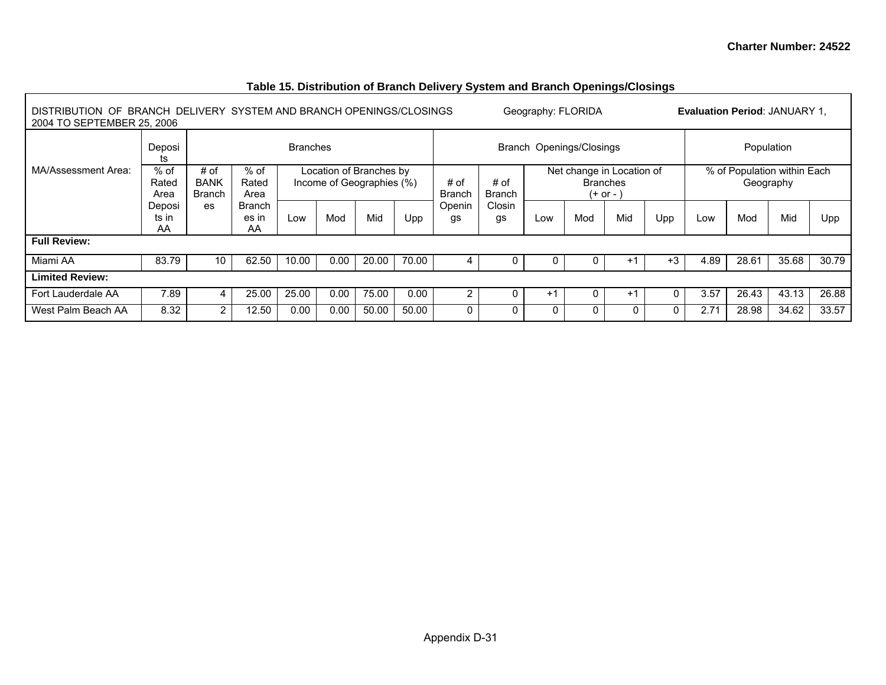**Table 15. Distribution of Branch Delivery System and Branch Openings/Closings**

DISTRIBUTION OF BRANCH DELIVERY SYSTEM AND BRANCH OPENINGS/CLOSINGS Geography: FLORIDA **Evaluation Period**: JANUARY 1, 2004 TO SEPTEMBER 25, 2006

| MA/Assessment Area: | Deposits | Branches | | | | | | | Branch Openings/Closings | | | | | | Population | | | |
|---|---|---|---|---|---|---|---|---|---|---|---|---|---|---|---|---|---|---|
| | % of Rated Area Deposits in AA | # of BANK Branches | % of Rated Area Branches in AA | Location of Branches by Income of Geographies (%) | | | | # of Branch Openings | # of Branch Closings | Net change in Location of Branches (+ or - ) | | | | % of Population within Each Geography | | | |
| | | | | Low | Mod | Mid | Upp | | | Low | Mod | Mid | Upp | Low | Mod | Mid | Upp |
| **Full Review:** | | | | | | | | | | | | | | | | | |
| Miami AA | 83.79 | 10 | 62.50 | 10.00 | 0.00 | 20.00 | 70.00 | 4 | 0 | 0 | 0 | +1 | +3 | 4.89 | 28.61 | 35.68 | 30.79 |
| **Limited Review:** | | | | | | | | | | | | | | | | | |
| Fort Lauderdale AA | 7.89 | 4 | 25.00 | 25.00 | 0.00 | 75.00 | 0.00 | 2 | 0 | +1 | 0 | +1 | 0 | 3.57 | 26.43 | 43.13 | 26.88 |
| West Palm Beach AA | 8.32 | 2 | 12.50 | 0.00 | 0.00 | 50.00 | 50.00 | 0 | 0 | 0 | 0 | 0 | 0 | 2.71 | 28.98 | 34.62 | 33.57 |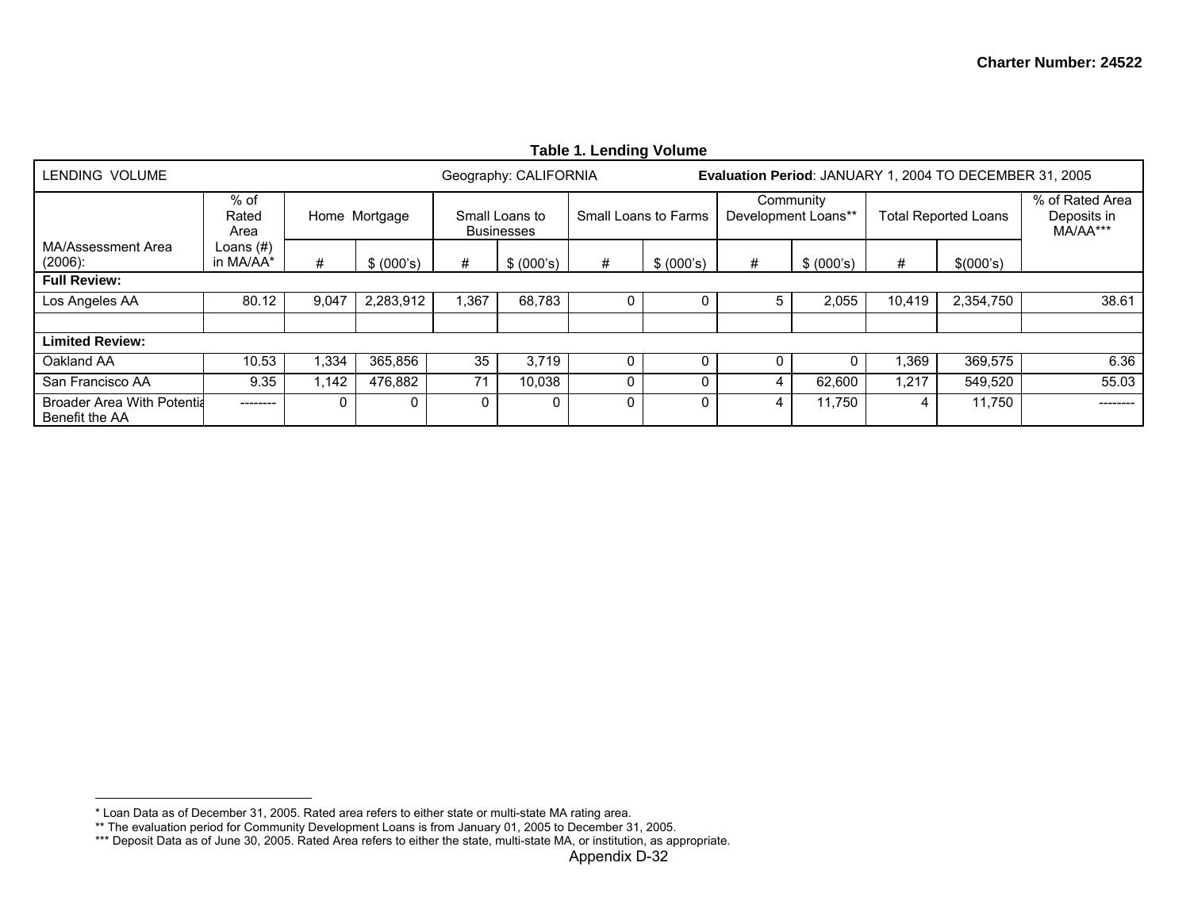**Charter Number: 24522**

**Table 1. Lending Volume**

| LENDING VOLUME | | | | Geography: CALIFORNIA | | | | **Evaluation Period**: JANUARY 1, 2004 TO DECEMBER 31, 2005 | | | | |
|---|---|---|---|---|---|---|---|---|---|---|---|---|
| MA/Assessment Area (2006): | % of Rated Area Loans (#) in MA/AA* | Home Mortgage | | Small Loans to Businesses | | Small Loans to Farms | | Community Development Loans** | | Total Reported Loans | | % of Rated Area Deposits in MA/AA*** |
| | | # | $ (000's) | # | $ (000's) | # | $ (000's) | # | $ (000's) | # | $(000's) | |
| **Full Review:** | | | | | | | | | | | | |
| Los Angeles AA | 80.12 | 9,047 | 2,283,912 | 1,367 | 68,783 | 0 | 0 | 5 | 2,055 | 10,419 | 2,354,750 | 38.61 |
| | | | | | | | | | | | | |
| **Limited Review:** | | | | | | | | | | | | |
| Oakland AA | 10.53 | 1,334 | 365,856 | 35 | 3,719 | 0 | 0 | 0 | 0 | 1,369 | 369,575 | 6.36 |
| San Francisco AA | 9.35 | 1,142 | 476,882 | 71 | 10,038 | 0 | 0 | 4 | 62,600 | 1,217 | 549,520 | 55.03 |
| Broader Area With Potentia Benefit the AA | -------- | 0 | 0 | 0 | 0 | 0 | 0 | 4 | 11,750 | 4 | 11,750 | -------- |

* Loan Data as of December 31, 2005. Rated area refers to either state or multi-state MA rating area.
** The evaluation period for Community Development Loans is from January 01, 2005 to December 31, 2005.
*** Deposit Data as of June 30, 2005. Rated Area refers to either the state, multi-state MA, or institution, as appropriate.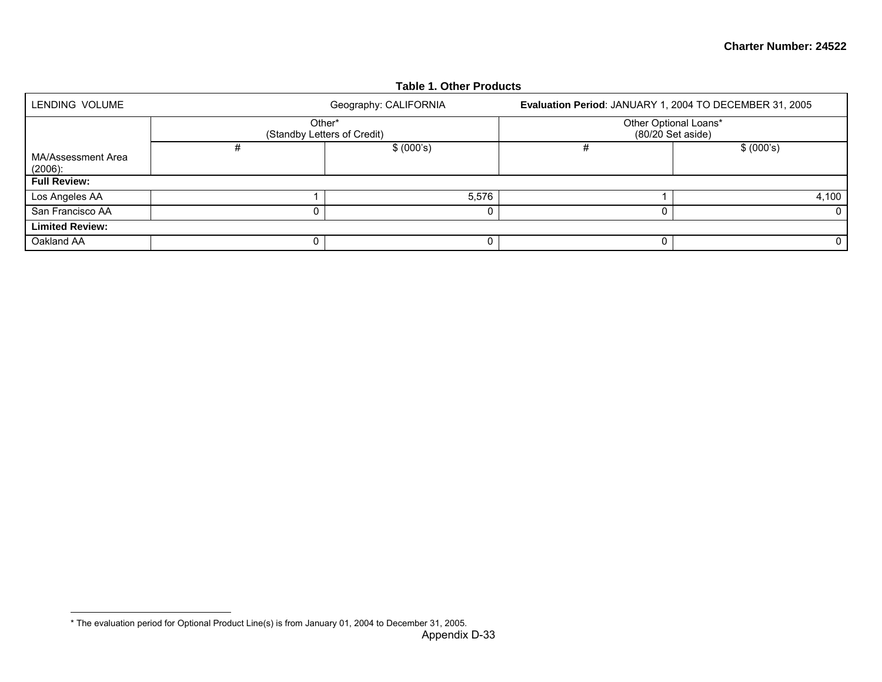**Table 1. Other Products**

| LENDING VOLUME | Geography: CALIFORNIA | | Evaluation Period: JANUARY 1, 2004 TO DECEMBER 31, 2005 | |
|---|---|---|---|---|
| | Other* (Standby Letters of Credit) | | Other Optional Loans* (80/20 Set aside) | |
| MA/Assessment Area (2006): | # | $ (000's) | # | $ (000's) |
| **Full Review:** | | | | |
| Los Angeles AA | 1 | 5,576 | 1 | 4,100 |
| San Francisco AA | 0 | 0 | 0 | 0 |
| **Limited Review:** | | | | |
| Oakland AA | 0 | 0 | 0 | 0 |

* The evaluation period for Optional Product Line(s) is from January 01, 2004 to December 31, 2005.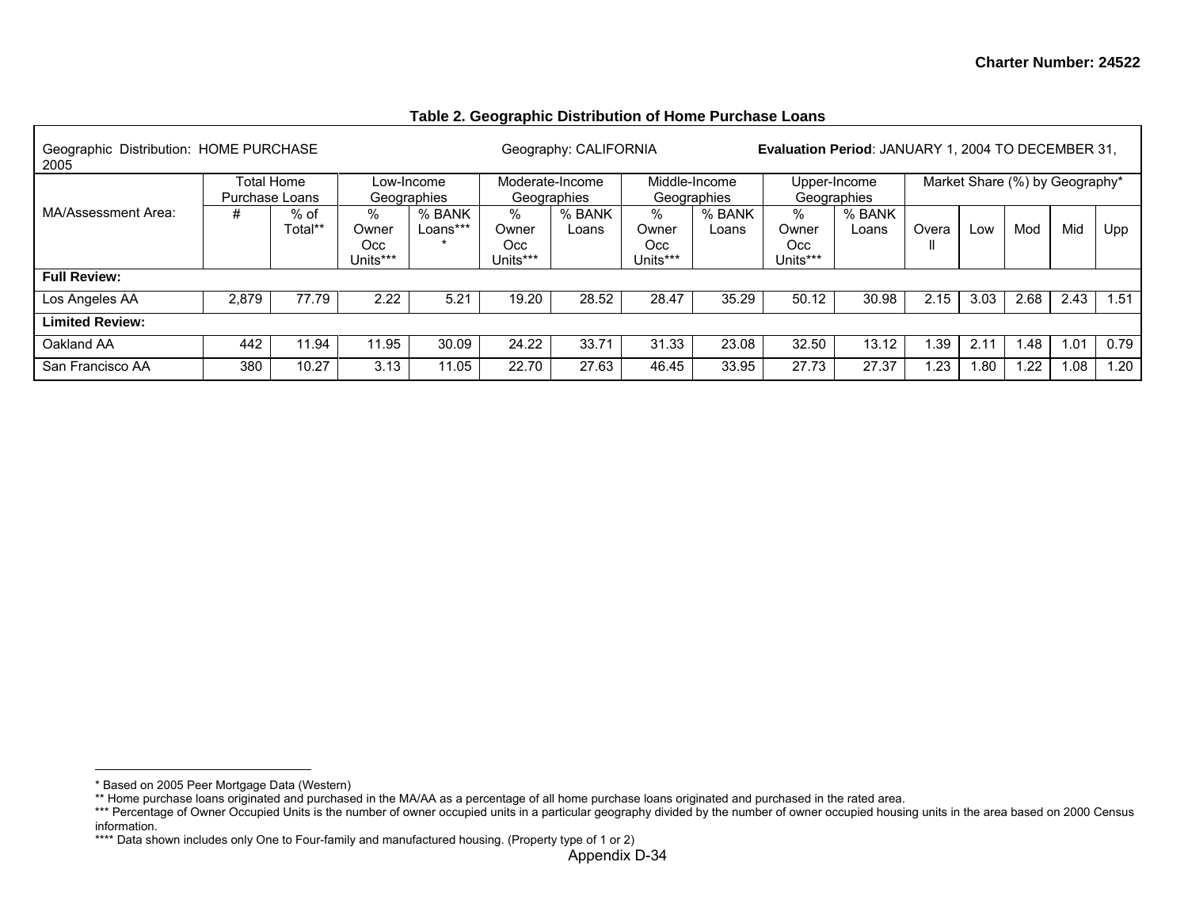**Table 2. Geographic Distribution of Home Purchase Loans**

| Geographic Distribution: HOME PURCHASE | | | Geography: CALIFORNIA | | | | | | | | **Evaluation Period**: JANUARY 1, 2004 TO DECEMBER 31, 2005 | | | | |
|---|---|---|---|---|---|---|---|---|---|---|---|---|---|---|---|
| MA/Assessment Area: | Total Home Purchase Loans | | Low-Income Geographies | | Moderate-Income Geographies | | Middle-Income Geographies | | Upper-Income Geographies | | Market Share (%) by Geography* | | | | |
| | # | % of Total** | % Owner Occ Units*** | % BANK Loans**** | % Owner Occ Units*** | % BANK Loans | % Owner Occ Units*** | % BANK Loans | % Owner Occ Units*** | % BANK Loans | Overall | Low | Mod | Mid | Upp |
| **Full Review:** | | | | | | | | | | | | | | | |
| Los Angeles AA | 2,879 | 77.79 | 2.22 | 5.21 | 19.20 | 28.52 | 28.47 | 35.29 | 50.12 | 30.98 | 2.15 | 3.03 | 2.68 | 2.43 | 1.51 |
| **Limited Review:** | | | | | | | | | | | | | | | |
| Oakland AA | 442 | 11.94 | 11.95 | 30.09 | 24.22 | 33.71 | 31.33 | 23.08 | 32.50 | 13.12 | 1.39 | 2.11 | 1.48 | 1.01 | 0.79 |
| San Francisco AA | 380 | 10.27 | 3.13 | 11.05 | 22.70 | 27.63 | 46.45 | 33.95 | 27.73 | 27.37 | 1.23 | 1.80 | 1.22 | 1.08 | 1.20 |

* Based on 2005 Peer Mortgage Data (Western)

** Home purchase loans originated and purchased in the MA/AA as a percentage of all home purchase loans originated and purchased in the rated area.

*** Percentage of Owner Occupied Units is the number of owner occupied units in a particular geography divided by the number of owner occupied housing units in the area based on 2000 Census information.

**** Data shown includes only One to Four-family and manufactured housing. (Property type of 1 or 2)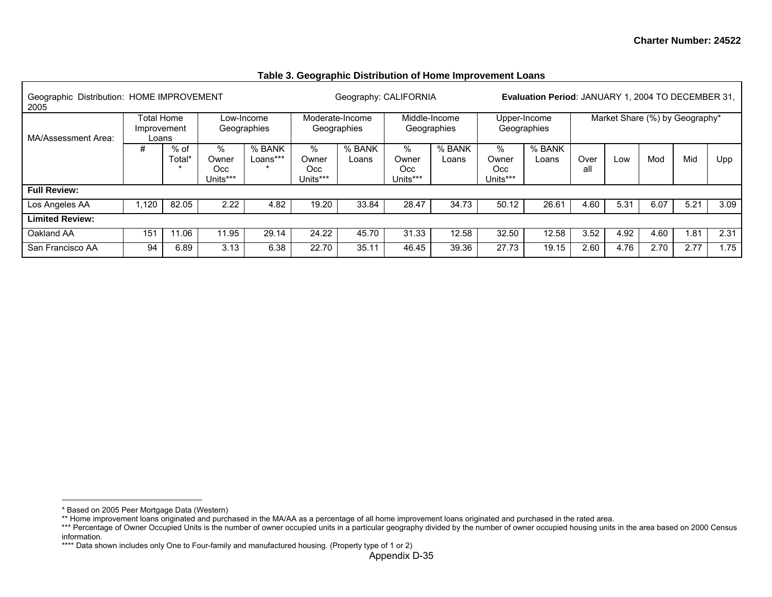Charter Number: 24522

**Table 3. Geographic Distribution of Home Improvement Loans**

| Geographic Distribution: HOME IMPROVEMENT | | | Geography: CALIFORNIA | | | | | | | | Evaluation Period: JANUARY 1, 2004 TO DECEMBER 31, 2005 | | | | |
|---|---|---|---|---|---|---|---|---|---|---|---|---|---|---|---|
| MA/Assessment Area: | Total Home Improvement Loans | | Low-Income Geographies | | Moderate-Income Geographies | | Middle-Income Geographies | | Upper-Income Geographies | | Market Share (%) by Geography* | | | | |
| | # | % of Total** | % Owner Occ Units*** | % BANK Loans**** | % Owner Occ Units*** | % BANK Loans | % Owner Occ Units*** | % BANK Loans | % Owner Occ Units*** | % BANK Loans | Overall | Low | Mod | Mid | Upp |
| **Full Review:** | | | | | | | | | | | | | | | |
| Los Angeles AA | 1,120 | 82.05 | 2.22 | 4.82 | 19.20 | 33.84 | 28.47 | 34.73 | 50.12 | 26.61 | 4.60 | 5.31 | 6.07 | 5.21 | 3.09 |
| **Limited Review:** | | | | | | | | | | | | | | | |
| Oakland AA | 151 | 11.06 | 11.95 | 29.14 | 24.22 | 45.70 | 31.33 | 12.58 | 32.50 | 12.58 | 3.52 | 4.92 | 4.60 | 1.81 | 2.31 |
| San Francisco AA | 94 | 6.89 | 3.13 | 6.38 | 22.70 | 35.11 | 46.45 | 39.36 | 27.73 | 19.15 | 2.60 | 4.76 | 2.70 | 2.77 | 1.75 |

* Based on 2005 Peer Mortgage Data (Western)
** Home improvement loans originated and purchased in the MA/AA as a percentage of all home improvement loans originated and purchased in the rated area.
*** Percentage of Owner Occupied Units is the number of owner occupied units in a particular geography divided by the number of owner occupied housing units in the area based on 2000 Census information.
**** Data shown includes only One to Four-family and manufactured housing. (Property type of 1 or 2)

Appendix D-35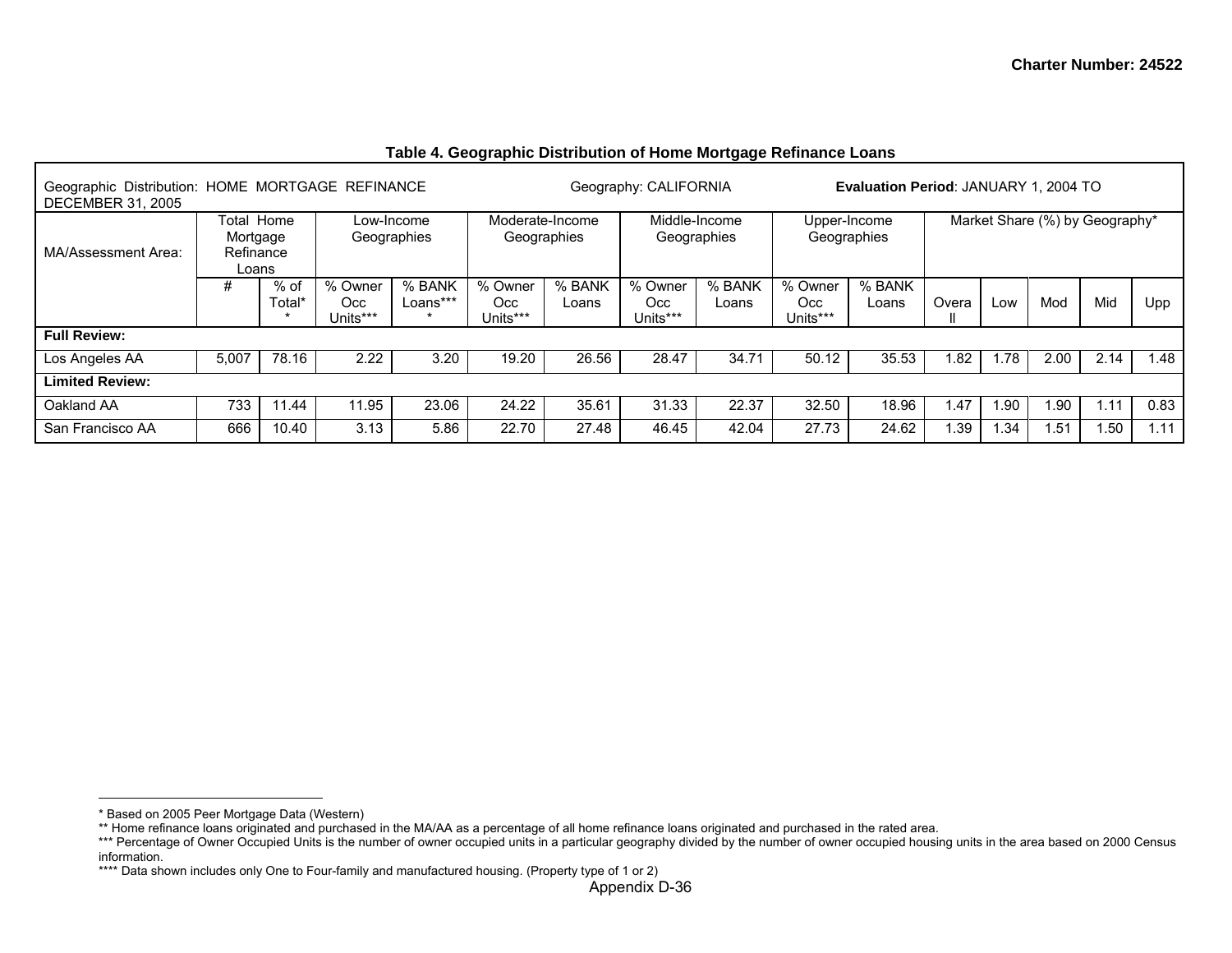Charter Number: 24522

### Table 4. Geographic Distribution of Home Mortgage Refinance Loans

| Geographic Distribution: HOME MORTGAGE REFINANCE | | | Geography: CALIFORNIA | | | | | | **Evaluation Period**: JANUARY 1, 2004 TO DECEMBER 31, 2005 | | | | | | |
|---|---|---|---|---|---|---|---|---|---|---|---|---|---|---|---|
| MA/Assessment Area: | Total Home Mortgage Refinance Loans | | Low-Income Geographies | | Moderate-Income Geographies | | Middle-Income Geographies | | Upper-Income Geographies | | Market Share (%) by Geography* | | | | |
| | # | % of Total** | % Owner Occ Units*** | % BANK Loans**** | % Owner Occ Units*** | % BANK Loans | % Owner Occ Units*** | % BANK Loans | % Owner Occ Units*** | % BANK Loans | Overall | Low | Mod | Mid | Upp |
| **Full Review:** | | | | | | | | | | | | | | | |
| Los Angeles AA | 5,007 | 78.16 | 2.22 | 3.20 | 19.20 | 26.56 | 28.47 | 34.71 | 50.12 | 35.53 | 1.82 | 1.78 | 2.00 | 2.14 | 1.48 |
| **Limited Review:** | | | | | | | | | | | | | | | |
| Oakland AA | 733 | 11.44 | 11.95 | 23.06 | 24.22 | 35.61 | 31.33 | 22.37 | 32.50 | 18.96 | 1.47 | 1.90 | 1.90 | 1.11 | 0.83 |
| San Francisco AA | 666 | 10.40 | 3.13 | 5.86 | 22.70 | 27.48 | 46.45 | 42.04 | 27.73 | 24.62 | 1.39 | 1.34 | 1.51 | 1.50 | 1.11 |

* Based on 2005 Peer Mortgage Data (Western)

** Home refinance loans originated and purchased in the MA/AA as a percentage of all home refinance loans originated and purchased in the rated area.

*** Percentage of Owner Occupied Units is the number of owner occupied units in a particular geography divided by the number of owner occupied housing units in the area based on 2000 Census information.

**** Data shown includes only One to Four-family and manufactured housing. (Property type of 1 or 2)

Appendix D-36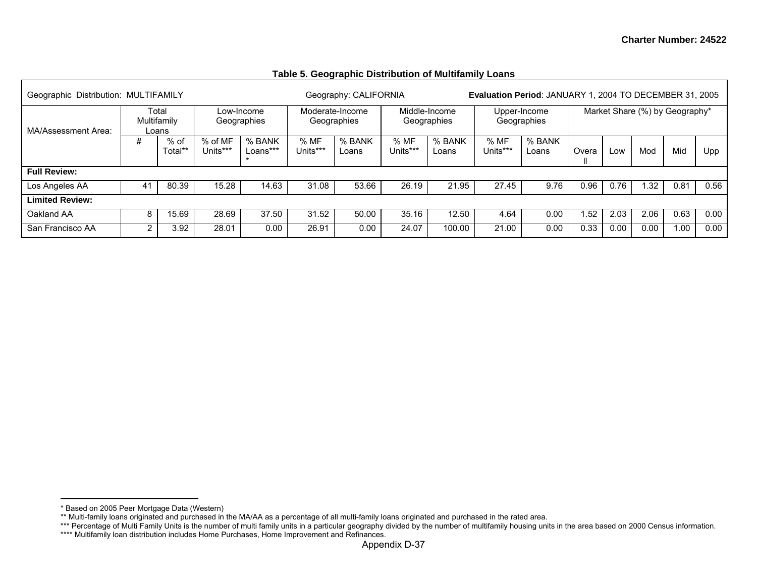Charter Number: 24522

**Table 5. Geographic Distribution of Multifamily Loans**

| Geographic Distribution: MULTIFAMILY | | | Geography: CALIFORNIA | | | | | | Evaluation Period: JANUARY 1, 2004 TO DECEMBER 31, 2005 | | | | | | |
|---|---|---|---|---|---|---|---|---|---|---|---|---|---|---|---|
| MA/Assessment Area: | Total Multifamily Loans | | Low-Income Geographies | | Moderate-Income Geographies | | Middle-Income Geographies | | Upper-Income Geographies | | Market Share (%) by Geography* | | | | |
| | # | % of Total** | % of MF Units*** | % BANK Loans**** | % MF Units*** | % BANK Loans | % MF Units*** | % BANK Loans | % MF Units*** | % BANK Loans | Overall | Low | Mod | Mid | Upp |
| **Full Review:** | | | | | | | | | | | | | | | |
| Los Angeles AA | 41 | 80.39 | 15.28 | 14.63 | 31.08 | 53.66 | 26.19 | 21.95 | 27.45 | 9.76 | 0.96 | 0.76 | 1.32 | 0.81 | 0.56 |
| **Limited Review:** | | | | | | | | | | | | | | | |
| Oakland AA | 8 | 15.69 | 28.69 | 37.50 | 31.52 | 50.00 | 35.16 | 12.50 | 4.64 | 0.00 | 1.52 | 2.03 | 2.06 | 0.63 | 0.00 |
| San Francisco AA | 2 | 3.92 | 28.01 | 0.00 | 26.91 | 0.00 | 24.07 | 100.00 | 21.00 | 0.00 | 0.33 | 0.00 | 0.00 | 1.00 | 0.00 |

* Based on 2005 Peer Mortgage Data (Western)
** Multi-family loans originated and purchased in the MA/AA as a percentage of all multi-family loans originated and purchased in the rated area.
*** Percentage of Multi Family Units is the number of multi family units in a particular geography divided by the number of multifamily housing units in the area based on 2000 Census information.
**** Multifamily loan distribution includes Home Purchases, Home Improvement and Refinances.

Appendix D-37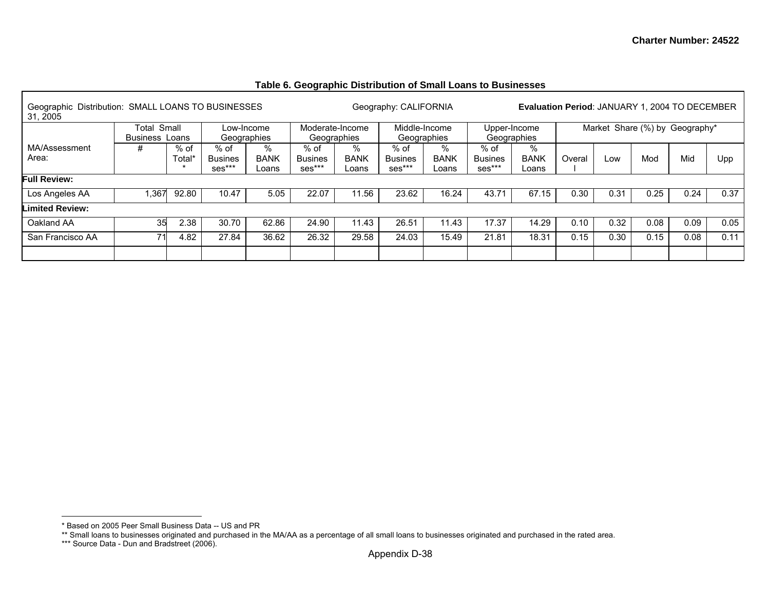**Charter Number: 24522**

### Table 6. Geographic Distribution of Small Loans to Businesses

Geographic Distribution: SMALL LOANS TO BUSINESSES Geography: CALIFORNIA **Evaluation Period**: JANUARY 1, 2004 TO DECEMBER 31, 2005

| MA/Assessment Area: | Total Small Business Loans | | Low-Income Geographies | | Moderate-Income Geographies | | Middle-Income Geographies | | Upper-Income Geographies | | Market Share (%) by Geography* | | | | |
|---|---|---|---|---|---|---|---|---|---|---|---|---|---|---|---|
| | # | % of Total** | % of Businesses*** | % BANK Loans | % of Businesses*** | % BANK Loans | % of Businesses*** | % BANK Loans | % of Businesses*** | % BANK Loans | Overall | Low | Mod | Mid | Upp |
| **Full Review:** | | | | | | | | | | | | | | | |
| Los Angeles AA | 1,367 | 92.80 | 10.47 | 5.05 | 22.07 | 11.56 | 23.62 | 16.24 | 43.71 | 67.15 | 0.30 | 0.31 | 0.25 | 0.24 | 0.37 |
| **Limited Review:** | | | | | | | | | | | | | | | |
| Oakland AA | 35 | 2.38 | 30.70 | 62.86 | 24.90 | 11.43 | 26.51 | 11.43 | 17.37 | 14.29 | 0.10 | 0.32 | 0.08 | 0.09 | 0.05 |
| San Francisco AA | 71 | 4.82 | 27.84 | 36.62 | 26.32 | 29.58 | 24.03 | 15.49 | 21.81 | 18.31 | 0.15 | 0.30 | 0.15 | 0.08 | 0.11 |
| | | | | | | | | | | | | | | | |

* Based on 2005 Peer Small Business Data -- US and PR

** Small loans to businesses originated and purchased in the MA/AA as a percentage of all small loans to businesses originated and purchased in the rated area.

*** Source Data - Dun and Bradstreet (2006).

Appendix D-38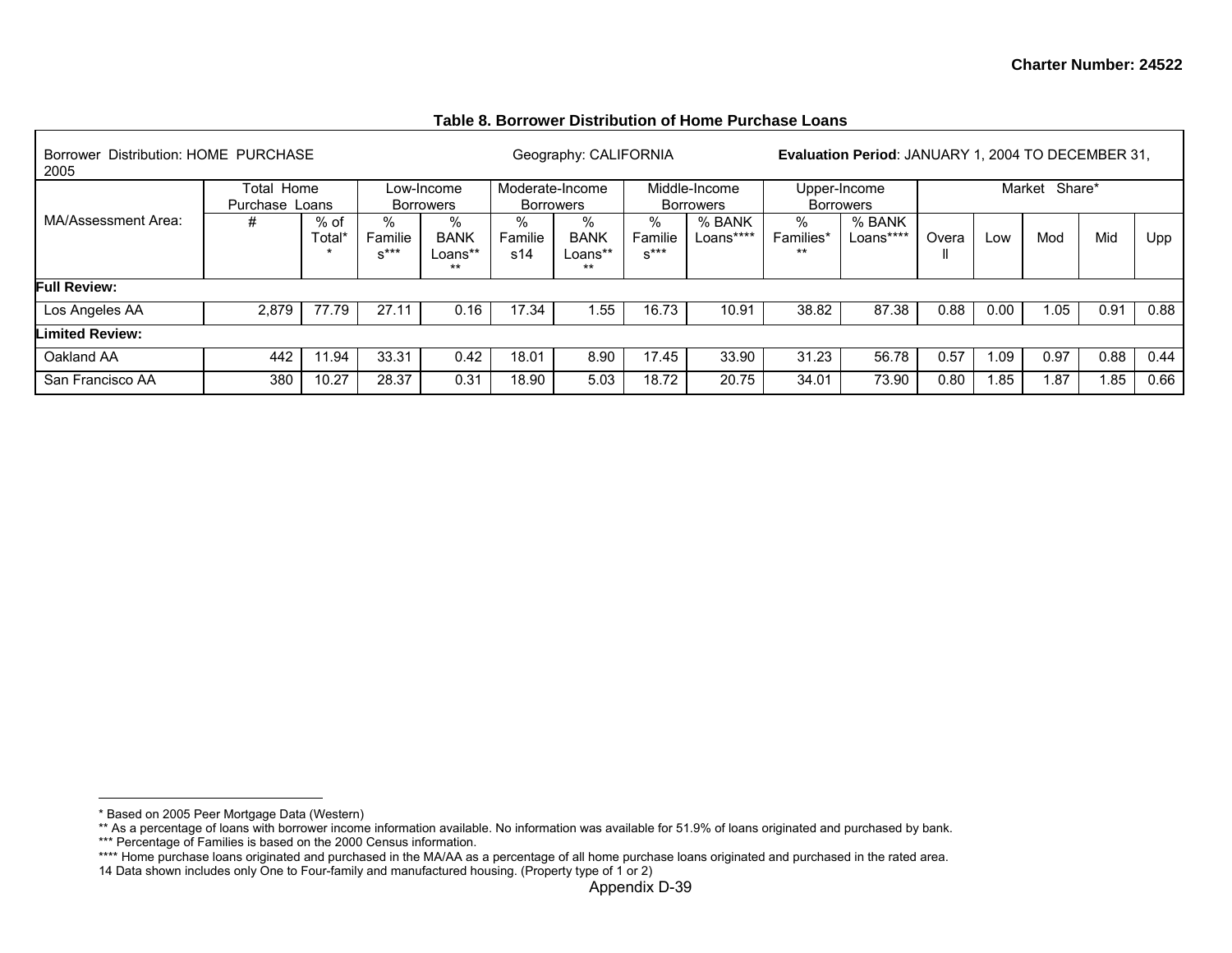Charter Number: 24522

**Table 8. Borrower Distribution of Home Purchase Loans**

| Borrower Distribution: HOME PURCHASE | | | Geography: CALIFORNIA | | | | Evaluation Period: JANUARY 1, 2004 TO DECEMBER 31, 2005 | | | | | | | | |
|---|---|---|---|---|---|---|---|---|---|---|---|---|---|---|---|
| MA/Assessment Area: | Total Home Purchase Loans | | Low-Income Borrowers | | Moderate-Income Borrowers | | Middle-Income Borrowers | | Upper-Income Borrowers | | Market Share* | | | | |
| | # | % of Total** | % Families*** | % BANK Loans**** | % Families14 | % BANK Loans**** | % Families*** | % BANK Loans**** | % Families*** | % BANK Loans**** | Overall | Low | Mod | Mid | Upp |
| **Full Review:** | | | | | | | | | | | | | | | |
| Los Angeles AA | 2,879 | 77.79 | 27.11 | 0.16 | 17.34 | 1.55 | 16.73 | 10.91 | 38.82 | 87.38 | 0.88 | 0.00 | 1.05 | 0.91 | 0.88 |
| **Limited Review:** | | | | | | | | | | | | | | | |
| Oakland AA | 442 | 11.94 | 33.31 | 0.42 | 18.01 | 8.90 | 17.45 | 33.90 | 31.23 | 56.78 | 0.57 | 1.09 | 0.97 | 0.88 | 0.44 |
| San Francisco AA | 380 | 10.27 | 28.37 | 0.31 | 18.90 | 5.03 | 18.72 | 20.75 | 34.01 | 73.90 | 0.80 | 1.85 | 1.87 | 1.85 | 0.66 |

* Based on 2005 Peer Mortgage Data (Western)
** As a percentage of loans with borrower income information available. No information was available for 51.9% of loans originated and purchased by bank.
*** Percentage of Families is based on the 2000 Census information.
**** Home purchase loans originated and purchased in the MA/AA as a percentage of all home purchase loans originated and purchased in the rated area.
14 Data shown includes only One to Four-family and manufactured housing. (Property type of 1 or 2)

Appendix D-39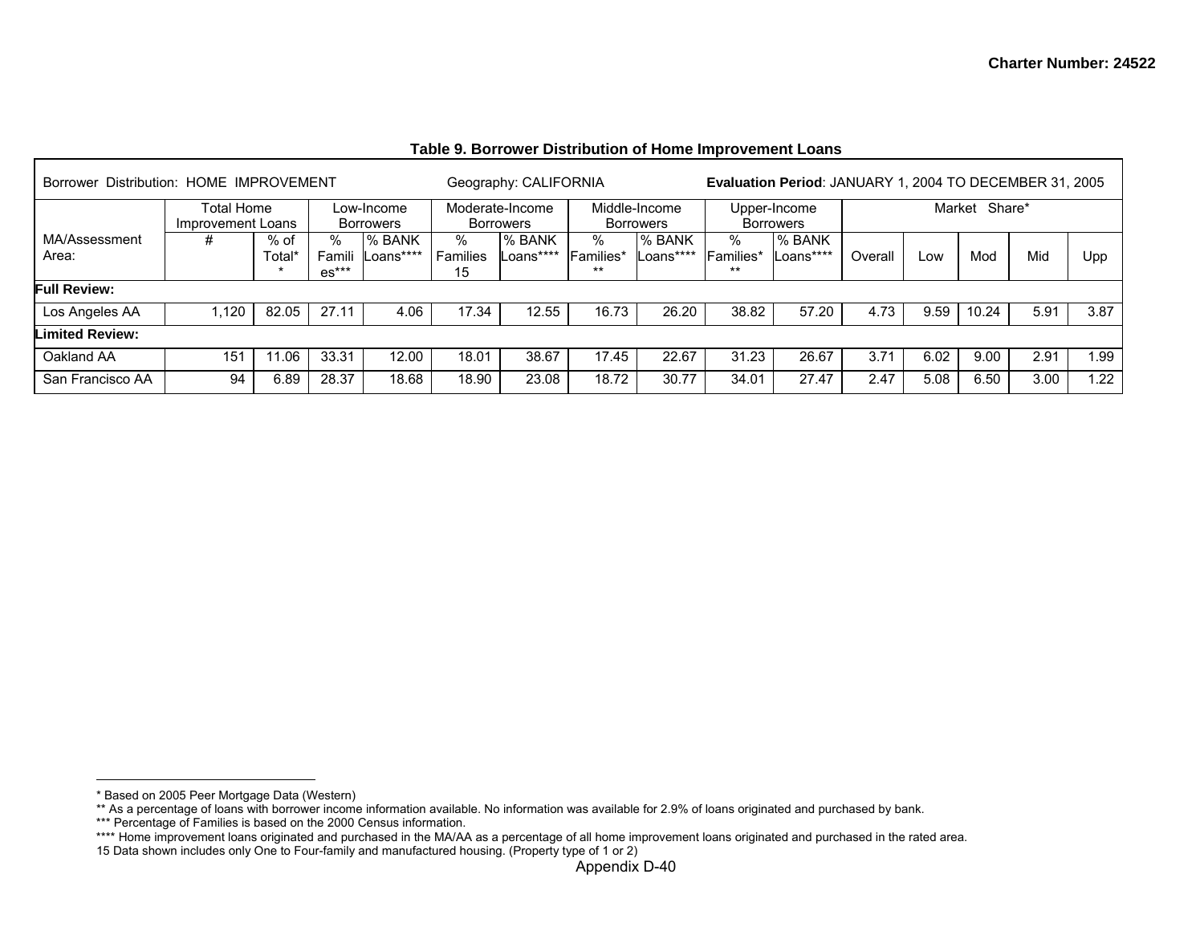**Table 9. Borrower Distribution of Home Improvement Loans**

| Borrower Distribution: HOME IMPROVEMENT | | | Geography: CALIFORNIA | | | | | | **Evaluation Period**: JANUARY 1, 2004 TO DECEMBER 31, 2005 | | | | | | |
|---|---|---|---|---|---|---|---|---|---|---|---|---|---|---|---|
| | Total Home Improvement Loans | | Low-Income Borrowers | | Moderate-Income Borrowers | | Middle-Income Borrowers | | Upper-Income Borrowers | | Market Share* | | | | |
| MA/Assessment Area: | # | % of Total** | % Families*** | % BANK Loans**** | % Families 15 | % BANK Loans**** | % Families*** | % BANK Loans**** | % Families*** | % BANK Loans**** | Overall | Low | Mod | Mid | Upp |
| **Full Review:** | | | | | | | | | | | | | | | |
| Los Angeles AA | 1,120 | 82.05 | 27.11 | 4.06 | 17.34 | 12.55 | 16.73 | 26.20 | 38.82 | 57.20 | 4.73 | 9.59 | 10.24 | 5.91 | 3.87 |
| **Limited Review:** | | | | | | | | | | | | | | | |
| Oakland AA | 151 | 11.06 | 33.31 | 12.00 | 18.01 | 38.67 | 17.45 | 22.67 | 31.23 | 26.67 | 3.71 | 6.02 | 9.00 | 2.91 | 1.99 |
| San Francisco AA | 94 | 6.89 | 28.37 | 18.68 | 18.90 | 23.08 | 18.72 | 30.77 | 34.01 | 27.47 | 2.47 | 5.08 | 6.50 | 3.00 | 1.22 |

* Based on 2005 Peer Mortgage Data (Western)
** As a percentage of loans with borrower income information available. No information was available for 2.9% of loans originated and purchased by bank.
*** Percentage of Families is based on the 2000 Census information.
**** Home improvement loans originated and purchased in the MA/AA as a percentage of all home improvement loans originated and purchased in the rated area.
15 Data shown includes only One to Four-family and manufactured housing. (Property type of 1 or 2)

Appendix D-40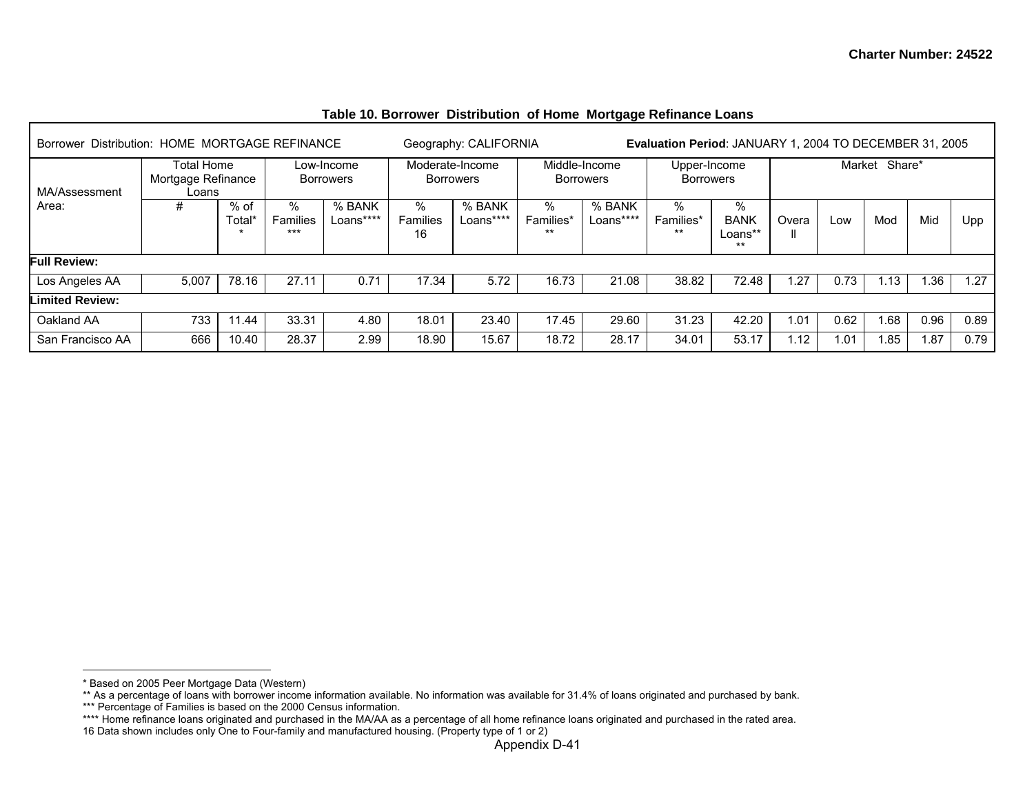Charter Number: 24522

### Table 10. Borrower Distribution of Home Mortgage Refinance Loans

| Borrower Distribution: HOME MORTGAGE REFINANCE | | | Geography: CALIFORNIA | | | | Evaluation Period: JANUARY 1, 2004 TO DECEMBER 31, 2005 | | | | | | | | |
|---|---|---|---|---|---|---|---|---|---|---|---|---|---|---|---|
| MA/Assessment Area: | Total Home Mortgage Refinance Loans | | Low-Income Borrowers | | Moderate-Income Borrowers | | Middle-Income Borrowers | | Upper-Income Borrowers | | Market Share* | | | | |
| | # | % of Total** | % Families*** | % BANK Loans**** | % Families 16 | % BANK Loans**** | % Families*** | % BANK Loans**** | % Families*** | % BANK Loans**** | Overall | Low | Mod | Mid | Upp |
| **Full Review:** | | | | | | | | | | | | | | | |
| Los Angeles AA | 5,007 | 78.16 | 27.11 | 0.71 | 17.34 | 5.72 | 16.73 | 21.08 | 38.82 | 72.48 | 1.27 | 0.73 | 1.13 | 1.36 | 1.27 |
| **Limited Review:** | | | | | | | | | | | | | | | |
| Oakland AA | 733 | 11.44 | 33.31 | 4.80 | 18.01 | 23.40 | 17.45 | 29.60 | 31.23 | 42.20 | 1.01 | 0.62 | 1.68 | 0.96 | 0.89 |
| San Francisco AA | 666 | 10.40 | 28.37 | 2.99 | 18.90 | 15.67 | 18.72 | 28.17 | 34.01 | 53.17 | 1.12 | 1.01 | 1.85 | 1.87 | 0.79 |

* Based on 2005 Peer Mortgage Data (Western)
** As a percentage of loans with borrower income information available. No information was available for 31.4% of loans originated and purchased by bank.
*** Percentage of Families is based on the 2000 Census information.
**** Home refinance loans originated and purchased in the MA/AA as a percentage of all home refinance loans originated and purchased in the rated area.
16 Data shown includes only One to Four-family and manufactured housing. (Property type of 1 or 2)

Appendix D-41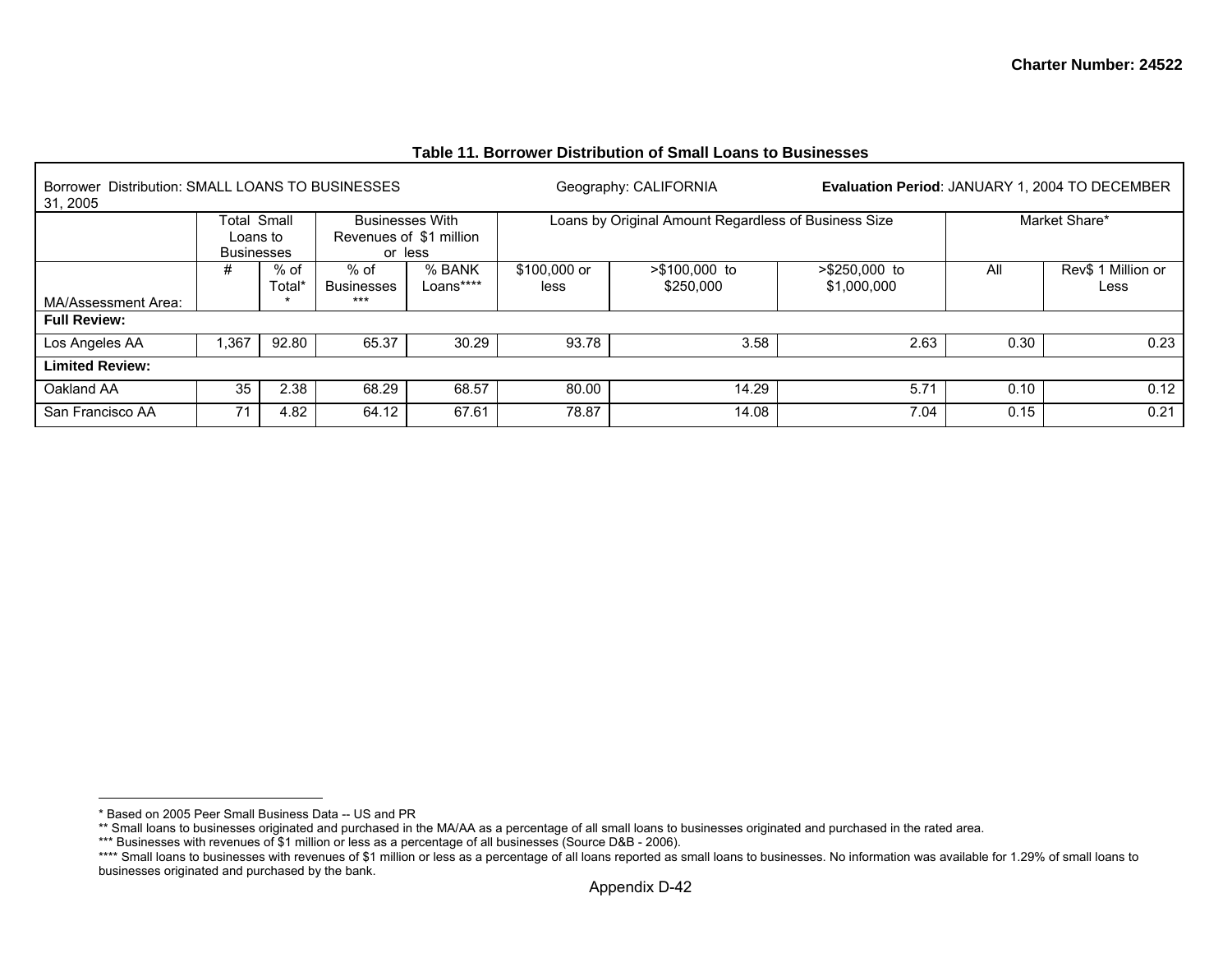**Charter Number: 24522**

### Table 11. Borrower Distribution of Small Loans to Businesses

Borrower Distribution: SMALL LOANS TO BUSINESSES Geography: CALIFORNIA **Evaluation Period**: JANUARY 1, 2004 TO DECEMBER 31, 2005

| | Total Small Loans to Businesses | | Businesses With Revenues of $1 million or less | | Loans by Original Amount Regardless of Business Size | | | Market Share* | |
|---|---|---|---|---|---|---|---|---|---|
| MA/Assessment Area: | # | % of Total** | % of Businesses*** | % BANK Loans**** | $100,000 or less | >$100,000 to $250,000 | >$250,000 to $1,000,000 | All | Rev$ 1 Million or Less |
| **Full Review:** | | | | | | | | | |
| Los Angeles AA | 1,367 | 92.80 | 65.37 | 30.29 | 93.78 | 3.58 | 2.63 | 0.30 | 0.23 |
| **Limited Review:** | | | | | | | | | |
| Oakland AA | 35 | 2.38 | 68.29 | 68.57 | 80.00 | 14.29 | 5.71 | 0.10 | 0.12 |
| San Francisco AA | 71 | 4.82 | 64.12 | 67.61 | 78.87 | 14.08 | 7.04 | 0.15 | 0.21 |

* Based on 2005 Peer Small Business Data -- US and PR

** Small loans to businesses originated and purchased in the MA/AA as a percentage of all small loans to businesses originated and purchased in the rated area.

*** Businesses with revenues of $1 million or less as a percentage of all businesses (Source D&B - 2006).

**** Small loans to businesses with revenues of $1 million or less as a percentage of all loans reported as small loans to businesses. No information was available for 1.29% of small loans to businesses originated and purchased by the bank.

Appendix D-42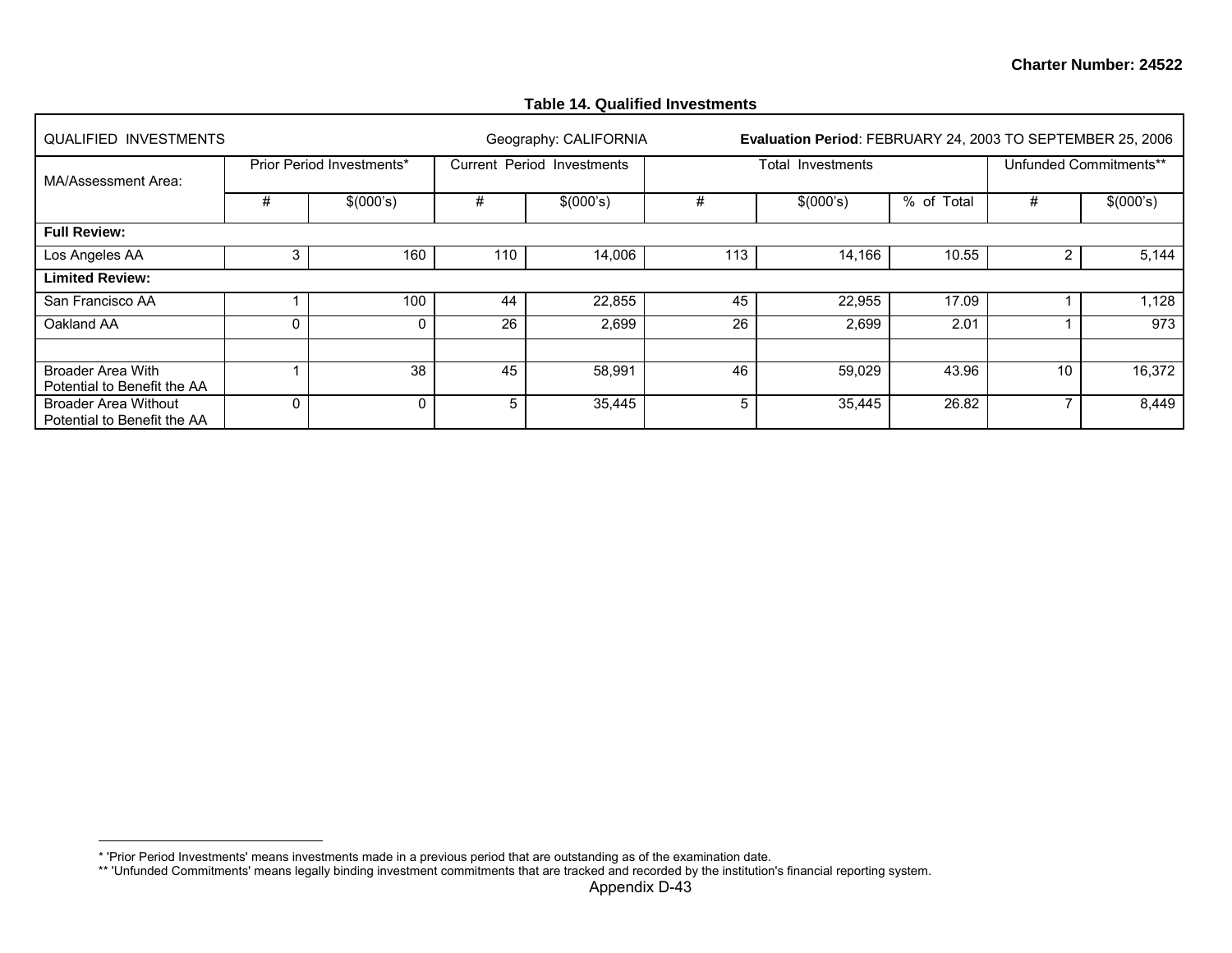**Table 14. Qualified Investments**

| QUALIFIED INVESTMENTS | | | Geography: CALIFORNIA | | **Evaluation Period**: FEBRUARY 24, 2003 TO SEPTEMBER 25, 2006 | | | | |
|---|---|---|---|---|---|---|---|---|---|
| MA/Assessment Area: | Prior Period Investments* | | Current Period Investments | | Total Investments | | | Unfunded Commitments** | |
| | # | $(000's) | # | $(000's) | # | $(000's) | % of Total | # | $(000's) |
| **Full Review:** | | | | | | | | | |
| Los Angeles AA | 3 | 160 | 110 | 14,006 | 113 | 14,166 | 10.55 | 2 | 5,144 |
| **Limited Review:** | | | | | | | | | |
| San Francisco AA | 1 | 100 | 44 | 22,855 | 45 | 22,955 | 17.09 | 1 | 1,128 |
| Oakland AA | 0 | 0 | 26 | 2,699 | 26 | 2,699 | 2.01 | 1 | 973 |
| | | | | | | | | | |
| Broader Area With Potential to Benefit the AA | 1 | 38 | 45 | 58,991 | 46 | 59,029 | 43.96 | 10 | 16,372 |
| Broader Area Without Potential to Benefit the AA | 0 | 0 | 5 | 35,445 | 5 | 35,445 | 26.82 | 7 | 8,449 |

* 'Prior Period Investments' means investments made in a previous period that are outstanding as of the examination date.
** 'Unfunded Commitments' means legally binding investment commitments that are tracked and recorded by the institution's financial reporting system.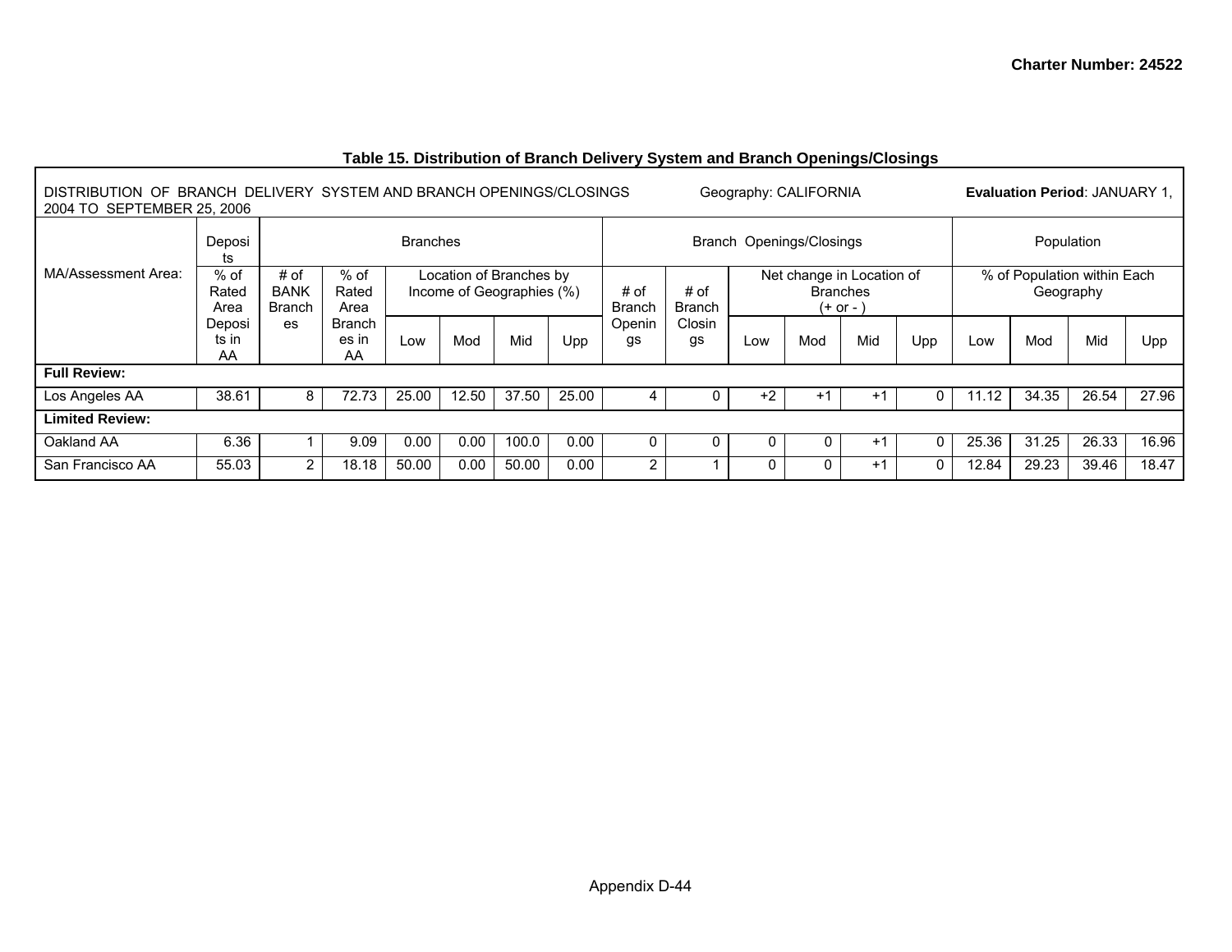### Table 15. Distribution of Branch Delivery System and Branch Openings/Closings

DISTRIBUTION OF BRANCH DELIVERY SYSTEM AND BRANCH OPENINGS/CLOSINGS Geography: CALIFORNIA **Evaluation Period**: JANUARY 1, 2004 TO SEPTEMBER 25, 2006

| MA/Assessment Area: | Deposits | Branches | | | | | | Branch Openings/Closings | | | | | | Population | | | |
|---|---|---|---|---|---|---|---|---|---|---|---|---|---|---|---|---|---|
| | % of Rated Area Deposits in AA | # of BANK Branches | % of Rated Area Branches in AA | Location of Branches by Income of Geographies (%) | | | | # of Branch Openings | # of Branch Closings | Net change in Location of Branches (+ or - ) | | | | % of Population within Each Geography | | | |
| | | | | Low | Mod | Mid | Upp | | | Low | Mod | Mid | Upp | Low | Mod | Mid | Upp |
| **Full Review:** | | | | | | | | | | | | | | | | | |
| Los Angeles AA | 38.61 | 8 | 72.73 | 25.00 | 12.50 | 37.50 | 25.00 | 4 | 0 | +2 | +1 | +1 | 0 | 11.12 | 34.35 | 26.54 | 27.96 |
| **Limited Review:** | | | | | | | | | | | | | | | | | |
| Oakland AA | 6.36 | 1 | 9.09 | 0.00 | 0.00 | 100.0 | 0.00 | 0 | 0 | 0 | 0 | +1 | 0 | 25.36 | 31.25 | 26.33 | 16.96 |
| San Francisco AA | 55.03 | 2 | 18.18 | 50.00 | 0.00 | 50.00 | 0.00 | 2 | 1 | 0 | 0 | +1 | 0 | 12.84 | 29.23 | 39.46 | 18.47 |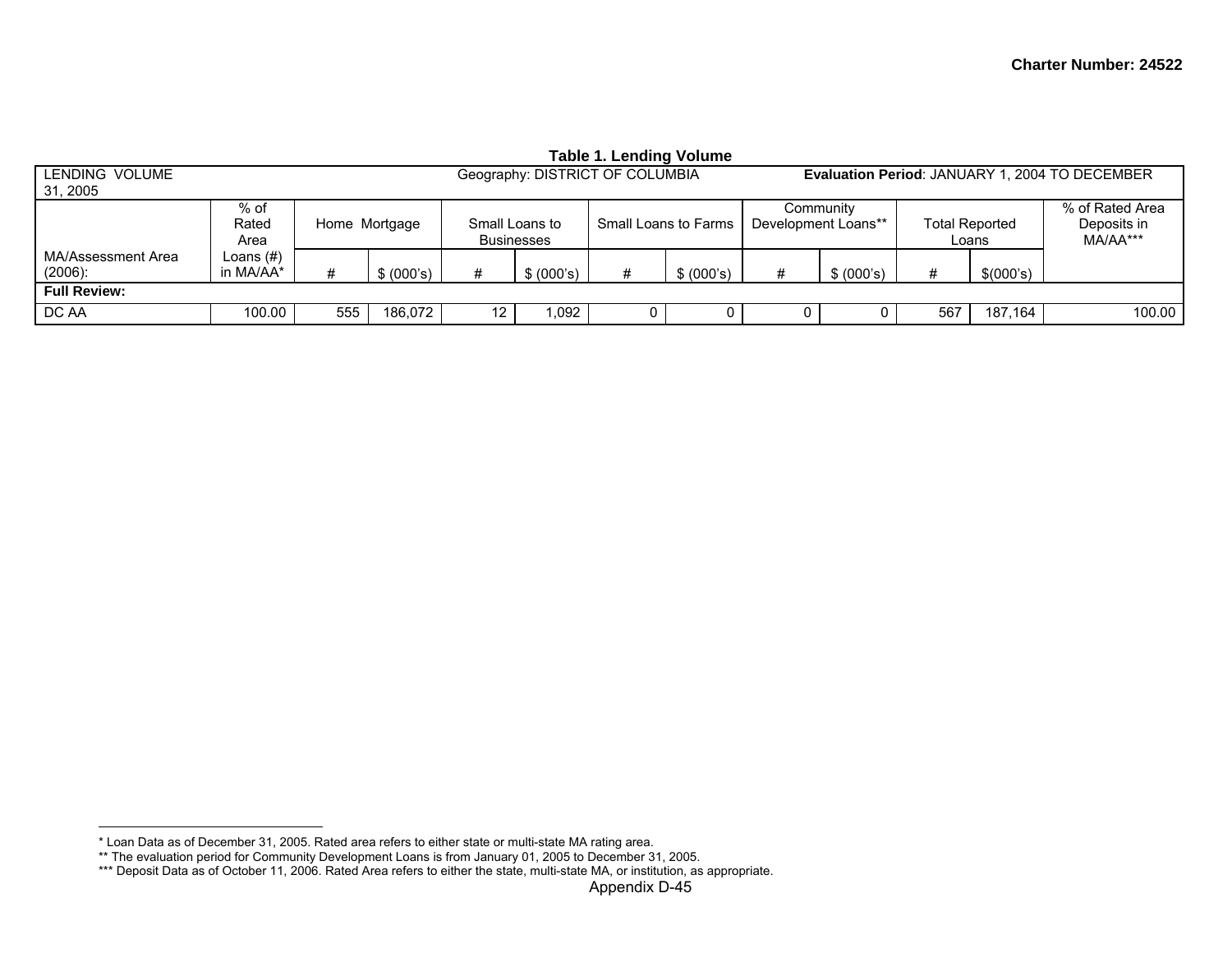**Table 1. Lending Volume**

| LENDING VOLUME | | Geography: DISTRICT OF COLUMBIA | | | | | | | | | | **Evaluation Period**: JANUARY 1, 2004 TO DECEMBER 31, 2005 |
|---|---|---|---|---|---|---|---|---|---|---|---|---|
| | % of Rated Area | Home Mortgage | | Small Loans to Businesses | | Small Loans to Farms | | Community Development Loans** | | Total Reported Loans | | % of Rated Area Deposits in MA/AA*** |
| MA/Assessment Area (2006): | Loans (#) in MA/AA* | # | $ (000's) | # | $ (000's) | # | $ (000's) | # | $ (000's) | # | $(000's) | |
| **Full Review:** | | | | | | | | | | | | |
| DC AA | 100.00 | 555 | 186,072 | 12 | 1,092 | 0 | 0 | 0 | 0 | 567 | 187,164 | 100.00 |

* Loan Data as of December 31, 2005. Rated area refers to either state or multi-state MA rating area.
** The evaluation period for Community Development Loans is from January 01, 2005 to December 31, 2005.
*** Deposit Data as of October 11, 2006. Rated Area refers to either the state, multi-state MA, or institution, as appropriate.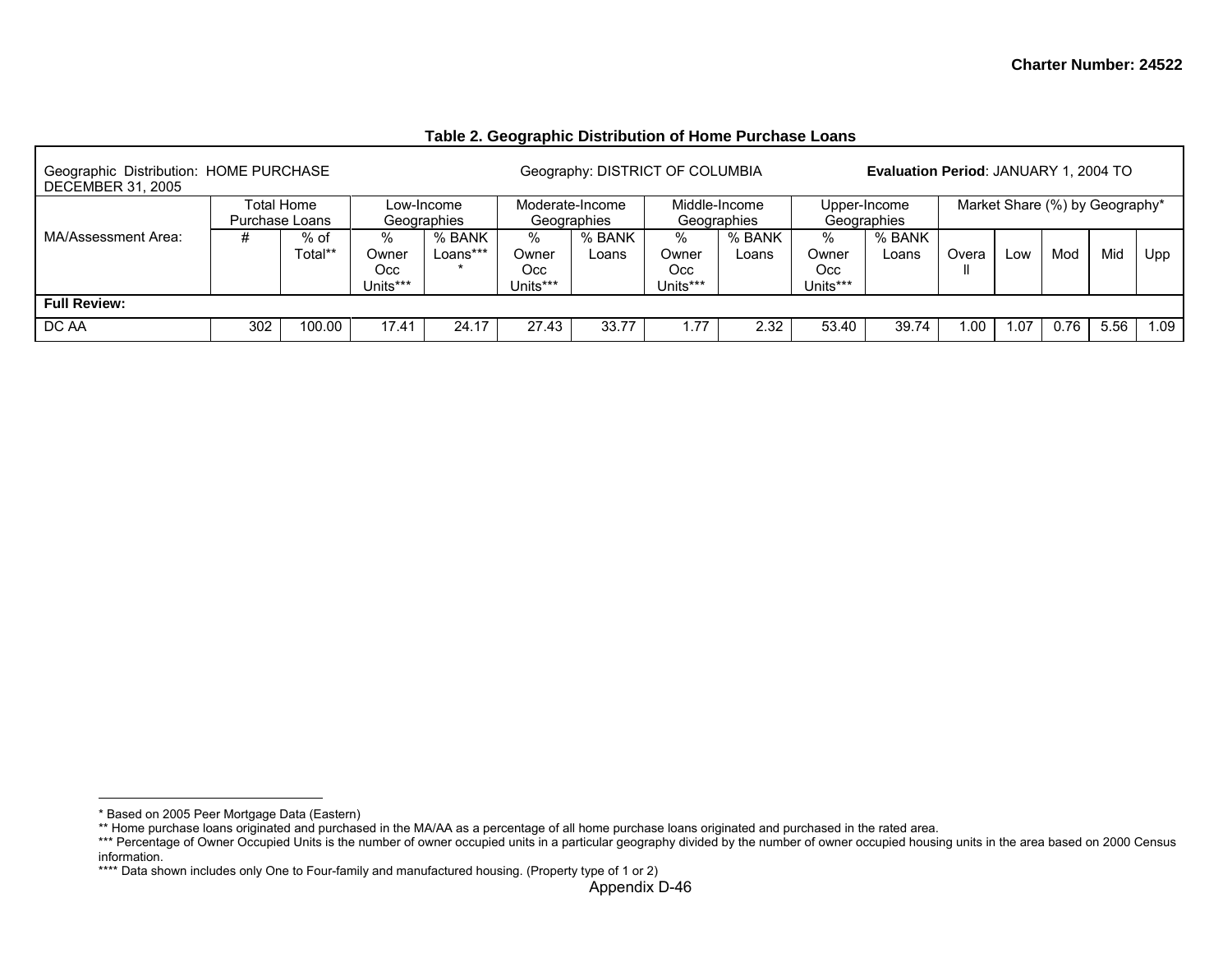Charter Number: 24522

### Table 2. Geographic Distribution of Home Purchase Loans

| Geographic Distribution: HOME PURCHASE | | Geography: DISTRICT OF COLUMBIA | | | | | | | | **Evaluation Period**: JANUARY 1, 2004 TO DECEMBER 31, 2005 | | | | | | |
|---|---|---|---|---|---|---|---|---|---|---|---|---|---|---|---|---|
| | Total Home Purchase Loans | | Low-Income Geographies | | Moderate-Income Geographies | | Middle-Income Geographies | | Upper-Income Geographies | | Market Share (%) by Geography* | | | | | |
| MA/Assessment Area: | # | % of Total** | % Owner Occ Units*** | % BANK Loans**** | % Owner Occ Units*** | % BANK Loans | % Owner Occ Units*** | % BANK Loans | % Owner Occ Units*** | % BANK Loans | Overall | Low | Mod | Mid | Upp |
| **Full Review:** | | | | | | | | | | | | | | | | |
| DC AA | 302 | 100.00 | 17.41 | 24.17 | 27.43 | 33.77 | 1.77 | 2.32 | 53.40 | 39.74 | 1.00 | 1.07 | 0.76 | 5.56 | 1.09 |

* Based on 2005 Peer Mortgage Data (Eastern)

** Home purchase loans originated and purchased in the MA/AA as a percentage of all home purchase loans originated and purchased in the rated area.

*** Percentage of Owner Occupied Units is the number of owner occupied units in a particular geography divided by the number of owner occupied housing units in the area based on 2000 Census information.

**** Data shown includes only One to Four-family and manufactured housing. (Property type of 1 or 2)

Appendix D-46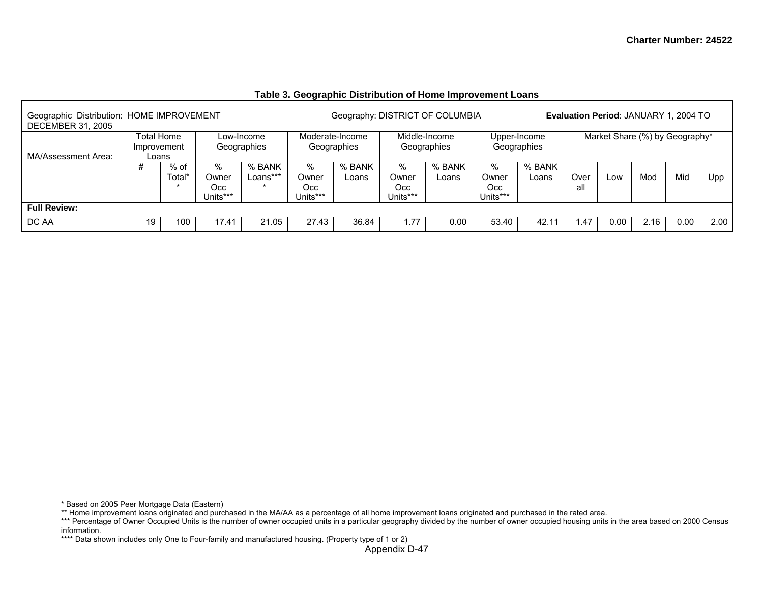Charter Number: 24522

### Table 3. Geographic Distribution of Home Improvement Loans

Geographic Distribution: HOME IMPROVEMENT Geography: DISTRICT OF COLUMBIA **Evaluation Period**: JANUARY 1, 2004 TO DECEMBER 31, 2005

| MA/Assessment Area: | Total Home Improvement Loans | | Low-Income Geographies | | Moderate-Income Geographies | | Middle-Income Geographies | | Upper-Income Geographies | | Market Share (%) by Geography* | | | | |
|---|---|---|---|---|---|---|---|---|---|---|---|---|---|---|---|
| | # | % of Total** | % Owner Occ Units*** | % BANK Loans**** | % Owner Occ Units*** | % BANK Loans | % Owner Occ Units*** | % BANK Loans | % Owner Occ Units*** | % BANK Loans | Overall | Low | Mod | Mid | Upp |
| **Full Review:** | | | | | | | | | | | | | | | |
| DC AA | 19 | 100 | 17.41 | 21.05 | 27.43 | 36.84 | 1.77 | 0.00 | 53.40 | 42.11 | 1.47 | 0.00 | 2.16 | 0.00 | 2.00 |

* Based on 2005 Peer Mortgage Data (Eastern)
** Home improvement loans originated and purchased in the MA/AA as a percentage of all home improvement loans originated and purchased in the rated area.
*** Percentage of Owner Occupied Units is the number of owner occupied units in a particular geography divided by the number of owner occupied housing units in the area based on 2000 Census information.
**** Data shown includes only One to Four-family and manufactured housing. (Property type of 1 or 2)

Appendix D-47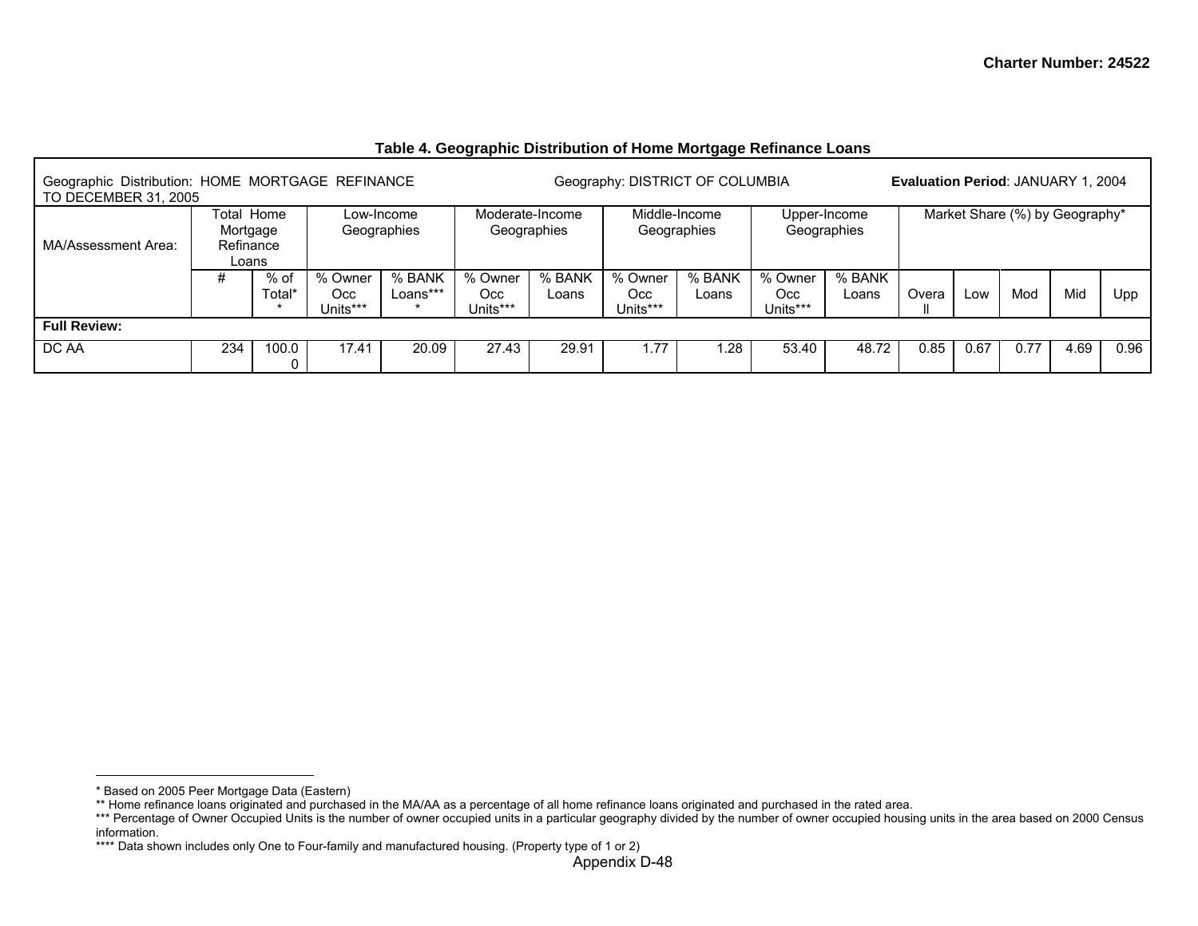**Charter Number: 24522**

**Table 4. Geographic Distribution of Home Mortgage Refinance Loans**

| Geographic Distribution: HOME MORTGAGE REFINANCE | | | Geography: DISTRICT OF COLUMBIA | | | | | | | **Evaluation Period**: JANUARY 1, 2004 TO DECEMBER 31, 2005 | | | | | |
|---|---|---|---|---|---|---|---|---|---|---|---|---|---|---|---|
| MA/Assessment Area: | Total Home Mortgage Refinance Loans | | Low-Income Geographies | | Moderate-Income Geographies | | Middle-Income Geographies | | Upper-Income Geographies | | Market Share (%) by Geography* | | | | |
| | # | % of Total** | % Owner Occ Units*** | % BANK Loans**** | % Owner Occ Units*** | % BANK Loans | % Owner Occ Units*** | % BANK Loans | % Owner Occ Units*** | % BANK Loans | Overall | Low | Mod | Mid | Upp |
| **Full Review:** | | | | | | | | | | | | | | | |
| DC AA | 234 | 100.00 | 17.41 | 20.09 | 27.43 | 29.91 | 1.77 | 1.28 | 53.40 | 48.72 | 0.85 | 0.67 | 0.77 | 4.69 | 0.96 |

---

\* Based on 2005 Peer Mortgage Data (Eastern)

\*\* Home refinance loans originated and purchased in the MA/AA as a percentage of all home refinance loans originated and purchased in the rated area.

\*\*\* Percentage of Owner Occupied Units is the number of owner occupied units in a particular geography divided by the number of owner occupied housing units in the area based on 2000 Census information.

\*\*\*\* Data shown includes only One to Four-family and manufactured housing. (Property type of 1 or 2)

Appendix D-48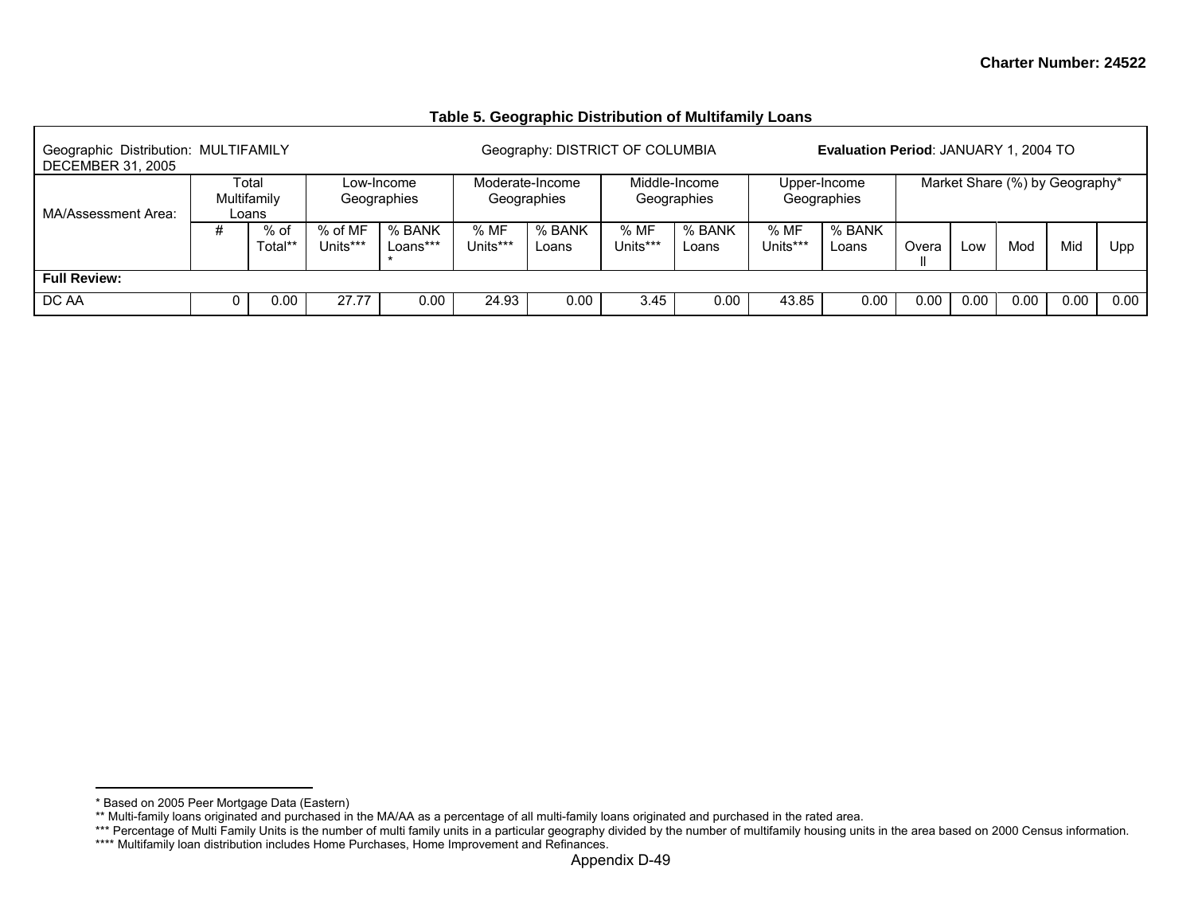## Table 5. Geographic Distribution of Multifamily Loans

| Geographic Distribution: MULTIFAMILY | | | Geography: DISTRICT OF COLUMBIA | | | | | | **Evaluation Period**: JANUARY 1, 2004 TO DECEMBER 31, 2005 | | | | | | |
|---|---|---|---|---|---|---|---|---|---|---|---|---|---|---|---|
| MA/Assessment Area: | Total Multifamily Loans | | Low-Income Geographies | | Moderate-Income Geographies | | Middle-Income Geographies | | Upper-Income Geographies | | Market Share (%) by Geography* | | | | |
| | # | % of Total** | % of MF Units*** | % BANK Loans**** | % MF Units*** | % BANK Loans | % MF Units*** | % BANK Loans | % MF Units*** | % BANK Loans | Overall | Low | Mod | Mid | Upp |
| **Full Review:** | | | | | | | | | | | | | | | |
| DC AA | 0 | 0.00 | 27.77 | 0.00 | 24.93 | 0.00 | 3.45 | 0.00 | 43.85 | 0.00 | 0.00 | 0.00 | 0.00 | 0.00 | 0.00 |

* Based on 2005 Peer Mortgage Data (Eastern)
** Multi-family loans originated and purchased in the MA/AA as a percentage of all multi-family loans originated and purchased in the rated area.
*** Percentage of Multi Family Units is the number of multi family units in a particular geography divided by the number of multifamily housing units in the area based on 2000 Census information.
**** Multifamily loan distribution includes Home Purchases, Home Improvement and Refinances.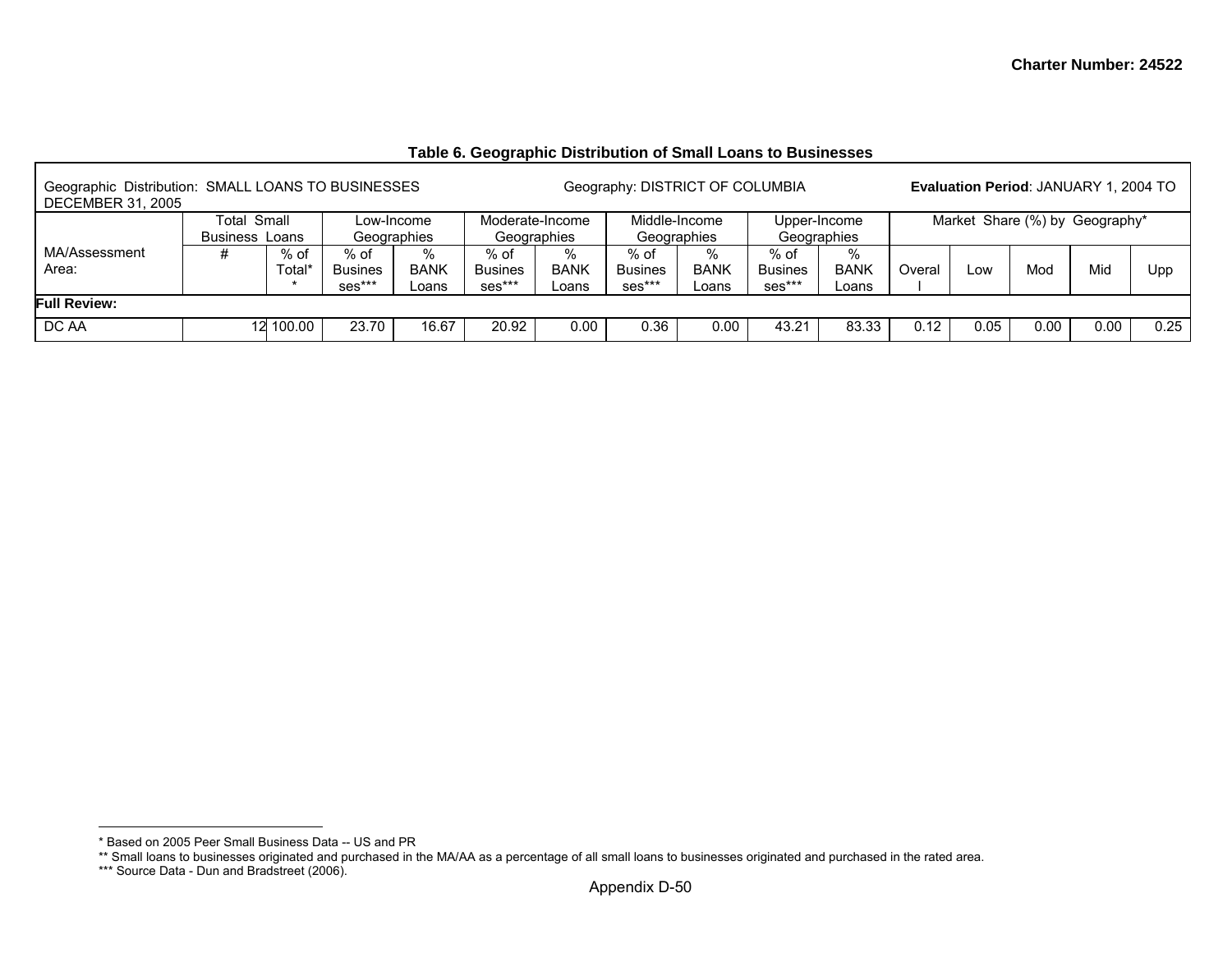### Table 6. Geographic Distribution of Small Loans to Businesses

Geographic Distribution: SMALL LOANS TO BUSINESSES Geography: DISTRICT OF COLUMBIA **Evaluation Period**: JANUARY 1, 2004 TO DECEMBER 31, 2005

| MA/Assessment Area: | Total Small Business Loans | | Low-Income Geographies | | Moderate-Income Geographies | | Middle-Income Geographies | | Upper-Income Geographies | | Market Share (%) by Geography* | | | | |
|---|---|---|---|---|---|---|---|---|---|---|---|---|---|---|---|
| | # | % of Total** | % of Businesses*** | % BANK Loans | % of Businesses*** | % BANK Loans | % of Businesses*** | % BANK Loans | % of Businesses*** | % BANK Loans | Overall | Low | Mod | Mid | Upp |
| **Full Review:** | | | | | | | | | | | | | | | |
| DC AA | 12 | 100.00 | 23.70 | 16.67 | 20.92 | 0.00 | 0.36 | 0.00 | 43.21 | 83.33 | 0.12 | 0.05 | 0.00 | 0.00 | 0.25 |

* Based on 2005 Peer Small Business Data -- US and PR

** Small loans to businesses originated and purchased in the MA/AA as a percentage of all small loans to businesses originated and purchased in the rated area.

*** Source Data - Dun and Bradstreet (2006).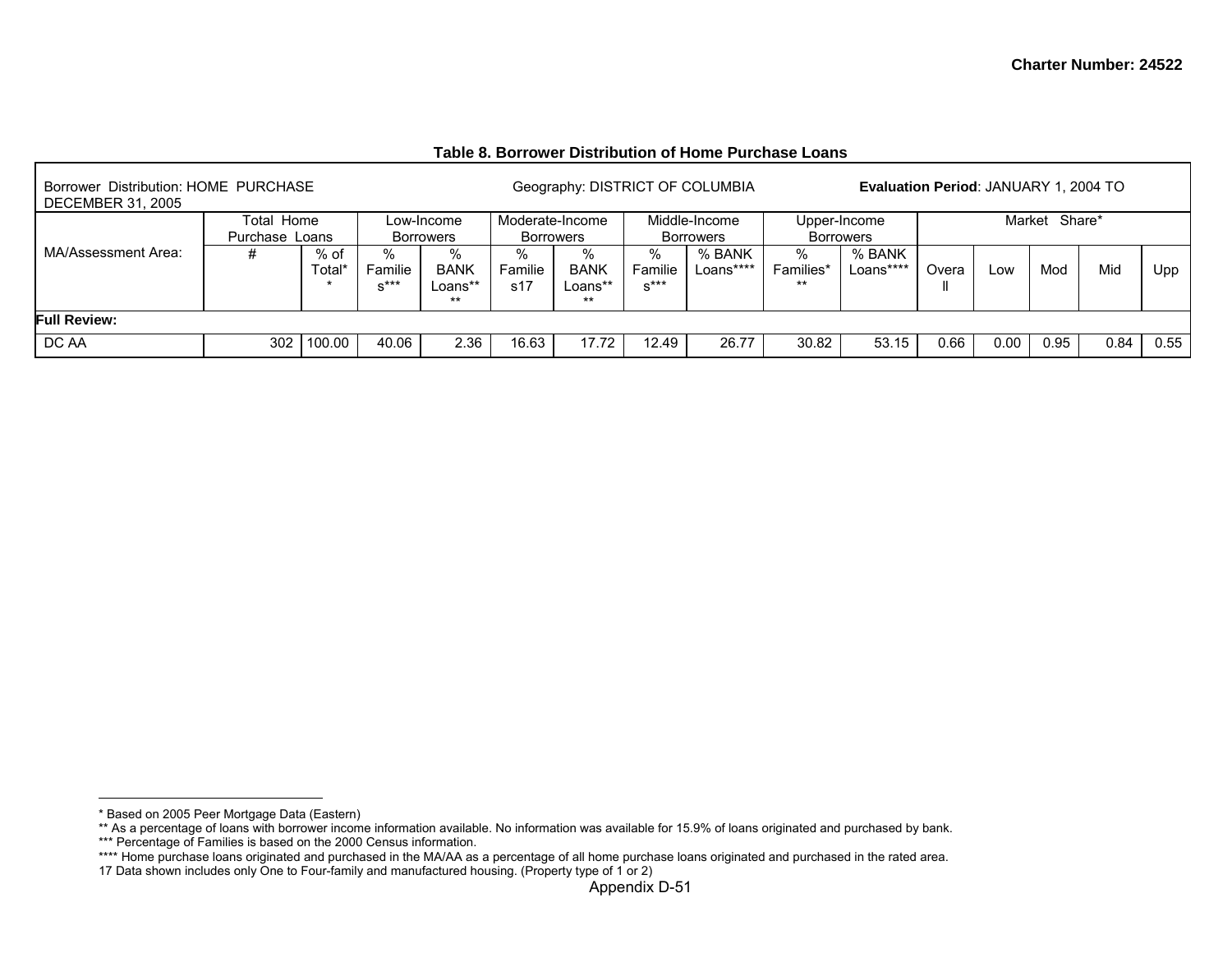Charter Number: 24522

**Table 8. Borrower Distribution of Home Purchase Loans**

| Borrower Distribution: HOME PURCHASE | | | Geography: DISTRICT OF COLUMBIA | | | | | | | **Evaluation Period**: JANUARY 1, 2004 TO DECEMBER 31, 2005 | | | | | |
|---|---|---|---|---|---|---|---|---|---|---|---|---|---|---|---|
| MA/Assessment Area: | Total Home Purchase Loans | | Low-Income Borrowers | | Moderate-Income Borrowers | | Middle-Income Borrowers | | Upper-Income Borrowers | | Market Share* | | | | |
| | # | % of Total** | % Families*** | % BANK Loans**** | % Families17 | % BANK Loans**** | % Families*** | % BANK Loans**** | % Families*** | % BANK Loans**** | Overall | Low | Mod | Mid | Upp |
| **Full Review:** | | | | | | | | | | | | | | | |
| DC AA | 302 | 100.00 | 40.06 | 2.36 | 16.63 | 17.72 | 12.49 | 26.77 | 30.82 | 53.15 | 0.66 | 0.00 | 0.95 | 0.84 | 0.55 |

* Based on 2005 Peer Mortgage Data (Eastern)
** As a percentage of loans with borrower income information available. No information was available for 15.9% of loans originated and purchased by bank.
*** Percentage of Families is based on the 2000 Census information.
**** Home purchase loans originated and purchased in the MA/AA as a percentage of all home purchase loans originated and purchased in the rated area.
17 Data shown includes only One to Four-family and manufactured housing. (Property type of 1 or 2)

Appendix D-51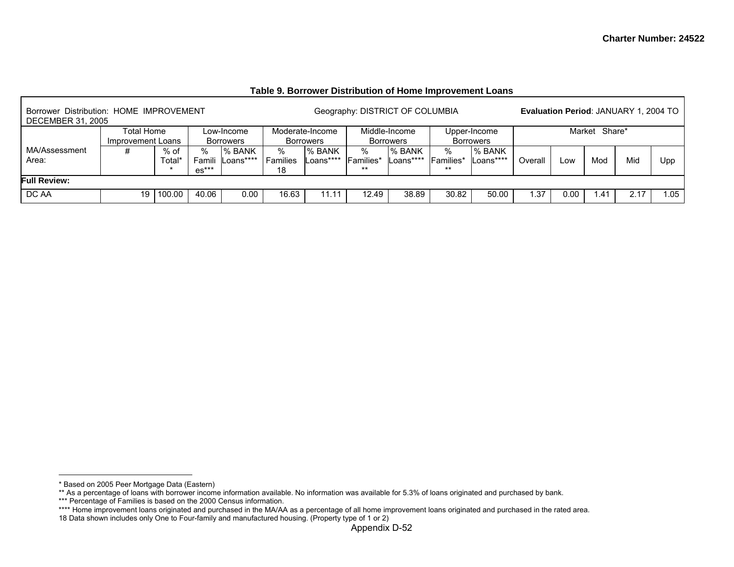**Charter Number: 24522**

**Table 9. Borrower Distribution of Home Improvement Loans**

| Borrower Distribution: HOME IMPROVEMENT | | | Geography: DISTRICT OF COLUMBIA | | | | | | | | **Evaluation Period**: JANUARY 1, 2004 TO DECEMBER 31, 2005 | | | | |
|---|---|---|---|---|---|---|---|---|---|---|---|---|---|---|---|
| | Total Home Improvement Loans | | Low-Income Borrowers | | Moderate-Income Borrowers | | Middle-Income Borrowers | | Upper-Income Borrowers | | Market Share* | | | | |
| MA/Assessment Area: | # | % of Total** | % Families*** | % BANK Loans**** | % Families 18 | % BANK Loans**** | % Families*** | % BANK Loans**** | % Families*** | % BANK Loans**** | Overall | Low | Mod | Mid | Upp |
| **Full Review:** | | | | | | | | | | | | | | | |
| DC AA | 19 | 100.00 | 40.06 | 0.00 | 16.63 | 11.11 | 12.49 | 38.89 | 30.82 | 50.00 | 1.37 | 0.00 | 1.41 | 2.17 | 1.05 |

\* Based on 2005 Peer Mortgage Data (Eastern)
** As a percentage of loans with borrower income information available. No information was available for 5.3% of loans originated and purchased by bank.
*** Percentage of Families is based on the 2000 Census information.
**** Home improvement loans originated and purchased in the MA/AA as a percentage of all home improvement loans originated and purchased in the rated area.
18 Data shown includes only One to Four-family and manufactured housing. (Property type of 1 or 2)

Appendix D-52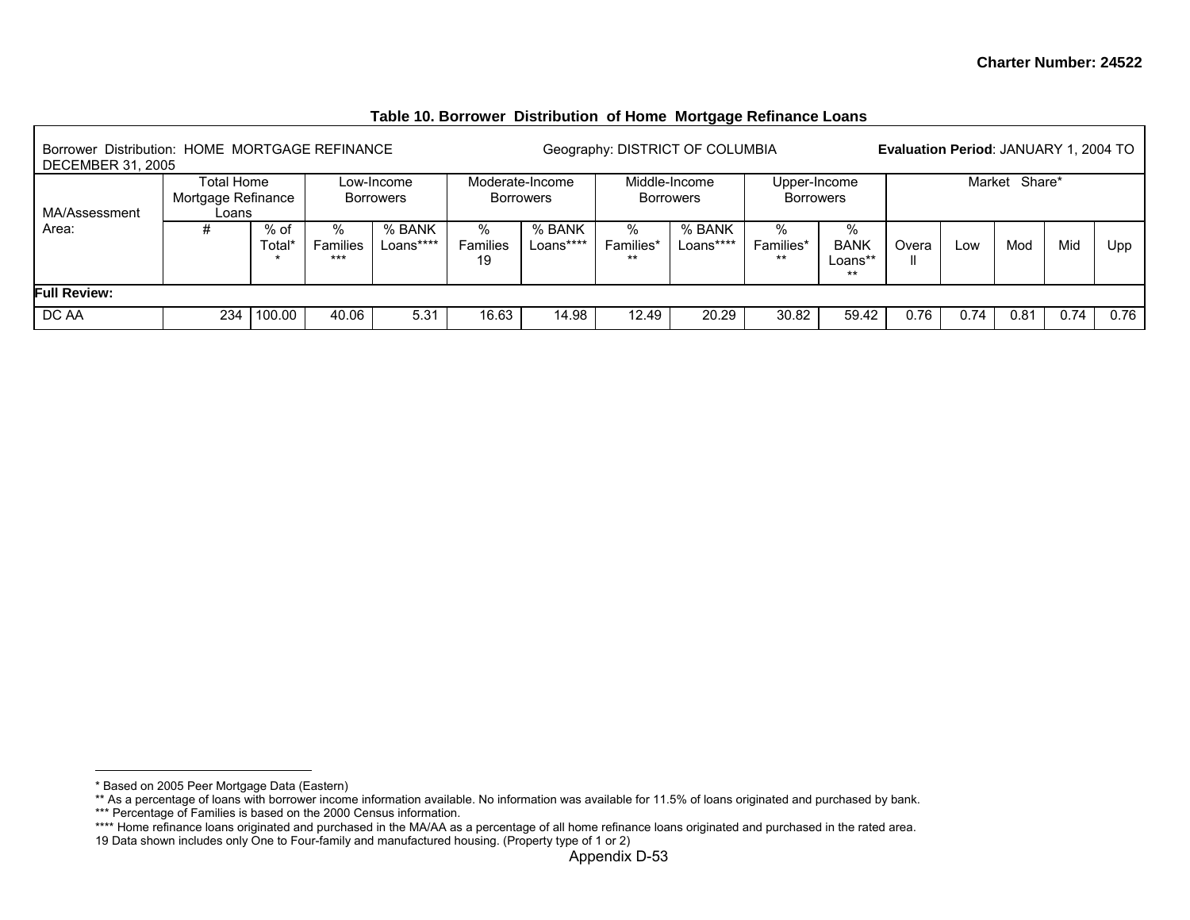**Table 10. Borrower Distribution of Home Mortgage Refinance Loans**

| Borrower Distribution: HOME MORTGAGE REFINANCE | | | Geography: DISTRICT OF COLUMBIA | | | | | | | | **Evaluation Period**: JANUARY 1, 2004 TO DECEMBER 31, 2005 | | | | |
|---|---|---|---|---|---|---|---|---|---|---|---|---|---|---|---|
| MA/Assessment Area: | Total Home Mortgage Refinance Loans | | Low-Income Borrowers | | Moderate-Income Borrowers | | Middle-Income Borrowers | | Upper-Income Borrowers | | Market Share* | | | | |
| | # | % of Total** | % Families*** | % BANK Loans**** | % Families 19 | % BANK Loans**** | % Families*** | % BANK Loans**** | % Families*** | % BANK Loans**** | Overall | Low | Mod | Mid | Upp |
| **Full Review:** | | | | | | | | | | | | | | | |
| DC AA | 234 | 100.00 | 40.06 | 5.31 | 16.63 | 14.98 | 12.49 | 20.29 | 30.82 | 59.42 | 0.76 | 0.74 | 0.81 | 0.74 | 0.76 |

* Based on 2005 Peer Mortgage Data (Eastern)
** As a percentage of loans with borrower income information available. No information was available for 11.5% of loans originated and purchased by bank.
*** Percentage of Families is based on the 2000 Census information.
**** Home refinance loans originated and purchased in the MA/AA as a percentage of all home refinance loans originated and purchased in the rated area.
19 Data shown includes only One to Four-family and manufactured housing. (Property type of 1 or 2)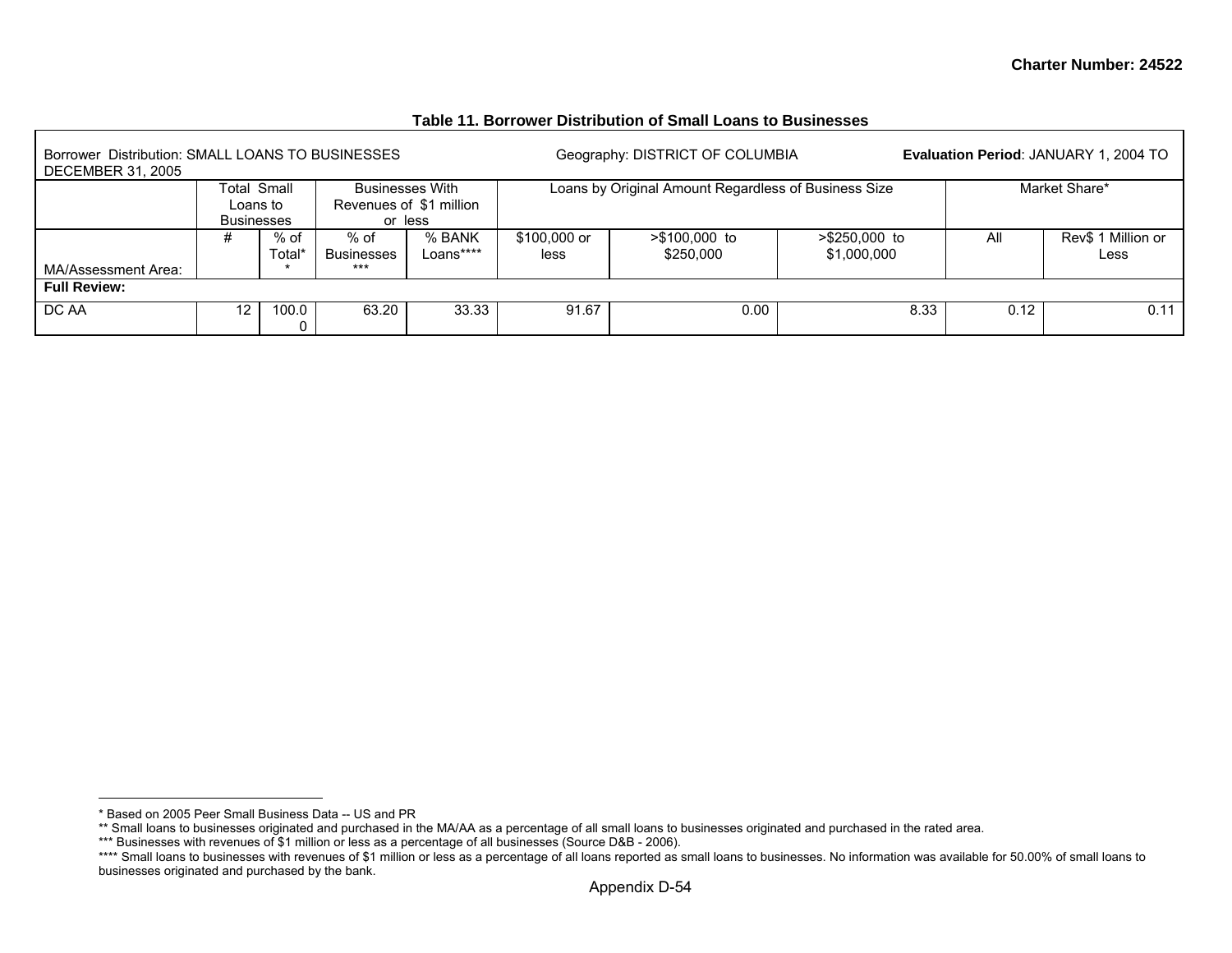**Table 11. Borrower Distribution of Small Loans to Businesses**

| Borrower Distribution: SMALL LOANS TO BUSINESSES | | | Geography: DISTRICT OF COLUMBIA | | | | | Evaluation Period: JANUARY 1, 2004 TO DECEMBER 31, 2005 | |
|---|---|---|---|---|---|---|---|---|---|
| | Total Small Loans to Businesses | | Businesses With Revenues of $1 million or less | | Loans by Original Amount Regardless of Business Size | | | Market Share* | |
| MA/Assessment Area: | # | % of Total** | % of Businesses*** | % BANK Loans**** | $100,000 or less | >$100,000 to $250,000 | >$250,000 to $1,000,000 | All | Rev$ 1 Million or Less |
| **Full Review:** | | | | | | | | | |
| DC AA | 12 | 100.00 | 63.20 | 33.33 | 91.67 | 0.00 | 8.33 | 0.12 | 0.11 |

* Based on 2005 Peer Small Business Data -- US and PR
** Small loans to businesses originated and purchased in the MA/AA as a percentage of all small loans to businesses originated and purchased in the rated area.
*** Businesses with revenues of $1 million or less as a percentage of all businesses (Source D&B - 2006).
**** Small loans to businesses with revenues of $1 million or less as a percentage of all loans reported as small loans to businesses. No information was available for 50.00% of small loans to businesses originated and purchased by the bank.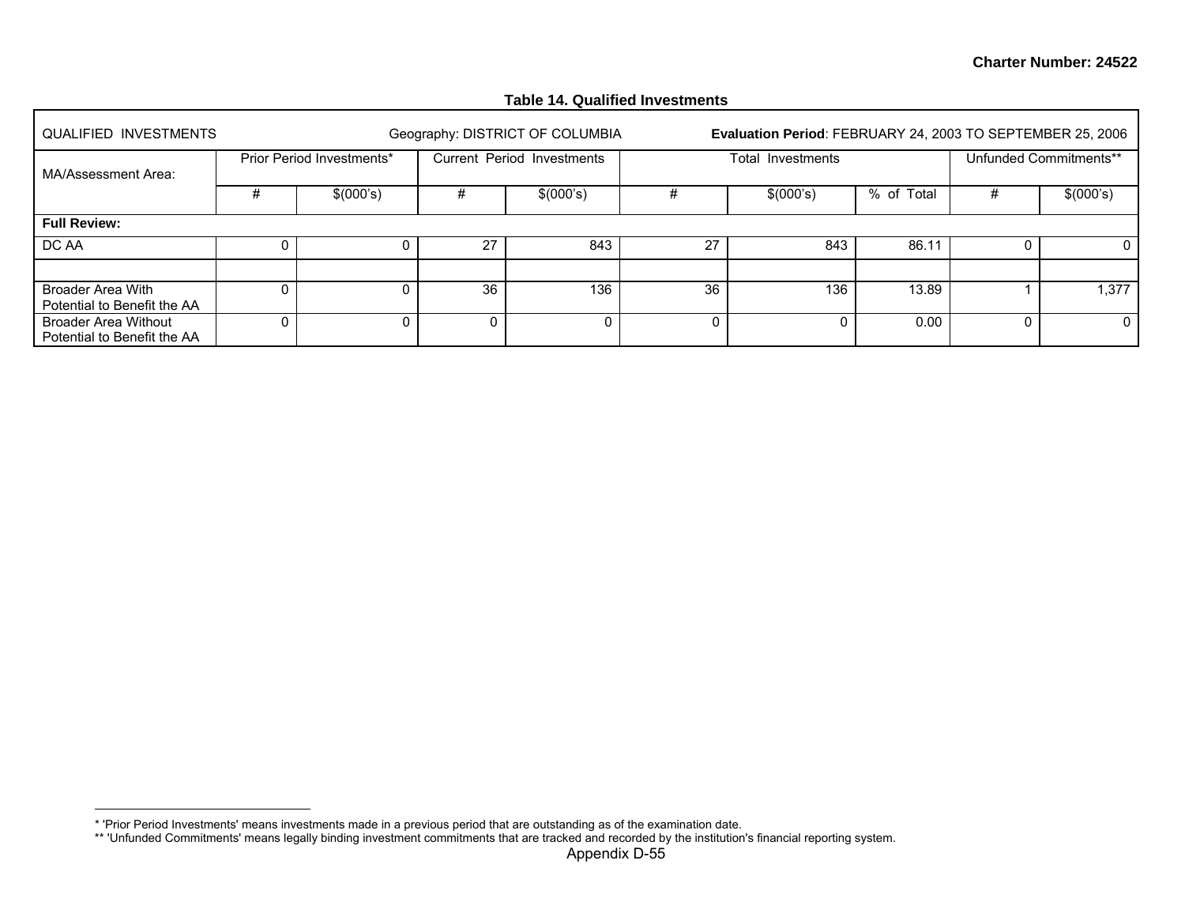**Table 14. Qualified Investments**

| QUALIFIED INVESTMENTS | Geography: DISTRICT OF COLUMBIA | | | | **Evaluation Period**: FEBRUARY 24, 2003 TO SEPTEMBER 25, 2006 | | | | |
|---|---|---|---|---|---|---|---|---|---|
| MA/Assessment Area: | Prior Period Investments* | | Current Period Investments | | Total Investments | | | Unfunded Commitments** | |
| | # | $(000's) | # | $(000's) | # | $(000's) | % of Total | # | $(000's) |
| **Full Review:** | | | | | | | | | |
| DC AA | 0 | 0 | 27 | 843 | 27 | 843 | 86.11 | 0 | 0 |
| | | | | | | | | | |
| Broader Area With Potential to Benefit the AA | 0 | 0 | 36 | 136 | 36 | 136 | 13.89 | 1 | 1,377 |
| Broader Area Without Potential to Benefit the AA | 0 | 0 | 0 | 0 | 0 | 0 | 0.00 | 0 | 0 |

* 'Prior Period Investments' means investments made in a previous period that are outstanding as of the examination date.

** 'Unfunded Commitments' means legally binding investment commitments that are tracked and recorded by the institution's financial reporting system.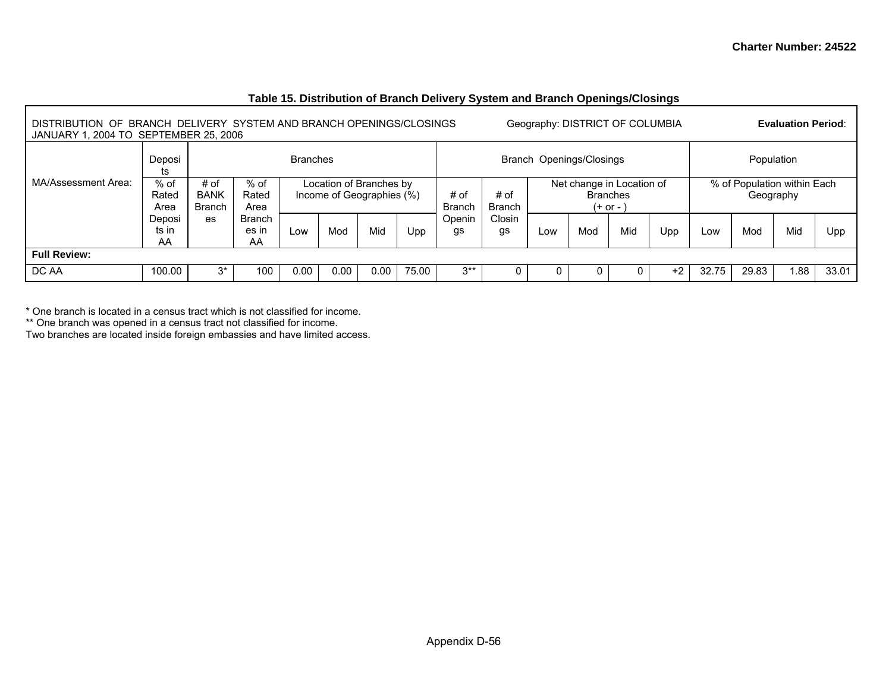### Table 15. Distribution of Branch Delivery System and Branch Openings/Closings

DISTRIBUTION OF BRANCH DELIVERY SYSTEM AND BRANCH OPENINGS/CLOSINGS Geography: DISTRICT OF COLUMBIA **Evaluation Period**: JANUARY 1, 2004 TO SEPTEMBER 25, 2006

| MA/Assessment Area: | Deposits | Branches | | | | | | Branch Openings/Closings | | | | | | Population | | | |
|---|---|---|---|---|---|---|---|---|---|---|---|---|---|---|---|---|---|
| | % of Rated Area Deposits in AA | # of BANK Branches | % of Rated Area Branches in AA | Location of Branches by Income of Geographies (%) | | | | # of Branch Openings | # of Branch Closings | Net change in Location of Branches (+ or - ) | | | | % of Population within Each Geography | | | |
| | | | | Low | Mod | Mid | Upp | | | Low | Mod | Mid | Upp | Low | Mod | Mid | Upp |
| **Full Review:** | | | | | | | | | | | | | | | | | |
| DC AA | 100.00 | 3* | 100 | 0.00 | 0.00 | 0.00 | 75.00 | 3** | 0 | 0 | 0 | 0 | +2 | 32.75 | 29.83 | 1.88 | 33.01 |

\* One branch is located in a census tract which is not classified for income.
\*\* One branch was opened in a census tract not classified for income.
Two branches are located inside foreign embassies and have limited access.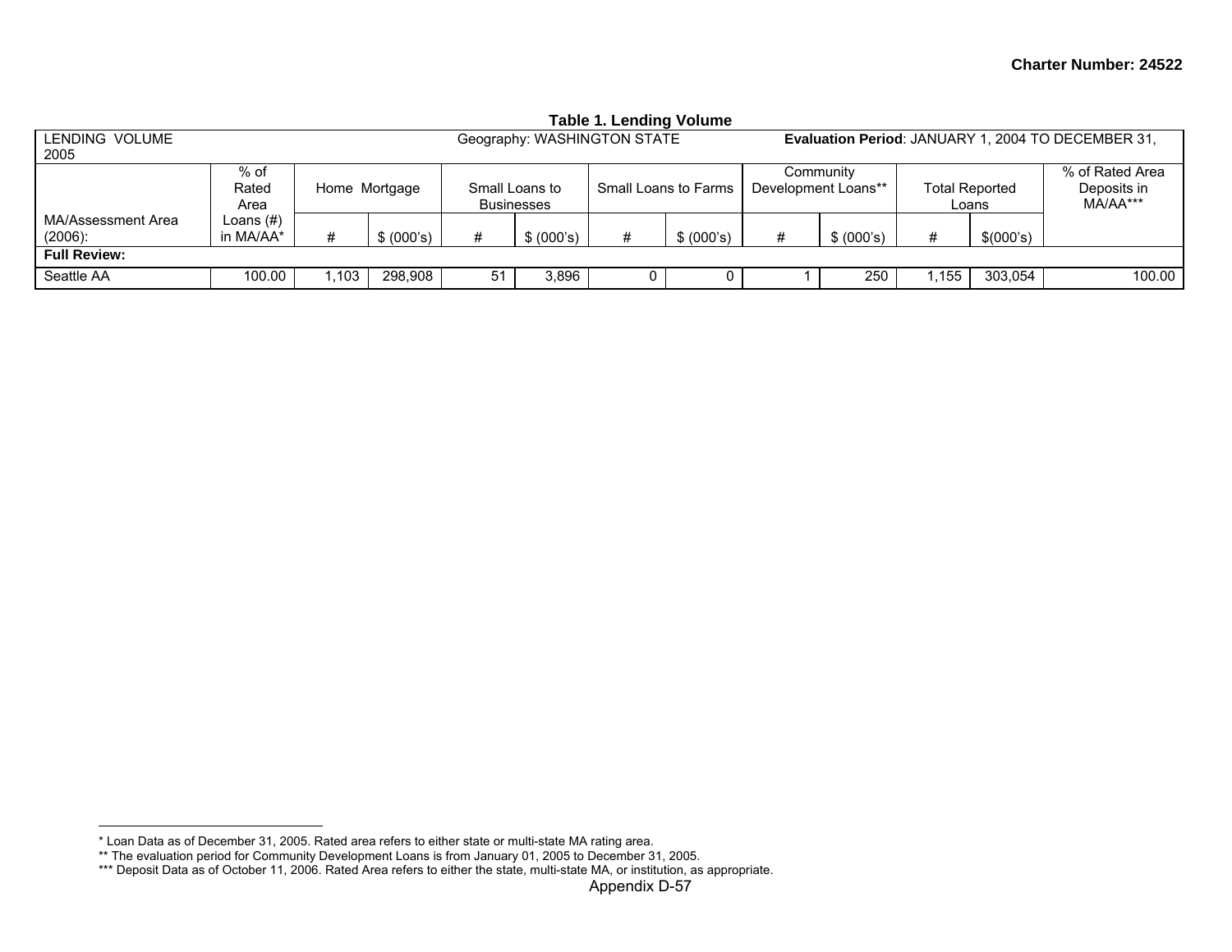**Table 1. Lending Volume**

| LENDING VOLUME | | Geography: WASHINGTON STATE | | | | | | Evaluation Period: JANUARY 1, 2004 TO DECEMBER 31, 2005 | | | | |
|---|---|---|---|---|---|---|---|---|---|---|---|---|
| MA/Assessment Area (2006): | % of Rated Area Loans (#) in MA/AA* | Home Mortgage | | Small Loans to Businesses | | Small Loans to Farms | | Community Development Loans** | | Total Reported Loans | | % of Rated Area Deposits in MA/AA*** |
| | | # | $ (000's) | # | $ (000's) | # | $ (000's) | # | $ (000's) | # | $(000's) | |
| **Full Review:** | | | | | | | | | | | | |
| Seattle AA | 100.00 | 1,103 | 298,908 | 51 | 3,896 | 0 | 0 | 1 | 250 | 1,155 | 303,054 | 100.00 |

* Loan Data as of December 31, 2005. Rated area refers to either state or multi-state MA rating area.

** The evaluation period for Community Development Loans is from January 01, 2005 to December 31, 2005.

*** Deposit Data as of October 11, 2006. Rated Area refers to either the state, multi-state MA, or institution, as appropriate.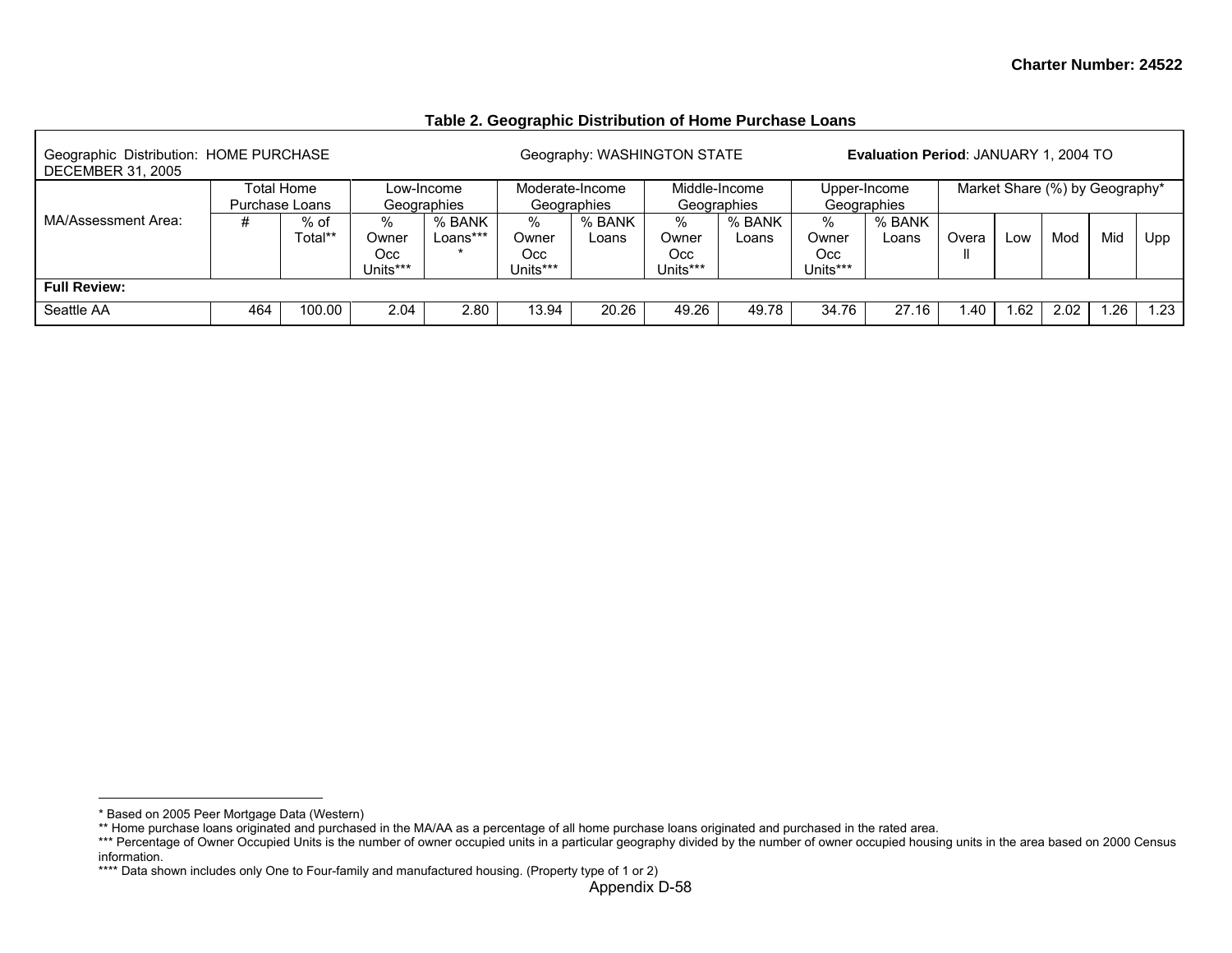Charter Number: 24522

**Table 2. Geographic Distribution of Home Purchase Loans**

Geographic Distribution: HOME PURCHASE　　Geography: WASHINGTON STATE　　**Evaluation Period**: JANUARY 1, 2004 TO DECEMBER 31, 2005

| MA/Assessment Area: | Total Home Purchase Loans | | Low-Income Geographies | | Moderate-Income Geographies | | Middle-Income Geographies | | Upper-Income Geographies | | Market Share (%) by Geography* | | | | |
|---|---|---|---|---|---|---|---|---|---|---|---|---|---|---|---|
| | # | % of Total** | % Owner Occ Units*** | % BANK Loans**** | % Owner Occ Units*** | % BANK Loans | % Owner Occ Units*** | % BANK Loans | % Owner Occ Units*** | % BANK Loans | Overall | Low | Mod | Mid | Upp |
| **Full Review:** | | | | | | | | | | | | | | | |
| Seattle AA | 464 | 100.00 | 2.04 | 2.80 | 13.94 | 20.26 | 49.26 | 49.78 | 34.76 | 27.16 | 1.40 | 1.62 | 2.02 | 1.26 | 1.23 |

* Based on 2005 Peer Mortgage Data (Western)

** Home purchase loans originated and purchased in the MA/AA as a percentage of all home purchase loans originated and purchased in the rated area.

*** Percentage of Owner Occupied Units is the number of owner occupied units in a particular geography divided by the number of owner occupied housing units in the area based on 2000 Census information.

**** Data shown includes only One to Four-family and manufactured housing. (Property type of 1 or 2)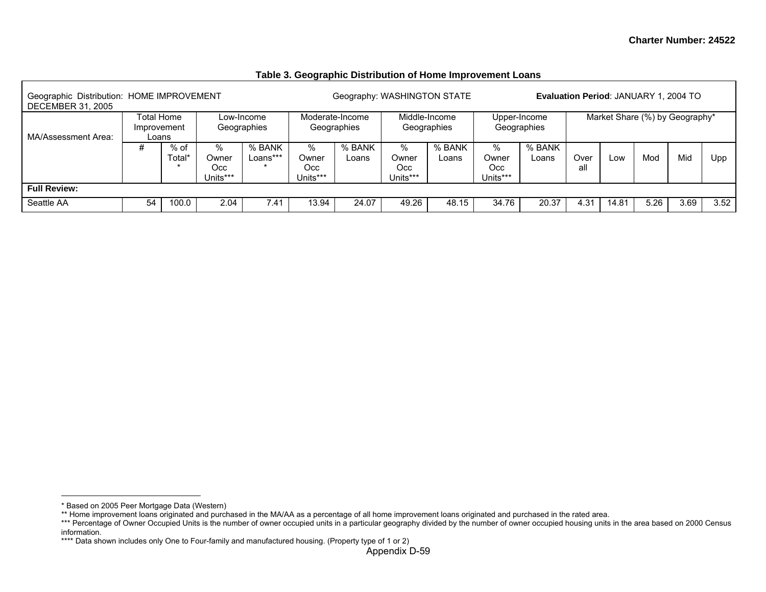**Charter Number: 24522**

**Table 3. Geographic Distribution of Home Improvement Loans**

| Geographic Distribution: HOME IMPROVEMENT | | | Geography: WASHINGTON STATE | | | | | | | | **Evaluation Period**: JANUARY 1, 2004 TO DECEMBER 31, 2005 | | | | |
|---|---|---|---|---|---|---|---|---|---|---|---|---|---|---|---|
| MA/Assessment Area: | Total Home Improvement Loans | | Low-Income Geographies | | Moderate-Income Geographies | | Middle-Income Geographies | | Upper-Income Geographies | | Market Share (%) by Geography* | | | | |
| | # | % of Total** | % Owner Occ Units*** | % BANK Loans**** | % Owner Occ Units*** | % BANK Loans | % Owner Occ Units*** | % BANK Loans | % Owner Occ Units*** | % BANK Loans | Over all | Low | Mod | Mid | Upp |
| **Full Review:** | | | | | | | | | | | | | | | |
| Seattle AA | 54 | 100.0 | 2.04 | 7.41 | 13.94 | 24.07 | 49.26 | 48.15 | 34.76 | 20.37 | 4.31 | 14.81 | 5.26 | 3.69 | 3.52 |

---

\* Based on 2005 Peer Mortgage Data (Western)

\** Home improvement loans originated and purchased in the MA/AA as a percentage of all home improvement loans originated and purchased in the rated area.

\*** Percentage of Owner Occupied Units is the number of owner occupied units in a particular geography divided by the number of owner occupied housing units in the area based on 2000 Census information.

\**** Data shown includes only One to Four-family and manufactured housing. (Property type of 1 or 2)

Appendix D-59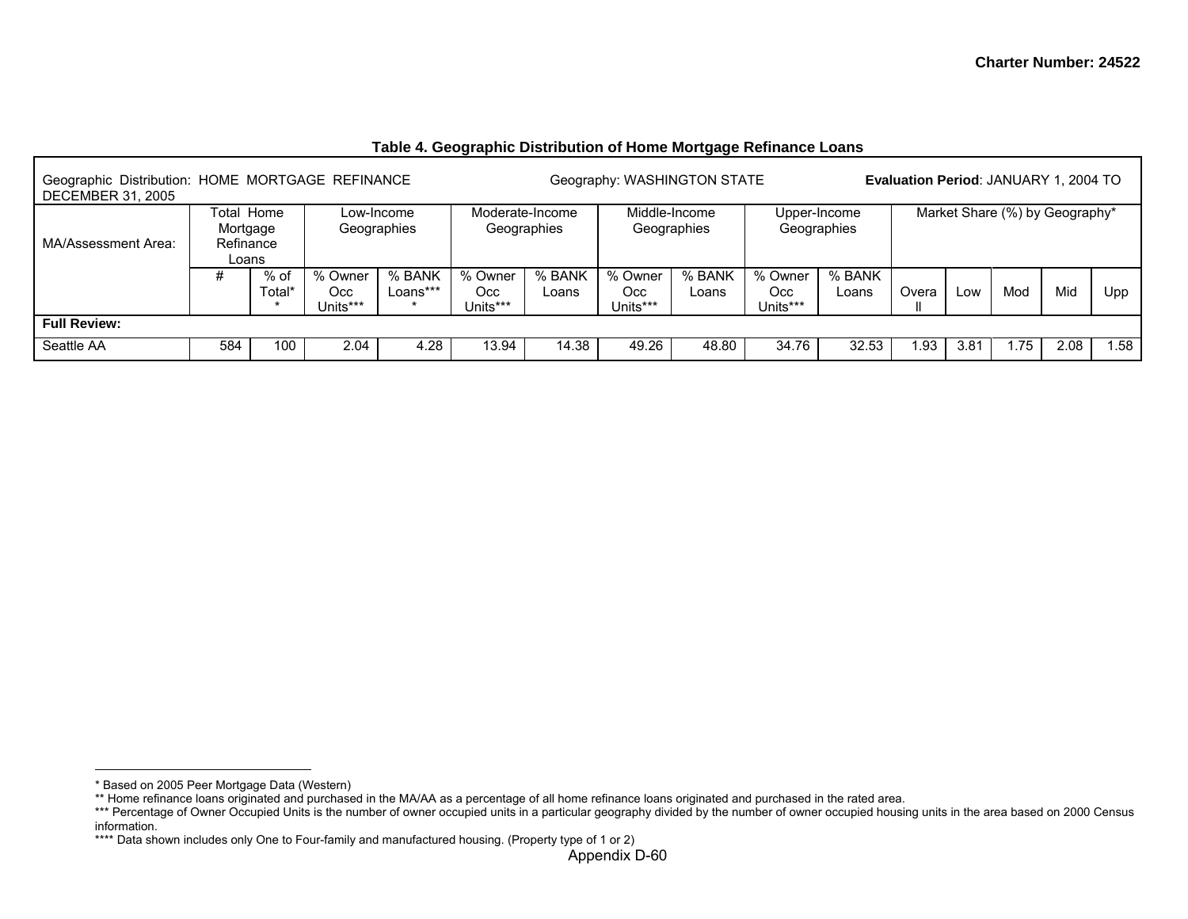Charter Number: 24522

**Table 4. Geographic Distribution of Home Mortgage Refinance Loans**

Geographic Distribution: HOME MORTGAGE REFINANCE Geography: WASHINGTON STATE **Evaluation Period**: JANUARY 1, 2004 TO DECEMBER 31, 2005

| MA/Assessment Area: | Total Home Mortgage Refinance Loans | | Low-Income Geographies | | Moderate-Income Geographies | | Middle-Income Geographies | | Upper-Income Geographies | | Market Share (%) by Geography* | | | | |
|---|---|---|---|---|---|---|---|---|---|---|---|---|---|---|---|
| | # | % of Total** | % Owner Occ Units*** | % BANK Loans**** | % Owner Occ Units*** | % BANK Loans | % Owner Occ Units*** | % BANK Loans | % Owner Occ Units*** | % BANK Loans | Overall | Low | Mod | Mid | Upp |
| **Full Review:** | | | | | | | | | | | | | | | |
| Seattle AA | 584 | 100 | 2.04 | 4.28 | 13.94 | 14.38 | 49.26 | 48.80 | 34.76 | 32.53 | 1.93 | 3.81 | 1.75 | 2.08 | 1.58 |

---

* Based on 2005 Peer Mortgage Data (Western)

** Home refinance loans originated and purchased in the MA/AA as a percentage of all home refinance loans originated and purchased in the rated area.

*** Percentage of Owner Occupied Units is the number of owner occupied units in a particular geography divided by the number of owner occupied housing units in the area based on 2000 Census information.

**** Data shown includes only One to Four-family and manufactured housing. (Property type of 1 or 2)

Appendix D-60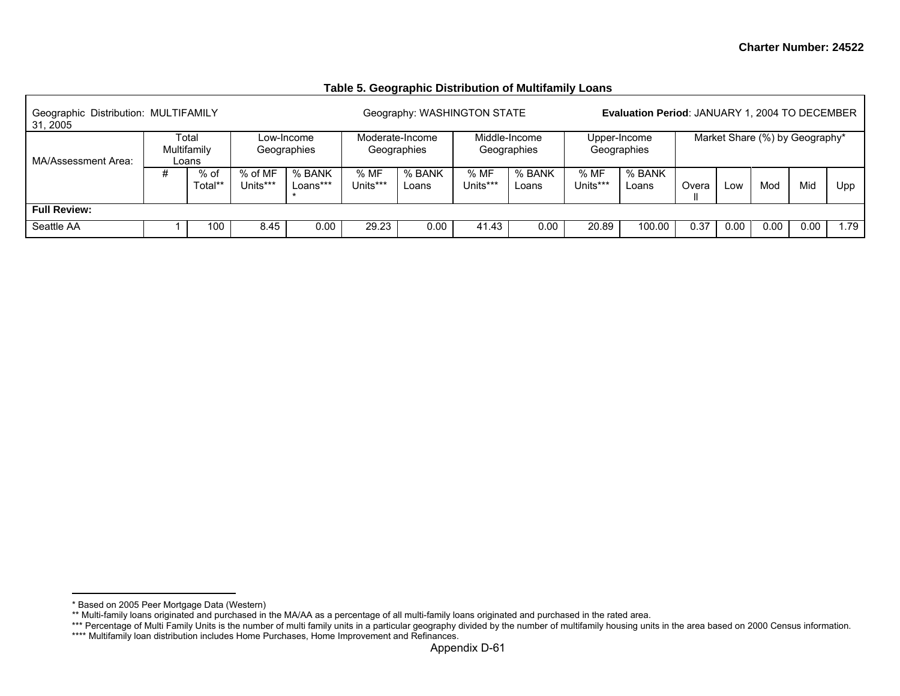**Charter Number: 24522**

**Table 5. Geographic Distribution of Multifamily Loans**

| Geographic Distribution: MULTIFAMILY | | | Geography: WASHINGTON STATE | | | | | | | | **Evaluation Period**: JANUARY 1, 2004 TO DECEMBER 31, 2005 | | | | |
|---|---|---|---|---|---|---|---|---|---|---|---|---|---|---|---|
| MA/Assessment Area: | Total Multifamily Loans | | Low-Income Geographies | | Moderate-Income Geographies | | Middle-Income Geographies | | Upper-Income Geographies | | Market Share (%) by Geography* | | | | |
| | # | % of Total** | % of MF Units*** | % BANK Loans**** | % MF Units*** | % BANK Loans | % MF Units*** | % BANK Loans | % MF Units*** | % BANK Loans | Overall | Low | Mod | Mid | Upp |
| **Full Review:** | | | | | | | | | | | | | | | |
| Seattle AA | 1 | 100 | 8.45 | 0.00 | 29.23 | 0.00 | 41.43 | 0.00 | 20.89 | 100.00 | 0.37 | 0.00 | 0.00 | 0.00 | 1.79 |

* Based on 2005 Peer Mortgage Data (Western)

** Multi-family loans originated and purchased in the MA/AA as a percentage of all multi-family loans originated and purchased in the rated area.

*** Percentage of Multi Family Units is the number of multi family units in a particular geography divided by the number of multifamily housing units in the area based on 2000 Census information.

**** Multifamily loan distribution includes Home Purchases, Home Improvement and Refinances.

Appendix D-61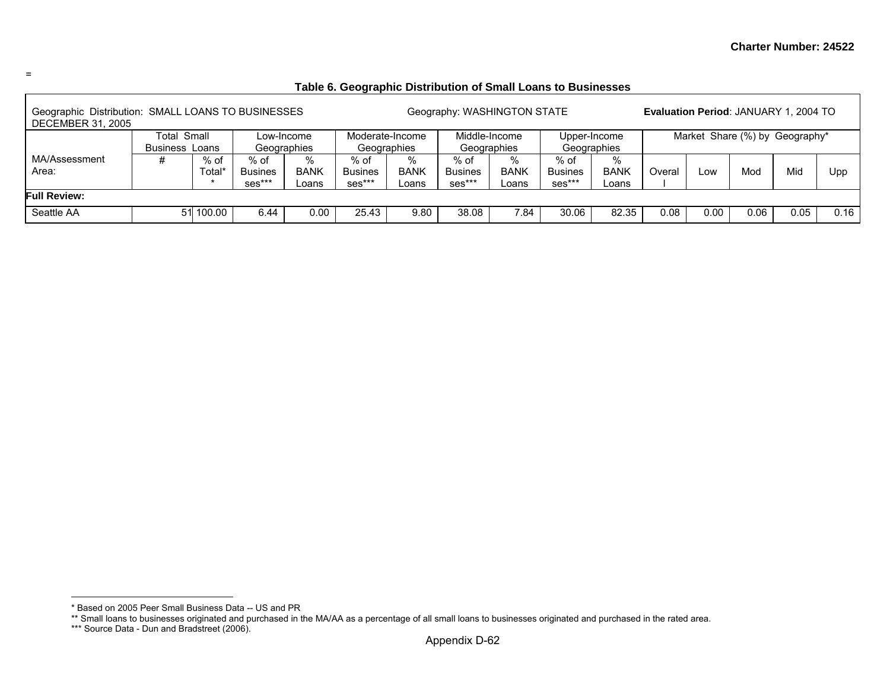=

### Table 6. Geographic Distribution of Small Loans to Businesses

| Geographic Distribution: SMALL LOANS TO BUSINESSES | | | Geography: WASHINGTON STATE | | | | | | | | **Evaluation Period**: JANUARY 1, 2004 TO DECEMBER 31, 2005 | | | | |
|---|---|---|---|---|---|---|---|---|---|---|---|---|---|---|---|
| | Total Small Business Loans | | Low-Income Geographies | | Moderate-Income Geographies | | Middle-Income Geographies | | Upper-Income Geographies | | Market Share (%) by Geography* | | | | |
| MA/Assessment Area: | # | % of Total** | % of Businesses*** | % BANK Loans | % of Businesses*** | % BANK Loans | % of Businesses*** | % BANK Loans | % of Businesses*** | % BANK Loans | Overall | Low | Mod | Mid | Upp |
| **Full Review:** | | | | | | | | | | | | | | | |
| Seattle AA | 51 | 100.00 | 6.44 | 0.00 | 25.43 | 9.80 | 38.08 | 7.84 | 30.06 | 82.35 | 0.08 | 0.00 | 0.06 | 0.05 | 0.16 |

* Based on 2005 Peer Small Business Data -- US and PR
** Small loans to businesses originated and purchased in the MA/AA as a percentage of all small loans to businesses originated and purchased in the rated area.
*** Source Data - Dun and Bradstreet (2006).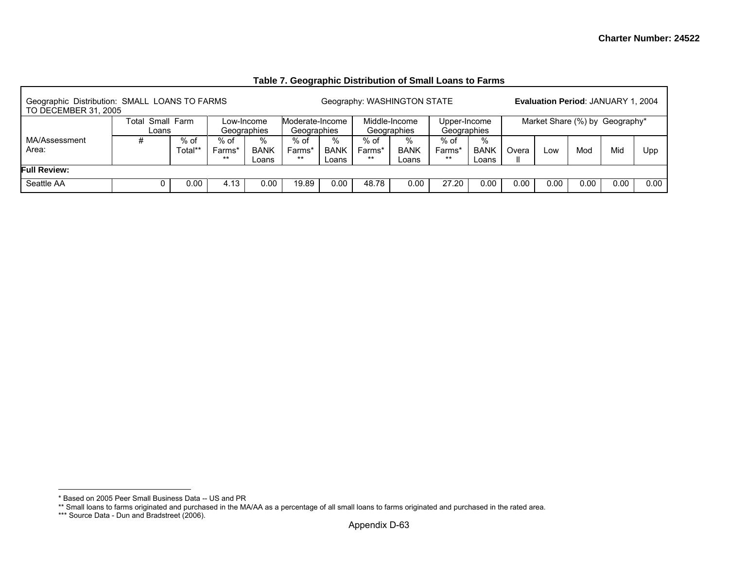### Table 7. Geographic Distribution of Small Loans to Farms

| Geographic Distribution: SMALL LOANS TO FARMS | | | Geography: WASHINGTON STATE | | | | | | | | **Evaluation Period**: JANUARY 1, 2004 TO DECEMBER 31, 2005 | | | | |
|---|---|---|---|---|---|---|---|---|---|---|---|---|---|---|---|
| | Total Small Farm Loans | | Low-Income Geographies | | Moderate-Income Geographies | | Middle-Income Geographies | | Upper-Income Geographies | | Market Share (%) by Geography* | | | | |
| MA/Assessment Area: | # | % of Total** | % of Farms*** | % BANK Loans | % of Farms*** | % BANK Loans | % of Farms*** | % BANK Loans | % of Farms*** | % BANK Loans | Overall | Low | Mod | Mid | Upp |
| **Full Review:** | | | | | | | | | | | | | | | |
| Seattle AA | 0 | 0.00 | 4.13 | 0.00 | 19.89 | 0.00 | 48.78 | 0.00 | 27.20 | 0.00 | 0.00 | 0.00 | 0.00 | 0.00 | 0.00 |

* Based on 2005 Peer Small Business Data -- US and PR
** Small loans to farms originated and purchased in the MA/AA as a percentage of all small loans to farms originated and purchased in the rated area.
*** Source Data - Dun and Bradstreet (2006).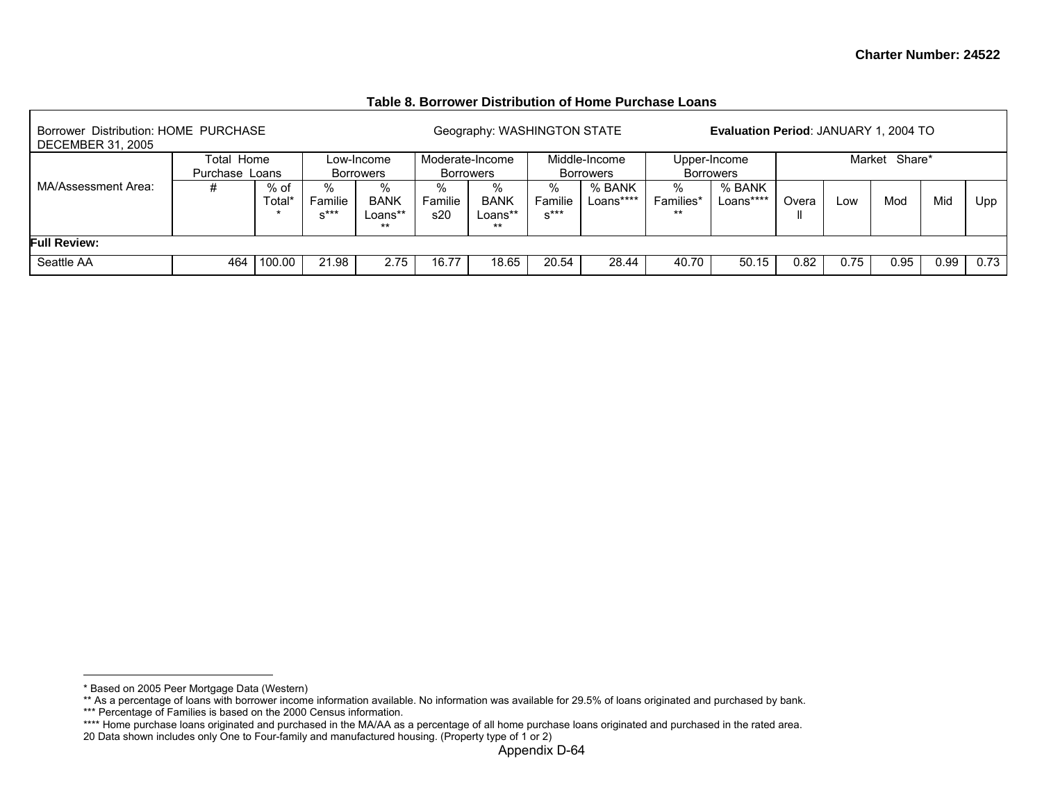Charter Number: 24522

**Table 8. Borrower Distribution of Home Purchase Loans**

| Borrower Distribution: HOME PURCHASE | | | Geography: WASHINGTON STATE | | | | | | **Evaluation Period**: JANUARY 1, 2004 TO DECEMBER 31, 2005 | | | | | | |
|---|---|---|---|---|---|---|---|---|---|---|---|---|---|---|---|
| | Total Home Purchase Loans | | Low-Income Borrowers | | Moderate-Income Borrowers | | Middle-Income Borrowers | | Upper-Income Borrowers | | Market Share* | | | | |
| MA/Assessment Area: | # | % of Total** | % Families*** | % BANK Loans**** | % Families20 | % BANK Loans**** | % Families*** | % BANK Loans**** | % Families*** | % BANK Loans**** | Overall | Low | Mod | Mid | Upp |
| **Full Review:** | | | | | | | | | | | | | | | |
| Seattle AA | 464 | 100.00 | 21.98 | 2.75 | 16.77 | 18.65 | 20.54 | 28.44 | 40.70 | 50.15 | 0.82 | 0.75 | 0.95 | 0.99 | 0.73 |

* Based on 2005 Peer Mortgage Data (Western)
** As a percentage of loans with borrower income information available. No information was available for 29.5% of loans originated and purchased by bank.
*** Percentage of Families is based on the 2000 Census information.
**** Home purchase loans originated and purchased in the MA/AA as a percentage of all home purchase loans originated and purchased in the rated area.
20 Data shown includes only One to Four-family and manufactured housing. (Property type of 1 or 2)

Appendix D-64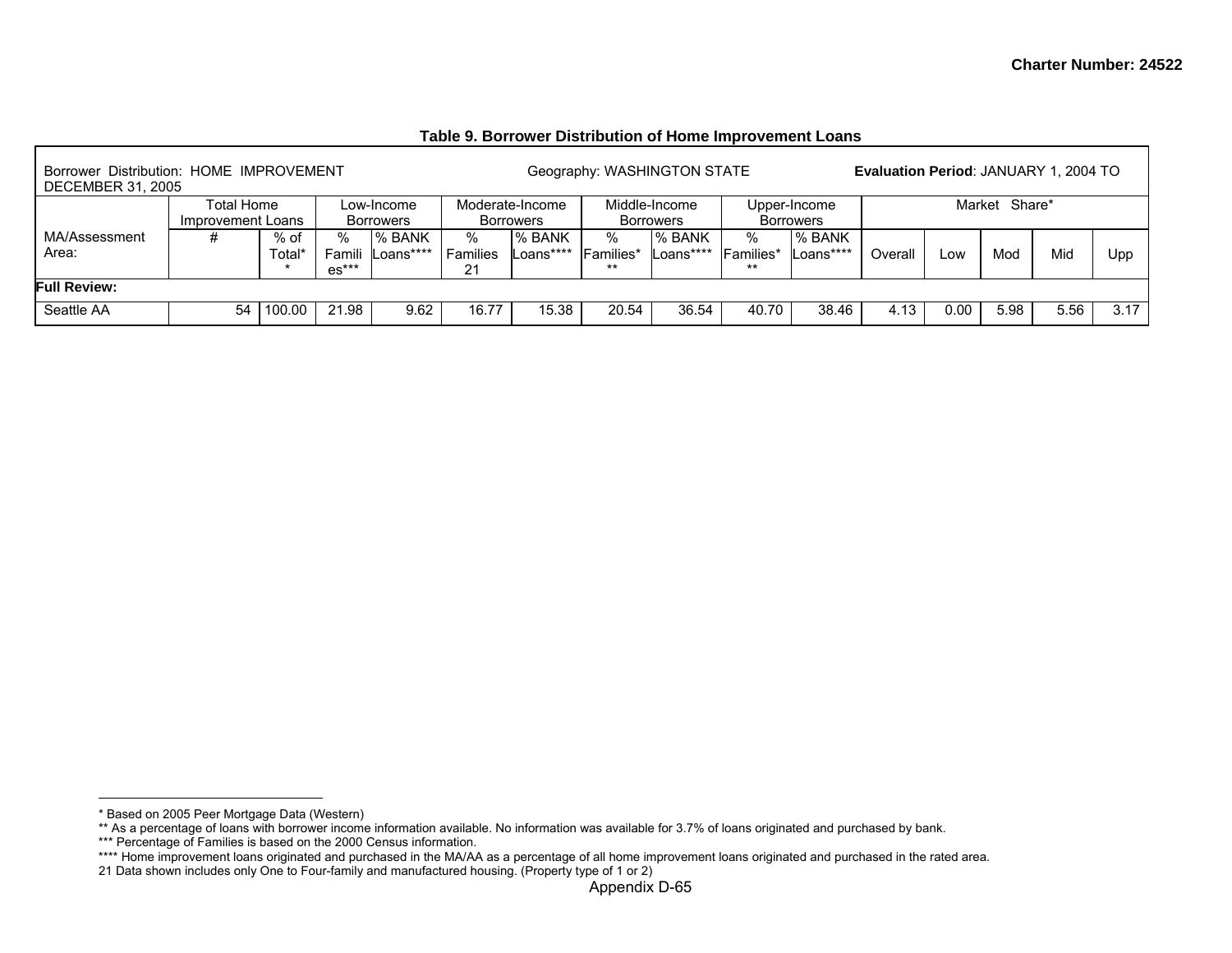**Table 9. Borrower Distribution of Home Improvement Loans**

| Borrower Distribution: HOME IMPROVEMENT | | | Geography: WASHINGTON STATE | | | | | | | | **Evaluation Period**: JANUARY 1, 2004 TO DECEMBER 31, 2005 | | | | |
|---|---|---|---|---|---|---|---|---|---|---|---|---|---|---|---|
| | Total Home Improvement Loans | | Low-Income Borrowers | | Moderate-Income Borrowers | | Middle-Income Borrowers | | Upper-Income Borrowers | | Market Share* | | | | |
| MA/Assessment Area: | # | % of Total** | % Families*** | % BANK Loans**** | % Families 21 | % BANK Loans**** | % Families*** | % BANK Loans**** | % Families*** | % BANK Loans**** | Overall | Low | Mod | Mid | Upp |
| **Full Review:** | | | | | | | | | | | | | | | |
| Seattle AA | 54 | 100.00 | 21.98 | 9.62 | 16.77 | 15.38 | 20.54 | 36.54 | 40.70 | 38.46 | 4.13 | 0.00 | 5.98 | 5.56 | 3.17 |

* Based on 2005 Peer Mortgage Data (Western)
** As a percentage of loans with borrower income information available. No information was available for 3.7% of loans originated and purchased by bank.
*** Percentage of Families is based on the 2000 Census information.
**** Home improvement loans originated and purchased in the MA/AA as a percentage of all home improvement loans originated and purchased in the rated area.
21 Data shown includes only One to Four-family and manufactured housing. (Property type of 1 or 2)

Appendix D-65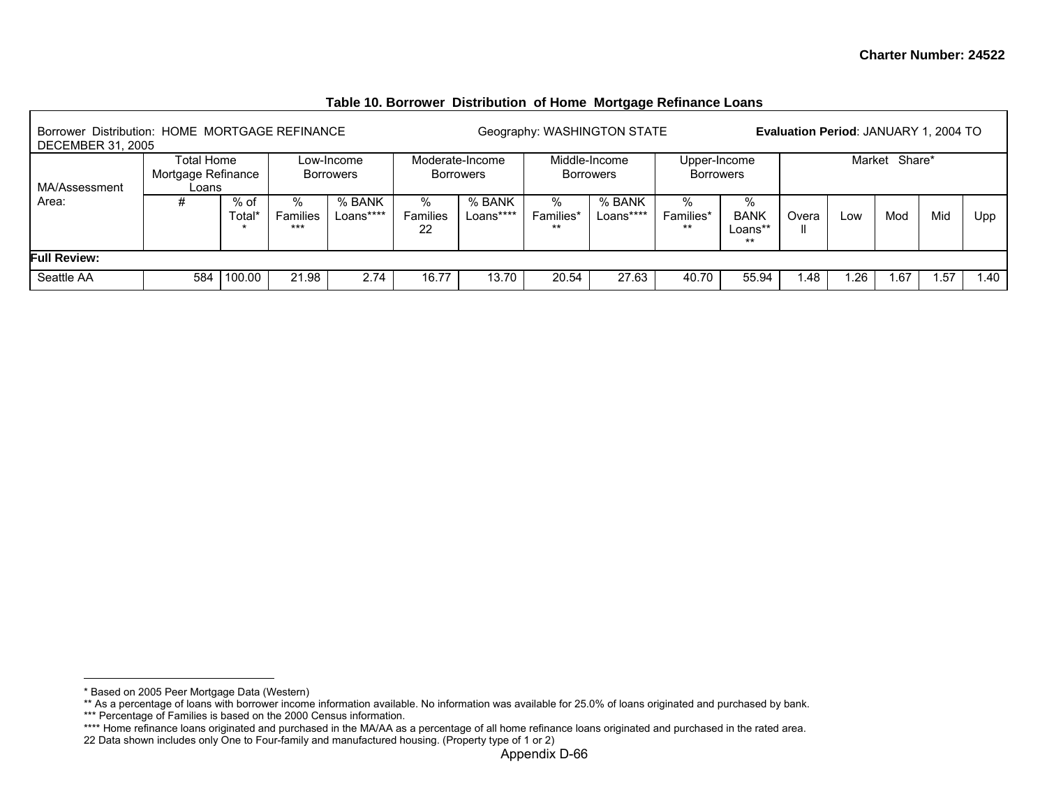**Table 10. Borrower Distribution of Home Mortgage Refinance Loans**

| Borrower Distribution: HOME MORTGAGE REFINANCE | | | Geography: WASHINGTON STATE | | | | | | | **Evaluation Period**: JANUARY 1, 2004 TO DECEMBER 31, 2005 | | | | | |
|---|---|---|---|---|---|---|---|---|---|---|---|---|---|---|---|
| MA/Assessment Area: | Total Home Mortgage Refinance Loans | | Low-Income Borrowers | | Moderate-Income Borrowers | | Middle-Income Borrowers | | Upper-Income Borrowers | | Market Share* | | | | |
| | # | % of Total** | % Families*** | % BANK Loans**** | % Families 22 | % BANK Loans**** | % Families*** | % BANK Loans**** | % Families*** | % BANK Loans**** | Overall | Low | Mod | Mid | Upp |
| **Full Review:** | | | | | | | | | | | | | | | |
| Seattle AA | 584 | 100.00 | 21.98 | 2.74 | 16.77 | 13.70 | 20.54 | 27.63 | 40.70 | 55.94 | 1.48 | 1.26 | 1.67 | 1.57 | 1.40 |

* Based on 2005 Peer Mortgage Data (Western)
** As a percentage of loans with borrower income information available. No information was available for 25.0% of loans originated and purchased by bank.
*** Percentage of Families is based on the 2000 Census information.
**** Home refinance loans originated and purchased in the MA/AA as a percentage of all home refinance loans originated and purchased in the rated area.
22 Data shown includes only One to Four-family and manufactured housing. (Property type of 1 or 2)

Appendix D-66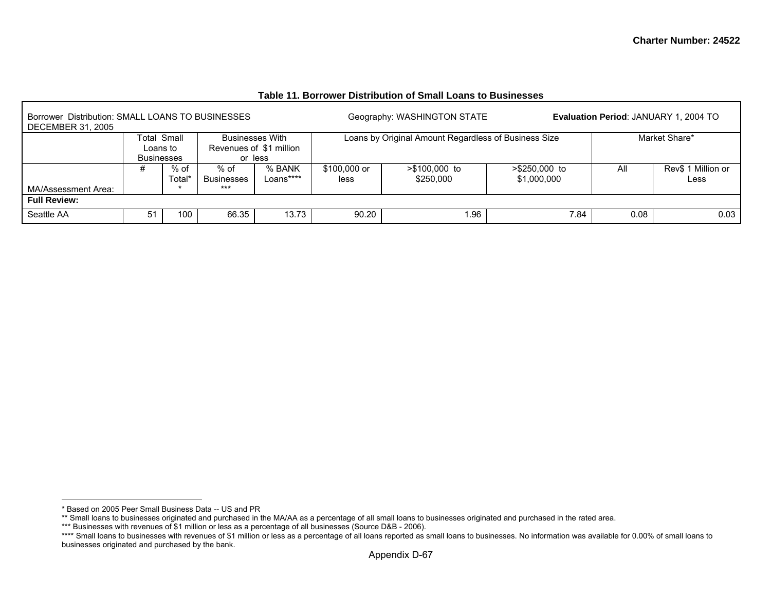**Table 11. Borrower Distribution of Small Loans to Businesses**

| Borrower Distribution: SMALL LOANS TO BUSINESSES | | | Geography: WASHINGTON STATE | | | | | **Evaluation Period**: JANUARY 1, 2004 TO DECEMBER 31, 2005 | | |
|---|---|---|---|---|---|---|---|---|---|---|
| | Total Small Loans to Businesses | | Businesses With Revenues of $1 million or less | | Loans by Original Amount Regardless of Business Size | | | Market Share* | | |
| MA/Assessment Area: | # | % of Total** | % of Businesses*** | % BANK Loans**** | $100,000 or less | >$100,000 to $250,000 | >$250,000 to $1,000,000 | All | Rev$ 1 Million or Less | |
| **Full Review:** | | | | | | | | | | |
| Seattle AA | 51 | 100 | 66.35 | 13.73 | 90.20 | 1.96 | 7.84 | 0.08 | 0.03 | |

* Based on 2005 Peer Small Business Data -- US and PR

** Small loans to businesses originated and purchased in the MA/AA as a percentage of all small loans to businesses originated and purchased in the rated area.

*** Businesses with revenues of $1 million or less as a percentage of all businesses (Source D&B - 2006).

**** Small loans to businesses with revenues of $1 million or less as a percentage of all loans reported as small loans to businesses. No information was available for 0.00% of small loans to businesses originated and purchased by the bank.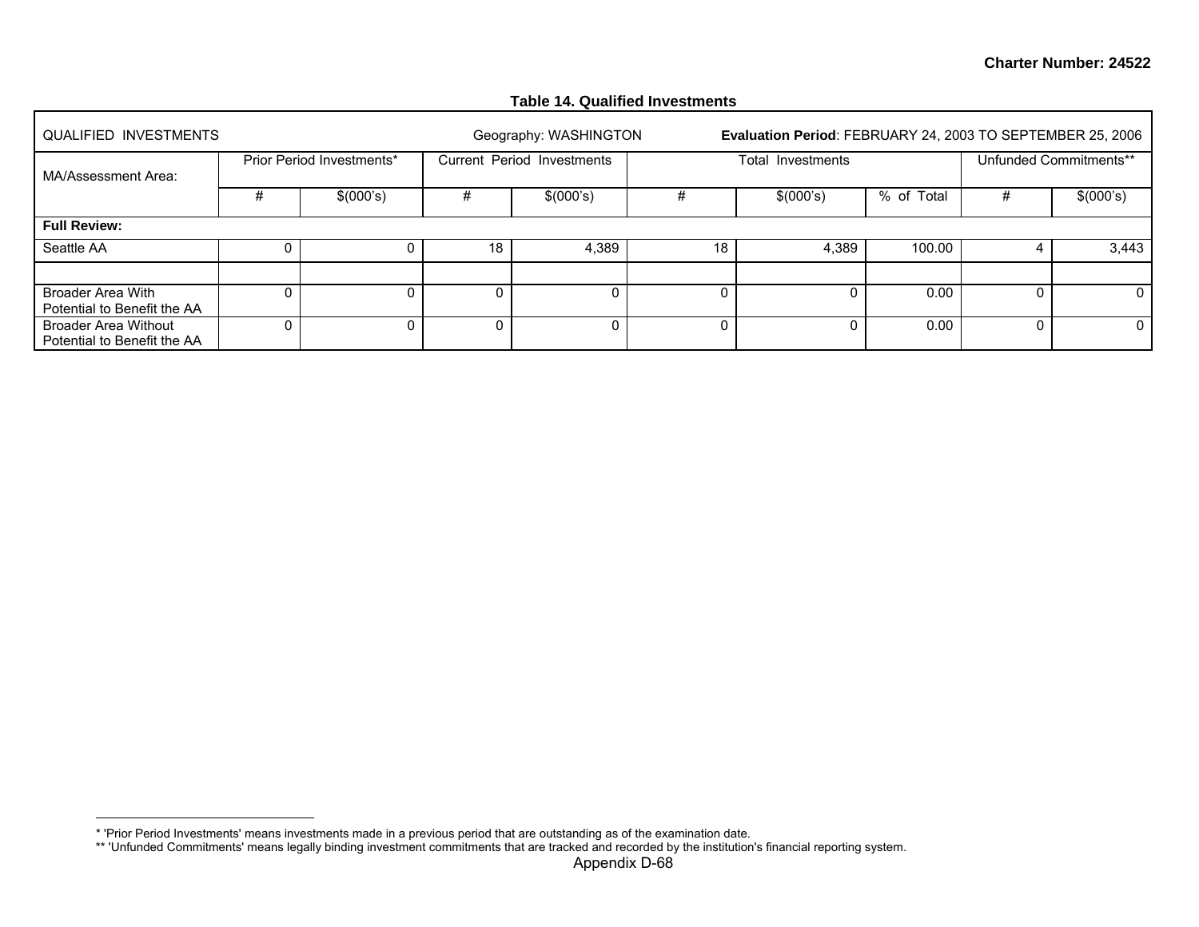**Charter Number: 24522**

**Table 14. Qualified Investments**

| QUALIFIED INVESTMENTS | | | Geography: WASHINGTON | | | **Evaluation Period**: FEBRUARY 24, 2003 TO SEPTEMBER 25, 2006 | | | |
|---|---|---|---|---|---|---|---|---|---|
| MA/Assessment Area: | Prior Period Investments* | | Current Period Investments | | Total Investments | | | Unfunded Commitments** | |
| | # | $(000's) | # | $(000's) | # | $(000's) | % of Total | # | $(000's) |
| **Full Review:** | | | | | | | | | |
| Seattle AA | 0 | 0 | 18 | 4,389 | 18 | 4,389 | 100.00 | 4 | 3,443 |
| | | | | | | | | | |
| Broader Area With Potential to Benefit the AA | 0 | 0 | 0 | 0 | 0 | 0 | 0.00 | 0 | 0 |
| Broader Area Without Potential to Benefit the AA | 0 | 0 | 0 | 0 | 0 | 0 | 0.00 | 0 | 0 |

* 'Prior Period Investments' means investments made in a previous period that are outstanding as of the examination date.
** 'Unfunded Commitments' means legally binding investment commitments that are tracked and recorded by the institution's financial reporting system.

Appendix D-68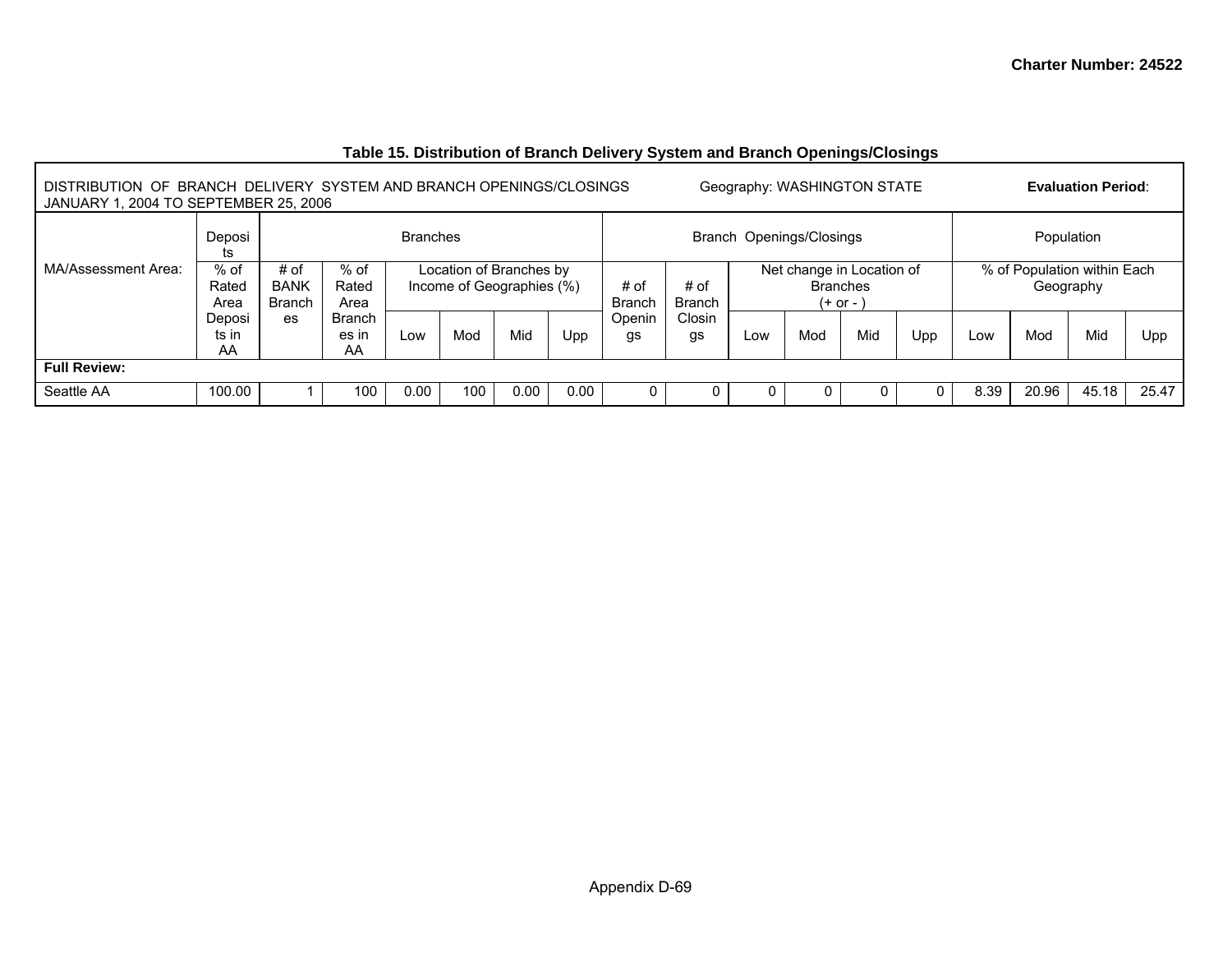Charter Number: 24522

### Table 15. Distribution of Branch Delivery System and Branch Openings/Closings

DISTRIBUTION OF BRANCH DELIVERY SYSTEM AND BRANCH OPENINGS/CLOSINGS Geography: WASHINGTON STATE **Evaluation Period**: JANUARY 1, 2004 TO SEPTEMBER 25, 2006

| MA/Assessment Area: | Deposits | Branches | | | | | | Branch Openings/Closings | | | | | | Population | | | |
|---|---|---|---|---|---|---|---|---|---|---|---|---|---|---|---|---|---|
| | % of Rated Area Deposits in AA | # of BANK Branches | % of Rated Area Branches in AA | Location of Branches by Income of Geographies (%) | | | | # of Branch Openings | # of Branch Closings | Net change in Location of Branches (+ or - ) | | | | % of Population within Each Geography | | | |
| | | | | Low | Mod | Mid | Upp | | | Low | Mod | Mid | Upp | Low | Mod | Mid | Upp |
| **Full Review:** | | | | | | | | | | | | | | | | | |
| Seattle AA | 100.00 | 1 | 100 | 0.00 | 100 | 0.00 | 0.00 | 0 | 0 | 0 | 0 | 0 | 0 | 8.39 | 20.96 | 45.18 | 25.47 |

Appendix D-69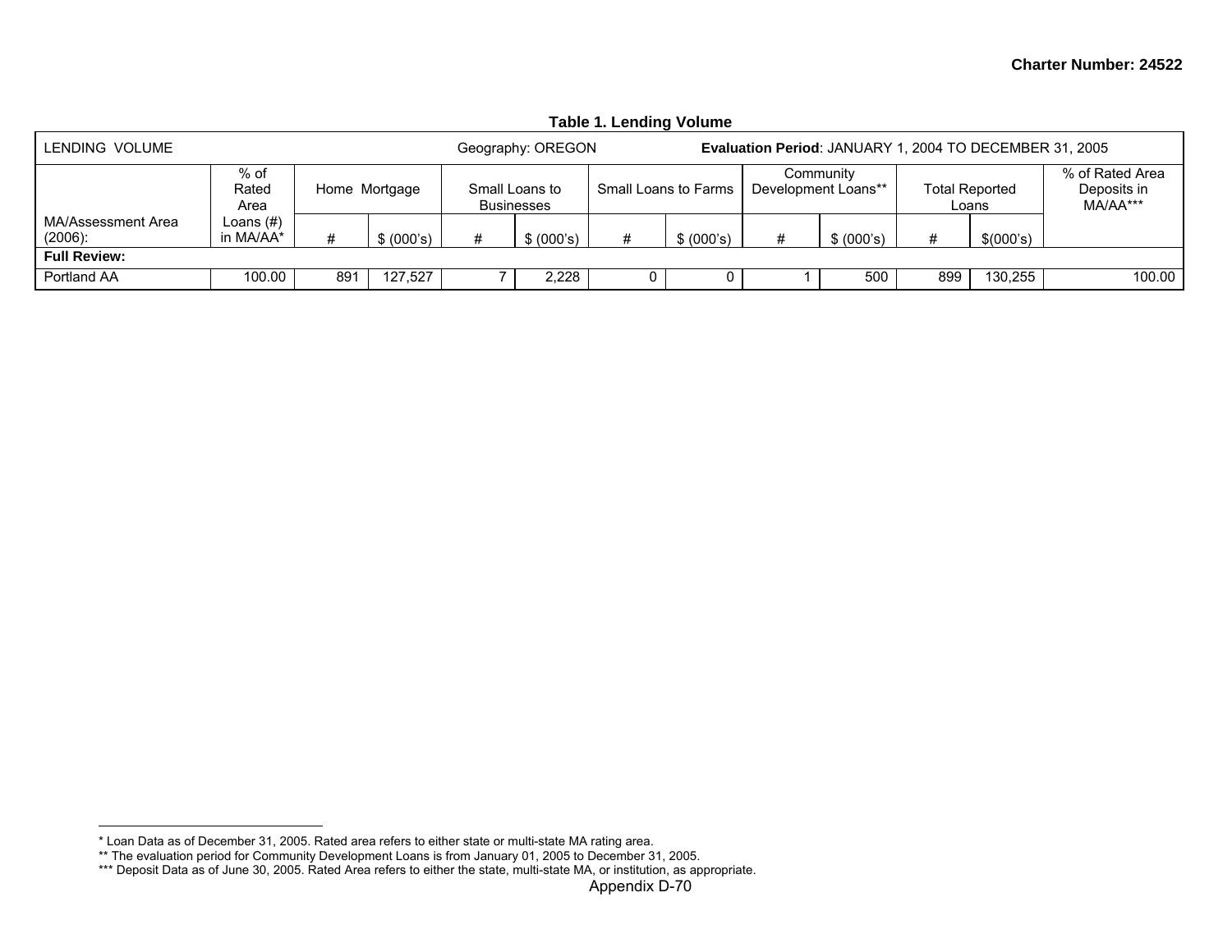**Table 1. Lending Volume**

| LENDING VOLUME | | | | | Geography: OREGON | | | | Evaluation Period: JANUARY 1, 2004 TO DECEMBER 31, 2005 | | | | |
|---|---|---|---|---|---|---|---|---|---|---|---|---|---|
| MA/Assessment Area (2006): | % of Rated Area Loans (#) in MA/AA* | Home Mortgage | | Small Loans to Businesses | | Small Loans to Farms | | Community Development Loans** | | Total Reported Loans | | % of Rated Area Deposits in MA/AA*** |
| | | # | $ (000's) | # | $ (000's) | # | $ (000's) | # | $ (000's) | # | $(000's) | |
| **Full Review:** | | | | | | | | | | | | |
| Portland AA | 100.00 | 891 | 127,527 | 7 | 2,228 | 0 | 0 | 1 | 500 | 899 | 130,255 | 100.00 |

* Loan Data as of December 31, 2005. Rated area refers to either state or multi-state MA rating area.
** The evaluation period for Community Development Loans is from January 01, 2005 to December 31, 2005.
*** Deposit Data as of June 30, 2005. Rated Area refers to either the state, multi-state MA, or institution, as appropriate.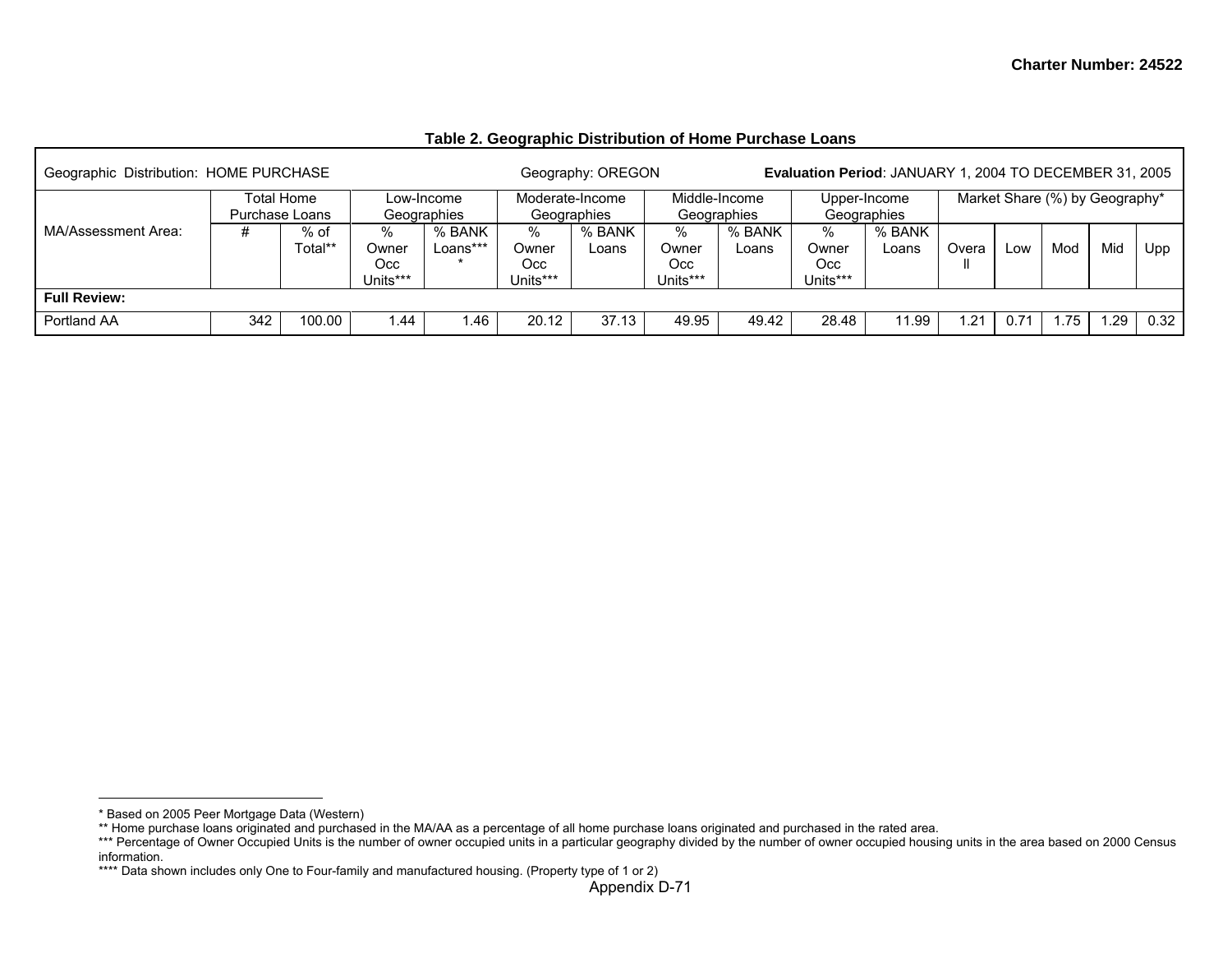Charter Number: 24522

**Table 2. Geographic Distribution of Home Purchase Loans**

| Geographic Distribution: HOME PURCHASE | | | Geography: OREGON | | | | | | **Evaluation Period**: JANUARY 1, 2004 TO DECEMBER 31, 2005 | | | | | | |
|---|---|---|---|---|---|---|---|---|---|---|---|---|---|---|---|
| | Total Home Purchase Loans | | Low-Income Geographies | | Moderate-Income Geographies | | Middle-Income Geographies | | Upper-Income Geographies | | Market Share (%) by Geography* | | | | |
| MA/Assessment Area: | # | % of Total** | % Owner Occ Units*** | % BANK Loans**** | % Owner Occ Units*** | % BANK Loans | % Owner Occ Units*** | % BANK Loans | % Owner Occ Units*** | % BANK Loans | Overall | Low | Mod | Mid | Upp |
| **Full Review:** | | | | | | | | | | | | | | | |
| Portland AA | 342 | 100.00 | 1.44 | 1.46 | 20.12 | 37.13 | 49.95 | 49.42 | 28.48 | 11.99 | 1.21 | 0.71 | 1.75 | 1.29 | 0.32 |

* Based on 2005 Peer Mortgage Data (Western)

** Home purchase loans originated and purchased in the MA/AA as a percentage of all home purchase loans originated and purchased in the rated area.

*** Percentage of Owner Occupied Units is the number of owner occupied units in a particular geography divided by the number of owner occupied housing units in the area based on 2000 Census information.

**** Data shown includes only One to Four-family and manufactured housing. (Property type of 1 or 2)

Appendix D-71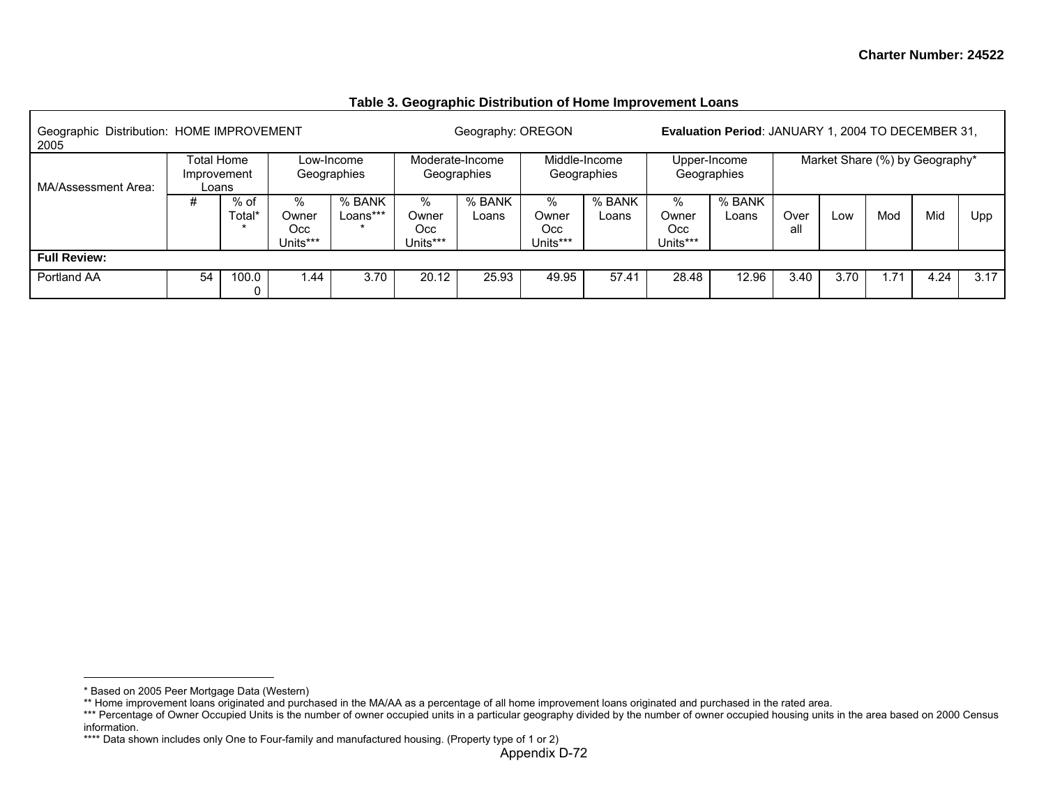Charter Number: 24522

**Table 3. Geographic Distribution of Home Improvement Loans**

| Geographic Distribution: HOME IMPROVEMENT | | | Geography: OREGON | | | | | | **Evaluation Period**: JANUARY 1, 2004 TO DECEMBER 31, 2005 | | | | | | |
|---|---|---|---|---|---|---|---|---|---|---|---|---|---|---|---|
| MA/Assessment Area: | Total Home Improvement Loans | | Low-Income Geographies | | Moderate-Income Geographies | | Middle-Income Geographies | | Upper-Income Geographies | | Market Share (%) by Geography* | | | | |
| | # | % of Total** | % Owner Occ Units*** | % BANK Loans**** | % Owner Occ Units*** | % BANK Loans | % Owner Occ Units*** | % BANK Loans | % Owner Occ Units*** | % BANK Loans | Overall | Low | Mod | Mid | Upp |
| **Full Review:** | | | | | | | | | | | | | | | |
| Portland AA | 54 | 100.00 | 1.44 | 3.70 | 20.12 | 25.93 | 49.95 | 57.41 | 28.48 | 12.96 | 3.40 | 3.70 | 1.71 | 4.24 | 3.17 |

* Based on 2005 Peer Mortgage Data (Western)
** Home improvement loans originated and purchased in the MA/AA as a percentage of all home improvement loans originated and purchased in the rated area.
*** Percentage of Owner Occupied Units is the number of owner occupied units in a particular geography divided by the number of owner occupied housing units in the area based on 2000 Census information.
**** Data shown includes only One to Four-family and manufactured housing. (Property type of 1 or 2)

Appendix D-72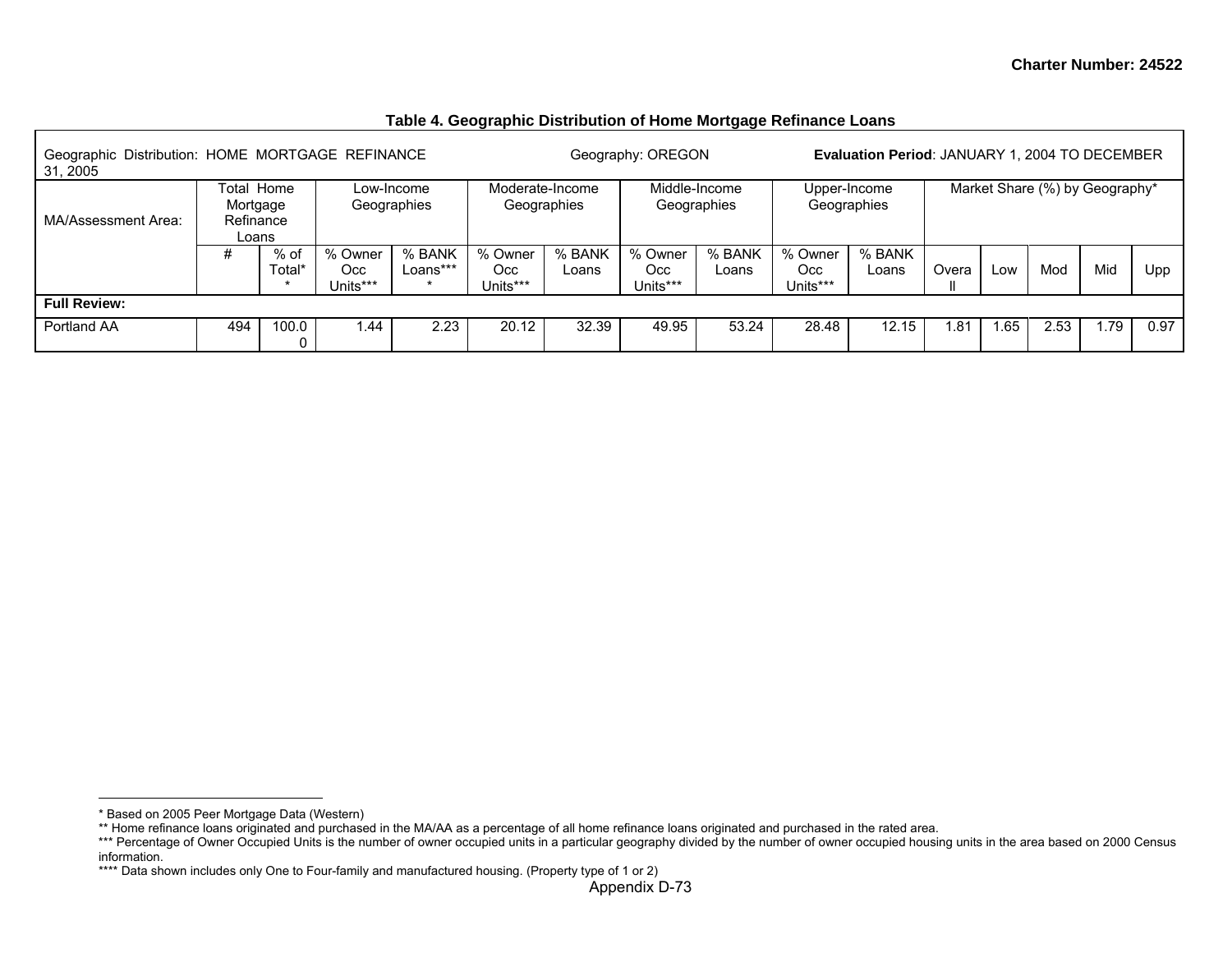Charter Number: 24522

**Table 4. Geographic Distribution of Home Mortgage Refinance Loans**

Geographic Distribution: HOME MORTGAGE REFINANCE | Geography: OREGON | **Evaluation Period**: JANUARY 1, 2004 TO DECEMBER 31, 2005

| MA/Assessment Area: | Total Home Mortgage Refinance Loans | | Low-Income Geographies | | Moderate-Income Geographies | | Middle-Income Geographies | | Upper-Income Geographies | | Market Share (%) by Geography* | | | | |
|---|---|---|---|---|---|---|---|---|---|---|---|---|---|---|---|
| | # | % of Total** | % Owner Occ Units*** | % BANK Loans**** | % Owner Occ Units*** | % BANK Loans | % Owner Occ Units*** | % BANK Loans | % Owner Occ Units*** | % BANK Loans | Overall | Low | Mod | Mid | Upp |
| **Full Review:** | | | | | | | | | | | | | | | |
| Portland AA | 494 | 100.00 | 1.44 | 2.23 | 20.12 | 32.39 | 49.95 | 53.24 | 28.48 | 12.15 | 1.81 | 1.65 | 2.53 | 1.79 | 0.97 |

* Based on 2005 Peer Mortgage Data (Western)
** Home refinance loans originated and purchased in the MA/AA as a percentage of all home refinance loans originated and purchased in the rated area.
*** Percentage of Owner Occupied Units is the number of owner occupied units in a particular geography divided by the number of owner occupied housing units in the area based on 2000 Census information.
**** Data shown includes only One to Four-family and manufactured housing. (Property type of 1 or 2)

Appendix D-73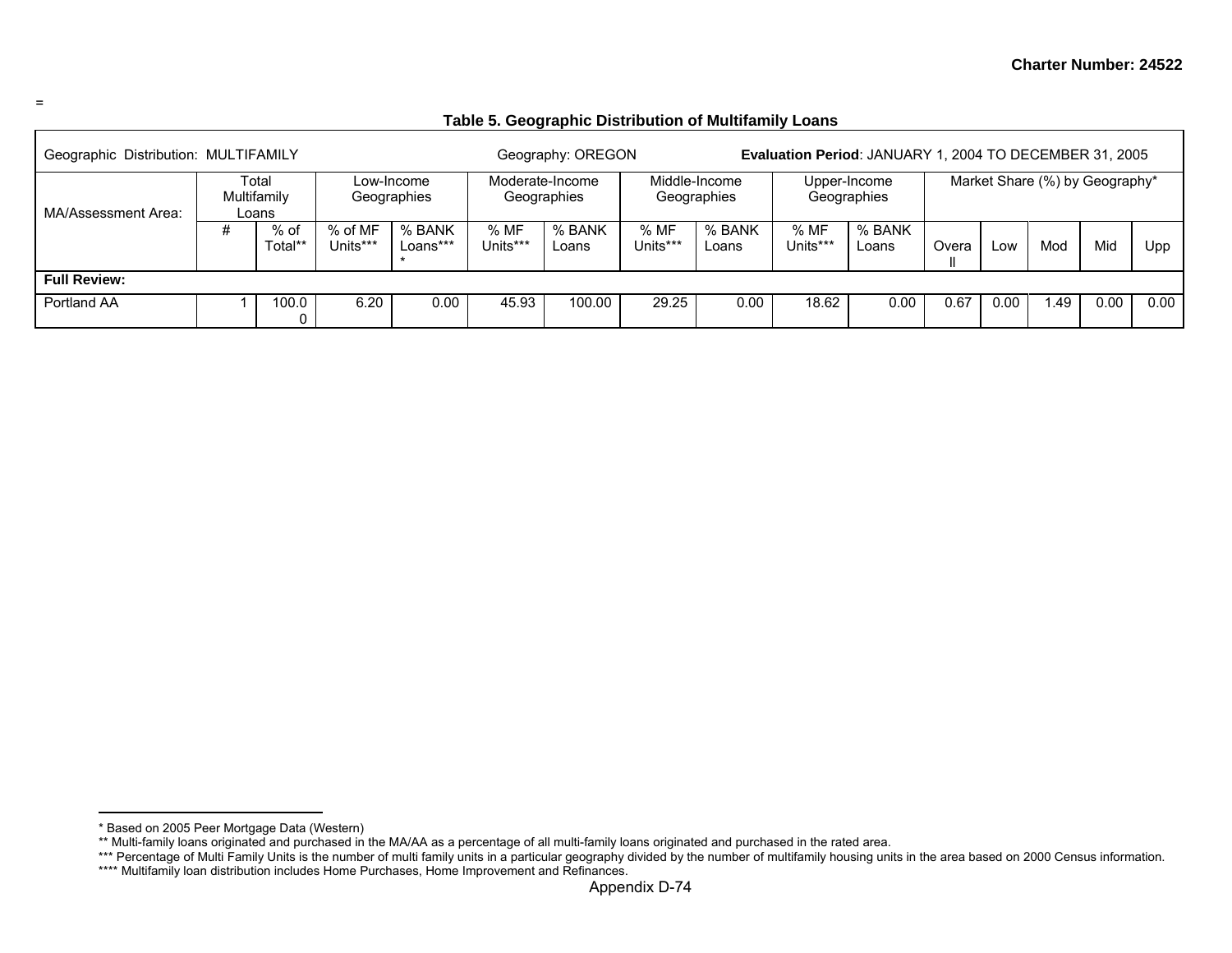=

**Table 5. Geographic Distribution of Multifamily Loans**

| Geographic Distribution: MULTIFAMILY | | | Geography: OREGON | | | | **Evaluation Period**: JANUARY 1, 2004 TO DECEMBER 31, 2005 | | | | | | | | |
|---|---|---|---|---|---|---|---|---|---|---|---|---|---|---|---|
| MA/Assessment Area: | Total Multifamily Loans | | Low-Income Geographies | | Moderate-Income Geographies | | Middle-Income Geographies | | Upper-Income Geographies | | Market Share (%) by Geography* | | | | |
| | # | % of Total** | % of MF Units*** | % BANK Loans**** | % MF Units*** | % BANK Loans | % MF Units*** | % BANK Loans | % MF Units*** | % BANK Loans | Overall | Low | Mod | Mid | Upp |
| **Full Review:** | | | | | | | | | | | | | | | |
| Portland AA | 1 | 100.00 | 6.20 | 0.00 | 45.93 | 100.00 | 29.25 | 0.00 | 18.62 | 0.00 | 0.67 | 0.00 | 1.49 | 0.00 | 0.00 |

\* Based on 2005 Peer Mortgage Data (Western)
\** Multi-family loans originated and purchased in the MA/AA as a percentage of all multi-family loans originated and purchased in the rated area.
\*** Percentage of Multi Family Units is the number of multi family units in a particular geography divided by the number of multifamily housing units in the area based on 2000 Census information.
\**** Multifamily loan distribution includes Home Purchases, Home Improvement and Refinances.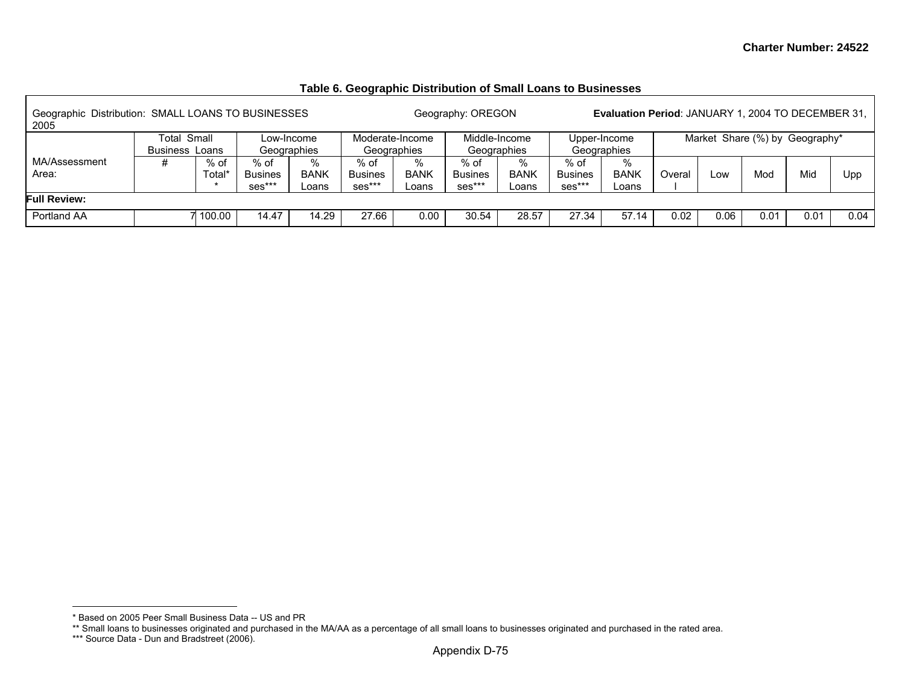Charter Number: 24522

### Table 6. Geographic Distribution of Small Loans to Businesses

Geographic Distribution: SMALL LOANS TO BUSINESSES Geography: OREGON **Evaluation Period**: JANUARY 1, 2004 TO DECEMBER 31, 2005

| | Total Small Business Loans | | Low-Income Geographies | | Moderate-Income Geographies | | Middle-Income Geographies | | Upper-Income Geographies | | Market Share (%) by Geography* | | | | |
|---|---|---|---|---|---|---|---|---|---|---|---|---|---|---|---|
| MA/Assessment Area: | # | % of Total** | % of Businesses*** | % BANK Loans | % of Businesses*** | % BANK Loans | % of Businesses*** | % BANK Loans | % of Businesses*** | % BANK Loans | Overall | Low | Mod | Mid | Upp |
| **Full Review:** | | | | | | | | | | | | | | | |
| Portland AA | 7 | 100.00 | 14.47 | 14.29 | 27.66 | 0.00 | 30.54 | 28.57 | 27.34 | 57.14 | 0.02 | 0.06 | 0.01 | 0.01 | 0.04 |

* Based on 2005 Peer Small Business Data -- US and PR
** Small loans to businesses originated and purchased in the MA/AA as a percentage of all small loans to businesses originated and purchased in the rated area.
*** Source Data - Dun and Bradstreet (2006).

Appendix D-75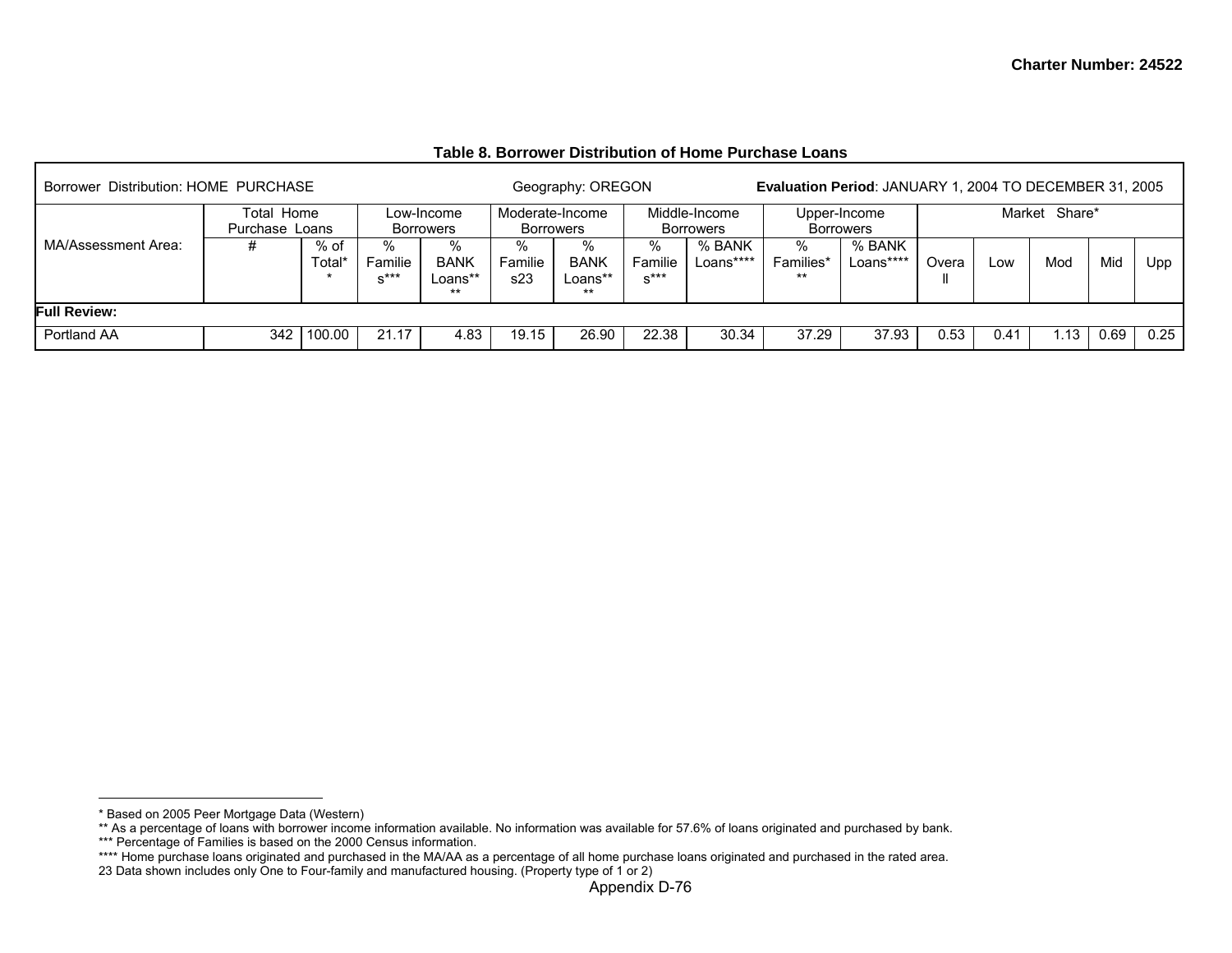**Charter Number: 24522**

**Table 8. Borrower Distribution of Home Purchase Loans**

| Borrower Distribution: HOME PURCHASE | | | | | Geography: OREGON | | | | **Evaluation Period**: JANUARY 1, 2004 TO DECEMBER 31, 2005 | | | | | | |
|---|---|---|---|---|---|---|---|---|---|---|---|---|---|---|---|
| | Total Home Purchase Loans | | Low-Income Borrowers | | Moderate-Income Borrowers | | Middle-Income Borrowers | | Upper-Income Borrowers | | Market Share* | | | | |
| MA/Assessment Area: | # | % of Total** | % Families*** | % BANK Loans** | % Families23 | % BANK Loans** | % Families*** | % BANK Loans**** | % Families*** | % BANK Loans**** | Overall | Low | Mod | Mid | Upp |
| **Full Review:** | | | | | | | | | | | | | | | |
| Portland AA | 342 | 100.00 | 21.17 | 4.83 | 19.15 | 26.90 | 22.38 | 30.34 | 37.29 | 37.93 | 0.53 | 0.41 | 1.13 | 0.69 | 0.25 |

---

* Based on 2005 Peer Mortgage Data (Western)

** As a percentage of loans with borrower income information available. No information was available for 57.6% of loans originated and purchased by bank.

*** Percentage of Families is based on the 2000 Census information.

**** Home purchase loans originated and purchased in the MA/AA as a percentage of all home purchase loans originated and purchased in the rated area.

23 Data shown includes only One to Four-family and manufactured housing. (Property type of 1 or 2)

Appendix D-76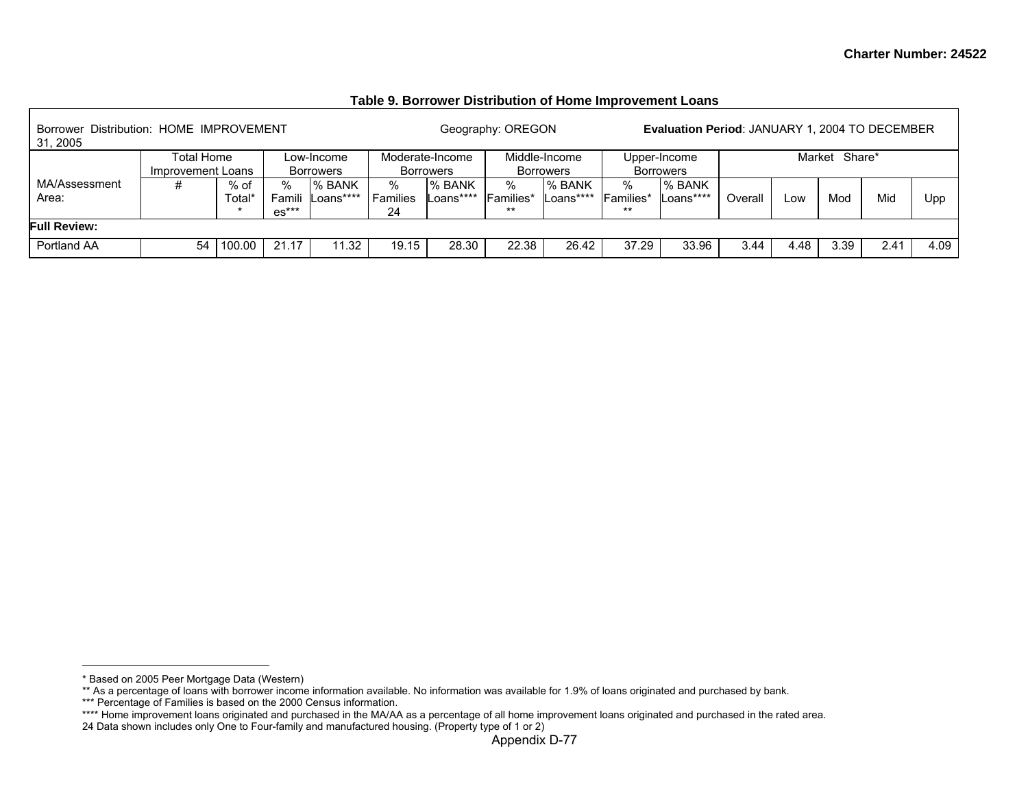Charter Number: 24522

**Table 9. Borrower Distribution of Home Improvement Loans**

| Borrower Distribution: HOME IMPROVEMENT | | | Geography: OREGON | | | | | | | **Evaluation Period**: JANUARY 1, 2004 TO DECEMBER 31, 2005 | | | | | |
|---|---|---|---|---|---|---|---|---|---|---|---|---|---|---|---|
| | Total Home Improvement Loans | | Low-Income Borrowers | | Moderate-Income Borrowers | | Middle-Income Borrowers | | Upper-Income Borrowers | | Market Share* | | | | |
| MA/Assessment Area: | # | % of Total** | % Families*** | % BANK Loans**** | % Families 24 | % BANK Loans**** | % Families*** | % BANK Loans**** | % Families*** | % BANK Loans**** | Overall | Low | Mod | Mid | Upp |
| **Full Review:** | | | | | | | | | | | | | | | |
| Portland AA | 54 | 100.00 | 21.17 | 11.32 | 19.15 | 28.30 | 22.38 | 26.42 | 37.29 | 33.96 | 3.44 | 4.48 | 3.39 | 2.41 | 4.09 |

---

\* Based on 2005 Peer Mortgage Data (Western)

** As a percentage of loans with borrower income information available. No information was available for 1.9% of loans originated and purchased by bank.

*** Percentage of Families is based on the 2000 Census information.

**** Home improvement loans originated and purchased in the MA/AA as a percentage of all home improvement loans originated and purchased in the rated area.

24 Data shown includes only One to Four-family and manufactured housing. (Property type of 1 or 2)

Appendix D-77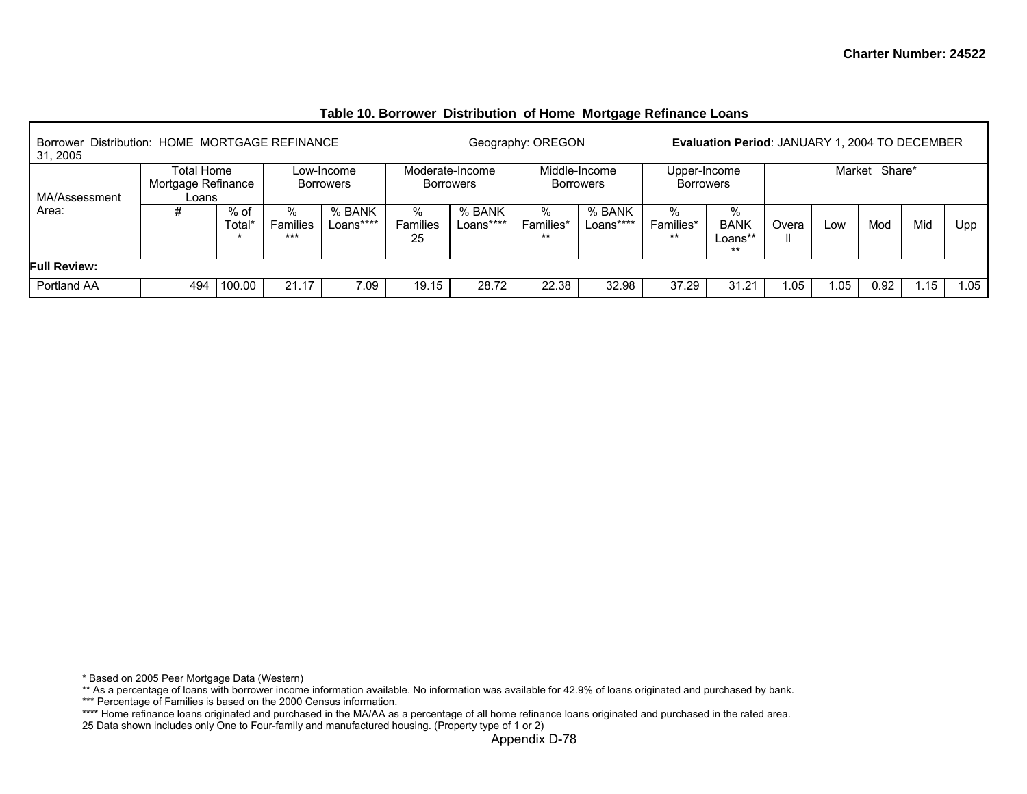### Table 10. Borrower Distribution of Home Mortgage Refinance Loans

| Borrower Distribution: HOME MORTGAGE REFINANCE | | | Geography: OREGON | | | | | | | **Evaluation Period**: JANUARY 1, 2004 TO DECEMBER 31, 2005 | | | | | |
|---|---|---|---|---|---|---|---|---|---|---|---|---|---|---|---|
| MA/Assessment Area: | Total Home Mortgage Refinance Loans | | Low-Income Borrowers | | Moderate-Income Borrowers | | Middle-Income Borrowers | | Upper-Income Borrowers | | Market Share* | | | | |
| | # | % of Total** | % Families*** | % BANK Loans**** | % Families 25 | % BANK Loans**** | % Families*** | % BANK Loans**** | % Families*** | % BANK Loans**** | Overall | Low | Mod | Mid | Upp |
| **Full Review:** | | | | | | | | | | | | | | | |
| Portland AA | 494 | 100.00 | 21.17 | 7.09 | 19.15 | 28.72 | 22.38 | 32.98 | 37.29 | 31.21 | 1.05 | 1.05 | 0.92 | 1.15 | 1.05 |

* Based on 2005 Peer Mortgage Data (Western)
** As a percentage of loans with borrower income information available. No information was available for 42.9% of loans originated and purchased by bank.
*** Percentage of Families is based on the 2000 Census information.
**** Home refinance loans originated and purchased in the MA/AA as a percentage of all home refinance loans originated and purchased in the rated area.
25 Data shown includes only One to Four-family and manufactured housing. (Property type of 1 or 2)

Appendix D-78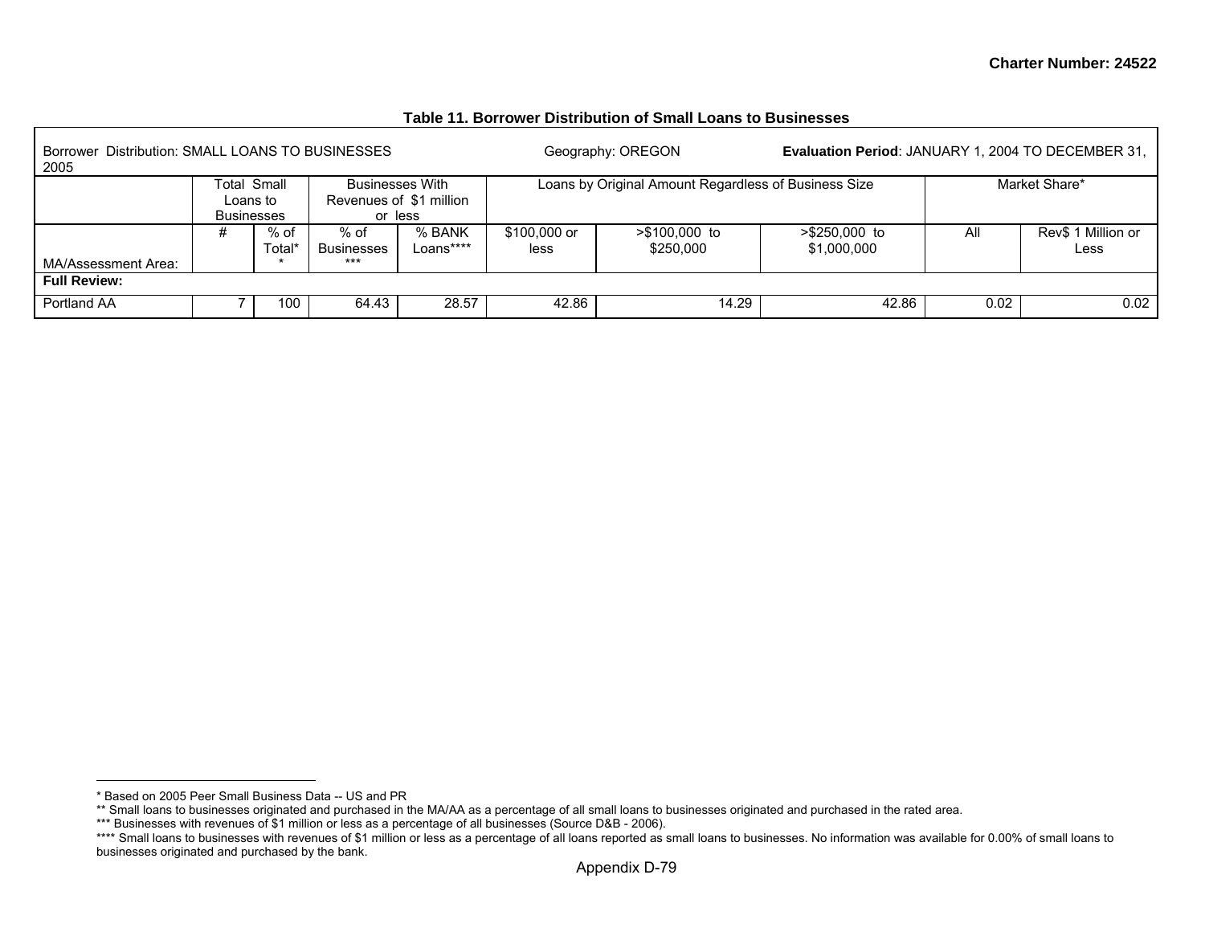Charter Number: 24522

### Table 11. Borrower Distribution of Small Loans to Businesses

| Borrower Distribution: SMALL LOANS TO BUSINESSES | | | Geography: OREGON | | | Evaluation Period: JANUARY 1, 2004 TO DECEMBER 31, 2005 | | | | |
|---|---|---|---|---|---|---|---|---|---|---|
| | Total Small Loans to Businesses | | Businesses With Revenues of $1 million or less | | Loans by Original Amount Regardless of Business Size | | | Market Share* | | |
| MA/Assessment Area: | # | % of Total** | % of Businesses *** | % BANK Loans**** | $100,000 or less | >$100,000 to $250,000 | >$250,000 to $1,000,000 | All | Rev$ 1 Million or Less | |
| **Full Review:** | | | | | | | | | | |
| Portland AA | 7 | 100 | 64.43 | 28.57 | 42.86 | 14.29 | 42.86 | 0.02 | 0.02 | |

\* Based on 2005 Peer Small Business Data -- US and PR

** Small loans to businesses originated and purchased in the MA/AA as a percentage of all small loans to businesses originated and purchased in the rated area.

*** Businesses with revenues of $1 million or less as a percentage of all businesses (Source D&B - 2006).

**** Small loans to businesses with revenues of $1 million or less as a percentage of all loans reported as small loans to businesses. No information was available for 0.00% of small loans to businesses originated and purchased by the bank.

Appendix D-79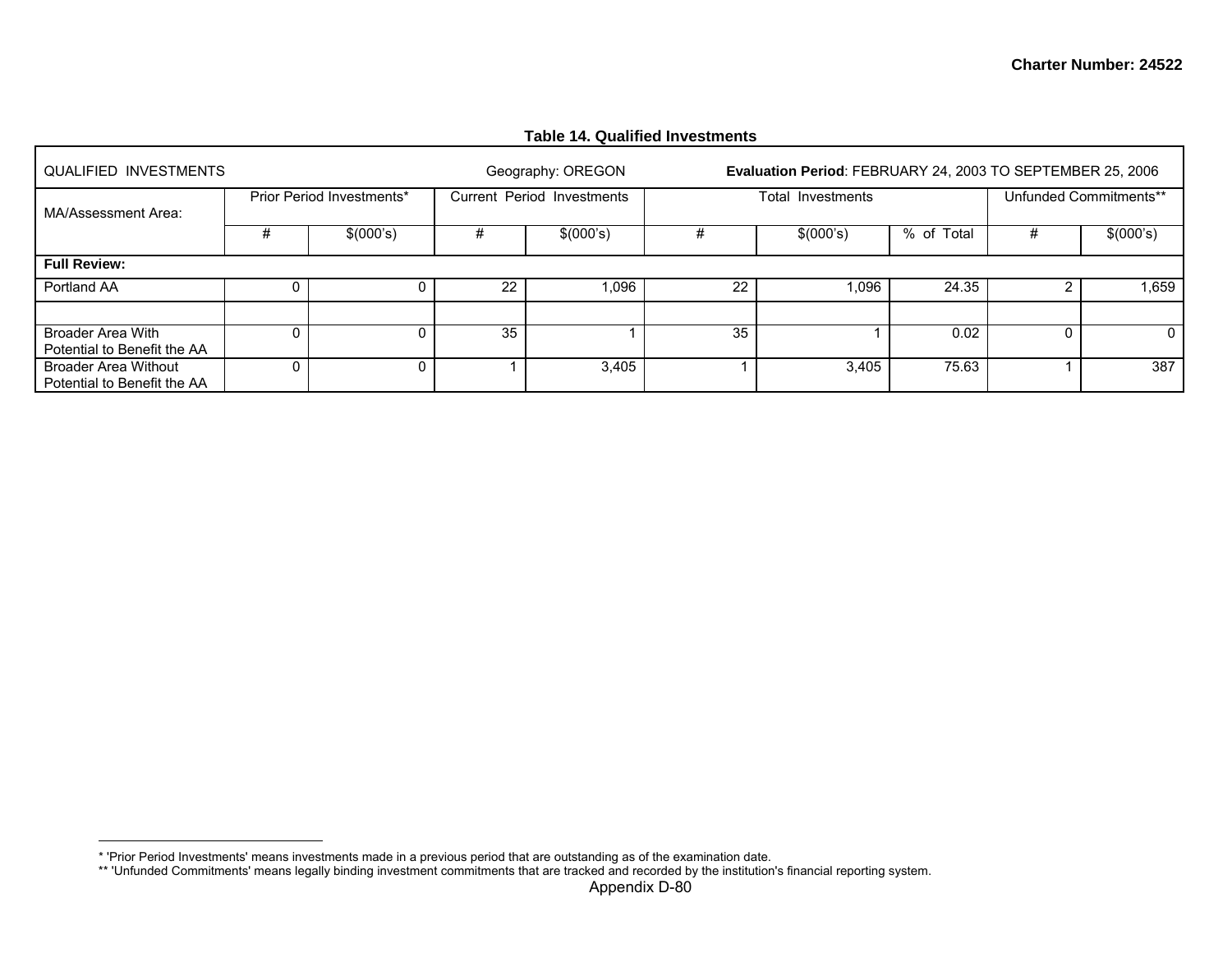Charter Number: 24522

**Table 14. Qualified Investments**

| QUALIFIED INVESTMENTS | | | Geography: OREGON | | **Evaluation Period**: FEBRUARY 24, 2003 TO SEPTEMBER 25, 2006 | | | | |
|---|---|---|---|---|---|---|---|---|---|
| MA/Assessment Area: | Prior Period Investments* | | Current Period Investments | | Total Investments | | | Unfunded Commitments** | |
| | # | $(000's) | # | $(000's) | # | $(000's) | % of Total | # | $(000's) |
| **Full Review:** | | | | | | | | | |
| Portland AA | 0 | 0 | 22 | 1,096 | 22 | 1,096 | 24.35 | 2 | 1,659 |
| | | | | | | | | | |
| Broader Area With Potential to Benefit the AA | 0 | 0 | 35 | 1 | 35 | 1 | 0.02 | 0 | 0 |
| Broader Area Without Potential to Benefit the AA | 0 | 0 | 1 | 3,405 | 1 | 3,405 | 75.63 | 1 | 387 |

* 'Prior Period Investments' means investments made in a previous period that are outstanding as of the examination date.
** 'Unfunded Commitments' means legally binding investment commitments that are tracked and recorded by the institution's financial reporting system.

Appendix D-80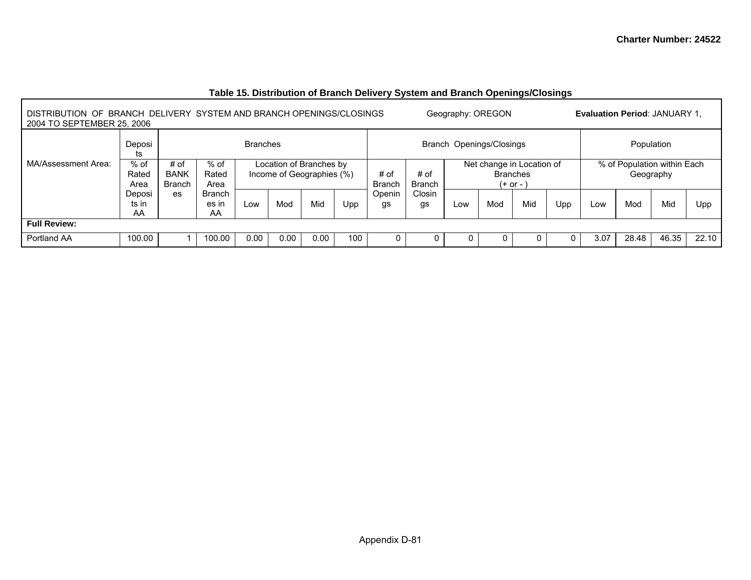Charter Number: 24522

### Table 15. Distribution of Branch Delivery System and Branch Openings/Closings

DISTRIBUTION OF BRANCH DELIVERY SYSTEM AND BRANCH OPENINGS/CLOSINGS Geography: OREGON **Evaluation Period**: JANUARY 1, 2004 TO SEPTEMBER 25, 2006

| MA/Assessment Area: | Deposits | Branches | | | | | | Branch Openings/Closings | | | | | | Population | | | |
|---|---|---|---|---|---|---|---|---|---|---|---|---|---|---|---|---|---|
| | % of Rated Area Deposits in AA | # of BANK Branches | % of Rated Area Branches in AA | Location of Branches by Income of Geographies (%) | | | | # of Branch Openings | # of Branch Closings | Net change in Location of Branches (+ or - ) | | | | % of Population within Each Geography | | | |
| | | | | Low | Mod | Mid | Upp | | | Low | Mod | Mid | Upp | Low | Mod | Mid | Upp |
| **Full Review:** | | | | | | | | | | | | | | | | | |
| Portland AA | 100.00 | 1 | 100.00 | 0.00 | 0.00 | 0.00 | 100 | 0 | 0 | 0 | 0 | 0 | 0 | 3.07 | 28.48 | 46.35 | 22.10 |

Appendix D-81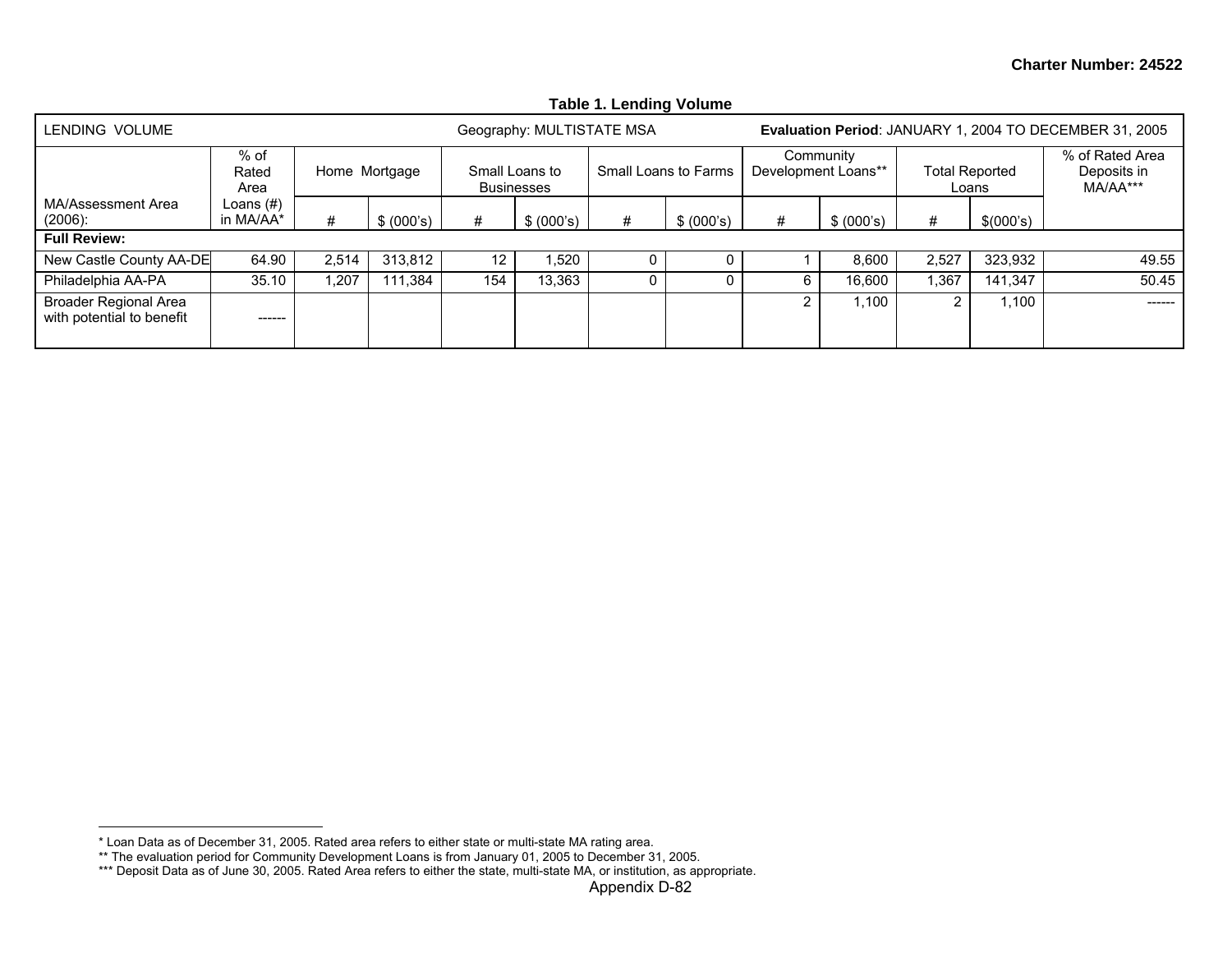Charter Number: 24522

**Table 1. Lending Volume**

| LENDING VOLUME | | Geography: MULTISTATE MSA | | | | | | **Evaluation Period**: JANUARY 1, 2004 TO DECEMBER 31, 2005 | | | | |
|---|---|---|---|---|---|---|---|---|---|---|---|---|
| MA/Assessment Area (2006): | % of Rated Area Loans (#) in MA/AA* | Home Mortgage | | Small Loans to Businesses | | Small Loans to Farms | | Community Development Loans** | | Total Reported Loans | | % of Rated Area Deposits in MA/AA*** |
| | | # | $ (000's) | # | $ (000's) | # | $ (000's) | # | $ (000's) | # | $(000's) | |
| **Full Review:** | | | | | | | | | | | | |
| New Castle County AA-DE | 64.90 | 2,514 | 313,812 | 12 | 1,520 | 0 | 0 | 1 | 8,600 | 2,527 | 323,932 | 49.55 |
| Philadelphia AA-PA | 35.10 | 1,207 | 111,384 | 154 | 13,363 | 0 | 0 | 6 | 16,600 | 1,367 | 141,347 | 50.45 |
| Broader Regional Area with potential to benefit | ------ | | | | | | | 2 | 1,100 | 2 | 1,100 | ------ |

* Loan Data as of December 31, 2005. Rated area refers to either state or multi-state MA rating area.
** The evaluation period for Community Development Loans is from January 01, 2005 to December 31, 2005.
*** Deposit Data as of June 30, 2005. Rated Area refers to either the state, multi-state MA, or institution, as appropriate.

Appendix D-82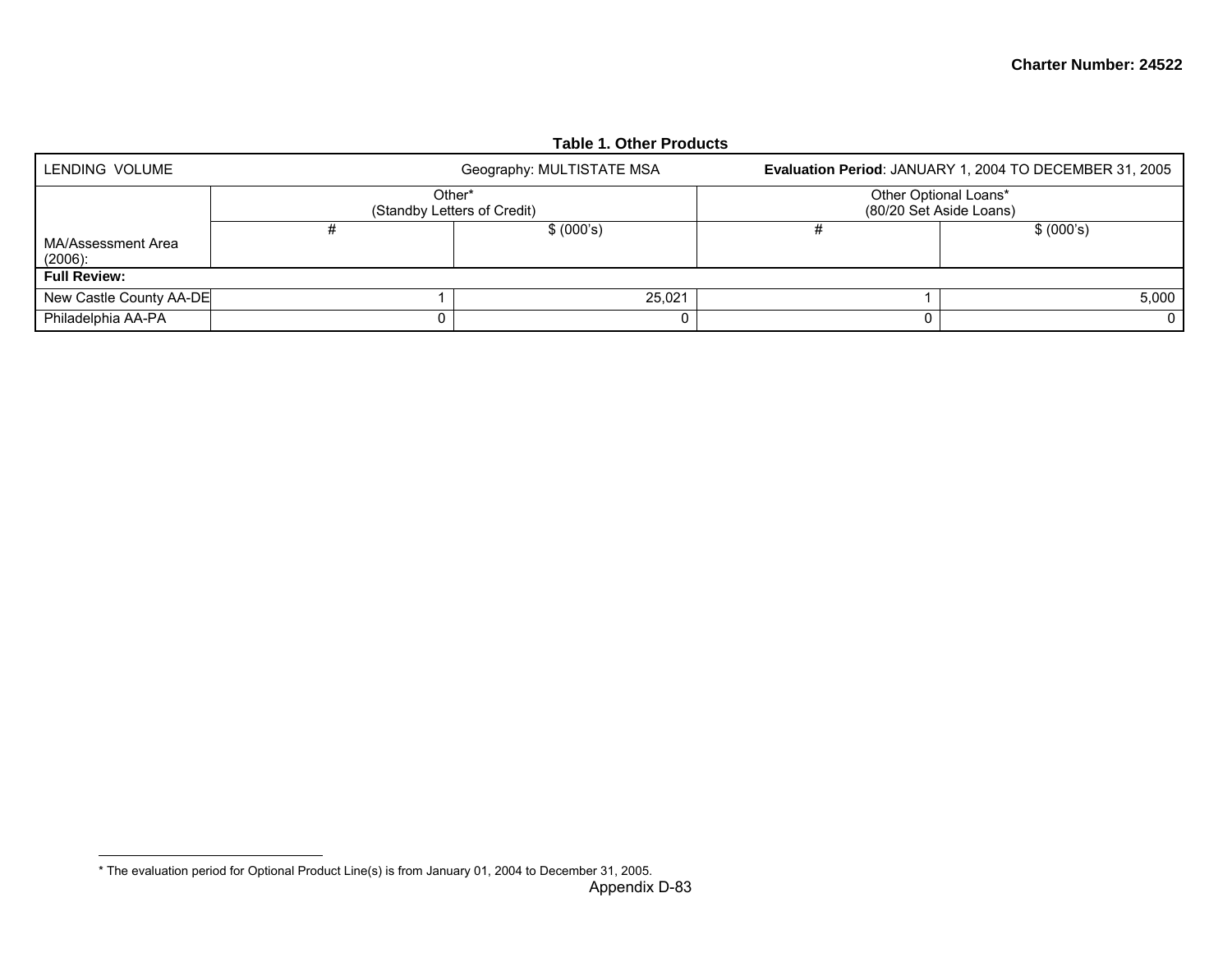### Table 1. Other Products

| LENDING VOLUME | Geography: MULTISTATE MSA | | Evaluation Period: JANUARY 1, 2004 TO DECEMBER 31, 2005 | |
|---|---|---|---|---|
| | Other* (Standby Letters of Credit) | | Other Optional Loans* (80/20 Set Aside Loans) | |
| MA/Assessment Area (2006): | # | $ (000's) | # | $ (000's) |
| **Full Review:** | | | | |
| New Castle County AA-DE | 1 | 25,021 | 1 | 5,000 |
| Philadelphia AA-PA | 0 | 0 | 0 | 0 |

* The evaluation period for Optional Product Line(s) is from January 01, 2004 to December 31, 2005.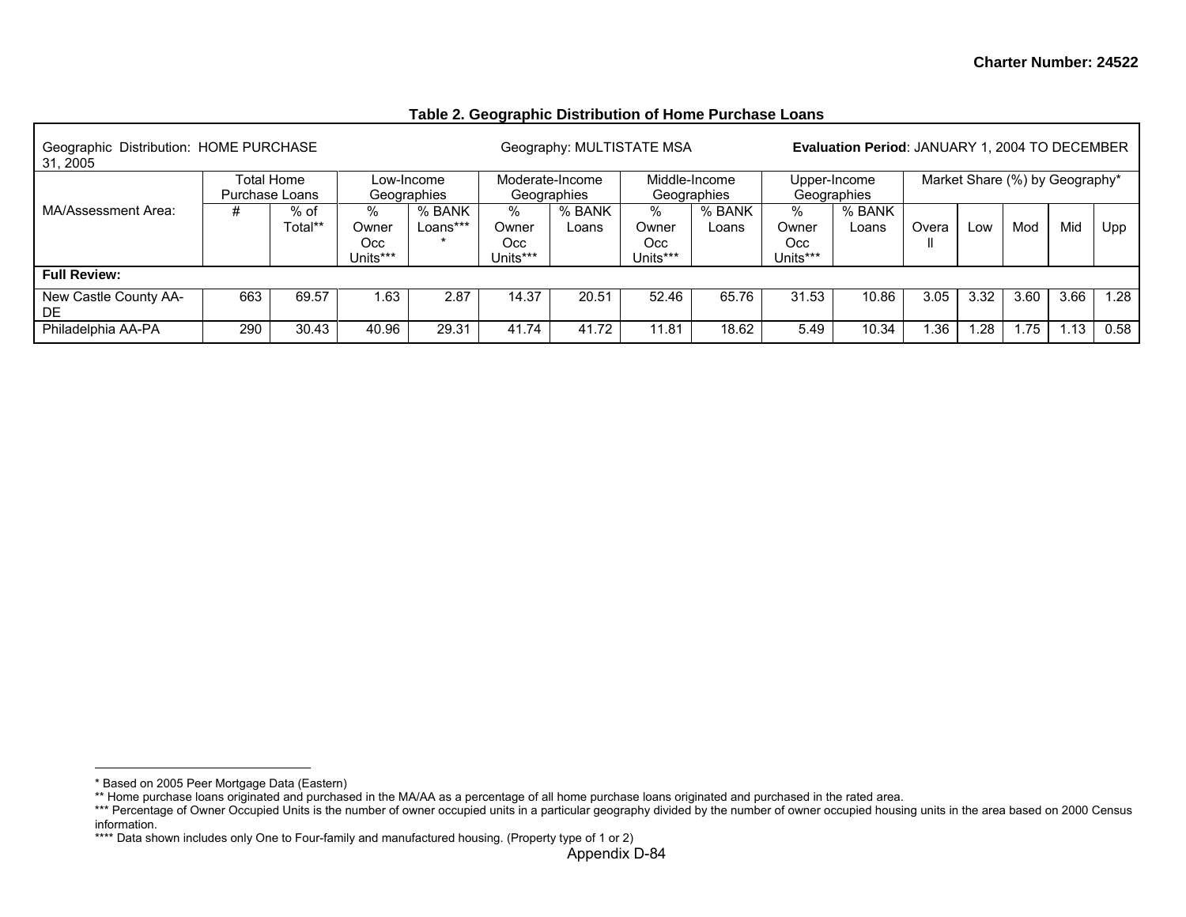**Table 2. Geographic Distribution of Home Purchase Loans**

| Geographic Distribution: HOME PURCHASE | | | Geography: MULTISTATE MSA | | | | | | **Evaluation Period**: JANUARY 1, 2004 TO DECEMBER 31, 2005 | | | | | | |
|---|---|---|---|---|---|---|---|---|---|---|---|---|---|---|---|
| MA/Assessment Area: | Total Home Purchase Loans | | Low-Income Geographies | | Moderate-Income Geographies | | Middle-Income Geographies | | Upper-Income Geographies | | Market Share (%) by Geography* | | | | |
| | # | % of Total** | % Owner Occ Units*** | % BANK Loans**** | % Owner Occ Units*** | % BANK Loans | % Owner Occ Units*** | % BANK Loans | % Owner Occ Units*** | % BANK Loans | Overall | Low | Mod | Mid | Upp |
| **Full Review:** | | | | | | | | | | | | | | | |
| New Castle County AA-DE | 663 | 69.57 | 1.63 | 2.87 | 14.37 | 20.51 | 52.46 | 65.76 | 31.53 | 10.86 | 3.05 | 3.32 | 3.60 | 3.66 | 1.28 |
| Philadelphia AA-PA | 290 | 30.43 | 40.96 | 29.31 | 41.74 | 41.72 | 11.81 | 18.62 | 5.49 | 10.34 | 1.36 | 1.28 | 1.75 | 1.13 | 0.58 |

* Based on 2005 Peer Mortgage Data (Eastern)
** Home purchase loans originated and purchased in the MA/AA as a percentage of all home purchase loans originated and purchased in the rated area.
*** Percentage of Owner Occupied Units is the number of owner occupied units in a particular geography divided by the number of owner occupied housing units in the area based on 2000 Census information.
**** Data shown includes only One to Four-family and manufactured housing. (Property type of 1 or 2)

Appendix D-84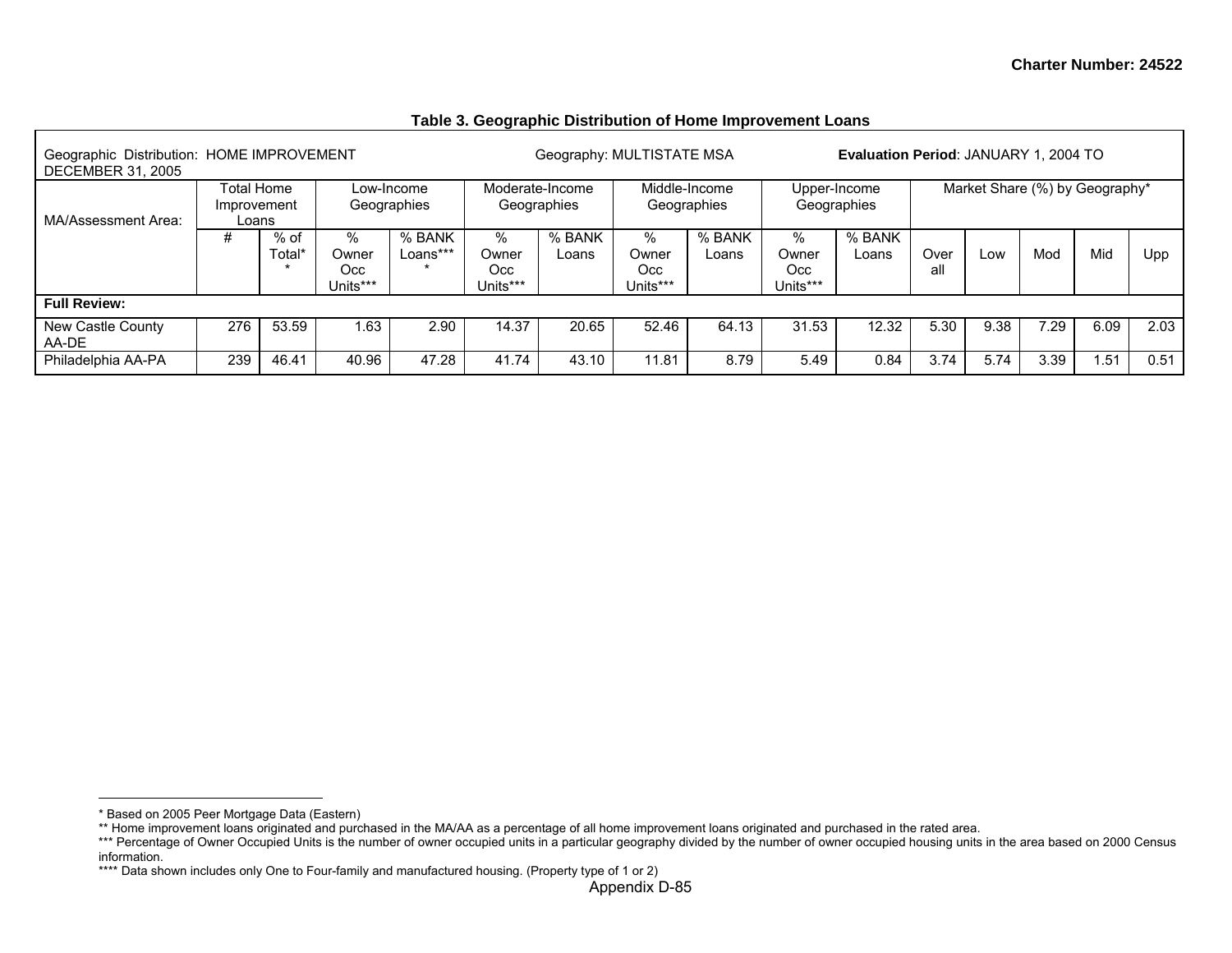Charter Number: 24522

**Table 3. Geographic Distribution of Home Improvement Loans**

| Geographic Distribution: HOME IMPROVEMENT | | | Geography: MULTISTATE MSA | | | | | | **Evaluation Period**: JANUARY 1, 2004 TO DECEMBER 31, 2005 | | | | | | |
|---|---|---|---|---|---|---|---|---|---|---|---|---|---|---|---|
| MA/Assessment Area: | Total Home Improvement Loans | | Low-Income Geographies | | Moderate-Income Geographies | | Middle-Income Geographies | | Upper-Income Geographies | | Market Share (%) by Geography* | | | | |
| | # | % of Total** | % Owner Occ Units*** | % BANK Loans**** | % Owner Occ Units*** | % BANK Loans | % Owner Occ Units*** | % BANK Loans | % Owner Occ Units*** | % BANK Loans | Over all | Low | Mod | Mid | Upp |
| **Full Review:** | | | | | | | | | | | | | | | |
| New Castle County AA-DE | 276 | 53.59 | 1.63 | 2.90 | 14.37 | 20.65 | 52.46 | 64.13 | 31.53 | 12.32 | 5.30 | 9.38 | 7.29 | 6.09 | 2.03 |
| Philadelphia AA-PA | 239 | 46.41 | 40.96 | 47.28 | 41.74 | 43.10 | 11.81 | 8.79 | 5.49 | 0.84 | 3.74 | 5.74 | 3.39 | 1.51 | 0.51 |

* Based on 2005 Peer Mortgage Data (Eastern)
** Home improvement loans originated and purchased in the MA/AA as a percentage of all home improvement loans originated and purchased in the rated area.
*** Percentage of Owner Occupied Units is the number of owner occupied units in a particular geography divided by the number of owner occupied housing units in the area based on 2000 Census information.
**** Data shown includes only One to Four-family and manufactured housing. (Property type of 1 or 2)

Appendix D-85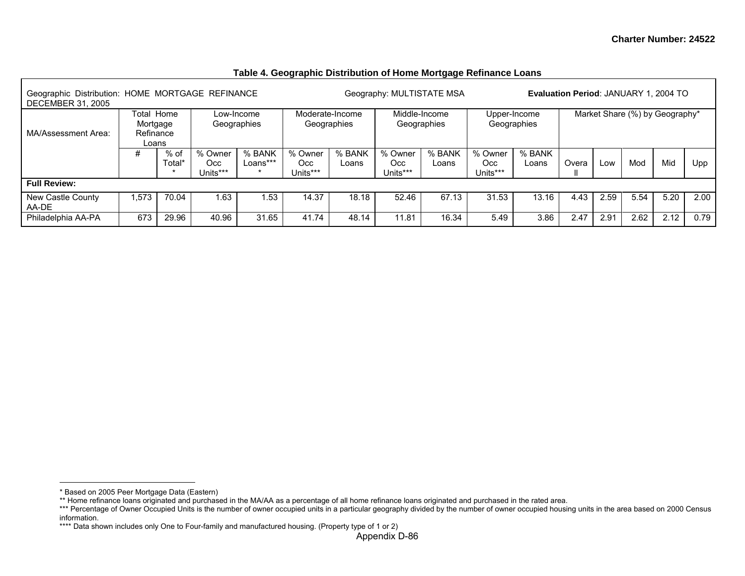**Table 4. Geographic Distribution of Home Mortgage Refinance Loans**

| Geographic Distribution: HOME MORTGAGE REFINANCE | | | Geography: MULTISTATE MSA | | | | | | | **Evaluation Period**: JANUARY 1, 2004 TO DECEMBER 31, 2005 | | | | | |
|---|---|---|---|---|---|---|---|---|---|---|---|---|---|---|---|
| MA/Assessment Area: | Total Home Mortgage Refinance Loans | | Low-Income Geographies | | Moderate-Income Geographies | | Middle-Income Geographies | | Upper-Income Geographies | | Market Share (%) by Geography* | | | | |
| | # | % of Total** | % Owner Occ Units*** | % BANK Loans**** | % Owner Occ Units*** | % BANK Loans | % Owner Occ Units*** | % BANK Loans | % Owner Occ Units*** | % BANK Loans | Overall | Low | Mod | Mid | Upp |
| **Full Review:** | | | | | | | | | | | | | | | |
| New Castle County AA-DE | 1,573 | 70.04 | 1.63 | 1.53 | 14.37 | 18.18 | 52.46 | 67.13 | 31.53 | 13.16 | 4.43 | 2.59 | 5.54 | 5.20 | 2.00 |
| Philadelphia AA-PA | 673 | 29.96 | 40.96 | 31.65 | 41.74 | 48.14 | 11.81 | 16.34 | 5.49 | 3.86 | 2.47 | 2.91 | 2.62 | 2.12 | 0.79 |

* Based on 2005 Peer Mortgage Data (Eastern)
** Home refinance loans originated and purchased in the MA/AA as a percentage of all home refinance loans originated and purchased in the rated area.
*** Percentage of Owner Occupied Units is the number of owner occupied units in a particular geography divided by the number of owner occupied housing units in the area based on 2000 Census information.
**** Data shown includes only One to Four-family and manufactured housing. (Property type of 1 or 2)

Appendix D-86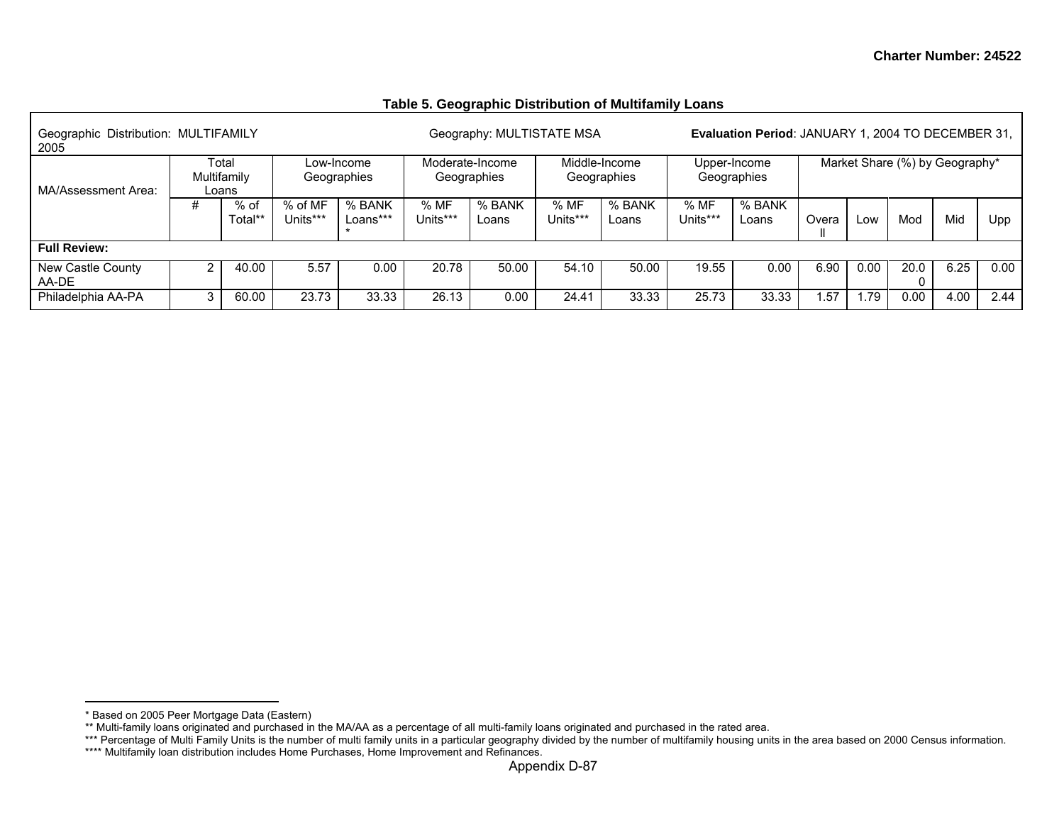**Table 5. Geographic Distribution of Multifamily Loans**

| Geographic Distribution: MULTIFAMILY | | | Geography: MULTISTATE MSA | | | | | | | | **Evaluation Period**: JANUARY 1, 2004 TO DECEMBER 31, 2005 | | | | |
|---|---|---|---|---|---|---|---|---|---|---|---|---|---|---|---|
| MA/Assessment Area: | Total Multifamily Loans | | Low-Income Geographies | | Moderate-Income Geographies | | Middle-Income Geographies | | Upper-Income Geographies | | Market Share (%) by Geography* | | | | |
| | # | % of Total** | % of MF Units*** | % BANK Loans**** | % MF Units*** | % BANK Loans | % MF Units*** | % BANK Loans | % MF Units*** | % BANK Loans | Overall | Low | Mod | Mid | Upp |
| **Full Review:** | | | | | | | | | | | | | | | |
| New Castle County AA-DE | 2 | 40.00 | 5.57 | 0.00 | 20.78 | 50.00 | 54.10 | 50.00 | 19.55 | 0.00 | 6.90 | 0.00 | 20.00 | 6.25 | 0.00 |
| Philadelphia AA-PA | 3 | 60.00 | 23.73 | 33.33 | 26.13 | 0.00 | 24.41 | 33.33 | 25.73 | 33.33 | 1.57 | 1.79 | 0.00 | 4.00 | 2.44 |

\* Based on 2005 Peer Mortgage Data (Eastern)

\*\* Multi-family loans originated and purchased in the MA/AA as a percentage of all multi-family loans originated and purchased in the rated area.

\*\*\* Percentage of Multi Family Units is the number of multi family units in a particular geography divided by the number of multifamily housing units in the area based on 2000 Census information.

\*\*\*\* Multifamily loan distribution includes Home Purchases, Home Improvement and Refinances.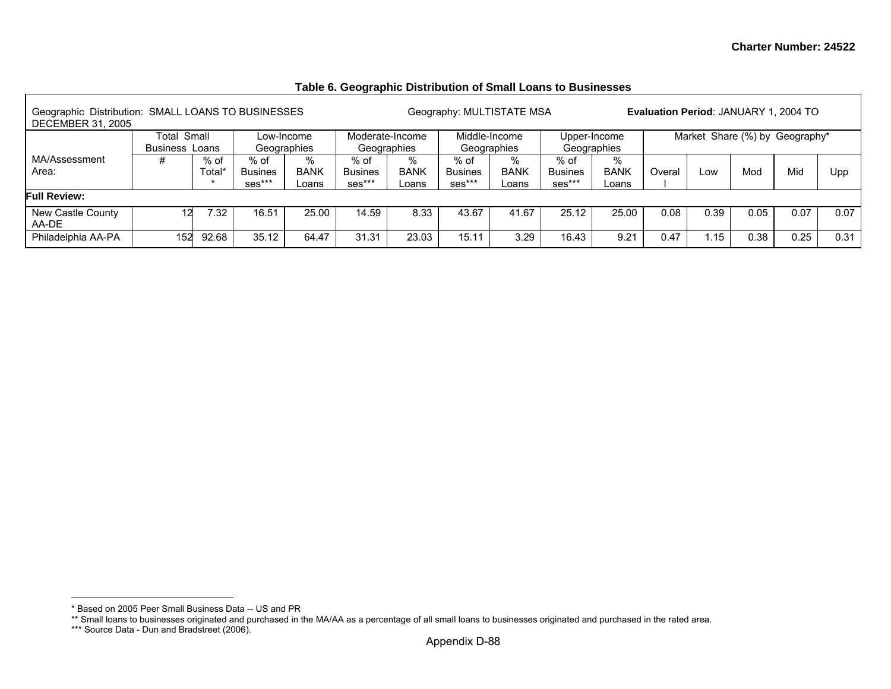Charter Number: 24522

**Table 6. Geographic Distribution of Small Loans to Businesses**

| Geographic Distribution: SMALL LOANS TO BUSINESSES | | | Geography: MULTISTATE MSA | | | | | | | | **Evaluation Period**: JANUARY 1, 2004 TO DECEMBER 31, 2005 | | | | |
|---|---|---|---|---|---|---|---|---|---|---|---|---|---|---|---|
| | Total Small Business Loans | | Low-Income Geographies | | Moderate-Income Geographies | | Middle-Income Geographies | | Upper-Income Geographies | | Market Share (%) by Geography* | | | | |
| MA/Assessment Area: | # | % of Total** | % of Businesses*** | % BANK Loans | % of Businesses*** | % BANK Loans | % of Businesses*** | % BANK Loans | % of Businesses*** | % BANK Loans | Overall | Low | Mod | Mid | Upp |
| **Full Review:** | | | | | | | | | | | | | | | |
| New Castle County AA-DE | 12 | 7.32 | 16.51 | 25.00 | 14.59 | 8.33 | 43.67 | 41.67 | 25.12 | 25.00 | 0.08 | 0.39 | 0.05 | 0.07 | 0.07 |
| Philadelphia AA-PA | 152 | 92.68 | 35.12 | 64.47 | 31.31 | 23.03 | 15.11 | 3.29 | 16.43 | 9.21 | 0.47 | 1.15 | 0.38 | 0.25 | 0.31 |

* Based on 2005 Peer Small Business Data -- US and PR

** Small loans to businesses originated and purchased in the MA/AA as a percentage of all small loans to businesses originated and purchased in the rated area.

*** Source Data - Dun and Bradstreet (2006).

Appendix D-88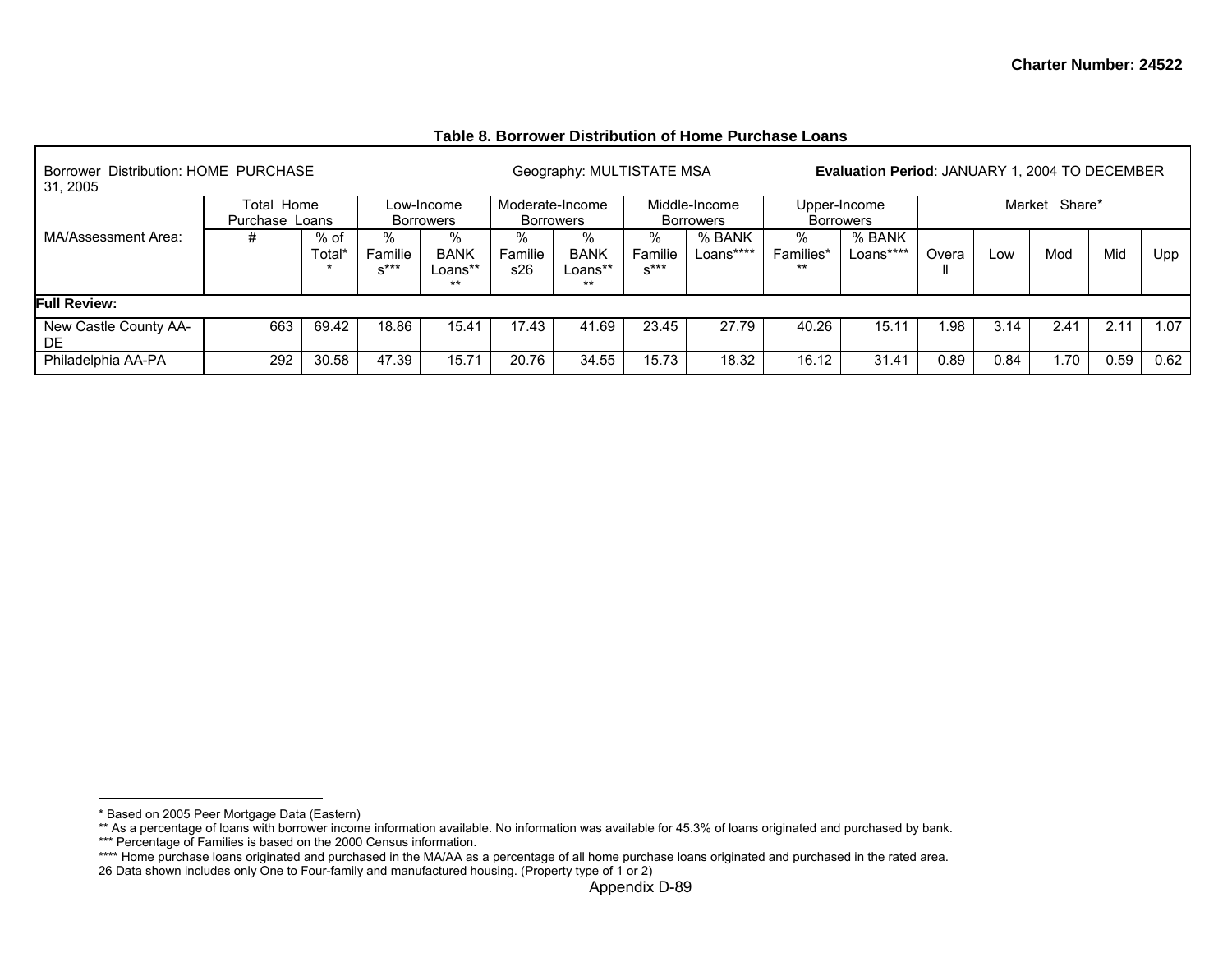**Table 8. Borrower Distribution of Home Purchase Loans**

| Borrower Distribution: HOME PURCHASE | | | Geography: MULTISTATE MSA | | | | | | | **Evaluation Period**: JANUARY 1, 2004 TO DECEMBER 31, 2005 | | | | | |
|---|---|---|---|---|---|---|---|---|---|---|---|---|---|---|---|
| | Total Home Purchase Loans | | Low-Income Borrowers | | Moderate-Income Borrowers | | Middle-Income Borrowers | | Upper-Income Borrowers | | Market Share* | | | | |
| MA/Assessment Area: | # | % of Total** | % Families*** | % BANK Loans**** | % Families26 | % BANK Loans**** | % Families*** | % BANK Loans**** | % Families*** | % BANK Loans**** | Overall | Low | Mod | Mid | Upp |
| **Full Review:** | | | | | | | | | | | | | | | |
| New Castle County AA-DE | 663 | 69.42 | 18.86 | 15.41 | 17.43 | 41.69 | 23.45 | 27.79 | 40.26 | 15.11 | 1.98 | 3.14 | 2.41 | 2.11 | 1.07 |
| Philadelphia AA-PA | 292 | 30.58 | 47.39 | 15.71 | 20.76 | 34.55 | 15.73 | 18.32 | 16.12 | 31.41 | 0.89 | 0.84 | 1.70 | 0.59 | 0.62 |

* Based on 2005 Peer Mortgage Data (Eastern)
** As a percentage of loans with borrower income information available. No information was available for 45.3% of loans originated and purchased by bank.
*** Percentage of Families is based on the 2000 Census information.
**** Home purchase loans originated and purchased in the MA/AA as a percentage of all home purchase loans originated and purchased in the rated area.
26 Data shown includes only One to Four-family and manufactured housing. (Property type of 1 or 2)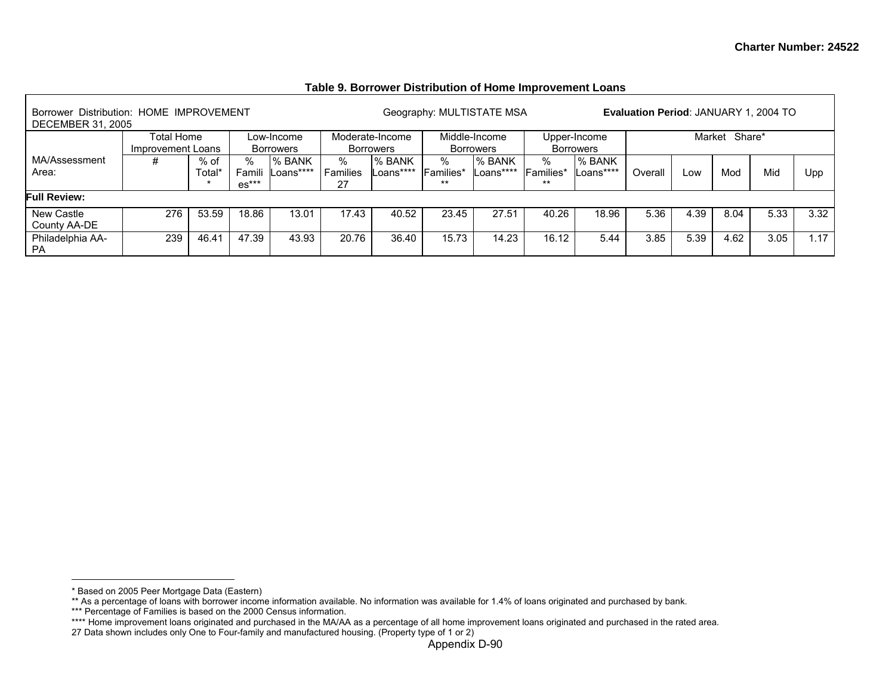**Table 9. Borrower Distribution of Home Improvement Loans**

| Borrower Distribution: HOME IMPROVEMENT | | | Geography: MULTISTATE MSA | | | | | | | | **Evaluation Period**: JANUARY 1, 2004 TO DECEMBER 31, 2005 | | | | |
|---|---|---|---|---|---|---|---|---|---|---|---|---|---|---|---|
| | Total Home Improvement Loans | | Low-Income Borrowers | | Moderate-Income Borrowers | | Middle-Income Borrowers | | Upper-Income Borrowers | | Market Share* | | | | |
| MA/Assessment Area: | # | % of Total** | % Families*** | % BANK Loans**** | % Families 27 | % BANK Loans**** | % Families*** | % BANK Loans**** | % Families*** | % BANK Loans**** | Overall | Low | Mod | Mid | Upp |
| **Full Review:** | | | | | | | | | | | | | | | |
| New Castle County AA-DE | 276 | 53.59 | 18.86 | 13.01 | 17.43 | 40.52 | 23.45 | 27.51 | 40.26 | 18.96 | 5.36 | 4.39 | 8.04 | 5.33 | 3.32 |
| Philadelphia AA-PA | 239 | 46.41 | 47.39 | 43.93 | 20.76 | 36.40 | 15.73 | 14.23 | 16.12 | 5.44 | 3.85 | 5.39 | 4.62 | 3.05 | 1.17 |

---

* Based on 2005 Peer Mortgage Data (Eastern)
** As a percentage of loans with borrower income information available. No information was available for 1.4% of loans originated and purchased by bank.
*** Percentage of Families is based on the 2000 Census information.
**** Home improvement loans originated and purchased in the MA/AA as a percentage of all home improvement loans originated and purchased in the rated area.
27 Data shown includes only One to Four-family and manufactured housing. (Property type of 1 or 2)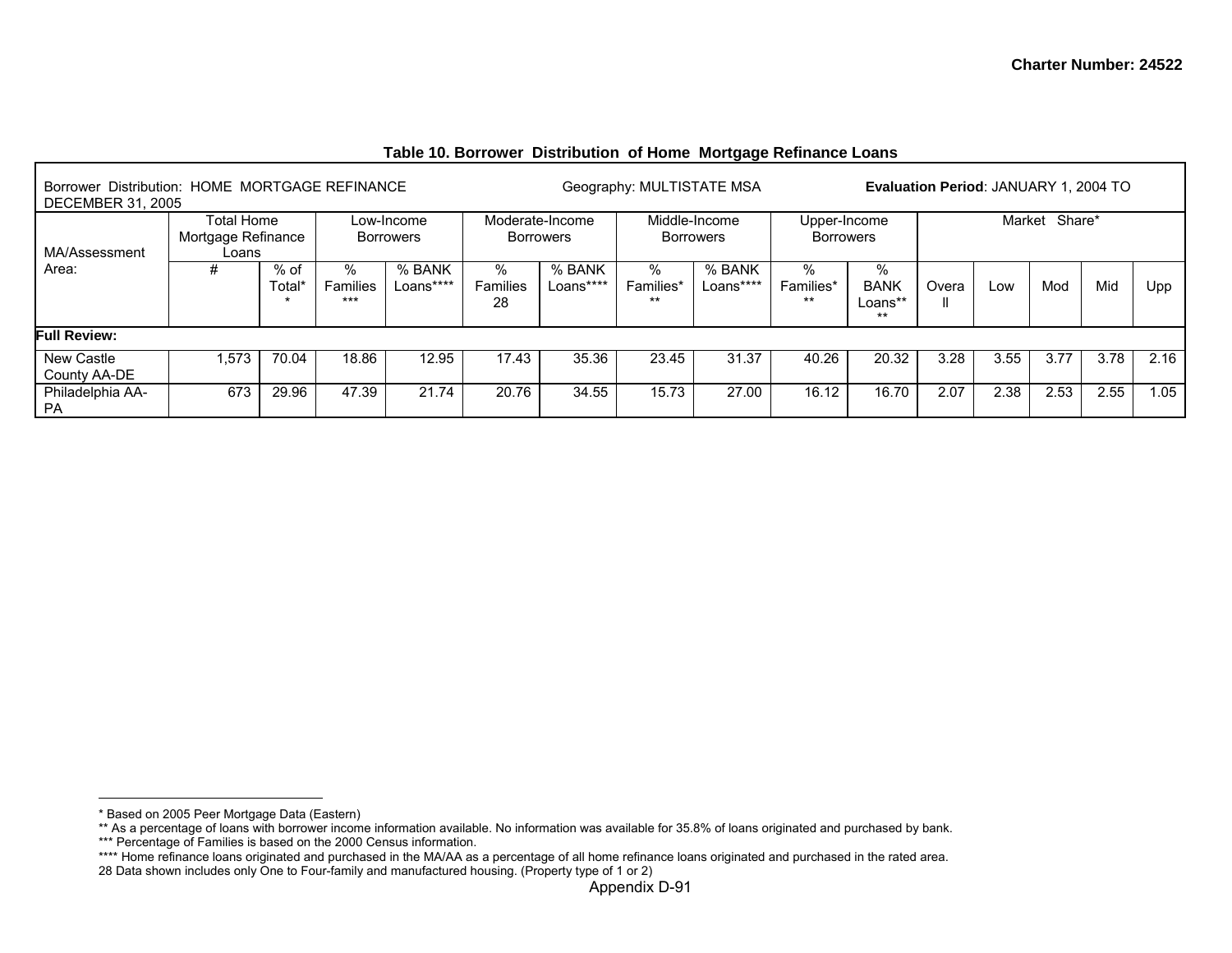**Charter Number: 24522**

### Table 10. Borrower Distribution of Home Mortgage Refinance Loans

| Borrower Distribution: HOME MORTGAGE REFINANCE | | Geography: MULTISTATE MSA | | | | | | **Evaluation Period**: JANUARY 1, 2004 TO DECEMBER 31, 2005 | | | | | | | |
|---|---|---|---|---|---|---|---|---|---|---|---|---|---|---|---|
| MA/Assessment Area: | Total Home Mortgage Refinance Loans | | Low-Income Borrowers | | Moderate-Income Borrowers | | Middle-Income Borrowers | | Upper-Income Borrowers | | Market Share* | | | | |
| | # | % of Total** | % Families*** | % BANK Loans**** | % Families 28 | % BANK Loans**** | % Families*** | % BANK Loans**** | % Families*** | % BANK Loans**** | Overall | Low | Mod | Mid | Upp |
| **Full Review:** | | | | | | | | | | | | | | | |
| New Castle County AA-DE | 1,573 | 70.04 | 18.86 | 12.95 | 17.43 | 35.36 | 23.45 | 31.37 | 40.26 | 20.32 | 3.28 | 3.55 | 3.77 | 3.78 | 2.16 |
| Philadelphia AA-PA | 673 | 29.96 | 47.39 | 21.74 | 20.76 | 34.55 | 15.73 | 27.00 | 16.12 | 16.70 | 2.07 | 2.38 | 2.53 | 2.55 | 1.05 |

* Based on 2005 Peer Mortgage Data (Eastern)

** As a percentage of loans with borrower income information available. No information was available for 35.8% of loans originated and purchased by bank.

*** Percentage of Families is based on the 2000 Census information.

**** Home refinance loans originated and purchased in the MA/AA as a percentage of all home refinance loans originated and purchased in the rated area.

28 Data shown includes only One to Four-family and manufactured housing. (Property type of 1 or 2)

Appendix D-91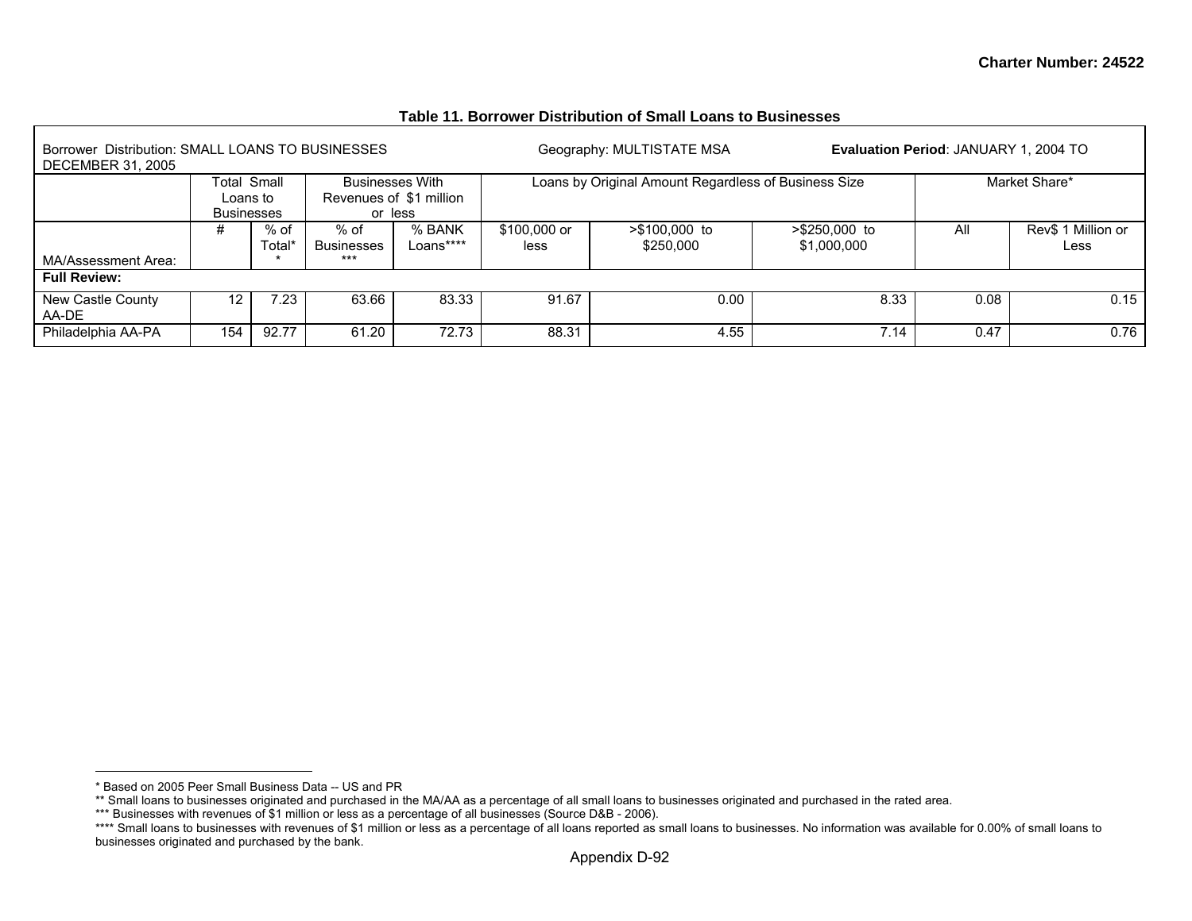Charter Number: 24522

### Table 11. Borrower Distribution of Small Loans to Businesses

| Borrower Distribution: SMALL LOANS TO BUSINESSES | | | Geography: MULTISTATE MSA | | | | | Evaluation Period: JANUARY 1, 2004 TO DECEMBER 31, 2005 | | |
|---|---|---|---|---|---|---|---|---|---|
| | Total Small Loans to Businesses | | Businesses With Revenues of $1 million or less | | Loans by Original Amount Regardless of Business Size | | | Market Share* | |
| MA/Assessment Area: | # | % of Total** | % of Businesses*** | % BANK Loans**** | $100,000 or less | >$100,000 to $250,000 | >$250,000 to $1,000,000 | All | Rev$ 1 Million or Less |
| **Full Review:** | | | | | | | | | |
| New Castle County AA-DE | 12 | 7.23 | 63.66 | 83.33 | 91.67 | 0.00 | 8.33 | 0.08 | 0.15 |
| Philadelphia AA-PA | 154 | 92.77 | 61.20 | 72.73 | 88.31 | 4.55 | 7.14 | 0.47 | 0.76 |

* Based on 2005 Peer Small Business Data -- US and PR

** Small loans to businesses originated and purchased in the MA/AA as a percentage of all small loans to businesses originated and purchased in the rated area.

*** Businesses with revenues of $1 million or less as a percentage of all businesses (Source D&B - 2006).

**** Small loans to businesses with revenues of $1 million or less as a percentage of all loans reported as small loans to businesses. No information was available for 0.00% of small loans to businesses originated and purchased by the bank.

Appendix D-92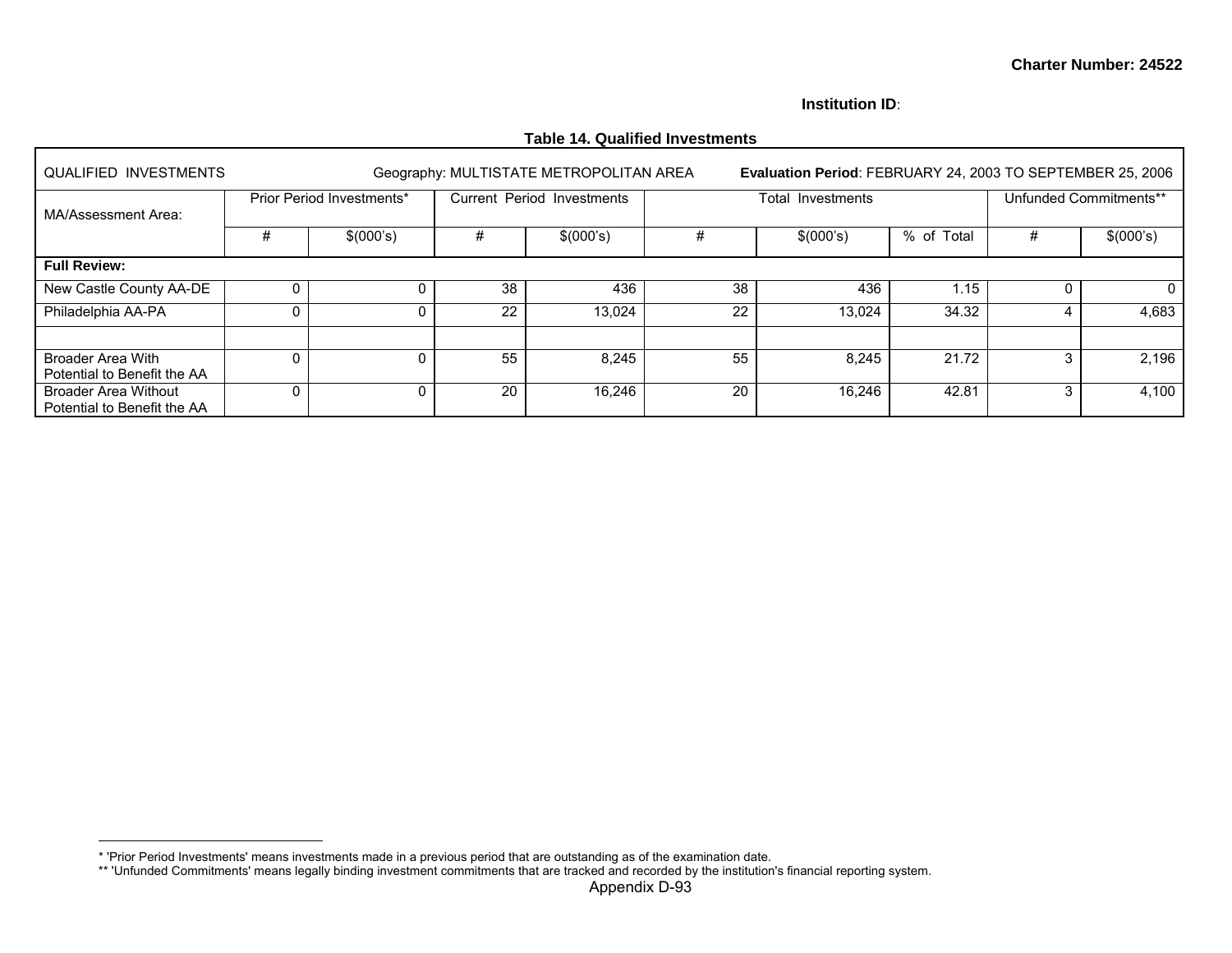Charter Number: 24522

Institution ID:

**Table 14. Qualified Investments**

| QUALIFIED INVESTMENTS | Geography: MULTISTATE METROPOLITAN AREA | | | | **Evaluation Period**: FEBRUARY 24, 2003 TO SEPTEMBER 25, 2006 | | | | |
|---|---|---|---|---|---|---|---|---|---|
| MA/Assessment Area: | Prior Period Investments* | | Current Period Investments | | Total Investments | | | Unfunded Commitments** | |
| | # | $(000's) | # | $(000's) | # | $(000's) | % of Total | # | $(000's) |
| **Full Review:** | | | | | | | | | |
| New Castle County AA-DE | 0 | 0 | 38 | 436 | 38 | 436 | 1.15 | 0 | 0 |
| Philadelphia AA-PA | 0 | 0 | 22 | 13,024 | 22 | 13,024 | 34.32 | 4 | 4,683 |
| | | | | | | | | | |
| Broader Area With Potential to Benefit the AA | 0 | 0 | 55 | 8,245 | 55 | 8,245 | 21.72 | 3 | 2,196 |
| Broader Area Without Potential to Benefit the AA | 0 | 0 | 20 | 16,246 | 20 | 16,246 | 42.81 | 3 | 4,100 |

* 'Prior Period Investments' means investments made in a previous period that are outstanding as of the examination date.

** 'Unfunded Commitments' means legally binding investment commitments that are tracked and recorded by the institution's financial reporting system.

Appendix D-93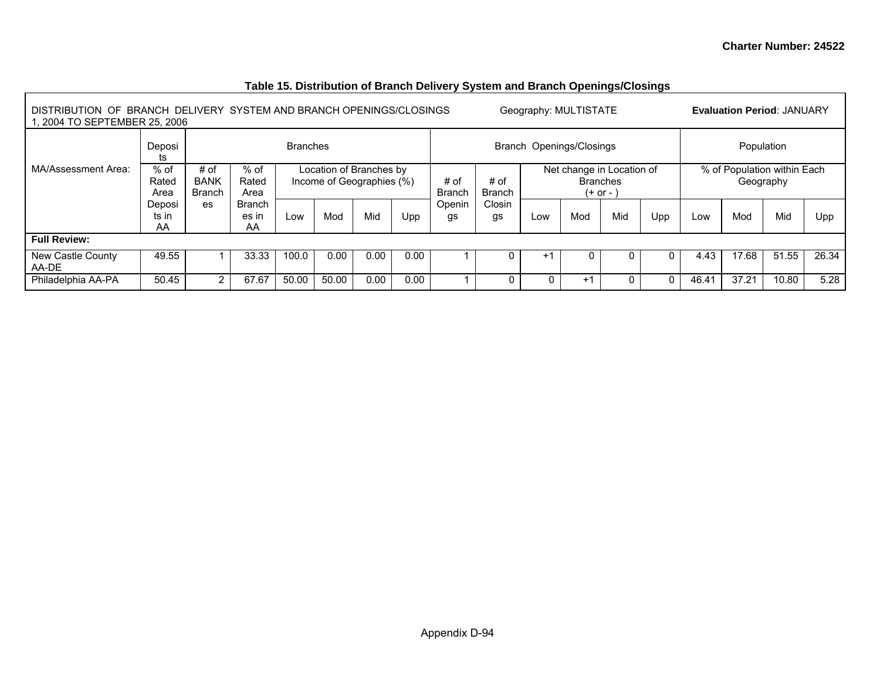**Charter Number: 24522**

**Table 15. Distribution of Branch Delivery System and Branch Openings/Closings**

DISTRIBUTION OF BRANCH DELIVERY SYSTEM AND BRANCH OPENINGS/CLOSINGS Geography: MULTISTATE **Evaluation Period**: JANUARY 1, 2004 TO SEPTEMBER 25, 2006

| MA/Assessment Area: | Deposits | Branches | | | | | | Branch Openings/Closings | | | | | | Population | | | |
|---|---|---|---|---|---|---|---|---|---|---|---|---|---|---|---|---|---|
| | % of Rated Area Deposits in AA | # of BANK Branches | % of Rated Area Branches in AA | Location of Branches by Income of Geographies (%) | | | | # of Branch Openings | # of Branch Closings | Net change in Location of Branches (+ or - ) | | | | % of Population within Each Geography | | | |
| | | | | Low | Mod | Mid | Upp | | | Low | Mod | Mid | Upp | Low | Mod | Mid | Upp |
| **Full Review:** | | | | | | | | | | | | | | | | | |
| New Castle County AA-DE | 49.55 | 1 | 33.33 | 100.0 | 0.00 | 0.00 | 0.00 | 1 | 0 | +1 | 0 | 0 | 0 | 4.43 | 17.68 | 51.55 | 26.34 |
| Philadelphia AA-PA | 50.45 | 2 | 67.67 | 50.00 | 50.00 | 0.00 | 0.00 | 1 | 0 | 0 | +1 | 0 | 0 | 46.41 | 37.21 | 10.80 | 5.28 |

Appendix D-94